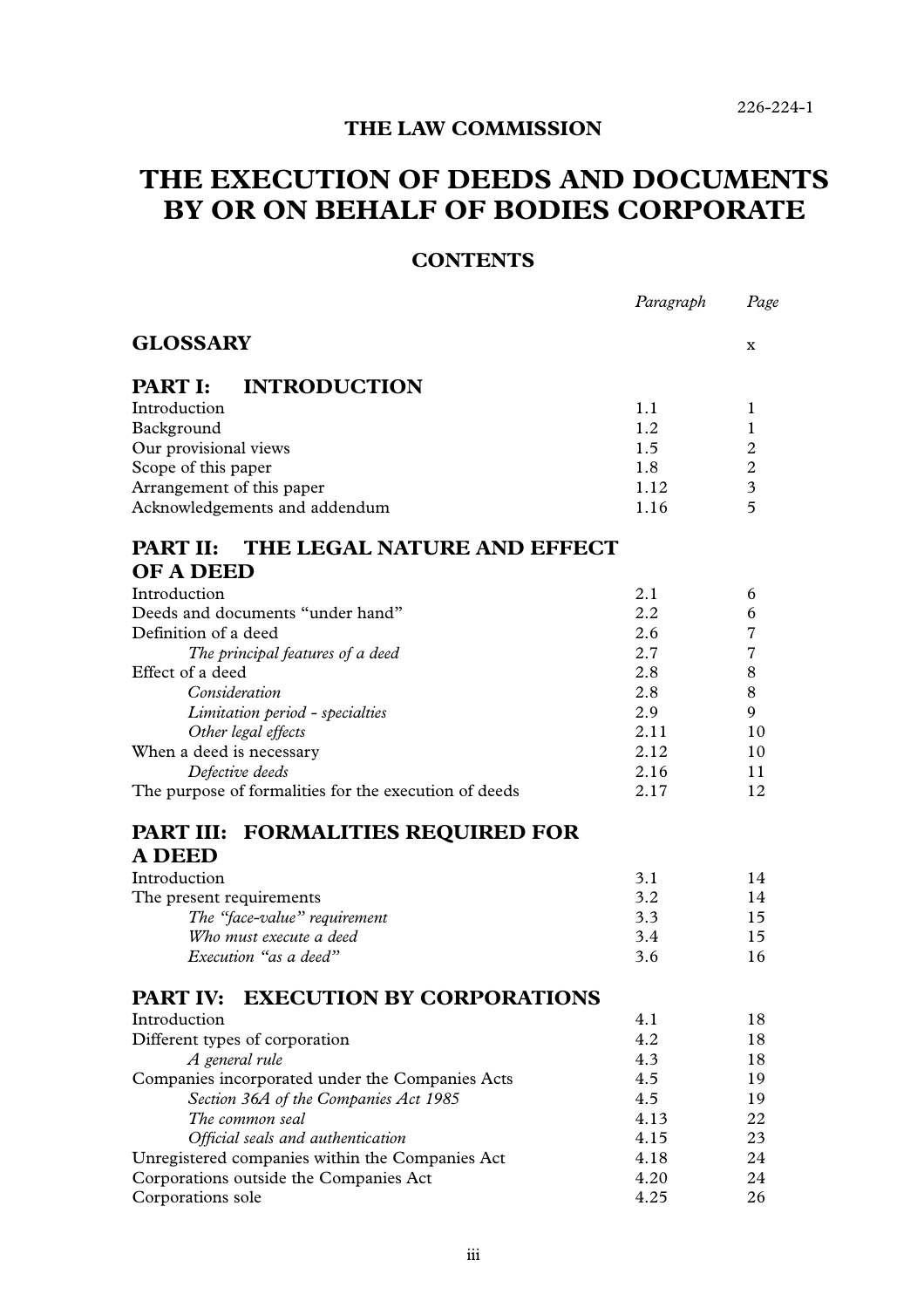226-224-1

**THE LAW COMMISSION**

# THE EXECUTION OF DEEDS AND DOCUMENTS BY OR ON BEHALF OF BODIES CORPORATE

## CONTENTS

| | *Paragraph* | *Page* |
|---|---|---|
| **GLOSSARY** | | x |
| **PART I: INTRODUCTION** | | |
| Introduction | 1.1 | 1 |
| Background | 1.2 | 1 |
| Our provisional views | 1.5 | 2 |
| Scope of this paper | 1.8 | 2 |
| Arrangement of this paper | 1.12 | 3 |
| Acknowledgements and addendum | 1.16 | 5 |
| **PART II: THE LEGAL NATURE AND EFFECT OF A DEED** | | |
| Introduction | 2.1 | 6 |
| Deeds and documents "under hand" | 2.2 | 6 |
| Definition of a deed | 2.6 | 7 |
| *The principal features of a deed* | 2.7 | 7 |
| Effect of a deed | 2.8 | 8 |
| *Consideration* | 2.8 | 8 |
| *Limitation period - specialties* | 2.9 | 9 |
| *Other legal effects* | 2.11 | 10 |
| When a deed is necessary | 2.12 | 10 |
| *Defective deeds* | 2.16 | 11 |
| The purpose of formalities for the execution of deeds | 2.17 | 12 |
| **PART III: FORMALITIES REQUIRED FOR A DEED** | | |
| Introduction | 3.1 | 14 |
| The present requirements | 3.2 | 14 |
| *The "face-value" requirement* | 3.3 | 15 |
| *Who must execute a deed* | 3.4 | 15 |
| *Execution "as a deed"* | 3.6 | 16 |
| **PART IV: EXECUTION BY CORPORATIONS** | | |
| Introduction | 4.1 | 18 |
| Different types of corporation | 4.2 | 18 |
| *A general rule* | 4.3 | 18 |
| Companies incorporated under the Companies Acts | 4.5 | 19 |
| *Section 36A of the Companies Act 1985* | 4.5 | 19 |
| *The common seal* | 4.13 | 22 |
| *Official seals and authentication* | 4.15 | 23 |
| Unregistered companies within the Companies Act | 4.18 | 24 |
| Corporations outside the Companies Act | 4.20 | 24 |
| Corporations sole | 4.25 | 26 |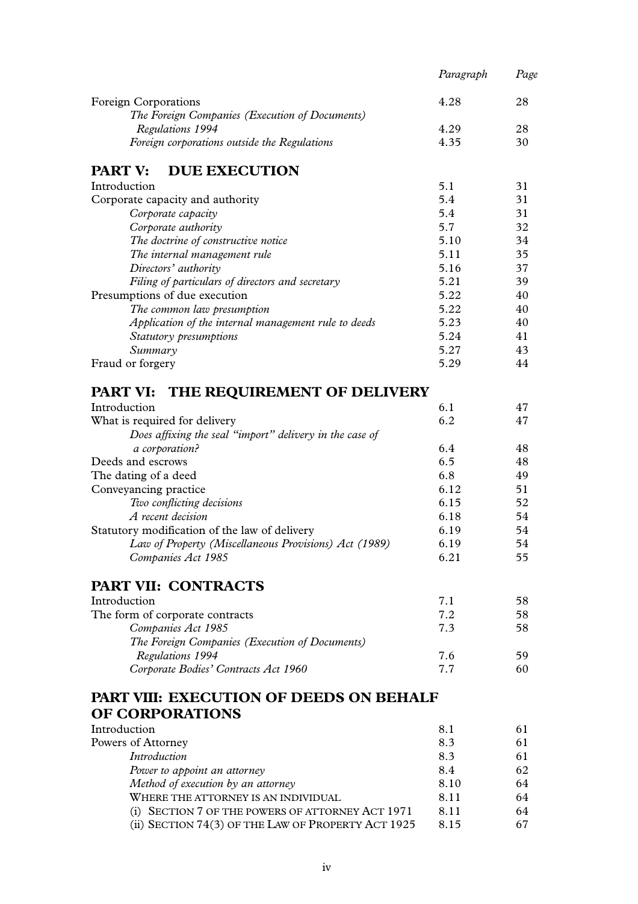| | Paragraph | Page |
|---|---|---|
| Foreign Corporations | 4.28 | 28 |
| *The Foreign Companies (Execution of Documents) Regulations 1994* | 4.29 | 28 |
| *Foreign corporations outside the Regulations* | 4.35 | 30 |

## PART V: DUE EXECUTION

| | | |
|---|---|---|
| Introduction | 5.1 | 31 |
| Corporate capacity and authority | 5.4 | 31 |
| *Corporate capacity* | 5.4 | 31 |
| *Corporate authority* | 5.7 | 32 |
| *The doctrine of constructive notice* | 5.10 | 34 |
| *The internal management rule* | 5.11 | 35 |
| *Directors' authority* | 5.16 | 37 |
| *Filing of particulars of directors and secretary* | 5.21 | 39 |
| Presumptions of due execution | 5.22 | 40 |
| *The common law presumption* | 5.22 | 40 |
| *Application of the internal management rule to deeds* | 5.23 | 40 |
| *Statutory presumptions* | 5.24 | 41 |
| *Summary* | 5.27 | 43 |
| Fraud or forgery | 5.29 | 44 |

## PART VI: THE REQUIREMENT OF DELIVERY

| | | |
|---|---|---|
| Introduction | 6.1 | 47 |
| What is required for delivery | 6.2 | 47 |
| *Does affixing the seal "import" delivery in the case of a corporation?* | 6.4 | 48 |
| Deeds and escrows | 6.5 | 48 |
| The dating of a deed | 6.8 | 49 |
| Conveyancing practice | 6.12 | 51 |
| *Two conflicting decisions* | 6.15 | 52 |
| *A recent decision* | 6.18 | 54 |
| Statutory modification of the law of delivery | 6.19 | 54 |
| *Law of Property (Miscellaneous Provisions) Act (1989)* | 6.19 | 54 |
| *Companies Act 1985* | 6.21 | 55 |

## PART VII: CONTRACTS

| | | |
|---|---|---|
| Introduction | 7.1 | 58 |
| The form of corporate contracts | 7.2 | 58 |
| *Companies Act 1985* | 7.3 | 58 |
| *The Foreign Companies (Execution of Documents) Regulations 1994* | 7.6 | 59 |
| *Corporate Bodies' Contracts Act 1960* | 7.7 | 60 |

## PART VIII: EXECUTION OF DEEDS ON BEHALF OF CORPORATIONS

| | | |
|---|---|---|
| Introduction | 8.1 | 61 |
| Powers of Attorney | 8.3 | 61 |
| *Introduction* | 8.3 | 61 |
| *Power to appoint an attorney* | 8.4 | 62 |
| *Method of execution by an attorney* | 8.10 | 64 |
| WHERE THE ATTORNEY IS AN INDIVIDUAL | 8.11 | 64 |
| (i) SECTION 7 OF THE POWERS OF ATTORNEY ACT 1971 | 8.11 | 64 |
| (ii) SECTION 74(3) OF THE LAW OF PROPERTY ACT 1925 | 8.15 | 67 |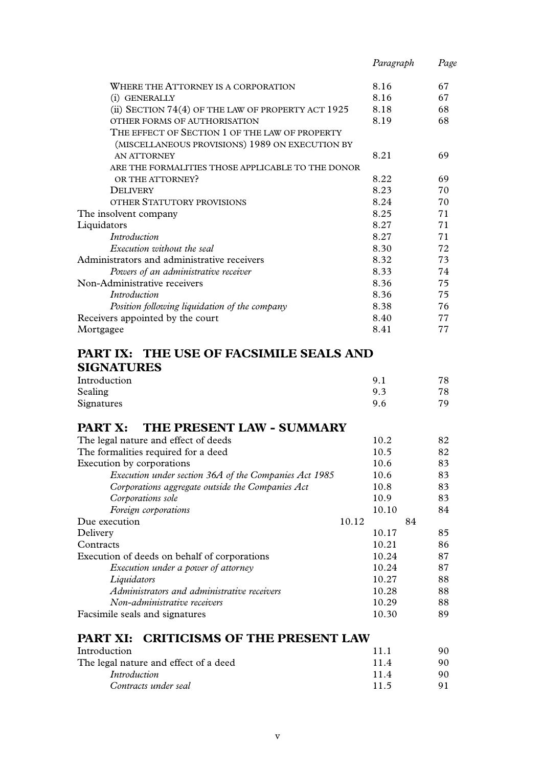| | Paragraph | Page |
|---|---|---|
| WHERE THE ATTORNEY IS A CORPORATION | 8.16 | 67 |
| (i) GENERALLY | 8.16 | 67 |
| (ii) SECTION 74(4) OF THE LAW OF PROPERTY ACT 1925 | 8.18 | 68 |
| OTHER FORMS OF AUTHORISATION | 8.19 | 68 |
| THE EFFECT OF SECTION 1 OF THE LAW OF PROPERTY (MISCELLANEOUS PROVISIONS) 1989 ON EXECUTION BY AN ATTORNEY | 8.21 | 69 |
| ARE THE FORMALITIES THOSE APPLICABLE TO THE DONOR OR THE ATTORNEY? | 8.22 | 69 |
| DELIVERY | 8.23 | 70 |
| OTHER STATUTORY PROVISIONS | 8.24 | 70 |
| The insolvent company | 8.25 | 71 |
| Liquidators | 8.27 | 71 |
| *Introduction* | 8.27 | 71 |
| *Execution without the seal* | 8.30 | 72 |
| Administrators and administrative receivers | 8.32 | 73 |
| *Powers of an administrative receiver* | 8.33 | 74 |
| Non-Administrative receivers | 8.36 | 75 |
| *Introduction* | 8.36 | 75 |
| *Position following liquidation of the company* | 8.38 | 76 |
| Receivers appointed by the court | 8.40 | 77 |
| Mortgagee | 8.41 | 77 |

## PART IX: THE USE OF FACSIMILE SEALS AND SIGNATURES

| | | |
|---|---|---|
| Introduction | 9.1 | 78 |
| Sealing | 9.3 | 78 |
| Signatures | 9.6 | 79 |

## PART X: THE PRESENT LAW - SUMMARY

| | | |
|---|---|---|
| The legal nature and effect of deeds | 10.2 | 82 |
| The formalities required for a deed | 10.5 | 82 |
| Execution by corporations | 10.6 | 83 |
| *Execution under section 36A of the Companies Act 1985* | 10.6 | 83 |
| *Corporations aggregate outside the Companies Act* | 10.8 | 83 |
| *Corporations sole* | 10.9 | 83 |
| *Foreign corporations* | 10.10 | 84 |
| Due execution | 10.12 | 84 |
| Delivery | 10.17 | 85 |
| Contracts | 10.21 | 86 |
| Execution of deeds on behalf of corporations | 10.24 | 87 |
| *Execution under a power of attorney* | 10.24 | 87 |
| *Liquidators* | 10.27 | 88 |
| *Administrators and administrative receivers* | 10.28 | 88 |
| *Non-administrative receivers* | 10.29 | 88 |
| Facsimile seals and signatures | 10.30 | 89 |

## PART XI: CRITICISMS OF THE PRESENT LAW

| | | |
|---|---|---|
| Introduction | 11.1 | 90 |
| The legal nature and effect of a deed | 11.4 | 90 |
| *Introduction* | 11.4 | 90 |
| *Contracts under seal* | 11.5 | 91 |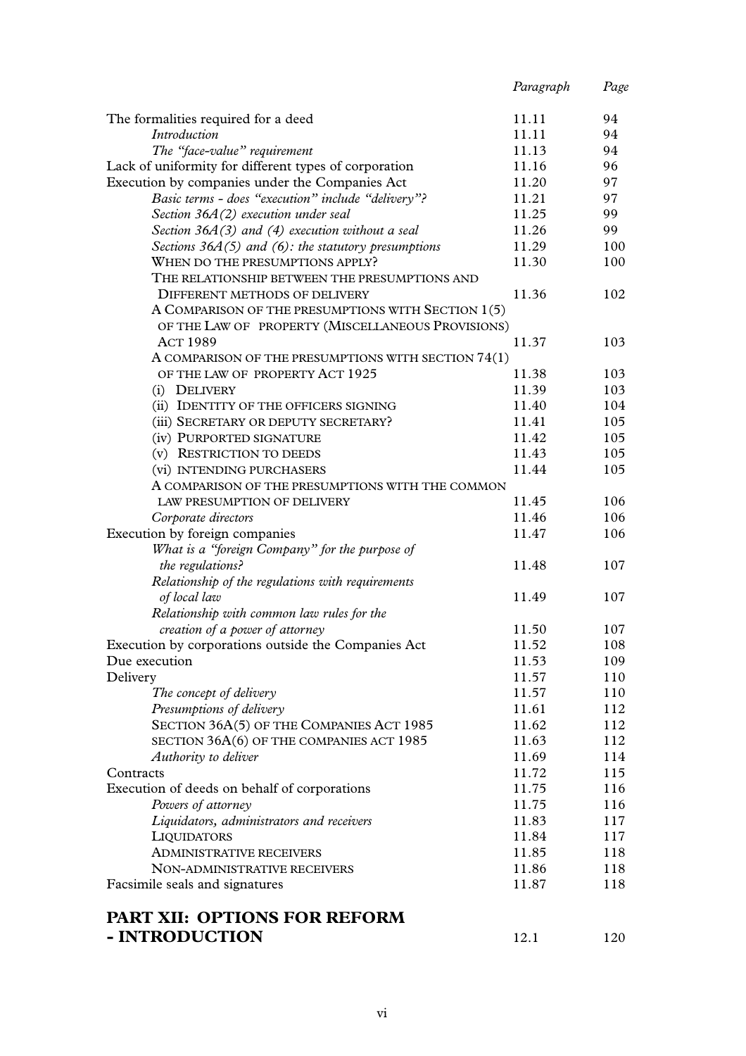| | Paragraph | Page |
|---|---|---|
| The formalities required for a deed | 11.11 | 94 |
| *Introduction* | 11.11 | 94 |
| *The "face-value" requirement* | 11.13 | 94 |
| Lack of uniformity for different types of corporation | 11.16 | 96 |
| Execution by companies under the Companies Act | 11.20 | 97 |
| *Basic terms - does "execution" include "delivery"?* | 11.21 | 97 |
| *Section 36A(2) execution under seal* | 11.25 | 99 |
| *Section 36A(3) and (4) execution without a seal* | 11.26 | 99 |
| *Sections 36A(5) and (6): the statutory presumptions* | 11.29 | 100 |
| WHEN DO THE PRESUMPTIONS APPLY? | 11.30 | 100 |
| THE RELATIONSHIP BETWEEN THE PRESUMPTIONS AND DIFFERENT METHODS OF DELIVERY | 11.36 | 102 |
| A COMPARISON OF THE PRESUMPTIONS WITH SECTION 1(5) OF THE LAW OF PROPERTY (MISCELLANEOUS PROVISIONS) ACT 1989 | 11.37 | 103 |
| A COMPARISON OF THE PRESUMPTIONS WITH SECTION 74(1) OF THE LAW OF PROPERTY ACT 1925 | 11.38 | 103 |
| (i) DELIVERY | 11.39 | 103 |
| (ii) IDENTITY OF THE OFFICERS SIGNING | 11.40 | 104 |
| (iii) SECRETARY OR DEPUTY SECRETARY? | 11.41 | 105 |
| (iv) PURPORTED SIGNATURE | 11.42 | 105 |
| (v) RESTRICTION TO DEEDS | 11.43 | 105 |
| (vi) INTENDING PURCHASERS | 11.44 | 105 |
| A COMPARISON OF THE PRESUMPTIONS WITH THE COMMON LAW PRESUMPTION OF DELIVERY | 11.45 | 106 |
| *Corporate directors* | 11.46 | 106 |
| Execution by foreign companies | 11.47 | 106 |
| *What is a "foreign Company" for the purpose of the regulations?* | 11.48 | 107 |
| *Relationship of the regulations with requirements of local law* | 11.49 | 107 |
| *Relationship with common law rules for the creation of a power of attorney* | 11.50 | 107 |
| Execution by corporations outside the Companies Act | 11.52 | 108 |
| Due execution | 11.53 | 109 |
| Delivery | 11.57 | 110 |
| *The concept of delivery* | 11.57 | 110 |
| *Presumptions of delivery* | 11.61 | 112 |
| SECTION 36A(5) OF THE COMPANIES ACT 1985 | 11.62 | 112 |
| SECTION 36A(6) OF THE COMPANIES ACT 1985 | 11.63 | 112 |
| *Authority to deliver* | 11.69 | 114 |
| Contracts | 11.72 | 115 |
| Execution of deeds on behalf of corporations | 11.75 | 116 |
| *Powers of attorney* | 11.75 | 116 |
| *Liquidators, administrators and receivers* | 11.83 | 117 |
| LIQUIDATORS | 11.84 | 117 |
| ADMINISTRATIVE RECEIVERS | 11.85 | 118 |
| NON-ADMINISTRATIVE RECEIVERS | 11.86 | 118 |
| Facsimile seals and signatures | 11.87 | 118 |
| **PART XII: OPTIONS FOR REFORM - INTRODUCTION** | 12.1 | 120 |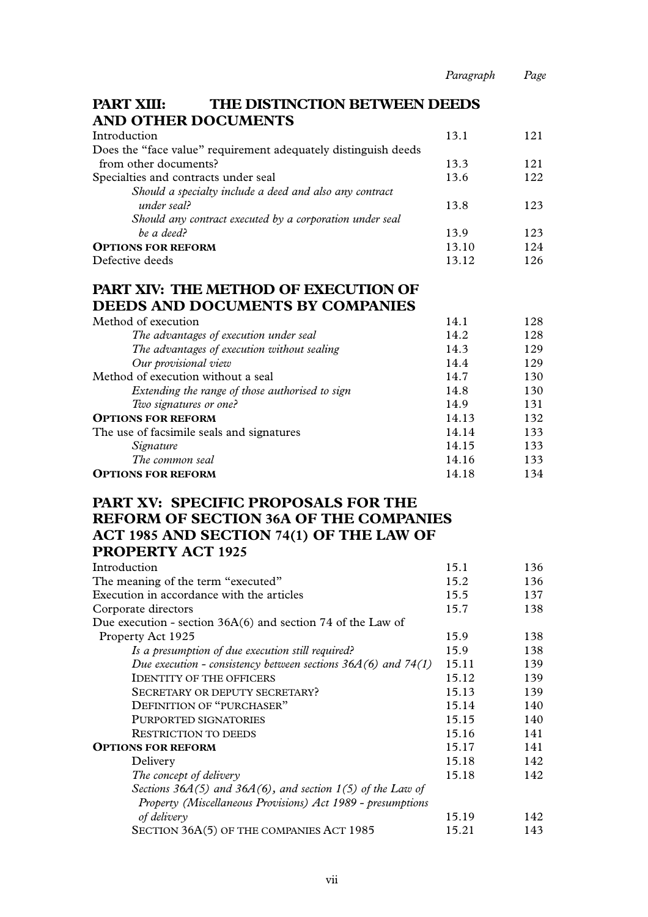| | Paragraph | Page |
|---|---|---|
| **PART XIII: THE DISTINCTION BETWEEN DEEDS AND OTHER DOCUMENTS** | | |
| Introduction | 13.1 | 121 |
| Does the "face value" requirement adequately distinguish deeds from other documents? | 13.3 | 121 |
| Specialties and contracts under seal | 13.6 | 122 |
| *Should a specialty include a deed and also any contract under seal?* | 13.8 | 123 |
| *Should any contract executed by a corporation under seal be a deed?* | 13.9 | 123 |
| **OPTIONS FOR REFORM** | 13.10 | 124 |
| Defective deeds | 13.12 | 126 |
| **PART XIV: THE METHOD OF EXECUTION OF DEEDS AND DOCUMENTS BY COMPANIES** | | |
| Method of execution | 14.1 | 128 |
| *The advantages of execution under seal* | 14.2 | 128 |
| *The advantages of execution without sealing* | 14.3 | 129 |
| *Our provisional view* | 14.4 | 129 |
| Method of execution without a seal | 14.7 | 130 |
| *Extending the range of those authorised to sign* | 14.8 | 130 |
| *Two signatures or one?* | 14.9 | 131 |
| **OPTIONS FOR REFORM** | 14.13 | 132 |
| The use of facsimile seals and signatures | 14.14 | 133 |
| *Signature* | 14.15 | 133 |
| *The common seal* | 14.16 | 133 |
| **OPTIONS FOR REFORM** | 14.18 | 134 |
| **PART XV: SPECIFIC PROPOSALS FOR THE REFORM OF SECTION 36A OF THE COMPANIES ACT 1985 AND SECTION 74(1) OF THE LAW OF PROPERTY ACT 1925** | | |
| Introduction | 15.1 | 136 |
| The meaning of the term "executed" | 15.2 | 136 |
| Execution in accordance with the articles | 15.5 | 137 |
| Corporate directors | 15.7 | 138 |
| Due execution - section 36A(6) and section 74 of the Law of Property Act 1925 | 15.9 | 138 |
| *Is a presumption of due execution still required?* | 15.9 | 138 |
| *Due execution - consistency between sections 36A(6) and 74(1)* | 15.11 | 139 |
| IDENTITY OF THE OFFICERS | 15.12 | 139 |
| SECRETARY OR DEPUTY SECRETARY? | 15.13 | 139 |
| DEFINITION OF "PURCHASER" | 15.14 | 140 |
| PURPORTED SIGNATORIES | 15.15 | 140 |
| RESTRICTION TO DEEDS | 15.16 | 141 |
| **OPTIONS FOR REFORM** | 15.17 | 141 |
| Delivery | 15.18 | 142 |
| *The concept of delivery* | 15.18 | 142 |
| *Sections 36A(5) and 36A(6), and section 1(5) of the Law of Property (Miscellaneous Provisions) Act 1989 - presumptions of delivery* | 15.19 | 142 |
| SECTION 36A(5) OF THE COMPANIES ACT 1985 | 15.21 | 143 |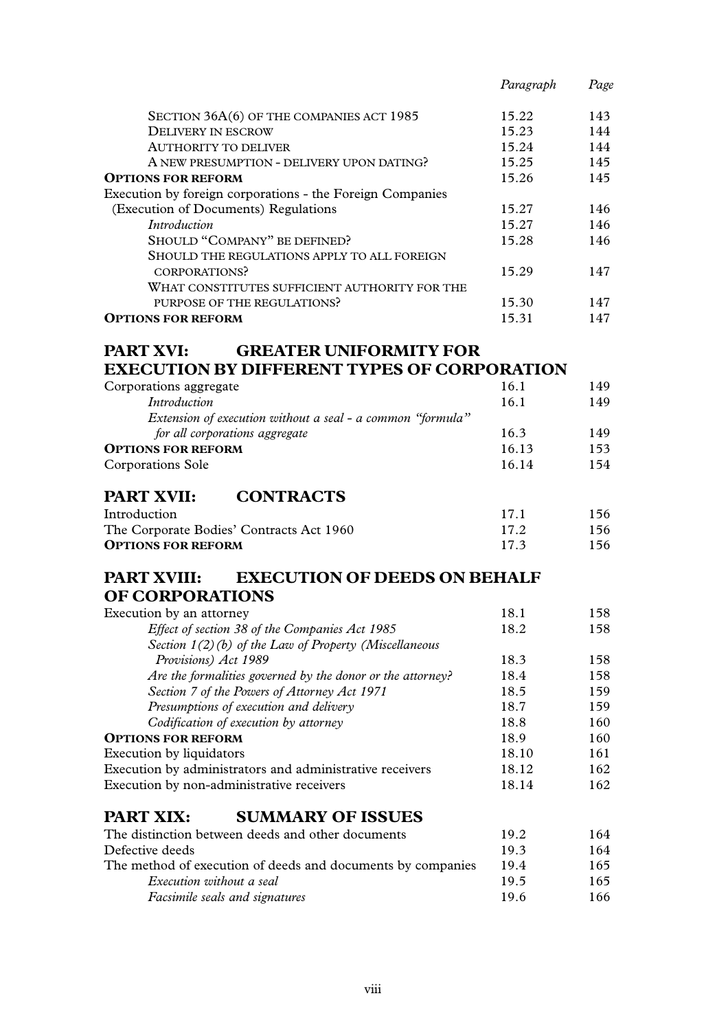| | Paragraph | Page |
|---|---|---|
| SECTION 36A(6) OF THE COMPANIES ACT 1985 | 15.22 | 143 |
| DELIVERY IN ESCROW | 15.23 | 144 |
| AUTHORITY TO DELIVER | 15.24 | 144 |
| A NEW PRESUMPTION - DELIVERY UPON DATING? | 15.25 | 145 |
| **OPTIONS FOR REFORM** | 15.26 | 145 |
| Execution by foreign corporations - the Foreign Companies (Execution of Documents) Regulations | 15.27 | 146 |
| *Introduction* | 15.27 | 146 |
| SHOULD "COMPANY" BE DEFINED? | 15.28 | 146 |
| SHOULD THE REGULATIONS APPLY TO ALL FOREIGN CORPORATIONS? | 15.29 | 147 |
| WHAT CONSTITUTES SUFFICIENT AUTHORITY FOR THE PURPOSE OF THE REGULATIONS? | 15.30 | 147 |
| **OPTIONS FOR REFORM** | 15.31 | 147 |

## PART XVI: GREATER UNIFORMITY FOR EXECUTION BY DIFFERENT TYPES OF CORPORATION

| | | |
|---|---|---|
| Corporations aggregate | 16.1 | 149 |
| *Introduction* | 16.1 | 149 |
| *Extension of execution without a seal - a common "formula" for all corporations aggregate* | 16.3 | 149 |
| **OPTIONS FOR REFORM** | 16.13 | 153 |
| Corporations Sole | 16.14 | 154 |

## PART XVII: CONTRACTS

| | | |
|---|---|---|
| Introduction | 17.1 | 156 |
| The Corporate Bodies' Contracts Act 1960 | 17.2 | 156 |
| **OPTIONS FOR REFORM** | 17.3 | 156 |

## PART XVIII: EXECUTION OF DEEDS ON BEHALF OF CORPORATIONS

| | | |
|---|---|---|
| Execution by an attorney | 18.1 | 158 |
| *Effect of section 38 of the Companies Act 1985* | 18.2 | 158 |
| *Section 1(2)(b) of the Law of Property (Miscellaneous Provisions) Act 1989* | 18.3 | 158 |
| *Are the formalities governed by the donor or the attorney?* | 18.4 | 158 |
| *Section 7 of the Powers of Attorney Act 1971* | 18.5 | 159 |
| *Presumptions of execution and delivery* | 18.7 | 159 |
| *Codification of execution by attorney* | 18.8 | 160 |
| **OPTIONS FOR REFORM** | 18.9 | 160 |
| Execution by liquidators | 18.10 | 161 |
| Execution by administrators and administrative receivers | 18.12 | 162 |
| Execution by non-administrative receivers | 18.14 | 162 |

## PART XIX: SUMMARY OF ISSUES

| | | |
|---|---|---|
| The distinction between deeds and other documents | 19.2 | 164 |
| Defective deeds | 19.3 | 164 |
| The method of execution of deeds and documents by companies | 19.4 | 165 |
| *Execution without a seal* | 19.5 | 165 |
| *Facsimile seals and signatures* | 19.6 | 166 |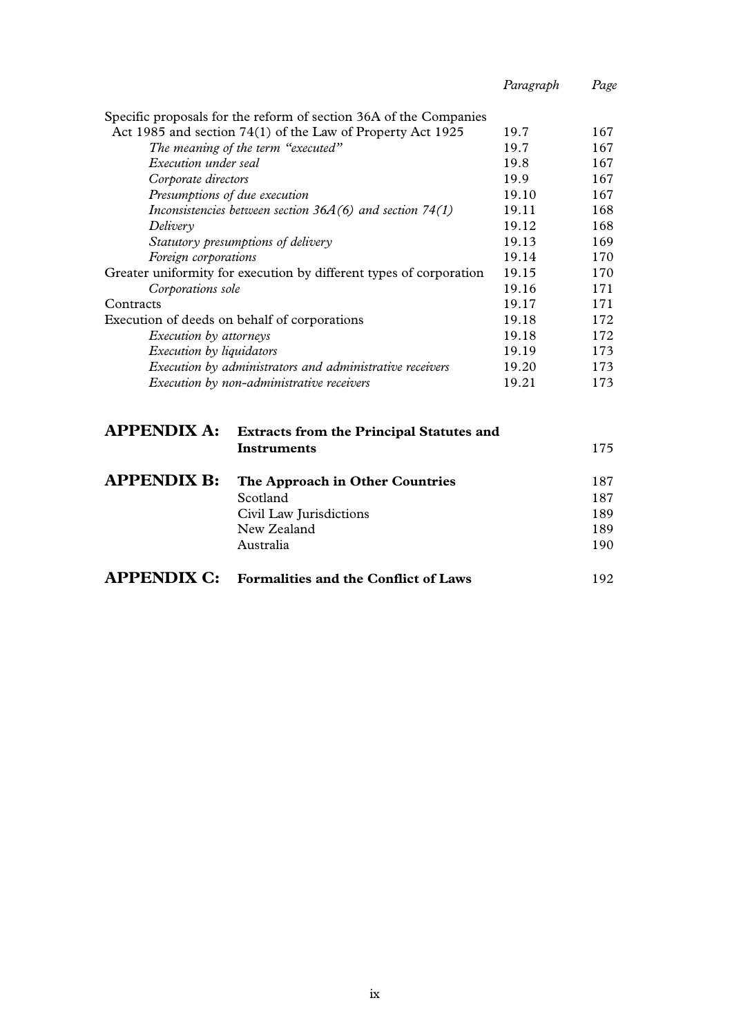| | Paragraph | Page |
|---|---|---|
| Specific proposals for the reform of section 36A of the Companies Act 1985 and section 74(1) of the Law of Property Act 1925 | 19.7 | 167 |
| *The meaning of the term "executed"* | 19.7 | 167 |
| *Execution under seal* | 19.8 | 167 |
| *Corporate directors* | 19.9 | 167 |
| *Presumptions of due execution* | 19.10 | 167 |
| *Inconsistencies between section 36A(6) and section 74(1)* | 19.11 | 168 |
| *Delivery* | 19.12 | 168 |
| *Statutory presumptions of delivery* | 19.13 | 169 |
| *Foreign corporations* | 19.14 | 170 |
| Greater uniformity for execution by different types of corporation | 19.15 | 170 |
| *Corporations sole* | 19.16 | 171 |
| Contracts | 19.17 | 171 |
| Execution of deeds on behalf of corporations | 19.18 | 172 |
| *Execution by attorneys* | 19.18 | 172 |
| *Execution by liquidators* | 19.19 | 173 |
| *Execution by administrators and administrative receivers* | 19.20 | 173 |
| *Execution by non-administrative receivers* | 19.21 | 173 |

| | | Page |
|---|---|---|
| **APPENDIX A:** | **Extracts from the Principal Statutes and Instruments** | 175 |
| **APPENDIX B:** | **The Approach in Other Countries** | 187 |
| | Scotland | 187 |
| | Civil Law Jurisdictions | 189 |
| | New Zealand | 189 |
| | Australia | 190 |
| **APPENDIX C:** | **Formalities and the Conflict of Laws** | 192 |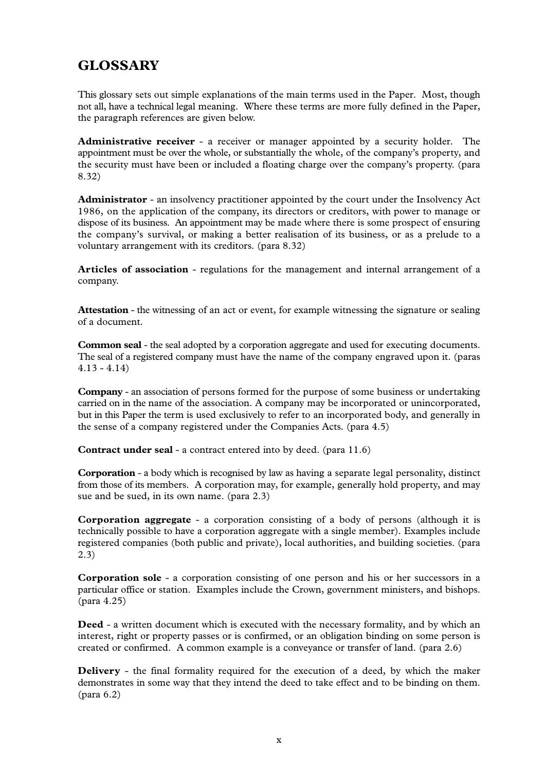## GLOSSARY

This glossary sets out simple explanations of the main terms used in the Paper. Most, though not all, have a technical legal meaning. Where these terms are more fully defined in the Paper, the paragraph references are given below.

**Administrative receiver** - a receiver or manager appointed by a security holder. The appointment must be over the whole, or substantially the whole, of the company's property, and the security must have been or included a floating charge over the company's property. (para 8.32)

**Administrator** - an insolvency practitioner appointed by the court under the Insolvency Act 1986, on the application of the company, its directors or creditors, with power to manage or dispose of its business. An appointment may be made where there is some prospect of ensuring the company's survival, or making a better realisation of its business, or as a prelude to a voluntary arrangement with its creditors. (para 8.32)

**Articles of association** - regulations for the management and internal arrangement of a company.

**Attestation** - the witnessing of an act or event, for example witnessing the signature or sealing of a document.

**Common seal** - the seal adopted by a corporation aggregate and used for executing documents. The seal of a registered company must have the name of the company engraved upon it. (paras 4.13 - 4.14)

**Company** - an association of persons formed for the purpose of some business or undertaking carried on in the name of the association. A company may be incorporated or unincorporated, but in this Paper the term is used exclusively to refer to an incorporated body, and generally in the sense of a company registered under the Companies Acts. (para 4.5)

**Contract under seal** - a contract entered into by deed. (para 11.6)

**Corporation** - a body which is recognised by law as having a separate legal personality, distinct from those of its members. A corporation may, for example, generally hold property, and may sue and be sued, in its own name. (para 2.3)

**Corporation aggregate** - a corporation consisting of a body of persons (although it is technically possible to have a corporation aggregate with a single member). Examples include registered companies (both public and private), local authorities, and building societies. (para 2.3)

**Corporation sole** - a corporation consisting of one person and his or her successors in a particular office or station. Examples include the Crown, government ministers, and bishops. (para 4.25)

**Deed** - a written document which is executed with the necessary formality, and by which an interest, right or property passes or is confirmed, or an obligation binding on some person is created or confirmed. A common example is a conveyance or transfer of land. (para 2.6)

**Delivery** - the final formality required for the execution of a deed, by which the maker demonstrates in some way that they intend the deed to take effect and to be binding on them. (para 6.2)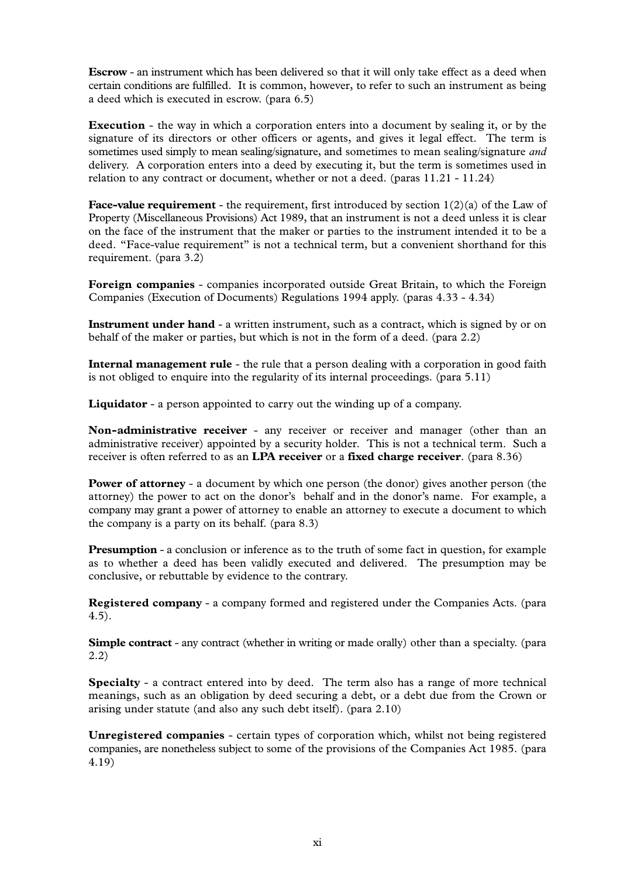**Escrow** - an instrument which has been delivered so that it will only take effect as a deed when certain conditions are fulfilled. It is common, however, to refer to such an instrument as being a deed which is executed in escrow. (para 6.5)

**Execution** - the way in which a corporation enters into a document by sealing it, or by the signature of its directors or other officers or agents, and gives it legal effect. The term is sometimes used simply to mean sealing/signature, and sometimes to mean sealing/signature *and* delivery. A corporation enters into a deed by executing it, but the term is sometimes used in relation to any contract or document, whether or not a deed. (paras 11.21 - 11.24)

**Face-value requirement** - the requirement, first introduced by section 1(2)(a) of the Law of Property (Miscellaneous Provisions) Act 1989, that an instrument is not a deed unless it is clear on the face of the instrument that the maker or parties to the instrument intended it to be a deed. "Face-value requirement" is not a technical term, but a convenient shorthand for this requirement. (para 3.2)

**Foreign companies** - companies incorporated outside Great Britain, to which the Foreign Companies (Execution of Documents) Regulations 1994 apply. (paras 4.33 - 4.34)

**Instrument under hand** - a written instrument, such as a contract, which is signed by or on behalf of the maker or parties, but which is not in the form of a deed. (para 2.2)

**Internal management rule** - the rule that a person dealing with a corporation in good faith is not obliged to enquire into the regularity of its internal proceedings. (para 5.11)

**Liquidator** - a person appointed to carry out the winding up of a company.

**Non-administrative receiver** - any receiver or receiver and manager (other than an administrative receiver) appointed by a security holder. This is not a technical term. Such a receiver is often referred to as an **LPA receiver** or a **fixed charge receiver**. (para 8.36)

**Power of attorney** - a document by which one person (the donor) gives another person (the attorney) the power to act on the donor's behalf and in the donor's name. For example, a company may grant a power of attorney to enable an attorney to execute a document to which the company is a party on its behalf. (para 8.3)

**Presumption** - a conclusion or inference as to the truth of some fact in question, for example as to whether a deed has been validly executed and delivered. The presumption may be conclusive, or rebuttable by evidence to the contrary.

**Registered company** - a company formed and registered under the Companies Acts. (para 4.5).

**Simple contract** - any contract (whether in writing or made orally) other than a specialty. (para 2.2)

**Specialty** - a contract entered into by deed. The term also has a range of more technical meanings, such as an obligation by deed securing a debt, or a debt due from the Crown or arising under statute (and also any such debt itself). (para 2.10)

**Unregistered companies** - certain types of corporation which, whilst not being registered companies, are nonetheless subject to some of the provisions of the Companies Act 1985. (para 4.19)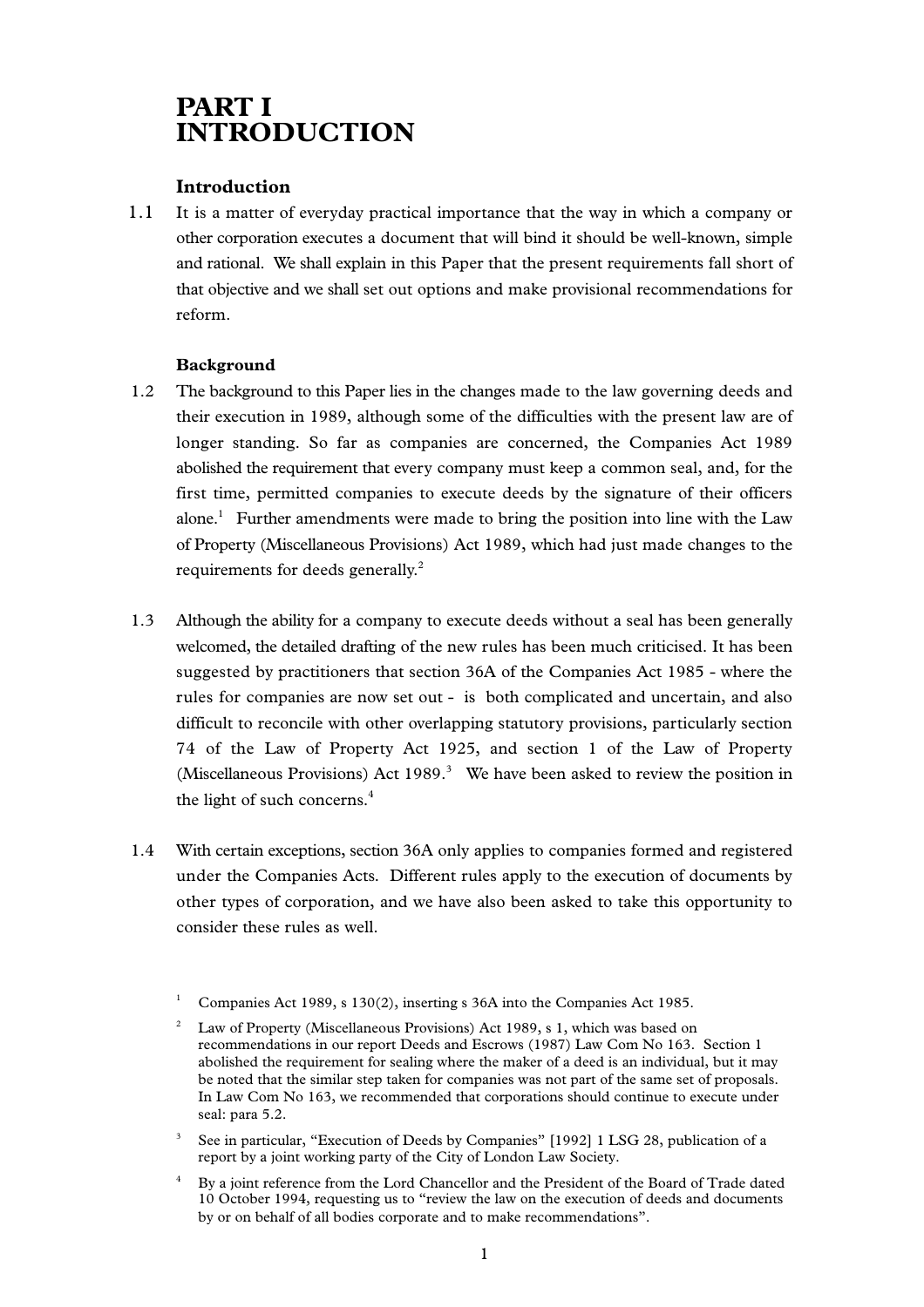# PART I
# INTRODUCTION

### Introduction

1.1 It is a matter of everyday practical importance that the way in which a company or other corporation executes a document that will bind it should be well-known, simple and rational. We shall explain in this Paper that the present requirements fall short of that objective and we shall set out options and make provisional recommendations for reform.

### Background

1.2 The background to this Paper lies in the changes made to the law governing deeds and their execution in 1989, although some of the difficulties with the present law are of longer standing. So far as companies are concerned, the Companies Act 1989 abolished the requirement that every company must keep a common seal, and, for the first time, permitted companies to execute deeds by the signature of their officers alone.[1] Further amendments were made to bring the position into line with the Law of Property (Miscellaneous Provisions) Act 1989, which had just made changes to the requirements for deeds generally.[2]

1.3 Although the ability for a company to execute deeds without a seal has been generally welcomed, the detailed drafting of the new rules has been much criticised. It has been suggested by practitioners that section 36A of the Companies Act 1985 - where the rules for companies are now set out - is both complicated and uncertain, and also difficult to reconcile with other overlapping statutory provisions, particularly section 74 of the Law of Property Act 1925, and section 1 of the Law of Property (Miscellaneous Provisions) Act 1989.[3] We have been asked to review the position in the light of such concerns.[4]

1.4 With certain exceptions, section 36A only applies to companies formed and registered under the Companies Acts. Different rules apply to the execution of documents by other types of corporation, and we have also been asked to take this opportunity to consider these rules as well.

[1] Companies Act 1989, s 130(2), inserting s 36A into the Companies Act 1985.

[2] Law of Property (Miscellaneous Provisions) Act 1989, s 1, which was based on recommendations in our report Deeds and Escrows (1987) Law Com No 163. Section 1 abolished the requirement for sealing where the maker of a deed is an individual, but it may be noted that the similar step taken for companies was not part of the same set of proposals. In Law Com No 163, we recommended that corporations should continue to execute under seal: para 5.2.

[3] See in particular, "Execution of Deeds by Companies" [1992] 1 LSG 28, publication of a report by a joint working party of the City of London Law Society.

[4] By a joint reference from the Lord Chancellor and the President of the Board of Trade dated 10 October 1994, requesting us to "review the law on the execution of deeds and documents by or on behalf of all bodies corporate and to make recommendations".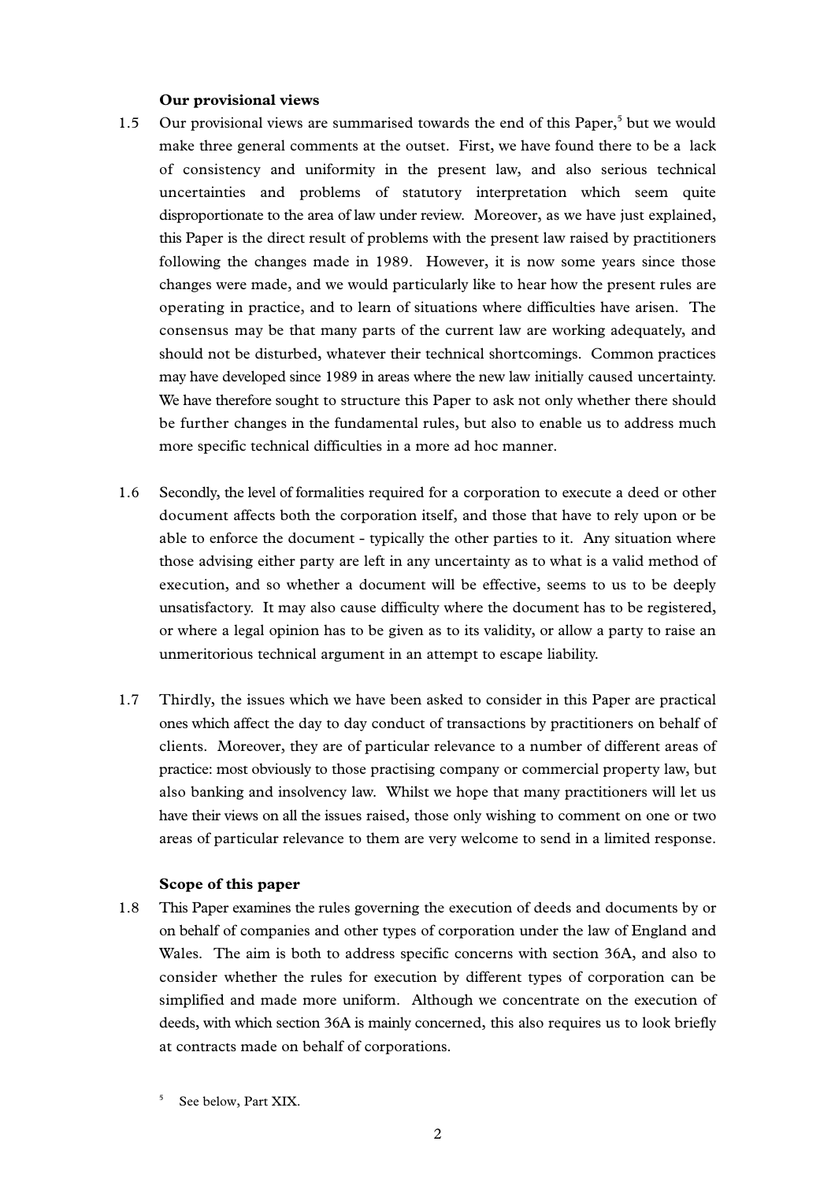### Our provisional views

1.5 Our provisional views are summarised towards the end of this Paper,[5] but we would make three general comments at the outset. First, we have found there to be a lack of consistency and uniformity in the present law, and also serious technical uncertainties and problems of statutory interpretation which seem quite disproportionate to the area of law under review. Moreover, as we have just explained, this Paper is the direct result of problems with the present law raised by practitioners following the changes made in 1989. However, it is now some years since those changes were made, and we would particularly like to hear how the present rules are operating in practice, and to learn of situations where difficulties have arisen. The consensus may be that many parts of the current law are working adequately, and should not be disturbed, whatever their technical shortcomings. Common practices may have developed since 1989 in areas where the new law initially caused uncertainty. We have therefore sought to structure this Paper to ask not only whether there should be further changes in the fundamental rules, but also to enable us to address much more specific technical difficulties in a more ad hoc manner.

1.6 Secondly, the level of formalities required for a corporation to execute a deed or other document affects both the corporation itself, and those that have to rely upon or be able to enforce the document - typically the other parties to it. Any situation where those advising either party are left in any uncertainty as to what is a valid method of execution, and so whether a document will be effective, seems to us to be deeply unsatisfactory. It may also cause difficulty where the document has to be registered, or where a legal opinion has to be given as to its validity, or allow a party to raise an unmeritorious technical argument in an attempt to escape liability.

1.7 Thirdly, the issues which we have been asked to consider in this Paper are practical ones which affect the day to day conduct of transactions by practitioners on behalf of clients. Moreover, they are of particular relevance to a number of different areas of practice: most obviously to those practising company or commercial property law, but also banking and insolvency law. Whilst we hope that many practitioners will let us have their views on all the issues raised, those only wishing to comment on one or two areas of particular relevance to them are very welcome to send in a limited response.

### Scope of this paper

1.8 This Paper examines the rules governing the execution of deeds and documents by or on behalf of companies and other types of corporation under the law of England and Wales. The aim is both to address specific concerns with section 36A, and also to consider whether the rules for execution by different types of corporation can be simplified and made more uniform. Although we concentrate on the execution of deeds, with which section 36A is mainly concerned, this also requires us to look briefly at contracts made on behalf of corporations.

[5] See below, Part XIX.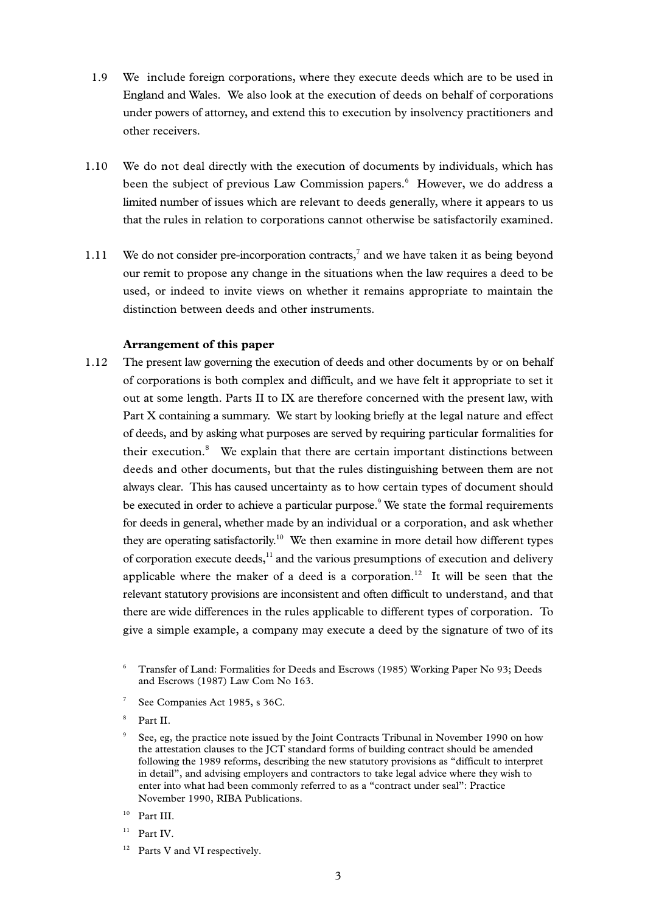1.9 We include foreign corporations, where they execute deeds which are to be used in England and Wales. We also look at the execution of deeds on behalf of corporations under powers of attorney, and extend this to execution by insolvency practitioners and other receivers.

1.10 We do not deal directly with the execution of documents by individuals, which has been the subject of previous Law Commission papers.[6] However, we do address a limited number of issues which are relevant to deeds generally, where it appears to us that the rules in relation to corporations cannot otherwise be satisfactorily examined.

1.11 We do not consider pre-incorporation contracts,[7] and we have taken it as being beyond our remit to propose any change in the situations when the law requires a deed to be used, or indeed to invite views on whether it remains appropriate to maintain the distinction between deeds and other instruments.

**Arrangement of this paper**

1.12 The present law governing the execution of deeds and other documents by or on behalf of corporations is both complex and difficult, and we have felt it appropriate to set it out at some length. Parts II to IX are therefore concerned with the present law, with Part X containing a summary. We start by looking briefly at the legal nature and effect of deeds, and by asking what purposes are served by requiring particular formalities for their execution.[8] We explain that there are certain important distinctions between deeds and other documents, but that the rules distinguishing between them are not always clear. This has caused uncertainty as to how certain types of document should be executed in order to achieve a particular purpose.[9] We state the formal requirements for deeds in general, whether made by an individual or a corporation, and ask whether they are operating satisfactorily.[10] We then examine in more detail how different types of corporation execute deeds,[11] and the various presumptions of execution and delivery applicable where the maker of a deed is a corporation.[12] It will be seen that the relevant statutory provisions are inconsistent and often difficult to understand, and that there are wide differences in the rules applicable to different types of corporation. To give a simple example, a company may execute a deed by the signature of two of its

---

[6] Transfer of Land: Formalities for Deeds and Escrows (1985) Working Paper No 93; Deeds and Escrows (1987) Law Com No 163.

[7] See Companies Act 1985, s 36C.

[8] Part II.

[9] See, eg, the practice note issued by the Joint Contracts Tribunal in November 1990 on how the attestation clauses to the JCT standard forms of building contract should be amended following the 1989 reforms, describing the new statutory provisions as "difficult to interpret in detail", and advising employers and contractors to take legal advice where they wish to enter into what had been commonly referred to as a "contract under seal": Practice November 1990, RIBA Publications.

[10] Part III.

[11] Part IV.

[12] Parts V and VI respectively.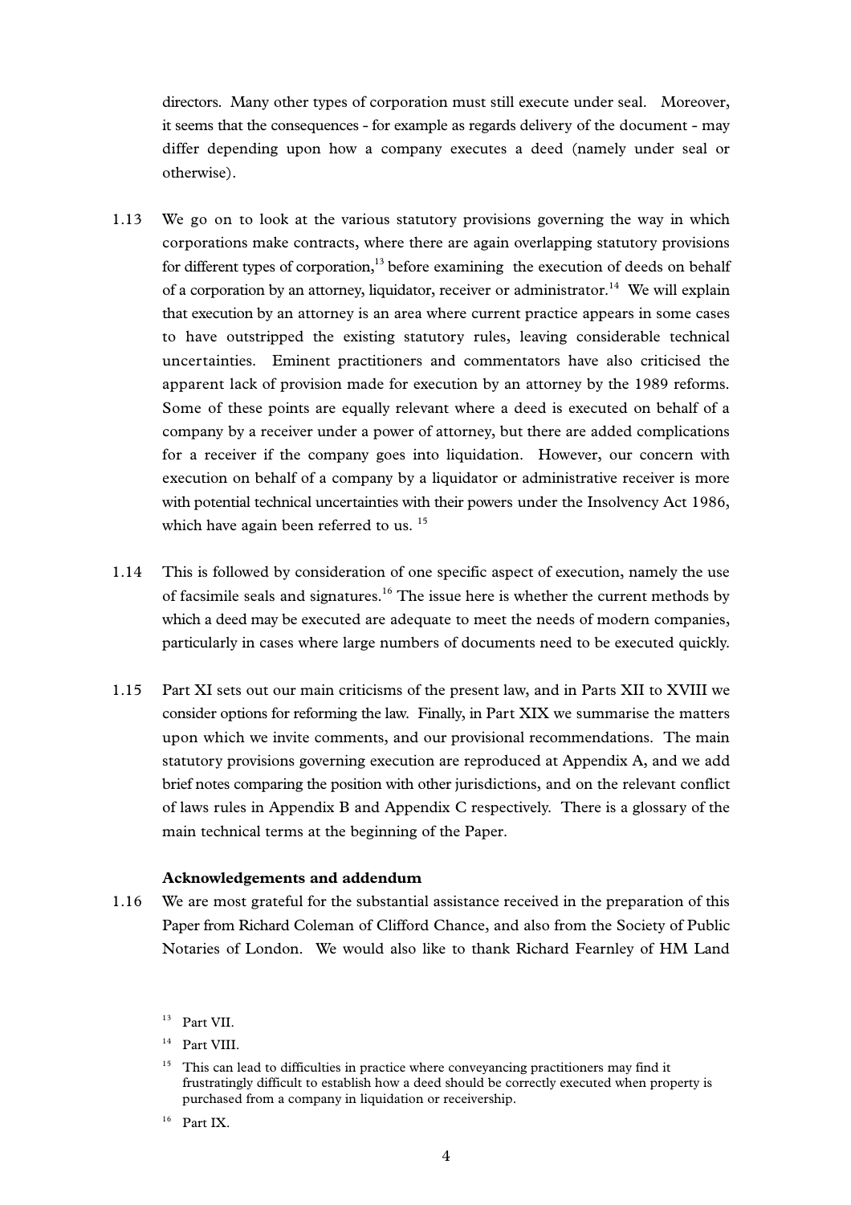directors. Many other types of corporation must still execute under seal. Moreover, it seems that the consequences - for example as regards delivery of the document - may differ depending upon how a company executes a deed (namely under seal or otherwise).

1.13 We go on to look at the various statutory provisions governing the way in which corporations make contracts, where there are again overlapping statutory provisions for different types of corporation,[13] before examining the execution of deeds on behalf of a corporation by an attorney, liquidator, receiver or administrator.[14] We will explain that execution by an attorney is an area where current practice appears in some cases to have outstripped the existing statutory rules, leaving considerable technical uncertainties. Eminent practitioners and commentators have also criticised the apparent lack of provision made for execution by an attorney by the 1989 reforms. Some of these points are equally relevant where a deed is executed on behalf of a company by a receiver under a power of attorney, but there are added complications for a receiver if the company goes into liquidation. However, our concern with execution on behalf of a company by a liquidator or administrative receiver is more with potential technical uncertainties with their powers under the Insolvency Act 1986, which have again been referred to us.[15]

1.14 This is followed by consideration of one specific aspect of execution, namely the use of facsimile seals and signatures.[16] The issue here is whether the current methods by which a deed may be executed are adequate to meet the needs of modern companies, particularly in cases where large numbers of documents need to be executed quickly.

1.15 Part XI sets out our main criticisms of the present law, and in Parts XII to XVIII we consider options for reforming the law. Finally, in Part XIX we summarise the matters upon which we invite comments, and our provisional recommendations. The main statutory provisions governing execution are reproduced at Appendix A, and we add brief notes comparing the position with other jurisdictions, and on the relevant conflict of laws rules in Appendix B and Appendix C respectively. There is a glossary of the main technical terms at the beginning of the Paper.

**Acknowledgements and addendum**

1.16 We are most grateful for the substantial assistance received in the preparation of this Paper from Richard Coleman of Clifford Chance, and also from the Society of Public Notaries of London. We would also like to thank Richard Fearnley of HM Land

[13] Part VII.

[14] Part VIII.

[15] This can lead to difficulties in practice where conveyancing practitioners may find it frustratingly difficult to establish how a deed should be correctly executed when property is purchased from a company in liquidation or receivership.

[16] Part IX.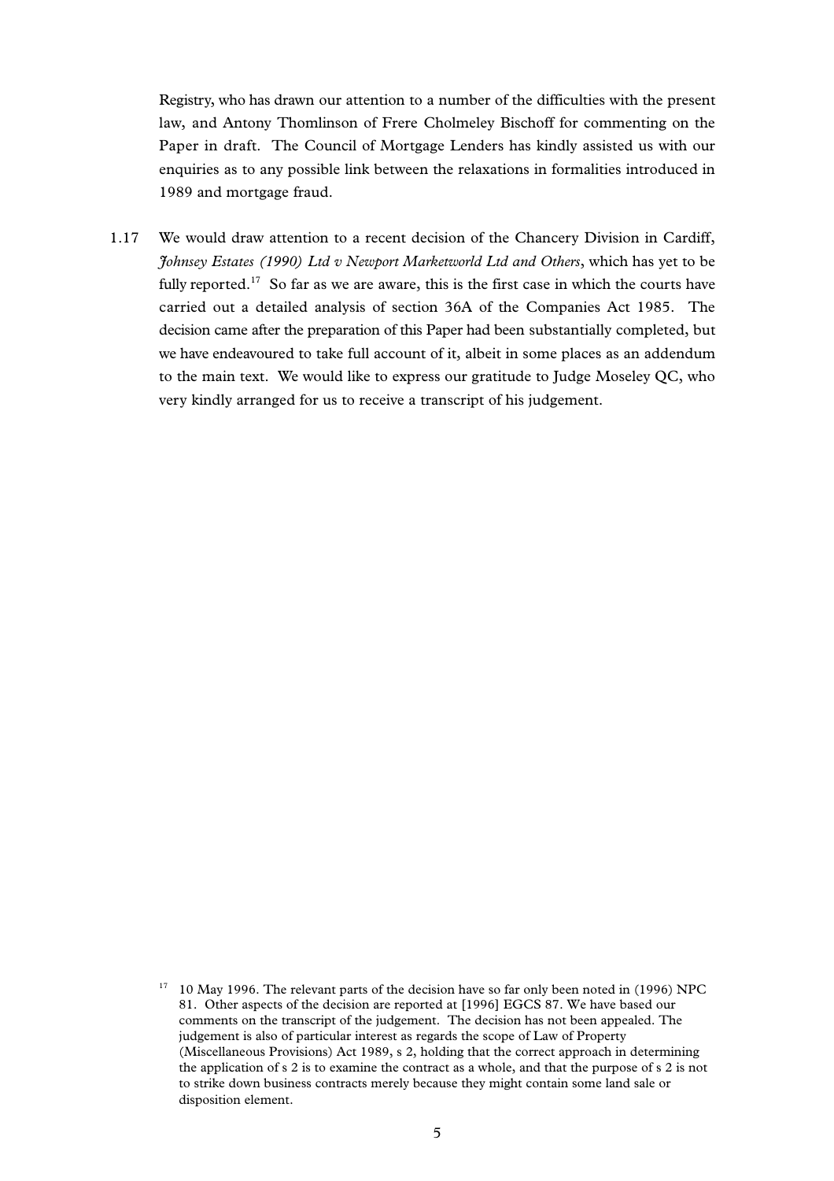Registry, who has drawn our attention to a number of the difficulties with the present law, and Antony Thomlinson of Frere Cholmeley Bischoff for commenting on the Paper in draft. The Council of Mortgage Lenders has kindly assisted us with our enquiries as to any possible link between the relaxations in formalities introduced in 1989 and mortgage fraud.

1.17 We would draw attention to a recent decision of the Chancery Division in Cardiff, *Johnsey Estates (1990) Ltd v Newport Marketworld Ltd and Others*, which has yet to be fully reported.[17] So far as we are aware, this is the first case in which the courts have carried out a detailed analysis of section 36A of the Companies Act 1985. The decision came after the preparation of this Paper had been substantially completed, but we have endeavoured to take full account of it, albeit in some places as an addendum to the main text. We would like to express our gratitude to Judge Moseley QC, who very kindly arranged for us to receive a transcript of his judgement.

[17] 10 May 1996. The relevant parts of the decision have so far only been noted in (1996) NPC 81. Other aspects of the decision are reported at [1996] EGCS 87. We have based our comments on the transcript of the judgement. The decision has not been appealed. The judgement is also of particular interest as regards the scope of Law of Property (Miscellaneous Provisions) Act 1989, s 2, holding that the correct approach in determining the application of s 2 is to examine the contract as a whole, and that the purpose of s 2 is not to strike down business contracts merely because they might contain some land sale or disposition element.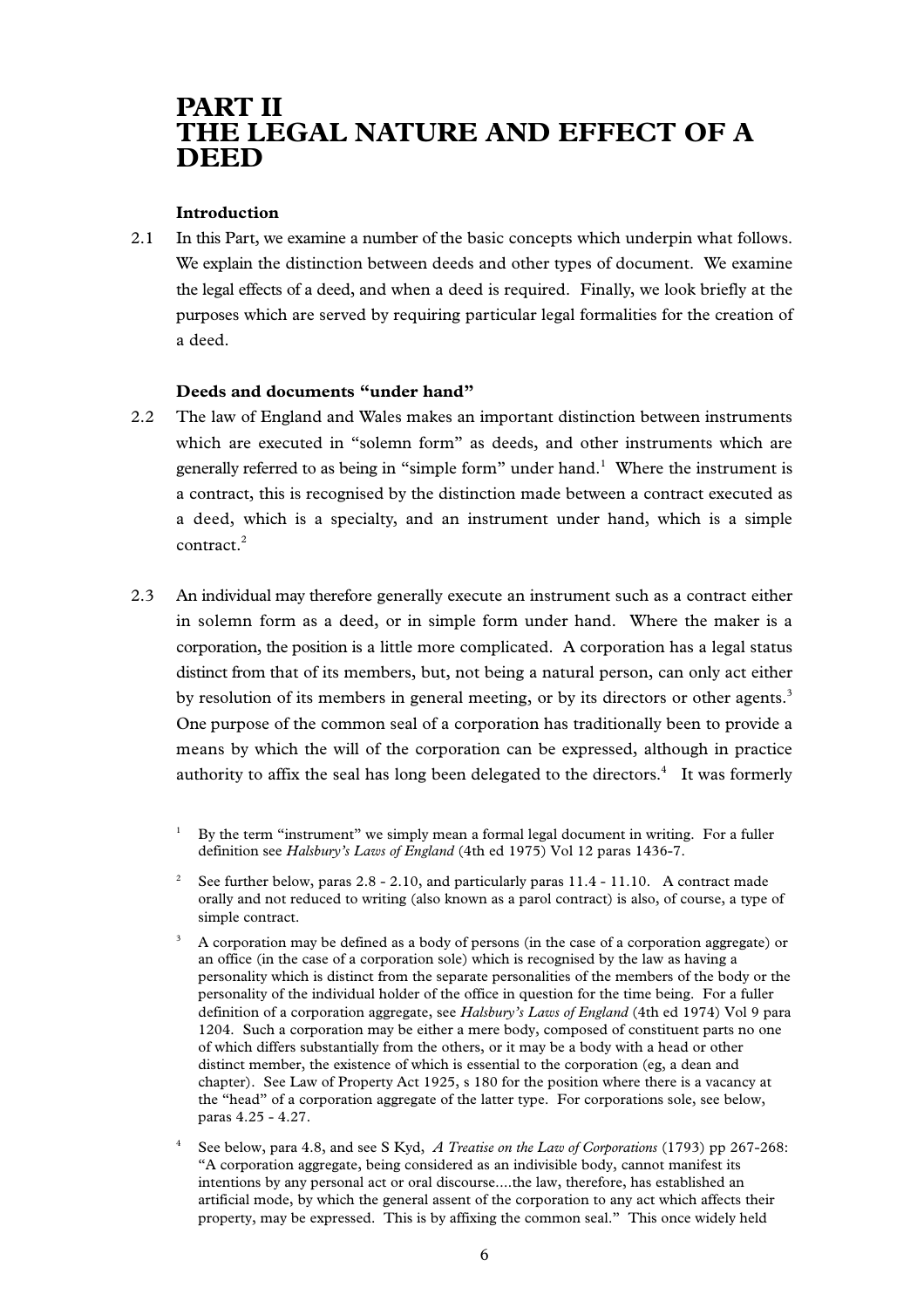# PART II
# THE LEGAL NATURE AND EFFECT OF A DEED

### Introduction

2.1 In this Part, we examine a number of the basic concepts which underpin what follows. We explain the distinction between deeds and other types of document. We examine the legal effects of a deed, and when a deed is required. Finally, we look briefly at the purposes which are served by requiring particular legal formalities for the creation of a deed.

### Deeds and documents "under hand"

2.2 The law of England and Wales makes an important distinction between instruments which are executed in "solemn form" as deeds, and other instruments which are generally referred to as being in "simple form" under hand.[1] Where the instrument is a contract, this is recognised by the distinction made between a contract executed as a deed, which is a specialty, and an instrument under hand, which is a simple contract.[2]

2.3 An individual may therefore generally execute an instrument such as a contract either in solemn form as a deed, or in simple form under hand. Where the maker is a corporation, the position is a little more complicated. A corporation has a legal status distinct from that of its members, but, not being a natural person, can only act either by resolution of its members in general meeting, or by its directors or other agents.[3] One purpose of the common seal of a corporation has traditionally been to provide a means by which the will of the corporation can be expressed, although in practice authority to affix the seal has long been delegated to the directors.[4] It was formerly

[1] By the term "instrument" we simply mean a formal legal document in writing. For a fuller definition see *Halsbury's Laws of England* (4th ed 1975) Vol 12 paras 1436-7.

[2] See further below, paras 2.8 - 2.10, and particularly paras 11.4 - 11.10. A contract made orally and not reduced to writing (also known as a parol contract) is also, of course, a type of simple contract.

[3] A corporation may be defined as a body of persons (in the case of a corporation aggregate) or an office (in the case of a corporation sole) which is recognised by the law as having a personality which is distinct from the separate personalities of the members of the body or the personality of the individual holder of the office in question for the time being. For a fuller definition of a corporation aggregate, see *Halsbury's Laws of England* (4th ed 1974) Vol 9 para 1204. Such a corporation may be either a mere body, composed of constituent parts no one of which differs substantially from the others, or it may be a body with a head or other distinct member, the existence of which is essential to the corporation (eg, a dean and chapter). See Law of Property Act 1925, s 180 for the position where there is a vacancy at the "head" of a corporation aggregate of the latter type. For corporations sole, see below, paras 4.25 - 4.27.

[4] See below, para 4.8, and see S Kyd, *A Treatise on the Law of Corporations* (1793) pp 267-268: "A corporation aggregate, being considered as an indivisible body, cannot manifest its intentions by any personal act or oral discourse....the law, therefore, has established an artificial mode, by which the general assent of the corporation to any act which affects their property, may be expressed. This is by affixing the common seal." This once widely held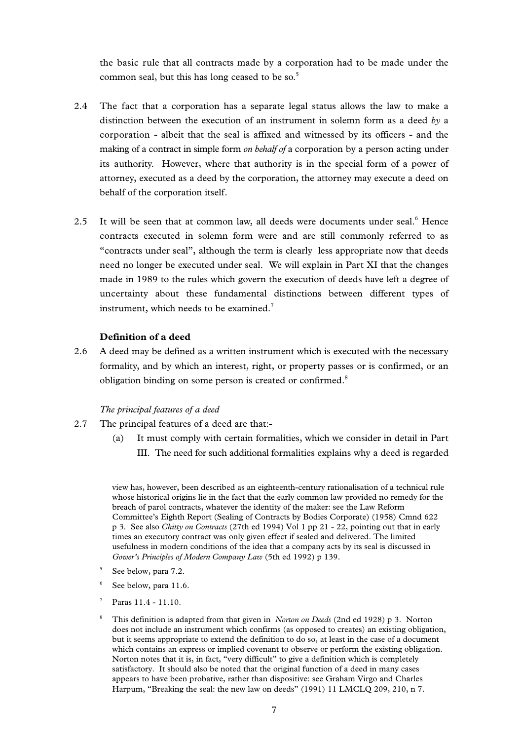the basic rule that all contracts made by a corporation had to be made under the common seal, but this has long ceased to be so.[5]

2.4 The fact that a corporation has a separate legal status allows the law to make a distinction between the execution of an instrument in solemn form as a deed *by* a corporation - albeit that the seal is affixed and witnessed by its officers - and the making of a contract in simple form *on behalf of* a corporation by a person acting under its authority. However, where that authority is in the special form of a power of attorney, executed as a deed by the corporation, the attorney may execute a deed on behalf of the corporation itself.

2.5 It will be seen that at common law, all deeds were documents under seal.[6] Hence contracts executed in solemn form were and are still commonly referred to as "contracts under seal", although the term is clearly less appropriate now that deeds need no longer be executed under seal. We will explain in Part XI that the changes made in 1989 to the rules which govern the execution of deeds have left a degree of uncertainty about these fundamental distinctions between different types of instrument, which needs to be examined.[7]

**Definition of a deed**

2.6 A deed may be defined as a written instrument which is executed with the necessary formality, and by which an interest, right, or property passes or is confirmed, or an obligation binding on some person is created or confirmed.[8]

*The principal features of a deed*

2.7 The principal features of a deed are that:-

(a) It must comply with certain formalities, which we consider in detail in Part III. The need for such additional formalities explains why a deed is regarded

---

view has, however, been described as an eighteenth-century rationalisation of a technical rule whose historical origins lie in the fact that the early common law provided no remedy for the breach of parol contracts, whatever the identity of the maker: see the Law Reform Committee's Eighth Report (Sealing of Contracts by Bodies Corporate) (1958) Cmnd 622 p 3. See also *Chitty on Contracts* (27th ed 1994) Vol 1 pp 21 - 22, pointing out that in early times an executory contract was only given effect if sealed and delivered. The limited usefulness in modern conditions of the idea that a company acts by its seal is discussed in *Gower's Principles of Modern Company Law* (5th ed 1992) p 139.

[5] See below, para 7.2.

[6] See below, para 11.6.

[7] Paras 11.4 - 11.10.

[8] This definition is adapted from that given in *Norton on Deeds* (2nd ed 1928) p 3. Norton does not include an instrument which confirms (as opposed to creates) an existing obligation, but it seems appropriate to extend the definition to do so, at least in the case of a document which contains an express or implied covenant to observe or perform the existing obligation. Norton notes that it is, in fact, "very difficult" to give a definition which is completely satisfactory. It should also be noted that the original function of a deed in many cases appears to have been probative, rather than dispositive: see Graham Virgo and Charles Harpum, "Breaking the seal: the new law on deeds" (1991) 11 LMCLQ 209, 210, n 7.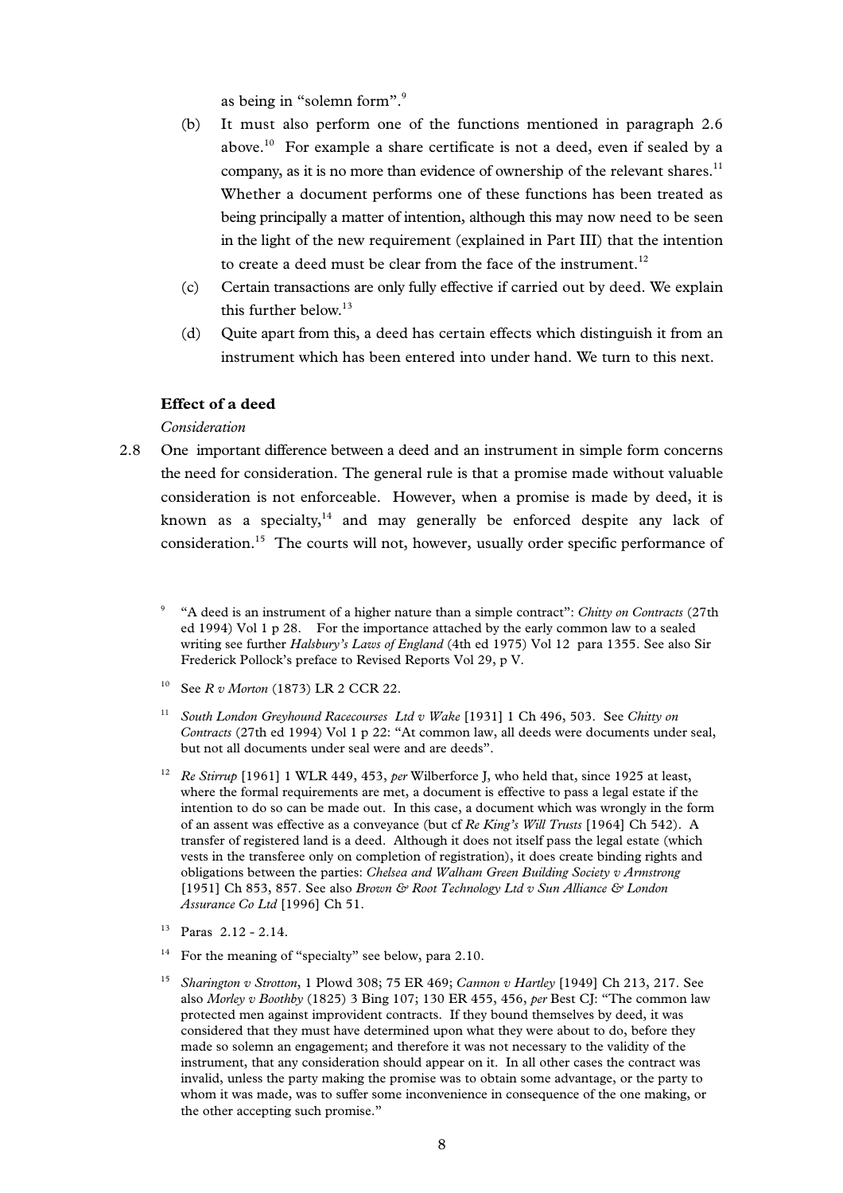as being in "solemn form".[9]

(b) It must also perform one of the functions mentioned in paragraph 2.6 above.[10] For example a share certificate is not a deed, even if sealed by a company, as it is no more than evidence of ownership of the relevant shares.[11] Whether a document performs one of these functions has been treated as being principally a matter of intention, although this may now need to be seen in the light of the new requirement (explained in Part III) that the intention to create a deed must be clear from the face of the instrument.[12]

(c) Certain transactions are only fully effective if carried out by deed. We explain this further below.[13]

(d) Quite apart from this, a deed has certain effects which distinguish it from an instrument which has been entered into under hand. We turn to this next.

### Effect of a deed

*Consideration*

2.8 One important difference between a deed and an instrument in simple form concerns the need for consideration. The general rule is that a promise made without valuable consideration is not enforceable. However, when a promise is made by deed, it is known as a specialty,[14] and may generally be enforced despite any lack of consideration.[15] The courts will not, however, usually order specific performance of

---

[9] "A deed is an instrument of a higher nature than a simple contract": *Chitty on Contracts* (27th ed 1994) Vol 1 p 28. For the importance attached by the early common law to a sealed writing see further *Halsbury's Laws of England* (4th ed 1975) Vol 12 para 1355. See also Sir Frederick Pollock's preface to Revised Reports Vol 29, p V.

[10] See *R v Morton* (1873) LR 2 CCR 22.

[11] *South London Greyhound Racecourses Ltd v Wake* [1931] 1 Ch 496, 503. See *Chitty on Contracts* (27th ed 1994) Vol 1 p 22: "At common law, all deeds were documents under seal, but not all documents under seal were and are deeds".

[12] *Re Stirrup* [1961] 1 WLR 449, 453, *per* Wilberforce J, who held that, since 1925 at least, where the formal requirements are met, a document is effective to pass a legal estate if the intention to do so can be made out. In this case, a document which was wrongly in the form of an assent was effective as a conveyance (but cf *Re King's Will Trusts* [1964] Ch 542). A transfer of registered land is a deed. Although it does not itself pass the legal estate (which vests in the transferee only on completion of registration), it does create binding rights and obligations between the parties: *Chelsea and Walham Green Building Society v Armstrong* [1951] Ch 853, 857. See also *Brown & Root Technology Ltd v Sun Alliance & London Assurance Co Ltd* [1996] Ch 51.

[13] Paras 2.12 - 2.14.

[14] For the meaning of "specialty" see below, para 2.10.

[15] *Sharington v Strotton*, 1 Plowd 308; 75 ER 469; *Cannon v Hartley* [1949] Ch 213, 217. See also *Morley v Boothby* (1825) 3 Bing 107; 130 ER 455, 456, *per* Best CJ: "The common law protected men against improvident contracts. If they bound themselves by deed, it was considered that they must have determined upon what they were about to do, before they made so solemn an engagement; and therefore it was not necessary to the validity of the instrument, that any consideration should appear on it. In all other cases the contract was invalid, unless the party making the promise was to obtain some advantage, or the party to whom it was made, was to suffer some inconvenience in consequence of the one making, or the other accepting such promise."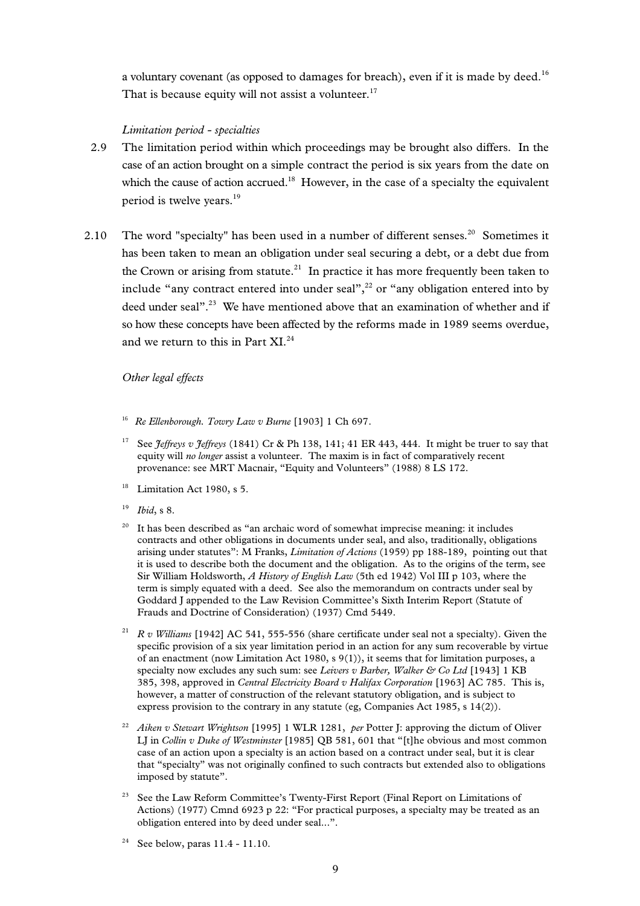a voluntary covenant (as opposed to damages for breach), even if it is made by deed.[16] That is because equity will not assist a volunteer.[17]

*Limitation period - specialties*

2.9 The limitation period within which proceedings may be brought also differs. In the case of an action brought on a simple contract the period is six years from the date on which the cause of action accrued.[18] However, in the case of a specialty the equivalent period is twelve years.[19]

2.10 The word "specialty" has been used in a number of different senses.[20] Sometimes it has been taken to mean an obligation under seal securing a debt, or a debt due from the Crown or arising from statute.[21] In practice it has more frequently been taken to include "any contract entered into under seal",[22] or "any obligation entered into by deed under seal".[23] We have mentioned above that an examination of whether and if so how these concepts have been affected by the reforms made in 1989 seems overdue, and we return to this in Part XI.[24]

*Other legal effects*

[16] *Re Ellenborough. Towry Law v Burne* [1903] 1 Ch 697.

[17] See *Jeffreys v Jeffreys* (1841) Cr & Ph 138, 141; 41 ER 443, 444. It might be truer to say that equity will *no longer* assist a volunteer. The maxim is in fact of comparatively recent provenance: see MRT Macnair, "Equity and Volunteers" (1988) 8 LS 172.

[18] Limitation Act 1980, s 5.

[19] *Ibid*, s 8.

[20] It has been described as "an archaic word of somewhat imprecise meaning: it includes contracts and other obligations in documents under seal, and also, traditionally, obligations arising under statutes": M Franks, *Limitation of Actions* (1959) pp 188-189, pointing out that it is used to describe both the document and the obligation. As to the origins of the term, see Sir William Holdsworth, *A History of English Law* (5th ed 1942) Vol III p 103, where the term is simply equated with a deed. See also the memorandum on contracts under seal by Goddard J appended to the Law Revision Committee's Sixth Interim Report (Statute of Frauds and Doctrine of Consideration) (1937) Cmd 5449.

[21] *R v Williams* [1942] AC 541, 555-556 (share certificate under seal not a specialty). Given the specific provision of a six year limitation period in an action for any sum recoverable by virtue of an enactment (now Limitation Act 1980, s 9(1)), it seems that for limitation purposes, a specialty now excludes any such sum: see *Leivers v Barber, Walker & Co Ltd* [1943] 1 KB 385, 398, approved in *Central Electricity Board v Halifax Corporation* [1963] AC 785. This is, however, a matter of construction of the relevant statutory obligation, and is subject to express provision to the contrary in any statute (eg, Companies Act 1985, s 14(2)).

[22] *Aiken v Stewart Wrightson* [1995] 1 WLR 1281, *per* Potter J: approving the dictum of Oliver LJ in *Collin v Duke of Westminster* [1985] QB 581, 601 that "[t]he obvious and most common case of an action upon a specialty is an action based on a contract under seal, but it is clear that "specialty" was not originally confined to such contracts but extended also to obligations imposed by statute".

[23] See the Law Reform Committee's Twenty-First Report (Final Report on Limitations of Actions) (1977) Cmnd 6923 p 22: "For practical purposes, a specialty may be treated as an obligation entered into by deed under seal...".

[24] See below, paras 11.4 - 11.10.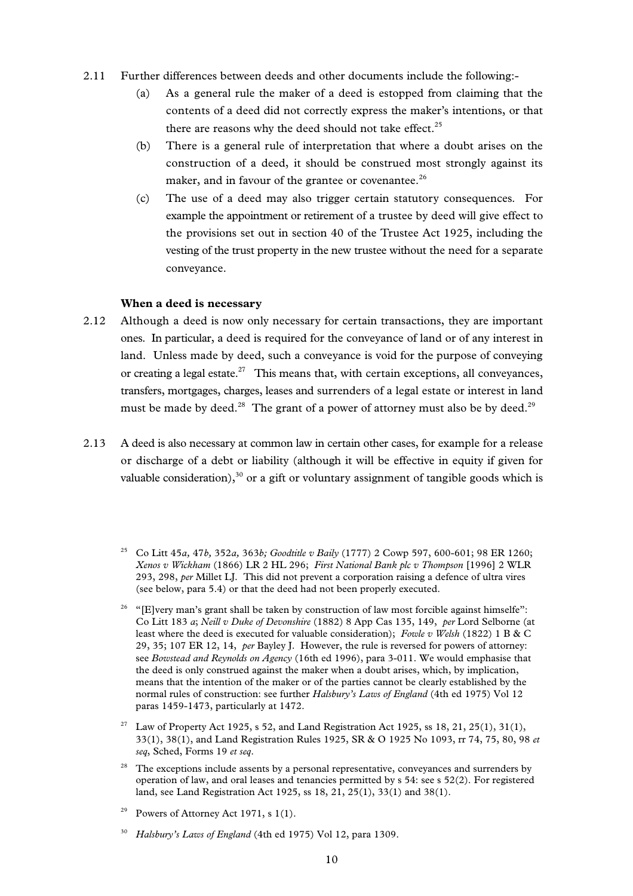2.11 Further differences between deeds and other documents include the following:-

(a) As a general rule the maker of a deed is estopped from claiming that the contents of a deed did not correctly express the maker's intentions, or that there are reasons why the deed should not take effect.[25]

(b) There is a general rule of interpretation that where a doubt arises on the construction of a deed, it should be construed most strongly against its maker, and in favour of the grantee or covenantee.[26]

(c) The use of a deed may also trigger certain statutory consequences. For example the appointment or retirement of a trustee by deed will give effect to the provisions set out in section 40 of the Trustee Act 1925, including the vesting of the trust property in the new trustee without the need for a separate conveyance.

**When a deed is necessary**

2.12 Although a deed is now only necessary for certain transactions, they are important ones. In particular, a deed is required for the conveyance of land or of any interest in land. Unless made by deed, such a conveyance is void for the purpose of conveying or creating a legal estate.[27] This means that, with certain exceptions, all conveyances, transfers, mortgages, charges, leases and surrenders of a legal estate or interest in land must be made by deed.[28] The grant of a power of attorney must also be by deed.[29]

2.13 A deed is also necessary at common law in certain other cases, for example for a release or discharge of a debt or liability (although it will be effective in equity if given for valuable consideration),[30] or a gift or voluntary assignment of tangible goods which is

---

[25] Co Litt 45*a*, 47*b*, 352*a*, 363*b*; *Goodtitle v Baily* (1777) 2 Cowp 597, 600-601; 98 ER 1260; *Xenos v Wickham* (1866) LR 2 HL 296; *First National Bank plc v Thompson* [1996] 2 WLR 293, 298, *per* Millet LJ. This did not prevent a corporation raising a defence of ultra vires (see below, para 5.4) or that the deed had not been properly executed.

[26] "[E]very man's grant shall be taken by construction of law most forcible against himselfe": Co Litt 183 *a*; *Neill v Duke of Devonshire* (1882) 8 App Cas 135, 149, *per* Lord Selborne (at least where the deed is executed for valuable consideration); *Fowle v Welsh* (1822) 1 B & C 29, 35; 107 ER 12, 14, *per* Bayley J. However, the rule is reversed for powers of attorney: see *Bowstead and Reynolds on Agency* (16th ed 1996), para 3-011. We would emphasise that the deed is only construed against the maker when a doubt arises, which, by implication, means that the intention of the maker or of the parties cannot be clearly established by the normal rules of construction: see further *Halsbury's Laws of England* (4th ed 1975) Vol 12 paras 1459-1473, particularly at 1472.

[27] Law of Property Act 1925, s 52, and Land Registration Act 1925, ss 18, 21, 25(1), 31(1), 33(1), 38(1), and Land Registration Rules 1925, SR & O 1925 No 1093, rr 74, 75, 80, 98 *et seq*, Sched, Forms 19 *et seq*.

[28] The exceptions include assents by a personal representative, conveyances and surrenders by operation of law, and oral leases and tenancies permitted by s 54: see s 52(2). For registered land, see Land Registration Act 1925, ss 18, 21, 25(1), 33(1) and 38(1).

[29] Powers of Attorney Act 1971, s 1(1).

[30] *Halsbury's Laws of England* (4th ed 1975) Vol 12, para 1309.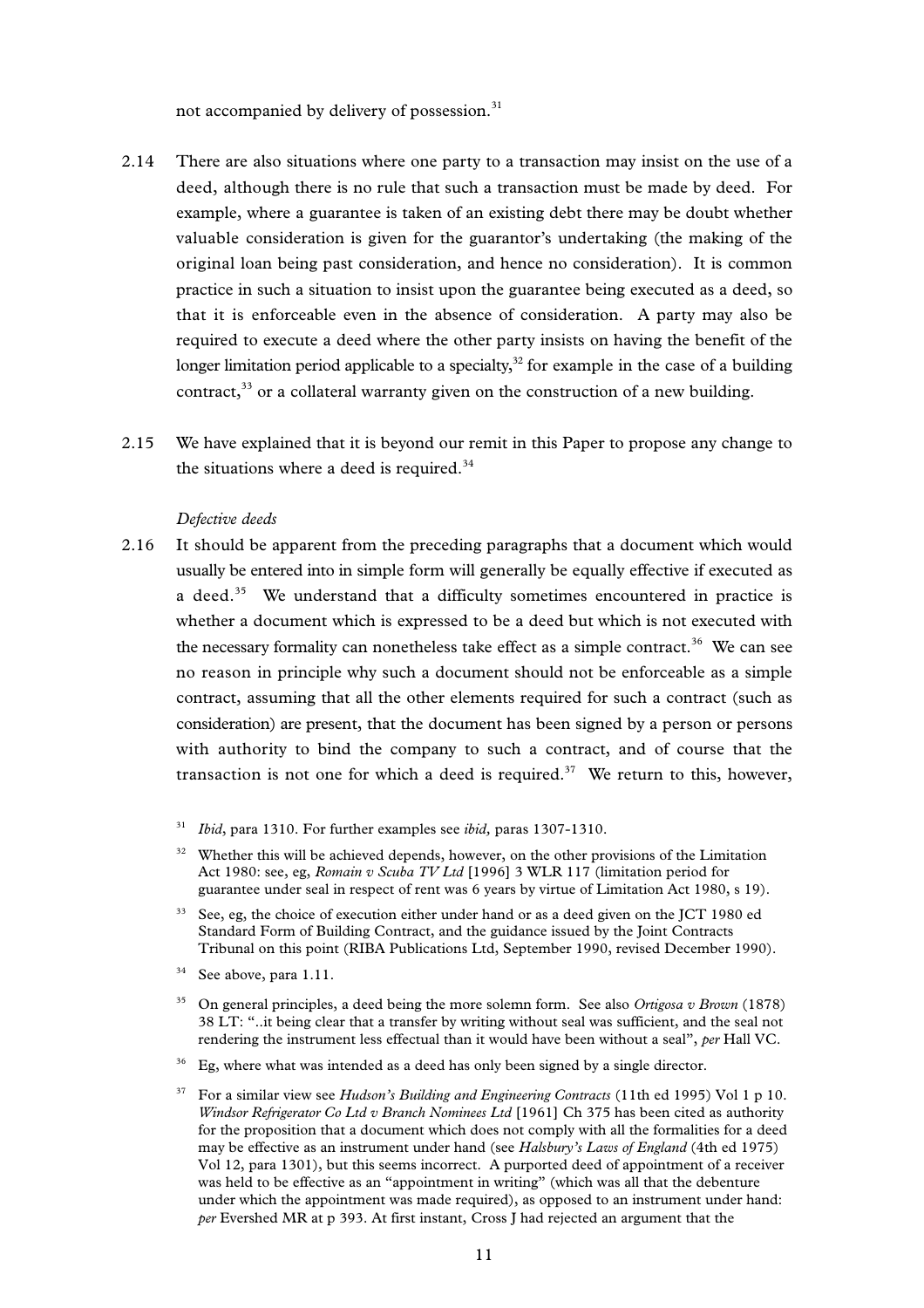not accompanied by delivery of possession.[31]

2.14 There are also situations where one party to a transaction may insist on the use of a deed, although there is no rule that such a transaction must be made by deed. For example, where a guarantee is taken of an existing debt there may be doubt whether valuable consideration is given for the guarantor's undertaking (the making of the original loan being past consideration, and hence no consideration). It is common practice in such a situation to insist upon the guarantee being executed as a deed, so that it is enforceable even in the absence of consideration. A party may also be required to execute a deed where the other party insists on having the benefit of the longer limitation period applicable to a specialty,[32] for example in the case of a building contract,[33] or a collateral warranty given on the construction of a new building.

2.15 We have explained that it is beyond our remit in this Paper to propose any change to the situations where a deed is required.[34]

*Defective deeds*

2.16 It should be apparent from the preceding paragraphs that a document which would usually be entered into in simple form will generally be equally effective if executed as a deed.[35] We understand that a difficulty sometimes encountered in practice is whether a document which is expressed to be a deed but which is not executed with the necessary formality can nonetheless take effect as a simple contract.[36] We can see no reason in principle why such a document should not be enforceable as a simple contract, assuming that all the other elements required for such a contract (such as consideration) are present, that the document has been signed by a person or persons with authority to bind the company to such a contract, and of course that the transaction is not one for which a deed is required.[37] We return to this, however,

---

[31] *Ibid*, para 1310. For further examples see *ibid,* paras 1307-1310.

[32] Whether this will be achieved depends, however, on the other provisions of the Limitation Act 1980: see, eg, *Romain v Scuba TV Ltd* [1996] 3 WLR 117 (limitation period for guarantee under seal in respect of rent was 6 years by virtue of Limitation Act 1980, s 19).

[33] See, eg, the choice of execution either under hand or as a deed given on the JCT 1980 ed Standard Form of Building Contract, and the guidance issued by the Joint Contracts Tribunal on this point (RIBA Publications Ltd, September 1990, revised December 1990).

[34] See above, para 1.11.

[35] On general principles, a deed being the more solemn form. See also *Ortigosa v Brown* (1878) 38 LT: "..it being clear that a transfer by writing without seal was sufficient, and the seal not rendering the instrument less effectual than it would have been without a seal", *per* Hall VC.

[36] Eg, where what was intended as a deed has only been signed by a single director.

[37] For a similar view see *Hudson's Building and Engineering Contracts* (11th ed 1995) Vol 1 p 10. *Windsor Refrigerator Co Ltd v Branch Nominees Ltd* [1961] Ch 375 has been cited as authority for the proposition that a document which does not comply with all the formalities for a deed may be effective as an instrument under hand (see *Halsbury's Laws of England* (4th ed 1975) Vol 12, para 1301), but this seems incorrect. A purported deed of appointment of a receiver was held to be effective as an "appointment in writing" (which was all that the debenture under which the appointment was made required), as opposed to an instrument under hand: *per* Evershed MR at p 393. At first instant, Cross J had rejected an argument that the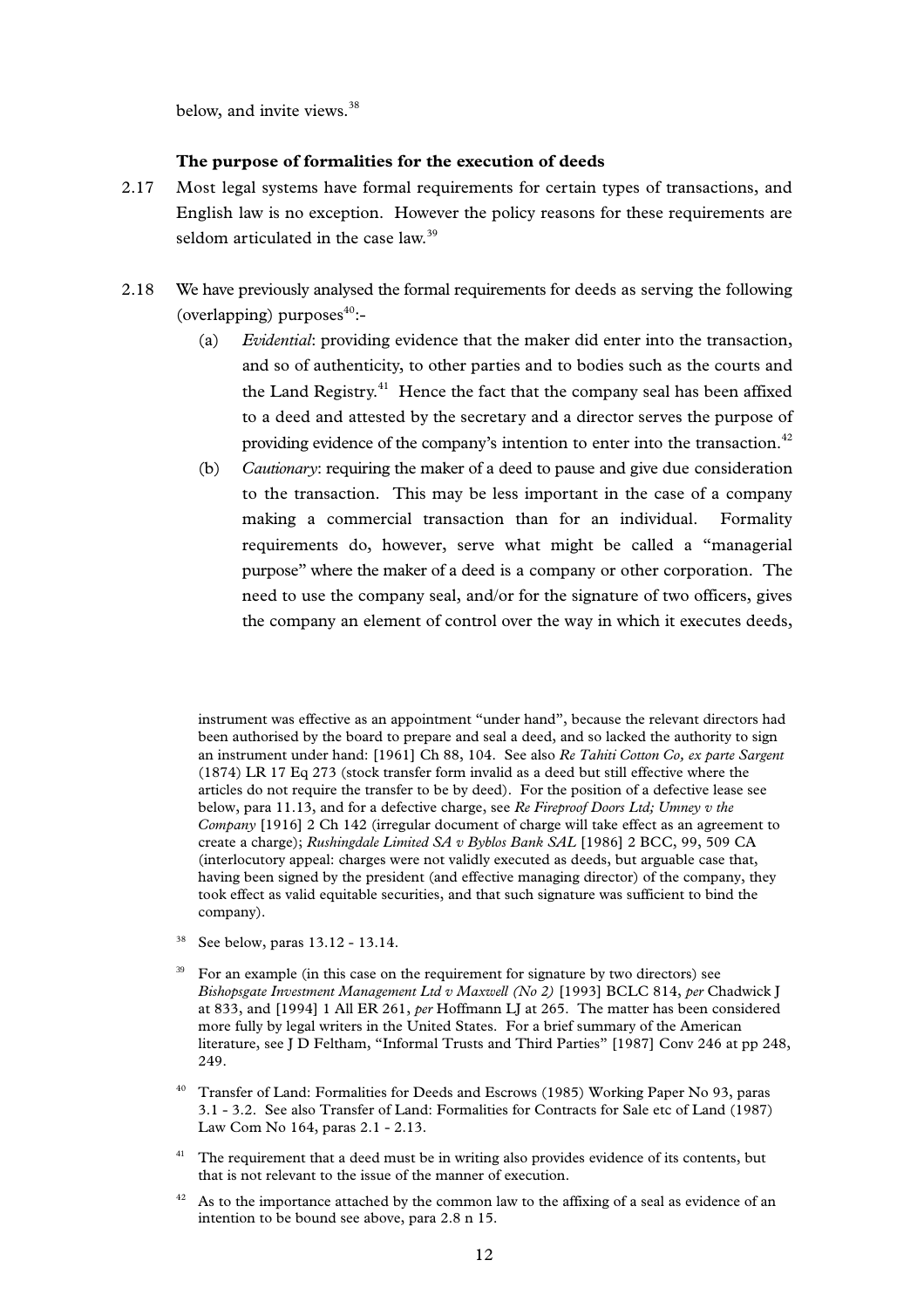below, and invite views.[38]

### The purpose of formalities for the execution of deeds

2.17 Most legal systems have formal requirements for certain types of transactions, and English law is no exception. However the policy reasons for these requirements are seldom articulated in the case law.[39]

2.18 We have previously analysed the formal requirements for deeds as serving the following (overlapping) purposes[40]:-

(a) *Evidential*: providing evidence that the maker did enter into the transaction, and so of authenticity, to other parties and to bodies such as the courts and the Land Registry.[41] Hence the fact that the company seal has been affixed to a deed and attested by the secretary and a director serves the purpose of providing evidence of the company's intention to enter into the transaction.[42]

(b) *Cautionary*: requiring the maker of a deed to pause and give due consideration to the transaction. This may be less important in the case of a company making a commercial transaction than for an individual. Formality requirements do, however, serve what might be called a "managerial purpose" where the maker of a deed is a company or other corporation. The need to use the company seal, and/or for the signature of two officers, gives the company an element of control over the way in which it executes deeds,

---

instrument was effective as an appointment "under hand", because the relevant directors had been authorised by the board to prepare and seal a deed, and so lacked the authority to sign an instrument under hand: [1961] Ch 88, 104. See also *Re Tahiti Cotton Co, ex parte Sargent* (1874) LR 17 Eq 273 (stock transfer form invalid as a deed but still effective where the articles do not require the transfer to be by deed). For the position of a defective lease see below, para 11.13, and for a defective charge, see *Re Fireproof Doors Ltd; Umney v the Company* [1916] 2 Ch 142 (irregular document of charge will take effect as an agreement to create a charge); *Rushingdale Limited SA v Byblos Bank SAL* [1986] 2 BCC, 99, 509 CA (interlocutory appeal: charges were not validly executed as deeds, but arguable case that, having been signed by the president (and effective managing director) of the company, they took effect as valid equitable securities, and that such signature was sufficient to bind the company).

[38] See below, paras 13.12 - 13.14.

[39] For an example (in this case on the requirement for signature by two directors) see *Bishopsgate Investment Management Ltd v Maxwell (No 2)* [1993] BCLC 814, *per* Chadwick J at 833, and [1994] 1 All ER 261, *per* Hoffmann LJ at 265. The matter has been considered more fully by legal writers in the United States. For a brief summary of the American literature, see J D Feltham, "Informal Trusts and Third Parties" [1987] Conv 246 at pp 248, 249.

[40] Transfer of Land: Formalities for Deeds and Escrows (1985) Working Paper No 93, paras 3.1 - 3.2. See also Transfer of Land: Formalities for Contracts for Sale etc of Land (1987) Law Com No 164, paras 2.1 - 2.13.

[41] The requirement that a deed must be in writing also provides evidence of its contents, but that is not relevant to the issue of the manner of execution.

[42] As to the importance attached by the common law to the affixing of a seal as evidence of an intention to be bound see above, para 2.8 n 15.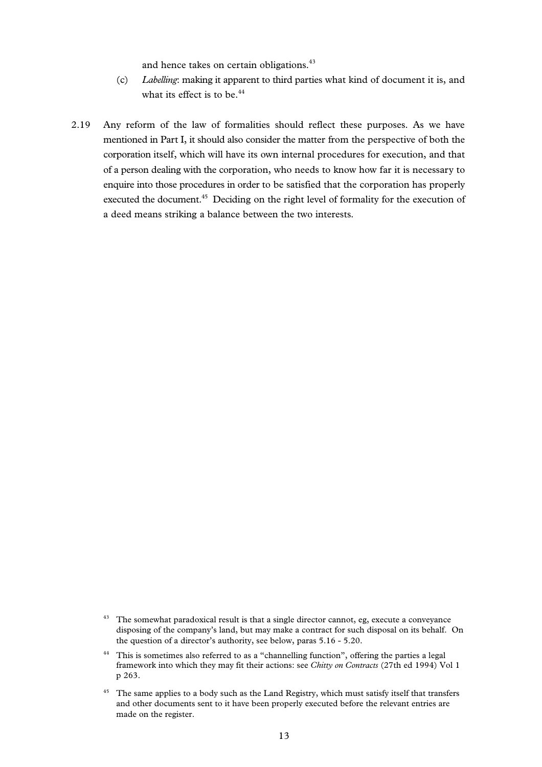and hence takes on certain obligations.[43]

(c) *Labelling*: making it apparent to third parties what kind of document it is, and what its effect is to be.[44]

2.19 Any reform of the law of formalities should reflect these purposes. As we have mentioned in Part I, it should also consider the matter from the perspective of both the corporation itself, which will have its own internal procedures for execution, and that of a person dealing with the corporation, who needs to know how far it is necessary to enquire into those procedures in order to be satisfied that the corporation has properly executed the document.[45] Deciding on the right level of formality for the execution of a deed means striking a balance between the two interests.

---

[43] The somewhat paradoxical result is that a single director cannot, eg, execute a conveyance disposing of the company's land, but may make a contract for such disposal on its behalf. On the question of a director's authority, see below, paras 5.16 - 5.20.

[44] This is sometimes also referred to as a "channelling function", offering the parties a legal framework into which they may fit their actions: see *Chitty on Contracts* (27th ed 1994) Vol 1 p 263.

[45] The same applies to a body such as the Land Registry, which must satisfy itself that transfers and other documents sent to it have been properly executed before the relevant entries are made on the register.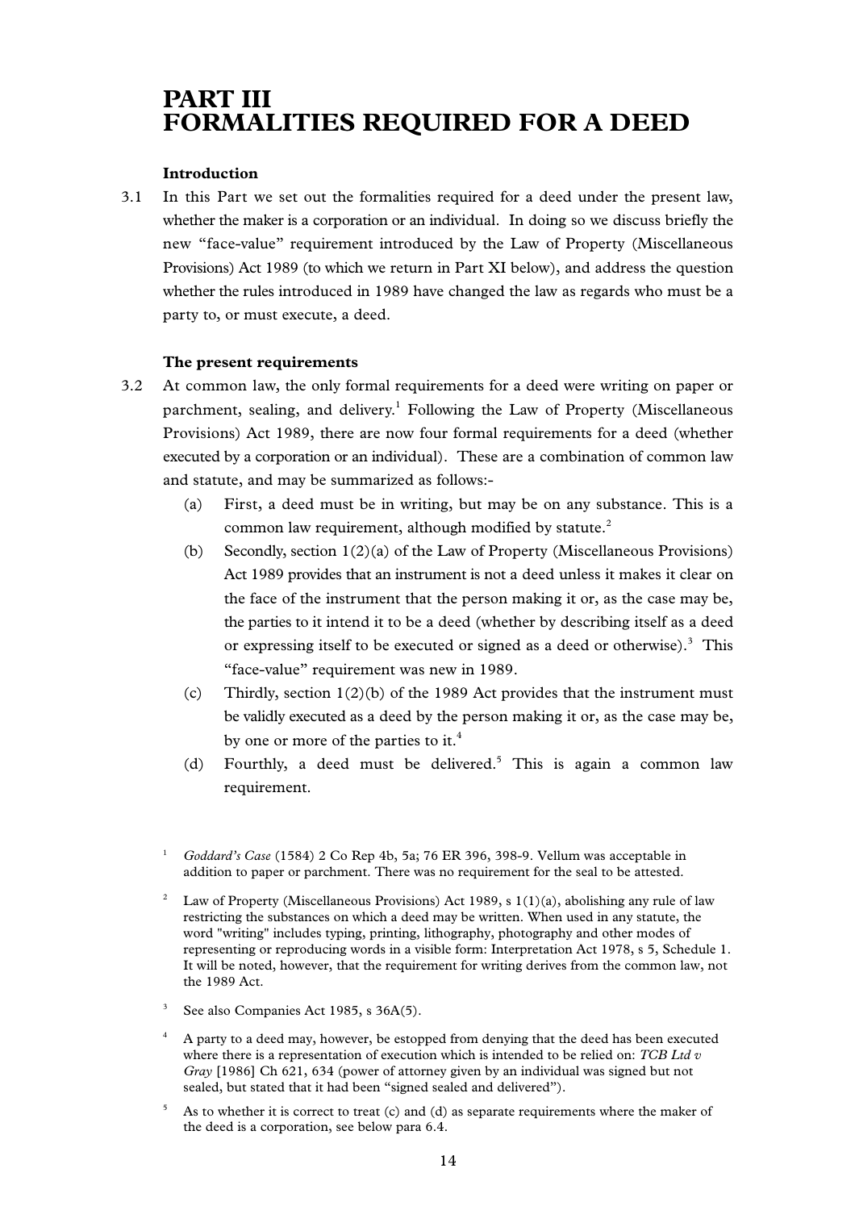# PART III
# FORMALITIES REQUIRED FOR A DEED

### Introduction

3.1 In this Part we set out the formalities required for a deed under the present law, whether the maker is a corporation or an individual. In doing so we discuss briefly the new "face-value" requirement introduced by the Law of Property (Miscellaneous Provisions) Act 1989 (to which we return in Part XI below), and address the question whether the rules introduced in 1989 have changed the law as regards who must be a party to, or must execute, a deed.

### The present requirements

3.2 At common law, the only formal requirements for a deed were writing on paper or parchment, sealing, and delivery.[1] Following the Law of Property (Miscellaneous Provisions) Act 1989, there are now four formal requirements for a deed (whether executed by a corporation or an individual). These are a combination of common law and statute, and may be summarized as follows:-

(a) First, a deed must be in writing, but may be on any substance. This is a common law requirement, although modified by statute.[2]

(b) Secondly, section 1(2)(a) of the Law of Property (Miscellaneous Provisions) Act 1989 provides that an instrument is not a deed unless it makes it clear on the face of the instrument that the person making it or, as the case may be, the parties to it intend it to be a deed (whether by describing itself as a deed or expressing itself to be executed or signed as a deed or otherwise).[3] This "face-value" requirement was new in 1989.

(c) Thirdly, section 1(2)(b) of the 1989 Act provides that the instrument must be validly executed as a deed by the person making it or, as the case may be, by one or more of the parties to it.[4]

(d) Fourthly, a deed must be delivered.[5] This is again a common law requirement.

---

[1] *Goddard's Case* (1584) 2 Co Rep 4b, 5a; 76 ER 396, 398-9. Vellum was acceptable in addition to paper or parchment. There was no requirement for the seal to be attested.

[2] Law of Property (Miscellaneous Provisions) Act 1989, s 1(1)(a), abolishing any rule of law restricting the substances on which a deed may be written. When used in any statute, the word "writing" includes typing, printing, lithography, photography and other modes of representing or reproducing words in a visible form: Interpretation Act 1978, s 5, Schedule 1. It will be noted, however, that the requirement for writing derives from the common law, not the 1989 Act.

[3] See also Companies Act 1985, s 36A(5).

[4] A party to a deed may, however, be estopped from denying that the deed has been executed where there is a representation of execution which is intended to be relied on: *TCB Ltd v Gray* [1986] Ch 621, 634 (power of attorney given by an individual was signed but not sealed, but stated that it had been "signed sealed and delivered").

[5] As to whether it is correct to treat (c) and (d) as separate requirements where the maker of the deed is a corporation, see below para 6.4.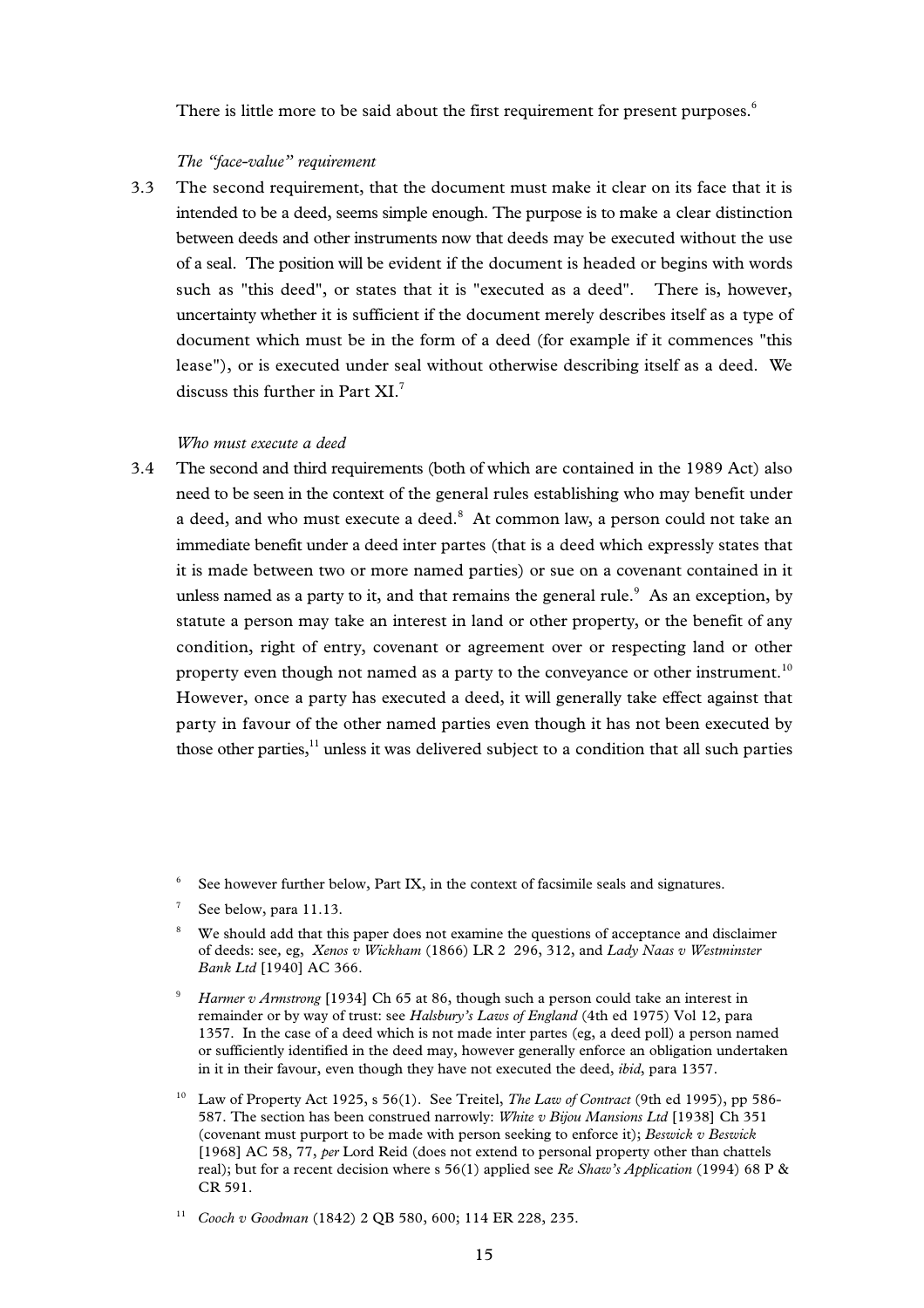There is little more to be said about the first requirement for present purposes.[6]

*The "face-value" requirement*

3.3 The second requirement, that the document must make it clear on its face that it is intended to be a deed, seems simple enough. The purpose is to make a clear distinction between deeds and other instruments now that deeds may be executed without the use of a seal. The position will be evident if the document is headed or begins with words such as "this deed", or states that it is "executed as a deed". There is, however, uncertainty whether it is sufficient if the document merely describes itself as a type of document which must be in the form of a deed (for example if it commences "this lease"), or is executed under seal without otherwise describing itself as a deed. We discuss this further in Part XI.[7]

*Who must execute a deed*

3.4 The second and third requirements (both of which are contained in the 1989 Act) also need to be seen in the context of the general rules establishing who may benefit under a deed, and who must execute a deed.[8] At common law, a person could not take an immediate benefit under a deed inter partes (that is a deed which expressly states that it is made between two or more named parties) or sue on a covenant contained in it unless named as a party to it, and that remains the general rule.[9] As an exception, by statute a person may take an interest in land or other property, or the benefit of any condition, right of entry, covenant or agreement over or respecting land or other property even though not named as a party to the conveyance or other instrument.[10] However, once a party has executed a deed, it will generally take effect against that party in favour of the other named parties even though it has not been executed by those other parties,[11] unless it was delivered subject to a condition that all such parties

---

[6] See however further below, Part IX, in the context of facsimile seals and signatures.

[7] See below, para 11.13.

[8] We should add that this paper does not examine the questions of acceptance and disclaimer of deeds: see, eg, *Xenos v Wickham* (1866) LR 2 296, 312, and *Lady Naas v Westminster Bank Ltd* [1940] AC 366.

[9] *Harmer v Armstrong* [1934] Ch 65 at 86, though such a person could take an interest in remainder or by way of trust: see *Halsbury's Laws of England* (4th ed 1975) Vol 12, para 1357. In the case of a deed which is not made inter partes (eg, a deed poll) a person named or sufficiently identified in the deed may, however generally enforce an obligation undertaken in it in their favour, even though they have not executed the deed, *ibid*, para 1357.

[10] Law of Property Act 1925, s 56(1). See Treitel, *The Law of Contract* (9th ed 1995), pp 586-587. The section has been construed narrowly: *White v Bijou Mansions Ltd* [1938] Ch 351 (covenant must purport to be made with person seeking to enforce it); *Beswick v Beswick* [1968] AC 58, 77, *per* Lord Reid (does not extend to personal property other than chattels real); but for a recent decision where s 56(1) applied see *Re Shaw's Application* (1994) 68 P & CR 591.

[11] *Cooch v Goodman* (1842) 2 QB 580, 600; 114 ER 228, 235.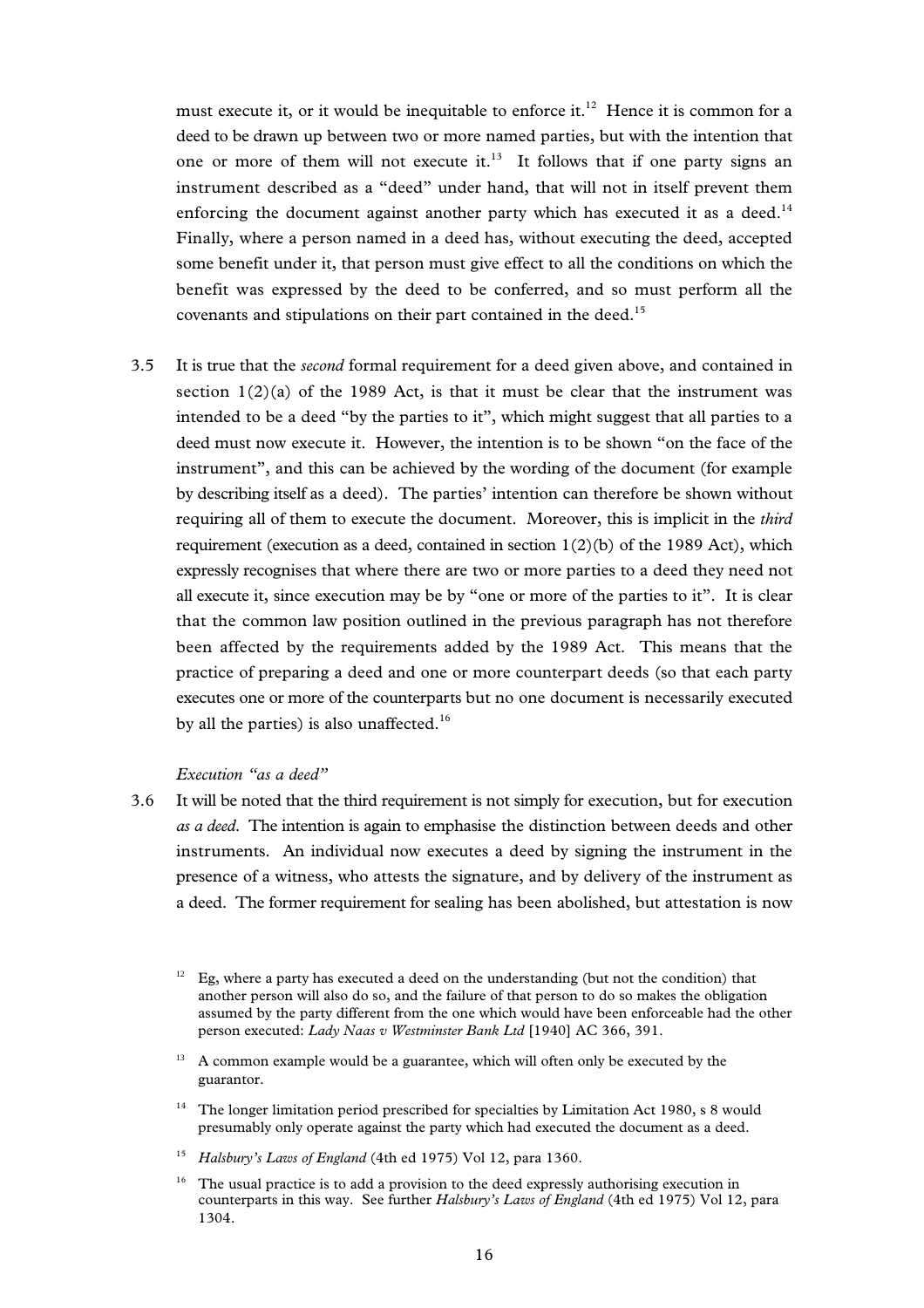must execute it, or it would be inequitable to enforce it.[12] Hence it is common for a deed to be drawn up between two or more named parties, but with the intention that one or more of them will not execute it.[13] It follows that if one party signs an instrument described as a "deed" under hand, that will not in itself prevent them enforcing the document against another party which has executed it as a deed.[14] Finally, where a person named in a deed has, without executing the deed, accepted some benefit under it, that person must give effect to all the conditions on which the benefit was expressed by the deed to be conferred, and so must perform all the covenants and stipulations on their part contained in the deed.[15]

3.5 It is true that the *second* formal requirement for a deed given above, and contained in section 1(2)(a) of the 1989 Act, is that it must be clear that the instrument was intended to be a deed "by the parties to it", which might suggest that all parties to a deed must now execute it. However, the intention is to be shown "on the face of the instrument", and this can be achieved by the wording of the document (for example by describing itself as a deed). The parties' intention can therefore be shown without requiring all of them to execute the document. Moreover, this is implicit in the *third* requirement (execution as a deed, contained in section 1(2)(b) of the 1989 Act), which expressly recognises that where there are two or more parties to a deed they need not all execute it, since execution may be by "one or more of the parties to it". It is clear that the common law position outlined in the previous paragraph has not therefore been affected by the requirements added by the 1989 Act. This means that the practice of preparing a deed and one or more counterpart deeds (so that each party executes one or more of the counterparts but no one document is necessarily executed by all the parties) is also unaffected.[16]

*Execution "as a deed"*

3.6 It will be noted that the third requirement is not simply for execution, but for execution *as a deed*. The intention is again to emphasise the distinction between deeds and other instruments. An individual now executes a deed by signing the instrument in the presence of a witness, who attests the signature, and by delivery of the instrument as a deed. The former requirement for sealing has been abolished, but attestation is now

[12] Eg, where a party has executed a deed on the understanding (but not the condition) that another person will also do so, and the failure of that person to do so makes the obligation assumed by the party different from the one which would have been enforceable had the other person executed: *Lady Naas v Westminster Bank Ltd* [1940] AC 366, 391.

[13] A common example would be a guarantee, which will often only be executed by the guarantor.

[14] The longer limitation period prescribed for specialties by Limitation Act 1980, s 8 would presumably only operate against the party which had executed the document as a deed.

[15] *Halsbury's Laws of England* (4th ed 1975) Vol 12, para 1360.

[16] The usual practice is to add a provision to the deed expressly authorising execution in counterparts in this way. See further *Halsbury's Laws of England* (4th ed 1975) Vol 12, para 1304.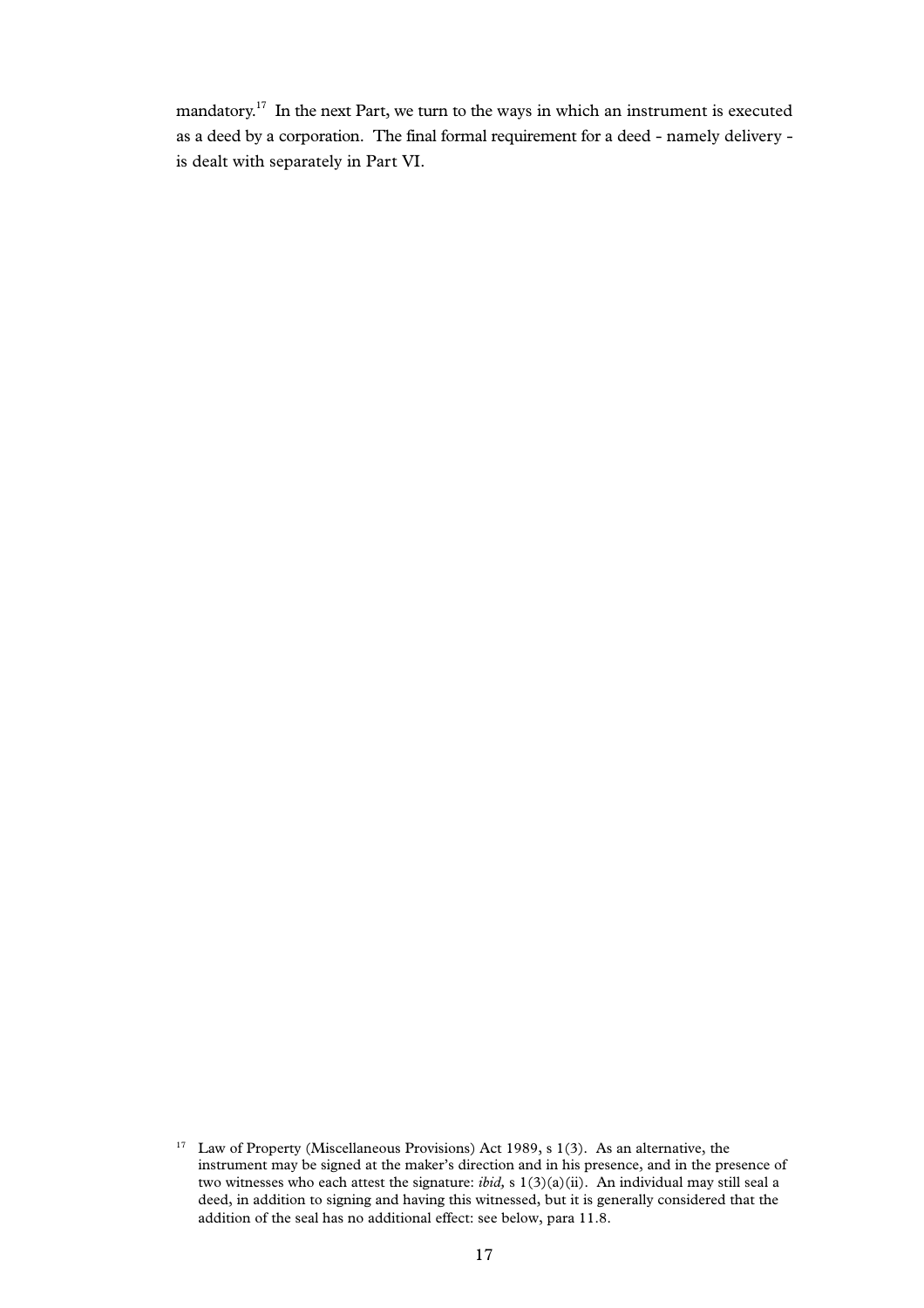mandatory.[17] In the next Part, we turn to the ways in which an instrument is executed as a deed by a corporation. The final formal requirement for a deed - namely delivery - is dealt with separately in Part VI.

[17] Law of Property (Miscellaneous Provisions) Act 1989, s 1(3). As an alternative, the instrument may be signed at the maker's direction and in his presence, and in the presence of two witnesses who each attest the signature: *ibid,* s 1(3)(a)(ii). An individual may still seal a deed, in addition to signing and having this witnessed, but it is generally considered that the addition of the seal has no additional effect: see below, para 11.8.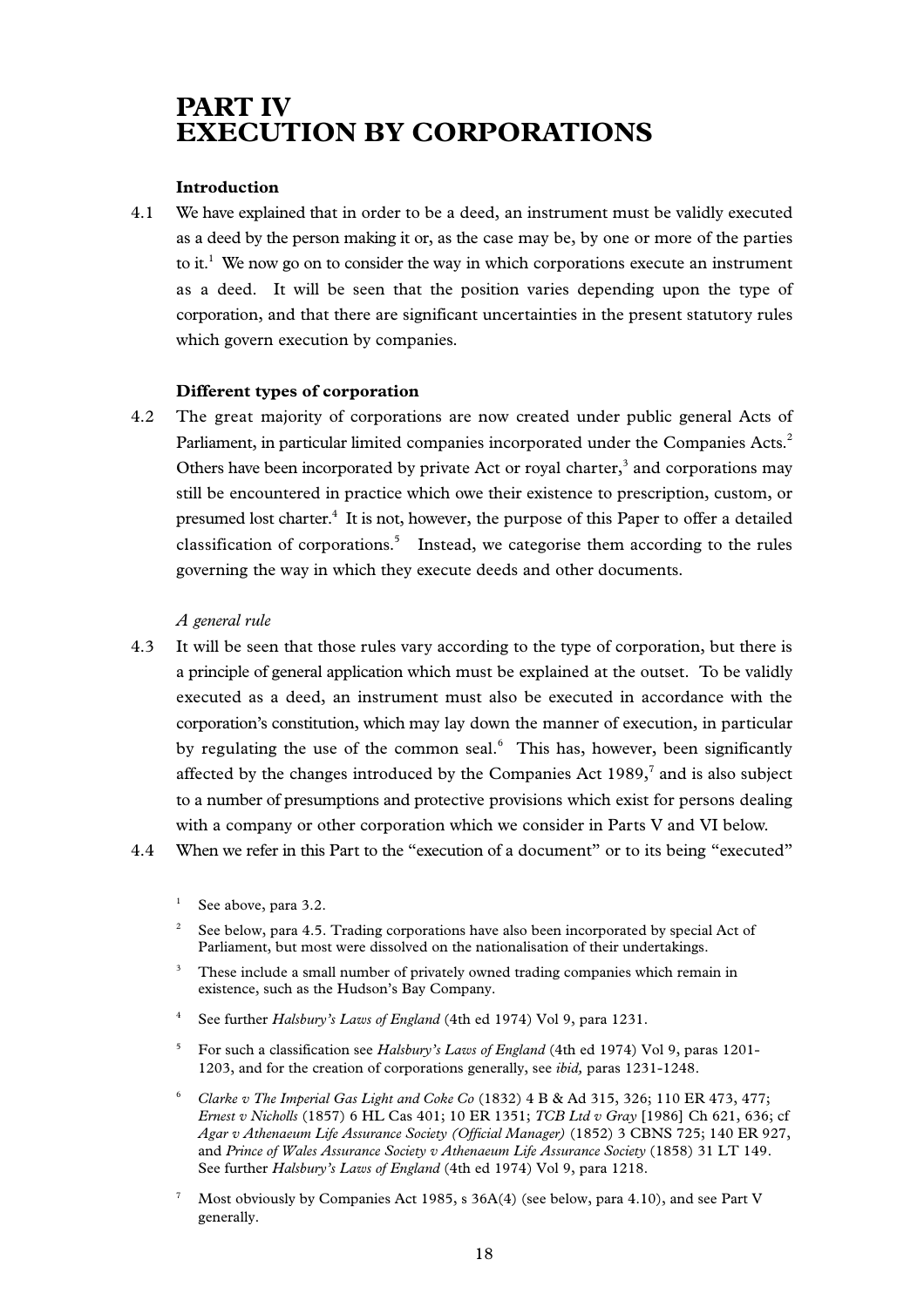# PART IV
# EXECUTION BY CORPORATIONS

### Introduction

4.1 We have explained that in order to be a deed, an instrument must be validly executed as a deed by the person making it or, as the case may be, by one or more of the parties to it.[1] We now go on to consider the way in which corporations execute an instrument as a deed. It will be seen that the position varies depending upon the type of corporation, and that there are significant uncertainties in the present statutory rules which govern execution by companies.

### Different types of corporation

4.2 The great majority of corporations are now created under public general Acts of Parliament, in particular limited companies incorporated under the Companies Acts.[2] Others have been incorporated by private Act or royal charter,[3] and corporations may still be encountered in practice which owe their existence to prescription, custom, or presumed lost charter.[4] It is not, however, the purpose of this Paper to offer a detailed classification of corporations.[5] Instead, we categorise them according to the rules governing the way in which they execute deeds and other documents.

*A general rule*

4.3 It will be seen that those rules vary according to the type of corporation, but there is a principle of general application which must be explained at the outset. To be validly executed as a deed, an instrument must also be executed in accordance with the corporation's constitution, which may lay down the manner of execution, in particular by regulating the use of the common seal.[6] This has, however, been significantly affected by the changes introduced by the Companies Act 1989,[7] and is also subject to a number of presumptions and protective provisions which exist for persons dealing with a company or other corporation which we consider in Parts V and VI below.

4.4 When we refer in this Part to the "execution of a document" or to its being "executed"

---

[1] See above, para 3.2.

[2] See below, para 4.5. Trading corporations have also been incorporated by special Act of Parliament, but most were dissolved on the nationalisation of their undertakings.

[3] These include a small number of privately owned trading companies which remain in existence, such as the Hudson's Bay Company.

[4] See further *Halsbury's Laws of England* (4th ed 1974) Vol 9, para 1231.

[5] For such a classification see *Halsbury's Laws of England* (4th ed 1974) Vol 9, paras 1201-1203, and for the creation of corporations generally, see *ibid,* paras 1231-1248.

[6] *Clarke v The Imperial Gas Light and Coke Co* (1832) 4 B & Ad 315, 326; 110 ER 473, 477; *Ernest v Nicholls* (1857) 6 HL Cas 401; 10 ER 1351; *TCB Ltd v Gray* [1986] Ch 621, 636; cf *Agar v Athenaeum Life Assurance Society (Official Manager)* (1852) 3 CBNS 725; 140 ER 927, and *Prince of Wales Assurance Society v Athenaeum Life Assurance Society* (1858) 31 LT 149. See further *Halsbury's Laws of England* (4th ed 1974) Vol 9, para 1218.

[7] Most obviously by Companies Act 1985, s 36A(4) (see below, para 4.10), and see Part V generally.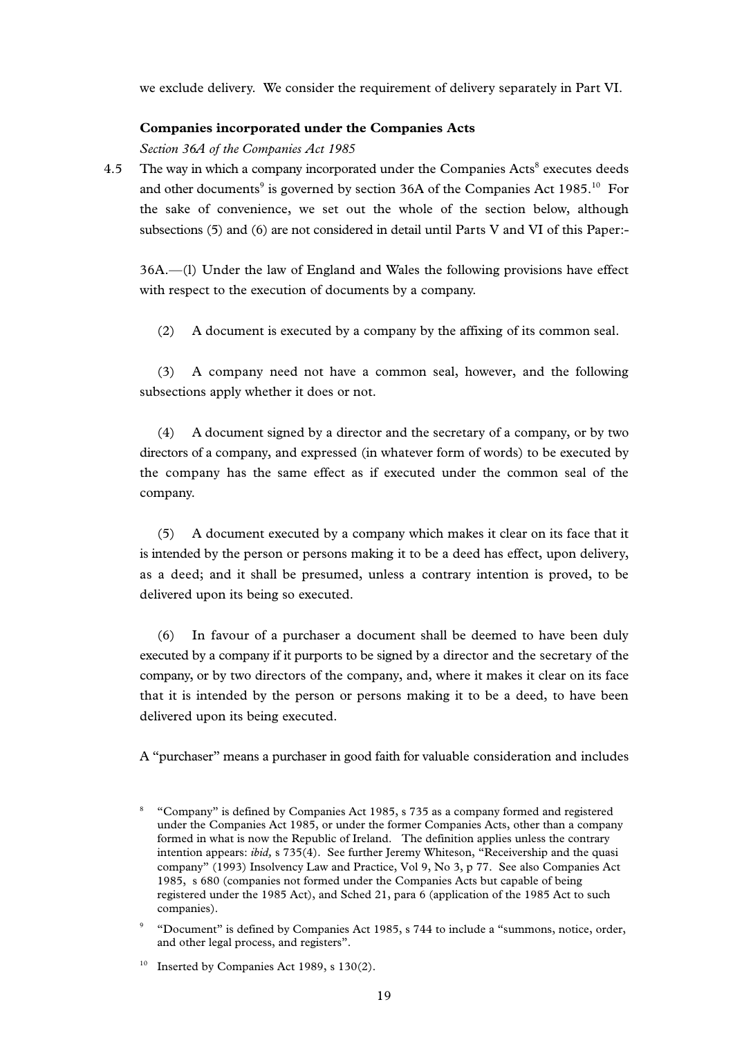we exclude delivery. We consider the requirement of delivery separately in Part VI.

**Companies incorporated under the Companies Acts**

*Section 36A of the Companies Act 1985*

4.5 The way in which a company incorporated under the Companies Acts[8] executes deeds and other documents[9] is governed by section 36A of the Companies Act 1985.[10] For the sake of convenience, we set out the whole of the section below, although subsections (5) and (6) are not considered in detail until Parts V and VI of this Paper:-

36A.—(l) Under the law of England and Wales the following provisions have effect with respect to the execution of documents by a company.

(2) A document is executed by a company by the affixing of its common seal.

(3) A company need not have a common seal, however, and the following subsections apply whether it does or not.

(4) A document signed by a director and the secretary of a company, or by two directors of a company, and expressed (in whatever form of words) to be executed by the company has the same effect as if executed under the common seal of the company.

(5) A document executed by a company which makes it clear on its face that it is intended by the person or persons making it to be a deed has effect, upon delivery, as a deed; and it shall be presumed, unless a contrary intention is proved, to be delivered upon its being so executed.

(6) In favour of a purchaser a document shall be deemed to have been duly executed by a company if it purports to be signed by a director and the secretary of the company, or by two directors of the company, and, where it makes it clear on its face that it is intended by the person or persons making it to be a deed, to have been delivered upon its being executed.

A "purchaser" means a purchaser in good faith for valuable consideration and includes

---

[8] "Company" is defined by Companies Act 1985, s 735 as a company formed and registered under the Companies Act 1985, or under the former Companies Acts, other than a company formed in what is now the Republic of Ireland. The definition applies unless the contrary intention appears: *ibid,* s 735(4). See further Jeremy Whiteson, "Receivership and the quasi company" (1993) Insolvency Law and Practice, Vol 9, No 3, p 77. See also Companies Act 1985, s 680 (companies not formed under the Companies Acts but capable of being registered under the 1985 Act), and Sched 21, para 6 (application of the 1985 Act to such companies).

[9] "Document" is defined by Companies Act 1985, s 744 to include a "summons, notice, order, and other legal process, and registers".

[10] Inserted by Companies Act 1989, s 130(2).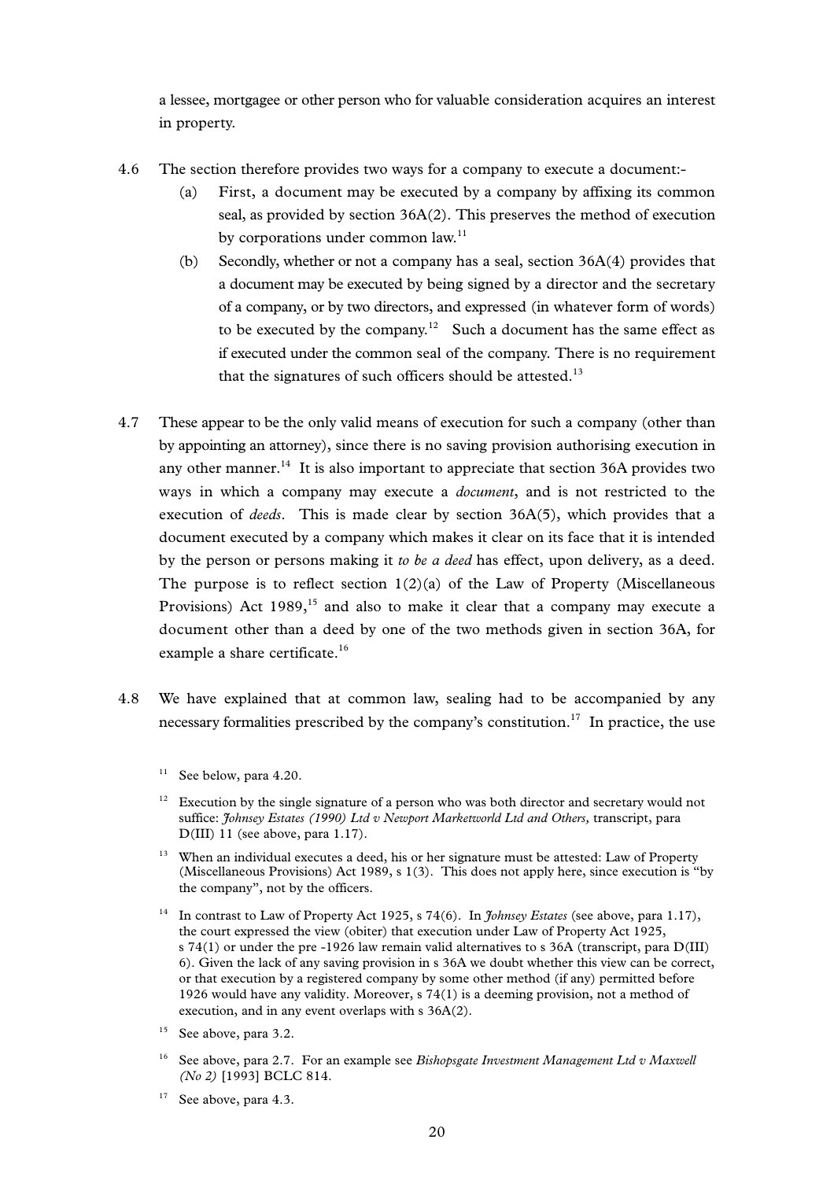a lessee, mortgagee or other person who for valuable consideration acquires an interest in property.

4.6 The section therefore provides two ways for a company to execute a document:-

(a) First, a document may be executed by a company by affixing its common seal, as provided by section 36A(2). This preserves the method of execution by corporations under common law.[11]

(b) Secondly, whether or not a company has a seal, section 36A(4) provides that a document may be executed by being signed by a director and the secretary of a company, or by two directors, and expressed (in whatever form of words) to be executed by the company.[12] Such a document has the same effect as if executed under the common seal of the company. There is no requirement that the signatures of such officers should be attested.[13]

4.7 These appear to be the only valid means of execution for such a company (other than by appointing an attorney), since there is no saving provision authorising execution in any other manner.[14] It is also important to appreciate that section 36A provides two ways in which a company may execute a *document*, and is not restricted to the execution of *deeds*. This is made clear by section 36A(5), which provides that a document executed by a company which makes it clear on its face that it is intended by the person or persons making it *to be a deed* has effect, upon delivery, as a deed. The purpose is to reflect section 1(2)(a) of the Law of Property (Miscellaneous Provisions) Act 1989,[15] and also to make it clear that a company may execute a document other than a deed by one of the two methods given in section 36A, for example a share certificate.[16]

4.8 We have explained that at common law, sealing had to be accompanied by any necessary formalities prescribed by the company's constitution.[17] In practice, the use

[11] See below, para 4.20.

[12] Execution by the single signature of a person who was both director and secretary would not suffice: *Johnsey Estates (1990) Ltd v Newport Marketworld Ltd and Others,* transcript, para D(III) 11 (see above, para 1.17).

[13] When an individual executes a deed, his or her signature must be attested: Law of Property (Miscellaneous Provisions) Act 1989, s 1(3). This does not apply here, since execution is "by the company", not by the officers.

[14] In contrast to Law of Property Act 1925, s 74(6). In *Johnsey Estates* (see above, para 1.17), the court expressed the view (obiter) that execution under Law of Property Act 1925, s 74(1) or under the pre -1926 law remain valid alternatives to s 36A (transcript, para D(III) 6). Given the lack of any saving provision in s 36A we doubt whether this view can be correct, or that execution by a registered company by some other method (if any) permitted before 1926 would have any validity. Moreover, s 74(1) is a deeming provision, not a method of execution, and in any event overlaps with s 36A(2).

[15] See above, para 3.2.

[16] See above, para 2.7. For an example see *Bishopsgate Investment Management Ltd v Maxwell (No 2)* [1993] BCLC 814.

[17] See above, para 4.3.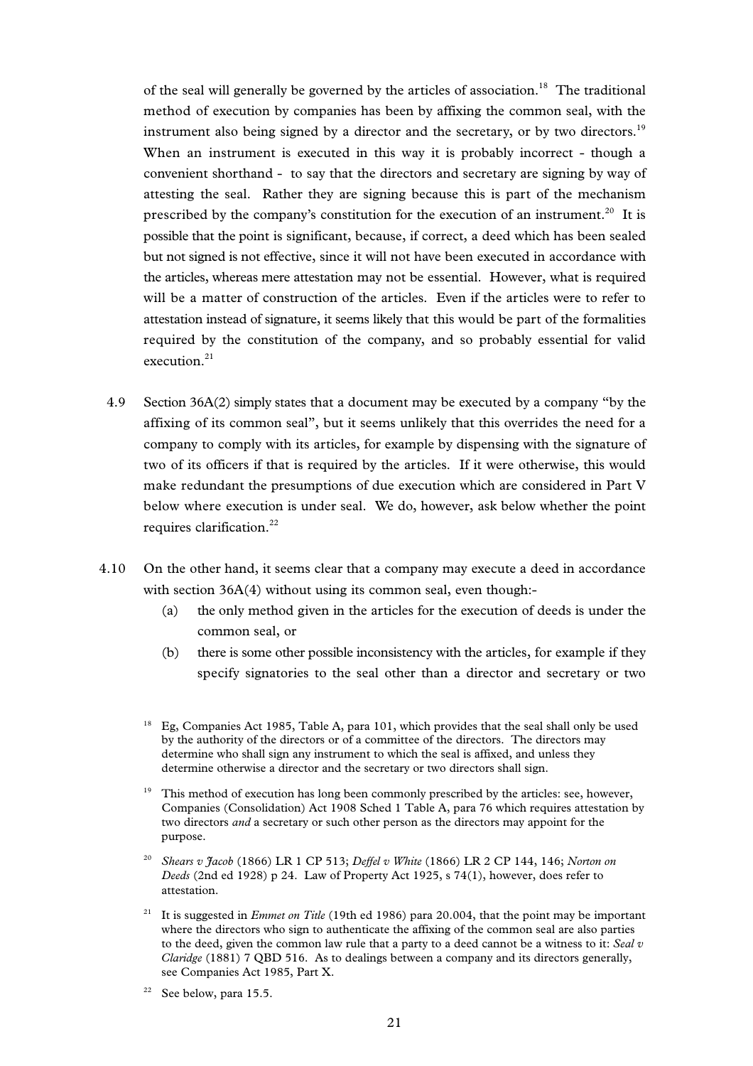of the seal will generally be governed by the articles of association.[18] The traditional method of execution by companies has been by affixing the common seal, with the instrument also being signed by a director and the secretary, or by two directors.[19] When an instrument is executed in this way it is probably incorrect - though a convenient shorthand - to say that the directors and secretary are signing by way of attesting the seal. Rather they are signing because this is part of the mechanism prescribed by the company's constitution for the execution of an instrument.[20] It is possible that the point is significant, because, if correct, a deed which has been sealed but not signed is not effective, since it will not have been executed in accordance with the articles, whereas mere attestation may not be essential. However, what is required will be a matter of construction of the articles. Even if the articles were to refer to attestation instead of signature, it seems likely that this would be part of the formalities required by the constitution of the company, and so probably essential for valid execution.[21]

4.9 Section 36A(2) simply states that a document may be executed by a company "by the affixing of its common seal", but it seems unlikely that this overrides the need for a company to comply with its articles, for example by dispensing with the signature of two of its officers if that is required by the articles. If it were otherwise, this would make redundant the presumptions of due execution which are considered in Part V below where execution is under seal. We do, however, ask below whether the point requires clarification.[22]

4.10 On the other hand, it seems clear that a company may execute a deed in accordance with section 36A(4) without using its common seal, even though:-

(a) the only method given in the articles for the execution of deeds is under the common seal, or

(b) there is some other possible inconsistency with the articles, for example if they specify signatories to the seal other than a director and secretary or two

[18] Eg, Companies Act 1985, Table A, para 101, which provides that the seal shall only be used by the authority of the directors or of a committee of the directors. The directors may determine who shall sign any instrument to which the seal is affixed, and unless they determine otherwise a director and the secretary or two directors shall sign.

[19] This method of execution has long been commonly prescribed by the articles: see, however, Companies (Consolidation) Act 1908 Sched 1 Table A, para 76 which requires attestation by two directors *and* a secretary or such other person as the directors may appoint for the purpose.

[20] *Shears v Jacob* (1866) LR 1 CP 513; *Deffel v White* (1866) LR 2 CP 144, 146; *Norton on Deeds* (2nd ed 1928) p 24. Law of Property Act 1925, s 74(1), however, does refer to attestation.

[21] It is suggested in *Emmet on Title* (19th ed 1986) para 20.004, that the point may be important where the directors who sign to authenticate the affixing of the common seal are also parties to the deed, given the common law rule that a party to a deed cannot be a witness to it: *Seal v Claridge* (1881) 7 QBD 516. As to dealings between a company and its directors generally, see Companies Act 1985, Part X.

[22] See below, para 15.5.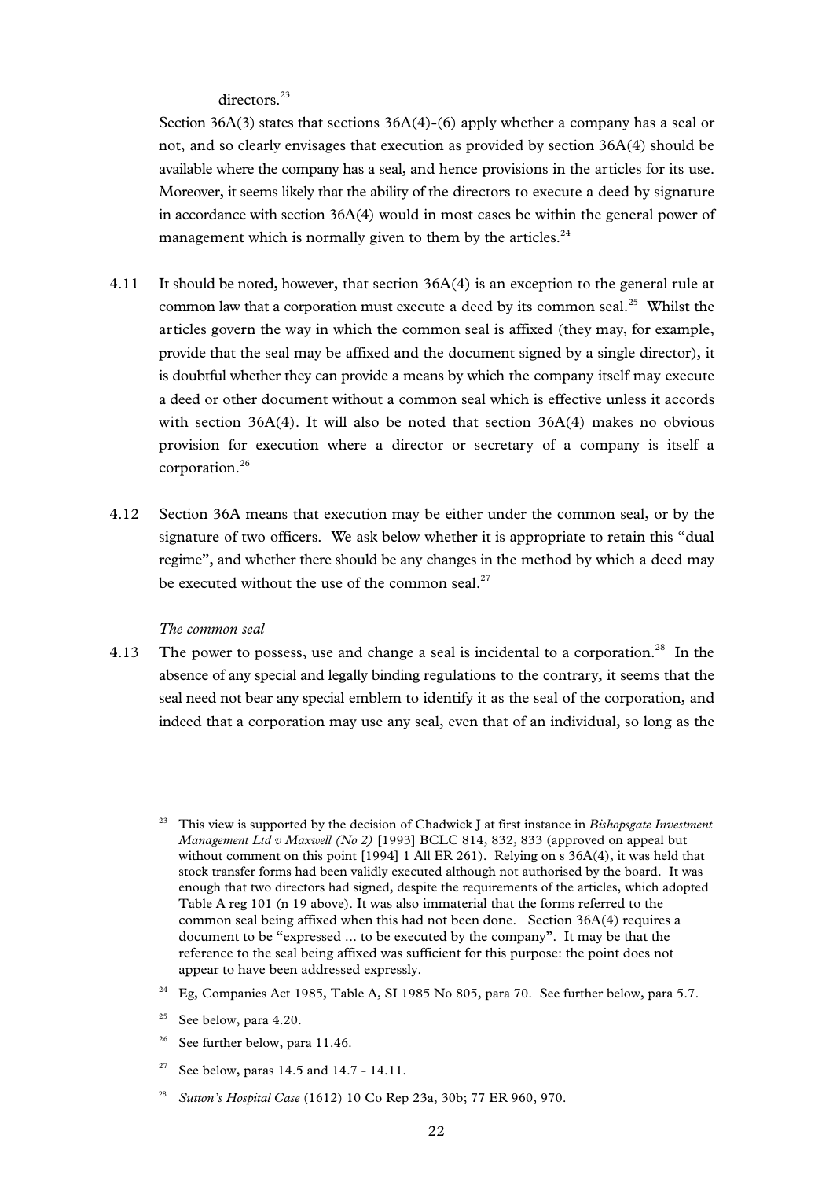directors.[23]

Section 36A(3) states that sections 36A(4)-(6) apply whether a company has a seal or not, and so clearly envisages that execution as provided by section 36A(4) should be available where the company has a seal, and hence provisions in the articles for its use. Moreover, it seems likely that the ability of the directors to execute a deed by signature in accordance with section 36A(4) would in most cases be within the general power of management which is normally given to them by the articles.[24]

4.11 It should be noted, however, that section 36A(4) is an exception to the general rule at common law that a corporation must execute a deed by its common seal.[25] Whilst the articles govern the way in which the common seal is affixed (they may, for example, provide that the seal may be affixed and the document signed by a single director), it is doubtful whether they can provide a means by which the company itself may execute a deed or other document without a common seal which is effective unless it accords with section 36A(4). It will also be noted that section 36A(4) makes no obvious provision for execution where a director or secretary of a company is itself a corporation.[26]

4.12 Section 36A means that execution may be either under the common seal, or by the signature of two officers. We ask below whether it is appropriate to retain this "dual regime", and whether there should be any changes in the method by which a deed may be executed without the use of the common seal.[27]

*The common seal*

4.13 The power to possess, use and change a seal is incidental to a corporation.[28] In the absence of any special and legally binding regulations to the contrary, it seems that the seal need not bear any special emblem to identify it as the seal of the corporation, and indeed that a corporation may use any seal, even that of an individual, so long as the

---

[23] This view is supported by the decision of Chadwick J at first instance in *Bishopsgate Investment Management Ltd v Maxwell (No 2)* [1993] BCLC 814, 832, 833 (approved on appeal but without comment on this point [1994] 1 All ER 261). Relying on s 36A(4), it was held that stock transfer forms had been validly executed although not authorised by the board. It was enough that two directors had signed, despite the requirements of the articles, which adopted Table A reg 101 (n 19 above). It was also immaterial that the forms referred to the common seal being affixed when this had not been done. Section 36A(4) requires a document to be "expressed ... to be executed by the company". It may be that the reference to the seal being affixed was sufficient for this purpose: the point does not appear to have been addressed expressly.

[24] Eg, Companies Act 1985, Table A, SI 1985 No 805, para 70. See further below, para 5.7.

[25] See below, para 4.20.

[26] See further below, para 11.46.

[27] See below, paras 14.5 and 14.7 - 14.11.

[28] *Sutton's Hospital Case* (1612) 10 Co Rep 23a, 30b; 77 ER 960, 970.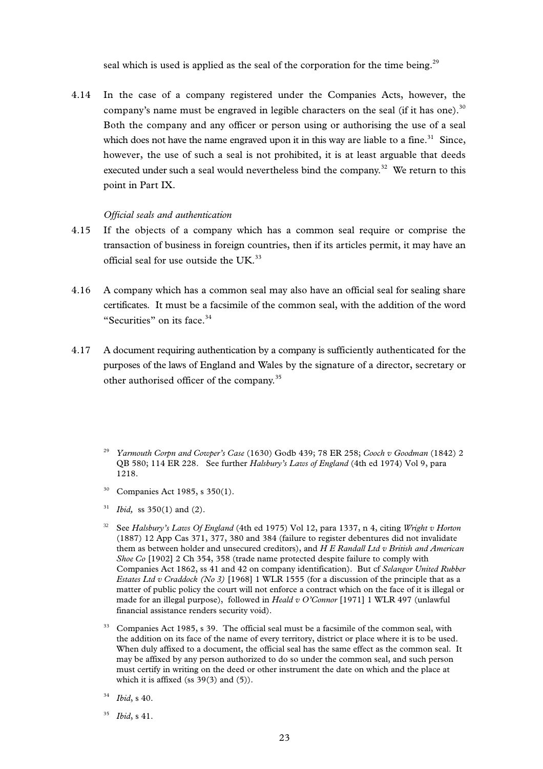seal which is used is applied as the seal of the corporation for the time being.[29]

4.14 In the case of a company registered under the Companies Acts, however, the company's name must be engraved in legible characters on the seal (if it has one).[30] Both the company and any officer or person using or authorising the use of a seal which does not have the name engraved upon it in this way are liable to a fine.[31] Since, however, the use of such a seal is not prohibited, it is at least arguable that deeds executed under such a seal would nevertheless bind the company.[32] We return to this point in Part IX.

*Official seals and authentication*

4.15 If the objects of a company which has a common seal require or comprise the transaction of business in foreign countries, then if its articles permit, it may have an official seal for use outside the UK.[33]

4.16 A company which has a common seal may also have an official seal for sealing share certificates. It must be a facsimile of the common seal, with the addition of the word "Securities" on its face.[34]

4.17 A document requiring authentication by a company is sufficiently authenticated for the purposes of the laws of England and Wales by the signature of a director, secretary or other authorised officer of the company.[35]

---

[29] *Yarmouth Corpn and Cowper's Case* (1630) Godb 439; 78 ER 258; *Cooch v Goodman* (1842) 2 QB 580; 114 ER 228. See further *Halsbury's Laws of England* (4th ed 1974) Vol 9, para 1218.

[30] Companies Act 1985, s 350(1).

[31] *Ibid,* ss 350(1) and (2).

[32] See *Halsbury's Laws Of England* (4th ed 1975) Vol 12, para 1337, n 4, citing *Wright v Horton* (1887) 12 App Cas 371, 377, 380 and 384 (failure to register debentures did not invalidate them as between holder and unsecured creditors), and *H E Randall Ltd v British and American Shoe Co* [1902] 2 Ch 354, 358 (trade name protected despite failure to comply with Companies Act 1862, ss 41 and 42 on company identification). But cf *Selangor United Rubber Estates Ltd v Craddock (No 3)* [1968] 1 WLR 1555 (for a discussion of the principle that as a matter of public policy the court will not enforce a contract which on the face of it is illegal or made for an illegal purpose), followed in *Heald v O'Connor* [1971] 1 WLR 497 (unlawful financial assistance renders security void).

[33] Companies Act 1985, s 39. The official seal must be a facsimile of the common seal, with the addition on its face of the name of every territory, district or place where it is to be used. When duly affixed to a document, the official seal has the same effect as the common seal. It may be affixed by any person authorized to do so under the common seal, and such person must certify in writing on the deed or other instrument the date on which and the place at which it is affixed (ss 39(3) and (5)).

[34] *Ibid*, s 40.

[35] *Ibid*, s 41.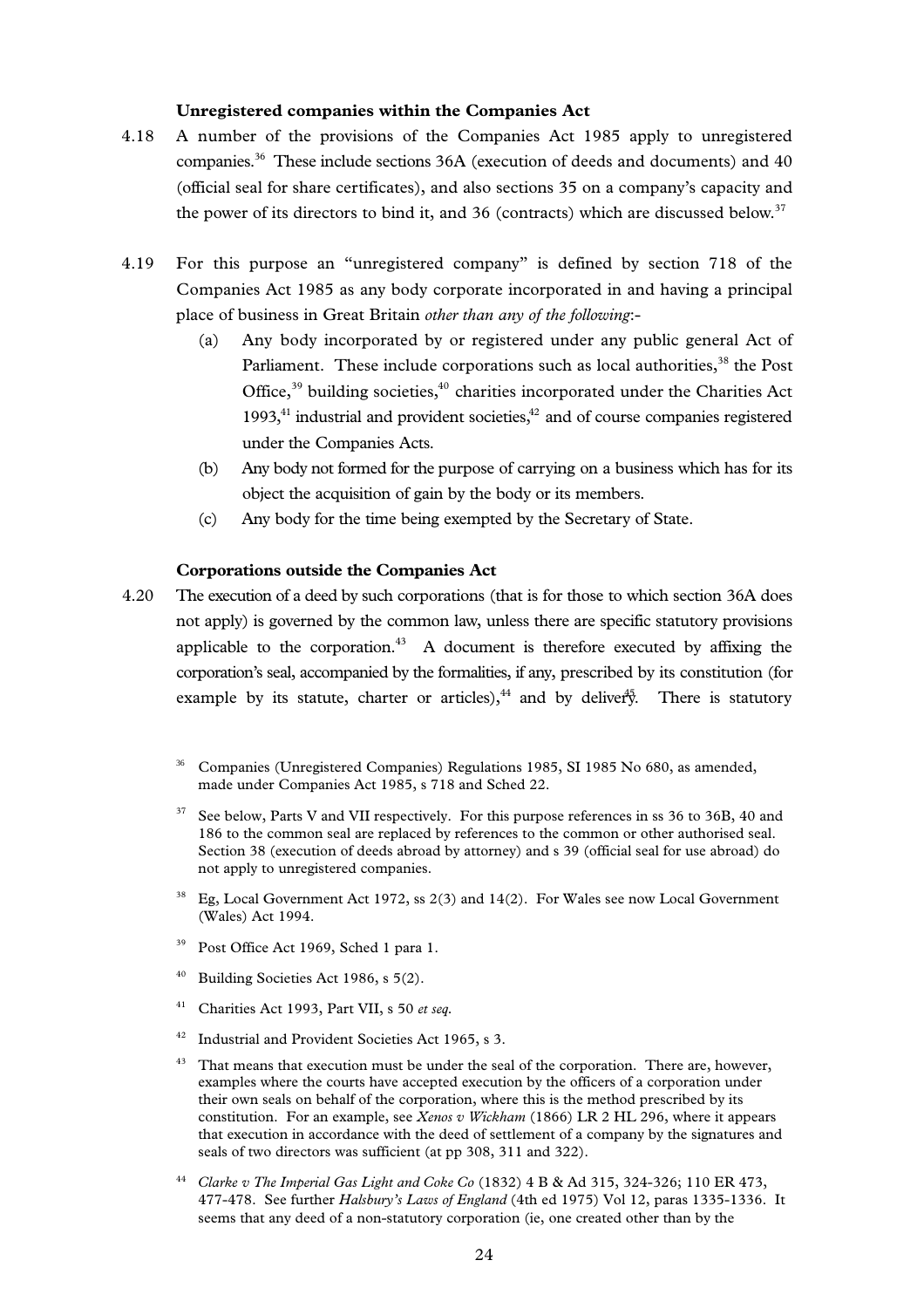### Unregistered companies within the Companies Act

4.18 A number of the provisions of the Companies Act 1985 apply to unregistered companies.[36] These include sections 36A (execution of deeds and documents) and 40 (official seal for share certificates), and also sections 35 on a company's capacity and the power of its directors to bind it, and 36 (contracts) which are discussed below.[37]

4.19 For this purpose an "unregistered company" is defined by section 718 of the Companies Act 1985 as any body corporate incorporated in and having a principal place of business in Great Britain *other than any of the following*:-

(a) Any body incorporated by or registered under any public general Act of Parliament. These include corporations such as local authorities,[38] the Post Office,[39] building societies,[40] charities incorporated under the Charities Act 1993,[41] industrial and provident societies,[42] and of course companies registered under the Companies Acts.

(b) Any body not formed for the purpose of carrying on a business which has for its object the acquisition of gain by the body or its members.

(c) Any body for the time being exempted by the Secretary of State.

### Corporations outside the Companies Act

4.20 The execution of a deed by such corporations (that is for those to which section 36A does not apply) is governed by the common law, unless there are specific statutory provisions applicable to the corporation.[43] A document is therefore executed by affixing the corporation's seal, accompanied by the formalities, if any, prescribed by its constitution (for example by its statute, charter or articles),[44] and by delivery.[45] There is statutory

---

[36] Companies (Unregistered Companies) Regulations 1985, SI 1985 No 680, as amended, made under Companies Act 1985, s 718 and Sched 22.

[37] See below, Parts V and VII respectively. For this purpose references in ss 36 to 36B, 40 and 186 to the common seal are replaced by references to the common or other authorised seal. Section 38 (execution of deeds abroad by attorney) and s 39 (official seal for use abroad) do not apply to unregistered companies.

[38] Eg, Local Government Act 1972, ss 2(3) and 14(2). For Wales see now Local Government (Wales) Act 1994.

[39] Post Office Act 1969, Sched 1 para 1.

[40] Building Societies Act 1986, s 5(2).

[41] Charities Act 1993, Part VII, s 50 *et seq.*

[42] Industrial and Provident Societies Act 1965, s 3.

[43] That means that execution must be under the seal of the corporation. There are, however, examples where the courts have accepted execution by the officers of a corporation under their own seals on behalf of the corporation, where this is the method prescribed by its constitution. For an example, see *Xenos v Wickham* (1866) LR 2 HL 296, where it appears that execution in accordance with the deed of settlement of a company by the signatures and seals of two directors was sufficient (at pp 308, 311 and 322).

[44] *Clarke v The Imperial Gas Light and Coke Co* (1832) 4 B & Ad 315, 324-326; 110 ER 473, 477-478. See further *Halsbury's Laws of England* (4th ed 1975) Vol 12, paras 1335-1336. It seems that any deed of a non-statutory corporation (ie, one created other than by the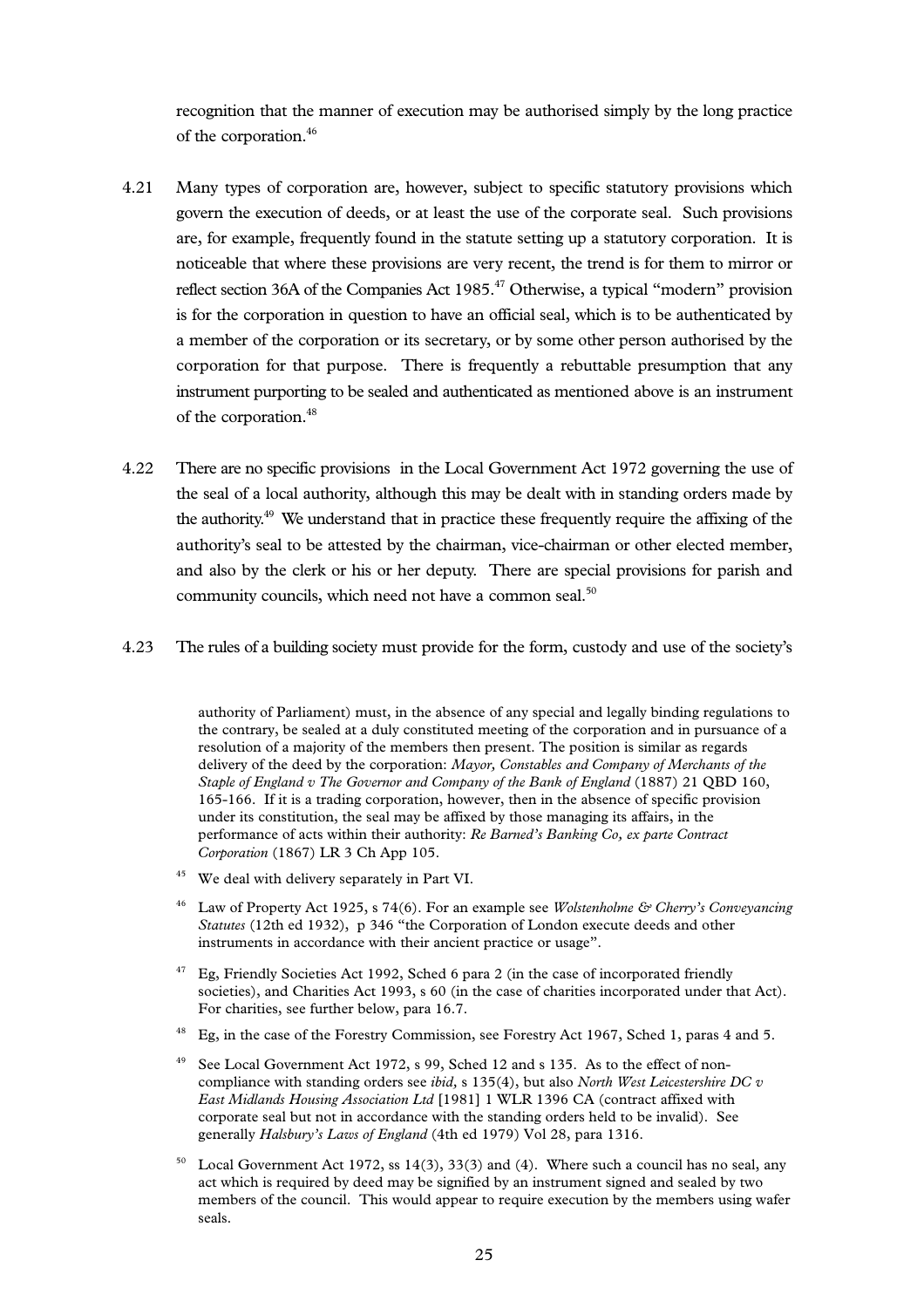recognition that the manner of execution may be authorised simply by the long practice of the corporation.[46]

4.21 Many types of corporation are, however, subject to specific statutory provisions which govern the execution of deeds, or at least the use of the corporate seal. Such provisions are, for example, frequently found in the statute setting up a statutory corporation. It is noticeable that where these provisions are very recent, the trend is for them to mirror or reflect section 36A of the Companies Act 1985.[47] Otherwise, a typical "modern" provision is for the corporation in question to have an official seal, which is to be authenticated by a member of the corporation or its secretary, or by some other person authorised by the corporation for that purpose. There is frequently a rebuttable presumption that any instrument purporting to be sealed and authenticated as mentioned above is an instrument of the corporation.[48]

4.22 There are no specific provisions in the Local Government Act 1972 governing the use of the seal of a local authority, although this may be dealt with in standing orders made by the authority.[49] We understand that in practice these frequently require the affixing of the authority's seal to be attested by the chairman, vice-chairman or other elected member, and also by the clerk or his or her deputy. There are special provisions for parish and community councils, which need not have a common seal.[50]

4.23 The rules of a building society must provide for the form, custody and use of the society's

authority of Parliament) must, in the absence of any special and legally binding regulations to the contrary, be sealed at a duly constituted meeting of the corporation and in pursuance of a resolution of a majority of the members then present. The position is similar as regards delivery of the deed by the corporation: *Mayor, Constables and Company of Merchants of the Staple of England v The Governor and Company of the Bank of England* (1887) 21 QBD 160, 165-166. If it is a trading corporation, however, then in the absence of specific provision under its constitution, the seal may be affixed by those managing its affairs, in the performance of acts within their authority: *Re Barned's Banking Co, ex parte Contract Corporation* (1867) LR 3 Ch App 105.

[45] We deal with delivery separately in Part VI.

[46] Law of Property Act 1925, s 74(6). For an example see *Wolstenholme & Cherry's Conveyancing Statutes* (12th ed 1932), p 346 "the Corporation of London execute deeds and other instruments in accordance with their ancient practice or usage".

[47] Eg, Friendly Societies Act 1992, Sched 6 para 2 (in the case of incorporated friendly societies), and Charities Act 1993, s 60 (in the case of charities incorporated under that Act). For charities, see further below, para 16.7.

[48] Eg, in the case of the Forestry Commission, see Forestry Act 1967, Sched 1, paras 4 and 5.

[49] See Local Government Act 1972, s 99, Sched 12 and s 135. As to the effect of non-compliance with standing orders see *ibid*, s 135(4), but also *North West Leicestershire DC v East Midlands Housing Association Ltd* [1981] 1 WLR 1396 CA (contract affixed with corporate seal but not in accordance with the standing orders held to be invalid). See generally *Halsbury's Laws of England* (4th ed 1979) Vol 28, para 1316.

[50] Local Government Act 1972, ss 14(3), 33(3) and (4). Where such a council has no seal, any act which is required by deed may be signified by an instrument signed and sealed by two members of the council. This would appear to require execution by the members using wafer seals.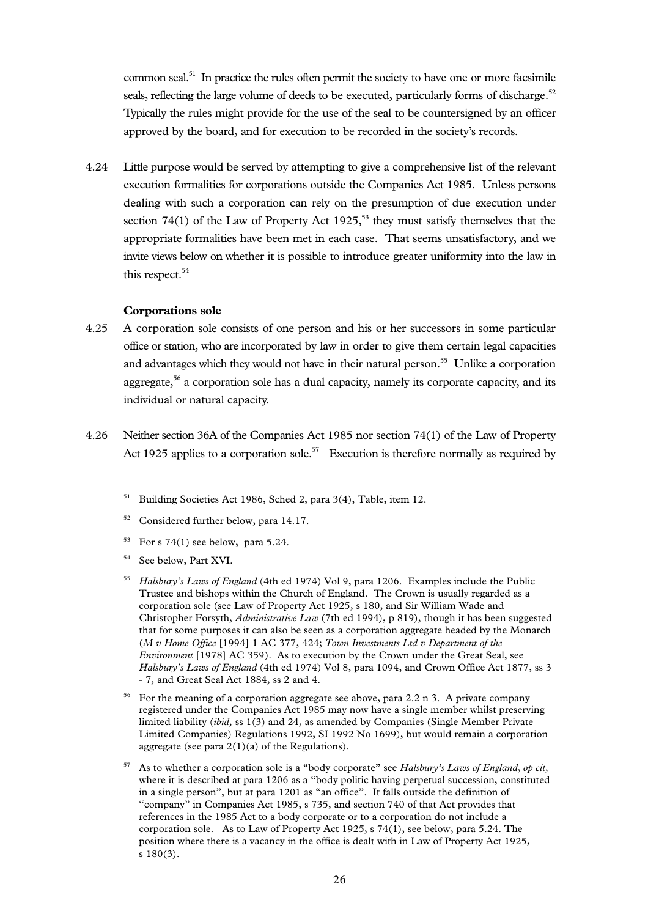common seal.[51] In practice the rules often permit the society to have one or more facsimile seals, reflecting the large volume of deeds to be executed, particularly forms of discharge.[52] Typically the rules might provide for the use of the seal to be countersigned by an officer approved by the board, and for execution to be recorded in the society's records.

4.24 Little purpose would be served by attempting to give a comprehensive list of the relevant execution formalities for corporations outside the Companies Act 1985. Unless persons dealing with such a corporation can rely on the presumption of due execution under section 74(1) of the Law of Property Act 1925,[53] they must satisfy themselves that the appropriate formalities have been met in each case. That seems unsatisfactory, and we invite views below on whether it is possible to introduce greater uniformity into the law in this respect.[54]

### Corporations sole

4.25 A corporation sole consists of one person and his or her successors in some particular office or station, who are incorporated by law in order to give them certain legal capacities and advantages which they would not have in their natural person.[55] Unlike a corporation aggregate,[56] a corporation sole has a dual capacity, namely its corporate capacity, and its individual or natural capacity.

4.26 Neither section 36A of the Companies Act 1985 nor section 74(1) of the Law of Property Act 1925 applies to a corporation sole.[57] Execution is therefore normally as required by

---

[51] Building Societies Act 1986, Sched 2, para 3(4), Table, item 12.

[52] Considered further below, para 14.17.

[53] For s 74(1) see below, para 5.24.

[54] See below, Part XVI.

[55] *Halsbury's Laws of England* (4th ed 1974) Vol 9, para 1206. Examples include the Public Trustee and bishops within the Church of England. The Crown is usually regarded as a corporation sole (see Law of Property Act 1925, s 180, and Sir William Wade and Christopher Forsyth, *Administrative Law* (7th ed 1994), p 819), though it has been suggested that for some purposes it can also be seen as a corporation aggregate headed by the Monarch (*M v Home Office* [1994] 1 AC 377, 424; *Town Investments Ltd v Department of the Environment* [1978] AC 359). As to execution by the Crown under the Great Seal, see *Halsbury's Laws of England* (4th ed 1974) Vol 8, para 1094, and Crown Office Act 1877, ss 3 - 7, and Great Seal Act 1884, ss 2 and 4.

[56] For the meaning of a corporation aggregate see above, para 2.2 n 3. A private company registered under the Companies Act 1985 may now have a single member whilst preserving limited liability (*ibid*, ss 1(3) and 24, as amended by Companies (Single Member Private Limited Companies) Regulations 1992, SI 1992 No 1699), but would remain a corporation aggregate (see para 2(1)(a) of the Regulations).

[57] As to whether a corporation sole is a "body corporate" see *Halsbury's Laws of England*, *op cit*, where it is described at para 1206 as a "body politic having perpetual succession, constituted in a single person", but at para 1201 as "an office". It falls outside the definition of "company" in Companies Act 1985, s 735, and section 740 of that Act provides that references in the 1985 Act to a body corporate or to a corporation do not include a corporation sole. As to Law of Property Act 1925, s 74(1), see below, para 5.24. The position where there is a vacancy in the office is dealt with in Law of Property Act 1925, s 180(3).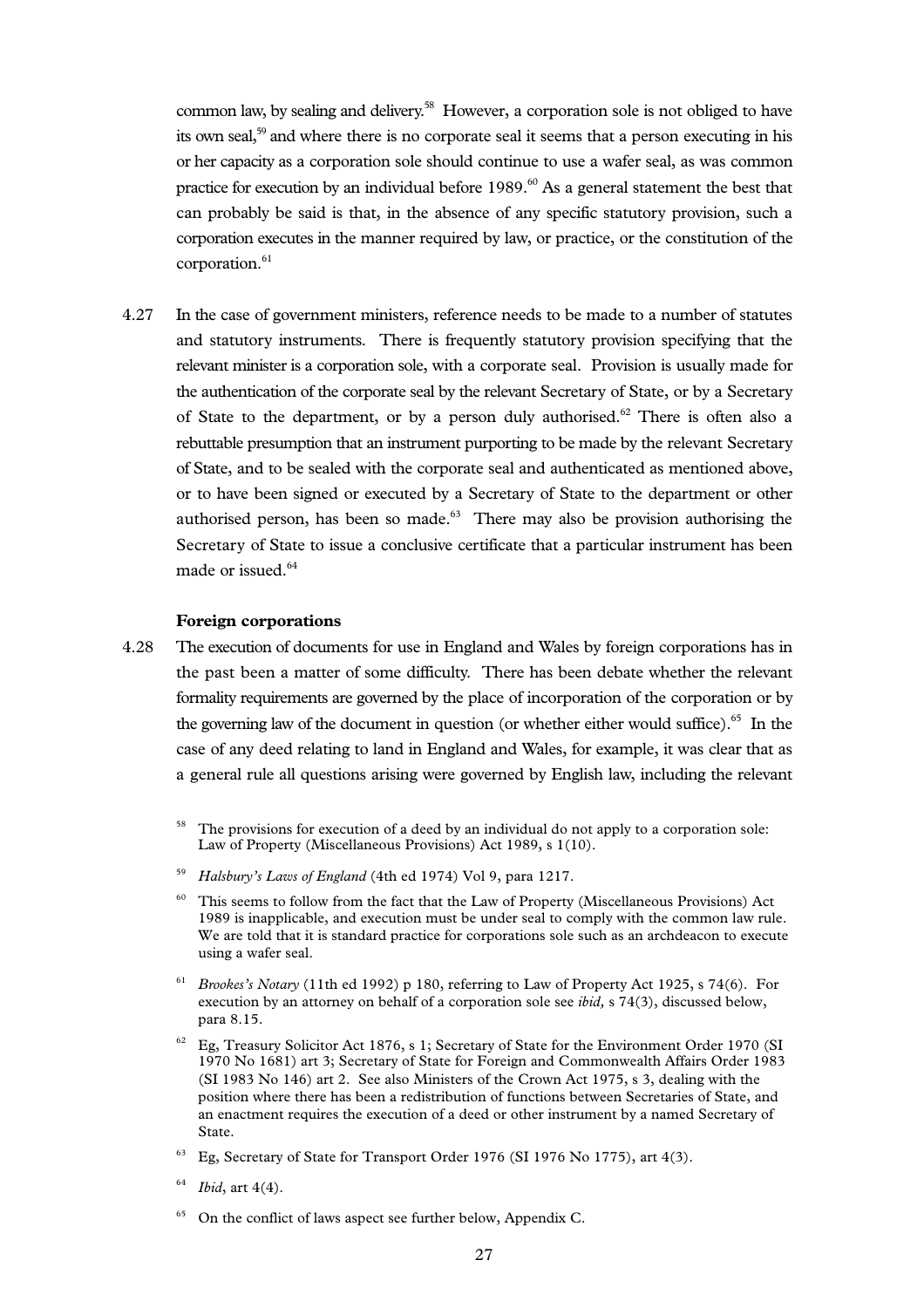common law, by sealing and delivery.[58] However, a corporation sole is not obliged to have its own seal,[59] and where there is no corporate seal it seems that a person executing in his or her capacity as a corporation sole should continue to use a wafer seal, as was common practice for execution by an individual before 1989.[60] As a general statement the best that can probably be said is that, in the absence of any specific statutory provision, such a corporation executes in the manner required by law, or practice, or the constitution of the corporation.[61]

4.27 In the case of government ministers, reference needs to be made to a number of statutes and statutory instruments. There is frequently statutory provision specifying that the relevant minister is a corporation sole, with a corporate seal. Provision is usually made for the authentication of the corporate seal by the relevant Secretary of State, or by a Secretary of State to the department, or by a person duly authorised.[62] There is often also a rebuttable presumption that an instrument purporting to be made by the relevant Secretary of State, and to be sealed with the corporate seal and authenticated as mentioned above, or to have been signed or executed by a Secretary of State to the department or other authorised person, has been so made.[63] There may also be provision authorising the Secretary of State to issue a conclusive certificate that a particular instrument has been made or issued.[64]

**Foreign corporations**

4.28 The execution of documents for use in England and Wales by foreign corporations has in the past been a matter of some difficulty. There has been debate whether the relevant formality requirements are governed by the place of incorporation of the corporation or by the governing law of the document in question (or whether either would suffice).[65] In the case of any deed relating to land in England and Wales, for example, it was clear that as a general rule all questions arising were governed by English law, including the relevant

[58] The provisions for execution of a deed by an individual do not apply to a corporation sole: Law of Property (Miscellaneous Provisions) Act 1989, s 1(10).

[59] *Halsbury's Laws of England* (4th ed 1974) Vol 9, para 1217.

[60] This seems to follow from the fact that the Law of Property (Miscellaneous Provisions) Act 1989 is inapplicable, and execution must be under seal to comply with the common law rule. We are told that it is standard practice for corporations sole such as an archdeacon to execute using a wafer seal.

[61] *Brookes's Notary* (11th ed 1992) p 180, referring to Law of Property Act 1925, s 74(6). For execution by an attorney on behalf of a corporation sole see *ibid,* s 74(3), discussed below, para 8.15.

[62] Eg, Treasury Solicitor Act 1876, s 1; Secretary of State for the Environment Order 1970 (SI 1970 No 1681) art 3; Secretary of State for Foreign and Commonwealth Affairs Order 1983 (SI 1983 No 146) art 2. See also Ministers of the Crown Act 1975, s 3, dealing with the position where there has been a redistribution of functions between Secretaries of State, and an enactment requires the execution of a deed or other instrument by a named Secretary of State.

[63] Eg, Secretary of State for Transport Order 1976 (SI 1976 No 1775), art 4(3).

[64] *Ibid*, art 4(4).

[65] On the conflict of laws aspect see further below, Appendix C.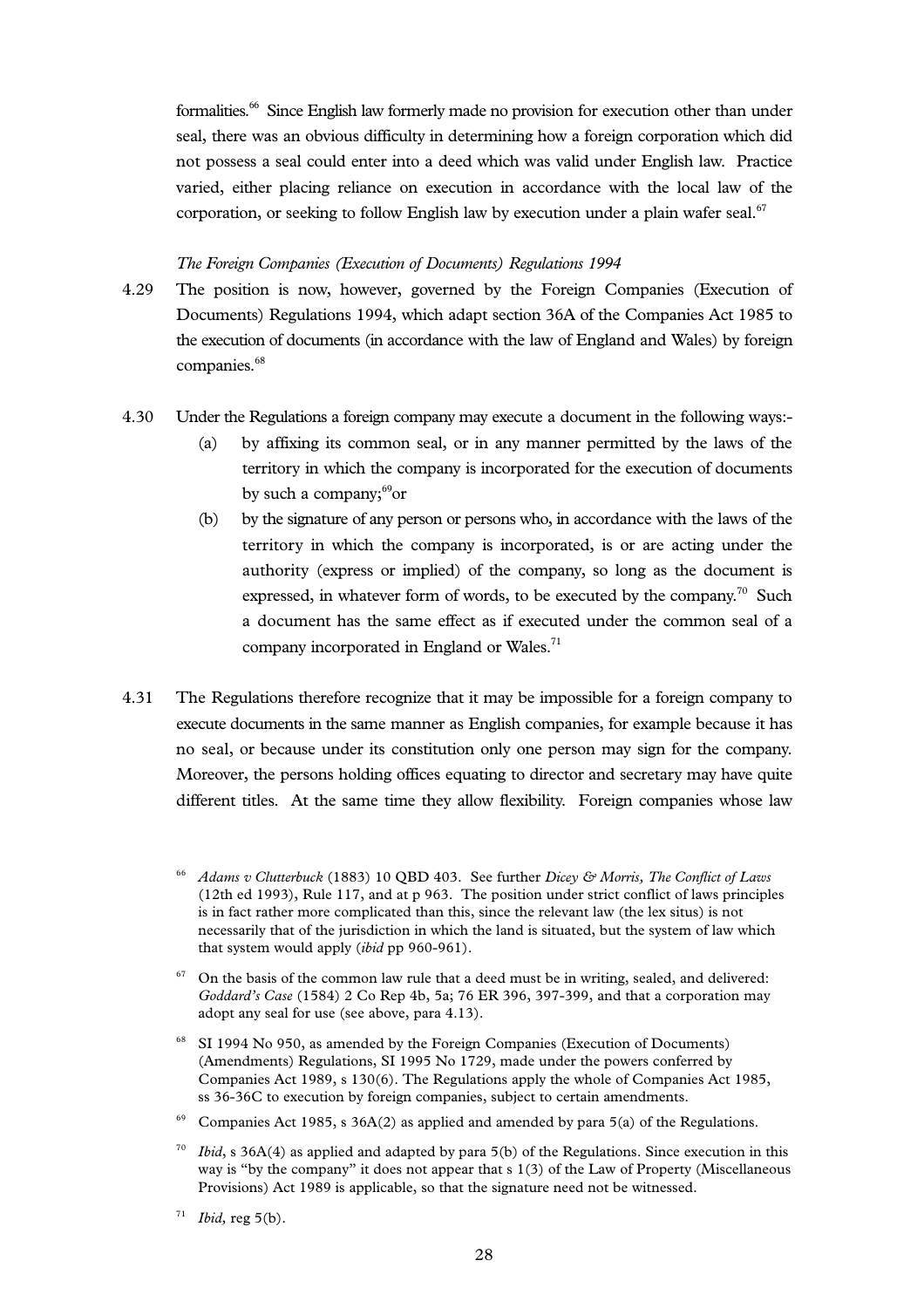formalities.[66] Since English law formerly made no provision for execution other than under seal, there was an obvious difficulty in determining how a foreign corporation which did not possess a seal could enter into a deed which was valid under English law. Practice varied, either placing reliance on execution in accordance with the local law of the corporation, or seeking to follow English law by execution under a plain wafer seal.[67]

*The Foreign Companies (Execution of Documents) Regulations 1994*

4.29 The position is now, however, governed by the Foreign Companies (Execution of Documents) Regulations 1994, which adapt section 36A of the Companies Act 1985 to the execution of documents (in accordance with the law of England and Wales) by foreign companies.[68]

4.30 Under the Regulations a foreign company may execute a document in the following ways:-

(a) by affixing its common seal, or in any manner permitted by the laws of the territory in which the company is incorporated for the execution of documents by such a company;[69] or

(b) by the signature of any person or persons who, in accordance with the laws of the territory in which the company is incorporated, is or are acting under the authority (express or implied) of the company, so long as the document is expressed, in whatever form of words, to be executed by the company.[70] Such a document has the same effect as if executed under the common seal of a company incorporated in England or Wales.[71]

4.31 The Regulations therefore recognize that it may be impossible for a foreign company to execute documents in the same manner as English companies, for example because it has no seal, or because under its constitution only one person may sign for the company. Moreover, the persons holding offices equating to director and secretary may have quite different titles. At the same time they allow flexibility. Foreign companies whose law

---

[66] *Adams v Clutterbuck* (1883) 10 QBD 403. See further *Dicey & Morris, The Conflict of Laws* (12th ed 1993), Rule 117, and at p 963. The position under strict conflict of laws principles is in fact rather more complicated than this, since the relevant law (the lex situs) is not necessarily that of the jurisdiction in which the land is situated, but the system of law which that system would apply (*ibid* pp 960-961).

[67] On the basis of the common law rule that a deed must be in writing, sealed, and delivered: *Goddard's Case* (1584) 2 Co Rep 4b, 5a; 76 ER 396, 397-399, and that a corporation may adopt any seal for use (see above, para 4.13).

[68] SI 1994 No 950, as amended by the Foreign Companies (Execution of Documents) (Amendments) Regulations, SI 1995 No 1729, made under the powers conferred by Companies Act 1989, s 130(6). The Regulations apply the whole of Companies Act 1985, ss 36-36C to execution by foreign companies, subject to certain amendments.

[69] Companies Act 1985, s 36A(2) as applied and amended by para 5(a) of the Regulations.

[70] *Ibid*, s 36A(4) as applied and adapted by para 5(b) of the Regulations. Since execution in this way is "by the company" it does not appear that s 1(3) of the Law of Property (Miscellaneous Provisions) Act 1989 is applicable, so that the signature need not be witnessed.

[71] *Ibid,* reg 5(b).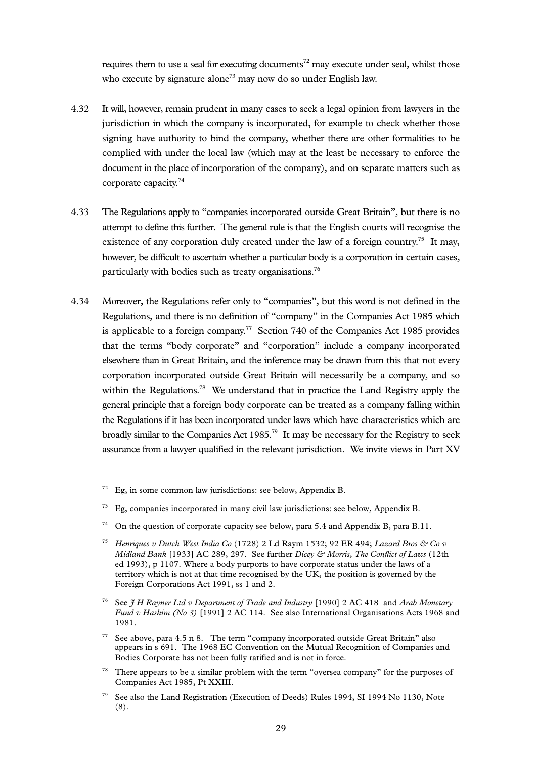requires them to use a seal for executing documents[72] may execute under seal, whilst those who execute by signature alone[73] may now do so under English law.

4.32 It will, however, remain prudent in many cases to seek a legal opinion from lawyers in the jurisdiction in which the company is incorporated, for example to check whether those signing have authority to bind the company, whether there are other formalities to be complied with under the local law (which may at the least be necessary to enforce the document in the place of incorporation of the company), and on separate matters such as corporate capacity.[74]

4.33 The Regulations apply to "companies incorporated outside Great Britain", but there is no attempt to define this further. The general rule is that the English courts will recognise the existence of any corporation duly created under the law of a foreign country.[75] It may, however, be difficult to ascertain whether a particular body is a corporation in certain cases, particularly with bodies such as treaty organisations.[76]

4.34 Moreover, the Regulations refer only to "companies", but this word is not defined in the Regulations, and there is no definition of "company" in the Companies Act 1985 which is applicable to a foreign company.[77] Section 740 of the Companies Act 1985 provides that the terms "body corporate" and "corporation" include a company incorporated elsewhere than in Great Britain, and the inference may be drawn from this that not every corporation incorporated outside Great Britain will necessarily be a company, and so within the Regulations.[78] We understand that in practice the Land Registry apply the general principle that a foreign body corporate can be treated as a company falling within the Regulations if it has been incorporated under laws which have characteristics which are broadly similar to the Companies Act 1985.[79] It may be necessary for the Registry to seek assurance from a lawyer qualified in the relevant jurisdiction. We invite views in Part XV

---

[72] Eg, in some common law jurisdictions: see below, Appendix B.

[73] Eg, companies incorporated in many civil law jurisdictions: see below, Appendix B.

[74] On the question of corporate capacity see below, para 5.4 and Appendix B, para B.11.

[75] *Henriques v Dutch West India Co* (1728) 2 Ld Raym 1532; 92 ER 494; *Lazard Bros & Co v Midland Bank* [1933] AC 289, 297. See further *Dicey & Morris, The Conflict of Laws* (12th ed 1993), p 1107. Where a body purports to have corporate status under the laws of a territory which is not at that time recognised by the UK, the position is governed by the Foreign Corporations Act 1991, ss 1 and 2.

[76] See *J H Rayner Ltd v Department of Trade and Industry* [1990] 2 AC 418 and *Arab Monetary Fund v Hashim (No 3)* [1991] 2 AC 114. See also International Organisations Acts 1968 and 1981.

[77] See above, para 4.5 n 8. The term "company incorporated outside Great Britain" also appears in s 691. The 1968 EC Convention on the Mutual Recognition of Companies and Bodies Corporate has not been fully ratified and is not in force.

[78] There appears to be a similar problem with the term "oversea company" for the purposes of Companies Act 1985, Pt XXIII.

[79] See also the Land Registration (Execution of Deeds) Rules 1994, SI 1994 No 1130, Note (8).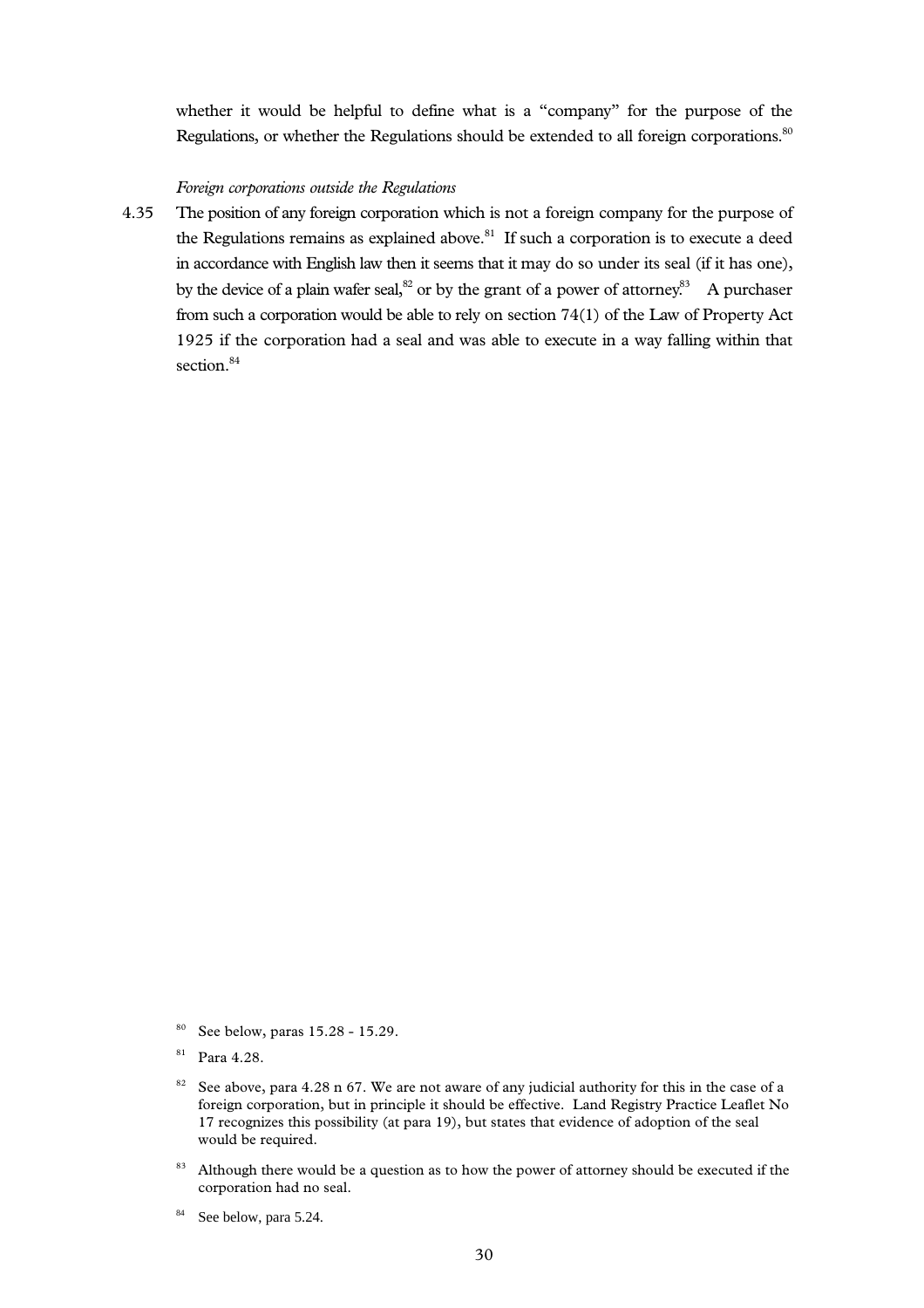whether it would be helpful to define what is a "company" for the purpose of the Regulations, or whether the Regulations should be extended to all foreign corporations.[80]

*Foreign corporations outside the Regulations*

4.35 The position of any foreign corporation which is not a foreign company for the purpose of the Regulations remains as explained above.[81] If such a corporation is to execute a deed in accordance with English law then it seems that it may do so under its seal (if it has one), by the device of a plain wafer seal,[82] or by the grant of a power of attorney.[83] A purchaser from such a corporation would be able to rely on section 74(1) of the Law of Property Act 1925 if the corporation had a seal and was able to execute in a way falling within that section.[84]

[80] See below, paras 15.28 - 15.29.

[81] Para 4.28.

[82] See above, para 4.28 n 67. We are not aware of any judicial authority for this in the case of a foreign corporation, but in principle it should be effective. Land Registry Practice Leaflet No 17 recognizes this possibility (at para 19), but states that evidence of adoption of the seal would be required.

[83] Although there would be a question as to how the power of attorney should be executed if the corporation had no seal.

[84] See below, para 5.24.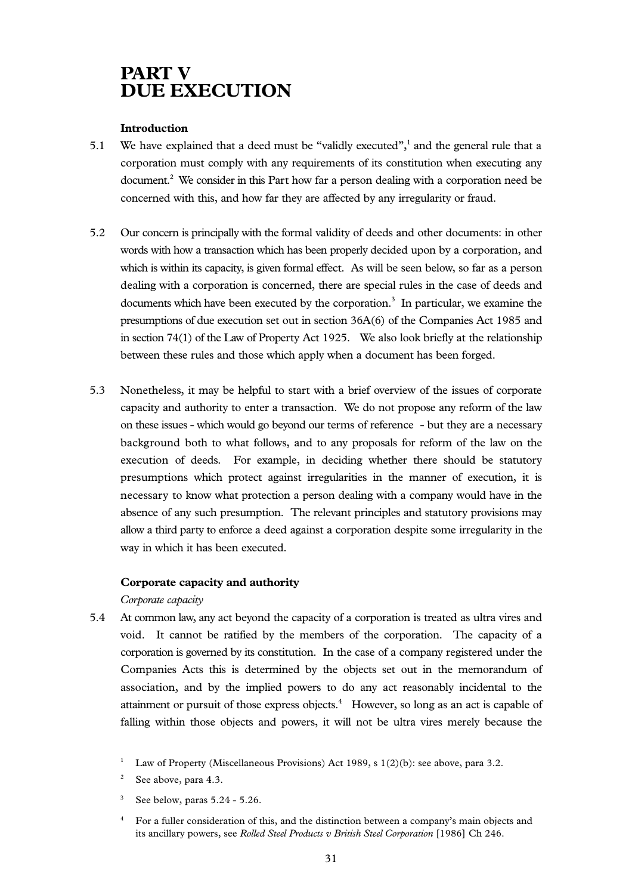# PART V
# DUE EXECUTION

### Introduction

5.1 We have explained that a deed must be "validly executed",[1] and the general rule that a corporation must comply with any requirements of its constitution when executing any document.[2] We consider in this Part how far a person dealing with a corporation need be concerned with this, and how far they are affected by any irregularity or fraud.

5.2 Our concern is principally with the formal validity of deeds and other documents: in other words with how a transaction which has been properly decided upon by a corporation, and which is within its capacity, is given formal effect. As will be seen below, so far as a person dealing with a corporation is concerned, there are special rules in the case of deeds and documents which have been executed by the corporation.[3] In particular, we examine the presumptions of due execution set out in section 36A(6) of the Companies Act 1985 and in section 74(1) of the Law of Property Act 1925. We also look briefly at the relationship between these rules and those which apply when a document has been forged.

5.3 Nonetheless, it may be helpful to start with a brief overview of the issues of corporate capacity and authority to enter a transaction. We do not propose any reform of the law on these issues - which would go beyond our terms of reference - but they are a necessary background both to what follows, and to any proposals for reform of the law on the execution of deeds. For example, in deciding whether there should be statutory presumptions which protect against irregularities in the manner of execution, it is necessary to know what protection a person dealing with a company would have in the absence of any such presumption. The relevant principles and statutory provisions may allow a third party to enforce a deed against a corporation despite some irregularity in the way in which it has been executed.

### Corporate capacity and authority

*Corporate capacity*

5.4 At common law, any act beyond the capacity of a corporation is treated as ultra vires and void. It cannot be ratified by the members of the corporation. The capacity of a corporation is governed by its constitution. In the case of a company registered under the Companies Acts this is determined by the objects set out in the memorandum of association, and by the implied powers to do any act reasonably incidental to the attainment or pursuit of those express objects.[4] However, so long as an act is capable of falling within those objects and powers, it will not be ultra vires merely because the

---

[1] Law of Property (Miscellaneous Provisions) Act 1989, s 1(2)(b): see above, para 3.2.

[2] See above, para 4.3.

[3] See below, paras 5.24 - 5.26.

[4] For a fuller consideration of this, and the distinction between a company's main objects and its ancillary powers, see *Rolled Steel Products v British Steel Corporation* [1986] Ch 246.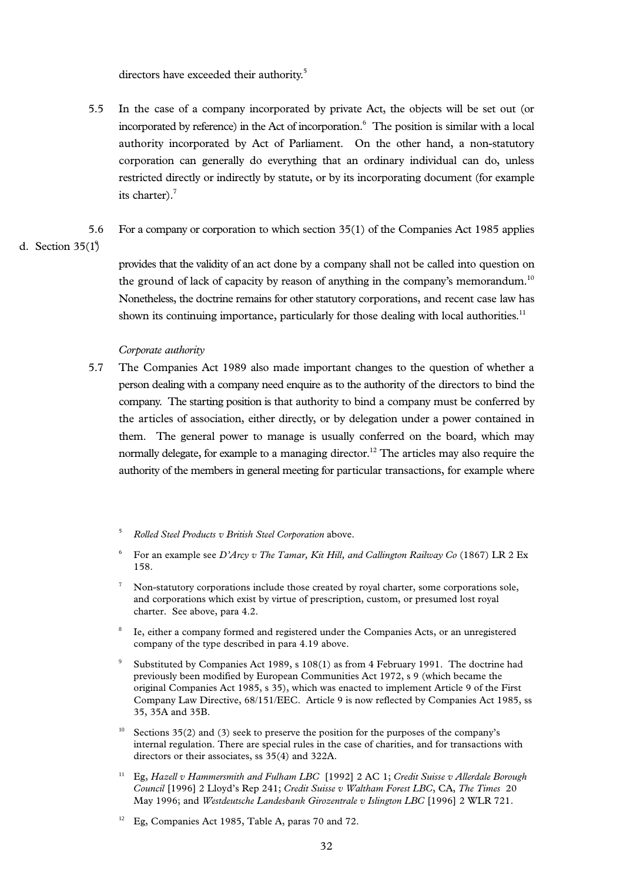directors have exceeded their authority.[5]

5.5 In the case of a company incorporated by private Act, the objects will be set out (or incorporated by reference) in the Act of incorporation.[6] The position is similar with a local authority incorporated by Act of Parliament. On the other hand, a non-statutory corporation can generally do everything that an ordinary individual can do, unless restricted directly or indirectly by statute, or by its incorporating document (for example its charter).[7]

5.6 For a company or corporation to which section 35(1) of the Companies Act 1985 applies[8]

d. Section 35(1)[9]

provides that the validity of an act done by a company shall not be called into question on the ground of lack of capacity by reason of anything in the company's memorandum.[10] Nonetheless, the doctrine remains for other statutory corporations, and recent case law has shown its continuing importance, particularly for those dealing with local authorities.[11]

*Corporate authority*

5.7 The Companies Act 1989 also made important changes to the question of whether a person dealing with a company need enquire as to the authority of the directors to bind the company. The starting position is that authority to bind a company must be conferred by the articles of association, either directly, or by delegation under a power contained in them. The general power to manage is usually conferred on the board, which may normally delegate, for example to a managing director.[12] The articles may also require the authority of the members in general meeting for particular transactions, for example where

---

[5] *Rolled Steel Products v British Steel Corporation* above.

[6] For an example see *D'Arcy v The Tamar, Kit Hill, and Callington Railway Co* (1867) LR 2 Ex 158.

[7] Non-statutory corporations include those created by royal charter, some corporations sole, and corporations which exist by virtue of prescription, custom, or presumed lost royal charter. See above, para 4.2.

[8] Ie, either a company formed and registered under the Companies Acts, or an unregistered company of the type described in para 4.19 above.

[9] Substituted by Companies Act 1989, s 108(1) as from 4 February 1991. The doctrine had previously been modified by European Communities Act 1972, s 9 (which became the original Companies Act 1985, s 35), which was enacted to implement Article 9 of the First Company Law Directive, 68/151/EEC. Article 9 is now reflected by Companies Act 1985, ss 35, 35A and 35B.

[10] Sections 35(2) and (3) seek to preserve the position for the purposes of the company's internal regulation. There are special rules in the case of charities, and for transactions with directors or their associates, ss 35(4) and 322A.

[11] Eg, *Hazell v Hammersmith and Fulham LBC* [1992] 2 AC 1; *Credit Suisse v Allerdale Borough Council* [1996] 2 Lloyd's Rep 241; *Credit Suisse v Waltham Forest LBC*, CA, *The Times* 20 May 1996; and *Westdeutsche Landesbank Girozentrale v Islington LBC* [1996] 2 WLR 721.

[12] Eg, Companies Act 1985, Table A, paras 70 and 72.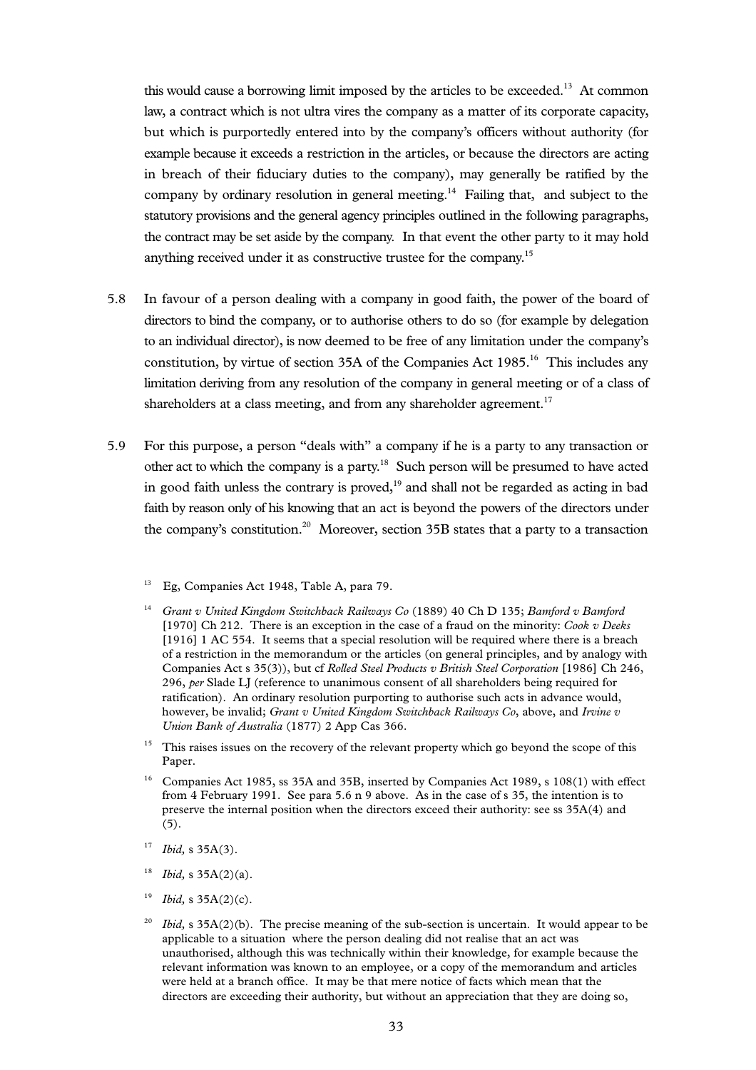this would cause a borrowing limit imposed by the articles to be exceeded.[13] At common law, a contract which is not ultra vires the company as a matter of its corporate capacity, but which is purportedly entered into by the company's officers without authority (for example because it exceeds a restriction in the articles, or because the directors are acting in breach of their fiduciary duties to the company), may generally be ratified by the company by ordinary resolution in general meeting.[14] Failing that, and subject to the statutory provisions and the general agency principles outlined in the following paragraphs, the contract may be set aside by the company. In that event the other party to it may hold anything received under it as constructive trustee for the company.[15]

5.8 In favour of a person dealing with a company in good faith, the power of the board of directors to bind the company, or to authorise others to do so (for example by delegation to an individual director), is now deemed to be free of any limitation under the company's constitution, by virtue of section 35A of the Companies Act 1985.[16] This includes any limitation deriving from any resolution of the company in general meeting or of a class of shareholders at a class meeting, and from any shareholder agreement.[17]

5.9 For this purpose, a person "deals with" a company if he is a party to any transaction or other act to which the company is a party.[18] Such person will be presumed to have acted in good faith unless the contrary is proved,[19] and shall not be regarded as acting in bad faith by reason only of his knowing that an act is beyond the powers of the directors under the company's constitution.[20] Moreover, section 35B states that a party to a transaction

---

[13] Eg, Companies Act 1948, Table A, para 79.

[14] *Grant v United Kingdom Switchback Railways Co* (1889) 40 Ch D 135; *Bamford v Bamford* [1970] Ch 212. There is an exception in the case of a fraud on the minority: *Cook v Deeks* [1916] 1 AC 554. It seems that a special resolution will be required where there is a breach of a restriction in the memorandum or the articles (on general principles, and by analogy with Companies Act s 35(3)), but cf *Rolled Steel Products v British Steel Corporation* [1986] Ch 246, 296, *per* Slade LJ (reference to unanimous consent of all shareholders being required for ratification). An ordinary resolution purporting to authorise such acts in advance would, however, be invalid; *Grant v United Kingdom Switchback Railways Co*, above, and *Irvine v Union Bank of Australia* (1877) 2 App Cas 366.

[15] This raises issues on the recovery of the relevant property which go beyond the scope of this Paper.

[16] Companies Act 1985, ss 35A and 35B, inserted by Companies Act 1989, s 108(1) with effect from 4 February 1991. See para 5.6 n 9 above. As in the case of s 35, the intention is to preserve the internal position when the directors exceed their authority: see ss 35A(4) and (5).

[17] *Ibid,* s 35A(3).

[18] *Ibid,* s 35A(2)(a).

[19] *Ibid,* s 35A(2)(c).

[20] *Ibid,* s 35A(2)(b). The precise meaning of the sub-section is uncertain. It would appear to be applicable to a situation where the person dealing did not realise that an act was unauthorised, although this was technically within their knowledge, for example because the relevant information was known to an employee, or a copy of the memorandum and articles were held at a branch office. It may be that mere notice of facts which mean that the directors are exceeding their authority, but without an appreciation that they are doing so,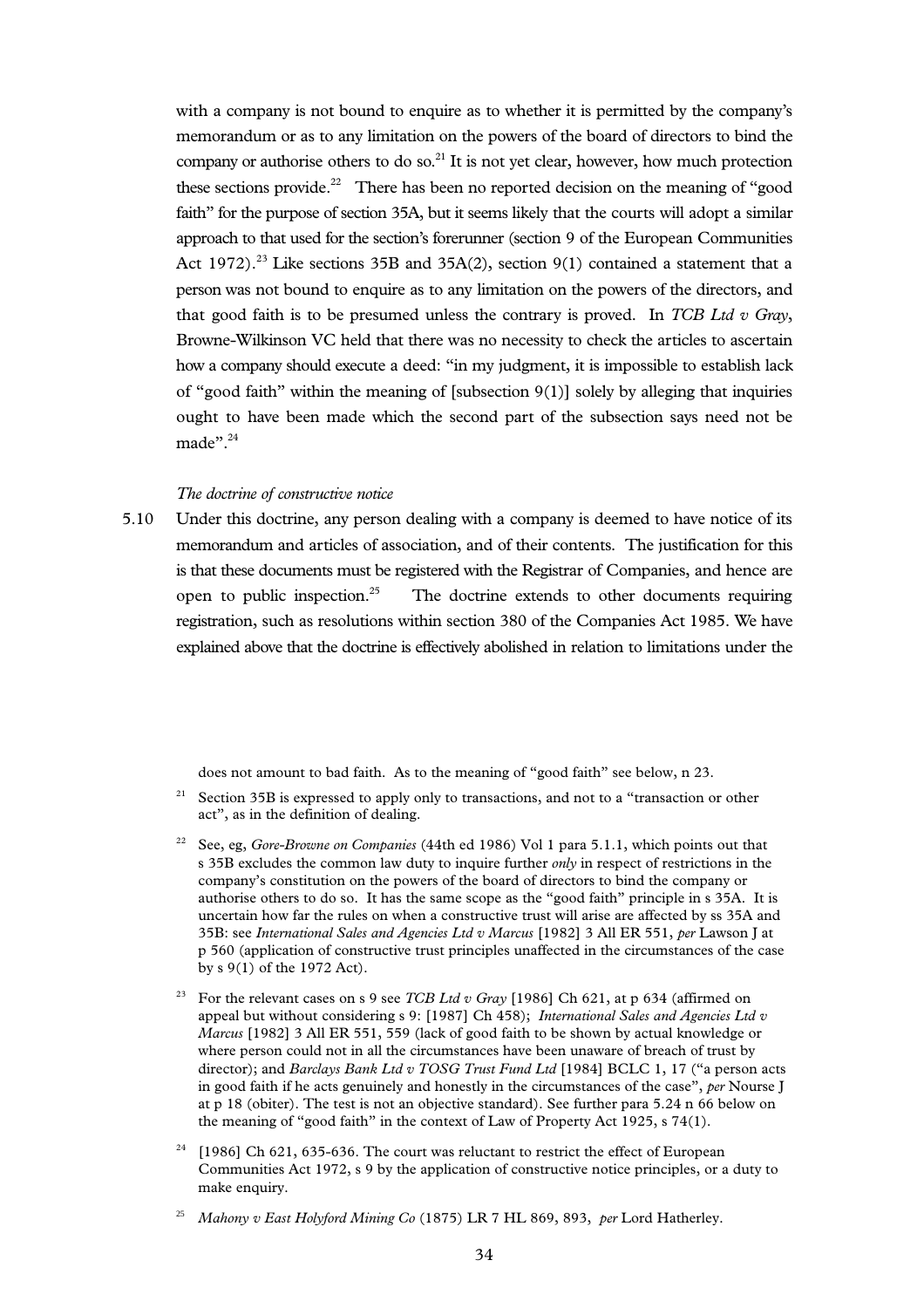with a company is not bound to enquire as to whether it is permitted by the company's memorandum or as to any limitation on the powers of the board of directors to bind the company or authorise others to do so.[21] It is not yet clear, however, how much protection these sections provide.[22] There has been no reported decision on the meaning of "good faith" for the purpose of section 35A, but it seems likely that the courts will adopt a similar approach to that used for the section's forerunner (section 9 of the European Communities Act 1972).[23] Like sections 35B and 35A(2), section 9(1) contained a statement that a person was not bound to enquire as to any limitation on the powers of the directors, and that good faith is to be presumed unless the contrary is proved. In *TCB Ltd v Gray*, Browne-Wilkinson VC held that there was no necessity to check the articles to ascertain how a company should execute a deed: "in my judgment, it is impossible to establish lack of "good faith" within the meaning of [subsection 9(1)] solely by alleging that inquiries ought to have been made which the second part of the subsection says need not be made".[24]

*The doctrine of constructive notice*

5.10 Under this doctrine, any person dealing with a company is deemed to have notice of its memorandum and articles of association, and of their contents. The justification for this is that these documents must be registered with the Registrar of Companies, and hence are open to public inspection.[25] The doctrine extends to other documents requiring registration, such as resolutions within section 380 of the Companies Act 1985. We have explained above that the doctrine is effectively abolished in relation to limitations under the

---

does not amount to bad faith. As to the meaning of "good faith" see below, n 23.

[21] Section 35B is expressed to apply only to transactions, and not to a "transaction or other act", as in the definition of dealing.

[22] See, eg, *Gore-Browne on Companies* (44th ed 1986) Vol 1 para 5.1.1, which points out that s 35B excludes the common law duty to inquire further *only* in respect of restrictions in the company's constitution on the powers of the board of directors to bind the company or authorise others to do so. It has the same scope as the "good faith" principle in s 35A. It is uncertain how far the rules on when a constructive trust will arise are affected by ss 35A and 35B: see *International Sales and Agencies Ltd v Marcus* [1982] 3 All ER 551, *per* Lawson J at p 560 (application of constructive trust principles unaffected in the circumstances of the case by s 9(1) of the 1972 Act).

[23] For the relevant cases on s 9 see *TCB Ltd v Gray* [1986] Ch 621, at p 634 (affirmed on appeal but without considering s 9: [1987] Ch 458); *International Sales and Agencies Ltd v Marcus* [1982] 3 All ER 551, 559 (lack of good faith to be shown by actual knowledge or where person could not in all the circumstances have been unaware of breach of trust by director); and *Barclays Bank Ltd v TOSG Trust Fund Ltd* [1984] BCLC 1, 17 ("a person acts in good faith if he acts genuinely and honestly in the circumstances of the case", *per* Nourse J at p 18 (obiter). The test is not an objective standard). See further para 5.24 n 66 below on the meaning of "good faith" in the context of Law of Property Act 1925, s 74(1).

[24] [1986] Ch 621, 635-636. The court was reluctant to restrict the effect of European Communities Act 1972, s 9 by the application of constructive notice principles, or a duty to make enquiry.

[25] *Mahony v East Holyford Mining Co* (1875) LR 7 HL 869, 893, *per* Lord Hatherley.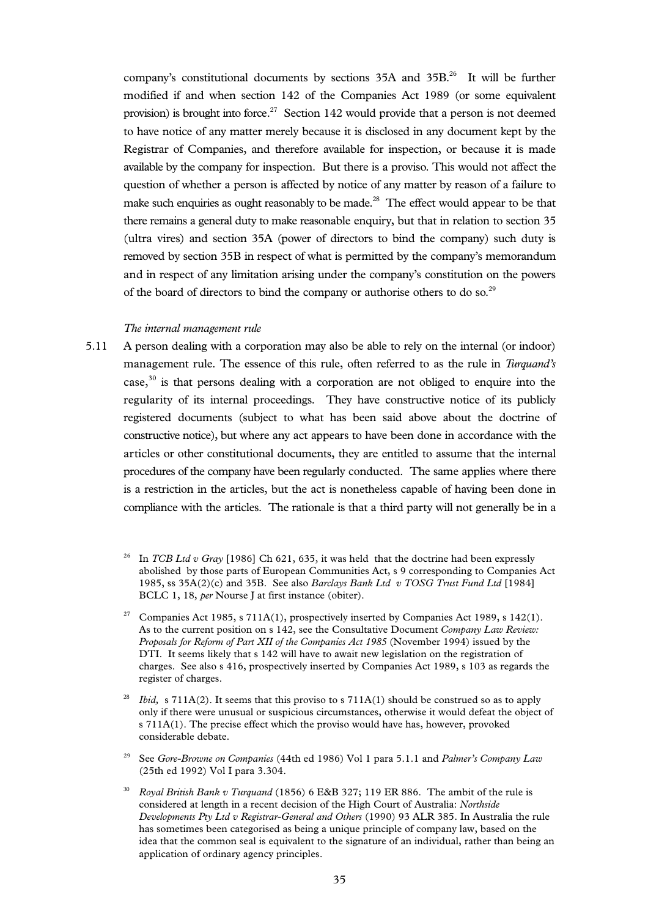company's constitutional documents by sections 35A and 35B.[26] It will be further modified if and when section 142 of the Companies Act 1989 (or some equivalent provision) is brought into force.[27] Section 142 would provide that a person is not deemed to have notice of any matter merely because it is disclosed in any document kept by the Registrar of Companies, and therefore available for inspection, or because it is made available by the company for inspection. But there is a proviso. This would not affect the question of whether a person is affected by notice of any matter by reason of a failure to make such enquiries as ought reasonably to be made.[28] The effect would appear to be that there remains a general duty to make reasonable enquiry, but that in relation to section 35 (ultra vires) and section 35A (power of directors to bind the company) such duty is removed by section 35B in respect of what is permitted by the company's memorandum and in respect of any limitation arising under the company's constitution on the powers of the board of directors to bind the company or authorise others to do so.[29]

*The internal management rule*

5.11 A person dealing with a corporation may also be able to rely on the internal (or indoor) management rule. The essence of this rule, often referred to as the rule in *Turquand's* case,[30] is that persons dealing with a corporation are not obliged to enquire into the regularity of its internal proceedings. They have constructive notice of its publicly registered documents (subject to what has been said above about the doctrine of constructive notice), but where any act appears to have been done in accordance with the articles or other constitutional documents, they are entitled to assume that the internal procedures of the company have been regularly conducted. The same applies where there is a restriction in the articles, but the act is nonetheless capable of having been done in compliance with the articles. The rationale is that a third party will not generally be in a

---

[26] In *TCB Ltd v Gray* [1986] Ch 621, 635, it was held that the doctrine had been expressly abolished by those parts of European Communities Act, s 9 corresponding to Companies Act 1985, ss 35A(2)(c) and 35B. See also *Barclays Bank Ltd v TOSG Trust Fund Ltd* [1984] BCLC 1, 18, *per* Nourse J at first instance (obiter).

[27] Companies Act 1985, s 711A(1), prospectively inserted by Companies Act 1989, s 142(1). As to the current position on s 142, see the Consultative Document *Company Law Review: Proposals for Reform of Part XII of the Companies Act 1985* (November 1994) issued by the DTI. It seems likely that s 142 will have to await new legislation on the registration of charges. See also s 416, prospectively inserted by Companies Act 1989, s 103 as regards the register of charges.

[28] *Ibid,* s 711A(2). It seems that this proviso to s 711A(1) should be construed so as to apply only if there were unusual or suspicious circumstances, otherwise it would defeat the object of s 711A(1). The precise effect which the proviso would have has, however, provoked considerable debate.

[29] See *Gore-Browne on Companies* (44th ed 1986) Vol 1 para 5.1.1 and *Palmer's Company Law* (25th ed 1992) Vol I para 3.304.

[30] *Royal British Bank v Turquand* (1856) 6 E&B 327; 119 ER 886. The ambit of the rule is considered at length in a recent decision of the High Court of Australia: *Northside Developments Pty Ltd v Registrar-General and Others* (1990) 93 ALR 385. In Australia the rule has sometimes been categorised as being a unique principle of company law, based on the idea that the common seal is equivalent to the signature of an individual, rather than being an application of ordinary agency principles.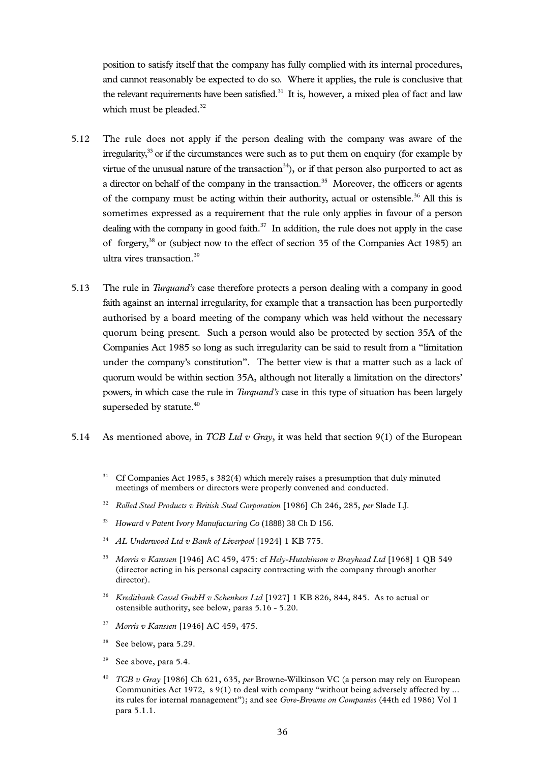position to satisfy itself that the company has fully complied with its internal procedures, and cannot reasonably be expected to do so. Where it applies, the rule is conclusive that the relevant requirements have been satisfied.[31] It is, however, a mixed plea of fact and law which must be pleaded.[32]

5.12 The rule does not apply if the person dealing with the company was aware of the irregularity,[33] or if the circumstances were such as to put them on enquiry (for example by virtue of the unusual nature of the transaction[34]), or if that person also purported to act as a director on behalf of the company in the transaction.[35] Moreover, the officers or agents of the company must be acting within their authority, actual or ostensible.[36] All this is sometimes expressed as a requirement that the rule only applies in favour of a person dealing with the company in good faith.[37] In addition, the rule does not apply in the case of forgery,[38] or (subject now to the effect of section 35 of the Companies Act 1985) an ultra vires transaction.[39]

5.13 The rule in *Turquand's* case therefore protects a person dealing with a company in good faith against an internal irregularity, for example that a transaction has been purportedly authorised by a board meeting of the company which was held without the necessary quorum being present. Such a person would also be protected by section 35A of the Companies Act 1985 so long as such irregularity can be said to result from a "limitation under the company's constitution". The better view is that a matter such as a lack of quorum would be within section 35A, although not literally a limitation on the directors' powers, in which case the rule in *Turquand's* case in this type of situation has been largely superseded by statute.[40]

5.14 As mentioned above, in *TCB Ltd v Gray*, it was held that section 9(1) of the European

---

[31] Cf Companies Act 1985, s 382(4) which merely raises a presumption that duly minuted meetings of members or directors were properly convened and conducted.

[32] *Rolled Steel Products v British Steel Corporation* [1986] Ch 246, 285, *per* Slade LJ.

[33] *Howard v Patent Ivory Manufacturing Co* (1888) 38 Ch D 156.

[34] *AL Underwood Ltd v Bank of Liverpool* [1924] 1 KB 775.

[35] *Morris v Kanssen* [1946] AC 459, 475: cf *Hely-Hutchinson v Brayhead Ltd* [1968] 1 QB 549 (director acting in his personal capacity contracting with the company through another director).

[36] *Kreditbank Cassel GmbH v Schenkers Ltd* [1927] 1 KB 826, 844, 845. As to actual or ostensible authority, see below, paras 5.16 - 5.20.

[37] *Morris v Kanssen* [1946] AC 459, 475.

[38] See below, para 5.29.

[39] See above, para 5.4.

[40] *TCB v Gray* [1986] Ch 621, 635, *per* Browne-Wilkinson VC (a person may rely on European Communities Act 1972, s 9(1) to deal with company "without being adversely affected by ... its rules for internal management"); and see *Gore-Browne on Companies* (44th ed 1986) Vol 1 para 5.1.1.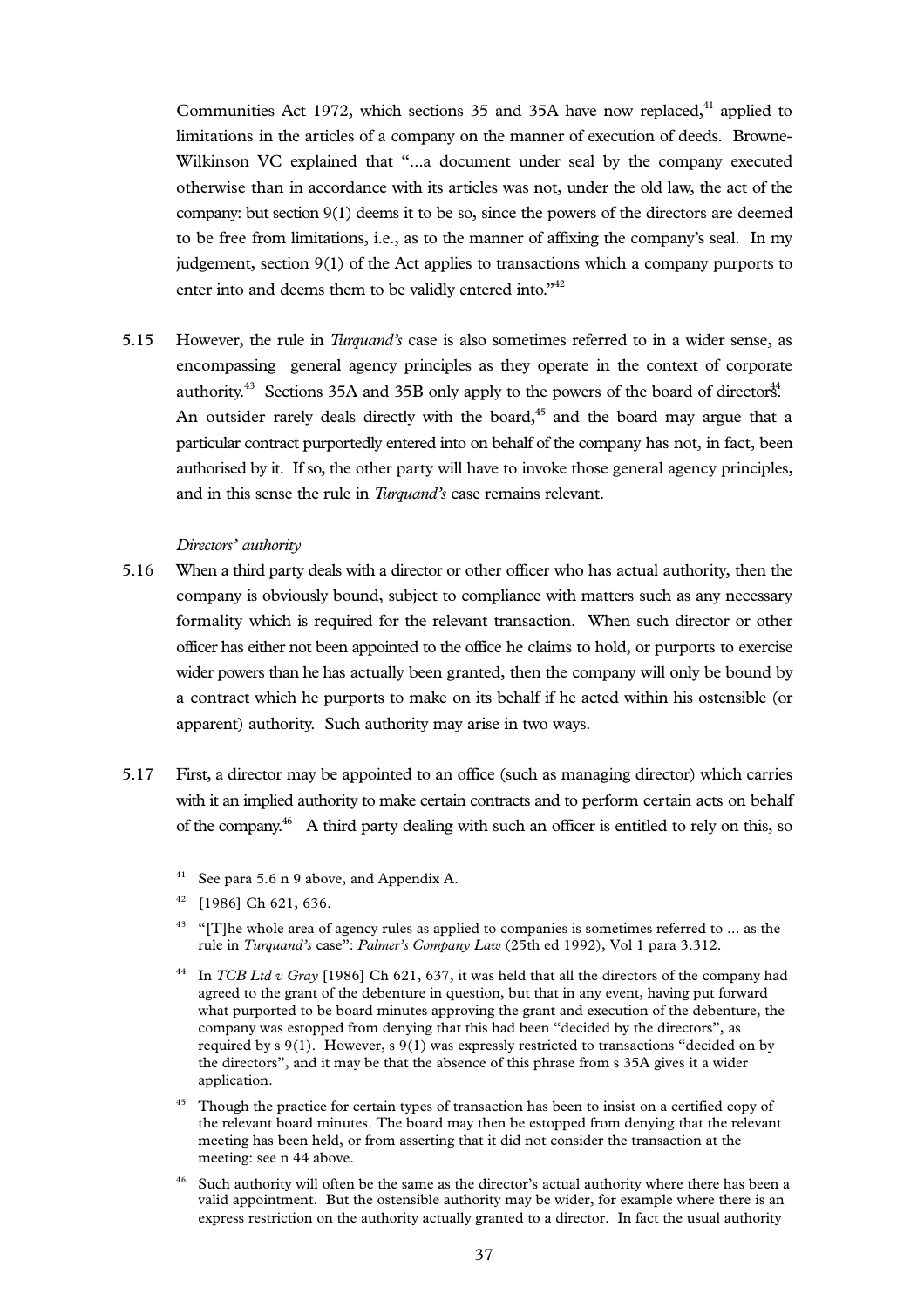Communities Act 1972, which sections 35 and 35A have now replaced,[41] applied to limitations in the articles of a company on the manner of execution of deeds. Browne-Wilkinson VC explained that "...a document under seal by the company executed otherwise than in accordance with its articles was not, under the old law, the act of the company: but section 9(1) deems it to be so, since the powers of the directors are deemed to be free from limitations, i.e., as to the manner of affixing the company's seal. In my judgement, section 9(1) of the Act applies to transactions which a company purports to enter into and deems them to be validly entered into."[42]

5.15 However, the rule in *Turquand's* case is also sometimes referred to in a wider sense, as encompassing general agency principles as they operate in the context of corporate authority.[43] Sections 35A and 35B only apply to the powers of the board of directors.[44] An outsider rarely deals directly with the board,[45] and the board may argue that a particular contract purportedly entered into on behalf of the company has not, in fact, been authorised by it. If so, the other party will have to invoke those general agency principles, and in this sense the rule in *Turquand's* case remains relevant.

*Directors' authority*

5.16 When a third party deals with a director or other officer who has actual authority, then the company is obviously bound, subject to compliance with matters such as any necessary formality which is required for the relevant transaction. When such director or other officer has either not been appointed to the office he claims to hold, or purports to exercise wider powers than he has actually been granted, then the company will only be bound by a contract which he purports to make on its behalf if he acted within his ostensible (or apparent) authority. Such authority may arise in two ways.

5.17 First, a director may be appointed to an office (such as managing director) which carries with it an implied authority to make certain contracts and to perform certain acts on behalf of the company.[46] A third party dealing with such an officer is entitled to rely on this, so

[41] See para 5.6 n 9 above, and Appendix A.

[42] [1986] Ch 621, 636.

[43] "[T]he whole area of agency rules as applied to companies is sometimes referred to ... as the rule in *Turquand's* case": *Palmer's Company Law* (25th ed 1992), Vol 1 para 3.312.

[44] In *TCB Ltd v Gray* [1986] Ch 621, 637, it was held that all the directors of the company had agreed to the grant of the debenture in question, but that in any event, having put forward what purported to be board minutes approving the grant and execution of the debenture, the company was estopped from denying that this had been "decided by the directors", as required by s 9(1). However, s 9(1) was expressly restricted to transactions "decided on by the directors", and it may be that the absence of this phrase from s 35A gives it a wider application.

[45] Though the practice for certain types of transaction has been to insist on a certified copy of the relevant board minutes. The board may then be estopped from denying that the relevant meeting has been held, or from asserting that it did not consider the transaction at the meeting: see n 44 above.

[46] Such authority will often be the same as the director's actual authority where there has been a valid appointment. But the ostensible authority may be wider, for example where there is an express restriction on the authority actually granted to a director. In fact the usual authority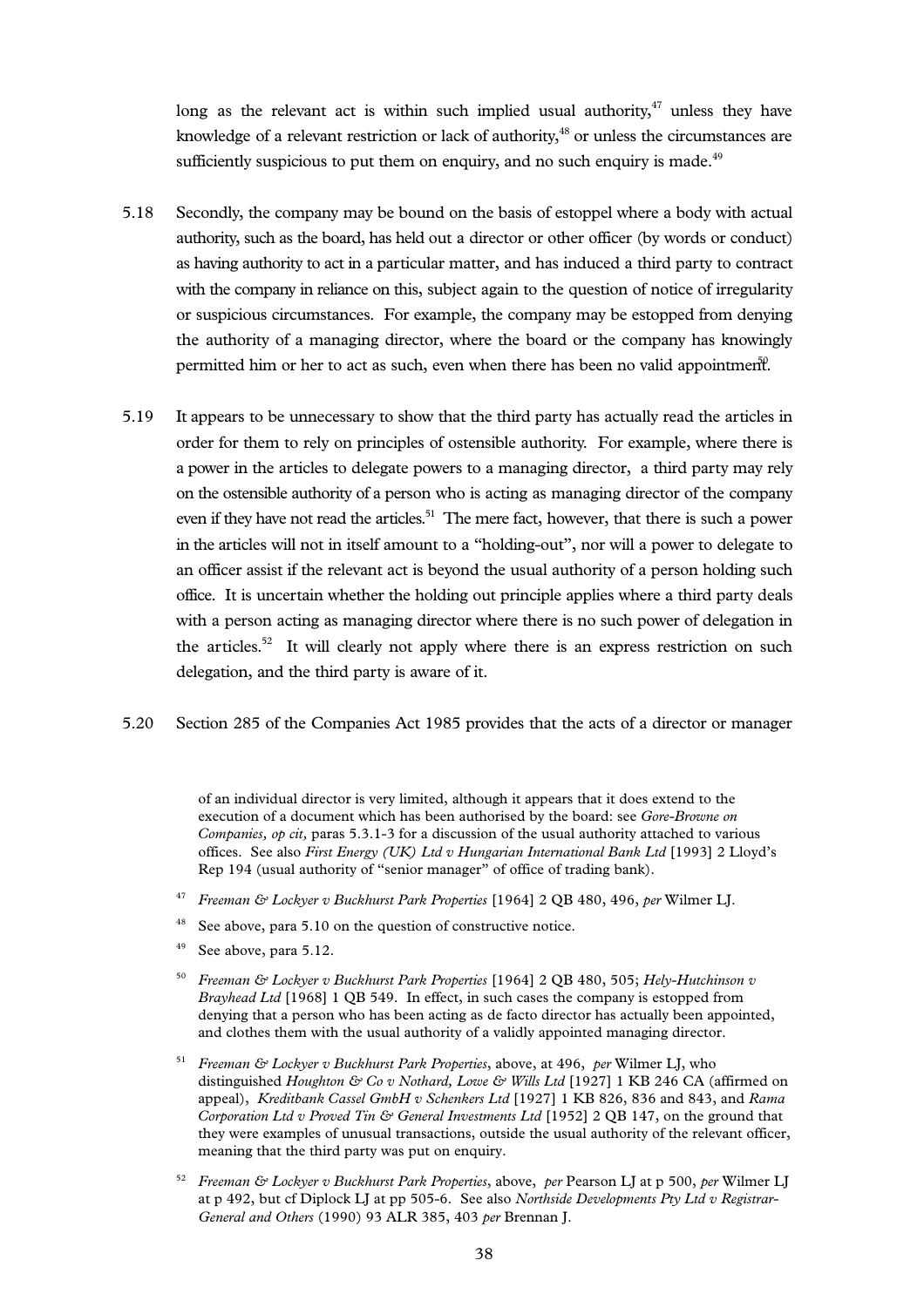long as the relevant act is within such implied usual authority,[47] unless they have knowledge of a relevant restriction or lack of authority,[48] or unless the circumstances are sufficiently suspicious to put them on enquiry, and no such enquiry is made.[49]

5.18 Secondly, the company may be bound on the basis of estoppel where a body with actual authority, such as the board, has held out a director or other officer (by words or conduct) as having authority to act in a particular matter, and has induced a third party to contract with the company in reliance on this, subject again to the question of notice of irregularity or suspicious circumstances. For example, the company may be estopped from denying the authority of a managing director, where the board or the company has knowingly permitted him or her to act as such, even when there has been no valid appointment.[50]

5.19 It appears to be unnecessary to show that the third party has actually read the articles in order for them to rely on principles of ostensible authority. For example, where there is a power in the articles to delegate powers to a managing director, a third party may rely on the ostensible authority of a person who is acting as managing director of the company even if they have not read the articles.[51] The mere fact, however, that there is such a power in the articles will not in itself amount to a "holding-out", nor will a power to delegate to an officer assist if the relevant act is beyond the usual authority of a person holding such office. It is uncertain whether the holding out principle applies where a third party deals with a person acting as managing director where there is no such power of delegation in the articles.[52] It will clearly not apply where there is an express restriction on such delegation, and the third party is aware of it.

5.20 Section 285 of the Companies Act 1985 provides that the acts of a director or manager

---

of an individual director is very limited, although it appears that it does extend to the execution of a document which has been authorised by the board: see *Gore-Browne on Companies, op cit,* paras 5.3.1-3 for a discussion of the usual authority attached to various offices. See also *First Energy (UK) Ltd v Hungarian International Bank Ltd* [1993] 2 Lloyd's Rep 194 (usual authority of "senior manager" of office of trading bank).

[47] *Freeman & Lockyer v Buckhurst Park Properties* [1964] 2 QB 480, 496, *per* Wilmer LJ.

[48] See above, para 5.10 on the question of constructive notice.

[49] See above, para 5.12.

[50] *Freeman & Lockyer v Buckhurst Park Properties* [1964] 2 QB 480, 505; *Hely-Hutchinson v Brayhead Ltd* [1968] 1 QB 549. In effect, in such cases the company is estopped from denying that a person who has been acting as de facto director has actually been appointed, and clothes them with the usual authority of a validly appointed managing director.

[51] *Freeman & Lockyer v Buckhurst Park Properties*, above, at 496, *per* Wilmer LJ, who distinguished *Houghton & Co v Nothard, Lowe & Wills Ltd* [1927] 1 KB 246 CA (affirmed on appeal), *Kreditbank Cassel GmbH v Schenkers Ltd* [1927] 1 KB 826, 836 and 843, and *Rama Corporation Ltd v Proved Tin & General Investments Ltd* [1952] 2 QB 147, on the ground that they were examples of unusual transactions, outside the usual authority of the relevant officer, meaning that the third party was put on enquiry.

[52] *Freeman & Lockyer v Buckhurst Park Properties*, above, *per* Pearson LJ at p 500, *per* Wilmer LJ at p 492, but cf Diplock LJ at pp 505-6. See also *Northside Developments Pty Ltd v Registrar-General and Others* (1990) 93 ALR 385, 403 *per* Brennan J.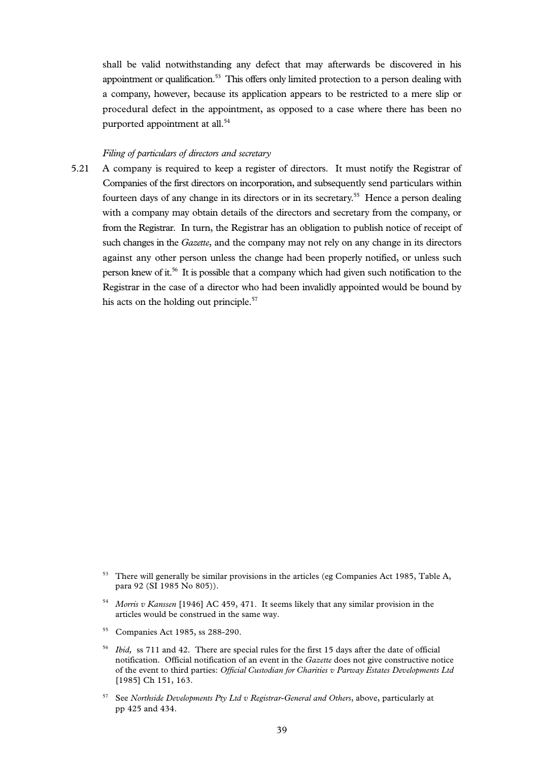shall be valid notwithstanding any defect that may afterwards be discovered in his appointment or qualification.[53] This offers only limited protection to a person dealing with a company, however, because its application appears to be restricted to a mere slip or procedural defect in the appointment, as opposed to a case where there has been no purported appointment at all.[54]

*Filing of particulars of directors and secretary*

5.21 A company is required to keep a register of directors. It must notify the Registrar of Companies of the first directors on incorporation, and subsequently send particulars within fourteen days of any change in its directors or in its secretary.[55] Hence a person dealing with a company may obtain details of the directors and secretary from the company, or from the Registrar. In turn, the Registrar has an obligation to publish notice of receipt of such changes in the *Gazette*, and the company may not rely on any change in its directors against any other person unless the change had been properly notified, or unless such person knew of it.[56] It is possible that a company which had given such notification to the Registrar in the case of a director who had been invalidly appointed would be bound by his acts on the holding out principle.[57]

---

[53] There will generally be similar provisions in the articles (eg Companies Act 1985, Table A, para 92 (SI 1985 No 805)).

[54] *Morris v Kanssen* [1946] AC 459, 471. It seems likely that any similar provision in the articles would be construed in the same way.

[55] Companies Act 1985, ss 288-290.

[56] *Ibid,* ss 711 and 42. There are special rules for the first 15 days after the date of official notification. Official notification of an event in the *Gazette* does not give constructive notice of the event to third parties: *Official Custodian for Charities v Parway Estates Developments Ltd* [1985] Ch 151, 163.

[57] See *Northside Developments Pty Ltd v Registrar-General and Others*, above, particularly at pp 425 and 434.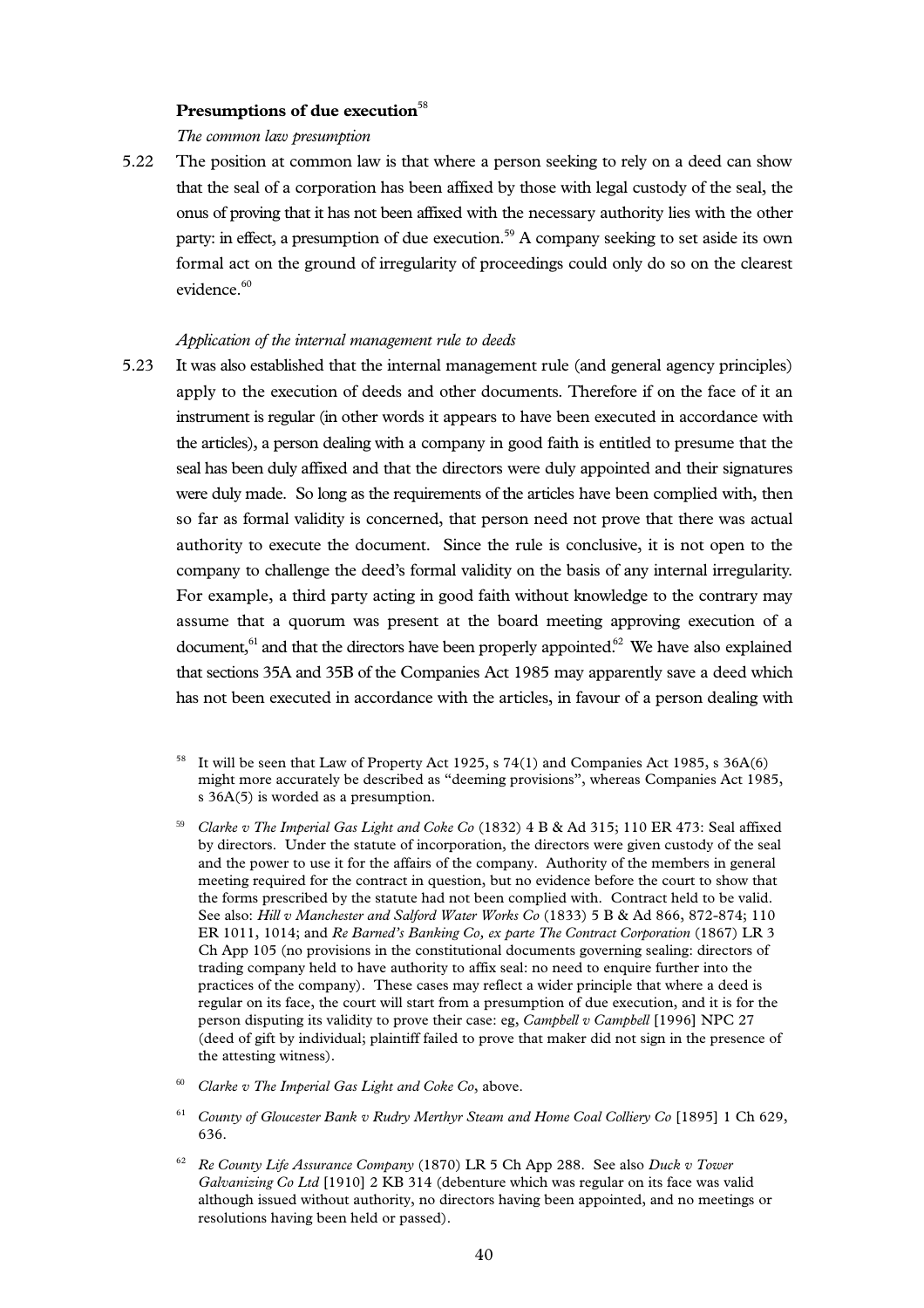**Presumptions of due execution**[58]

*The common law presumption*

5.22 The position at common law is that where a person seeking to rely on a deed can show that the seal of a corporation has been affixed by those with legal custody of the seal, the onus of proving that it has not been affixed with the necessary authority lies with the other party: in effect, a presumption of due execution.[59] A company seeking to set aside its own formal act on the ground of irregularity of proceedings could only do so on the clearest evidence.[60]

*Application of the internal management rule to deeds*

5.23 It was also established that the internal management rule (and general agency principles) apply to the execution of deeds and other documents. Therefore if on the face of it an instrument is regular (in other words it appears to have been executed in accordance with the articles), a person dealing with a company in good faith is entitled to presume that the seal has been duly affixed and that the directors were duly appointed and their signatures were duly made. So long as the requirements of the articles have been complied with, then so far as formal validity is concerned, that person need not prove that there was actual authority to execute the document. Since the rule is conclusive, it is not open to the company to challenge the deed's formal validity on the basis of any internal irregularity. For example, a third party acting in good faith without knowledge to the contrary may assume that a quorum was present at the board meeting approving execution of a document,[61] and that the directors have been properly appointed.[62] We have also explained that sections 35A and 35B of the Companies Act 1985 may apparently save a deed which has not been executed in accordance with the articles, in favour of a person dealing with

---

[58] It will be seen that Law of Property Act 1925, s 74(1) and Companies Act 1985, s 36A(6) might more accurately be described as "deeming provisions", whereas Companies Act 1985, s 36A(5) is worded as a presumption.

[59] *Clarke v The Imperial Gas Light and Coke Co* (1832) 4 B & Ad 315; 110 ER 473: Seal affixed by directors. Under the statute of incorporation, the directors were given custody of the seal and the power to use it for the affairs of the company. Authority of the members in general meeting required for the contract in question, but no evidence before the court to show that the forms prescribed by the statute had not been complied with. Contract held to be valid. See also: *Hill v Manchester and Salford Water Works Co* (1833) 5 B & Ad 866, 872-874; 110 ER 1011, 1014; and *Re Barned's Banking Co, ex parte The Contract Corporation* (1867) LR 3 Ch App 105 (no provisions in the constitutional documents governing sealing: directors of trading company held to have authority to affix seal: no need to enquire further into the practices of the company). These cases may reflect a wider principle that where a deed is regular on its face, the court will start from a presumption of due execution, and it is for the person disputing its validity to prove their case: eg, *Campbell v Campbell* [1996] NPC 27 (deed of gift by individual; plaintiff failed to prove that maker did not sign in the presence of the attesting witness).

[60] *Clarke v The Imperial Gas Light and Coke Co*, above.

[61] *County of Gloucester Bank v Rudry Merthyr Steam and Home Coal Colliery Co* [1895] 1 Ch 629, 636.

[62] *Re County Life Assurance Company* (1870) LR 5 Ch App 288. See also *Duck v Tower Galvanizing Co Ltd* [1910] 2 KB 314 (debenture which was regular on its face was valid although issued without authority, no directors having been appointed, and no meetings or resolutions having been held or passed).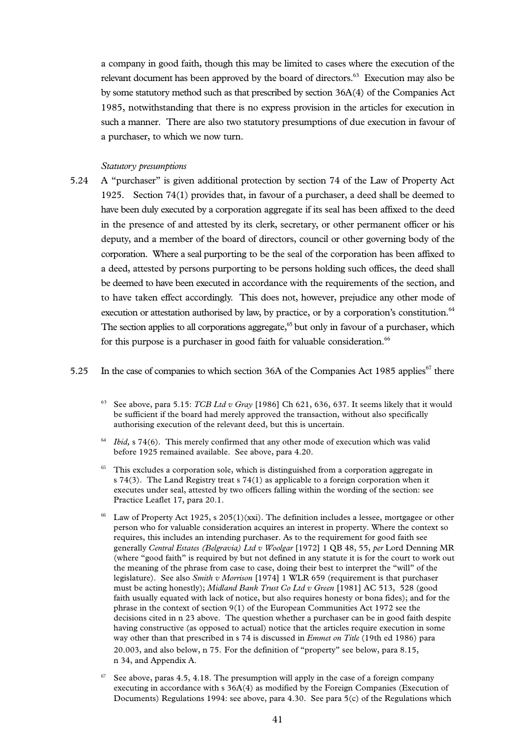a company in good faith, though this may be limited to cases where the execution of the relevant document has been approved by the board of directors.[63] Execution may also be by some statutory method such as that prescribed by section 36A(4) of the Companies Act 1985, notwithstanding that there is no express provision in the articles for execution in such a manner. There are also two statutory presumptions of due execution in favour of a purchaser, to which we now turn.

*Statutory presumptions*

5.24 A "purchaser" is given additional protection by section 74 of the Law of Property Act 1925. Section 74(1) provides that, in favour of a purchaser, a deed shall be deemed to have been duly executed by a corporation aggregate if its seal has been affixed to the deed in the presence of and attested by its clerk, secretary, or other permanent officer or his deputy, and a member of the board of directors, council or other governing body of the corporation. Where a seal purporting to be the seal of the corporation has been affixed to a deed, attested by persons purporting to be persons holding such offices, the deed shall be deemed to have been executed in accordance with the requirements of the section, and to have taken effect accordingly. This does not, however, prejudice any other mode of execution or attestation authorised by law, by practice, or by a corporation's constitution.[64] The section applies to all corporations aggregate,[65] but only in favour of a purchaser, which for this purpose is a purchaser in good faith for valuable consideration.[66]

5.25 In the case of companies to which section 36A of the Companies Act 1985 applies[67] there

[63] See above, para 5.15: *TCB Ltd v Gray* [1986] Ch 621, 636, 637. It seems likely that it would be sufficient if the board had merely approved the transaction, without also specifically authorising execution of the relevant deed, but this is uncertain.

[64] *Ibid,* s 74(6). This merely confirmed that any other mode of execution which was valid before 1925 remained available. See above, para 4.20.

[65] This excludes a corporation sole, which is distinguished from a corporation aggregate in s 74(3). The Land Registry treat s 74(1) as applicable to a foreign corporation when it executes under seal, attested by two officers falling within the wording of the section: see Practice Leaflet 17, para 20.1.

[66] Law of Property Act 1925, s 205(1)(xxi). The definition includes a lessee, mortgagee or other person who for valuable consideration acquires an interest in property. Where the context so requires, this includes an intending purchaser. As to the requirement for good faith see generally *Central Estates (Belgravia) Ltd v Woolgar* [1972] 1 QB 48, 55, *per* Lord Denning MR (where "good faith" is required by but not defined in any statute it is for the court to work out the meaning of the phrase from case to case, doing their best to interpret the "will" of the legislature). See also *Smith v Morrison* [1974] 1 WLR 659 (requirement is that purchaser must be acting honestly); *Midland Bank Trust Co Ltd v Green* [1981] AC 513, 528 (good faith usually equated with lack of notice, but also requires honesty or bona fides); and for the phrase in the context of section 9(1) of the European Communities Act 1972 see the decisions cited in n 23 above. The question whether a purchaser can be in good faith despite having constructive (as opposed to actual) notice that the articles require execution in some way other than that prescribed in s 74 is discussed in *Emmet on Title* (19th ed 1986) para 20.003, and also below, n 75. For the definition of "property" see below, para 8.15, n 34, and Appendix A.

[67] See above, paras 4.5, 4.18. The presumption will apply in the case of a foreign company executing in accordance with s 36A(4) as modified by the Foreign Companies (Execution of Documents) Regulations 1994: see above, para 4.30. See para 5(c) of the Regulations which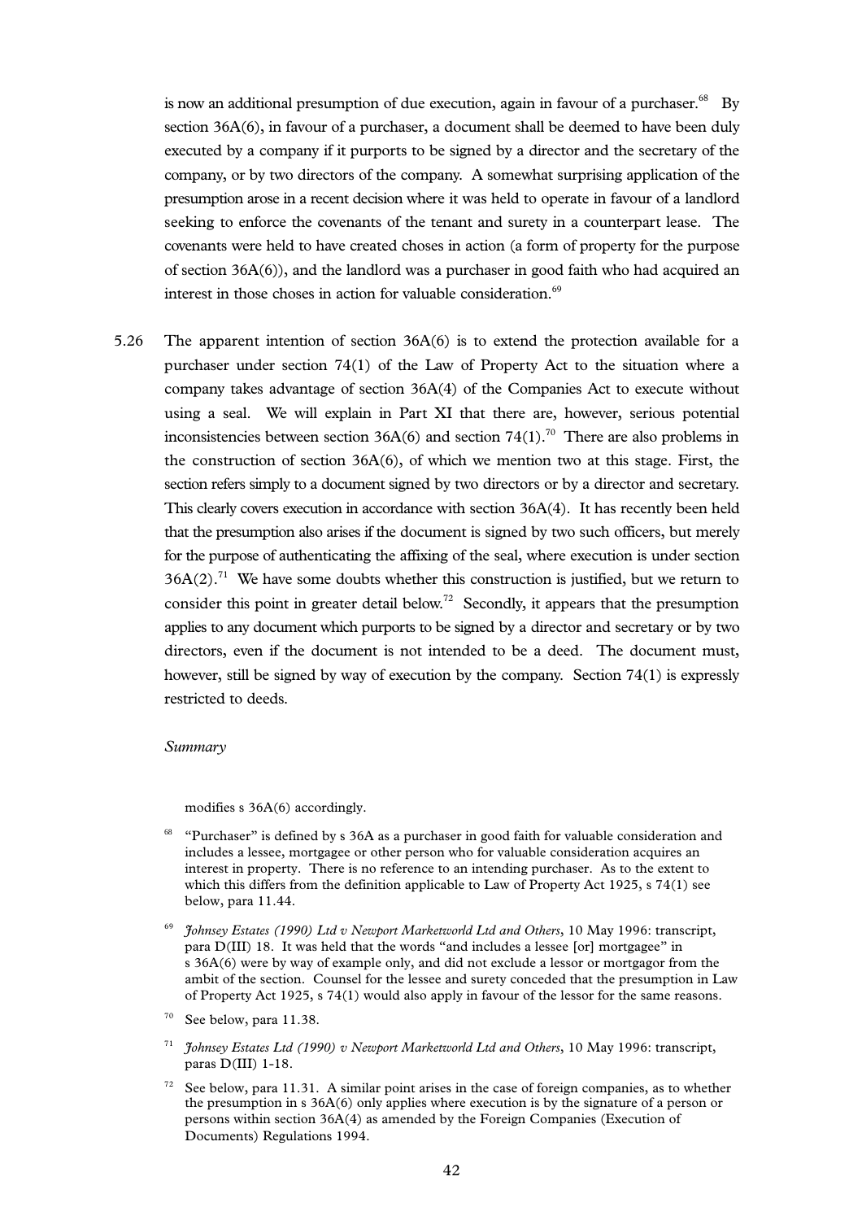is now an additional presumption of due execution, again in favour of a purchaser.[68] By section 36A(6), in favour of a purchaser, a document shall be deemed to have been duly executed by a company if it purports to be signed by a director and the secretary of the company, or by two directors of the company. A somewhat surprising application of the presumption arose in a recent decision where it was held to operate in favour of a landlord seeking to enforce the covenants of the tenant and surety in a counterpart lease. The covenants were held to have created choses in action (a form of property for the purpose of section 36A(6)), and the landlord was a purchaser in good faith who had acquired an interest in those choses in action for valuable consideration.[69]

5.26 The apparent intention of section 36A(6) is to extend the protection available for a purchaser under section 74(1) of the Law of Property Act to the situation where a company takes advantage of section 36A(4) of the Companies Act to execute without using a seal. We will explain in Part XI that there are, however, serious potential inconsistencies between section 36A(6) and section 74(1).[70] There are also problems in the construction of section 36A(6), of which we mention two at this stage. First, the section refers simply to a document signed by two directors or by a director and secretary. This clearly covers execution in accordance with section 36A(4). It has recently been held that the presumption also arises if the document is signed by two such officers, but merely for the purpose of authenticating the affixing of the seal, where execution is under section 36A(2).[71] We have some doubts whether this construction is justified, but we return to consider this point in greater detail below.[72] Secondly, it appears that the presumption applies to any document which purports to be signed by a director and secretary or by two directors, even if the document is not intended to be a deed. The document must, however, still be signed by way of execution by the company. Section 74(1) is expressly restricted to deeds.

*Summary*

modifies s 36A(6) accordingly.

[68] "Purchaser" is defined by s 36A as a purchaser in good faith for valuable consideration and includes a lessee, mortgagee or other person who for valuable consideration acquires an interest in property. There is no reference to an intending purchaser. As to the extent to which this differs from the definition applicable to Law of Property Act 1925, s 74(1) see below, para 11.44.

[69] *Johnsey Estates (1990) Ltd v Newport Marketworld Ltd and Others*, 10 May 1996: transcript, para D(III) 18. It was held that the words "and includes a lessee [or] mortgagee" in s 36A(6) were by way of example only, and did not exclude a lessor or mortgagor from the ambit of the section. Counsel for the lessee and surety conceded that the presumption in Law of Property Act 1925, s 74(1) would also apply in favour of the lessor for the same reasons.

[70] See below, para 11.38.

[71] *Johnsey Estates Ltd (1990) v Newport Marketworld Ltd and Others*, 10 May 1996: transcript, paras D(III) 1-18.

[72] See below, para 11.31. A similar point arises in the case of foreign companies, as to whether the presumption in s 36A(6) only applies where execution is by the signature of a person or persons within section 36A(4) as amended by the Foreign Companies (Execution of Documents) Regulations 1994.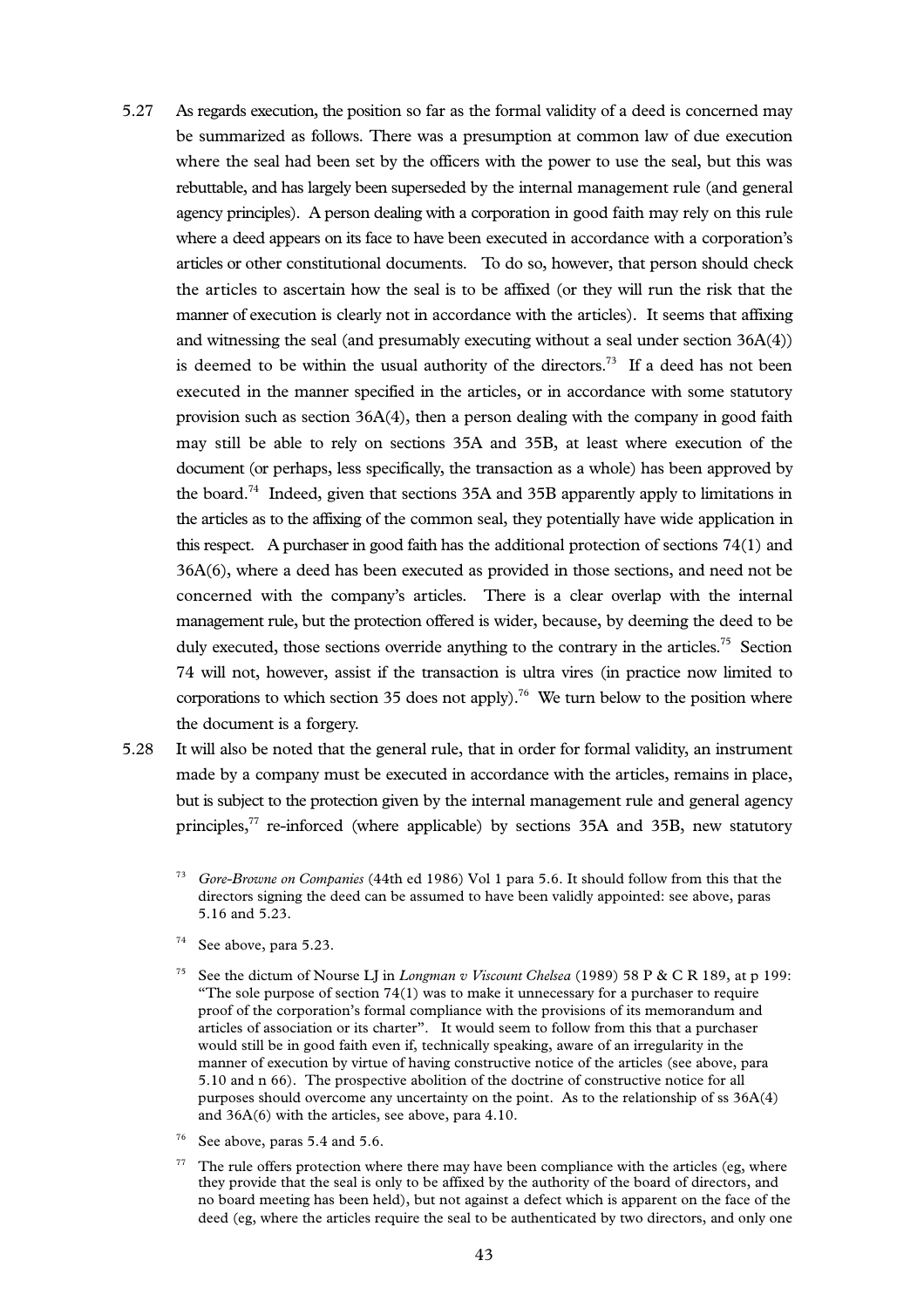5.27 As regards execution, the position so far as the formal validity of a deed is concerned may be summarized as follows. There was a presumption at common law of due execution where the seal had been set by the officers with the power to use the seal, but this was rebuttable, and has largely been superseded by the internal management rule (and general agency principles). A person dealing with a corporation in good faith may rely on this rule where a deed appears on its face to have been executed in accordance with a corporation's articles or other constitutional documents. To do so, however, that person should check the articles to ascertain how the seal is to be affixed (or they will run the risk that the manner of execution is clearly not in accordance with the articles). It seems that affixing and witnessing the seal (and presumably executing without a seal under section 36A(4)) is deemed to be within the usual authority of the directors.[73] If a deed has not been executed in the manner specified in the articles, or in accordance with some statutory provision such as section 36A(4), then a person dealing with the company in good faith may still be able to rely on sections 35A and 35B, at least where execution of the document (or perhaps, less specifically, the transaction as a whole) has been approved by the board.[74] Indeed, given that sections 35A and 35B apparently apply to limitations in the articles as to the affixing of the common seal, they potentially have wide application in this respect. A purchaser in good faith has the additional protection of sections 74(1) and 36A(6), where a deed has been executed as provided in those sections, and need not be concerned with the company's articles. There is a clear overlap with the internal management rule, but the protection offered is wider, because, by deeming the deed to be duly executed, those sections override anything to the contrary in the articles.[75] Section 74 will not, however, assist if the transaction is ultra vires (in practice now limited to corporations to which section 35 does not apply).[76] We turn below to the position where the document is a forgery.

5.28 It will also be noted that the general rule, that in order for formal validity, an instrument made by a company must be executed in accordance with the articles, remains in place, but is subject to the protection given by the internal management rule and general agency principles,[77] re-inforced (where applicable) by sections 35A and 35B, new statutory

[73] *Gore-Browne on Companies* (44th ed 1986) Vol 1 para 5.6. It should follow from this that the directors signing the deed can be assumed to have been validly appointed: see above, paras 5.16 and 5.23.

[74] See above, para 5.23.

[75] See the dictum of Nourse LJ in *Longman v Viscount Chelsea* (1989) 58 P & C R 189, at p 199: "The sole purpose of section 74(1) was to make it unnecessary for a purchaser to require proof of the corporation's formal compliance with the provisions of its memorandum and articles of association or its charter". It would seem to follow from this that a purchaser would still be in good faith even if, technically speaking, aware of an irregularity in the manner of execution by virtue of having constructive notice of the articles (see above, para 5.10 and n 66). The prospective abolition of the doctrine of constructive notice for all purposes should overcome any uncertainty on the point. As to the relationship of ss 36A(4) and 36A(6) with the articles, see above, para 4.10.

[76] See above, paras 5.4 and 5.6.

[77] The rule offers protection where there may have been compliance with the articles (eg, where they provide that the seal is only to be affixed by the authority of the board of directors, and no board meeting has been held), but not against a defect which is apparent on the face of the deed (eg, where the articles require the seal to be authenticated by two directors, and only one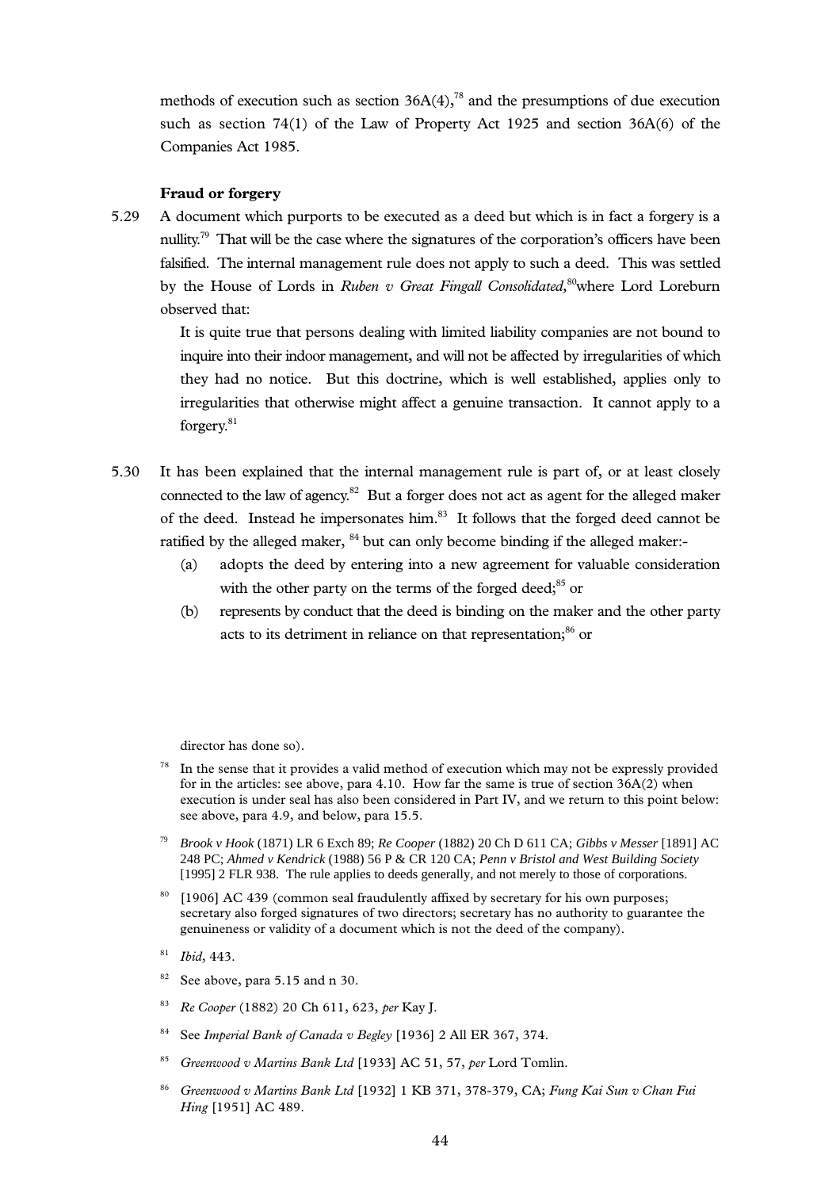methods of execution such as section 36A(4),[78] and the presumptions of due execution such as section 74(1) of the Law of Property Act 1925 and section 36A(6) of the Companies Act 1985.

### Fraud or forgery

5.29 A document which purports to be executed as a deed but which is in fact a forgery is a nullity.[79] That will be the case where the signatures of the corporation's officers have been falsified. The internal management rule does not apply to such a deed. This was settled by the House of Lords in *Ruben v Great Fingall Consolidated,*[80] where Lord Loreburn observed that:

> It is quite true that persons dealing with limited liability companies are not bound to inquire into their indoor management, and will not be affected by irregularities of which they had no notice. But this doctrine, which is well established, applies only to irregularities that otherwise might affect a genuine transaction. It cannot apply to a forgery.[81]

5.30 It has been explained that the internal management rule is part of, or at least closely connected to the law of agency.[82] But a forger does not act as agent for the alleged maker of the deed. Instead he impersonates him.[83] It follows that the forged deed cannot be ratified by the alleged maker, [84] but can only become binding if the alleged maker:-

(a) adopts the deed by entering into a new agreement for valuable consideration with the other party on the terms of the forged deed;[85] or

(b) represents by conduct that the deed is binding on the maker and the other party acts to its detriment in reliance on that representation;[86] or

---

director has done so).

[78] In the sense that it provides a valid method of execution which may not be expressly provided for in the articles: see above, para 4.10. How far the same is true of section 36A(2) when execution is under seal has also been considered in Part IV, and we return to this point below: see above, para 4.9, and below, para 15.5.

[79] *Brook v Hook* (1871) LR 6 Exch 89; *Re Cooper* (1882) 20 Ch D 611 CA; *Gibbs v Messer* [1891] AC 248 PC; *Ahmed v Kendrick* (1988) 56 P & CR 120 CA; *Penn v Bristol and West Building Society* [1995] 2 FLR 938. The rule applies to deeds generally, and not merely to those of corporations.

[80] [1906] AC 439 (common seal fraudulently affixed by secretary for his own purposes; secretary also forged signatures of two directors; secretary has no authority to guarantee the genuineness or validity of a document which is not the deed of the company).

[81] *Ibid*, 443.

[82] See above, para 5.15 and n 30.

[83] *Re Cooper* (1882) 20 Ch 611, 623, *per* Kay J.

[84] See *Imperial Bank of Canada v Begley* [1936] 2 All ER 367, 374.

[85] *Greenwood v Martins Bank Ltd* [1933] AC 51, 57, *per* Lord Tomlin.

[86] *Greenwood v Martins Bank Ltd* [1932] 1 KB 371, 378-379, CA; *Fung Kai Sun v Chan Fui Hing* [1951] AC 489.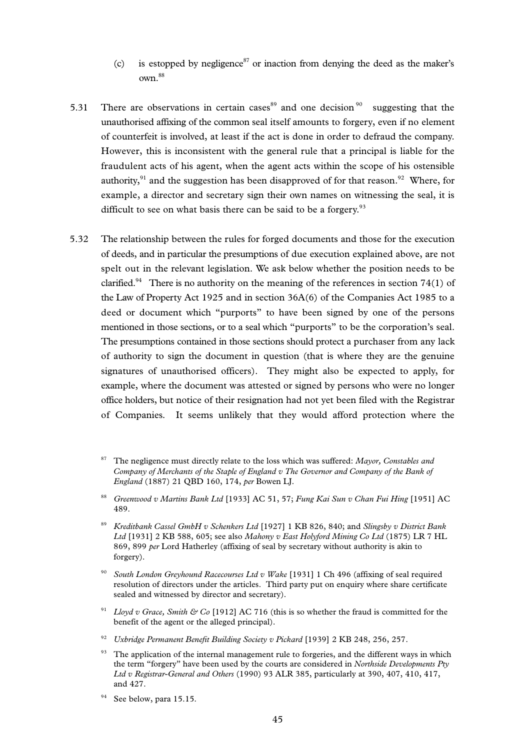(c) is estopped by negligence[87] or inaction from denying the deed as the maker's own.[88]

5.31 There are observations in certain cases[89] and one decision[90] suggesting that the unauthorised affixing of the common seal itself amounts to forgery, even if no element of counterfeit is involved, at least if the act is done in order to defraud the company. However, this is inconsistent with the general rule that a principal is liable for the fraudulent acts of his agent, when the agent acts within the scope of his ostensible authority,[91] and the suggestion has been disapproved of for that reason.[92] Where, for example, a director and secretary sign their own names on witnessing the seal, it is difficult to see on what basis there can be said to be a forgery.[93]

5.32 The relationship between the rules for forged documents and those for the execution of deeds, and in particular the presumptions of due execution explained above, are not spelt out in the relevant legislation. We ask below whether the position needs to be clarified.[94] There is no authority on the meaning of the references in section 74(1) of the Law of Property Act 1925 and in section 36A(6) of the Companies Act 1985 to a deed or document which "purports" to have been signed by one of the persons mentioned in those sections, or to a seal which "purports" to be the corporation's seal. The presumptions contained in those sections should protect a purchaser from any lack of authority to sign the document in question (that is where they are the genuine signatures of unauthorised officers). They might also be expected to apply, for example, where the document was attested or signed by persons who were no longer office holders, but notice of their resignation had not yet been filed with the Registrar of Companies. It seems unlikely that they would afford protection where the

[87] The negligence must directly relate to the loss which was suffered: *Mayor, Constables and Company of Merchants of the Staple of England v The Governor and Company of the Bank of England* (1887) 21 QBD 160, 174, *per* Bowen LJ.

[88] *Greenwood v Martins Bank Ltd* [1933] AC 51, 57; *Fung Kai Sun v Chan Fui Hing* [1951] AC 489.

[89] *Kreditbank Cassel GmbH v Schenkers Ltd* [1927] 1 KB 826, 840; and *Slingsby v District Bank Ltd* [1931] 2 KB 588, 605; see also *Mahony v East Holyford Mining Co Ltd* (1875) LR 7 HL 869, 899 *per* Lord Hatherley (affixing of seal by secretary without authority is akin to forgery).

[90] *South London Greyhound Racecourses Ltd v Wake* [1931] 1 Ch 496 (affixing of seal required resolution of directors under the articles. Third party put on enquiry where share certificate sealed and witnessed by director and secretary).

[91] *Lloyd v Grace, Smith & Co* [1912] AC 716 (this is so whether the fraud is committed for the benefit of the agent or the alleged principal).

[92] *Uxbridge Permanent Benefit Building Society v Pickard* [1939] 2 KB 248, 256, 257.

[93] The application of the internal management rule to forgeries, and the different ways in which the term "forgery" have been used by the courts are considered in *Northside Developments Pty Ltd v Registrar-General and Others* (1990) 93 ALR 385, particularly at 390, 407, 410, 417, and 427.

[94] See below, para 15.15.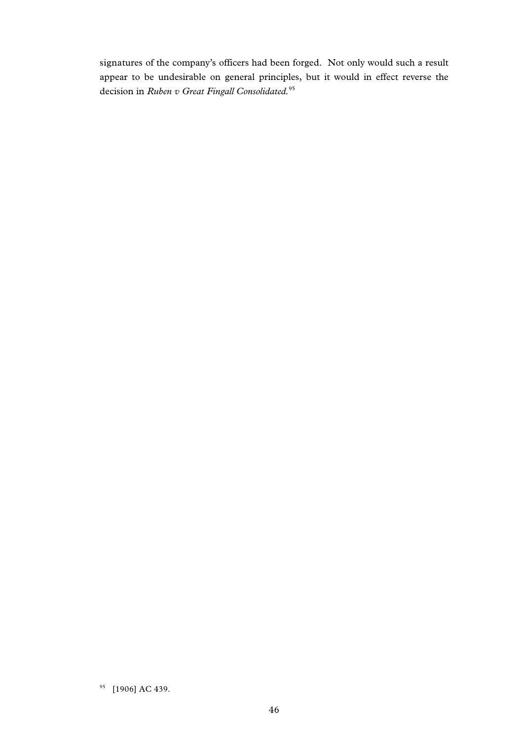signatures of the company's officers had been forged. Not only would such a result appear to be undesirable on general principles, but it would in effect reverse the decision in *Ruben v Great Fingall Consolidated*.[95]

[95] [1906] AC 439.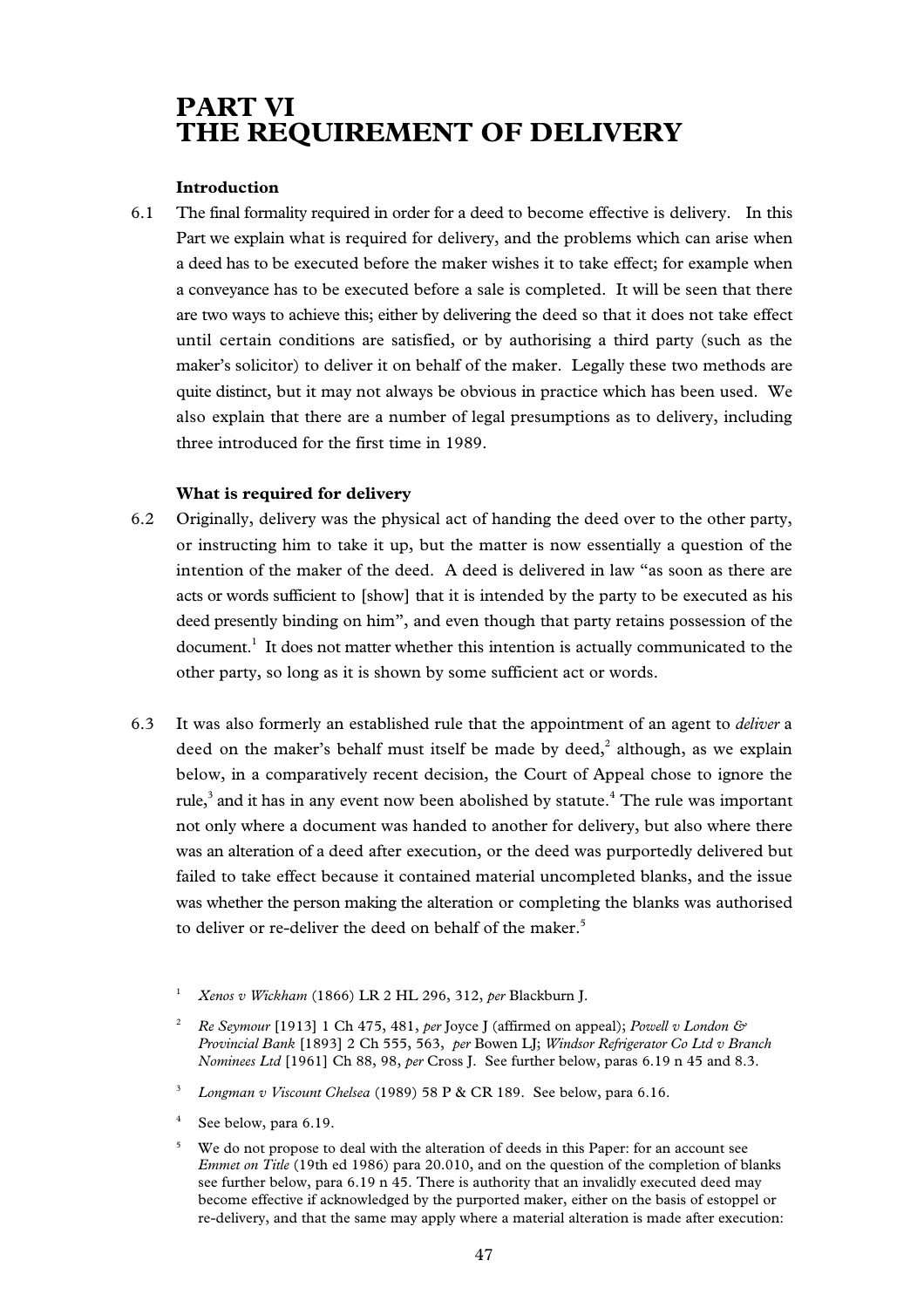# PART VI
# THE REQUIREMENT OF DELIVERY

### Introduction

6.1 The final formality required in order for a deed to become effective is delivery. In this Part we explain what is required for delivery, and the problems which can arise when a deed has to be executed before the maker wishes it to take effect; for example when a conveyance has to be executed before a sale is completed. It will be seen that there are two ways to achieve this; either by delivering the deed so that it does not take effect until certain conditions are satisfied, or by authorising a third party (such as the maker's solicitor) to deliver it on behalf of the maker. Legally these two methods are quite distinct, but it may not always be obvious in practice which has been used. We also explain that there are a number of legal presumptions as to delivery, including three introduced for the first time in 1989.

### What is required for delivery

6.2 Originally, delivery was the physical act of handing the deed over to the other party, or instructing him to take it up, but the matter is now essentially a question of the intention of the maker of the deed. A deed is delivered in law "as soon as there are acts or words sufficient to [show] that it is intended by the party to be executed as his deed presently binding on him", and even though that party retains possession of the document.[1] It does not matter whether this intention is actually communicated to the other party, so long as it is shown by some sufficient act or words.

6.3 It was also formerly an established rule that the appointment of an agent to *deliver* a deed on the maker's behalf must itself be made by deed,[2] although, as we explain below, in a comparatively recent decision, the Court of Appeal chose to ignore the rule,[3] and it has in any event now been abolished by statute.[4] The rule was important not only where a document was handed to another for delivery, but also where there was an alteration of a deed after execution, or the deed was purportedly delivered but failed to take effect because it contained material uncompleted blanks, and the issue was whether the person making the alteration or completing the blanks was authorised to deliver or re-deliver the deed on behalf of the maker.[5]

---

[1] *Xenos v Wickham* (1866) LR 2 HL 296, 312, *per* Blackburn J.

[2] *Re Seymour* [1913] 1 Ch 475, 481, *per* Joyce J (affirmed on appeal); *Powell v London & Provincial Bank* [1893] 2 Ch 555, 563, *per* Bowen LJ; *Windsor Refrigerator Co Ltd v Branch Nominees Ltd* [1961] Ch 88, 98, *per* Cross J. See further below, paras 6.19 n 45 and 8.3.

[3] *Longman v Viscount Chelsea* (1989) 58 P & CR 189. See below, para 6.16.

[4] See below, para 6.19.

[5] We do not propose to deal with the alteration of deeds in this Paper: for an account see *Emmet on Title* (19th ed 1986) para 20.010, and on the question of the completion of blanks see further below, para 6.19 n 45. There is authority that an invalidly executed deed may become effective if acknowledged by the purported maker, either on the basis of estoppel or re-delivery, and that the same may apply where a material alteration is made after execution: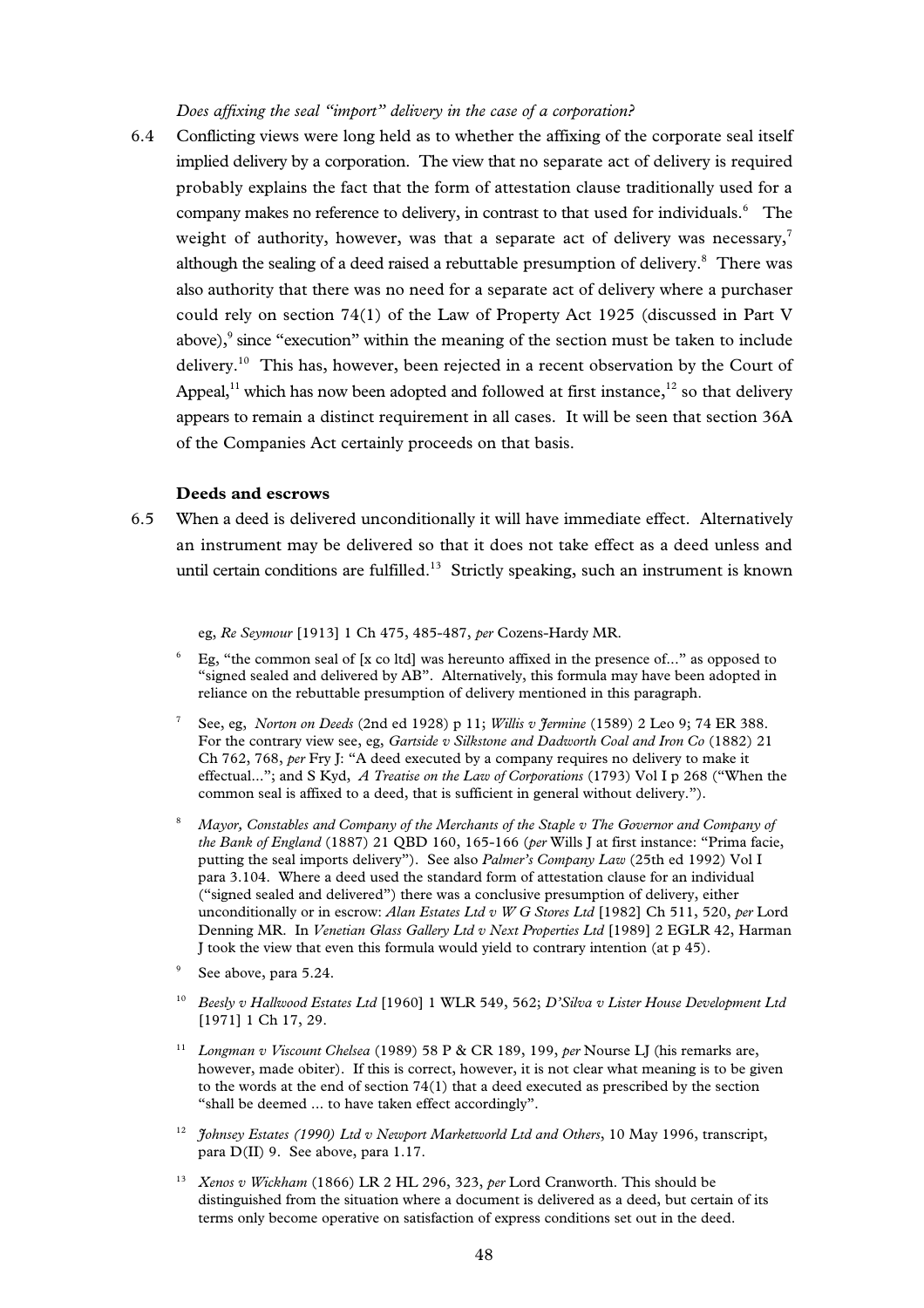*Does affixing the seal "import" delivery in the case of a corporation?*

6.4 Conflicting views were long held as to whether the affixing of the corporate seal itself implied delivery by a corporation. The view that no separate act of delivery is required probably explains the fact that the form of attestation clause traditionally used for a company makes no reference to delivery, in contrast to that used for individuals.[6] The weight of authority, however, was that a separate act of delivery was necessary,[7] although the sealing of a deed raised a rebuttable presumption of delivery.[8] There was also authority that there was no need for a separate act of delivery where a purchaser could rely on section 74(1) of the Law of Property Act 1925 (discussed in Part V above),[9] since "execution" within the meaning of the section must be taken to include delivery.[10] This has, however, been rejected in a recent observation by the Court of Appeal,[11] which has now been adopted and followed at first instance,[12] so that delivery appears to remain a distinct requirement in all cases. It will be seen that section 36A of the Companies Act certainly proceeds on that basis.

### Deeds and escrows

6.5 When a deed is delivered unconditionally it will have immediate effect. Alternatively an instrument may be delivered so that it does not take effect as a deed unless and until certain conditions are fulfilled.[13] Strictly speaking, such an instrument is known

eg, *Re Seymour* [1913] 1 Ch 475, 485-487, *per* Cozens-Hardy MR.

[6] Eg, "the common seal of [x co ltd] was hereunto affixed in the presence of..." as opposed to "signed sealed and delivered by AB". Alternatively, this formula may have been adopted in reliance on the rebuttable presumption of delivery mentioned in this paragraph.

[7] See, eg, *Norton on Deeds* (2nd ed 1928) p 11; *Willis v Jermine* (1589) 2 Leo 9; 74 ER 388. For the contrary view see, eg, *Gartside v Silkstone and Dadworth Coal and Iron Co* (1882) 21 Ch 762, 768, *per* Fry J: "A deed executed by a company requires no delivery to make it effectual..."; and S Kyd, *A Treatise on the Law of Corporations* (1793) Vol I p 268 ("When the common seal is affixed to a deed, that is sufficient in general without delivery.").

[8] *Mayor, Constables and Company of the Merchants of the Staple v The Governor and Company of the Bank of England* (1887) 21 QBD 160, 165-166 (*per* Wills J at first instance: "Prima facie, putting the seal imports delivery"). See also *Palmer's Company Law* (25th ed 1992) Vol I para 3.104. Where a deed used the standard form of attestation clause for an individual ("signed sealed and delivered") there was a conclusive presumption of delivery, either unconditionally or in escrow: *Alan Estates Ltd v W G Stores Ltd* [1982] Ch 511, 520, *per* Lord Denning MR. In *Venetian Glass Gallery Ltd v Next Properties Ltd* [1989] 2 EGLR 42, Harman J took the view that even this formula would yield to contrary intention (at p 45).

[9] See above, para 5.24.

[10] *Beesly v Hallwood Estates Ltd* [1960] 1 WLR 549, 562; *D'Silva v Lister House Development Ltd* [1971] 1 Ch 17, 29.

[11] *Longman v Viscount Chelsea* (1989) 58 P & CR 189, 199, *per* Nourse LJ (his remarks are, however, made obiter). If this is correct, however, it is not clear what meaning is to be given to the words at the end of section 74(1) that a deed executed as prescribed by the section "shall be deemed ... to have taken effect accordingly".

[12] *Johnsey Estates (1990) Ltd v Newport Marketworld Ltd and Others*, 10 May 1996, transcript, para D(II) 9. See above, para 1.17.

[13] *Xenos v Wickham* (1866) LR 2 HL 296, 323, *per* Lord Cranworth. This should be distinguished from the situation where a document is delivered as a deed, but certain of its terms only become operative on satisfaction of express conditions set out in the deed.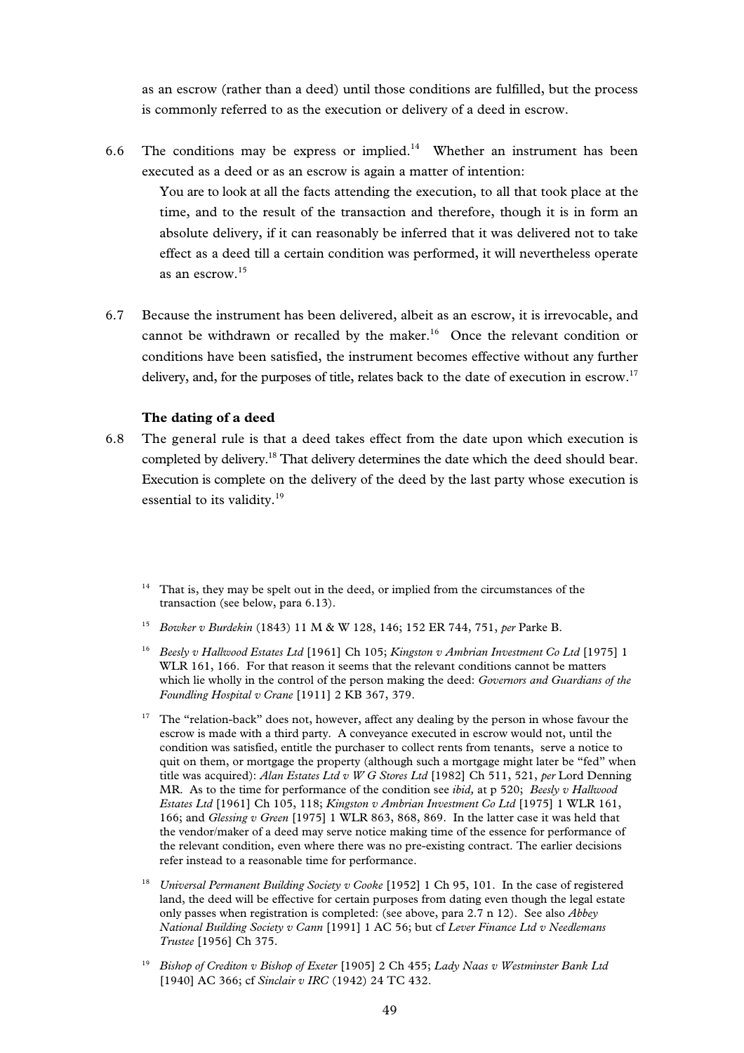as an escrow (rather than a deed) until those conditions are fulfilled, but the process is commonly referred to as the execution or delivery of a deed in escrow.

6.6 The conditions may be express or implied.[14] Whether an instrument has been executed as a deed or as an escrow is again a matter of intention:

> You are to look at all the facts attending the execution, to all that took place at the time, and to the result of the transaction and therefore, though it is in form an absolute delivery, if it can reasonably be inferred that it was delivered not to take effect as a deed till a certain condition was performed, it will nevertheless operate as an escrow.[15]

6.7 Because the instrument has been delivered, albeit as an escrow, it is irrevocable, and cannot be withdrawn or recalled by the maker.[16] Once the relevant condition or conditions have been satisfied, the instrument becomes effective without any further delivery, and, for the purposes of title, relates back to the date of execution in escrow.[17]

### The dating of a deed

6.8 The general rule is that a deed takes effect from the date upon which execution is completed by delivery.[18] That delivery determines the date which the deed should bear. Execution is complete on the delivery of the deed by the last party whose execution is essential to its validity.[19]

---

[14] That is, they may be spelt out in the deed, or implied from the circumstances of the transaction (see below, para 6.13).

[15] *Bowker v Burdekin* (1843) 11 M & W 128, 146; 152 ER 744, 751, *per* Parke B.

[16] *Beesly v Hallwood Estates Ltd* [1961] Ch 105; *Kingston v Ambrian Investment Co Ltd* [1975] 1 WLR 161, 166. For that reason it seems that the relevant conditions cannot be matters which lie wholly in the control of the person making the deed: *Governors and Guardians of the Foundling Hospital v Crane* [1911] 2 KB 367, 379.

[17] The "relation-back" does not, however, affect any dealing by the person in whose favour the escrow is made with a third party. A conveyance executed in escrow would not, until the condition was satisfied, entitle the purchaser to collect rents from tenants, serve a notice to quit on them, or mortgage the property (although such a mortgage might later be "fed" when title was acquired): *Alan Estates Ltd v W G Stores Ltd* [1982] Ch 511, 521, *per* Lord Denning MR. As to the time for performance of the condition see *ibid,* at p 520; *Beesly v Hallwood Estates Ltd* [1961] Ch 105, 118; *Kingston v Ambrian Investment Co Ltd* [1975] 1 WLR 161, 166; and *Glessing v Green* [1975] 1 WLR 863, 868, 869. In the latter case it was held that the vendor/maker of a deed may serve notice making time of the essence for performance of the relevant condition, even where there was no pre-existing contract. The earlier decisions refer instead to a reasonable time for performance.

[18] *Universal Permanent Building Society v Cooke* [1952] 1 Ch 95, 101. In the case of registered land, the deed will be effective for certain purposes from dating even though the legal estate only passes when registration is completed: (see above, para 2.7 n 12). See also *Abbey National Building Society v Cann* [1991] 1 AC 56; but cf *Lever Finance Ltd v Needlemans Trustee* [1956] Ch 375.

[19] *Bishop of Crediton v Bishop of Exeter* [1905] 2 Ch 455; *Lady Naas v Westminster Bank Ltd* [1940] AC 366; cf *Sinclair v IRC* (1942) 24 TC 432.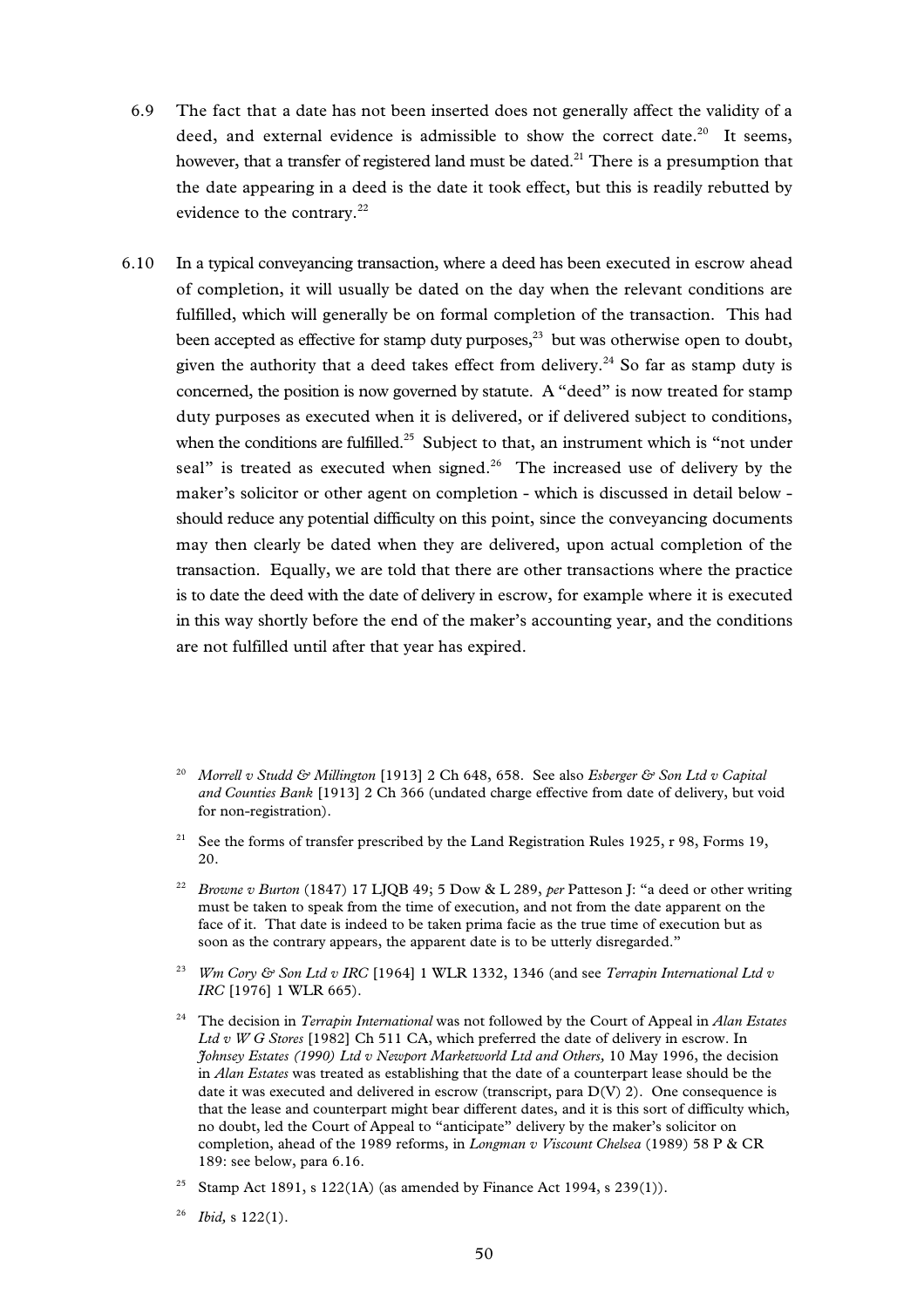6.9 The fact that a date has not been inserted does not generally affect the validity of a deed, and external evidence is admissible to show the correct date.[20] It seems, however, that a transfer of registered land must be dated.[21] There is a presumption that the date appearing in a deed is the date it took effect, but this is readily rebutted by evidence to the contrary.[22]

6.10 In a typical conveyancing transaction, where a deed has been executed in escrow ahead of completion, it will usually be dated on the day when the relevant conditions are fulfilled, which will generally be on formal completion of the transaction. This had been accepted as effective for stamp duty purposes,[23] but was otherwise open to doubt, given the authority that a deed takes effect from delivery.[24] So far as stamp duty is concerned, the position is now governed by statute. A "deed" is now treated for stamp duty purposes as executed when it is delivered, or if delivered subject to conditions, when the conditions are fulfilled.[25] Subject to that, an instrument which is "not under seal" is treated as executed when signed.[26] The increased use of delivery by the maker's solicitor or other agent on completion - which is discussed in detail below - should reduce any potential difficulty on this point, since the conveyancing documents may then clearly be dated when they are delivered, upon actual completion of the transaction. Equally, we are told that there are other transactions where the practice is to date the deed with the date of delivery in escrow, for example where it is executed in this way shortly before the end of the maker's accounting year, and the conditions are not fulfilled until after that year has expired.

---

[20] *Morrell v Studd & Millington* [1913] 2 Ch 648, 658. See also *Esberger & Son Ltd v Capital and Counties Bank* [1913] 2 Ch 366 (undated charge effective from date of delivery, but void for non-registration).

[21] See the forms of transfer prescribed by the Land Registration Rules 1925, r 98, Forms 19, 20.

[22] *Browne v Burton* (1847) 17 LJQB 49; 5 Dow & L 289, *per* Patteson J: "a deed or other writing must be taken to speak from the time of execution, and not from the date apparent on the face of it. That date is indeed to be taken prima facie as the true time of execution but as soon as the contrary appears, the apparent date is to be utterly disregarded."

[23] *Wm Cory & Son Ltd v IRC* [1964] 1 WLR 1332, 1346 (and see *Terrapin International Ltd v IRC* [1976] 1 WLR 665).

[24] The decision in *Terrapin International* was not followed by the Court of Appeal in *Alan Estates Ltd v W G Stores* [1982] Ch 511 CA, which preferred the date of delivery in escrow. In *Johnsey Estates (1990) Ltd v Newport Marketworld Ltd and Others,* 10 May 1996, the decision in *Alan Estates* was treated as establishing that the date of a counterpart lease should be the date it was executed and delivered in escrow (transcript, para D(V) 2). One consequence is that the lease and counterpart might bear different dates, and it is this sort of difficulty which, no doubt, led the Court of Appeal to "anticipate" delivery by the maker's solicitor on completion, ahead of the 1989 reforms, in *Longman v Viscount Chelsea* (1989) 58 P & CR 189: see below, para 6.16.

[25] Stamp Act 1891, s 122(1A) (as amended by Finance Act 1994, s 239(1)).

[26] *Ibid,* s 122(1).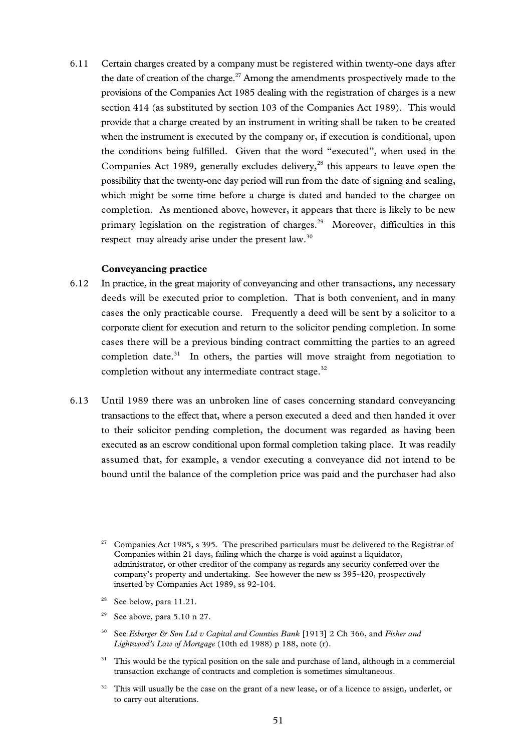6.11 Certain charges created by a company must be registered within twenty-one days after the date of creation of the charge.[27] Among the amendments prospectively made to the provisions of the Companies Act 1985 dealing with the registration of charges is a new section 414 (as substituted by section 103 of the Companies Act 1989). This would provide that a charge created by an instrument in writing shall be taken to be created when the instrument is executed by the company or, if execution is conditional, upon the conditions being fulfilled. Given that the word "executed", when used in the Companies Act 1989, generally excludes delivery,[28] this appears to leave open the possibility that the twenty-one day period will run from the date of signing and sealing, which might be some time before a charge is dated and handed to the chargee on completion. As mentioned above, however, it appears that there is likely to be new primary legislation on the registration of charges.[29] Moreover, difficulties in this respect may already arise under the present law.[30]

**Conveyancing practice**

6.12 In practice, in the great majority of conveyancing and other transactions, any necessary deeds will be executed prior to completion. That is both convenient, and in many cases the only practicable course. Frequently a deed will be sent by a solicitor to a corporate client for execution and return to the solicitor pending completion. In some cases there will be a previous binding contract committing the parties to an agreed completion date.[31] In others, the parties will move straight from negotiation to completion without any intermediate contract stage.[32]

6.13 Until 1989 there was an unbroken line of cases concerning standard conveyancing transactions to the effect that, where a person executed a deed and then handed it over to their solicitor pending completion, the document was regarded as having been executed as an escrow conditional upon formal completion taking place. It was readily assumed that, for example, a vendor executing a conveyance did not intend to be bound until the balance of the completion price was paid and the purchaser had also

[27] Companies Act 1985, s 395. The prescribed particulars must be delivered to the Registrar of Companies within 21 days, failing which the charge is void against a liquidator, administrator, or other creditor of the company as regards any security conferred over the company's property and undertaking. See however the new ss 395-420, prospectively inserted by Companies Act 1989, ss 92-104.

[28] See below, para 11.21.

[29] See above, para 5.10 n 27.

[30] See *Esberger & Son Ltd v Capital and Counties Bank* [1913] 2 Ch 366, and *Fisher and Lightwood's Law of Mortgage* (10th ed 1988) p 188, note (r).

[31] This would be the typical position on the sale and purchase of land, although in a commercial transaction exchange of contracts and completion is sometimes simultaneous.

[32] This will usually be the case on the grant of a new lease, or of a licence to assign, underlet, or to carry out alterations.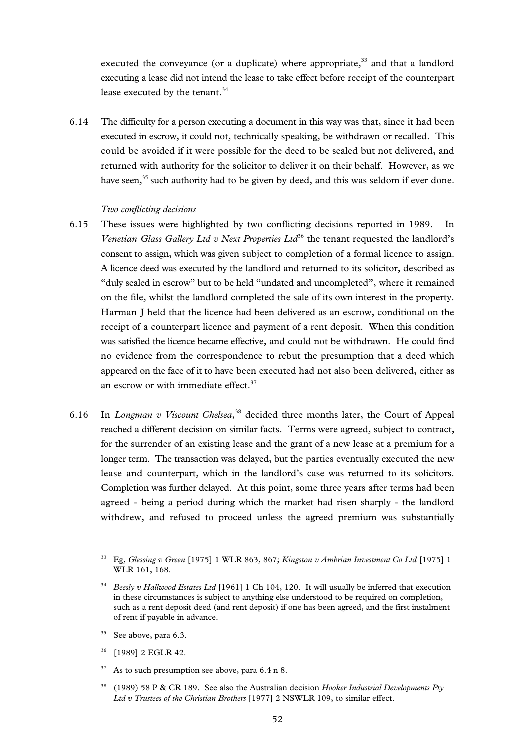executed the conveyance (or a duplicate) where appropriate,[33] and that a landlord executing a lease did not intend the lease to take effect before receipt of the counterpart lease executed by the tenant.[34]

6.14 The difficulty for a person executing a document in this way was that, since it had been executed in escrow, it could not, technically speaking, be withdrawn or recalled. This could be avoided if it were possible for the deed to be sealed but not delivered, and returned with authority for the solicitor to deliver it on their behalf. However, as we have seen,[35] such authority had to be given by deed, and this was seldom if ever done.

*Two conflicting decisions*

6.15 These issues were highlighted by two conflicting decisions reported in 1989. In *Venetian Glass Gallery Ltd v Next Properties Ltd*[36] the tenant requested the landlord's consent to assign, which was given subject to completion of a formal licence to assign. A licence deed was executed by the landlord and returned to its solicitor, described as "duly sealed in escrow" but to be held "undated and uncompleted", where it remained on the file, whilst the landlord completed the sale of its own interest in the property. Harman J held that the licence had been delivered as an escrow, conditional on the receipt of a counterpart licence and payment of a rent deposit. When this condition was satisfied the licence became effective, and could not be withdrawn. He could find no evidence from the correspondence to rebut the presumption that a deed which appeared on the face of it to have been executed had not also been delivered, either as an escrow or with immediate effect.[37]

6.16 In *Longman v Viscount Chelsea,*[38] decided three months later, the Court of Appeal reached a different decision on similar facts. Terms were agreed, subject to contract, for the surrender of an existing lease and the grant of a new lease at a premium for a longer term. The transaction was delayed, but the parties eventually executed the new lease and counterpart, which in the landlord's case was returned to its solicitors. Completion was further delayed. At this point, some three years after terms had been agreed - being a period during which the market had risen sharply - the landlord withdrew, and refused to proceed unless the agreed premium was substantially

---

[33] Eg, *Glessing v Green* [1975] 1 WLR 863, 867; *Kingston v Ambrian Investment Co Ltd* [1975] 1 WLR 161, 168.

[34] *Beesly v Hallwood Estates Ltd* [1961] 1 Ch 104, 120. It will usually be inferred that execution in these circumstances is subject to anything else understood to be required on completion, such as a rent deposit deed (and rent deposit) if one has been agreed, and the first instalment of rent if payable in advance.

[35] See above, para 6.3.

[36] [1989] 2 EGLR 42.

[37] As to such presumption see above, para 6.4 n 8.

[38] (1989) 58 P & CR 189. See also the Australian decision *Hooker Industrial Developments Pty Ltd v Trustees of the Christian Brothers* [1977] 2 NSWLR 109, to similar effect.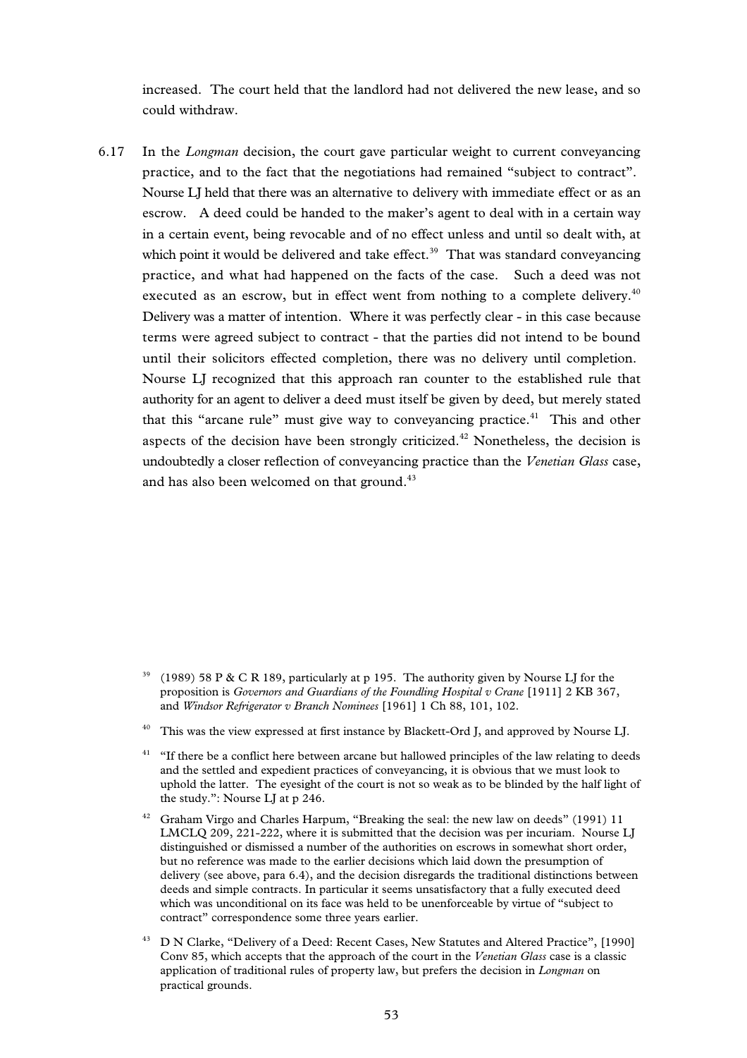increased. The court held that the landlord had not delivered the new lease, and so could withdraw.

6.17 In the *Longman* decision, the court gave particular weight to current conveyancing practice, and to the fact that the negotiations had remained "subject to contract". Nourse LJ held that there was an alternative to delivery with immediate effect or as an escrow. A deed could be handed to the maker's agent to deal with in a certain way in a certain event, being revocable and of no effect unless and until so dealt with, at which point it would be delivered and take effect.[39] That was standard conveyancing practice, and what had happened on the facts of the case. Such a deed was not executed as an escrow, but in effect went from nothing to a complete delivery.[40] Delivery was a matter of intention. Where it was perfectly clear - in this case because terms were agreed subject to contract - that the parties did not intend to be bound until their solicitors effected completion, there was no delivery until completion. Nourse LJ recognized that this approach ran counter to the established rule that authority for an agent to deliver a deed must itself be given by deed, but merely stated that this "arcane rule" must give way to conveyancing practice.[41] This and other aspects of the decision have been strongly criticized.[42] Nonetheless, the decision is undoubtedly a closer reflection of conveyancing practice than the *Venetian Glass* case, and has also been welcomed on that ground.[43]

---

[39] (1989) 58 P & C R 189, particularly at p 195. The authority given by Nourse LJ for the proposition is *Governors and Guardians of the Foundling Hospital v Crane* [1911] 2 KB 367, and *Windsor Refrigerator v Branch Nominees* [1961] 1 Ch 88, 101, 102.

[40] This was the view expressed at first instance by Blackett-Ord J, and approved by Nourse LJ.

[41] "If there be a conflict here between arcane but hallowed principles of the law relating to deeds and the settled and expedient practices of conveyancing, it is obvious that we must look to uphold the latter. The eyesight of the court is not so weak as to be blinded by the half light of the study.": Nourse LJ at p 246.

[42] Graham Virgo and Charles Harpum, "Breaking the seal: the new law on deeds" (1991) 11 LMCLQ 209, 221-222, where it is submitted that the decision was per incuriam. Nourse LJ distinguished or dismissed a number of the authorities on escrows in somewhat short order, but no reference was made to the earlier decisions which laid down the presumption of delivery (see above, para 6.4), and the decision disregards the traditional distinctions between deeds and simple contracts. In particular it seems unsatisfactory that a fully executed deed which was unconditional on its face was held to be unenforceable by virtue of "subject to contract" correspondence some three years earlier.

[43] D N Clarke, "Delivery of a Deed: Recent Cases, New Statutes and Altered Practice", [1990] Conv 85, which accepts that the approach of the court in the *Venetian Glass* case is a classic application of traditional rules of property law, but prefers the decision in *Longman* on practical grounds.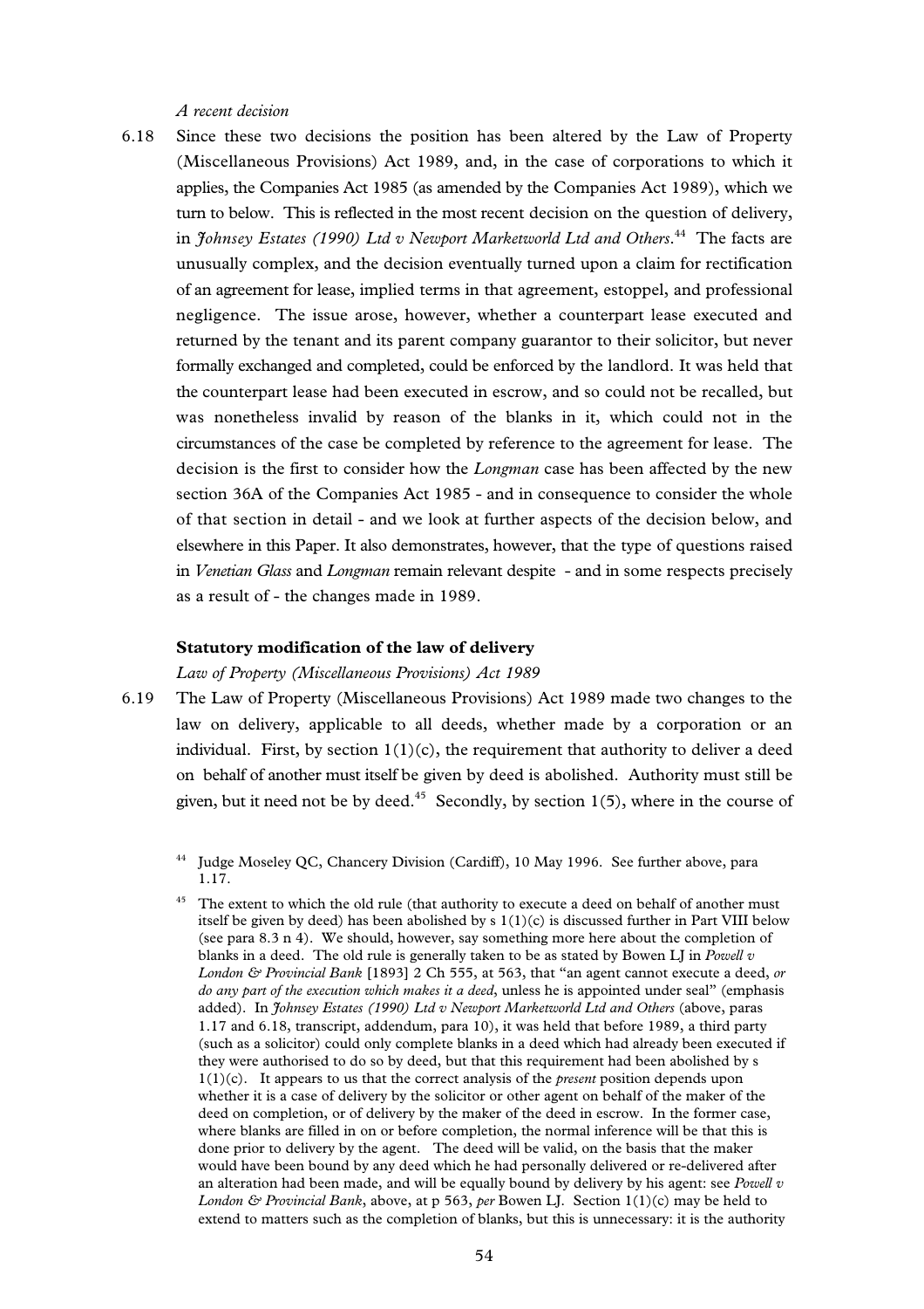*A recent decision*

6.18 Since these two decisions the position has been altered by the Law of Property (Miscellaneous Provisions) Act 1989, and, in the case of corporations to which it applies, the Companies Act 1985 (as amended by the Companies Act 1989), which we turn to below. This is reflected in the most recent decision on the question of delivery, in *Johnsey Estates (1990) Ltd v Newport Marketworld Ltd and Others*.[44] The facts are unusually complex, and the decision eventually turned upon a claim for rectification of an agreement for lease, implied terms in that agreement, estoppel, and professional negligence. The issue arose, however, whether a counterpart lease executed and returned by the tenant and its parent company guarantor to their solicitor, but never formally exchanged and completed, could be enforced by the landlord. It was held that the counterpart lease had been executed in escrow, and so could not be recalled, but was nonetheless invalid by reason of the blanks in it, which could not in the circumstances of the case be completed by reference to the agreement for lease. The decision is the first to consider how the *Longman* case has been affected by the new section 36A of the Companies Act 1985 - and in consequence to consider the whole of that section in detail - and we look at further aspects of the decision below, and elsewhere in this Paper. It also demonstrates, however, that the type of questions raised in *Venetian Glass* and *Longman* remain relevant despite - and in some respects precisely as a result of - the changes made in 1989.

**Statutory modification of the law of delivery**

*Law of Property (Miscellaneous Provisions) Act 1989*

6.19 The Law of Property (Miscellaneous Provisions) Act 1989 made two changes to the law on delivery, applicable to all deeds, whether made by a corporation or an individual. First, by section 1(1)(c), the requirement that authority to deliver a deed on behalf of another must itself be given by deed is abolished. Authority must still be given, but it need not be by deed.[45] Secondly, by section 1(5), where in the course of

[44] Judge Moseley QC, Chancery Division (Cardiff), 10 May 1996. See further above, para 1.17.

[45] The extent to which the old rule (that authority to execute a deed on behalf of another must itself be given by deed) has been abolished by s 1(1)(c) is discussed further in Part VIII below (see para 8.3 n 4). We should, however, say something more here about the completion of blanks in a deed. The old rule is generally taken to be as stated by Bowen LJ in *Powell v London & Provincial Bank* [1893] 2 Ch 555, at 563, that "an agent cannot execute a deed, *or do any part of the execution which makes it a deed*, unless he is appointed under seal" (emphasis added). In *Johnsey Estates (1990) Ltd v Newport Marketworld Ltd and Others* (above, paras 1.17 and 6.18, transcript, addendum, para 10), it was held that before 1989, a third party (such as a solicitor) could only complete blanks in a deed which had already been executed if they were authorised to do so by deed, but that this requirement had been abolished by s 1(1)(c). It appears to us that the correct analysis of the *present* position depends upon whether it is a case of delivery by the solicitor or other agent on behalf of the maker of the deed on completion, or of delivery by the maker of the deed in escrow. In the former case, where blanks are filled in on or before completion, the normal inference will be that this is done prior to delivery by the agent. The deed will be valid, on the basis that the maker would have been bound by any deed which he had personally delivered or re-delivered after an alteration had been made, and will be equally bound by delivery by his agent: see *Powell v London & Provincial Bank*, above, at p 563, *per* Bowen LJ. Section 1(1)(c) may be held to extend to matters such as the completion of blanks, but this is unnecessary: it is the authority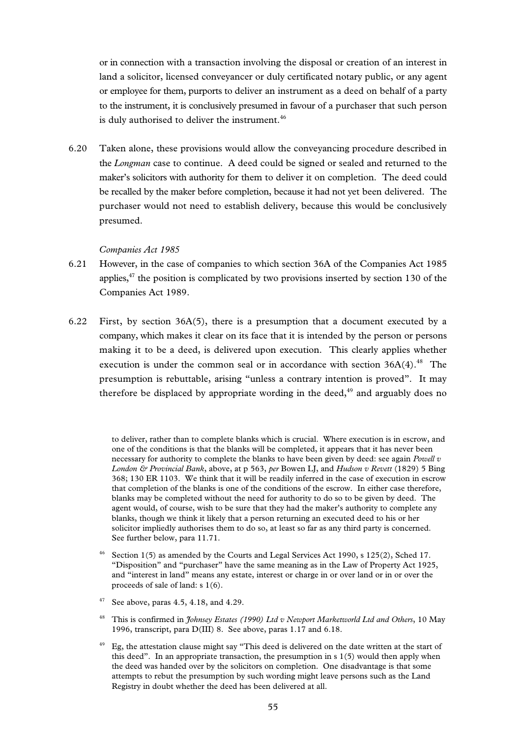or in connection with a transaction involving the disposal or creation of an interest in land a solicitor, licensed conveyancer or duly certificated notary public, or any agent or employee for them, purports to deliver an instrument as a deed on behalf of a party to the instrument, it is conclusively presumed in favour of a purchaser that such person is duly authorised to deliver the instrument.[46]

6.20 Taken alone, these provisions would allow the conveyancing procedure described in the *Longman* case to continue. A deed could be signed or sealed and returned to the maker's solicitors with authority for them to deliver it on completion. The deed could be recalled by the maker before completion, because it had not yet been delivered. The purchaser would not need to establish delivery, because this would be conclusively presumed.

*Companies Act 1985*

6.21 However, in the case of companies to which section 36A of the Companies Act 1985 applies,[47] the position is complicated by two provisions inserted by section 130 of the Companies Act 1989.

6.22 First, by section 36A(5), there is a presumption that a document executed by a company, which makes it clear on its face that it is intended by the person or persons making it to be a deed, is delivered upon execution. This clearly applies whether execution is under the common seal or in accordance with section 36A(4).[48] The presumption is rebuttable, arising "unless a contrary intention is proved". It may therefore be displaced by appropriate wording in the deed,[49] and arguably does no

---

to deliver, rather than to complete blanks which is crucial. Where execution is in escrow, and one of the conditions is that the blanks will be completed, it appears that it has never been necessary for authority to complete the blanks to have been given by deed: see again *Powell v London & Provincial Bank*, above, at p 563, *per* Bowen LJ, and *Hudson v Revett* (1829) 5 Bing 368; 130 ER 1103. We think that it will be readily inferred in the case of execution in escrow that completion of the blanks is one of the conditions of the escrow. In either case therefore, blanks may be completed without the need for authority to do so to be given by deed. The agent would, of course, wish to be sure that they had the maker's authority to complete any blanks, though we think it likely that a person returning an executed deed to his or her solicitor impliedly authorises them to do so, at least so far as any third party is concerned. See further below, para 11.71.

[46] Section 1(5) as amended by the Courts and Legal Services Act 1990, s 125(2), Sched 17. "Disposition" and "purchaser" have the same meaning as in the Law of Property Act 1925, and "interest in land" means any estate, interest or charge in or over land or in or over the proceeds of sale of land: s 1(6).

[47] See above, paras 4.5, 4.18, and 4.29.

[48] This is confirmed in *Johnsey Estates (1990) Ltd v Newport Marketworld Ltd and Others*, 10 May 1996, transcript, para D(III) 8. See above, paras 1.17 and 6.18.

[49] Eg, the attestation clause might say "This deed is delivered on the date written at the start of this deed". In an appropriate transaction, the presumption in s 1(5) would then apply when the deed was handed over by the solicitors on completion. One disadvantage is that some attempts to rebut the presumption by such wording might leave persons such as the Land Registry in doubt whether the deed has been delivered at all.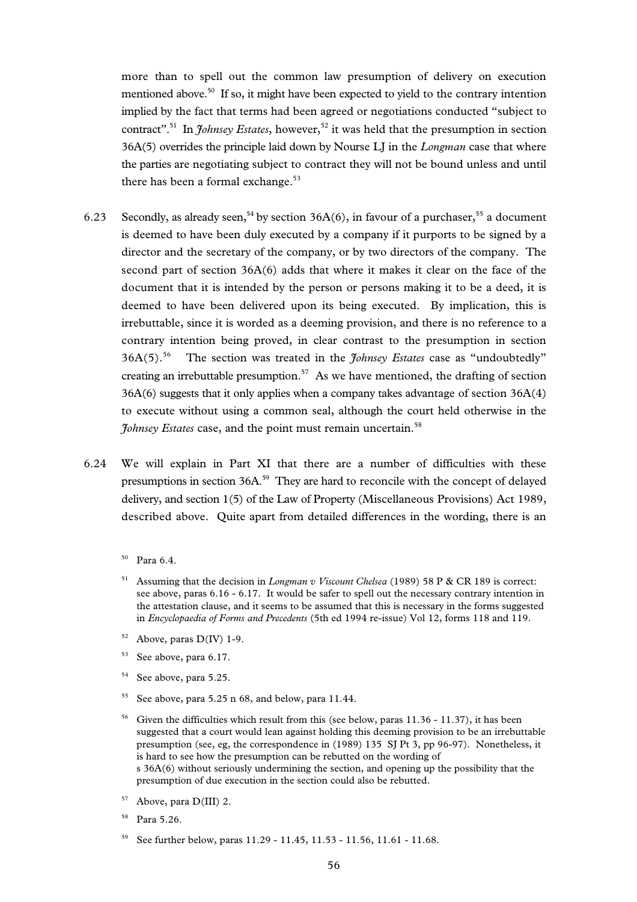more than to spell out the common law presumption of delivery on execution mentioned above.[50] If so, it might have been expected to yield to the contrary intention implied by the fact that terms had been agreed or negotiations conducted "subject to contract".[51] In *Johnsey Estates*, however,[52] it was held that the presumption in section 36A(5) overrides the principle laid down by Nourse LJ in the *Longman* case that where the parties are negotiating subject to contract they will not be bound unless and until there has been a formal exchange.[53]

6.23 Secondly, as already seen,[54] by section 36A(6), in favour of a purchaser,[55] a document is deemed to have been duly executed by a company if it purports to be signed by a director and the secretary of the company, or by two directors of the company. The second part of section 36A(6) adds that where it makes it clear on the face of the document that it is intended by the person or persons making it to be a deed, it is deemed to have been delivered upon its being executed. By implication, this is irrebuttable, since it is worded as a deeming provision, and there is no reference to a contrary intention being proved, in clear contrast to the presumption in section 36A(5).[56] The section was treated in the *Johnsey Estates* case as "undoubtedly" creating an irrebuttable presumption.[57] As we have mentioned, the drafting of section 36A(6) suggests that it only applies when a company takes advantage of section 36A(4) to execute without using a common seal, although the court held otherwise in the *Johnsey Estates* case, and the point must remain uncertain.[58]

6.24 We will explain in Part XI that there are a number of difficulties with these presumptions in section 36A.[59] They are hard to reconcile with the concept of delayed delivery, and section 1(5) of the Law of Property (Miscellaneous Provisions) Act 1989, described above. Quite apart from detailed differences in the wording, there is an

---

[50] Para 6.4.

[51] Assuming that the decision in *Longman v Viscount Chelsea* (1989) 58 P & CR 189 is correct: see above, paras 6.16 - 6.17. It would be safer to spell out the necessary contrary intention in the attestation clause, and it seems to be assumed that this is necessary in the forms suggested in *Encyclopaedia of Forms and Precedents* (5th ed 1994 re-issue) Vol 12, forms 118 and 119.

[52] Above, paras D(IV) 1-9.

[53] See above, para 6.17.

[54] See above, para 5.25.

[55] See above, para 5.25 n 68, and below, para 11.44.

[56] Given the difficulties which result from this (see below, paras 11.36 - 11.37), it has been suggested that a court would lean against holding this deeming provision to be an irrebuttable presumption (see, eg, the correspondence in (1989) 135 SJ Pt 3, pp 96-97). Nonetheless, it is hard to see how the presumption can be rebutted on the wording of s 36A(6) without seriously undermining the section, and opening up the possibility that the presumption of due execution in the section could also be rebutted.

[57] Above, para D(III) 2.

[58] Para 5.26.

[59] See further below, paras 11.29 - 11.45, 11.53 - 11.56, 11.61 - 11.68.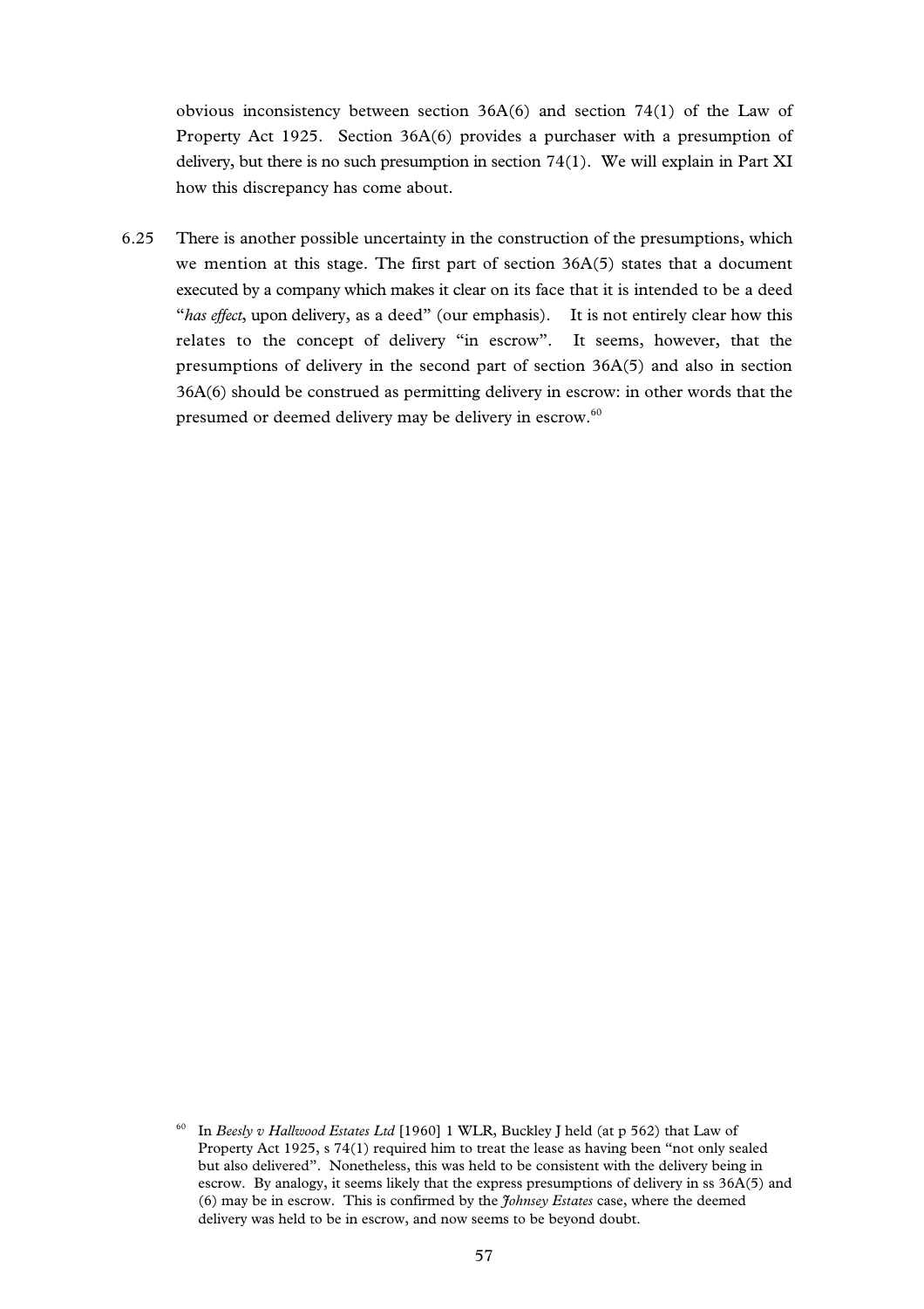obvious inconsistency between section 36A(6) and section 74(1) of the Law of Property Act 1925. Section 36A(6) provides a purchaser with a presumption of delivery, but there is no such presumption in section 74(1). We will explain in Part XI how this discrepancy has come about.

6.25 There is another possible uncertainty in the construction of the presumptions, which we mention at this stage. The first part of section 36A(5) states that a document executed by a company which makes it clear on its face that it is intended to be a deed "*has effect*, upon delivery, as a deed" (our emphasis). It is not entirely clear how this relates to the concept of delivery "in escrow". It seems, however, that the presumptions of delivery in the second part of section 36A(5) and also in section 36A(6) should be construed as permitting delivery in escrow: in other words that the presumed or deemed delivery may be delivery in escrow.[60]

---

[60] In *Beesly v Hallwood Estates Ltd* [1960] 1 WLR, Buckley J held (at p 562) that Law of Property Act 1925, s 74(1) required him to treat the lease as having been "not only sealed but also delivered". Nonetheless, this was held to be consistent with the delivery being in escrow. By analogy, it seems likely that the express presumptions of delivery in ss 36A(5) and (6) may be in escrow. This is confirmed by the *Johnsey Estates* case, where the deemed delivery was held to be in escrow, and now seems to be beyond doubt.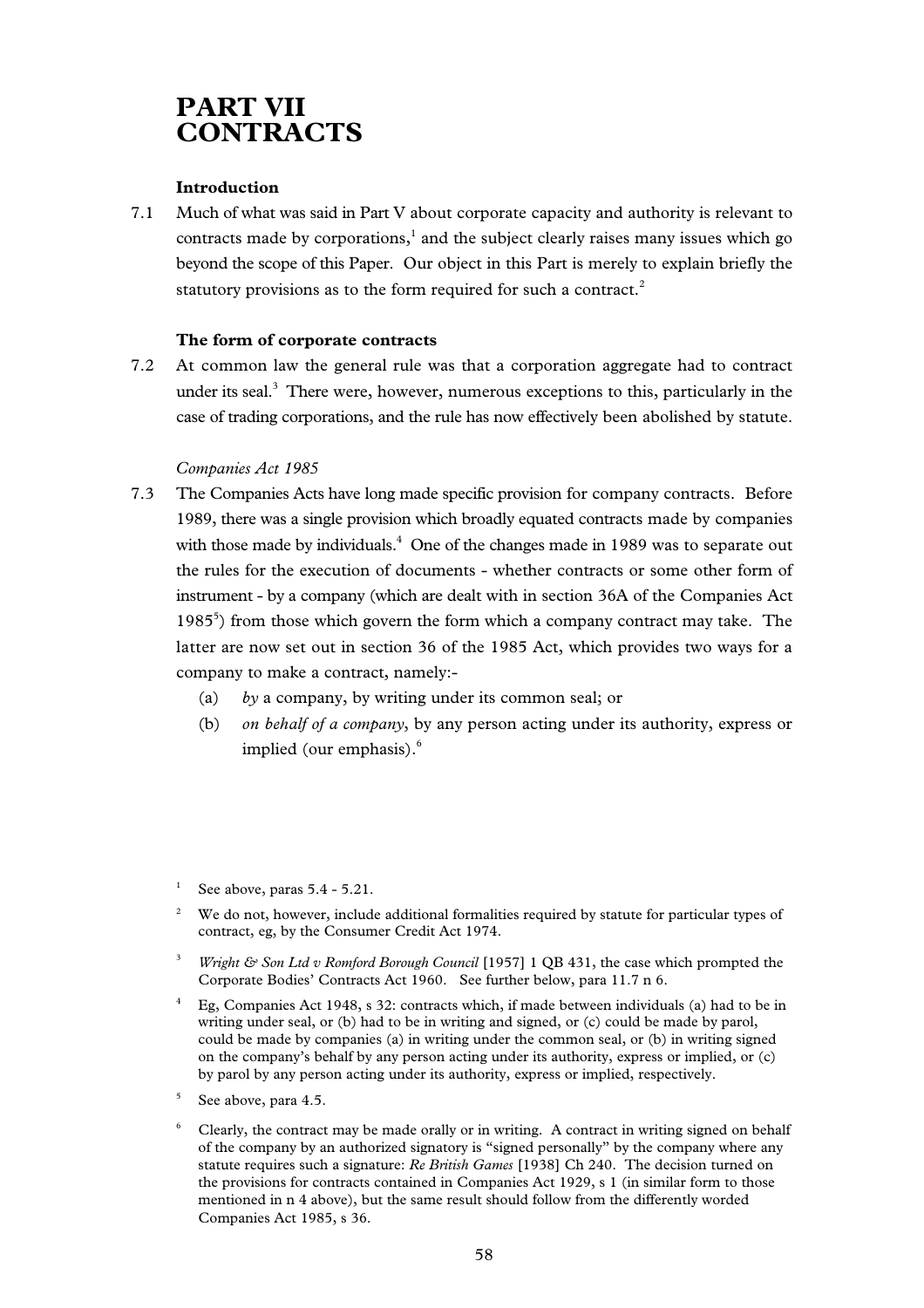# PART VII CONTRACTS

### Introduction

7.1 Much of what was said in Part V about corporate capacity and authority is relevant to contracts made by corporations,[1] and the subject clearly raises many issues which go beyond the scope of this Paper. Our object in this Part is merely to explain briefly the statutory provisions as to the form required for such a contract.[2]

### The form of corporate contracts

7.2 At common law the general rule was that a corporation aggregate had to contract under its seal.[3] There were, however, numerous exceptions to this, particularly in the case of trading corporations, and the rule has now effectively been abolished by statute.

*Companies Act 1985*

7.3 The Companies Acts have long made specific provision for company contracts. Before 1989, there was a single provision which broadly equated contracts made by companies with those made by individuals.[4] One of the changes made in 1989 was to separate out the rules for the execution of documents - whether contracts or some other form of instrument - by a company (which are dealt with in section 36A of the Companies Act 1985[5]) from those which govern the form which a company contract may take. The latter are now set out in section 36 of the 1985 Act, which provides two ways for a company to make a contract, namely:-

(a) *by* a company, by writing under its common seal; or

(b) *on behalf of a company*, by any person acting under its authority, express or implied (our emphasis).[6]

---

[1] See above, paras 5.4 - 5.21.

[2] We do not, however, include additional formalities required by statute for particular types of contract, eg, by the Consumer Credit Act 1974.

[3] *Wright & Son Ltd v Romford Borough Council* [1957] 1 QB 431, the case which prompted the Corporate Bodies' Contracts Act 1960. See further below, para 11.7 n 6.

[4] Eg, Companies Act 1948, s 32: contracts which, if made between individuals (a) had to be in writing under seal, or (b) had to be in writing and signed, or (c) could be made by parol, could be made by companies (a) in writing under the common seal, or (b) in writing signed on the company's behalf by any person acting under its authority, express or implied, or (c) by parol by any person acting under its authority, express or implied, respectively.

[5] See above, para 4.5.

[6] Clearly, the contract may be made orally or in writing. A contract in writing signed on behalf of the company by an authorized signatory is "signed personally" by the company where any statute requires such a signature: *Re British Games* [1938] Ch 240. The decision turned on the provisions for contracts contained in Companies Act 1929, s 1 (in similar form to those mentioned in n 4 above), but the same result should follow from the differently worded Companies Act 1985, s 36.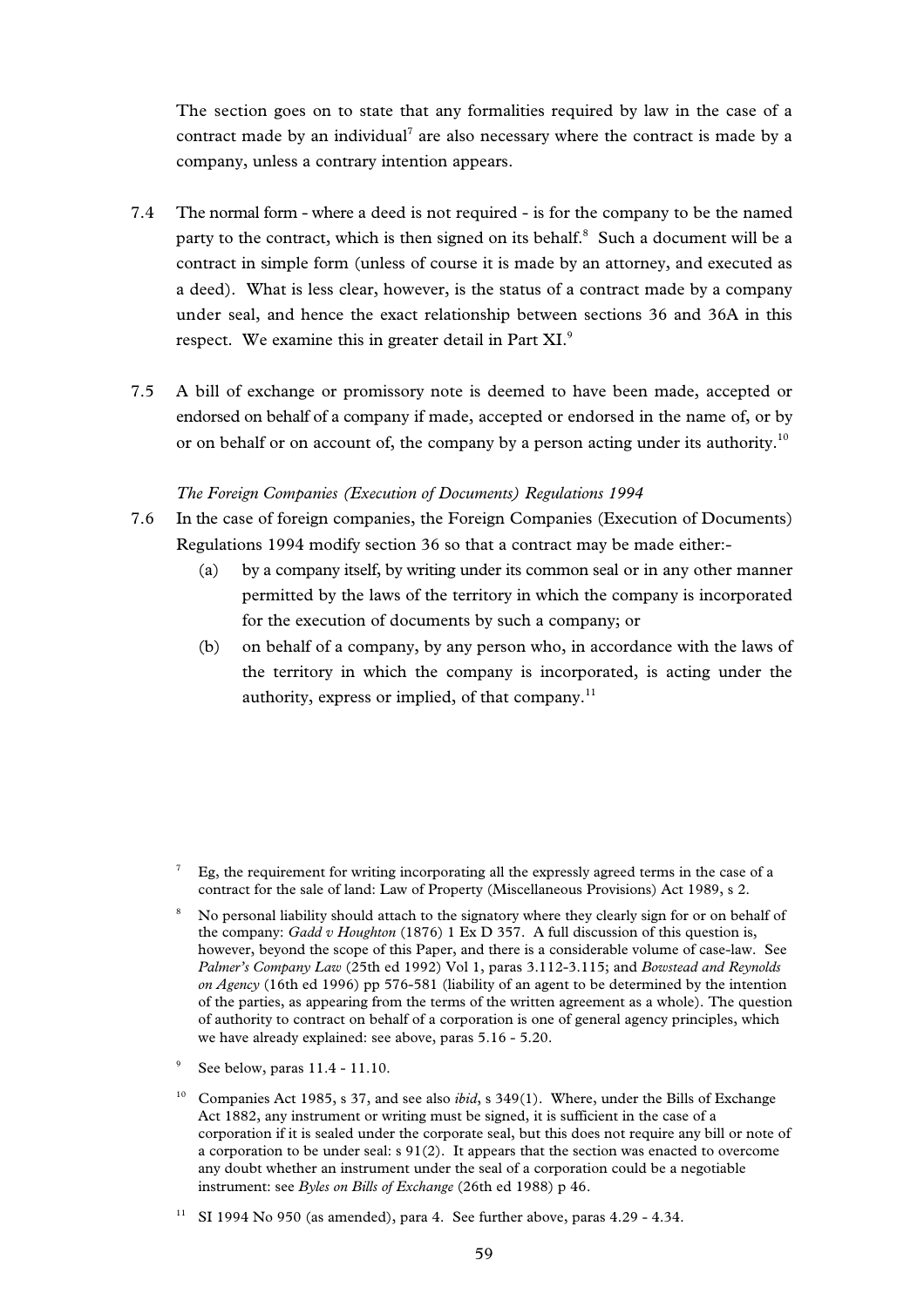The section goes on to state that any formalities required by law in the case of a contract made by an individual[7] are also necessary where the contract is made by a company, unless a contrary intention appears.

7.4 The normal form - where a deed is not required - is for the company to be the named party to the contract, which is then signed on its behalf.[8] Such a document will be a contract in simple form (unless of course it is made by an attorney, and executed as a deed). What is less clear, however, is the status of a contract made by a company under seal, and hence the exact relationship between sections 36 and 36A in this respect. We examine this in greater detail in Part XI.[9]

7.5 A bill of exchange or promissory note is deemed to have been made, accepted or endorsed on behalf of a company if made, accepted or endorsed in the name of, or by or on behalf or on account of, the company by a person acting under its authority.[10]

*The Foreign Companies (Execution of Documents) Regulations 1994*

7.6 In the case of foreign companies, the Foreign Companies (Execution of Documents) Regulations 1994 modify section 36 so that a contract may be made either:-

(a) by a company itself, by writing under its common seal or in any other manner permitted by the laws of the territory in which the company is incorporated for the execution of documents by such a company; or

(b) on behalf of a company, by any person who, in accordance with the laws of the territory in which the company is incorporated, is acting under the authority, express or implied, of that company.[11]

---

[7] Eg, the requirement for writing incorporating all the expressly agreed terms in the case of a contract for the sale of land: Law of Property (Miscellaneous Provisions) Act 1989, s 2.

[8] No personal liability should attach to the signatory where they clearly sign for or on behalf of the company: *Gadd v Houghton* (1876) 1 Ex D 357. A full discussion of this question is, however, beyond the scope of this Paper, and there is a considerable volume of case-law. See *Palmer's Company Law* (25th ed 1992) Vol 1, paras 3.112-3.115; and *Bowstead and Reynolds on Agency* (16th ed 1996) pp 576-581 (liability of an agent to be determined by the intention of the parties, as appearing from the terms of the written agreement as a whole). The question of authority to contract on behalf of a corporation is one of general agency principles, which we have already explained: see above, paras 5.16 - 5.20.

[9] See below, paras 11.4 - 11.10.

[10] Companies Act 1985, s 37, and see also *ibid*, s 349(1). Where, under the Bills of Exchange Act 1882, any instrument or writing must be signed, it is sufficient in the case of a corporation if it is sealed under the corporate seal, but this does not require any bill or note of a corporation to be under seal: s 91(2). It appears that the section was enacted to overcome any doubt whether an instrument under the seal of a corporation could be a negotiable instrument: see *Byles on Bills of Exchange* (26th ed 1988) p 46.

[11] SI 1994 No 950 (as amended), para 4. See further above, paras 4.29 - 4.34.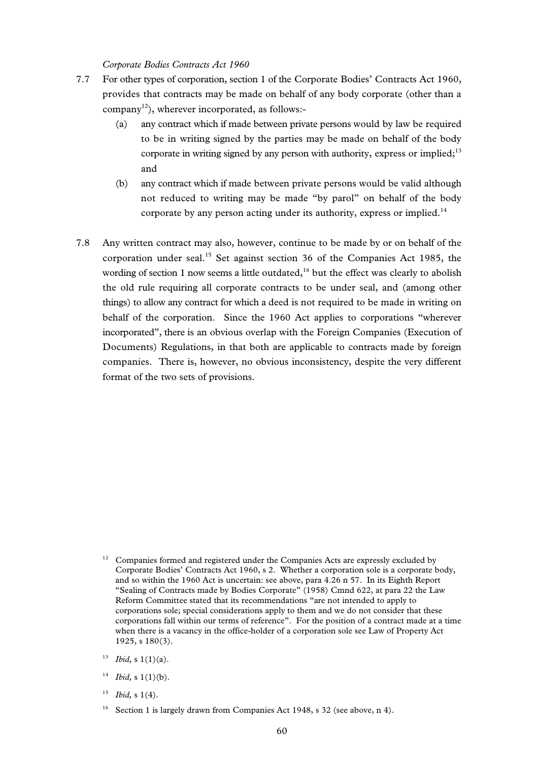*Corporate Bodies Contracts Act 1960*

7.7 For other types of corporation, section 1 of the Corporate Bodies' Contracts Act 1960, provides that contracts may be made on behalf of any body corporate (other than a company[12]), wherever incorporated, as follows:-

(a) any contract which if made between private persons would by law be required to be in writing signed by the parties may be made on behalf of the body corporate in writing signed by any person with authority, express or implied;[13] and

(b) any contract which if made between private persons would be valid although not reduced to writing may be made "by parol" on behalf of the body corporate by any person acting under its authority, express or implied.[14]

7.8 Any written contract may also, however, continue to be made by or on behalf of the corporation under seal.[15] Set against section 36 of the Companies Act 1985, the wording of section 1 now seems a little outdated,[16] but the effect was clearly to abolish the old rule requiring all corporate contracts to be under seal, and (among other things) to allow any contract for which a deed is not required to be made in writing on behalf of the corporation. Since the 1960 Act applies to corporations "wherever incorporated", there is an obvious overlap with the Foreign Companies (Execution of Documents) Regulations, in that both are applicable to contracts made by foreign companies. There is, however, no obvious inconsistency, despite the very different format of the two sets of provisions.

[12] Companies formed and registered under the Companies Acts are expressly excluded by Corporate Bodies' Contracts Act 1960, s 2. Whether a corporation sole is a corporate body, and so within the 1960 Act is uncertain: see above, para 4.26 n 57. In its Eighth Report "Sealing of Contracts made by Bodies Corporate" (1958) Cmnd 622, at para 22 the Law Reform Committee stated that its recommendations "are not intended to apply to corporations sole; special considerations apply to them and we do not consider that these corporations fall within our terms of reference". For the position of a contract made at a time when there is a vacancy in the office-holder of a corporation sole see Law of Property Act 1925, s 180(3).

[13] *Ibid,* s 1(1)(a).

[14] *Ibid,* s 1(1)(b).

[15] *Ibid,* s 1(4).

[16] Section 1 is largely drawn from Companies Act 1948, s 32 (see above, n 4).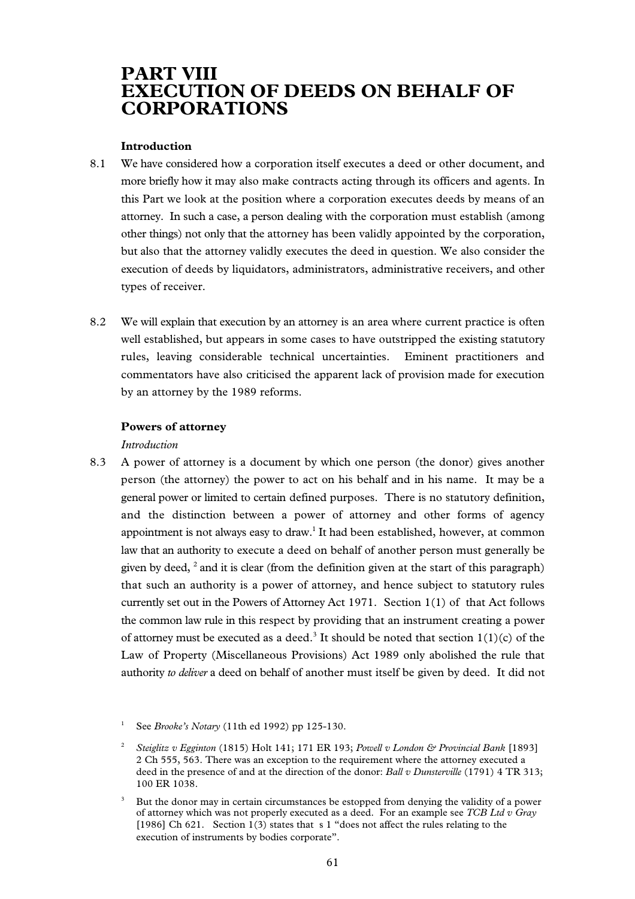# PART VIII
# EXECUTION OF DEEDS ON BEHALF OF CORPORATIONS

### Introduction

8.1 We have considered how a corporation itself executes a deed or other document, and more briefly how it may also make contracts acting through its officers and agents. In this Part we look at the position where a corporation executes deeds by means of an attorney. In such a case, a person dealing with the corporation must establish (among other things) not only that the attorney has been validly appointed by the corporation, but also that the attorney validly executes the deed in question. We also consider the execution of deeds by liquidators, administrators, administrative receivers, and other types of receiver.

8.2 We will explain that execution by an attorney is an area where current practice is often well established, but appears in some cases to have outstripped the existing statutory rules, leaving considerable technical uncertainties. Eminent practitioners and commentators have also criticised the apparent lack of provision made for execution by an attorney by the 1989 reforms.

### Powers of attorney

*Introduction*

8.3 A power of attorney is a document by which one person (the donor) gives another person (the attorney) the power to act on his behalf and in his name. It may be a general power or limited to certain defined purposes. There is no statutory definition, and the distinction between a power of attorney and other forms of agency appointment is not always easy to draw.[1] It had been established, however, at common law that an authority to execute a deed on behalf of another person must generally be given by deed, [2] and it is clear (from the definition given at the start of this paragraph) that such an authority is a power of attorney, and hence subject to statutory rules currently set out in the Powers of Attorney Act 1971. Section 1(1) of that Act follows the common law rule in this respect by providing that an instrument creating a power of attorney must be executed as a deed.[3] It should be noted that section 1(1)(c) of the Law of Property (Miscellaneous Provisions) Act 1989 only abolished the rule that authority *to deliver* a deed on behalf of another must itself be given by deed. It did not

---

[1] See *Brooke's Notary* (11th ed 1992) pp 125-130.

[2] *Steiglitz v Egginton* (1815) Holt 141; 171 ER 193; *Powell v London & Provincial Bank* [1893] 2 Ch 555, 563. There was an exception to the requirement where the attorney executed a deed in the presence of and at the direction of the donor: *Ball v Dunsterville* (1791) 4 TR 313; 100 ER 1038.

[3] But the donor may in certain circumstances be estopped from denying the validity of a power of attorney which was not properly executed as a deed. For an example see *TCB Ltd v Gray* [1986] Ch 621. Section 1(3) states that s 1 "does not affect the rules relating to the execution of instruments by bodies corporate".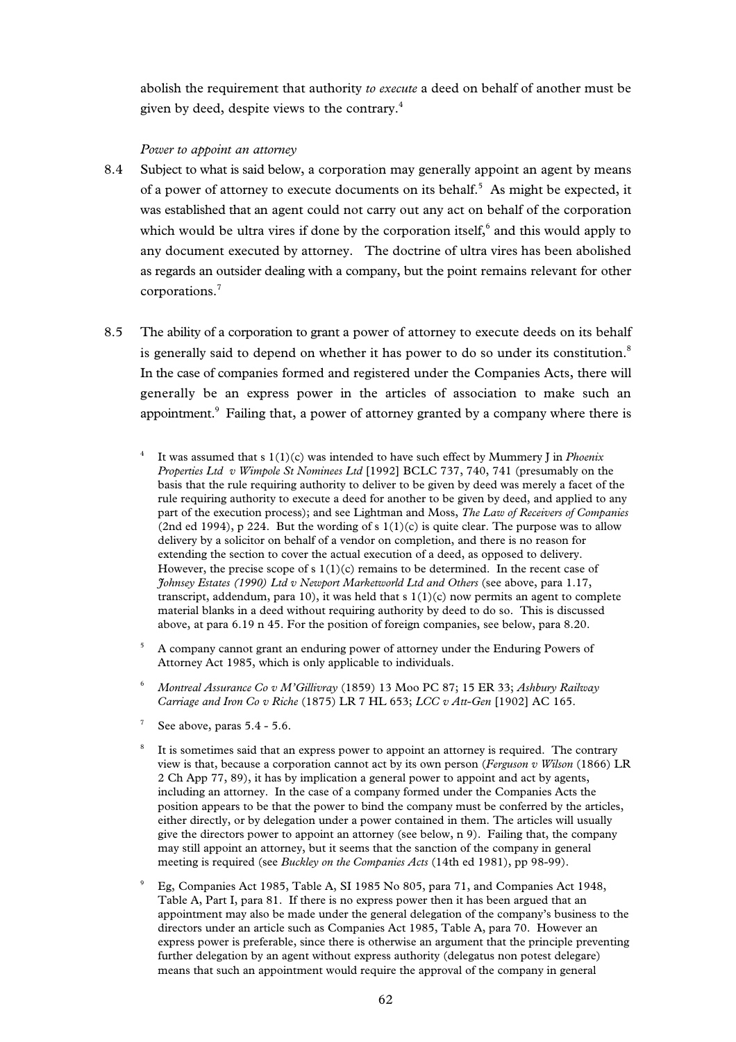abolish the requirement that authority *to execute* a deed on behalf of another must be given by deed, despite views to the contrary.[4]

*Power to appoint an attorney*

8.4 Subject to what is said below, a corporation may generally appoint an agent by means of a power of attorney to execute documents on its behalf.[5] As might be expected, it was established that an agent could not carry out any act on behalf of the corporation which would be ultra vires if done by the corporation itself,[6] and this would apply to any document executed by attorney. The doctrine of ultra vires has been abolished as regards an outsider dealing with a company, but the point remains relevant for other corporations.[7]

8.5 The ability of a corporation to grant a power of attorney to execute deeds on its behalf is generally said to depend on whether it has power to do so under its constitution.[8] In the case of companies formed and registered under the Companies Acts, there will generally be an express power in the articles of association to make such an appointment.[9] Failing that, a power of attorney granted by a company where there is

[4] It was assumed that s 1(1)(c) was intended to have such effect by Mummery J in *Phoenix Properties Ltd v Wimpole St Nominees Ltd* [1992] BCLC 737, 740, 741 (presumably on the basis that the rule requiring authority to deliver to be given by deed was merely a facet of the rule requiring authority to execute a deed for another to be given by deed, and applied to any part of the execution process); and see Lightman and Moss, *The Law of Receivers of Companies* (2nd ed 1994), p 224. But the wording of s 1(1)(c) is quite clear. The purpose was to allow delivery by a solicitor on behalf of a vendor on completion, and there is no reason for extending the section to cover the actual execution of a deed, as opposed to delivery. However, the precise scope of s 1(1)(c) remains to be determined. In the recent case of *Johnsey Estates (1990) Ltd v Newport Marketworld Ltd and Others* (see above, para 1.17, transcript, addendum, para 10), it was held that s 1(1)(c) now permits an agent to complete material blanks in a deed without requiring authority by deed to do so. This is discussed above, at para 6.19 n 45. For the position of foreign companies, see below, para 8.20.

[5] A company cannot grant an enduring power of attorney under the Enduring Powers of Attorney Act 1985, which is only applicable to individuals.

[6] *Montreal Assurance Co v M'Gillivray* (1859) 13 Moo PC 87; 15 ER 33; *Ashbury Railway Carriage and Iron Co v Riche* (1875) LR 7 HL 653; *LCC v Att-Gen* [1902] AC 165.

[7] See above, paras 5.4 - 5.6.

[8] It is sometimes said that an express power to appoint an attorney is required. The contrary view is that, because a corporation cannot act by its own person (*Ferguson v Wilson* (1866) LR 2 Ch App 77, 89), it has by implication a general power to appoint and act by agents, including an attorney. In the case of a company formed under the Companies Acts the position appears to be that the power to bind the company must be conferred by the articles, either directly, or by delegation under a power contained in them. The articles will usually give the directors power to appoint an attorney (see below, n 9). Failing that, the company may still appoint an attorney, but it seems that the sanction of the company in general meeting is required (see *Buckley on the Companies Acts* (14th ed 1981), pp 98-99).

[9] Eg, Companies Act 1985, Table A, SI 1985 No 805, para 71, and Companies Act 1948, Table A, Part I, para 81. If there is no express power then it has been argued that an appointment may also be made under the general delegation of the company's business to the directors under an article such as Companies Act 1985, Table A, para 70. However an express power is preferable, since there is otherwise an argument that the principle preventing further delegation by an agent without express authority (delegatus non potest delegare) means that such an appointment would require the approval of the company in general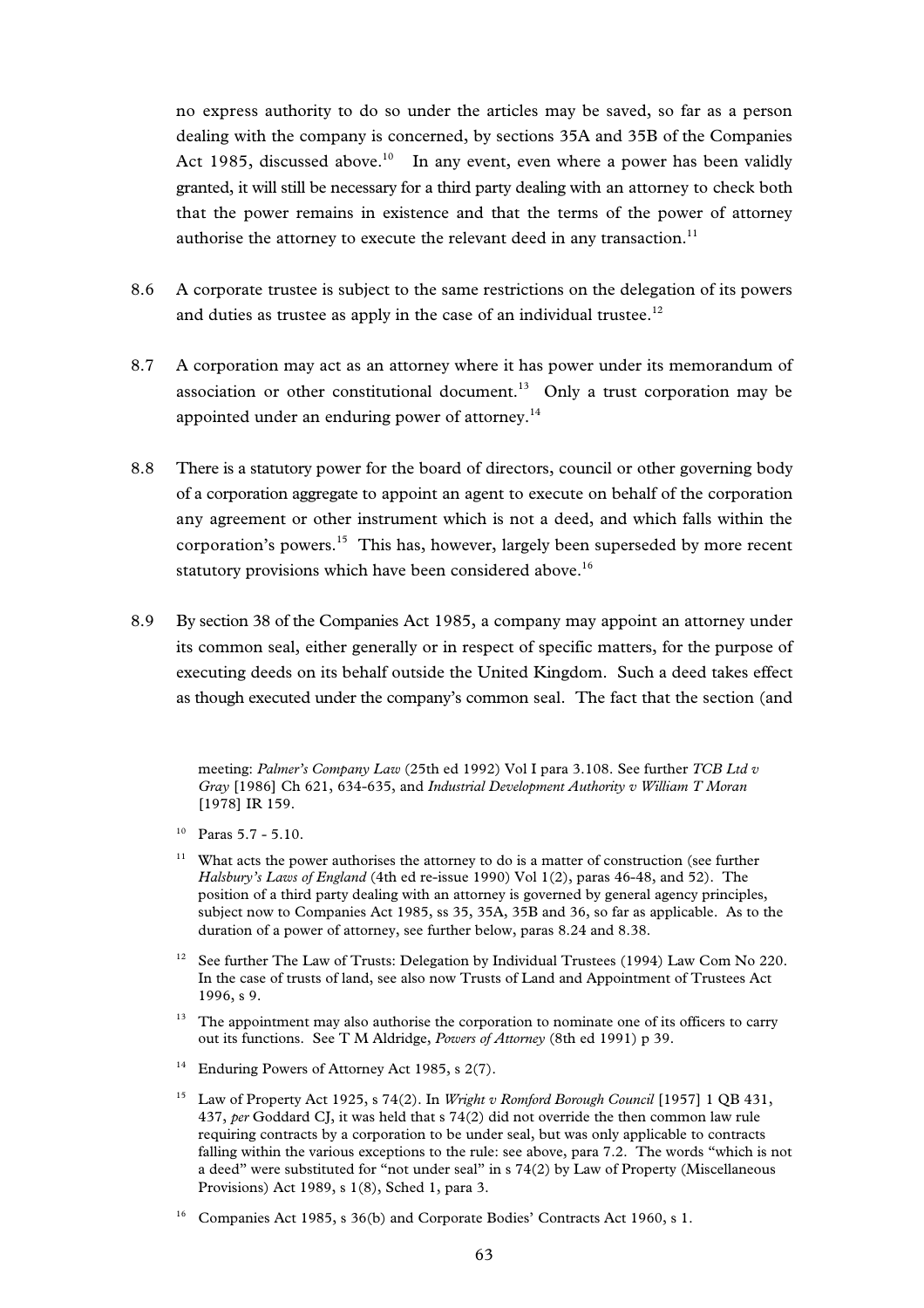no express authority to do so under the articles may be saved, so far as a person dealing with the company is concerned, by sections 35A and 35B of the Companies Act 1985, discussed above.[10] In any event, even where a power has been validly granted, it will still be necessary for a third party dealing with an attorney to check both that the power remains in existence and that the terms of the power of attorney authorise the attorney to execute the relevant deed in any transaction.[11]

8.6 A corporate trustee is subject to the same restrictions on the delegation of its powers and duties as trustee as apply in the case of an individual trustee.[12]

8.7 A corporation may act as an attorney where it has power under its memorandum of association or other constitutional document.[13] Only a trust corporation may be appointed under an enduring power of attorney.[14]

8.8 There is a statutory power for the board of directors, council or other governing body of a corporation aggregate to appoint an agent to execute on behalf of the corporation any agreement or other instrument which is not a deed, and which falls within the corporation's powers.[15] This has, however, largely been superseded by more recent statutory provisions which have been considered above.[16]

8.9 By section 38 of the Companies Act 1985, a company may appoint an attorney under its common seal, either generally or in respect of specific matters, for the purpose of executing deeds on its behalf outside the United Kingdom. Such a deed takes effect as though executed under the company's common seal. The fact that the section (and

meeting: *Palmer's Company Law* (25th ed 1992) Vol I para 3.108. See further *TCB Ltd v Gray* [1986] Ch 621, 634-635, and *Industrial Development Authority v William T Moran* [1978] IR 159.

[10] Paras 5.7 - 5.10.

[11] What acts the power authorises the attorney to do is a matter of construction (see further *Halsbury's Laws of England* (4th ed re-issue 1990) Vol 1(2), paras 46-48, and 52). The position of a third party dealing with an attorney is governed by general agency principles, subject now to Companies Act 1985, ss 35, 35A, 35B and 36, so far as applicable. As to the duration of a power of attorney, see further below, paras 8.24 and 8.38.

[12] See further The Law of Trusts: Delegation by Individual Trustees (1994) Law Com No 220. In the case of trusts of land, see also now Trusts of Land and Appointment of Trustees Act 1996, s 9.

[13] The appointment may also authorise the corporation to nominate one of its officers to carry out its functions. See T M Aldridge, *Powers of Attorney* (8th ed 1991) p 39.

[14] Enduring Powers of Attorney Act 1985, s 2(7).

[15] Law of Property Act 1925, s 74(2). In *Wright v Romford Borough Council* [1957] 1 QB 431, 437, *per* Goddard CJ, it was held that s 74(2) did not override the then common law rule requiring contracts by a corporation to be under seal, but was only applicable to contracts falling within the various exceptions to the rule: see above, para 7.2. The words "which is not a deed" were substituted for "not under seal" in s 74(2) by Law of Property (Miscellaneous Provisions) Act 1989, s 1(8), Sched 1, para 3.

[16] Companies Act 1985, s 36(b) and Corporate Bodies' Contracts Act 1960, s 1.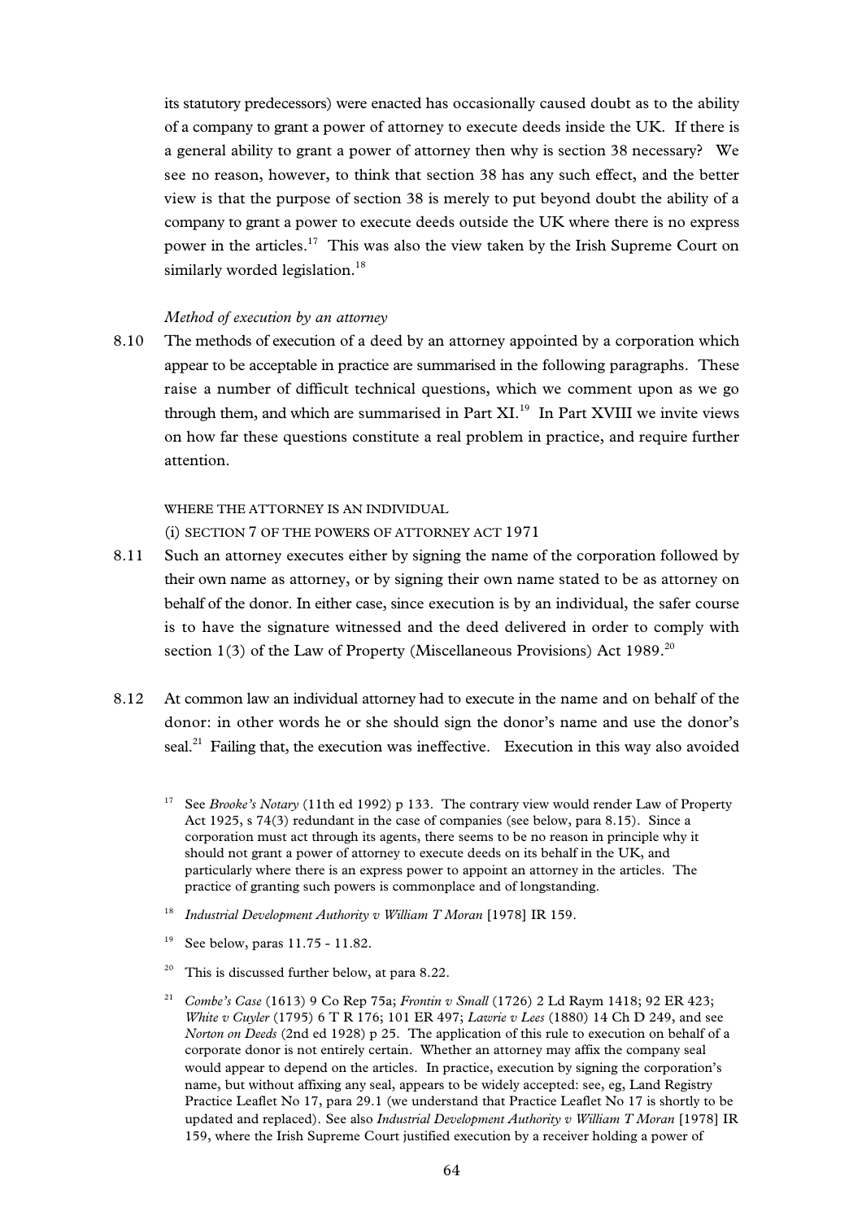its statutory predecessors) were enacted has occasionally caused doubt as to the ability of a company to grant a power of attorney to execute deeds inside the UK. If there is a general ability to grant a power of attorney then why is section 38 necessary? We see no reason, however, to think that section 38 has any such effect, and the better view is that the purpose of section 38 is merely to put beyond doubt the ability of a company to grant a power to execute deeds outside the UK where there is no express power in the articles.[17] This was also the view taken by the Irish Supreme Court on similarly worded legislation.[18]

*Method of execution by an attorney*

8.10 The methods of execution of a deed by an attorney appointed by a corporation which appear to be acceptable in practice are summarised in the following paragraphs. These raise a number of difficult technical questions, which we comment upon as we go through them, and which are summarised in Part XI.[19] In Part XVIII we invite views on how far these questions constitute a real problem in practice, and require further attention.

WHERE THE ATTORNEY IS AN INDIVIDUAL

(i) SECTION 7 OF THE POWERS OF ATTORNEY ACT 1971

8.11 Such an attorney executes either by signing the name of the corporation followed by their own name as attorney, or by signing their own name stated to be as attorney on behalf of the donor. In either case, since execution is by an individual, the safer course is to have the signature witnessed and the deed delivered in order to comply with section 1(3) of the Law of Property (Miscellaneous Provisions) Act 1989.[20]

8.12 At common law an individual attorney had to execute in the name and on behalf of the donor: in other words he or she should sign the donor's name and use the donor's seal.[21] Failing that, the execution was ineffective. Execution in this way also avoided

---

[17] See *Brooke's Notary* (11th ed 1992) p 133. The contrary view would render Law of Property Act 1925, s 74(3) redundant in the case of companies (see below, para 8.15). Since a corporation must act through its agents, there seems to be no reason in principle why it should not grant a power of attorney to execute deeds on its behalf in the UK, and particularly where there is an express power to appoint an attorney in the articles. The practice of granting such powers is commonplace and of longstanding.

[18] *Industrial Development Authority v William T Moran* [1978] IR 159.

[19] See below, paras 11.75 - 11.82.

[20] This is discussed further below, at para 8.22.

[21] *Combe's Case* (1613) 9 Co Rep 75a; *Frontin v Small* (1726) 2 Ld Raym 1418; 92 ER 423; *White v Cuyler* (1795) 6 T R 176; 101 ER 497; *Lawrie v Lees* (1880) 14 Ch D 249, and see *Norton on Deeds* (2nd ed 1928) p 25. The application of this rule to execution on behalf of a corporate donor is not entirely certain. Whether an attorney may affix the company seal would appear to depend on the articles. In practice, execution by signing the corporation's name, but without affixing any seal, appears to be widely accepted: see, eg, Land Registry Practice Leaflet No 17, para 29.1 (we understand that Practice Leaflet No 17 is shortly to be updated and replaced). See also *Industrial Development Authority v William T Moran* [1978] IR 159, where the Irish Supreme Court justified execution by a receiver holding a power of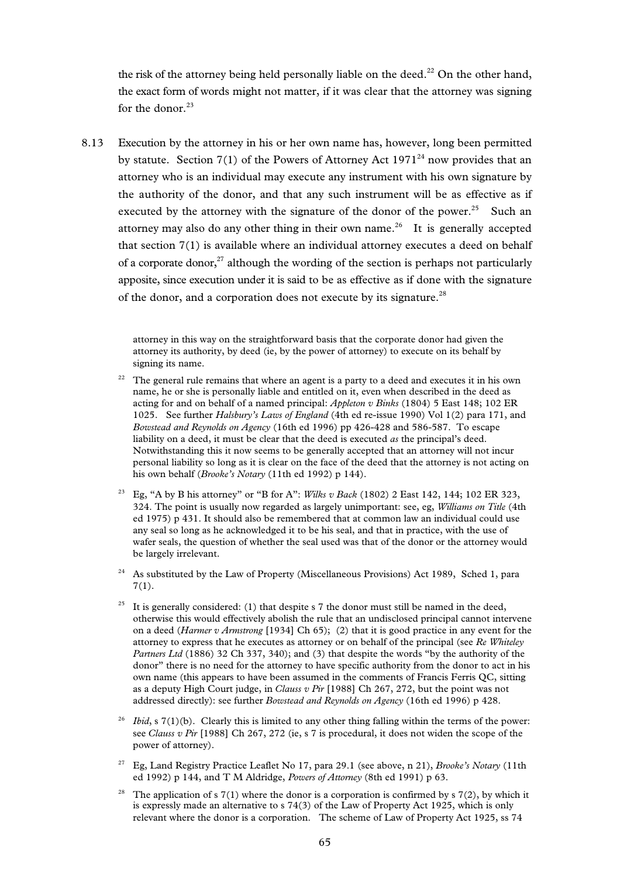the risk of the attorney being held personally liable on the deed.[22] On the other hand, the exact form of words might not matter, if it was clear that the attorney was signing for the donor.[23]

8.13 Execution by the attorney in his or her own name has, however, long been permitted by statute. Section 7(1) of the Powers of Attorney Act 1971[24] now provides that an attorney who is an individual may execute any instrument with his own signature by the authority of the donor, and that any such instrument will be as effective as if executed by the attorney with the signature of the donor of the power.[25] Such an attorney may also do any other thing in their own name.[26] It is generally accepted that section 7(1) is available where an individual attorney executes a deed on behalf of a corporate donor,[27] although the wording of the section is perhaps not particularly apposite, since execution under it is said to be as effective as if done with the signature of the donor, and a corporation does not execute by its signature.[28]

attorney in this way on the straightforward basis that the corporate donor had given the attorney its authority, by deed (ie, by the power of attorney) to execute on its behalf by signing its name.

[22] The general rule remains that where an agent is a party to a deed and executes it in his own name, he or she is personally liable and entitled on it, even when described in the deed as acting for and on behalf of a named principal: *Appleton v Binks* (1804) 5 East 148; 102 ER 1025. See further *Halsbury's Laws of England* (4th ed re-issue 1990) Vol 1(2) para 171, and *Bowstead and Reynolds on Agency* (16th ed 1996) pp 426-428 and 586-587. To escape liability on a deed, it must be clear that the deed is executed *as* the principal's deed. Notwithstanding this it now seems to be generally accepted that an attorney will not incur personal liability so long as it is clear on the face of the deed that the attorney is not acting on his own behalf (*Brooke's Notary* (11th ed 1992) p 144).

[23] Eg, "A by B his attorney" or "B for A": *Wilks v Back* (1802) 2 East 142, 144; 102 ER 323, 324. The point is usually now regarded as largely unimportant: see, eg, *Williams on Title* (4th ed 1975) p 431. It should also be remembered that at common law an individual could use any seal so long as he acknowledged it to be his seal, and that in practice, with the use of wafer seals, the question of whether the seal used was that of the donor or the attorney would be largely irrelevant.

[24] As substituted by the Law of Property (Miscellaneous Provisions) Act 1989, Sched 1, para 7(1).

[25] It is generally considered: (1) that despite s 7 the donor must still be named in the deed, otherwise this would effectively abolish the rule that an undisclosed principal cannot intervene on a deed (*Harmer v Armstrong* [1934] Ch 65); (2) that it is good practice in any event for the attorney to express that he executes as attorney or on behalf of the principal (see *Re Whiteley Partners Ltd* (1886) 32 Ch 337, 340); and (3) that despite the words "by the authority of the donor" there is no need for the attorney to have specific authority from the donor to act in his own name (this appears to have been assumed in the comments of Francis Ferris QC, sitting as a deputy High Court judge, in *Clauss v Pir* [1988] Ch 267, 272, but the point was not addressed directly): see further *Bowstead and Reynolds on Agency* (16th ed 1996) p 428.

[26] *Ibid*, s 7(1)(b). Clearly this is limited to any other thing falling within the terms of the power: see *Clauss v Pir* [1988] Ch 267, 272 (ie, s 7 is procedural, it does not widen the scope of the power of attorney).

[27] Eg, Land Registry Practice Leaflet No 17, para 29.1 (see above, n 21), *Brooke's Notary* (11th ed 1992) p 144, and T M Aldridge, *Powers of Attorney* (8th ed 1991) p 63.

[28] The application of s 7(1) where the donor is a corporation is confirmed by s 7(2), by which it is expressly made an alternative to s 74(3) of the Law of Property Act 1925, which is only relevant where the donor is a corporation. The scheme of Law of Property Act 1925, ss 74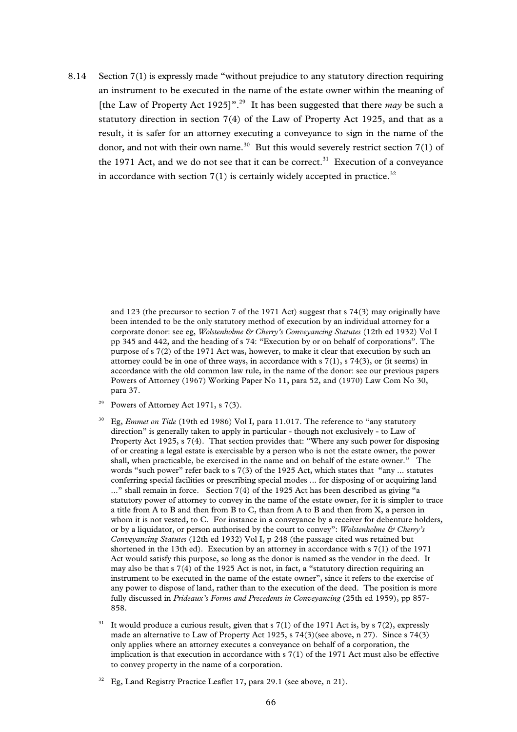8.14 Section 7(1) is expressly made "without prejudice to any statutory direction requiring an instrument to be executed in the name of the estate owner within the meaning of [the Law of Property Act 1925]".[29] It has been suggested that there *may* be such a statutory direction in section 7(4) of the Law of Property Act 1925, and that as a result, it is safer for an attorney executing a conveyance to sign in the name of the donor, and not with their own name.[30] But this would severely restrict section 7(1) of the 1971 Act, and we do not see that it can be correct.[31] Execution of a conveyance in accordance with section 7(1) is certainly widely accepted in practice.[32]

and 123 (the precursor to section 7 of the 1971 Act) suggest that s 74(3) may originally have been intended to be the only statutory method of execution by an individual attorney for a corporate donor: see eg, *Wolstenholme & Cherry's Conveyancing Statutes* (12th ed 1932) Vol I pp 345 and 442, and the heading of s 74: "Execution by or on behalf of corporations". The purpose of s 7(2) of the 1971 Act was, however, to make it clear that execution by such an attorney could be in one of three ways, in accordance with s 7(1), s 74(3), or (it seems) in accordance with the old common law rule, in the name of the donor: see our previous papers Powers of Attorney (1967) Working Paper No 11, para 52, and (1970) Law Com No 30, para 37.

[29] Powers of Attorney Act 1971, s 7(3).

[30] Eg, *Emmet on Title* (19th ed 1986) Vol I, para 11.017. The reference to "any statutory direction" is generally taken to apply in particular - though not exclusively - to Law of Property Act 1925, s 7(4). That section provides that: "Where any such power for disposing of or creating a legal estate is exercisable by a person who is not the estate owner, the power shall, when practicable, be exercised in the name and on behalf of the estate owner." The words "such power" refer back to s 7(3) of the 1925 Act, which states that "any ... statutes conferring special facilities or prescribing special modes ... for disposing of or acquiring land ..." shall remain in force. Section 7(4) of the 1925 Act has been described as giving "a statutory power of attorney to convey in the name of the estate owner, for it is simpler to trace a title from A to B and then from B to C, than from A to B and then from X, a person in whom it is not vested, to C. For instance in a conveyance by a receiver for debenture holders, or by a liquidator, or person authorised by the court to convey": *Wolstenholme & Cherry's Conveyancing Statutes* (12th ed 1932) Vol I, p 248 (the passage cited was retained but shortened in the 13th ed). Execution by an attorney in accordance with s 7(1) of the 1971 Act would satisfy this purpose, so long as the donor is named as the vendor in the deed. It may also be that s 7(4) of the 1925 Act is not, in fact, a "statutory direction requiring an instrument to be executed in the name of the estate owner", since it refers to the exercise of any power to dispose of land, rather than to the execution of the deed. The position is more fully discussed in *Prideaux's Forms and Precedents in Conveyancing* (25th ed 1959), pp 857-858.

[31] It would produce a curious result, given that s 7(1) of the 1971 Act is, by s 7(2), expressly made an alternative to Law of Property Act 1925, s 74(3)(see above, n 27). Since s 74(3) only applies where an attorney executes a conveyance on behalf of a corporation, the implication is that execution in accordance with s 7(1) of the 1971 Act must also be effective to convey property in the name of a corporation.

[32] Eg, Land Registry Practice Leaflet 17, para 29.1 (see above, n 21).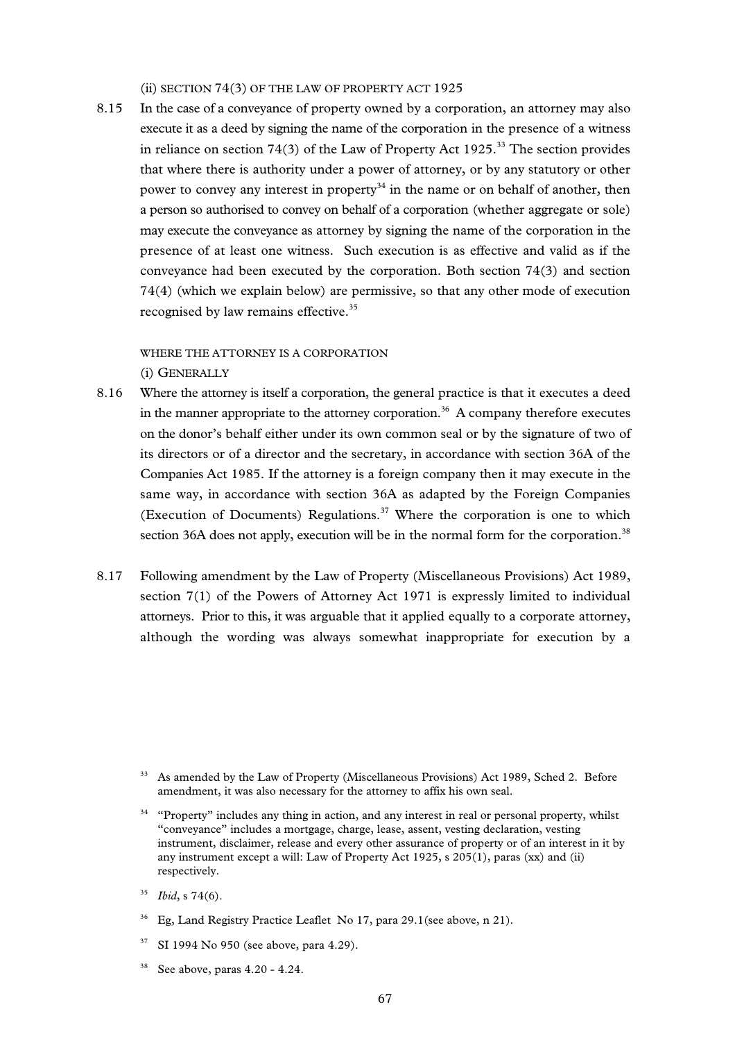(ii) SECTION 74(3) OF THE LAW OF PROPERTY ACT 1925

8.15 In the case of a conveyance of property owned by a corporation, an attorney may also execute it as a deed by signing the name of the corporation in the presence of a witness in reliance on section 74(3) of the Law of Property Act 1925.[33] The section provides that where there is authority under a power of attorney, or by any statutory or other power to convey any interest in property[34] in the name or on behalf of another, then a person so authorised to convey on behalf of a corporation (whether aggregate or sole) may execute the conveyance as attorney by signing the name of the corporation in the presence of at least one witness. Such execution is as effective and valid as if the conveyance had been executed by the corporation. Both section 74(3) and section 74(4) (which we explain below) are permissive, so that any other mode of execution recognised by law remains effective.[35]

WHERE THE ATTORNEY IS A CORPORATION

(i) GENERALLY

8.16 Where the attorney is itself a corporation, the general practice is that it executes a deed in the manner appropriate to the attorney corporation.[36] A company therefore executes on the donor's behalf either under its own common seal or by the signature of two of its directors or of a director and the secretary, in accordance with section 36A of the Companies Act 1985. If the attorney is a foreign company then it may execute in the same way, in accordance with section 36A as adapted by the Foreign Companies (Execution of Documents) Regulations.[37] Where the corporation is one to which section 36A does not apply, execution will be in the normal form for the corporation.[38]

8.17 Following amendment by the Law of Property (Miscellaneous Provisions) Act 1989, section 7(1) of the Powers of Attorney Act 1971 is expressly limited to individual attorneys. Prior to this, it was arguable that it applied equally to a corporate attorney, although the wording was always somewhat inappropriate for execution by a

---

[33] As amended by the Law of Property (Miscellaneous Provisions) Act 1989, Sched 2. Before amendment, it was also necessary for the attorney to affix his own seal.

[34] "Property" includes any thing in action, and any interest in real or personal property, whilst "conveyance" includes a mortgage, charge, lease, assent, vesting declaration, vesting instrument, disclaimer, release and every other assurance of property or of an interest in it by any instrument except a will: Law of Property Act 1925, s 205(1), paras (xx) and (ii) respectively.

[35] *Ibid*, s 74(6).

[36] Eg, Land Registry Practice Leaflet No 17, para 29.1(see above, n 21).

[37] SI 1994 No 950 (see above, para 4.29).

[38] See above, paras 4.20 - 4.24.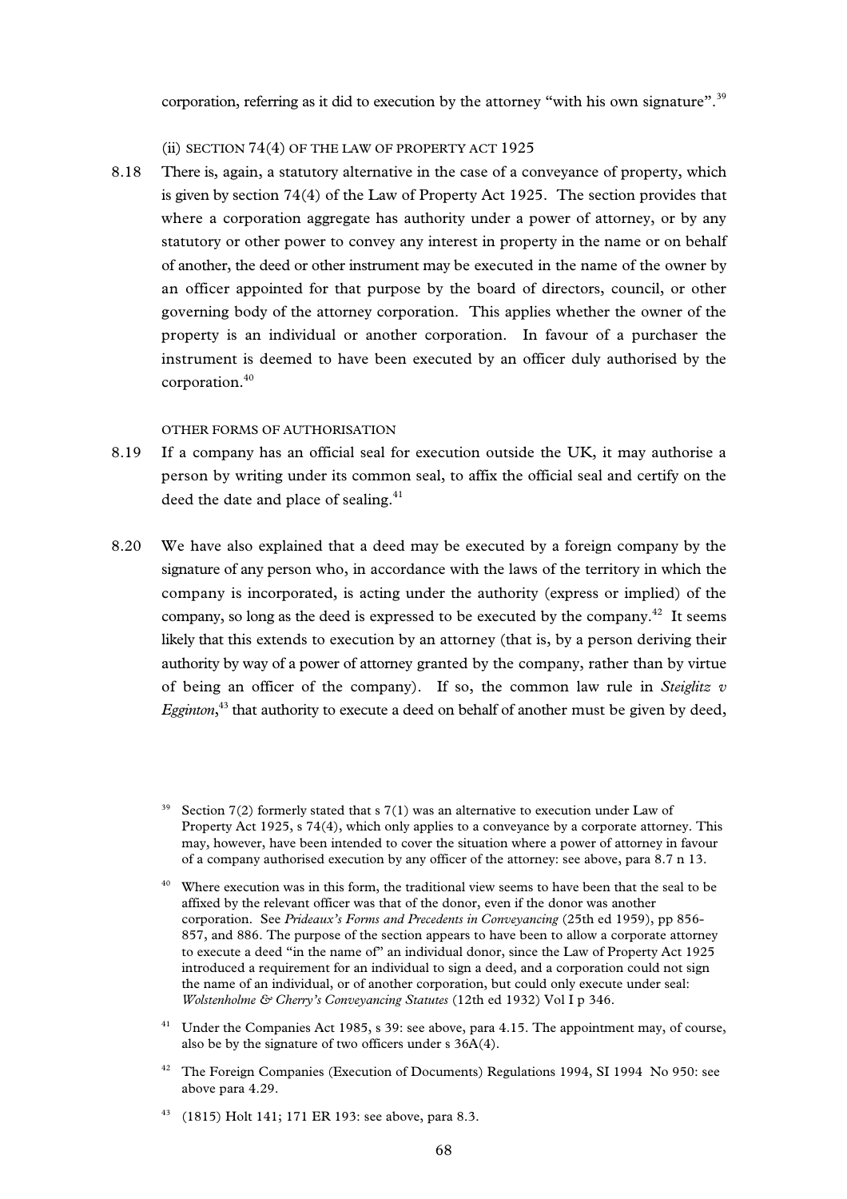corporation, referring as it did to execution by the attorney "with his own signature".[39]

(ii) SECTION 74(4) OF THE LAW OF PROPERTY ACT 1925

8.18 There is, again, a statutory alternative in the case of a conveyance of property, which is given by section 74(4) of the Law of Property Act 1925. The section provides that where a corporation aggregate has authority under a power of attorney, or by any statutory or other power to convey any interest in property in the name or on behalf of another, the deed or other instrument may be executed in the name of the owner by an officer appointed for that purpose by the board of directors, council, or other governing body of the attorney corporation. This applies whether the owner of the property is an individual or another corporation. In favour of a purchaser the instrument is deemed to have been executed by an officer duly authorised by the corporation.[40]

OTHER FORMS OF AUTHORISATION

8.19 If a company has an official seal for execution outside the UK, it may authorise a person by writing under its common seal, to affix the official seal and certify on the deed the date and place of sealing.[41]

8.20 We have also explained that a deed may be executed by a foreign company by the signature of any person who, in accordance with the laws of the territory in which the company is incorporated, is acting under the authority (express or implied) of the company, so long as the deed is expressed to be executed by the company.[42] It seems likely that this extends to execution by an attorney (that is, by a person deriving their authority by way of a power of attorney granted by the company, rather than by virtue of being an officer of the company). If so, the common law rule in *Steiglitz v Egginton*,[43] that authority to execute a deed on behalf of another must be given by deed,

---

[39] Section 7(2) formerly stated that s 7(1) was an alternative to execution under Law of Property Act 1925, s 74(4), which only applies to a conveyance by a corporate attorney. This may, however, have been intended to cover the situation where a power of attorney in favour of a company authorised execution by any officer of the attorney: see above, para 8.7 n 13.

[40] Where execution was in this form, the traditional view seems to have been that the seal to be affixed by the relevant officer was that of the donor, even if the donor was another corporation. See *Prideaux's Forms and Precedents in Conveyancing* (25th ed 1959), pp 856-857, and 886. The purpose of the section appears to have been to allow a corporate attorney to execute a deed "in the name of" an individual donor, since the Law of Property Act 1925 introduced a requirement for an individual to sign a deed, and a corporation could not sign the name of an individual, or of another corporation, but could only execute under seal: *Wolstenholme & Cherry's Conveyancing Statutes* (12th ed 1932) Vol I p 346.

[41] Under the Companies Act 1985, s 39: see above, para 4.15. The appointment may, of course, also be by the signature of two officers under s 36A(4).

[42] The Foreign Companies (Execution of Documents) Regulations 1994, SI 1994 No 950: see above para 4.29.

[43] (1815) Holt 141; 171 ER 193: see above, para 8.3.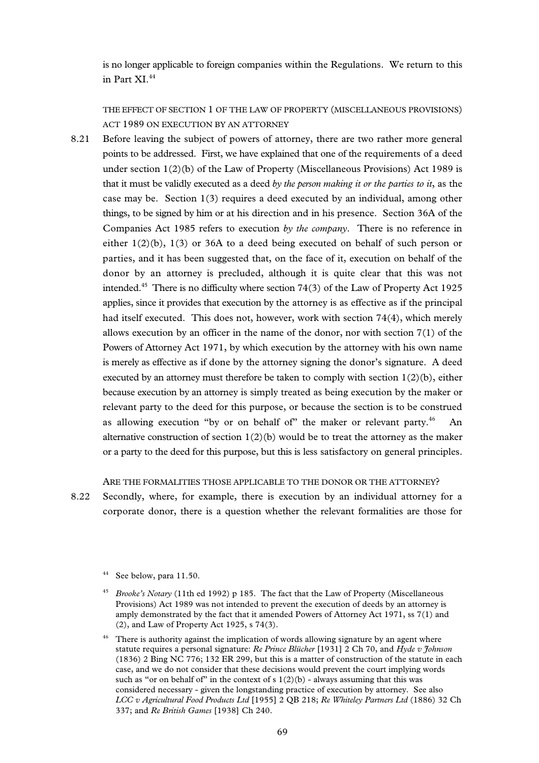is no longer applicable to foreign companies within the Regulations. We return to this in Part XI.[44]

### THE EFFECT OF SECTION 1 OF THE LAW OF PROPERTY (MISCELLANEOUS PROVISIONS) ACT 1989 ON EXECUTION BY AN ATTORNEY

8.21 Before leaving the subject of powers of attorney, there are two rather more general points to be addressed. First, we have explained that one of the requirements of a deed under section 1(2)(b) of the Law of Property (Miscellaneous Provisions) Act 1989 is that it must be validly executed as a deed *by the person making it or the parties to it*, as the case may be. Section 1(3) requires a deed executed by an individual, among other things, to be signed by him or at his direction and in his presence. Section 36A of the Companies Act 1985 refers to execution *by the company*. There is no reference in either 1(2)(b), 1(3) or 36A to a deed being executed on behalf of such person or parties, and it has been suggested that, on the face of it, execution on behalf of the donor by an attorney is precluded, although it is quite clear that this was not intended.[45] There is no difficulty where section 74(3) of the Law of Property Act 1925 applies, since it provides that execution by the attorney is as effective as if the principal had itself executed. This does not, however, work with section 74(4), which merely allows execution by an officer in the name of the donor, nor with section 7(1) of the Powers of Attorney Act 1971, by which execution by the attorney with his own name is merely as effective as if done by the attorney signing the donor's signature. A deed executed by an attorney must therefore be taken to comply with section 1(2)(b), either because execution by an attorney is simply treated as being execution by the maker or relevant party to the deed for this purpose, or because the section is to be construed as allowing execution "by or on behalf of" the maker or relevant party.[46] An alternative construction of section 1(2)(b) would be to treat the attorney as the maker or a party to the deed for this purpose, but this is less satisfactory on general principles.

### ARE THE FORMALITIES THOSE APPLICABLE TO THE DONOR OR THE ATTORNEY?

8.22 Secondly, where, for example, there is execution by an individual attorney for a corporate donor, there is a question whether the relevant formalities are those for

---

[44] See below, para 11.50.

[45] *Brooke's Notary* (11th ed 1992) p 185. The fact that the Law of Property (Miscellaneous Provisions) Act 1989 was not intended to prevent the execution of deeds by an attorney is amply demonstrated by the fact that it amended Powers of Attorney Act 1971, ss 7(1) and (2), and Law of Property Act 1925, s 74(3).

[46] There is authority against the implication of words allowing signature by an agent where statute requires a personal signature: *Re Prince Blücher* [1931] 2 Ch 70, and *Hyde v Johnson* (1836) 2 Bing NC 776; 132 ER 299, but this is a matter of construction of the statute in each case, and we do not consider that these decisions would prevent the court implying words such as "or on behalf of" in the context of s 1(2)(b) - always assuming that this was considered necessary - given the longstanding practice of execution by attorney. See also *LCC v Agricultural Food Products Ltd* [1955] 2 QB 218; *Re Whiteley Partners Ltd* (1886) 32 Ch 337; and *Re British Games* [1938] Ch 240.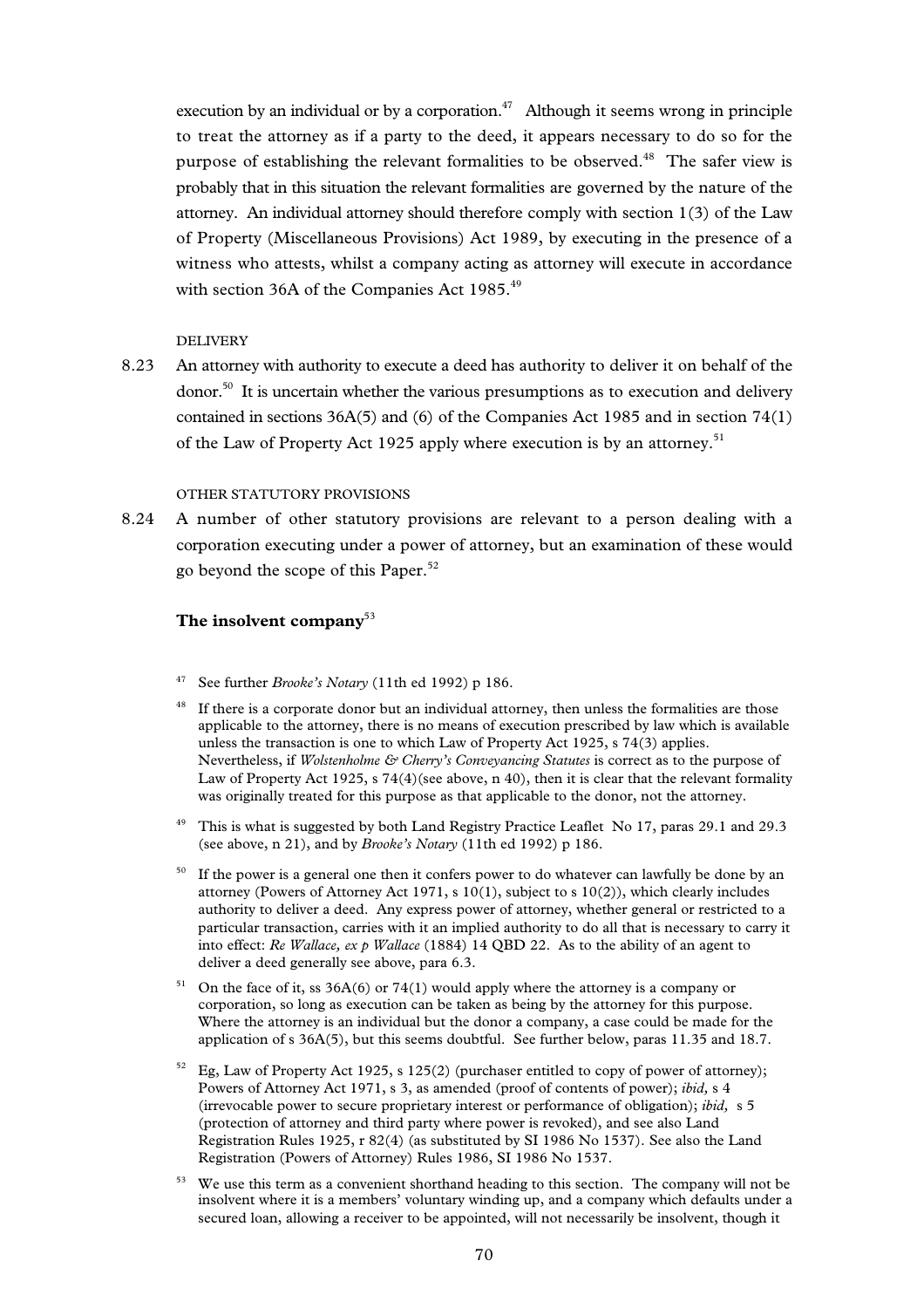execution by an individual or by a corporation.[47] Although it seems wrong in principle to treat the attorney as if a party to the deed, it appears necessary to do so for the purpose of establishing the relevant formalities to be observed.[48] The safer view is probably that in this situation the relevant formalities are governed by the nature of the attorney. An individual attorney should therefore comply with section 1(3) of the Law of Property (Miscellaneous Provisions) Act 1989, by executing in the presence of a witness who attests, whilst a company acting as attorney will execute in accordance with section 36A of the Companies Act 1985.[49]

DELIVERY

8.23 An attorney with authority to execute a deed has authority to deliver it on behalf of the donor.[50] It is uncertain whether the various presumptions as to execution and delivery contained in sections 36A(5) and (6) of the Companies Act 1985 and in section 74(1) of the Law of Property Act 1925 apply where execution is by an attorney.[51]

OTHER STATUTORY PROVISIONS

8.24 A number of other statutory provisions are relevant to a person dealing with a corporation executing under a power of attorney, but an examination of these would go beyond the scope of this Paper.[52]

### The insolvent company[53]

---

[47] See further *Brooke's Notary* (11th ed 1992) p 186.

[48] If there is a corporate donor but an individual attorney, then unless the formalities are those applicable to the attorney, there is no means of execution prescribed by law which is available unless the transaction is one to which Law of Property Act 1925, s 74(3) applies. Nevertheless, if *Wolstenholme & Cherry's Conveyancing Statutes* is correct as to the purpose of Law of Property Act 1925, s 74(4)(see above, n 40), then it is clear that the relevant formality was originally treated for this purpose as that applicable to the donor, not the attorney.

[49] This is what is suggested by both Land Registry Practice Leaflet No 17, paras 29.1 and 29.3 (see above, n 21), and by *Brooke's Notary* (11th ed 1992) p 186.

[50] If the power is a general one then it confers power to do whatever can lawfully be done by an attorney (Powers of Attorney Act 1971, s 10(1), subject to s 10(2)), which clearly includes authority to deliver a deed. Any express power of attorney, whether general or restricted to a particular transaction, carries with it an implied authority to do all that is necessary to carry it into effect: *Re Wallace, ex p Wallace* (1884) 14 QBD 22. As to the ability of an agent to deliver a deed generally see above, para 6.3.

[51] On the face of it, ss 36A(6) or 74(1) would apply where the attorney is a company or corporation, so long as execution can be taken as being by the attorney for this purpose. Where the attorney is an individual but the donor a company, a case could be made for the application of s 36A(5), but this seems doubtful. See further below, paras 11.35 and 18.7.

[52] Eg, Law of Property Act 1925, s 125(2) (purchaser entitled to copy of power of attorney); Powers of Attorney Act 1971, s 3, as amended (proof of contents of power); *ibid,* s 4 (irrevocable power to secure proprietary interest or performance of obligation); *ibid,* s 5 (protection of attorney and third party where power is revoked), and see also Land Registration Rules 1925, r 82(4) (as substituted by SI 1986 No 1537). See also the Land Registration (Powers of Attorney) Rules 1986, SI 1986 No 1537.

[53] We use this term as a convenient shorthand heading to this section. The company will not be insolvent where it is a members' voluntary winding up, and a company which defaults under a secured loan, allowing a receiver to be appointed, will not necessarily be insolvent, though it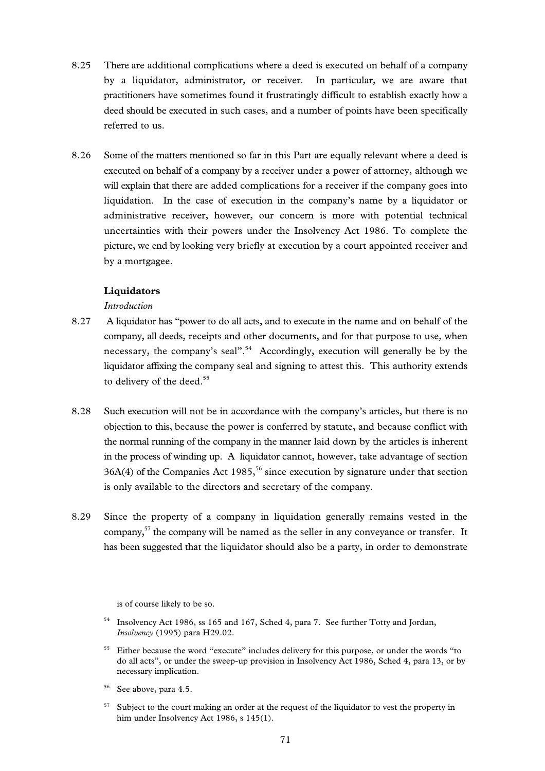8.25 There are additional complications where a deed is executed on behalf of a company by a liquidator, administrator, or receiver. In particular, we are aware that practitioners have sometimes found it frustratingly difficult to establish exactly how a deed should be executed in such cases, and a number of points have been specifically referred to us.

8.26 Some of the matters mentioned so far in this Part are equally relevant where a deed is executed on behalf of a company by a receiver under a power of attorney, although we will explain that there are added complications for a receiver if the company goes into liquidation. In the case of execution in the company's name by a liquidator or administrative receiver, however, our concern is more with potential technical uncertainties with their powers under the Insolvency Act 1986. To complete the picture, we end by looking very briefly at execution by a court appointed receiver and by a mortgagee.

**Liquidators**

*Introduction*

8.27 A liquidator has "power to do all acts, and to execute in the name and on behalf of the company, all deeds, receipts and other documents, and for that purpose to use, when necessary, the company's seal".[54] Accordingly, execution will generally be by the liquidator affixing the company seal and signing to attest this. This authority extends to delivery of the deed.[55]

8.28 Such execution will not be in accordance with the company's articles, but there is no objection to this, because the power is conferred by statute, and because conflict with the normal running of the company in the manner laid down by the articles is inherent in the process of winding up. A liquidator cannot, however, take advantage of section 36A(4) of the Companies Act 1985,[56] since execution by signature under that section is only available to the directors and secretary of the company.

8.29 Since the property of a company in liquidation generally remains vested in the company,[57] the company will be named as the seller in any conveyance or transfer. It has been suggested that the liquidator should also be a party, in order to demonstrate

is of course likely to be so.

[54] Insolvency Act 1986, ss 165 and 167, Sched 4, para 7. See further Totty and Jordan, *Insolvency* (1995) para H29.02.

[55] Either because the word "execute" includes delivery for this purpose, or under the words "to do all acts", or under the sweep-up provision in Insolvency Act 1986, Sched 4, para 13, or by necessary implication.

[56] See above, para 4.5.

[57] Subject to the court making an order at the request of the liquidator to vest the property in him under Insolvency Act 1986, s 145(1).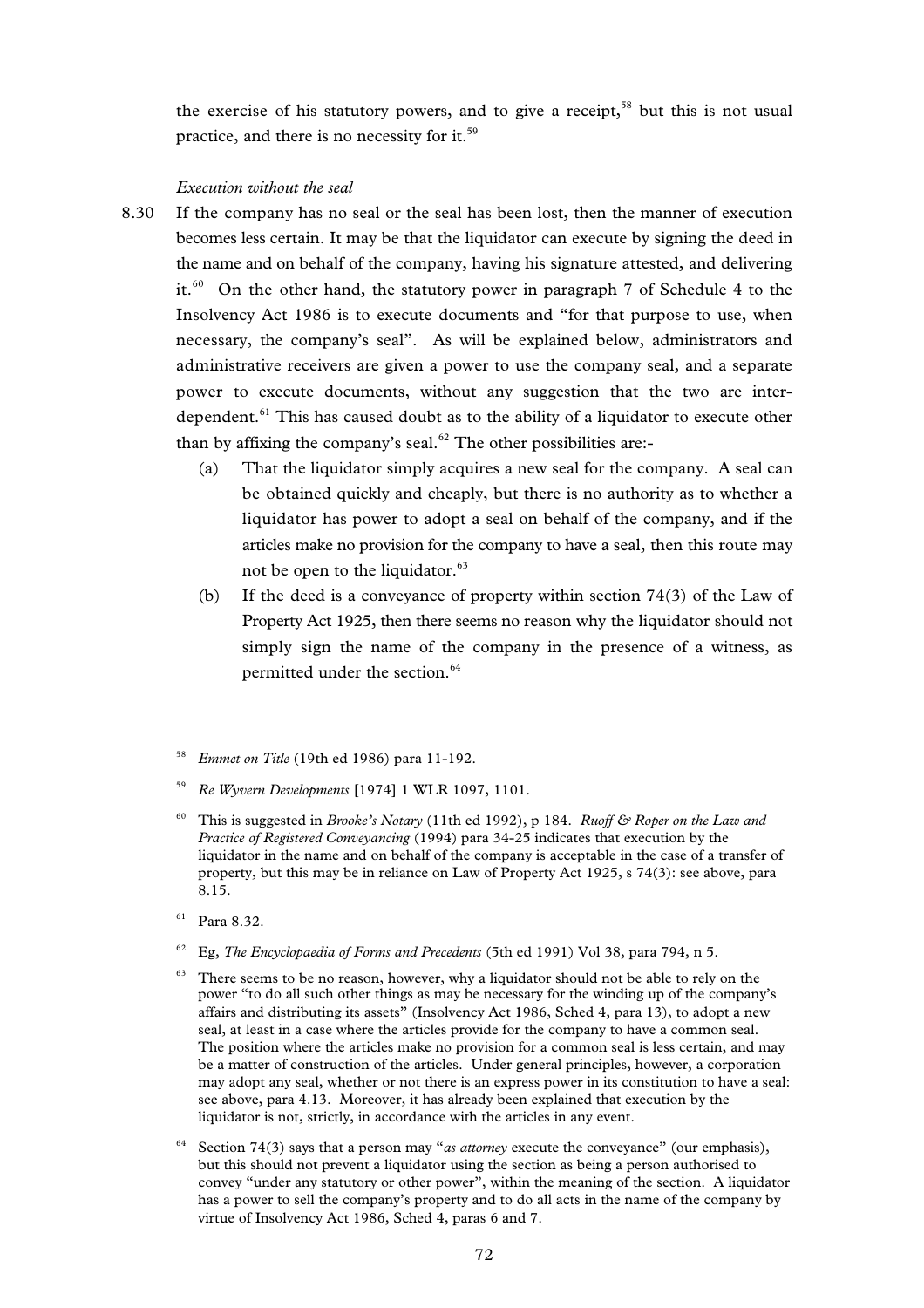the exercise of his statutory powers, and to give a receipt,[58] but this is not usual practice, and there is no necessity for it.[59]

*Execution without the seal*

8.30 If the company has no seal or the seal has been lost, then the manner of execution becomes less certain. It may be that the liquidator can execute by signing the deed in the name and on behalf of the company, having his signature attested, and delivering it.[60] On the other hand, the statutory power in paragraph 7 of Schedule 4 to the Insolvency Act 1986 is to execute documents and "for that purpose to use, when necessary, the company's seal". As will be explained below, administrators and administrative receivers are given a power to use the company seal, and a separate power to execute documents, without any suggestion that the two are inter-dependent.[61] This has caused doubt as to the ability of a liquidator to execute other than by affixing the company's seal.[62] The other possibilities are:-

(a) That the liquidator simply acquires a new seal for the company. A seal can be obtained quickly and cheaply, but there is no authority as to whether a liquidator has power to adopt a seal on behalf of the company, and if the articles make no provision for the company to have a seal, then this route may not be open to the liquidator.[63]

(b) If the deed is a conveyance of property within section 74(3) of the Law of Property Act 1925, then there seems no reason why the liquidator should not simply sign the name of the company in the presence of a witness, as permitted under the section.[64]

---

[58] *Emmet on Title* (19th ed 1986) para 11-192.

[59] *Re Wyvern Developments* [1974] 1 WLR 1097, 1101.

[60] This is suggested in *Brooke's Notary* (11th ed 1992), p 184. *Ruoff & Roper on the Law and Practice of Registered Conveyancing* (1994) para 34-25 indicates that execution by the liquidator in the name and on behalf of the company is acceptable in the case of a transfer of property, but this may be in reliance on Law of Property Act 1925, s 74(3): see above, para 8.15.

[61] Para 8.32.

[62] Eg, *The Encyclopaedia of Forms and Precedents* (5th ed 1991) Vol 38, para 794, n 5.

[63] There seems to be no reason, however, why a liquidator should not be able to rely on the power "to do all such other things as may be necessary for the winding up of the company's affairs and distributing its assets" (Insolvency Act 1986, Sched 4, para 13), to adopt a new seal, at least in a case where the articles provide for the company to have a common seal. The position where the articles make no provision for a common seal is less certain, and may be a matter of construction of the articles. Under general principles, however, a corporation may adopt any seal, whether or not there is an express power in its constitution to have a seal: see above, para 4.13. Moreover, it has already been explained that execution by the liquidator is not, strictly, in accordance with the articles in any event.

[64] Section 74(3) says that a person may "*as attorney* execute the conveyance" (our emphasis), but this should not prevent a liquidator using the section as being a person authorised to convey "under any statutory or other power", within the meaning of the section. A liquidator has a power to sell the company's property and to do all acts in the name of the company by virtue of Insolvency Act 1986, Sched 4, paras 6 and 7.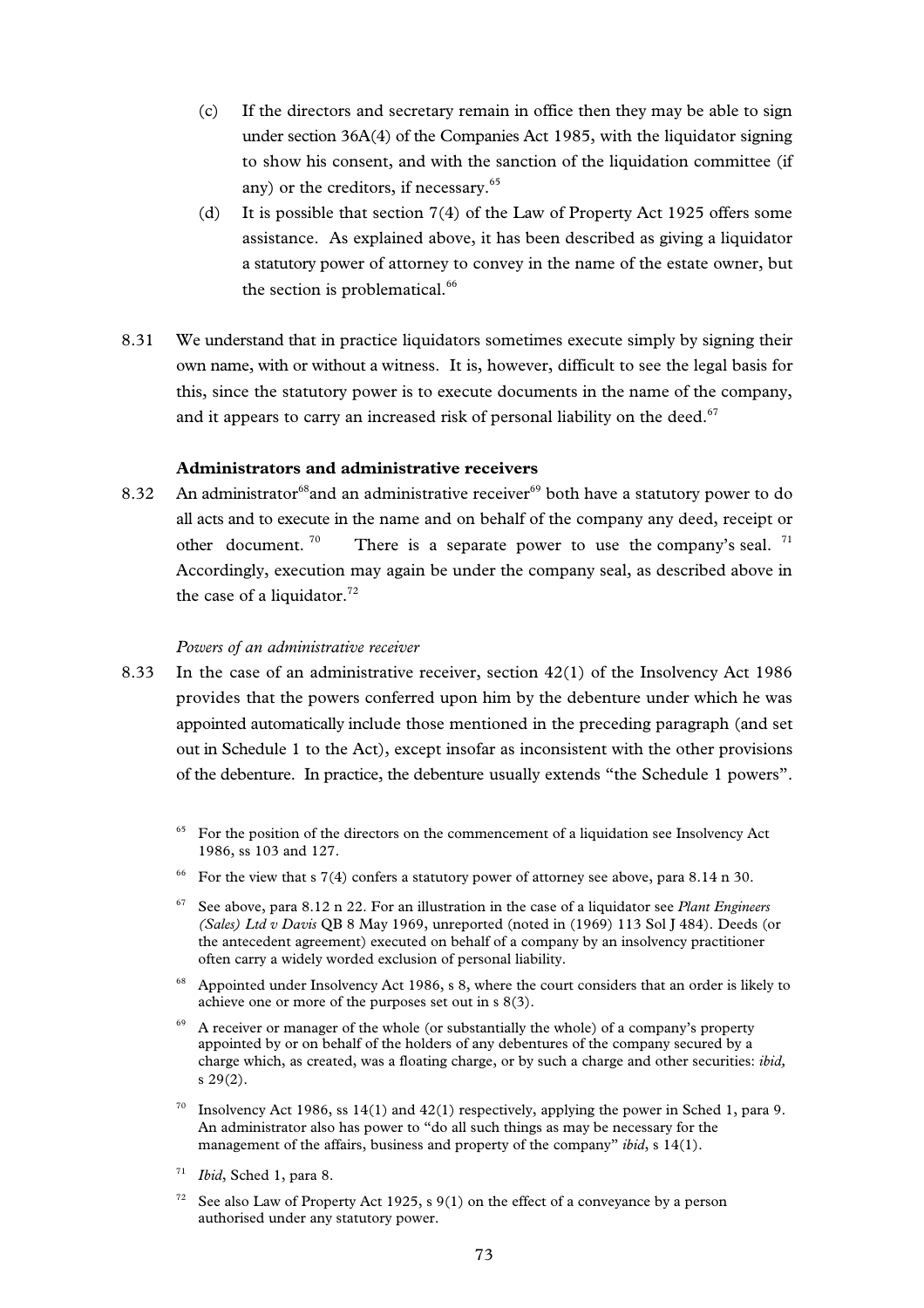(c) If the directors and secretary remain in office then they may be able to sign under section 36A(4) of the Companies Act 1985, with the liquidator signing to show his consent, and with the sanction of the liquidation committee (if any) or the creditors, if necessary.[65]

(d) It is possible that section 7(4) of the Law of Property Act 1925 offers some assistance. As explained above, it has been described as giving a liquidator a statutory power of attorney to convey in the name of the estate owner, but the section is problematical.[66]

8.31 We understand that in practice liquidators sometimes execute simply by signing their own name, with or without a witness. It is, however, difficult to see the legal basis for this, since the statutory power is to execute documents in the name of the company, and it appears to carry an increased risk of personal liability on the deed.[67]

**Administrators and administrative receivers**

8.32 An administrator[68] and an administrative receiver[69] both have a statutory power to do all acts and to execute in the name and on behalf of the company any deed, receipt or other document.[70] There is a separate power to use the company's seal.[71] Accordingly, execution may again be under the company seal, as described above in the case of a liquidator.[72]

*Powers of an administrative receiver*

8.33 In the case of an administrative receiver, section 42(1) of the Insolvency Act 1986 provides that the powers conferred upon him by the debenture under which he was appointed automatically include those mentioned in the preceding paragraph (and set out in Schedule 1 to the Act), except insofar as inconsistent with the other provisions of the debenture. In practice, the debenture usually extends "the Schedule 1 powers".

[65] For the position of the directors on the commencement of a liquidation see Insolvency Act 1986, ss 103 and 127.

[66] For the view that s 7(4) confers a statutory power of attorney see above, para 8.14 n 30.

[67] See above, para 8.12 n 22. For an illustration in the case of a liquidator see *Plant Engineers (Sales) Ltd v Davis* QB 8 May 1969, unreported (noted in (1969) 113 Sol J 484). Deeds (or the antecedent agreement) executed on behalf of a company by an insolvency practitioner often carry a widely worded exclusion of personal liability.

[68] Appointed under Insolvency Act 1986, s 8, where the court considers that an order is likely to achieve one or more of the purposes set out in s 8(3).

[69] A receiver or manager of the whole (or substantially the whole) of a company's property appointed by or on behalf of the holders of any debentures of the company secured by a charge which, as created, was a floating charge, or by such a charge and other securities: *ibid,* s 29(2).

[70] Insolvency Act 1986, ss 14(1) and 42(1) respectively, applying the power in Sched 1, para 9. An administrator also has power to "do all such things as may be necessary for the management of the affairs, business and property of the company" *ibid*, s 14(1).

[71] *Ibid*, Sched 1, para 8.

[72] See also Law of Property Act 1925, s 9(1) on the effect of a conveyance by a person authorised under any statutory power.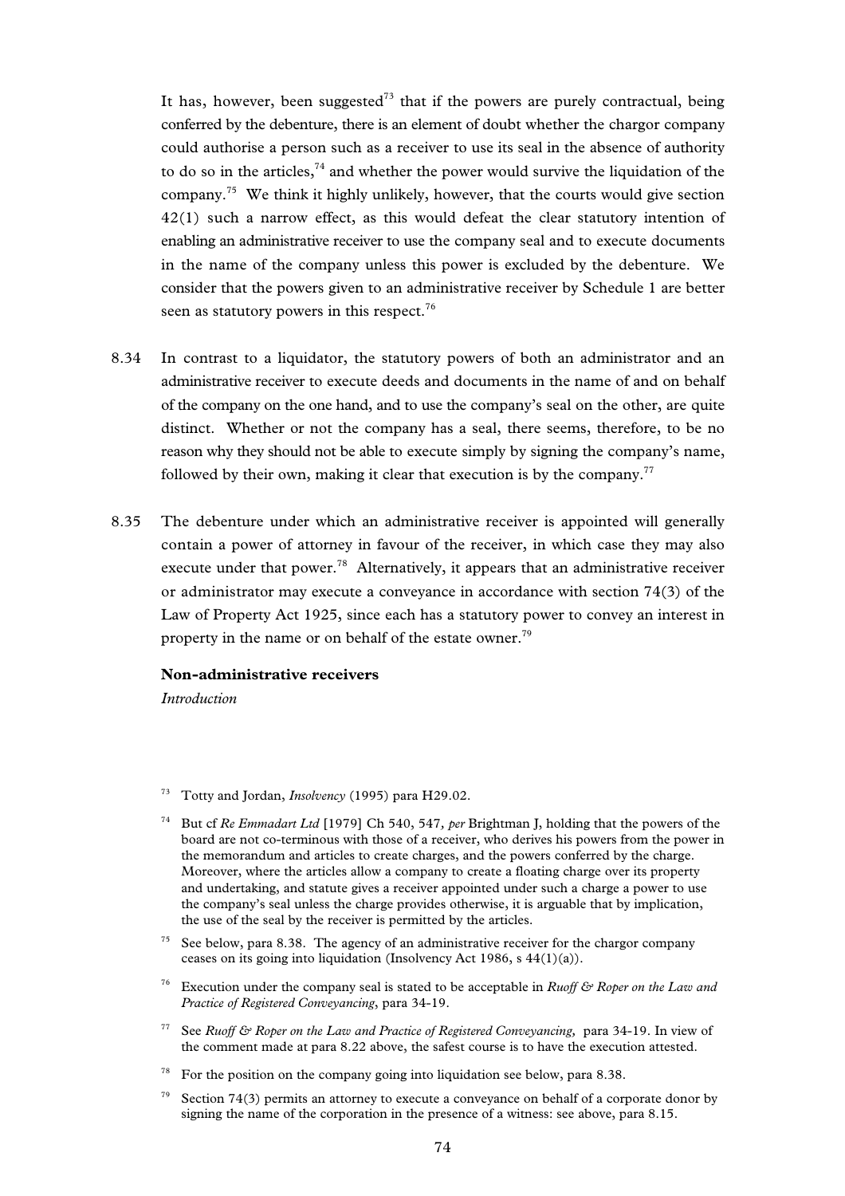It has, however, been suggested[73] that if the powers are purely contractual, being conferred by the debenture, there is an element of doubt whether the chargor company could authorise a person such as a receiver to use its seal in the absence of authority to do so in the articles,[74] and whether the power would survive the liquidation of the company.[75] We think it highly unlikely, however, that the courts would give section 42(1) such a narrow effect, as this would defeat the clear statutory intention of enabling an administrative receiver to use the company seal and to execute documents in the name of the company unless this power is excluded by the debenture. We consider that the powers given to an administrative receiver by Schedule 1 are better seen as statutory powers in this respect.[76]

8.34 In contrast to a liquidator, the statutory powers of both an administrator and an administrative receiver to execute deeds and documents in the name of and on behalf of the company on the one hand, and to use the company's seal on the other, are quite distinct. Whether or not the company has a seal, there seems, therefore, to be no reason why they should not be able to execute simply by signing the company's name, followed by their own, making it clear that execution is by the company.[77]

8.35 The debenture under which an administrative receiver is appointed will generally contain a power of attorney in favour of the receiver, in which case they may also execute under that power.[78] Alternatively, it appears that an administrative receiver or administrator may execute a conveyance in accordance with section 74(3) of the Law of Property Act 1925, since each has a statutory power to convey an interest in property in the name or on behalf of the estate owner.[79]

**Non-administrative receivers**

*Introduction*

---

[73] Totty and Jordan, *Insolvency* (1995) para H29.02.

[74] But cf *Re Emmadart Ltd* [1979] Ch 540, 547, *per* Brightman J, holding that the powers of the board are not co-terminous with those of a receiver, who derives his powers from the power in the memorandum and articles to create charges, and the powers conferred by the charge. Moreover, where the articles allow a company to create a floating charge over its property and undertaking, and statute gives a receiver appointed under such a charge a power to use the company's seal unless the charge provides otherwise, it is arguable that by implication, the use of the seal by the receiver is permitted by the articles.

[75] See below, para 8.38. The agency of an administrative receiver for the chargor company ceases on its going into liquidation (Insolvency Act 1986, s 44(1)(a)).

[76] Execution under the company seal is stated to be acceptable in *Ruoff & Roper on the Law and Practice of Registered Conveyancing*, para 34-19.

[77] See *Ruoff & Roper on the Law and Practice of Registered Conveyancing,* para 34-19. In view of the comment made at para 8.22 above, the safest course is to have the execution attested.

[78] For the position on the company going into liquidation see below, para 8.38.

[79] Section 74(3) permits an attorney to execute a conveyance on behalf of a corporate donor by signing the name of the corporation in the presence of a witness: see above, para 8.15.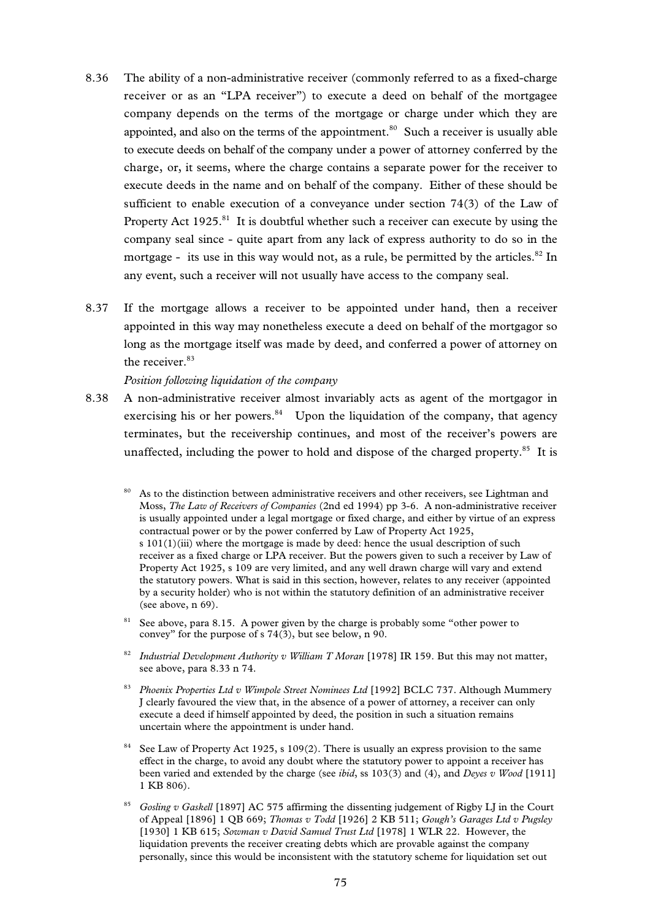8.36 The ability of a non-administrative receiver (commonly referred to as a fixed-charge receiver or as an "LPA receiver") to execute a deed on behalf of the mortgagee company depends on the terms of the mortgage or charge under which they are appointed, and also on the terms of the appointment.[80] Such a receiver is usually able to execute deeds on behalf of the company under a power of attorney conferred by the charge, or, it seems, where the charge contains a separate power for the receiver to execute deeds in the name and on behalf of the company. Either of these should be sufficient to enable execution of a conveyance under section 74(3) of the Law of Property Act 1925.[81] It is doubtful whether such a receiver can execute by using the company seal since - quite apart from any lack of express authority to do so in the mortgage - its use in this way would not, as a rule, be permitted by the articles.[82] In any event, such a receiver will not usually have access to the company seal.

8.37 If the mortgage allows a receiver to be appointed under hand, then a receiver appointed in this way may nonetheless execute a deed on behalf of the mortgagor so long as the mortgage itself was made by deed, and conferred a power of attorney on the receiver.[83]

*Position following liquidation of the company*

8.38 A non-administrative receiver almost invariably acts as agent of the mortgagor in exercising his or her powers.[84] Upon the liquidation of the company, that agency terminates, but the receivership continues, and most of the receiver's powers are unaffected, including the power to hold and dispose of the charged property.[85] It is

[80] As to the distinction between administrative receivers and other receivers, see Lightman and Moss, *The Law of Receivers of Companies* (2nd ed 1994) pp 3-6. A non-administrative receiver is usually appointed under a legal mortgage or fixed charge, and either by virtue of an express contractual power or by the power conferred by Law of Property Act 1925, s 101(1)(iii) where the mortgage is made by deed: hence the usual description of such receiver as a fixed charge or LPA receiver. But the powers given to such a receiver by Law of Property Act 1925, s 109 are very limited, and any well drawn charge will vary and extend the statutory powers. What is said in this section, however, relates to any receiver (appointed by a security holder) who is not within the statutory definition of an administrative receiver (see above, n 69).

[81] See above, para 8.15. A power given by the charge is probably some "other power to convey" for the purpose of s 74(3), but see below, n 90.

[82] *Industrial Development Authority v William T Moran* [1978] IR 159. But this may not matter, see above, para 8.33 n 74.

[83] *Phoenix Properties Ltd v Wimpole Street Nominees Ltd* [1992] BCLC 737. Although Mummery J clearly favoured the view that, in the absence of a power of attorney, a receiver can only execute a deed if himself appointed by deed, the position in such a situation remains uncertain where the appointment is under hand.

[84] See Law of Property Act 1925, s 109(2). There is usually an express provision to the same effect in the charge, to avoid any doubt where the statutory power to appoint a receiver has been varied and extended by the charge (see *ibid*, ss 103(3) and (4), and *Deyes v Wood* [1911] 1 KB 806).

[85] *Gosling v Gaskell* [1897] AC 575 affirming the dissenting judgement of Rigby LJ in the Court of Appeal [1896] 1 QB 669; *Thomas v Todd* [1926] 2 KB 511; *Gough's Garages Ltd v Pugsley* [1930] 1 KB 615; *Sowman v David Samuel Trust Ltd* [1978] 1 WLR 22. However, the liquidation prevents the receiver creating debts which are provable against the company personally, since this would be inconsistent with the statutory scheme for liquidation set out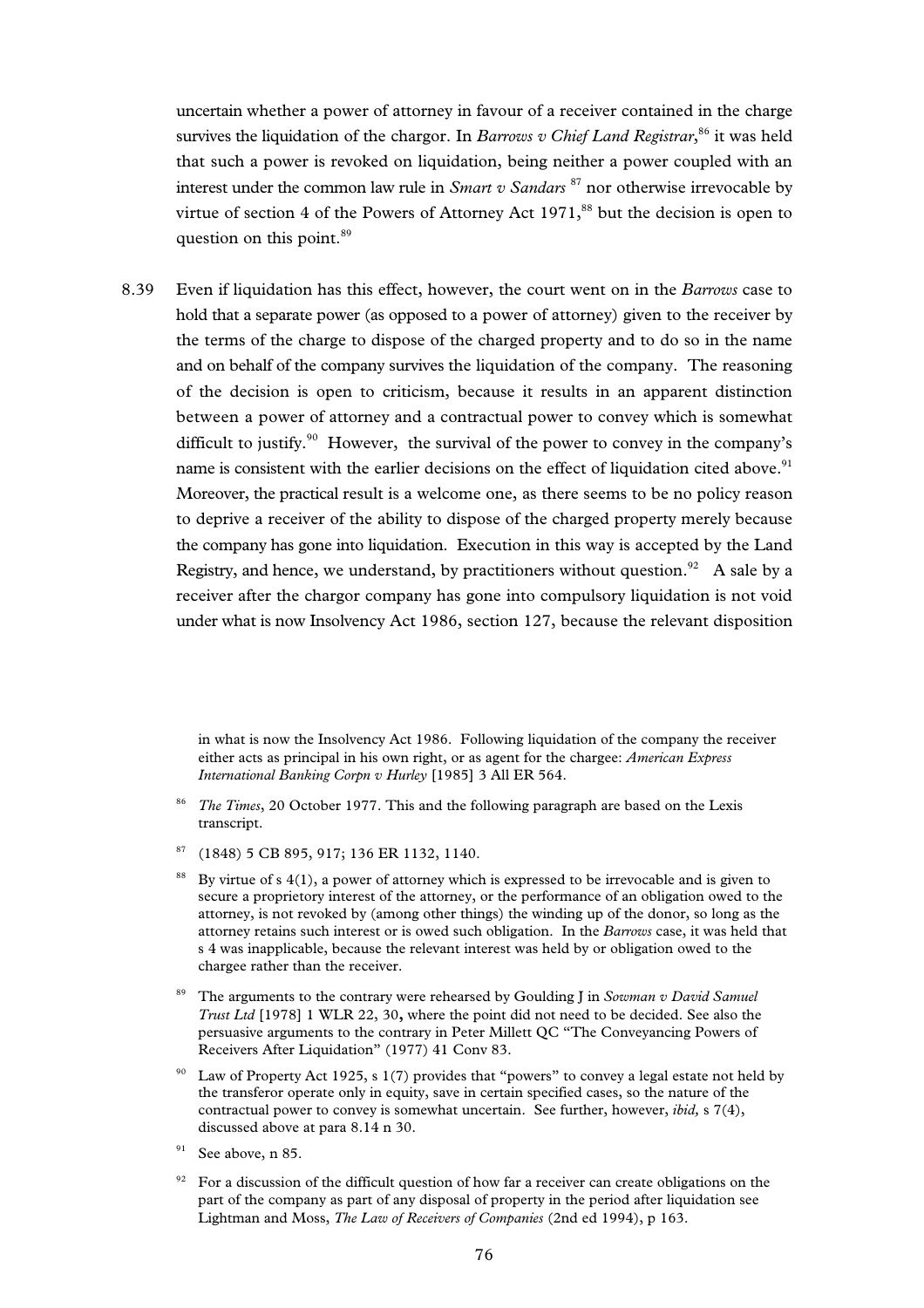uncertain whether a power of attorney in favour of a receiver contained in the charge survives the liquidation of the chargor. In *Barrows v Chief Land Registrar*,[86] it was held that such a power is revoked on liquidation, being neither a power coupled with an interest under the common law rule in *Smart v Sandars* [87] nor otherwise irrevocable by virtue of section 4 of the Powers of Attorney Act 1971,[88] but the decision is open to question on this point.[89]

8.39 Even if liquidation has this effect, however, the court went on in the *Barrows* case to hold that a separate power (as opposed to a power of attorney) given to the receiver by the terms of the charge to dispose of the charged property and to do so in the name and on behalf of the company survives the liquidation of the company. The reasoning of the decision is open to criticism, because it results in an apparent distinction between a power of attorney and a contractual power to convey which is somewhat difficult to justify.[90] However, the survival of the power to convey in the company's name is consistent with the earlier decisions on the effect of liquidation cited above.[91] Moreover, the practical result is a welcome one, as there seems to be no policy reason to deprive a receiver of the ability to dispose of the charged property merely because the company has gone into liquidation. Execution in this way is accepted by the Land Registry, and hence, we understand, by practitioners without question.[92] A sale by a receiver after the chargor company has gone into compulsory liquidation is not void under what is now Insolvency Act 1986, section 127, because the relevant disposition

---

in what is now the Insolvency Act 1986. Following liquidation of the company the receiver either acts as principal in his own right, or as agent for the chargee: *American Express International Banking Corpn v Hurley* [1985] 3 All ER 564.

[86] *The Times*, 20 October 1977. This and the following paragraph are based on the Lexis transcript.

[87] (1848) 5 CB 895, 917; 136 ER 1132, 1140.

[88] By virtue of s 4(1), a power of attorney which is expressed to be irrevocable and is given to secure a proprietory interest of the attorney, or the performance of an obligation owed to the attorney, is not revoked by (among other things) the winding up of the donor, so long as the attorney retains such interest or is owed such obligation. In the *Barrows* case, it was held that s 4 was inapplicable, because the relevant interest was held by or obligation owed to the chargee rather than the receiver.

[89] The arguments to the contrary were rehearsed by Goulding J in *Sowman v David Samuel Trust Ltd* [1978] 1 WLR 22, 30**,** where the point did not need to be decided. See also the persuasive arguments to the contrary in Peter Millett QC "The Conveyancing Powers of Receivers After Liquidation" (1977) 41 Conv 83.

[90] Law of Property Act 1925, s 1(7) provides that "powers" to convey a legal estate not held by the transferor operate only in equity, save in certain specified cases, so the nature of the contractual power to convey is somewhat uncertain. See further, however, *ibid,* s 7(4), discussed above at para 8.14 n 30.

[91] See above, n 85.

[92] For a discussion of the difficult question of how far a receiver can create obligations on the part of the company as part of any disposal of property in the period after liquidation see Lightman and Moss, *The Law of Receivers of Companies* (2nd ed 1994), p 163.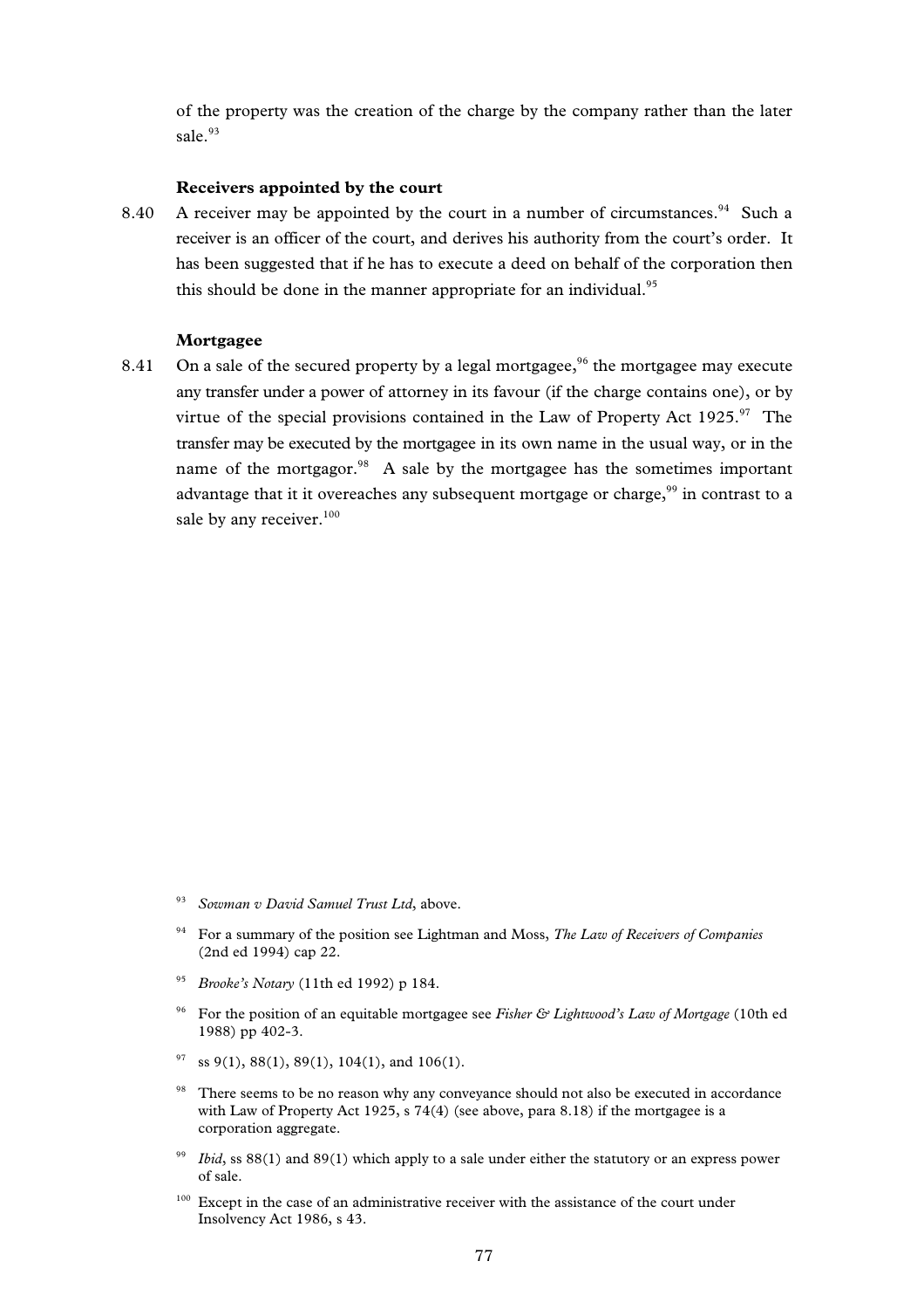of the property was the creation of the charge by the company rather than the later sale.[93]

### Receivers appointed by the court

8.40 A receiver may be appointed by the court in a number of circumstances.[94] Such a receiver is an officer of the court, and derives his authority from the court's order. It has been suggested that if he has to execute a deed on behalf of the corporation then this should be done in the manner appropriate for an individual.[95]

### Mortgagee

8.41 On a sale of the secured property by a legal mortgagee,[96] the mortgagee may execute any transfer under a power of attorney in its favour (if the charge contains one), or by virtue of the special provisions contained in the Law of Property Act 1925.[97] The transfer may be executed by the mortgagee in its own name in the usual way, or in the name of the mortgagor.[98] A sale by the mortgagee has the sometimes important advantage that it it overeaches any subsequent mortgage or charge,[99] in contrast to a sale by any receiver.[100]

---

[93] *Sowman v David Samuel Trust Ltd*, above.

[94] For a summary of the position see Lightman and Moss, *The Law of Receivers of Companies* (2nd ed 1994) cap 22.

[95] *Brooke's Notary* (11th ed 1992) p 184.

[96] For the position of an equitable mortgagee see *Fisher & Lightwood's Law of Mortgage* (10th ed 1988) pp 402-3.

[97] ss 9(1), 88(1), 89(1), 104(1), and 106(1).

[98] There seems to be no reason why any conveyance should not also be executed in accordance with Law of Property Act 1925, s 74(4) (see above, para 8.18) if the mortgagee is a corporation aggregate.

[99] *Ibid*, ss 88(1) and 89(1) which apply to a sale under either the statutory or an express power of sale.

[100] Except in the case of an administrative receiver with the assistance of the court under Insolvency Act 1986, s 43.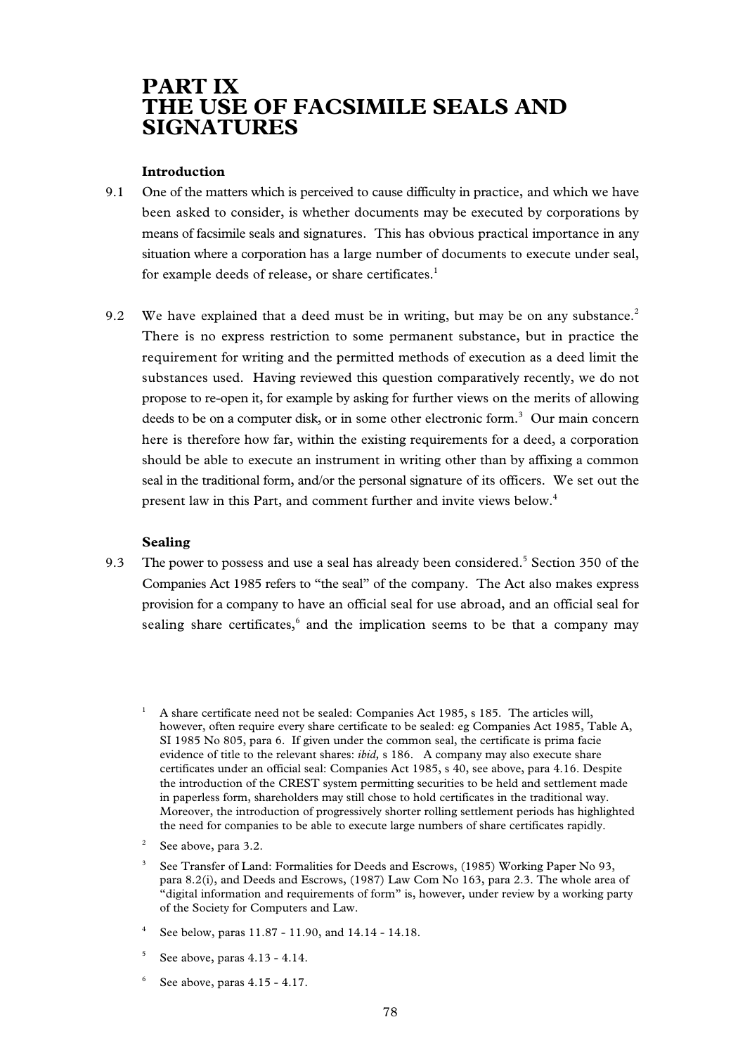# PART IX THE USE OF FACSIMILE SEALS AND SIGNATURES

### Introduction

9.1 One of the matters which is perceived to cause difficulty in practice, and which we have been asked to consider, is whether documents may be executed by corporations by means of facsimile seals and signatures. This has obvious practical importance in any situation where a corporation has a large number of documents to execute under seal, for example deeds of release, or share certificates.[1]

9.2 We have explained that a deed must be in writing, but may be on any substance.[2] There is no express restriction to some permanent substance, but in practice the requirement for writing and the permitted methods of execution as a deed limit the substances used. Having reviewed this question comparatively recently, we do not propose to re-open it, for example by asking for further views on the merits of allowing deeds to be on a computer disk, or in some other electronic form.[3] Our main concern here is therefore how far, within the existing requirements for a deed, a corporation should be able to execute an instrument in writing other than by affixing a common seal in the traditional form, and/or the personal signature of its officers. We set out the present law in this Part, and comment further and invite views below.[4]

### Sealing

9.3 The power to possess and use a seal has already been considered.[5] Section 350 of the Companies Act 1985 refers to "the seal" of the company. The Act also makes express provision for a company to have an official seal for use abroad, and an official seal for sealing share certificates,[6] and the implication seems to be that a company may

---

[1] A share certificate need not be sealed: Companies Act 1985, s 185. The articles will, however, often require every share certificate to be sealed: eg Companies Act 1985, Table A, SI 1985 No 805, para 6. If given under the common seal, the certificate is prima facie evidence of title to the relevant shares: *ibid,* s 186. A company may also execute share certificates under an official seal: Companies Act 1985, s 40, see above, para 4.16. Despite the introduction of the CREST system permitting securities to be held and settlement made in paperless form, shareholders may still chose to hold certificates in the traditional way. Moreover, the introduction of progressively shorter rolling settlement periods has highlighted the need for companies to be able to execute large numbers of share certificates rapidly.

[2] See above, para 3.2.

[3] See Transfer of Land: Formalities for Deeds and Escrows, (1985) Working Paper No 93, para 8.2(i), and Deeds and Escrows, (1987) Law Com No 163, para 2.3. The whole area of "digital information and requirements of form" is, however, under review by a working party of the Society for Computers and Law.

[4] See below, paras 11.87 - 11.90, and 14.14 - 14.18.

[5] See above, paras 4.13 - 4.14.

[6] See above, paras 4.15 - 4.17.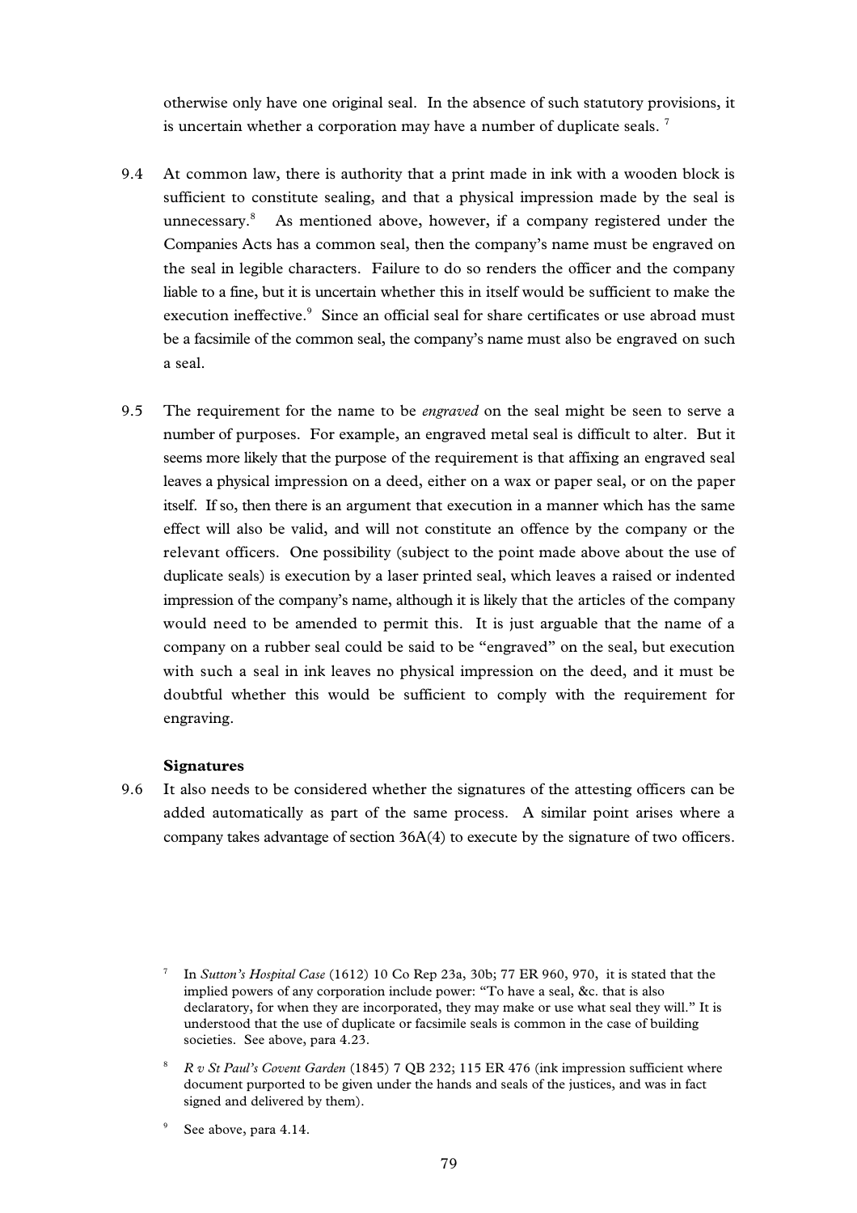otherwise only have one original seal. In the absence of such statutory provisions, it is uncertain whether a corporation may have a number of duplicate seals. [7]

9.4 At common law, there is authority that a print made in ink with a wooden block is sufficient to constitute sealing, and that a physical impression made by the seal is unnecessary.[8] As mentioned above, however, if a company registered under the Companies Acts has a common seal, then the company's name must be engraved on the seal in legible characters. Failure to do so renders the officer and the company liable to a fine, but it is uncertain whether this in itself would be sufficient to make the execution ineffective.[9] Since an official seal for share certificates or use abroad must be a facsimile of the common seal, the company's name must also be engraved on such a seal.

9.5 The requirement for the name to be *engraved* on the seal might be seen to serve a number of purposes. For example, an engraved metal seal is difficult to alter. But it seems more likely that the purpose of the requirement is that affixing an engraved seal leaves a physical impression on a deed, either on a wax or paper seal, or on the paper itself. If so, then there is an argument that execution in a manner which has the same effect will also be valid, and will not constitute an offence by the company or the relevant officers. One possibility (subject to the point made above about the use of duplicate seals) is execution by a laser printed seal, which leaves a raised or indented impression of the company's name, although it is likely that the articles of the company would need to be amended to permit this. It is just arguable that the name of a company on a rubber seal could be said to be "engraved" on the seal, but execution with such a seal in ink leaves no physical impression on the deed, and it must be doubtful whether this would be sufficient to comply with the requirement for engraving.

**Signatures**

9.6 It also needs to be considered whether the signatures of the attesting officers can be added automatically as part of the same process. A similar point arises where a company takes advantage of section 36A(4) to execute by the signature of two officers.

---

[7] In *Sutton's Hospital Case* (1612) 10 Co Rep 23a, 30b; 77 ER 960, 970, it is stated that the implied powers of any corporation include power: "To have a seal, &c. that is also declaratory, for when they are incorporated, they may make or use what seal they will." It is understood that the use of duplicate or facsimile seals is common in the case of building societies. See above, para 4.23.

[8] *R v St Paul's Covent Garden* (1845) 7 QB 232; 115 ER 476 (ink impression sufficient where document purported to be given under the hands and seals of the justices, and was in fact signed and delivered by them).

[9] See above, para 4.14.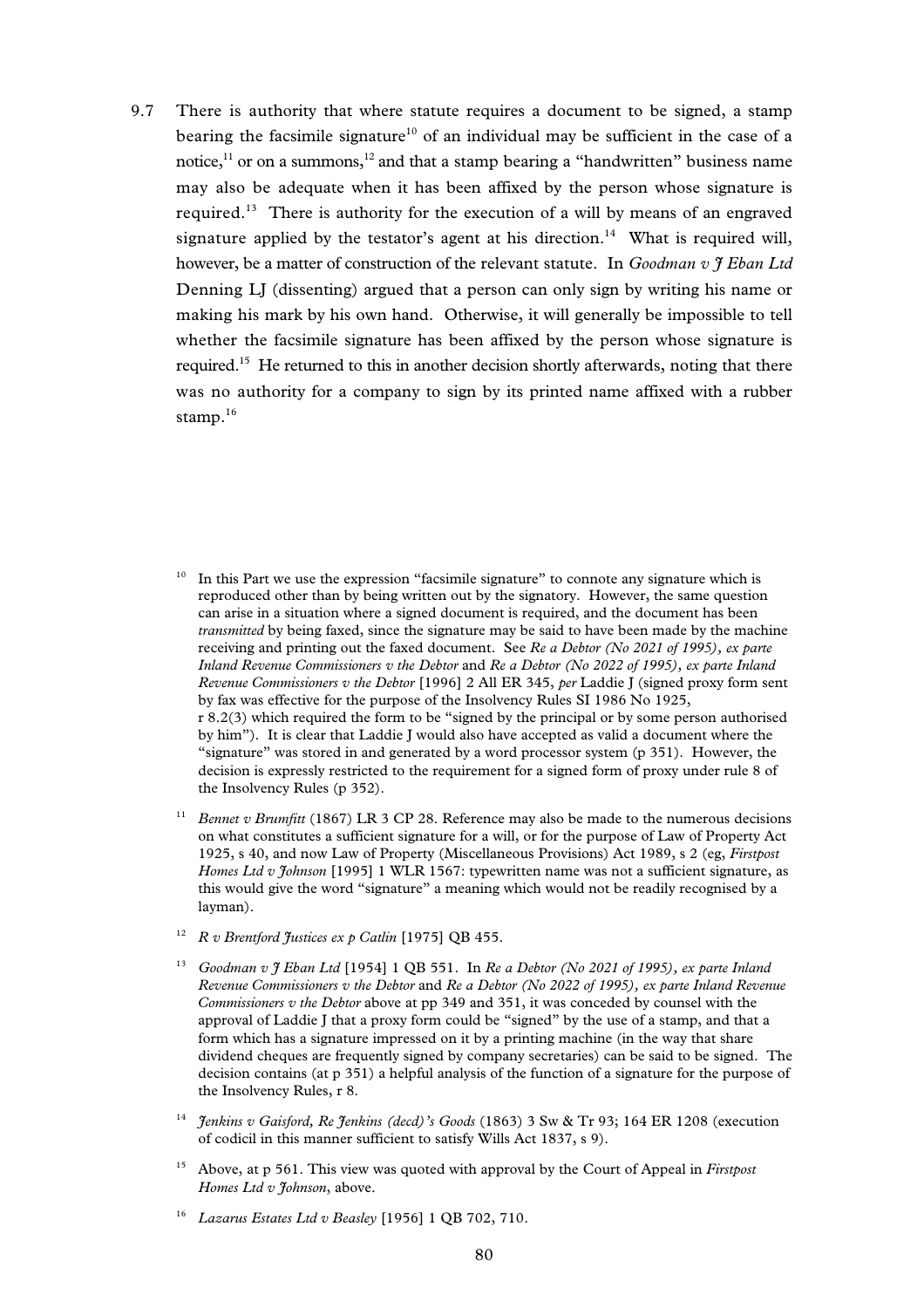9.7 There is authority that where statute requires a document to be signed, a stamp bearing the facsimile signature[10] of an individual may be sufficient in the case of a notice,[11] or on a summons,[12] and that a stamp bearing a "handwritten" business name may also be adequate when it has been affixed by the person whose signature is required.[13] There is authority for the execution of a will by means of an engraved signature applied by the testator's agent at his direction.[14] What is required will, however, be a matter of construction of the relevant statute. In *Goodman v J Eban Ltd* Denning LJ (dissenting) argued that a person can only sign by writing his name or making his mark by his own hand. Otherwise, it will generally be impossible to tell whether the facsimile signature has been affixed by the person whose signature is required.[15] He returned to this in another decision shortly afterwards, noting that there was no authority for a company to sign by its printed name affixed with a rubber stamp.[16]

---

[10] In this Part we use the expression "facsimile signature" to connote any signature which is reproduced other than by being written out by the signatory. However, the same question can arise in a situation where a signed document is required, and the document has been *transmitted* by being faxed, since the signature may be said to have been made by the machine receiving and printing out the faxed document. See *Re a Debtor (No 2021 of 1995), ex parte Inland Revenue Commissioners v the Debtor* and *Re a Debtor (No 2022 of 1995), ex parte Inland Revenue Commissioners v the Debtor* [1996] 2 All ER 345, *per* Laddie J (signed proxy form sent by fax was effective for the purpose of the Insolvency Rules SI 1986 No 1925, r 8.2(3) which required the form to be "signed by the principal or by some person authorised by him"). It is clear that Laddie J would also have accepted as valid a document where the "signature" was stored in and generated by a word processor system (p 351). However, the decision is expressly restricted to the requirement for a signed form of proxy under rule 8 of the Insolvency Rules (p 352).

[11] *Bennet v Brumfitt* (1867) LR 3 CP 28. Reference may also be made to the numerous decisions on what constitutes a sufficient signature for a will, or for the purpose of Law of Property Act 1925, s 40, and now Law of Property (Miscellaneous Provisions) Act 1989, s 2 (eg, *Firstpost Homes Ltd v Johnson* [1995] 1 WLR 1567: typewritten name was not a sufficient signature, as this would give the word "signature" a meaning which would not be readily recognised by a layman).

[12] *R v Brentford Justices ex p Catlin* [1975] QB 455.

[13] *Goodman v J Eban Ltd* [1954] 1 QB 551. In *Re a Debtor (No 2021 of 1995), ex parte Inland Revenue Commissioners v the Debtor* and *Re a Debtor (No 2022 of 1995), ex parte Inland Revenue Commissioners v the Debtor* above at pp 349 and 351, it was conceded by counsel with the approval of Laddie J that a proxy form could be "signed" by the use of a stamp, and that a form which has a signature impressed on it by a printing machine (in the way that share dividend cheques are frequently signed by company secretaries) can be said to be signed. The decision contains (at p 351) a helpful analysis of the function of a signature for the purpose of the Insolvency Rules, r 8.

[14] *Jenkins v Gaisford, Re Jenkins (decd)'s Goods* (1863) 3 Sw & Tr 93; 164 ER 1208 (execution of codicil in this manner sufficient to satisfy Wills Act 1837, s 9).

[15] Above, at p 561. This view was quoted with approval by the Court of Appeal in *Firstpost Homes Ltd v Johnson*, above.

[16] *Lazarus Estates Ltd v Beasley* [1956] 1 QB 702, 710.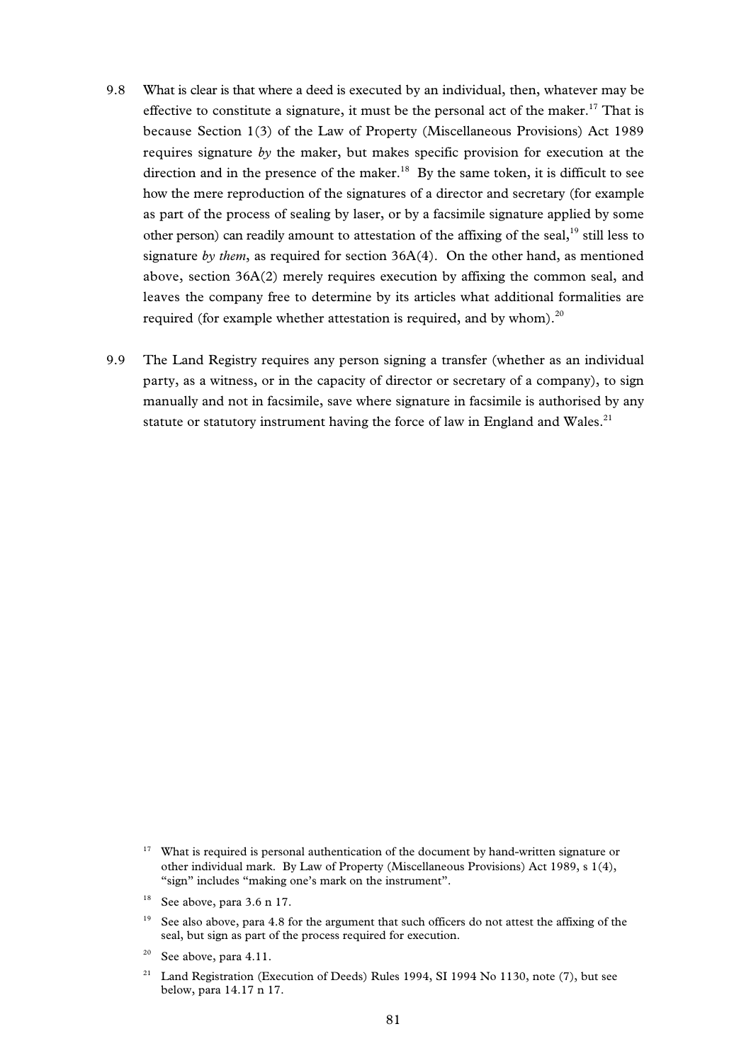9.8 What is clear is that where a deed is executed by an individual, then, whatever may be effective to constitute a signature, it must be the personal act of the maker.[17] That is because Section 1(3) of the Law of Property (Miscellaneous Provisions) Act 1989 requires signature *by* the maker, but makes specific provision for execution at the direction and in the presence of the maker.[18] By the same token, it is difficult to see how the mere reproduction of the signatures of a director and secretary (for example as part of the process of sealing by laser, or by a facsimile signature applied by some other person) can readily amount to attestation of the affixing of the seal,[19] still less to signature *by them*, as required for section 36A(4). On the other hand, as mentioned above, section 36A(2) merely requires execution by affixing the common seal, and leaves the company free to determine by its articles what additional formalities are required (for example whether attestation is required, and by whom).[20]

9.9 The Land Registry requires any person signing a transfer (whether as an individual party, as a witness, or in the capacity of director or secretary of a company), to sign manually and not in facsimile, save where signature in facsimile is authorised by any statute or statutory instrument having the force of law in England and Wales.[21]

---

[17] What is required is personal authentication of the document by hand-written signature or other individual mark. By Law of Property (Miscellaneous Provisions) Act 1989, s 1(4), "sign" includes "making one's mark on the instrument".

[18] See above, para 3.6 n 17.

[19] See also above, para 4.8 for the argument that such officers do not attest the affixing of the seal, but sign as part of the process required for execution.

[20] See above, para 4.11.

[21] Land Registration (Execution of Deeds) Rules 1994, SI 1994 No 1130, note (7), but see below, para 14.17 n 17.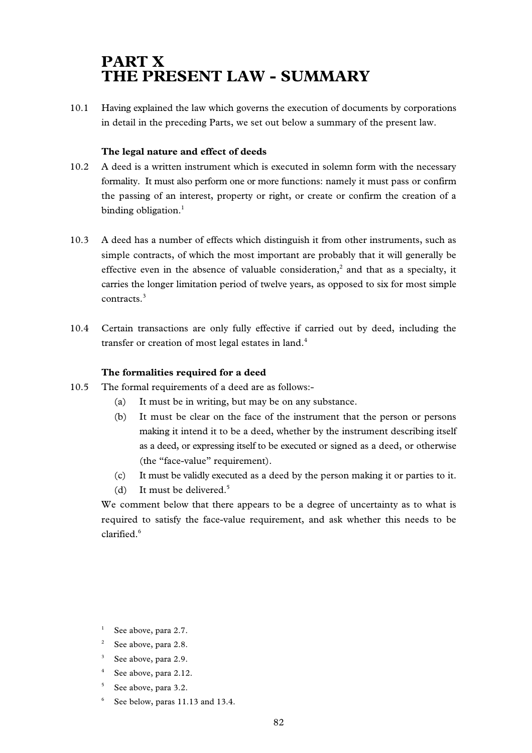# PART X
# THE PRESENT LAW - SUMMARY

10.1 Having explained the law which governs the execution of documents by corporations in detail in the preceding Parts, we set out below a summary of the present law.

### The legal nature and effect of deeds

10.2 A deed is a written instrument which is executed in solemn form with the necessary formality. It must also perform one or more functions: namely it must pass or confirm the passing of an interest, property or right, or create or confirm the creation of a binding obligation.[1]

10.3 A deed has a number of effects which distinguish it from other instruments, such as simple contracts, of which the most important are probably that it will generally be effective even in the absence of valuable consideration,[2] and that as a specialty, it carries the longer limitation period of twelve years, as opposed to six for most simple contracts.[3]

10.4 Certain transactions are only fully effective if carried out by deed, including the transfer or creation of most legal estates in land.[4]

### The formalities required for a deed

10.5 The formal requirements of a deed are as follows:-

(a) It must be in writing, but may be on any substance.

(b) It must be clear on the face of the instrument that the person or persons making it intend it to be a deed, whether by the instrument describing itself as a deed, or expressing itself to be executed or signed as a deed, or otherwise (the "face-value" requirement).

(c) It must be validly executed as a deed by the person making it or parties to it.

(d) It must be delivered.[5]

We comment below that there appears to be a degree of uncertainty as to what is required to satisfy the face-value requirement, and ask whether this needs to be clarified.[6]

---

[1] See above, para 2.7.

[2] See above, para 2.8.

[3] See above, para 2.9.

[4] See above, para 2.12.

[5] See above, para 3.2.

[6] See below, paras 11.13 and 13.4.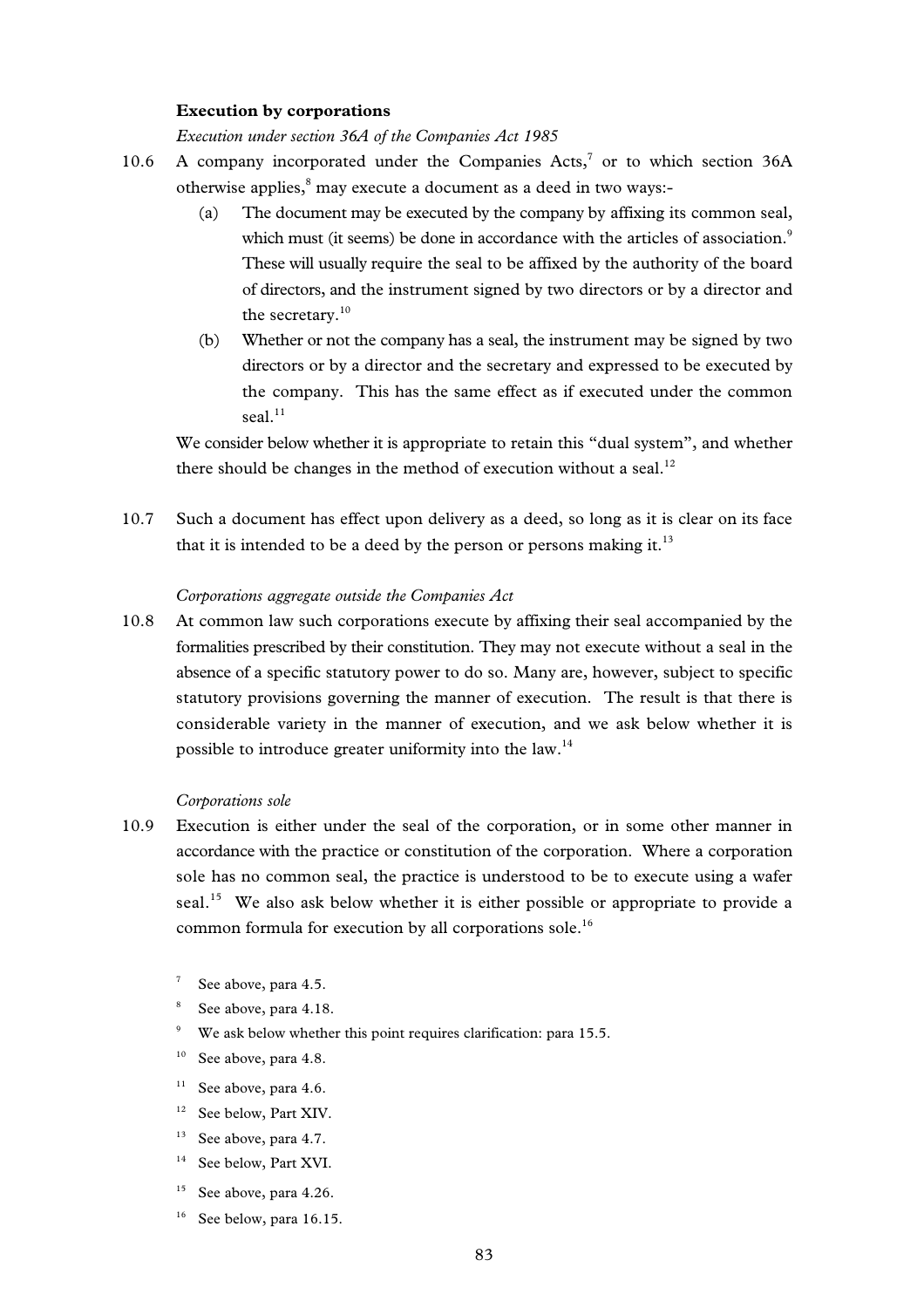**Execution by corporations**

*Execution under section 36A of the Companies Act 1985*

10.6 A company incorporated under the Companies Acts,[7] or to which section 36A otherwise applies,[8] may execute a document as a deed in two ways:-

(a) The document may be executed by the company by affixing its common seal, which must (it seems) be done in accordance with the articles of association.[9] These will usually require the seal to be affixed by the authority of the board of directors, and the instrument signed by two directors or by a director and the secretary.[10]

(b) Whether or not the company has a seal, the instrument may be signed by two directors or by a director and the secretary and expressed to be executed by the company. This has the same effect as if executed under the common seal.[11]

We consider below whether it is appropriate to retain this "dual system", and whether there should be changes in the method of execution without a seal.[12]

10.7 Such a document has effect upon delivery as a deed, so long as it is clear on its face that it is intended to be a deed by the person or persons making it.[13]

*Corporations aggregate outside the Companies Act*

10.8 At common law such corporations execute by affixing their seal accompanied by the formalities prescribed by their constitution. They may not execute without a seal in the absence of a specific statutory power to do so. Many are, however, subject to specific statutory provisions governing the manner of execution. The result is that there is considerable variety in the manner of execution, and we ask below whether it is possible to introduce greater uniformity into the law.[14]

*Corporations sole*

10.9 Execution is either under the seal of the corporation, or in some other manner in accordance with the practice or constitution of the corporation. Where a corporation sole has no common seal, the practice is understood to be to execute using a wafer seal.[15] We also ask below whether it is either possible or appropriate to provide a common formula for execution by all corporations sole.[16]

[7] See above, para 4.5.

[8] See above, para 4.18.

[9] We ask below whether this point requires clarification: para 15.5.

[10] See above, para 4.8.

[11] See above, para 4.6.

[12] See below, Part XIV.

[13] See above, para 4.7.

[14] See below, Part XVI.

[15] See above, para 4.26.

[16] See below, para 16.15.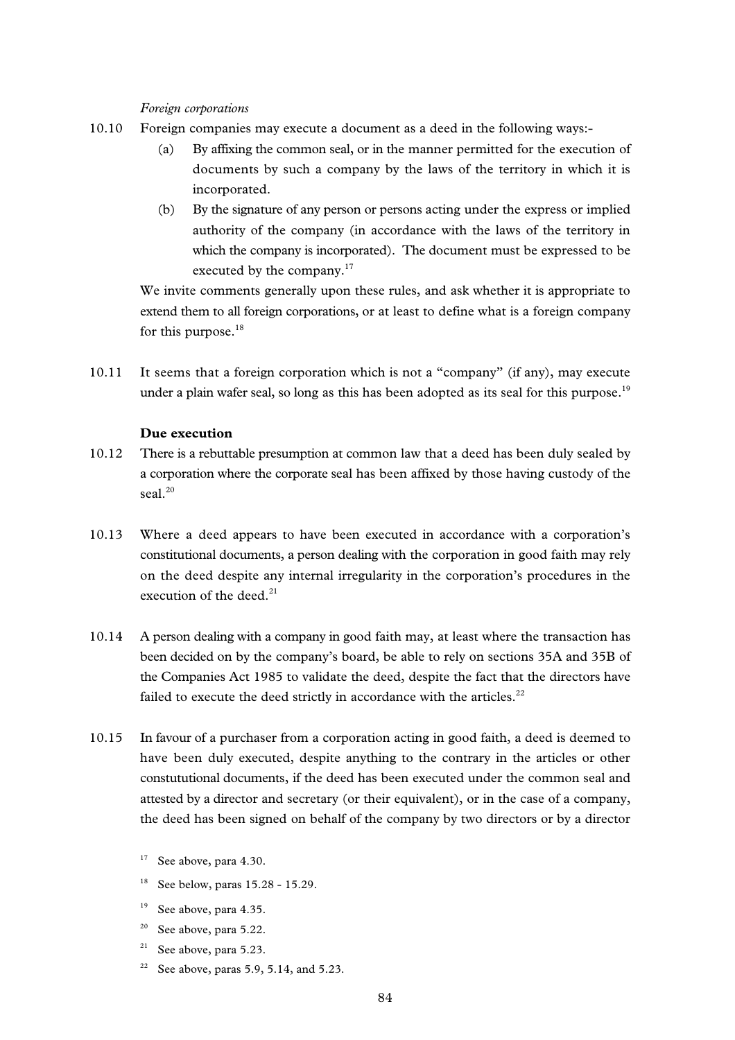*Foreign corporations*

10.10 Foreign companies may execute a document as a deed in the following ways:-

(a) By affixing the common seal, or in the manner permitted for the execution of documents by such a company by the laws of the territory in which it is incorporated.

(b) By the signature of any person or persons acting under the express or implied authority of the company (in accordance with the laws of the territory in which the company is incorporated). The document must be expressed to be executed by the company.[17]

We invite comments generally upon these rules, and ask whether it is appropriate to extend them to all foreign corporations, or at least to define what is a foreign company for this purpose.[18]

10.11 It seems that a foreign corporation which is not a "company" (if any), may execute under a plain wafer seal, so long as this has been adopted as its seal for this purpose.[19]

**Due execution**

10.12 There is a rebuttable presumption at common law that a deed has been duly sealed by a corporation where the corporate seal has been affixed by those having custody of the seal.[20]

10.13 Where a deed appears to have been executed in accordance with a corporation's constitutional documents, a person dealing with the corporation in good faith may rely on the deed despite any internal irregularity in the corporation's procedures in the execution of the deed.[21]

10.14 A person dealing with a company in good faith may, at least where the transaction has been decided on by the company's board, be able to rely on sections 35A and 35B of the Companies Act 1985 to validate the deed, despite the fact that the directors have failed to execute the deed strictly in accordance with the articles.[22]

10.15 In favour of a purchaser from a corporation acting in good faith, a deed is deemed to have been duly executed, despite anything to the contrary in the articles or other constutional documents, if the deed has been executed under the common seal and attested by a director and secretary (or their equivalent), or in the case of a company, the deed has been signed on behalf of the company by two directors or by a director

[17] See above, para 4.30.

[18] See below, paras 15.28 - 15.29.

[19] See above, para 4.35.

[20] See above, para 5.22.

[21] See above, para 5.23.

[22] See above, paras 5.9, 5.14, and 5.23.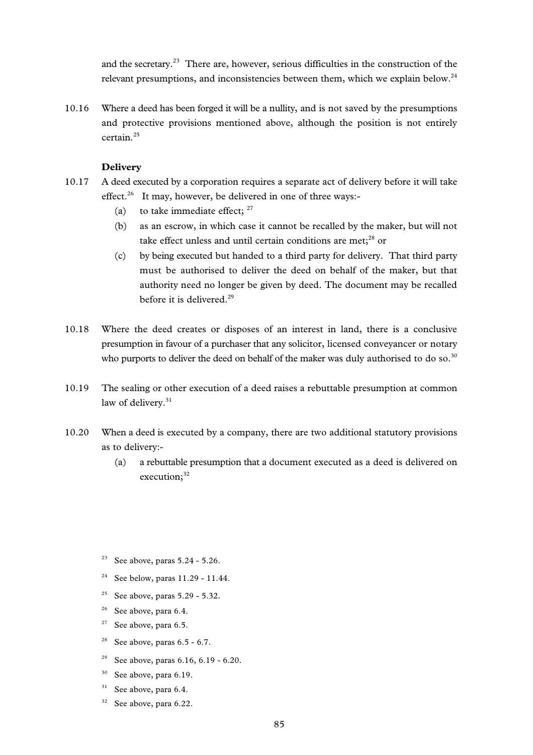and the secretary.[23] There are, however, serious difficulties in the construction of the relevant presumptions, and inconsistencies between them, which we explain below.[24]

10.16 Where a deed has been forged it will be a nullity, and is not saved by the presumptions and protective provisions mentioned above, although the position is not entirely certain.[25]

**Delivery**

10.17 A deed executed by a corporation requires a separate act of delivery before it will take effect.[26] It may, however, be delivered in one of three ways:-

(a) to take immediate effect; [27]

(b) as an escrow, in which case it cannot be recalled by the maker, but will not take effect unless and until certain conditions are met;[28] or

(c) by being executed but handed to a third party for delivery. That third party must be authorised to deliver the deed on behalf of the maker, but that authority need no longer be given by deed. The document may be recalled before it is delivered.[29]

10.18 Where the deed creates or disposes of an interest in land, there is a conclusive presumption in favour of a purchaser that any solicitor, licensed conveyancer or notary who purports to deliver the deed on behalf of the maker was duly authorised to do so.[30]

10.19 The sealing or other execution of a deed raises a rebuttable presumption at common law of delivery.[31]

10.20 When a deed is executed by a company, there are two additional statutory provisions as to delivery:-

(a) a rebuttable presumption that a document executed as a deed is delivered on execution;[32]

---

[23] See above, paras 5.24 - 5.26.

[24] See below, paras 11.29 - 11.44.

[25] See above, paras 5.29 - 5.32.

[26] See above, para 6.4.

[27] See above, para 6.5.

[28] See above, paras 6.5 - 6.7.

[29] See above, paras 6.16, 6.19 - 6.20.

[30] See above, para 6.19.

[31] See above, para 6.4.

[32] See above, para 6.22.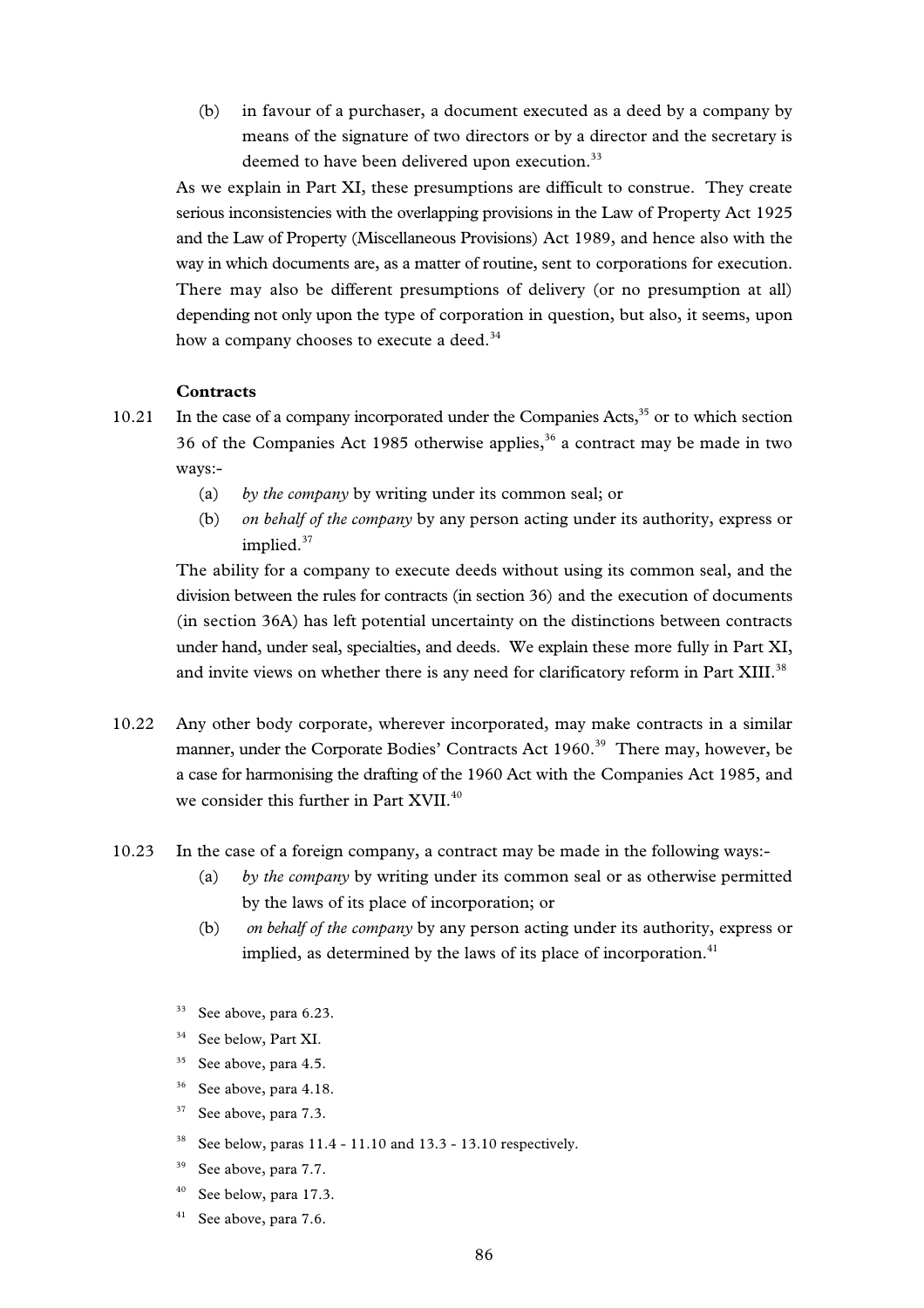(b) in favour of a purchaser, a document executed as a deed by a company by means of the signature of two directors or by a director and the secretary is deemed to have been delivered upon execution.[33]

As we explain in Part XI, these presumptions are difficult to construe. They create serious inconsistencies with the overlapping provisions in the Law of Property Act 1925 and the Law of Property (Miscellaneous Provisions) Act 1989, and hence also with the way in which documents are, as a matter of routine, sent to corporations for execution. There may also be different presumptions of delivery (or no presumption at all) depending not only upon the type of corporation in question, but also, it seems, upon how a company chooses to execute a deed.[34]

**Contracts**

10.21 In the case of a company incorporated under the Companies Acts,[35] or to which section 36 of the Companies Act 1985 otherwise applies,[36] a contract may be made in two ways:-

(a) *by the company* by writing under its common seal; or

(b) *on behalf of the company* by any person acting under its authority, express or implied.[37]

The ability for a company to execute deeds without using its common seal, and the division between the rules for contracts (in section 36) and the execution of documents (in section 36A) has left potential uncertainty on the distinctions between contracts under hand, under seal, specialties, and deeds. We explain these more fully in Part XI, and invite views on whether there is any need for clarificatory reform in Part XIII.[38]

10.22 Any other body corporate, wherever incorporated, may make contracts in a similar manner, under the Corporate Bodies' Contracts Act 1960.[39] There may, however, be a case for harmonising the drafting of the 1960 Act with the Companies Act 1985, and we consider this further in Part XVII.[40]

10.23 In the case of a foreign company, a contract may be made in the following ways:-

(a) *by the company* by writing under its common seal or as otherwise permitted by the laws of its place of incorporation; or

(b) *on behalf of the company* by any person acting under its authority, express or implied, as determined by the laws of its place of incorporation.[41]

[33] See above, para 6.23.

[34] See below, Part XI.

[35] See above, para 4.5.

[36] See above, para 4.18.

[37] See above, para 7.3.

[38] See below, paras 11.4 - 11.10 and 13.3 - 13.10 respectively.

[39] See above, para 7.7.

[40] See below, para 17.3.

[41] See above, para 7.6.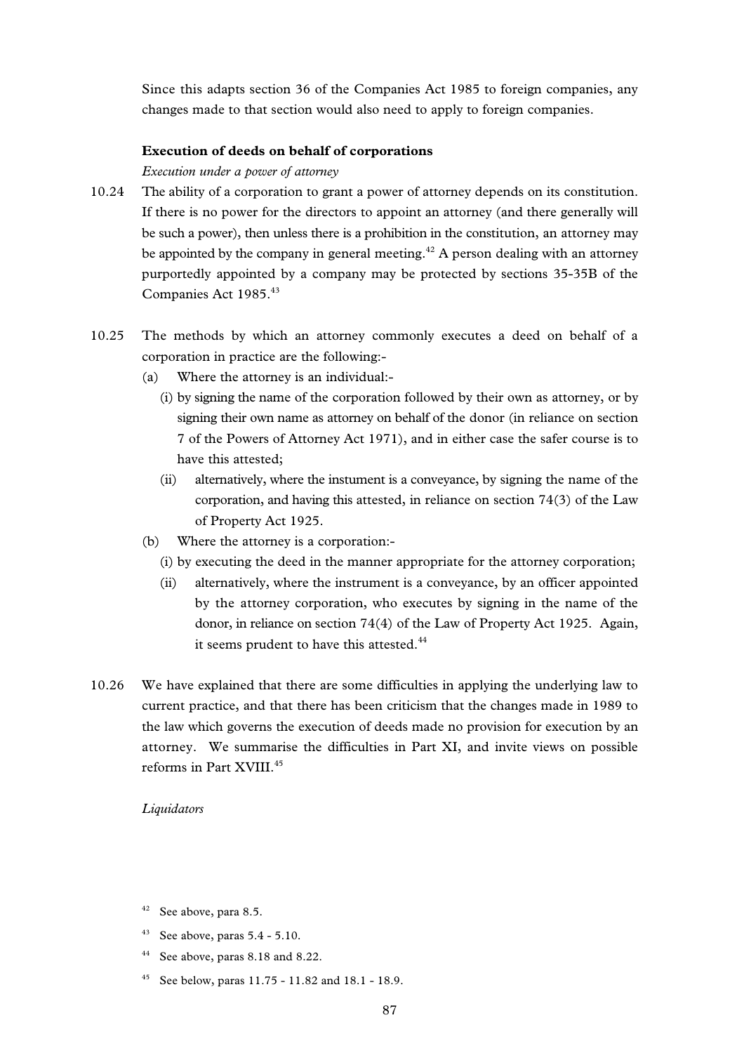Since this adapts section 36 of the Companies Act 1985 to foreign companies, any changes made to that section would also need to apply to foreign companies.

### Execution of deeds on behalf of corporations

*Execution under a power of attorney*

10.24 The ability of a corporation to grant a power of attorney depends on its constitution. If there is no power for the directors to appoint an attorney (and there generally will be such a power), then unless there is a prohibition in the constitution, an attorney may be appointed by the company in general meeting.[42] A person dealing with an attorney purportedly appointed by a company may be protected by sections 35-35B of the Companies Act 1985.[43]

10.25 The methods by which an attorney commonly executes a deed on behalf of a corporation in practice are the following:-

(a) Where the attorney is an individual:-

(i) by signing the name of the corporation followed by their own as attorney, or by signing their own name as attorney on behalf of the donor (in reliance on section 7 of the Powers of Attorney Act 1971), and in either case the safer course is to have this attested;

(ii) alternatively, where the instument is a conveyance, by signing the name of the corporation, and having this attested, in reliance on section 74(3) of the Law of Property Act 1925.

(b) Where the attorney is a corporation:-

(i) by executing the deed in the manner appropriate for the attorney corporation;

(ii) alternatively, where the instrument is a conveyance, by an officer appointed by the attorney corporation, who executes by signing in the name of the donor, in reliance on section 74(4) of the Law of Property Act 1925. Again, it seems prudent to have this attested.[44]

10.26 We have explained that there are some difficulties in applying the underlying law to current practice, and that there has been criticism that the changes made in 1989 to the law which governs the execution of deeds made no provision for execution by an attorney. We summarise the difficulties in Part XI, and invite views on possible reforms in Part XVIII.[45]

*Liquidators*

---

[42] See above, para 8.5.

[43] See above, paras 5.4 - 5.10.

[44] See above, paras 8.18 and 8.22.

[45] See below, paras 11.75 - 11.82 and 18.1 - 18.9.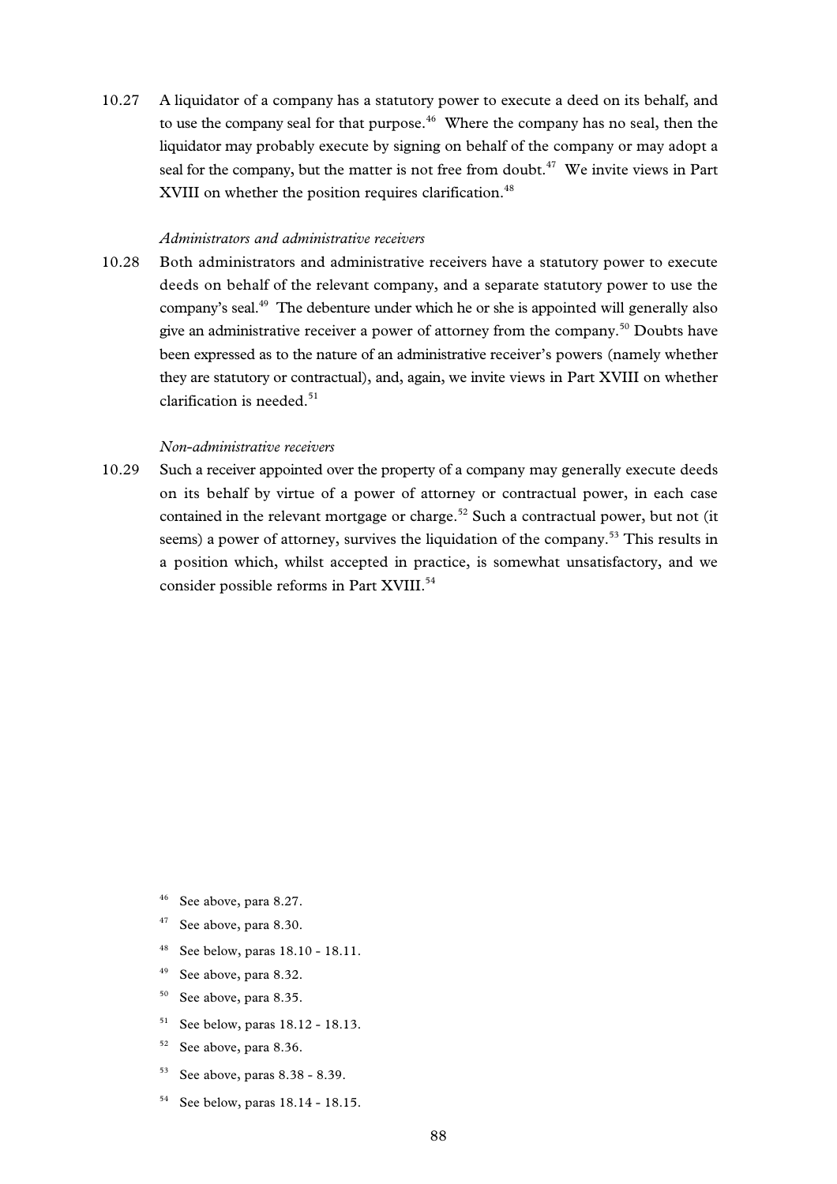10.27 A liquidator of a company has a statutory power to execute a deed on its behalf, and to use the company seal for that purpose.[46] Where the company has no seal, then the liquidator may probably execute by signing on behalf of the company or may adopt a seal for the company, but the matter is not free from doubt.[47] We invite views in Part XVIII on whether the position requires clarification.[48]

*Administrators and administrative receivers*

10.28 Both administrators and administrative receivers have a statutory power to execute deeds on behalf of the relevant company, and a separate statutory power to use the company's seal.[49] The debenture under which he or she is appointed will generally also give an administrative receiver a power of attorney from the company.[50] Doubts have been expressed as to the nature of an administrative receiver's powers (namely whether they are statutory or contractual), and, again, we invite views in Part XVIII on whether clarification is needed.[51]

*Non-administrative receivers*

10.29 Such a receiver appointed over the property of a company may generally execute deeds on its behalf by virtue of a power of attorney or contractual power, in each case contained in the relevant mortgage or charge.[52] Such a contractual power, but not (it seems) a power of attorney, survives the liquidation of the company.[53] This results in a position which, whilst accepted in practice, is somewhat unsatisfactory, and we consider possible reforms in Part XVIII.[54]

[46] See above, para 8.27.

[47] See above, para 8.30.

[48] See below, paras 18.10 - 18.11.

[49] See above, para 8.32.

[50] See above, para 8.35.

[51] See below, paras 18.12 - 18.13.

[52] See above, para 8.36.

[53] See above, paras 8.38 - 8.39.

[54] See below, paras 18.14 - 18.15.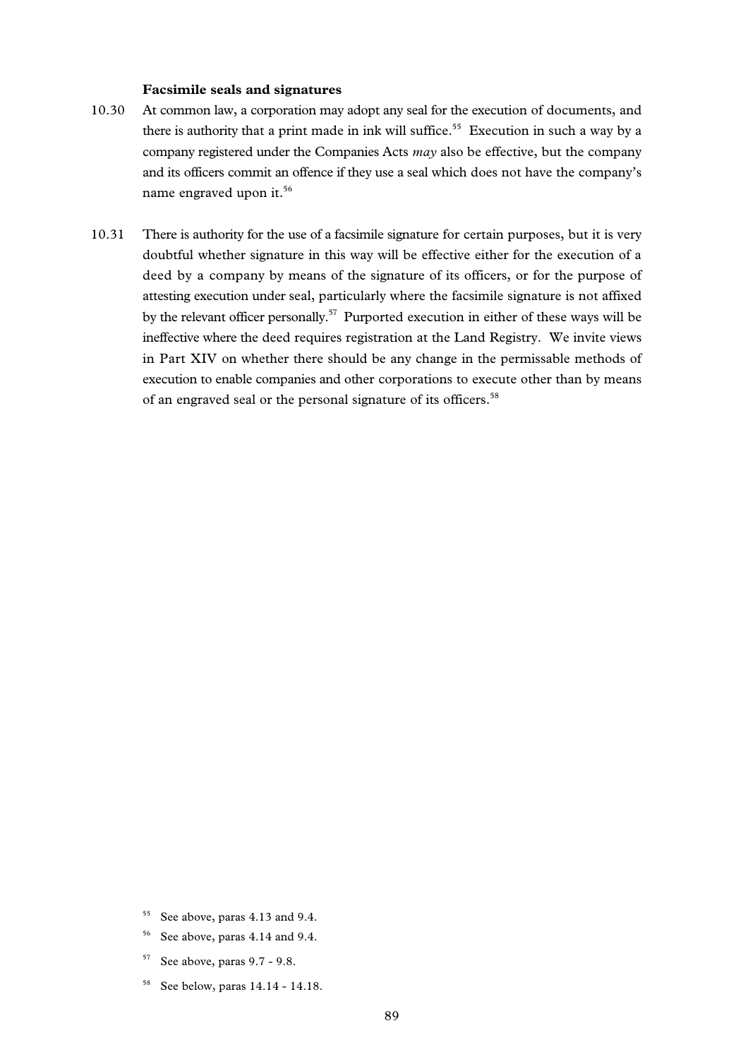**Facsimile seals and signatures**

10.30 At common law, a corporation may adopt any seal for the execution of documents, and there is authority that a print made in ink will suffice.[55] Execution in such a way by a company registered under the Companies Acts *may* also be effective, but the company and its officers commit an offence if they use a seal which does not have the company's name engraved upon it.[56]

10.31 There is authority for the use of a facsimile signature for certain purposes, but it is very doubtful whether signature in this way will be effective either for the execution of a deed by a company by means of the signature of its officers, or for the purpose of attesting execution under seal, particularly where the facsimile signature is not affixed by the relevant officer personally.[57] Purported execution in either of these ways will be ineffective where the deed requires registration at the Land Registry. We invite views in Part XIV on whether there should be any change in the permissable methods of execution to enable companies and other corporations to execute other than by means of an engraved seal or the personal signature of its officers.[58]

---

[55] See above, paras 4.13 and 9.4.

[56] See above, paras 4.14 and 9.4.

[57] See above, paras 9.7 - 9.8.

[58] See below, paras 14.14 - 14.18.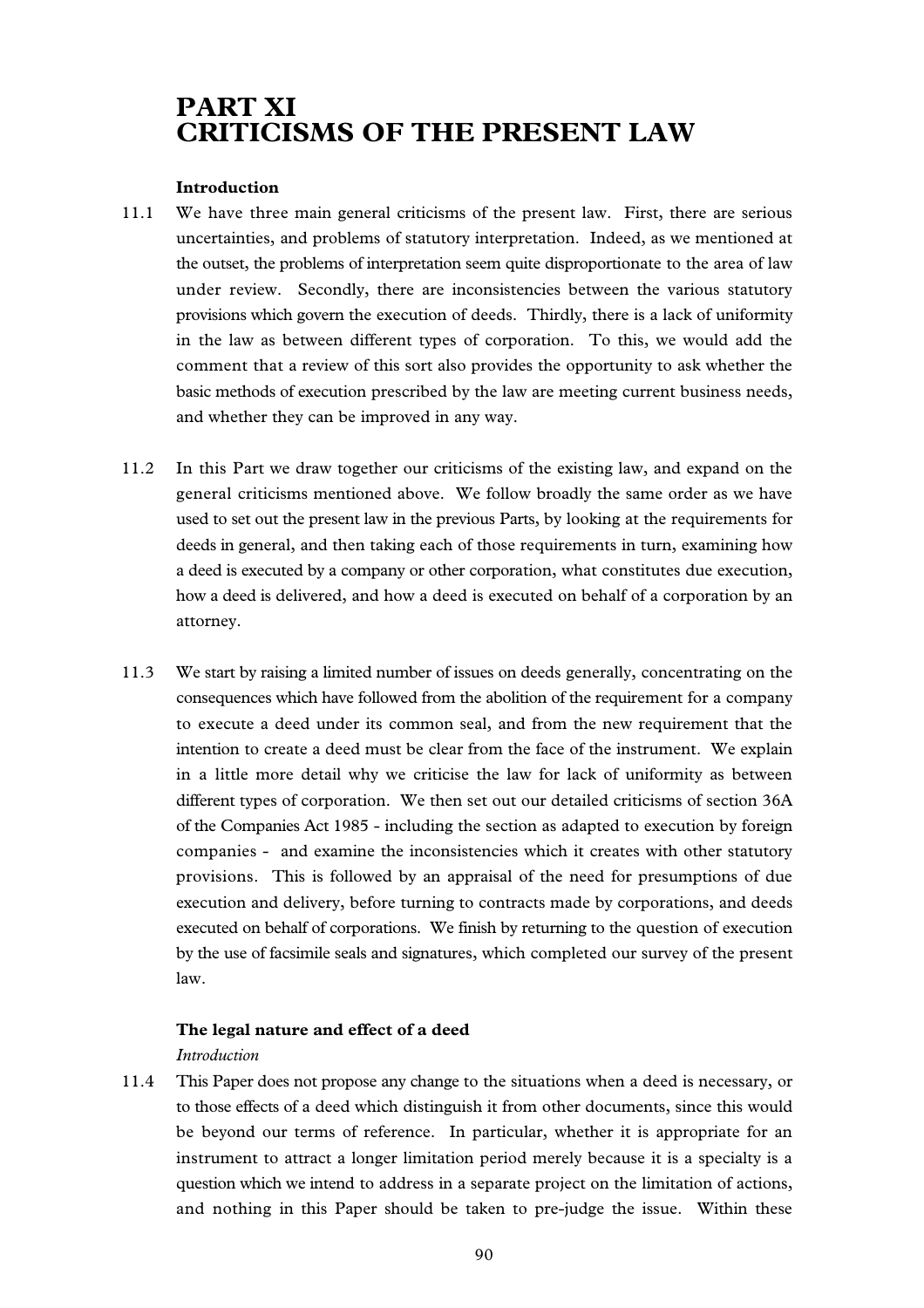# PART XI CRITICISMS OF THE PRESENT LAW

### Introduction

11.1 We have three main general criticisms of the present law. First, there are serious uncertainties, and problems of statutory interpretation. Indeed, as we mentioned at the outset, the problems of interpretation seem quite disproportionate to the area of law under review. Secondly, there are inconsistencies between the various statutory provisions which govern the execution of deeds. Thirdly, there is a lack of uniformity in the law as between different types of corporation. To this, we would add the comment that a review of this sort also provides the opportunity to ask whether the basic methods of execution prescribed by the law are meeting current business needs, and whether they can be improved in any way.

11.2 In this Part we draw together our criticisms of the existing law, and expand on the general criticisms mentioned above. We follow broadly the same order as we have used to set out the present law in the previous Parts, by looking at the requirements for deeds in general, and then taking each of those requirements in turn, examining how a deed is executed by a company or other corporation, what constitutes due execution, how a deed is delivered, and how a deed is executed on behalf of a corporation by an attorney.

11.3 We start by raising a limited number of issues on deeds generally, concentrating on the consequences which have followed from the abolition of the requirement for a company to execute a deed under its common seal, and from the new requirement that the intention to create a deed must be clear from the face of the instrument. We explain in a little more detail why we criticise the law for lack of uniformity as between different types of corporation. We then set out our detailed criticisms of section 36A of the Companies Act 1985 - including the section as adapted to execution by foreign companies - and examine the inconsistencies which it creates with other statutory provisions. This is followed by an appraisal of the need for presumptions of due execution and delivery, before turning to contracts made by corporations, and deeds executed on behalf of corporations. We finish by returning to the question of execution by the use of facsimile seals and signatures, which completed our survey of the present law.

### The legal nature and effect of a deed

*Introduction*

11.4 This Paper does not propose any change to the situations when a deed is necessary, or to those effects of a deed which distinguish it from other documents, since this would be beyond our terms of reference. In particular, whether it is appropriate for an instrument to attract a longer limitation period merely because it is a specialty is a question which we intend to address in a separate project on the limitation of actions, and nothing in this Paper should be taken to pre-judge the issue. Within these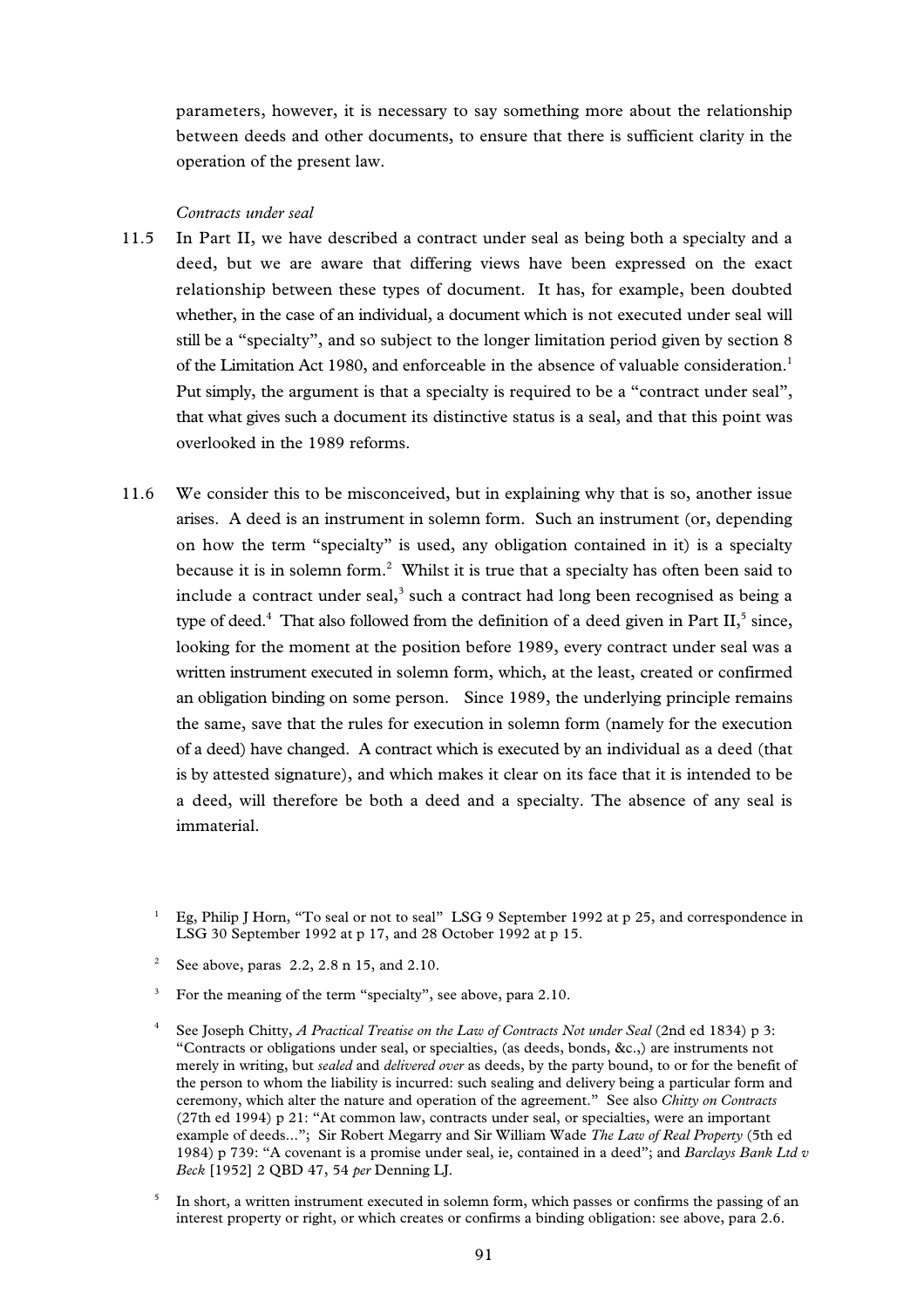parameters, however, it is necessary to say something more about the relationship between deeds and other documents, to ensure that there is sufficient clarity in the operation of the present law.

*Contracts under seal*

11.5 In Part II, we have described a contract under seal as being both a specialty and a deed, but we are aware that differing views have been expressed on the exact relationship between these types of document. It has, for example, been doubted whether, in the case of an individual, a document which is not executed under seal will still be a "specialty", and so subject to the longer limitation period given by section 8 of the Limitation Act 1980, and enforceable in the absence of valuable consideration.[1] Put simply, the argument is that a specialty is required to be a "contract under seal", that what gives such a document its distinctive status is a seal, and that this point was overlooked in the 1989 reforms.

11.6 We consider this to be misconceived, but in explaining why that is so, another issue arises. A deed is an instrument in solemn form. Such an instrument (or, depending on how the term "specialty" is used, any obligation contained in it) is a specialty because it is in solemn form.[2] Whilst it is true that a specialty has often been said to include a contract under seal,[3] such a contract had long been recognised as being a type of deed.[4] That also followed from the definition of a deed given in Part II,[5] since, looking for the moment at the position before 1989, every contract under seal was a written instrument executed in solemn form, which, at the least, created or confirmed an obligation binding on some person. Since 1989, the underlying principle remains the same, save that the rules for execution in solemn form (namely for the execution of a deed) have changed. A contract which is executed by an individual as a deed (that is by attested signature), and which makes it clear on its face that it is intended to be a deed, will therefore be both a deed and a specialty. The absence of any seal is immaterial.

[1] Eg, Philip J Horn, "To seal or not to seal" LSG 9 September 1992 at p 25, and correspondence in LSG 30 September 1992 at p 17, and 28 October 1992 at p 15.

[2] See above, paras 2.2, 2.8 n 15, and 2.10.

[3] For the meaning of the term "specialty", see above, para 2.10.

[4] See Joseph Chitty, *A Practical Treatise on the Law of Contracts Not under Seal* (2nd ed 1834) p 3: "Contracts or obligations under seal, or specialties, (as deeds, bonds, &c.,) are instruments not merely in writing, but *sealed* and *delivered over* as deeds, by the party bound, to or for the benefit of the person to whom the liability is incurred: such sealing and delivery being a particular form and ceremony, which alter the nature and operation of the agreement." See also *Chitty on Contracts* (27th ed 1994) p 21: "At common law, contracts under seal, or specialties, were an important example of deeds..."; Sir Robert Megarry and Sir William Wade *The Law of Real Property* (5th ed 1984) p 739: "A covenant is a promise under seal, ie, contained in a deed"; and *Barclays Bank Ltd v Beck* [1952] 2 QBD 47, 54 *per* Denning LJ.

[5] In short, a written instrument executed in solemn form, which passes or confirms the passing of an interest property or right, or which creates or confirms a binding obligation: see above, para 2.6.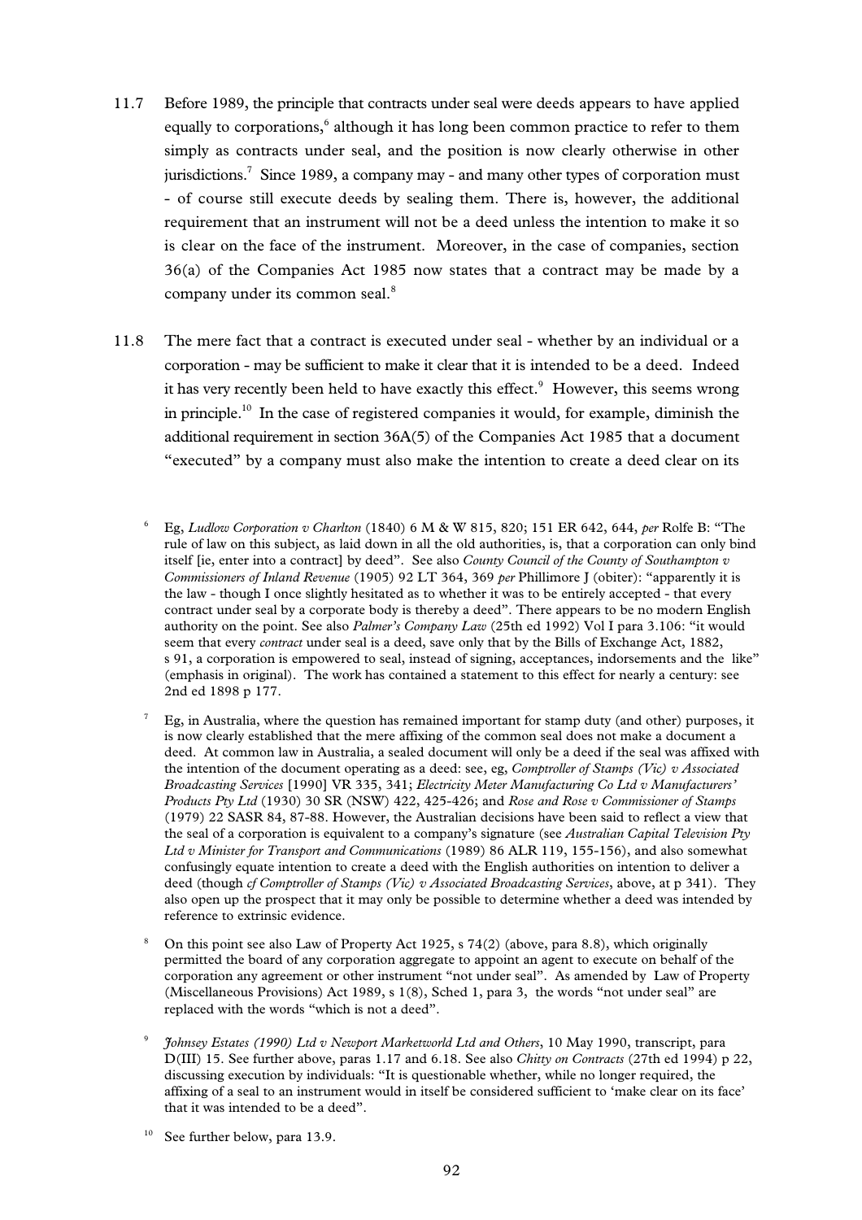11.7 Before 1989, the principle that contracts under seal were deeds appears to have applied equally to corporations,[6] although it has long been common practice to refer to them simply as contracts under seal, and the position is now clearly otherwise in other jurisdictions.[7] Since 1989, a company may - and many other types of corporation must - of course still execute deeds by sealing them. There is, however, the additional requirement that an instrument will not be a deed unless the intention to make it so is clear on the face of the instrument. Moreover, in the case of companies, section 36(a) of the Companies Act 1985 now states that a contract may be made by a company under its common seal.[8]

11.8 The mere fact that a contract is executed under seal - whether by an individual or a corporation - may be sufficient to make it clear that it is intended to be a deed. Indeed it has very recently been held to have exactly this effect.[9] However, this seems wrong in principle.[10] In the case of registered companies it would, for example, diminish the additional requirement in section 36A(5) of the Companies Act 1985 that a document "executed" by a company must also make the intention to create a deed clear on its

[6] Eg, *Ludlow Corporation v Charlton* (1840) 6 M & W 815, 820; 151 ER 642, 644, *per* Rolfe B: "The rule of law on this subject, as laid down in all the old authorities, is, that a corporation can only bind itself [ie, enter into a contract] by deed". See also *County Council of the County of Southampton v Commissioners of Inland Revenue* (1905) 92 LT 364, 369 *per* Phillimore J (obiter): "apparently it is the law - though I once slightly hesitated as to whether it was to be entirely accepted - that every contract under seal by a corporate body is thereby a deed". There appears to be no modern English authority on the point. See also *Palmer's Company Law* (25th ed 1992) Vol I para 3.106: "it would seem that every *contract* under seal is a deed, save only that by the Bills of Exchange Act, 1882, s 91, a corporation is empowered to seal, instead of signing, acceptances, indorsements and the like" (emphasis in original). The work has contained a statement to this effect for nearly a century: see 2nd ed 1898 p 177.

[7] Eg, in Australia, where the question has remained important for stamp duty (and other) purposes, it is now clearly established that the mere affixing of the common seal does not make a document a deed. At common law in Australia, a sealed document will only be a deed if the seal was affixed with the intention of the document operating as a deed: see, eg, *Comptroller of Stamps (Vic) v Associated Broadcasting Services* [1990] VR 335, 341; *Electricity Meter Manufacturing Co Ltd v Manufacturers' Products Pty Ltd* (1930) 30 SR (NSW) 422, 425-426; and *Rose and Rose v Commissioner of Stamps* (1979) 22 SASR 84, 87-88. However, the Australian decisions have been said to reflect a view that the seal of a corporation is equivalent to a company's signature (see *Australian Capital Television Pty Ltd v Minister for Transport and Communications* (1989) 86 ALR 119, 155-156), and also somewhat confusingly equate intention to create a deed with the English authorities on intention to deliver a deed (though *cf Comptroller of Stamps (Vic) v Associated Broadcasting Services*, above, at p 341). They also open up the prospect that it may only be possible to determine whether a deed was intended by reference to extrinsic evidence.

[8] On this point see also Law of Property Act 1925, s 74(2) (above, para 8.8), which originally permitted the board of any corporation aggregate to appoint an agent to execute on behalf of the corporation any agreement or other instrument "not under seal". As amended by Law of Property (Miscellaneous Provisions) Act 1989, s 1(8), Sched 1, para 3, the words "not under seal" are replaced with the words "which is not a deed".

[9] *Johnsey Estates (1990) Ltd v Newport Marketworld Ltd and Others*, 10 May 1990, transcript, para D(III) 15. See further above, paras 1.17 and 6.18. See also *Chitty on Contracts* (27th ed 1994) p 22, discussing execution by individuals: "It is questionable whether, while no longer required, the affixing of a seal to an instrument would in itself be considered sufficient to 'make clear on its face' that it was intended to be a deed".

[10] See further below, para 13.9.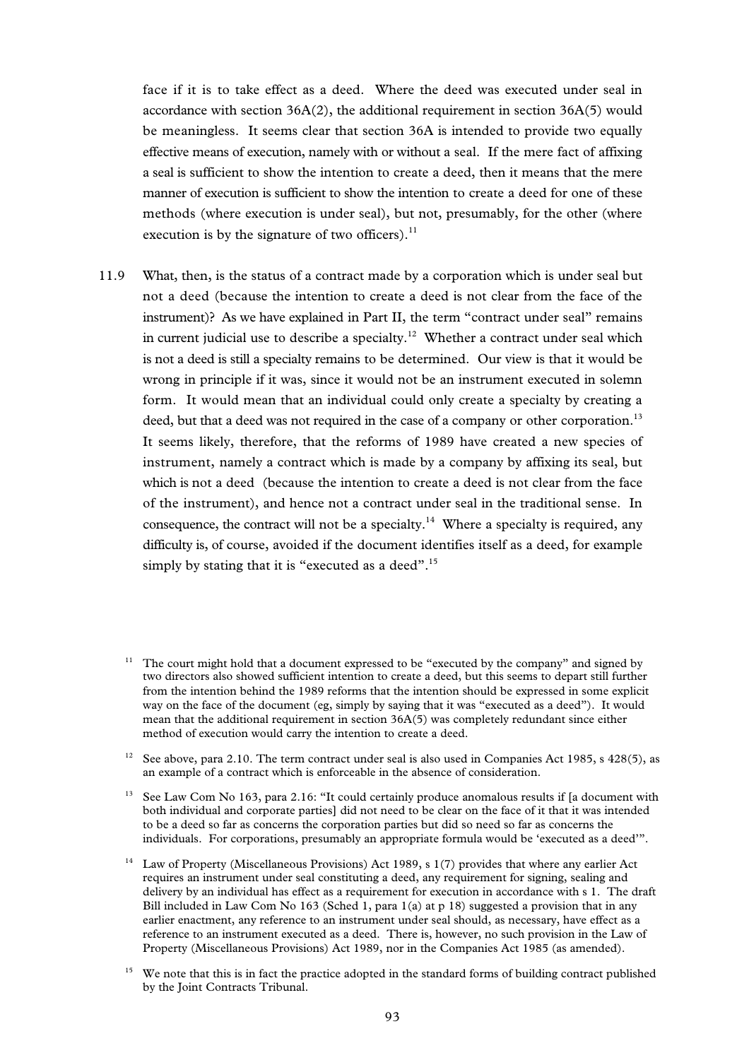face if it is to take effect as a deed. Where the deed was executed under seal in accordance with section 36A(2), the additional requirement in section 36A(5) would be meaningless. It seems clear that section 36A is intended to provide two equally effective means of execution, namely with or without a seal. If the mere fact of affixing a seal is sufficient to show the intention to create a deed, then it means that the mere manner of execution is sufficient to show the intention to create a deed for one of these methods (where execution is under seal), but not, presumably, for the other (where execution is by the signature of two officers).[11]

11.9 What, then, is the status of a contract made by a corporation which is under seal but not a deed (because the intention to create a deed is not clear from the face of the instrument)? As we have explained in Part II, the term "contract under seal" remains in current judicial use to describe a specialty.[12] Whether a contract under seal which is not a deed is still a specialty remains to be determined. Our view is that it would be wrong in principle if it was, since it would not be an instrument executed in solemn form. It would mean that an individual could only create a specialty by creating a deed, but that a deed was not required in the case of a company or other corporation.[13] It seems likely, therefore, that the reforms of 1989 have created a new species of instrument, namely a contract which is made by a company by affixing its seal, but which is not a deed (because the intention to create a deed is not clear from the face of the instrument), and hence not a contract under seal in the traditional sense. In consequence, the contract will not be a specialty.[14] Where a specialty is required, any difficulty is, of course, avoided if the document identifies itself as a deed, for example simply by stating that it is "executed as a deed".[15]

[11] The court might hold that a document expressed to be "executed by the company" and signed by two directors also showed sufficient intention to create a deed, but this seems to depart still further from the intention behind the 1989 reforms that the intention should be expressed in some explicit way on the face of the document (eg, simply by saying that it was "executed as a deed"). It would mean that the additional requirement in section 36A(5) was completely redundant since either method of execution would carry the intention to create a deed.

[12] See above, para 2.10. The term contract under seal is also used in Companies Act 1985, s 428(5), as an example of a contract which is enforceable in the absence of consideration.

[13] See Law Com No 163, para 2.16: "It could certainly produce anomalous results if [a document with both individual and corporate parties] did not need to be clear on the face of it that it was intended to be a deed so far as concerns the corporation parties but did so need so far as concerns the individuals. For corporations, presumably an appropriate formula would be 'executed as a deed'".

[14] Law of Property (Miscellaneous Provisions) Act 1989, s 1(7) provides that where any earlier Act requires an instrument under seal constituting a deed, any requirement for signing, sealing and delivery by an individual has effect as a requirement for execution in accordance with s 1. The draft Bill included in Law Com No 163 (Sched 1, para 1(a) at p 18) suggested a provision that in any earlier enactment, any reference to an instrument under seal should, as necessary, have effect as a reference to an instrument executed as a deed. There is, however, no such provision in the Law of Property (Miscellaneous Provisions) Act 1989, nor in the Companies Act 1985 (as amended).

[15] We note that this is in fact the practice adopted in the standard forms of building contract published by the Joint Contracts Tribunal.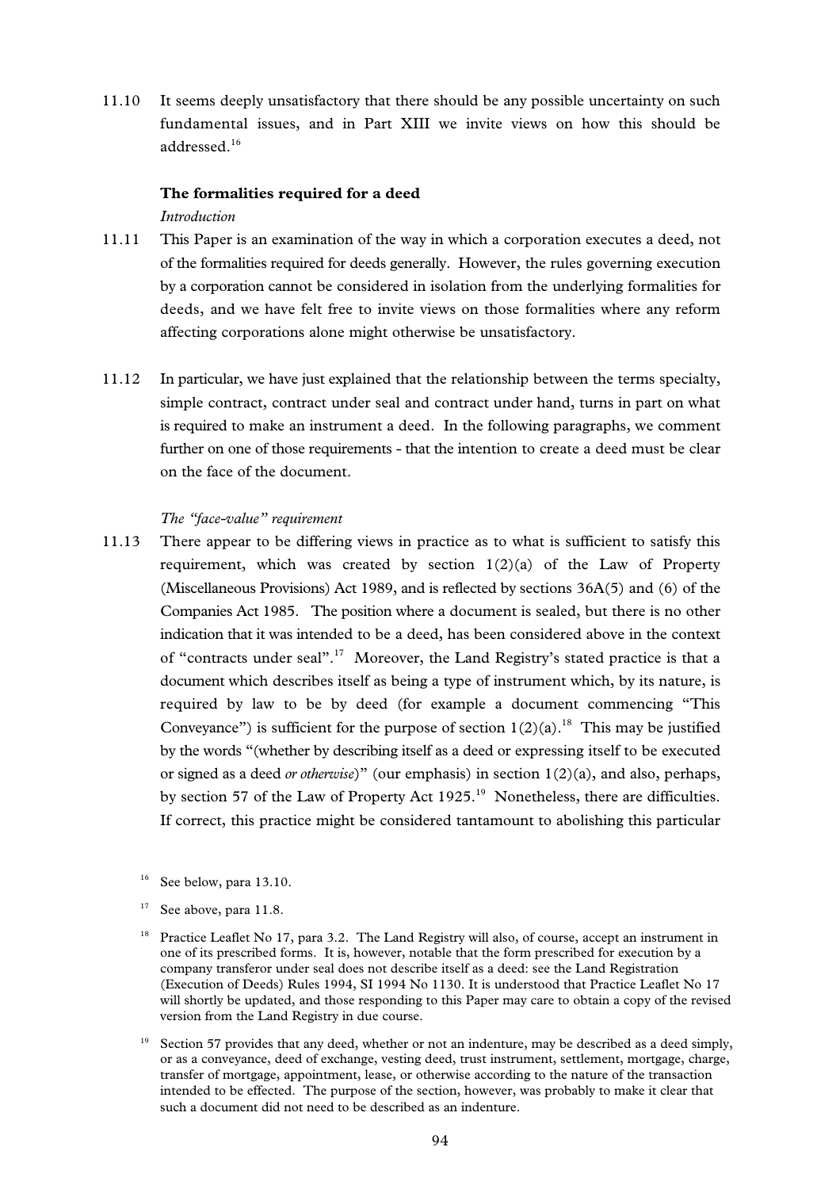11.10 It seems deeply unsatisfactory that there should be any possible uncertainty on such fundamental issues, and in Part XIII we invite views on how this should be addressed.[16]

### The formalities required for a deed

*Introduction*

11.11 This Paper is an examination of the way in which a corporation executes a deed, not of the formalities required for deeds generally. However, the rules governing execution by a corporation cannot be considered in isolation from the underlying formalities for deeds, and we have felt free to invite views on those formalities where any reform affecting corporations alone might otherwise be unsatisfactory.

11.12 In particular, we have just explained that the relationship between the terms specialty, simple contract, contract under seal and contract under hand, turns in part on what is required to make an instrument a deed. In the following paragraphs, we comment further on one of those requirements - that the intention to create a deed must be clear on the face of the document.

*The "face-value" requirement*

11.13 There appear to be differing views in practice as to what is sufficient to satisfy this requirement, which was created by section 1(2)(a) of the Law of Property (Miscellaneous Provisions) Act 1989, and is reflected by sections 36A(5) and (6) of the Companies Act 1985. The position where a document is sealed, but there is no other indication that it was intended to be a deed, has been considered above in the context of "contracts under seal".[17] Moreover, the Land Registry's stated practice is that a document which describes itself as being a type of instrument which, by its nature, is required by law to be by deed (for example a document commencing "This Conveyance") is sufficient for the purpose of section 1(2)(a).[18] This may be justified by the words "(whether by describing itself as a deed or expressing itself to be executed or signed as a deed *or otherwise*)" (our emphasis) in section 1(2)(a), and also, perhaps, by section 57 of the Law of Property Act 1925.[19] Nonetheless, there are difficulties. If correct, this practice might be considered tantamount to abolishing this particular

[16] See below, para 13.10.

[17] See above, para 11.8.

[18] Practice Leaflet No 17, para 3.2. The Land Registry will also, of course, accept an instrument in one of its prescribed forms. It is, however, notable that the form prescribed for execution by a company transferor under seal does not describe itself as a deed: see the Land Registration (Execution of Deeds) Rules 1994, SI 1994 No 1130. It is understood that Practice Leaflet No 17 will shortly be updated, and those responding to this Paper may care to obtain a copy of the revised version from the Land Registry in due course.

[19] Section 57 provides that any deed, whether or not an indenture, may be described as a deed simply, or as a conveyance, deed of exchange, vesting deed, trust instrument, settlement, mortgage, charge, transfer of mortgage, appointment, lease, or otherwise according to the nature of the transaction intended to be effected. The purpose of the section, however, was probably to make it clear that such a document did not need to be described as an indenture.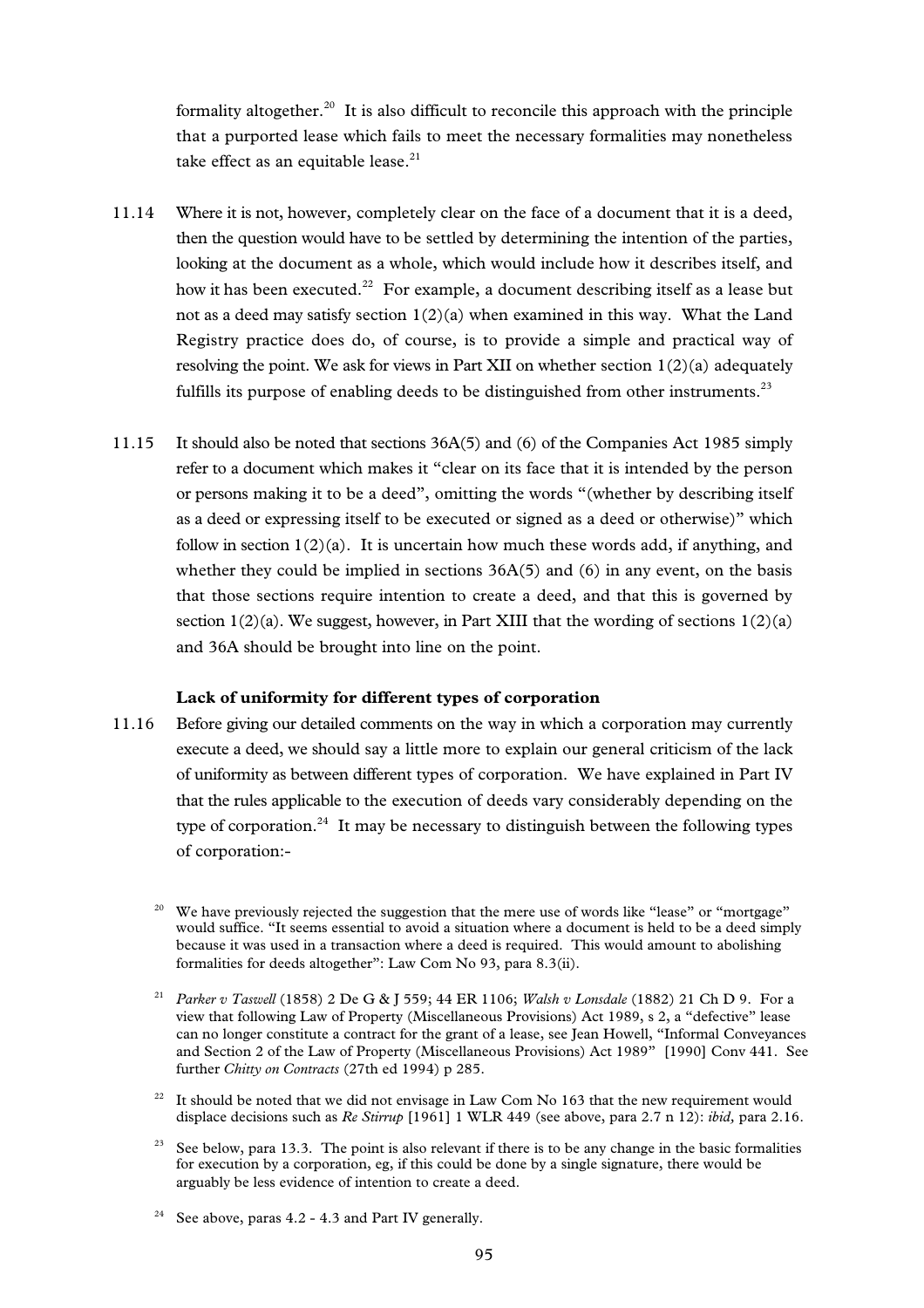formality altogether.[20] It is also difficult to reconcile this approach with the principle that a purported lease which fails to meet the necessary formalities may nonetheless take effect as an equitable lease.[21]

11.14 Where it is not, however, completely clear on the face of a document that it is a deed, then the question would have to be settled by determining the intention of the parties, looking at the document as a whole, which would include how it describes itself, and how it has been executed.[22] For example, a document describing itself as a lease but not as a deed may satisfy section 1(2)(a) when examined in this way. What the Land Registry practice does do, of course, is to provide a simple and practical way of resolving the point. We ask for views in Part XII on whether section 1(2)(a) adequately fulfills its purpose of enabling deeds to be distinguished from other instruments.[23]

11.15 It should also be noted that sections 36A(5) and (6) of the Companies Act 1985 simply refer to a document which makes it "clear on its face that it is intended by the person or persons making it to be a deed", omitting the words "(whether by describing itself as a deed or expressing itself to be executed or signed as a deed or otherwise)" which follow in section 1(2)(a). It is uncertain how much these words add, if anything, and whether they could be implied in sections 36A(5) and (6) in any event, on the basis that those sections require intention to create a deed, and that this is governed by section 1(2)(a). We suggest, however, in Part XIII that the wording of sections 1(2)(a) and 36A should be brought into line on the point.

**Lack of uniformity for different types of corporation**

11.16 Before giving our detailed comments on the way in which a corporation may currently execute a deed, we should say a little more to explain our general criticism of the lack of uniformity as between different types of corporation. We have explained in Part IV that the rules applicable to the execution of deeds vary considerably depending on the type of corporation.[24] It may be necessary to distinguish between the following types of corporation:-

[20] We have previously rejected the suggestion that the mere use of words like "lease" or "mortgage" would suffice. "It seems essential to avoid a situation where a document is held to be a deed simply because it was used in a transaction where a deed is required. This would amount to abolishing formalities for deeds altogether": Law Com No 93, para 8.3(ii).

[21] *Parker v Taswell* (1858) 2 De G & J 559; 44 ER 1106; *Walsh v Lonsdale* (1882) 21 Ch D 9. For a view that following Law of Property (Miscellaneous Provisions) Act 1989, s 2, a "defective" lease can no longer constitute a contract for the grant of a lease, see Jean Howell, "Informal Conveyances and Section 2 of the Law of Property (Miscellaneous Provisions) Act 1989" [1990] Conv 441. See further *Chitty on Contracts* (27th ed 1994) p 285.

[22] It should be noted that we did not envisage in Law Com No 163 that the new requirement would displace decisions such as *Re Stirrup* [1961] 1 WLR 449 (see above, para 2.7 n 12): *ibid,* para 2.16.

[23] See below, para 13.3. The point is also relevant if there is to be any change in the basic formalities for execution by a corporation, eg, if this could be done by a single signature, there would be arguably be less evidence of intention to create a deed.

[24] See above, paras 4.2 - 4.3 and Part IV generally.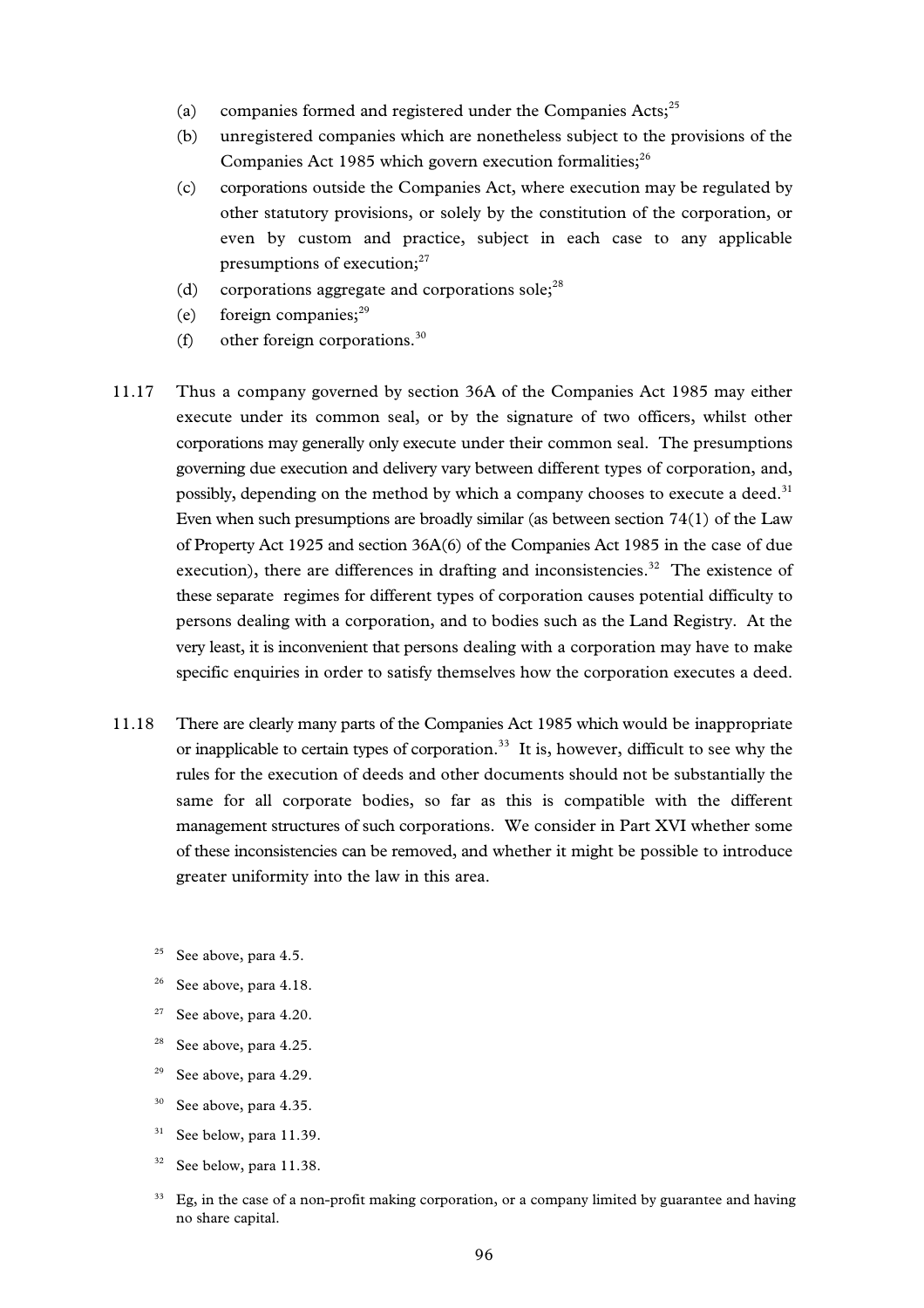(a) companies formed and registered under the Companies Acts;[25]

(b) unregistered companies which are nonetheless subject to the provisions of the Companies Act 1985 which govern execution formalities;[26]

(c) corporations outside the Companies Act, where execution may be regulated by other statutory provisions, or solely by the constitution of the corporation, or even by custom and practice, subject in each case to any applicable presumptions of execution;[27]

(d) corporations aggregate and corporations sole;[28]

(e) foreign companies;[29]

(f) other foreign corporations.[30]

11.17 Thus a company governed by section 36A of the Companies Act 1985 may either execute under its common seal, or by the signature of two officers, whilst other corporations may generally only execute under their common seal. The presumptions governing due execution and delivery vary between different types of corporation, and, possibly, depending on the method by which a company chooses to execute a deed.[31] Even when such presumptions are broadly similar (as between section 74(1) of the Law of Property Act 1925 and section 36A(6) of the Companies Act 1985 in the case of due execution), there are differences in drafting and inconsistencies.[32] The existence of these separate regimes for different types of corporation causes potential difficulty to persons dealing with a corporation, and to bodies such as the Land Registry. At the very least, it is inconvenient that persons dealing with a corporation may have to make specific enquiries in order to satisfy themselves how the corporation executes a deed.

11.18 There are clearly many parts of the Companies Act 1985 which would be inappropriate or inapplicable to certain types of corporation.[33] It is, however, difficult to see why the rules for the execution of deeds and other documents should not be substantially the same for all corporate bodies, so far as this is compatible with the different management structures of such corporations. We consider in Part XVI whether some of these inconsistencies can be removed, and whether it might be possible to introduce greater uniformity into the law in this area.

---

[25] See above, para 4.5.

[26] See above, para 4.18.

[27] See above, para 4.20.

[28] See above, para 4.25.

[29] See above, para 4.29.

[30] See above, para 4.35.

[31] See below, para 11.39.

[32] See below, para 11.38.

[33] Eg, in the case of a non-profit making corporation, or a company limited by guarantee and having no share capital.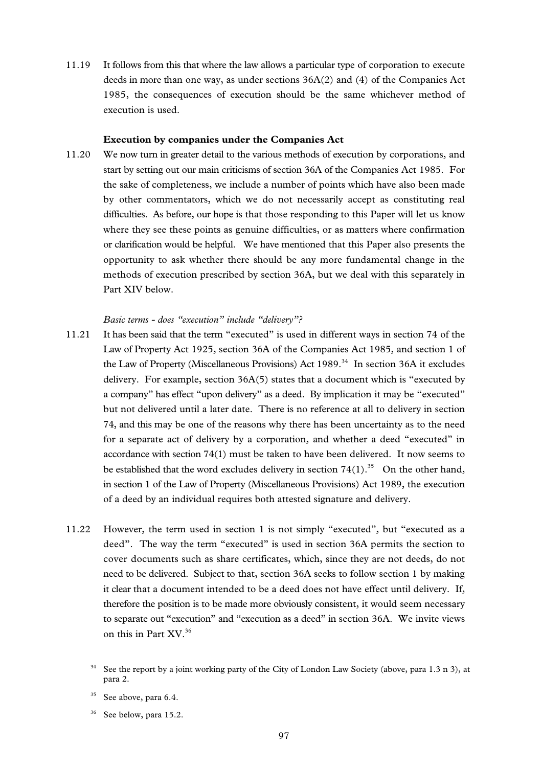11.19 It follows from this that where the law allows a particular type of corporation to execute deeds in more than one way, as under sections 36A(2) and (4) of the Companies Act 1985, the consequences of execution should be the same whichever method of execution is used.

### Execution by companies under the Companies Act

11.20 We now turn in greater detail to the various methods of execution by corporations, and start by setting out our main criticisms of section 36A of the Companies Act 1985. For the sake of completeness, we include a number of points which have also been made by other commentators, which we do not necessarily accept as constituting real difficulties. As before, our hope is that those responding to this Paper will let us know where they see these points as genuine difficulties, or as matters where confirmation or clarification would be helpful. We have mentioned that this Paper also presents the opportunity to ask whether there should be any more fundamental change in the methods of execution prescribed by section 36A, but we deal with this separately in Part XIV below.

*Basic terms - does "execution" include "delivery"?*

11.21 It has been said that the term "executed" is used in different ways in section 74 of the Law of Property Act 1925, section 36A of the Companies Act 1985, and section 1 of the Law of Property (Miscellaneous Provisions) Act 1989.[34] In section 36A it excludes delivery. For example, section 36A(5) states that a document which is "executed by a company" has effect "upon delivery" as a deed. By implication it may be "executed" but not delivered until a later date. There is no reference at all to delivery in section 74, and this may be one of the reasons why there has been uncertainty as to the need for a separate act of delivery by a corporation, and whether a deed "executed" in accordance with section 74(1) must be taken to have been delivered. It now seems to be established that the word excludes delivery in section 74(1).[35] On the other hand, in section 1 of the Law of Property (Miscellaneous Provisions) Act 1989, the execution of a deed by an individual requires both attested signature and delivery.

11.22 However, the term used in section 1 is not simply "executed", but "executed as a deed". The way the term "executed" is used in section 36A permits the section to cover documents such as share certificates, which, since they are not deeds, do not need to be delivered. Subject to that, section 36A seeks to follow section 1 by making it clear that a document intended to be a deed does not have effect until delivery. If, therefore the position is to be made more obviously consistent, it would seem necessary to separate out "execution" and "execution as a deed" in section 36A. We invite views on this in Part XV.[36]

[34] See the report by a joint working party of the City of London Law Society (above, para 1.3 n 3), at para 2.

[35] See above, para 6.4.

[36] See below, para 15.2.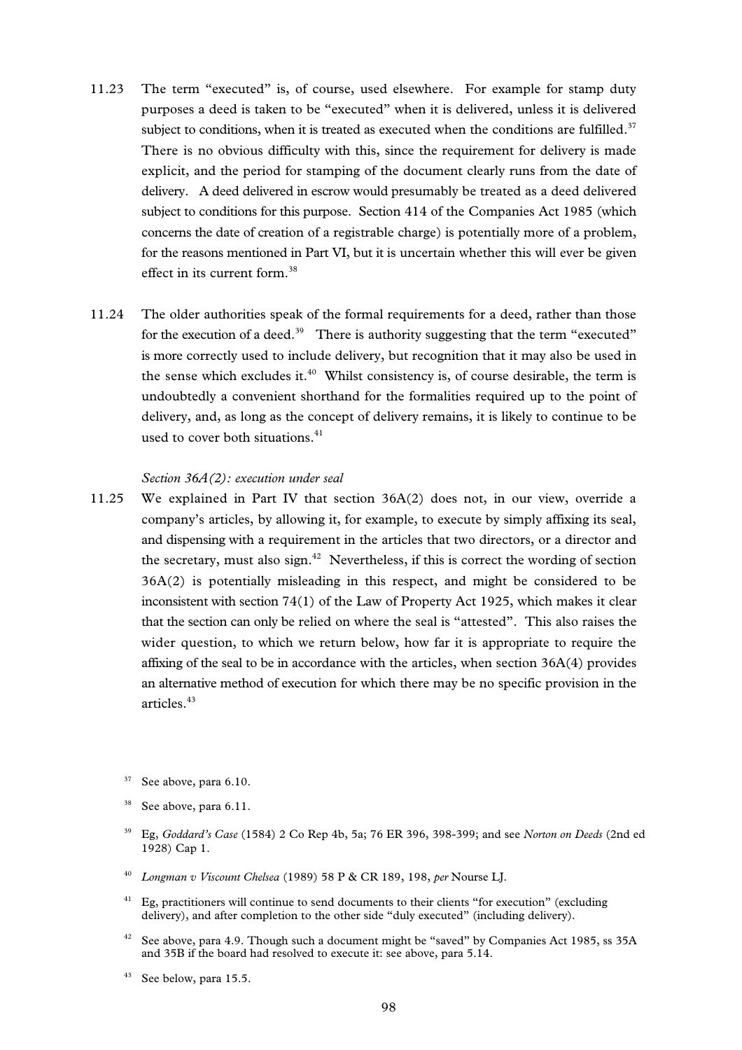11.23 The term "executed" is, of course, used elsewhere. For example for stamp duty purposes a deed is taken to be "executed" when it is delivered, unless it is delivered subject to conditions, when it is treated as executed when the conditions are fulfilled.[37] There is no obvious difficulty with this, since the requirement for delivery is made explicit, and the period for stamping of the document clearly runs from the date of delivery. A deed delivered in escrow would presumably be treated as a deed delivered subject to conditions for this purpose. Section 414 of the Companies Act 1985 (which concerns the date of creation of a registrable charge) is potentially more of a problem, for the reasons mentioned in Part VI, but it is uncertain whether this will ever be given effect in its current form.[38]

11.24 The older authorities speak of the formal requirements for a deed, rather than those for the execution of a deed.[39] There is authority suggesting that the term "executed" is more correctly used to include delivery, but recognition that it may also be used in the sense which excludes it.[40] Whilst consistency is, of course desirable, the term is undoubtedly a convenient shorthand for the formalities required up to the point of delivery, and, as long as the concept of delivery remains, it is likely to continue to be used to cover both situations.[41]

*Section 36A(2): execution under seal*

11.25 We explained in Part IV that section 36A(2) does not, in our view, override a company's articles, by allowing it, for example, to execute by simply affixing its seal, and dispensing with a requirement in the articles that two directors, or a director and the secretary, must also sign.[42] Nevertheless, if this is correct the wording of section 36A(2) is potentially misleading in this respect, and might be considered to be inconsistent with section 74(1) of the Law of Property Act 1925, which makes it clear that the section can only be relied on where the seal is "attested". This also raises the wider question, to which we return below, how far it is appropriate to require the affixing of the seal to be in accordance with the articles, when section 36A(4) provides an alternative method of execution for which there may be no specific provision in the articles.[43]

[37] See above, para 6.10.

[38] See above, para 6.11.

[39] Eg, *Goddard's Case* (1584) 2 Co Rep 4b, 5a; 76 ER 396, 398-399; and see *Norton on Deeds* (2nd ed 1928) Cap 1.

[40] *Longman v Viscount Chelsea* (1989) 58 P & CR 189, 198, *per* Nourse LJ.

[41] Eg, practitioners will continue to send documents to their clients "for execution" (excluding delivery), and after completion to the other side "duly executed" (including delivery).

[42] See above, para 4.9. Though such a document might be "saved" by Companies Act 1985, ss 35A and 35B if the board had resolved to execute it: see above, para 5.14.

[43] See below, para 15.5.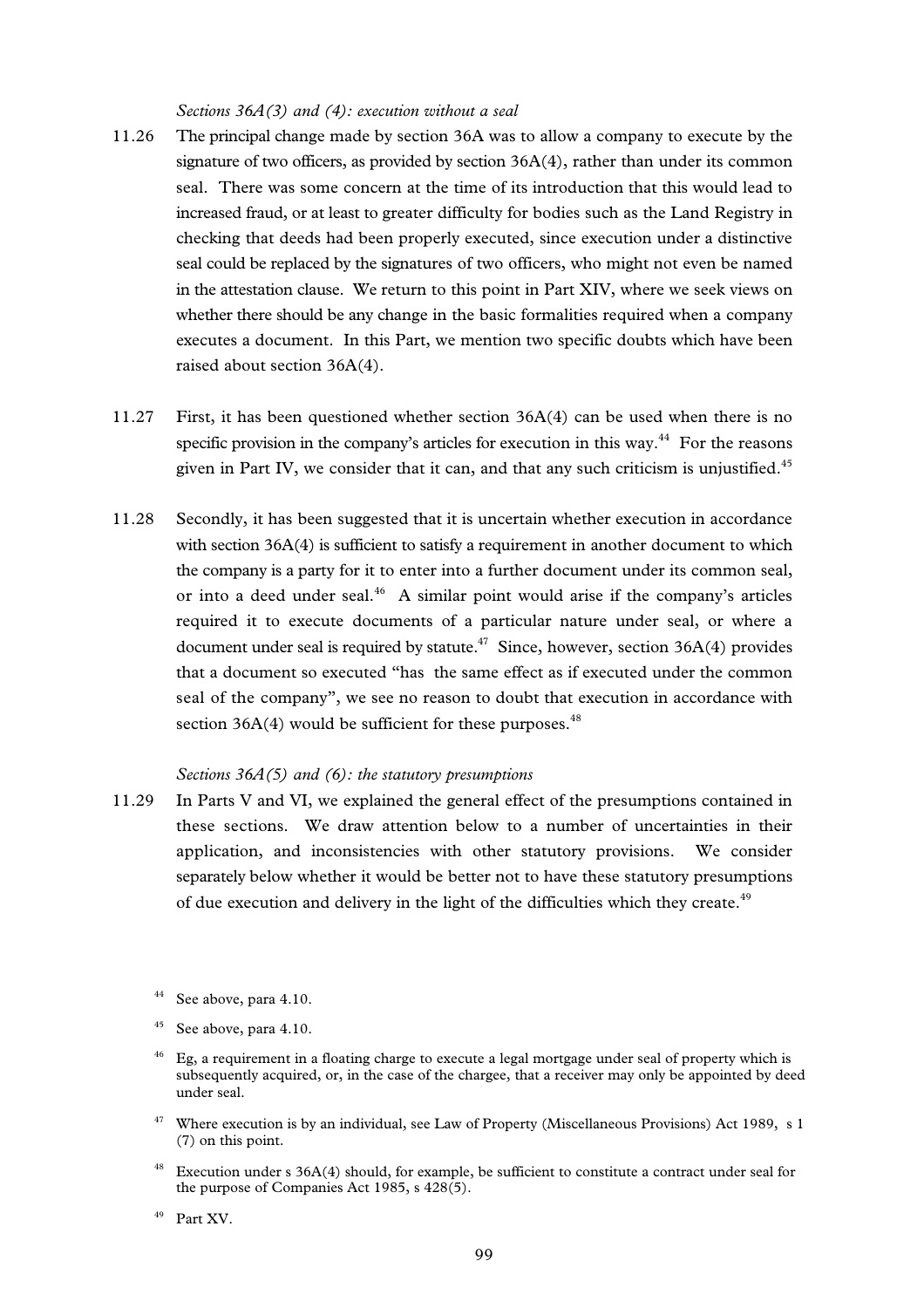*Sections 36A(3) and (4): execution without a seal*

11.26 The principal change made by section 36A was to allow a company to execute by the signature of two officers, as provided by section 36A(4), rather than under its common seal. There was some concern at the time of its introduction that this would lead to increased fraud, or at least to greater difficulty for bodies such as the Land Registry in checking that deeds had been properly executed, since execution under a distinctive seal could be replaced by the signatures of two officers, who might not even be named in the attestation clause. We return to this point in Part XIV, where we seek views on whether there should be any change in the basic formalities required when a company executes a document. In this Part, we mention two specific doubts which have been raised about section 36A(4).

11.27 First, it has been questioned whether section 36A(4) can be used when there is no specific provision in the company's articles for execution in this way.[44] For the reasons given in Part IV, we consider that it can, and that any such criticism is unjustified.[45]

11.28 Secondly, it has been suggested that it is uncertain whether execution in accordance with section 36A(4) is sufficient to satisfy a requirement in another document to which the company is a party for it to enter into a further document under its common seal, or into a deed under seal.[46] A similar point would arise if the company's articles required it to execute documents of a particular nature under seal, or where a document under seal is required by statute.[47] Since, however, section 36A(4) provides that a document so executed "has the same effect as if executed under the common seal of the company", we see no reason to doubt that execution in accordance with section 36A(4) would be sufficient for these purposes.[48]

*Sections 36A(5) and (6): the statutory presumptions*

11.29 In Parts V and VI, we explained the general effect of the presumptions contained in these sections. We draw attention below to a number of uncertainties in their application, and inconsistencies with other statutory provisions. We consider separately below whether it would be better not to have these statutory presumptions of due execution and delivery in the light of the difficulties which they create.[49]

[44] See above, para 4.10.

[45] See above, para 4.10.

[46] Eg, a requirement in a floating charge to execute a legal mortgage under seal of property which is subsequently acquired, or, in the case of the chargee, that a receiver may only be appointed by deed under seal.

[47] Where execution is by an individual, see Law of Property (Miscellaneous Provisions) Act 1989, s 1 (7) on this point.

[48] Execution under s 36A(4) should, for example, be sufficient to constitute a contract under seal for the purpose of Companies Act 1985, s 428(5).

[49] Part XV.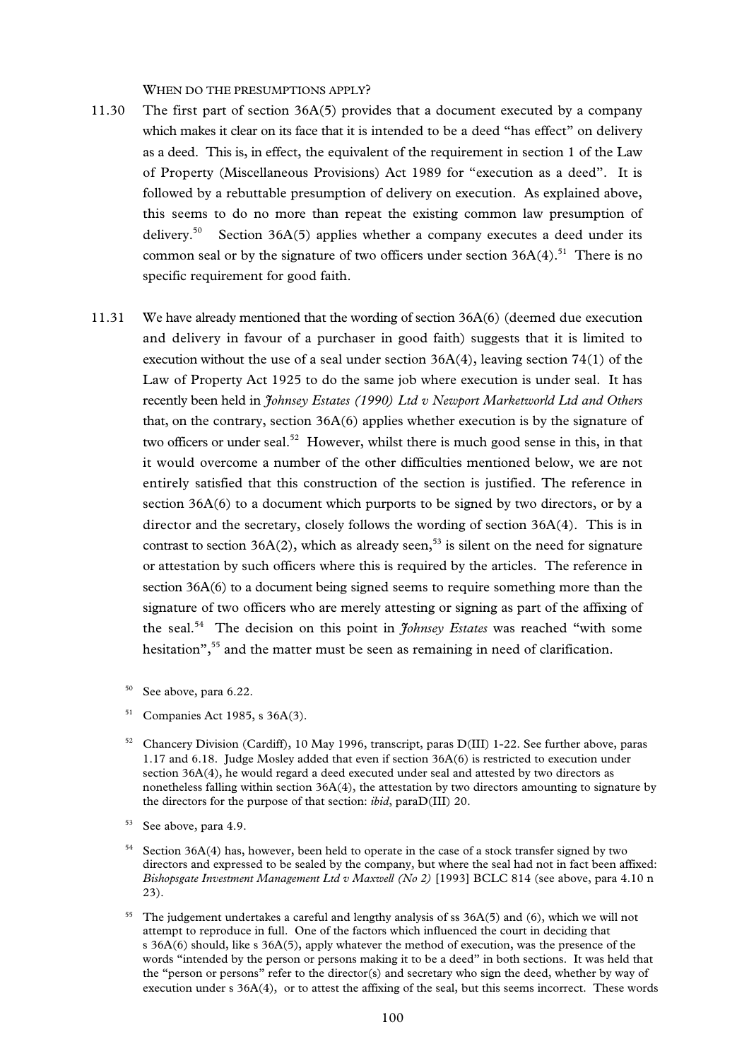WHEN DO THE PRESUMPTIONS APPLY?

11.30 The first part of section 36A(5) provides that a document executed by a company which makes it clear on its face that it is intended to be a deed "has effect" on delivery as a deed. This is, in effect, the equivalent of the requirement in section 1 of the Law of Property (Miscellaneous Provisions) Act 1989 for "execution as a deed". It is followed by a rebuttable presumption of delivery on execution. As explained above, this seems to do no more than repeat the existing common law presumption of delivery.[50] Section 36A(5) applies whether a company executes a deed under its common seal or by the signature of two officers under section 36A(4).[51] There is no specific requirement for good faith.

11.31 We have already mentioned that the wording of section 36A(6) (deemed due execution and delivery in favour of a purchaser in good faith) suggests that it is limited to execution without the use of a seal under section 36A(4), leaving section 74(1) of the Law of Property Act 1925 to do the same job where execution is under seal. It has recently been held in *Johnsey Estates (1990) Ltd v Newport Marketworld Ltd and Others* that, on the contrary, section 36A(6) applies whether execution is by the signature of two officers or under seal.[52] However, whilst there is much good sense in this, in that it would overcome a number of the other difficulties mentioned below, we are not entirely satisfied that this construction of the section is justified. The reference in section 36A(6) to a document which purports to be signed by two directors, or by a director and the secretary, closely follows the wording of section 36A(4). This is in contrast to section 36A(2), which as already seen,[53] is silent on the need for signature or attestation by such officers where this is required by the articles. The reference in section 36A(6) to a document being signed seems to require something more than the signature of two officers who are merely attesting or signing as part of the affixing of the seal.[54] The decision on this point in *Johnsey Estates* was reached "with some hesitation",[55] and the matter must be seen as remaining in need of clarification.

[50] See above, para 6.22.

[51] Companies Act 1985, s 36A(3).

[52] Chancery Division (Cardiff), 10 May 1996, transcript, paras D(III) 1-22. See further above, paras 1.17 and 6.18. Judge Mosley added that even if section 36A(6) is restricted to execution under section 36A(4), he would regard a deed executed under seal and attested by two directors as nonetheless falling within section 36A(4), the attestation by two directors amounting to signature by the directors for the purpose of that section: *ibid*, paraD(III) 20.

[53] See above, para 4.9.

[54] Section 36A(4) has, however, been held to operate in the case of a stock transfer signed by two directors and expressed to be sealed by the company, but where the seal had not in fact been affixed: *Bishopsgate Investment Management Ltd v Maxwell (No 2)* [1993] BCLC 814 (see above, para 4.10 n 23).

[55] The judgement undertakes a careful and lengthy analysis of ss 36A(5) and (6), which we will not attempt to reproduce in full. One of the factors which influenced the court in deciding that s 36A(6) should, like s 36A(5), apply whatever the method of execution, was the presence of the words "intended by the person or persons making it to be a deed" in both sections. It was held that the "person or persons" refer to the director(s) and secretary who sign the deed, whether by way of execution under s 36A(4), or to attest the affixing of the seal, but this seems incorrect. These words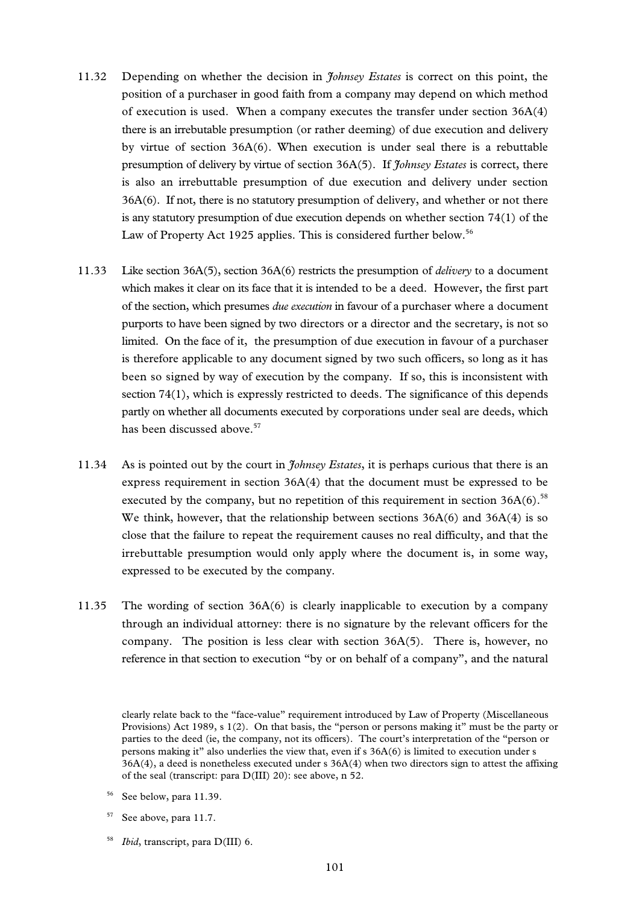11.32 Depending on whether the decision in *Johnsey Estates* is correct on this point, the position of a purchaser in good faith from a company may depend on which method of execution is used. When a company executes the transfer under section 36A(4) there is an irrebutable presumption (or rather deeming) of due execution and delivery by virtue of section 36A(6). When execution is under seal there is a rebuttable presumption of delivery by virtue of section 36A(5). If *Johnsey Estates* is correct, there is also an irrebuttable presumption of due execution and delivery under section 36A(6). If not, there is no statutory presumption of delivery, and whether or not there is any statutory presumption of due execution depends on whether section 74(1) of the Law of Property Act 1925 applies. This is considered further below.[56]

11.33 Like section 36A(5), section 36A(6) restricts the presumption of *delivery* to a document which makes it clear on its face that it is intended to be a deed. However, the first part of the section, which presumes *due execution* in favour of a purchaser where a document purports to have been signed by two directors or a director and the secretary, is not so limited. On the face of it, the presumption of due execution in favour of a purchaser is therefore applicable to any document signed by two such officers, so long as it has been so signed by way of execution by the company. If so, this is inconsistent with section 74(1), which is expressly restricted to deeds. The significance of this depends partly on whether all documents executed by corporations under seal are deeds, which has been discussed above.[57]

11.34 As is pointed out by the court in *Johnsey Estates*, it is perhaps curious that there is an express requirement in section 36A(4) that the document must be expressed to be executed by the company, but no repetition of this requirement in section 36A(6).[58] We think, however, that the relationship between sections 36A(6) and 36A(4) is so close that the failure to repeat the requirement causes no real difficulty, and that the irrebuttable presumption would only apply where the document is, in some way, expressed to be executed by the company.

11.35 The wording of section 36A(6) is clearly inapplicable to execution by a company through an individual attorney: there is no signature by the relevant officers for the company. The position is less clear with section 36A(5). There is, however, no reference in that section to execution "by or on behalf of a company", and the natural

clearly relate back to the "face-value" requirement introduced by Law of Property (Miscellaneous Provisions) Act 1989, s 1(2). On that basis, the "person or persons making it" must be the party or parties to the deed (ie, the company, not its officers). The court's interpretation of the "person or persons making it" also underlies the view that, even if s 36A(6) is limited to execution under s 36A(4), a deed is nonetheless executed under s 36A(4) when two directors sign to attest the affixing of the seal (transcript: para D(III) 20): see above, n 52.

[56] See below, para 11.39.

[57] See above, para 11.7.

[58] *Ibid*, transcript, para D(III) 6.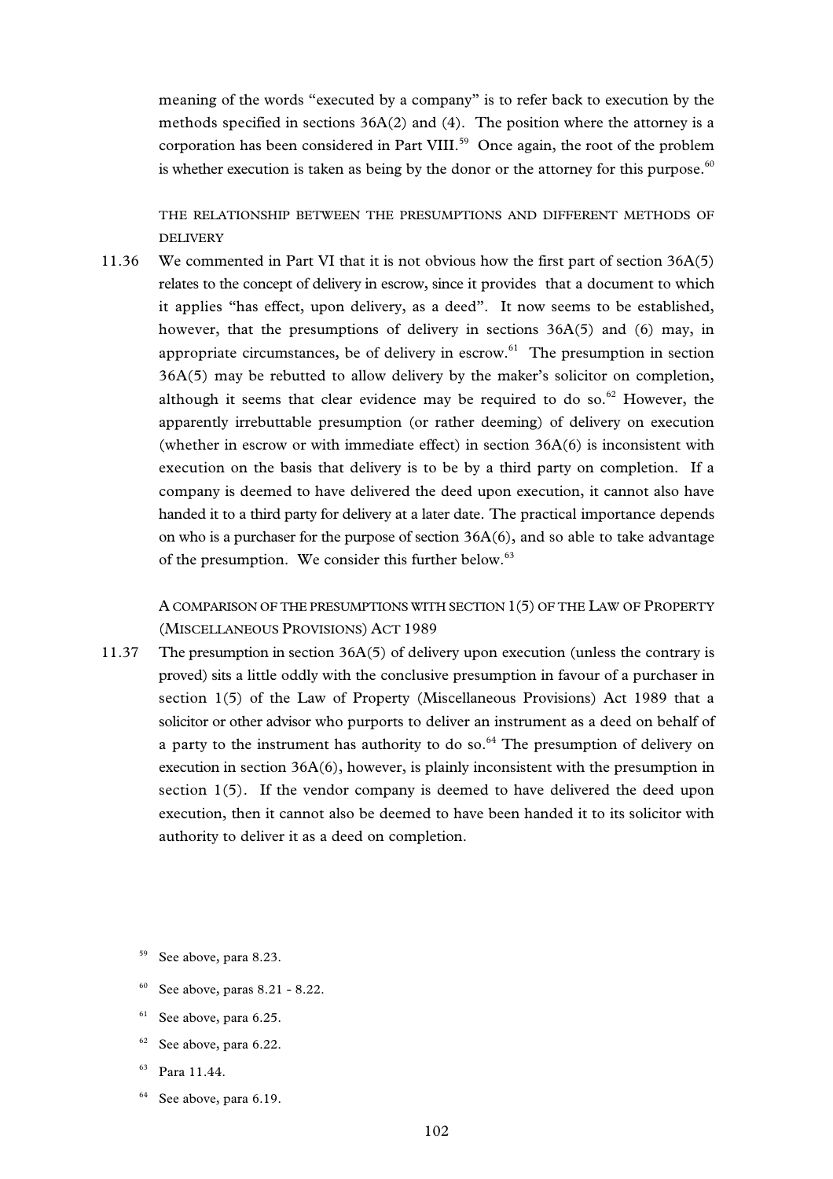meaning of the words "executed by a company" is to refer back to execution by the methods specified in sections 36A(2) and (4). The position where the attorney is a corporation has been considered in Part VIII.[59] Once again, the root of the problem is whether execution is taken as being by the donor or the attorney for this purpose.[60]

### THE RELATIONSHIP BETWEEN THE PRESUMPTIONS AND DIFFERENT METHODS OF DELIVERY

11.36 We commented in Part VI that it is not obvious how the first part of section 36A(5) relates to the concept of delivery in escrow, since it provides that a document to which it applies "has effect, upon delivery, as a deed". It now seems to be established, however, that the presumptions of delivery in sections 36A(5) and (6) may, in appropriate circumstances, be of delivery in escrow.[61] The presumption in section 36A(5) may be rebutted to allow delivery by the maker's solicitor on completion, although it seems that clear evidence may be required to do so.[62] However, the apparently irrebuttable presumption (or rather deeming) of delivery on execution (whether in escrow or with immediate effect) in section 36A(6) is inconsistent with execution on the basis that delivery is to be by a third party on completion. If a company is deemed to have delivered the deed upon execution, it cannot also have handed it to a third party for delivery at a later date. The practical importance depends on who is a purchaser for the purpose of section 36A(6), and so able to take advantage of the presumption. We consider this further below.[63]

### A COMPARISON OF THE PRESUMPTIONS WITH SECTION 1(5) OF THE LAW OF PROPERTY (MISCELLANEOUS PROVISIONS) ACT 1989

11.37 The presumption in section 36A(5) of delivery upon execution (unless the contrary is proved) sits a little oddly with the conclusive presumption in favour of a purchaser in section 1(5) of the Law of Property (Miscellaneous Provisions) Act 1989 that a solicitor or other advisor who purports to deliver an instrument as a deed on behalf of a party to the instrument has authority to do so.[64] The presumption of delivery on execution in section 36A(6), however, is plainly inconsistent with the presumption in section 1(5). If the vendor company is deemed to have delivered the deed upon execution, then it cannot also be deemed to have been handed it to its solicitor with authority to deliver it as a deed on completion.

---

[59] See above, para 8.23.

[60] See above, paras 8.21 - 8.22.

[61] See above, para 6.25.

[62] See above, para 6.22.

[63] Para 11.44.

[64] See above, para 6.19.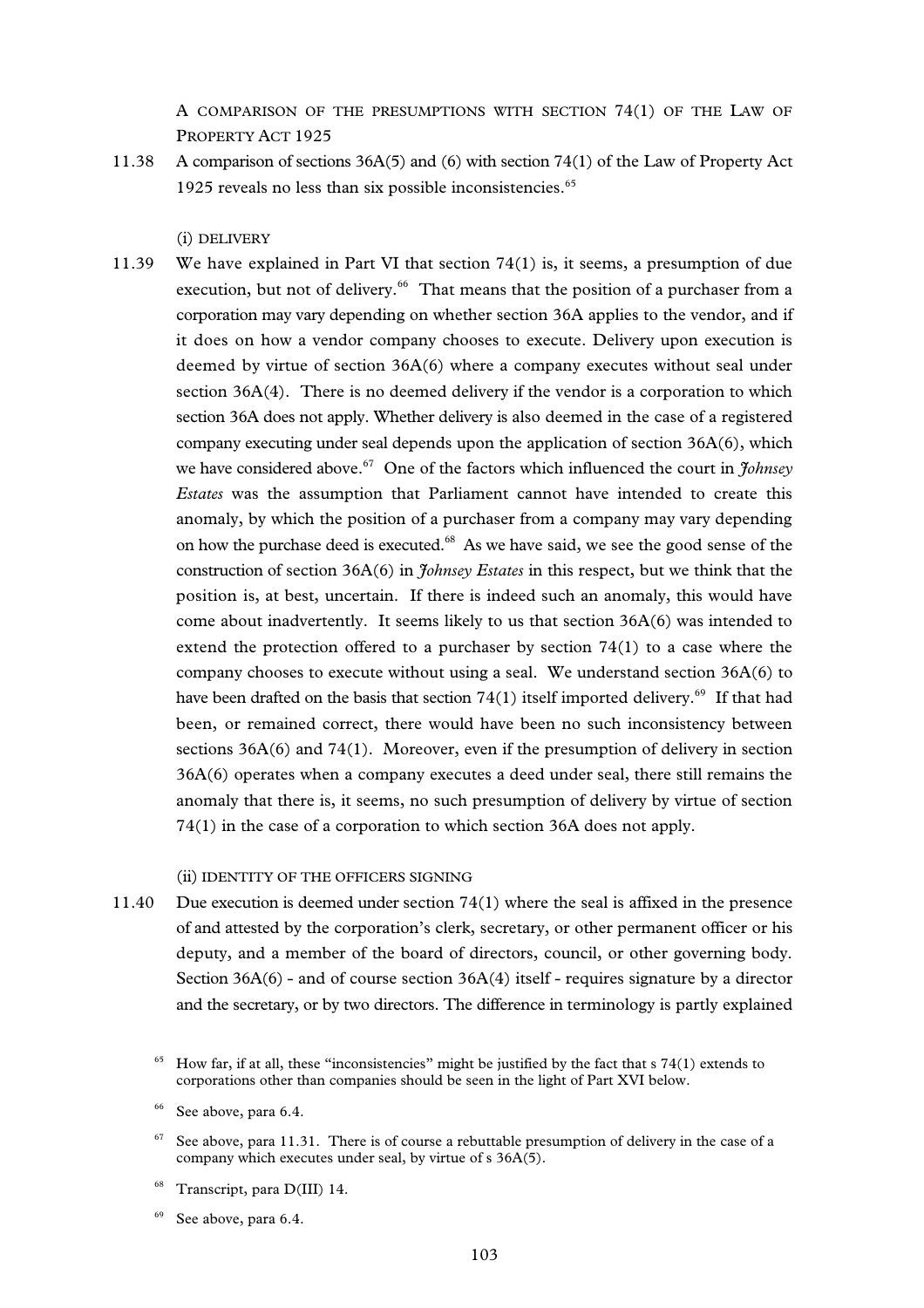### A COMPARISON OF THE PRESUMPTIONS WITH SECTION 74(1) OF THE LAW OF PROPERTY ACT 1925

11.38 A comparison of sections 36A(5) and (6) with section 74(1) of the Law of Property Act 1925 reveals no less than six possible inconsistencies.[65]

#### (i) DELIVERY

11.39 We have explained in Part VI that section 74(1) is, it seems, a presumption of due execution, but not of delivery.[66] That means that the position of a purchaser from a corporation may vary depending on whether section 36A applies to the vendor, and if it does on how a vendor company chooses to execute. Delivery upon execution is deemed by virtue of section 36A(6) where a company executes without seal under section 36A(4). There is no deemed delivery if the vendor is a corporation to which section 36A does not apply. Whether delivery is also deemed in the case of a registered company executing under seal depends upon the application of section 36A(6), which we have considered above.[67] One of the factors which influenced the court in *Johnsey Estates* was the assumption that Parliament cannot have intended to create this anomaly, by which the position of a purchaser from a company may vary depending on how the purchase deed is executed.[68] As we have said, we see the good sense of the construction of section 36A(6) in *Johnsey Estates* in this respect, but we think that the position is, at best, uncertain. If there is indeed such an anomaly, this would have come about inadvertently. It seems likely to us that section 36A(6) was intended to extend the protection offered to a purchaser by section 74(1) to a case where the company chooses to execute without using a seal. We understand section 36A(6) to have been drafted on the basis that section 74(1) itself imported delivery.[69] If that had been, or remained correct, there would have been no such inconsistency between sections 36A(6) and 74(1). Moreover, even if the presumption of delivery in section 36A(6) operates when a company executes a deed under seal, there still remains the anomaly that there is, it seems, no such presumption of delivery by virtue of section 74(1) in the case of a corporation to which section 36A does not apply.

#### (ii) IDENTITY OF THE OFFICERS SIGNING

11.40 Due execution is deemed under section 74(1) where the seal is affixed in the presence of and attested by the corporation's clerk, secretary, or other permanent officer or his deputy, and a member of the board of directors, council, or other governing body. Section 36A(6) - and of course section 36A(4) itself - requires signature by a director and the secretary, or by two directors. The difference in terminology is partly explained

[65] How far, if at all, these "inconsistencies" might be justified by the fact that s 74(1) extends to corporations other than companies should be seen in the light of Part XVI below.

[66] See above, para 6.4.

[67] See above, para 11.31. There is of course a rebuttable presumption of delivery in the case of a company which executes under seal, by virtue of s 36A(5).

[68] Transcript, para D(III) 14.

[69] See above, para 6.4.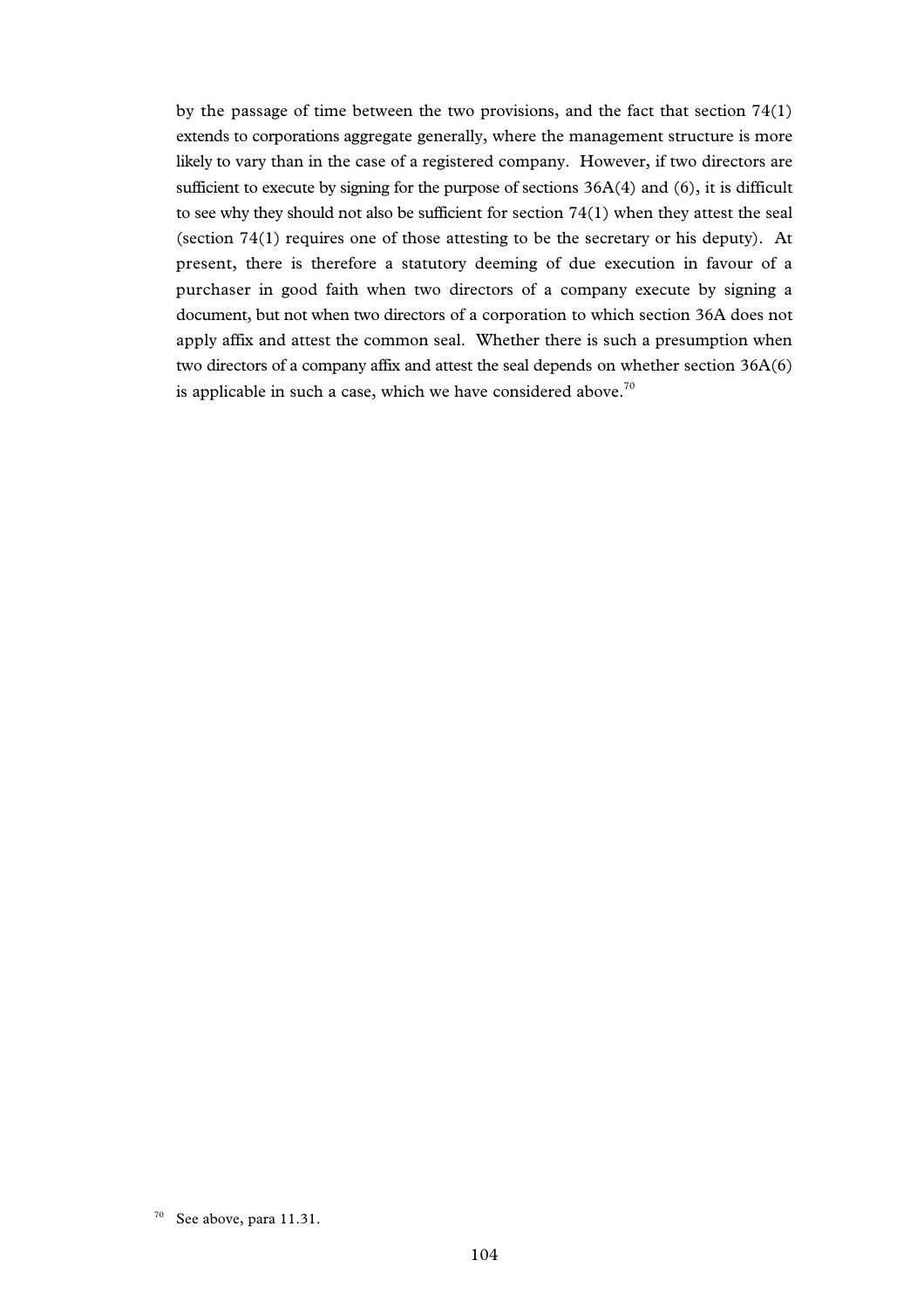by the passage of time between the two provisions, and the fact that section 74(1) extends to corporations aggregate generally, where the management structure is more likely to vary than in the case of a registered company. However, if two directors are sufficient to execute by signing for the purpose of sections 36A(4) and (6), it is difficult to see why they should not also be sufficient for section 74(1) when they attest the seal (section 74(1) requires one of those attesting to be the secretary or his deputy). At present, there is therefore a statutory deeming of due execution in favour of a purchaser in good faith when two directors of a company execute by signing a document, but not when two directors of a corporation to which section 36A does not apply affix and attest the common seal. Whether there is such a presumption when two directors of a company affix and attest the seal depends on whether section 36A(6) is applicable in such a case, which we have considered above.[70]

[70] See above, para 11.31.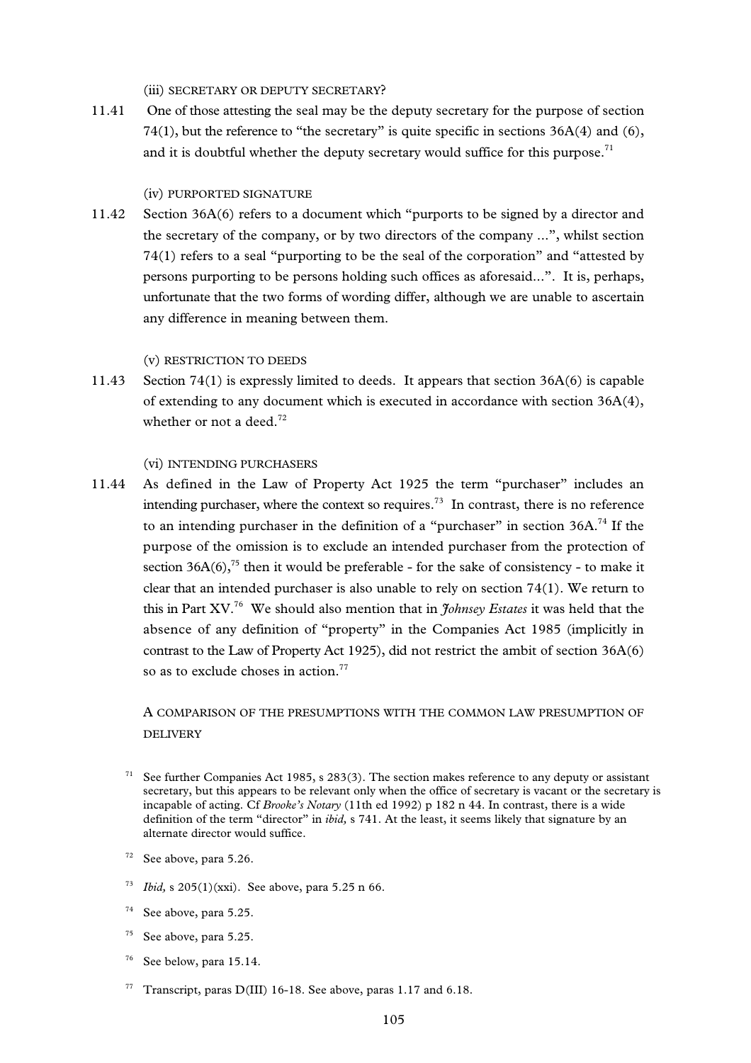(iii) SECRETARY OR DEPUTY SECRETARY?

11.41 One of those attesting the seal may be the deputy secretary for the purpose of section 74(1), but the reference to "the secretary" is quite specific in sections 36A(4) and (6), and it is doubtful whether the deputy secretary would suffice for this purpose.[71]

(iv) PURPORTED SIGNATURE

11.42 Section 36A(6) refers to a document which "purports to be signed by a director and the secretary of the company, or by two directors of the company ...", whilst section 74(1) refers to a seal "purporting to be the seal of the corporation" and "attested by persons purporting to be persons holding such offices as aforesaid...". It is, perhaps, unfortunate that the two forms of wording differ, although we are unable to ascertain any difference in meaning between them.

(v) RESTRICTION TO DEEDS

11.43 Section 74(1) is expressly limited to deeds. It appears that section 36A(6) is capable of extending to any document which is executed in accordance with section 36A(4), whether or not a deed.[72]

(vi) INTENDING PURCHASERS

11.44 As defined in the Law of Property Act 1925 the term "purchaser" includes an intending purchaser, where the context so requires.[73] In contrast, there is no reference to an intending purchaser in the definition of a "purchaser" in section 36A.[74] If the purpose of the omission is to exclude an intended purchaser from the protection of section 36A(6),[75] then it would be preferable - for the sake of consistency - to make it clear that an intended purchaser is also unable to rely on section 74(1). We return to this in Part XV.[76] We should also mention that in *Johnsey Estates* it was held that the absence of any definition of "property" in the Companies Act 1985 (implicitly in contrast to the Law of Property Act 1925), did not restrict the ambit of section 36A(6) so as to exclude choses in action.[77]

A COMPARISON OF THE PRESUMPTIONS WITH THE COMMON LAW PRESUMPTION OF DELIVERY

[71] See further Companies Act 1985, s 283(3). The section makes reference to any deputy or assistant secretary, but this appears to be relevant only when the office of secretary is vacant or the secretary is incapable of acting. Cf *Brooke's Notary* (11th ed 1992) p 182 n 44. In contrast, there is a wide definition of the term "director" in *ibid,* s 741. At the least, it seems likely that signature by an alternate director would suffice.

[72] See above, para 5.26.

[73] *Ibid,* s 205(1)(xxi). See above, para 5.25 n 66.

[74] See above, para 5.25.

[75] See above, para 5.25.

[76] See below, para 15.14.

[77] Transcript, paras D(III) 16-18. See above, paras 1.17 and 6.18.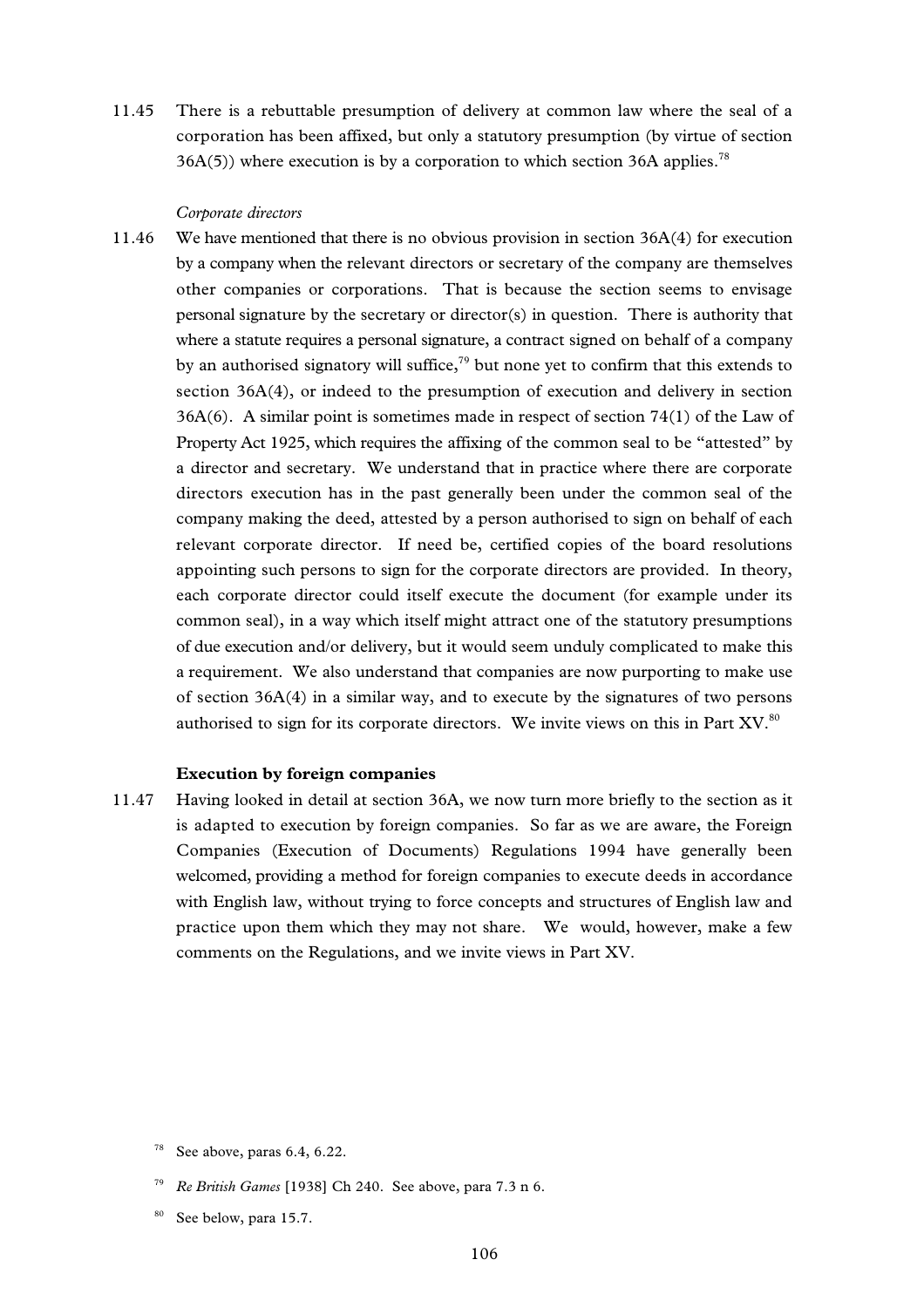11.45 There is a rebuttable presumption of delivery at common law where the seal of a corporation has been affixed, but only a statutory presumption (by virtue of section 36A(5)) where execution is by a corporation to which section 36A applies.[78]

*Corporate directors*

11.46 We have mentioned that there is no obvious provision in section 36A(4) for execution by a company when the relevant directors or secretary of the company are themselves other companies or corporations. That is because the section seems to envisage personal signature by the secretary or director(s) in question. There is authority that where a statute requires a personal signature, a contract signed on behalf of a company by an authorised signatory will suffice,[79] but none yet to confirm that this extends to section 36A(4), or indeed to the presumption of execution and delivery in section 36A(6). A similar point is sometimes made in respect of section 74(1) of the Law of Property Act 1925, which requires the affixing of the common seal to be "attested" by a director and secretary. We understand that in practice where there are corporate directors execution has in the past generally been under the common seal of the company making the deed, attested by a person authorised to sign on behalf of each relevant corporate director. If need be, certified copies of the board resolutions appointing such persons to sign for the corporate directors are provided. In theory, each corporate director could itself execute the document (for example under its common seal), in a way which itself might attract one of the statutory presumptions of due execution and/or delivery, but it would seem unduly complicated to make this a requirement. We also understand that companies are now purporting to make use of section 36A(4) in a similar way, and to execute by the signatures of two persons authorised to sign for its corporate directors. We invite views on this in Part XV.[80]

### Execution by foreign companies

11.47 Having looked in detail at section 36A, we now turn more briefly to the section as it is adapted to execution by foreign companies. So far as we are aware, the Foreign Companies (Execution of Documents) Regulations 1994 have generally been welcomed, providing a method for foreign companies to execute deeds in accordance with English law, without trying to force concepts and structures of English law and practice upon them which they may not share. We would, however, make a few comments on the Regulations, and we invite views in Part XV.

[78] See above, paras 6.4, 6.22.

[79] *Re British Games* [1938] Ch 240. See above, para 7.3 n 6.

[80] See below, para 15.7.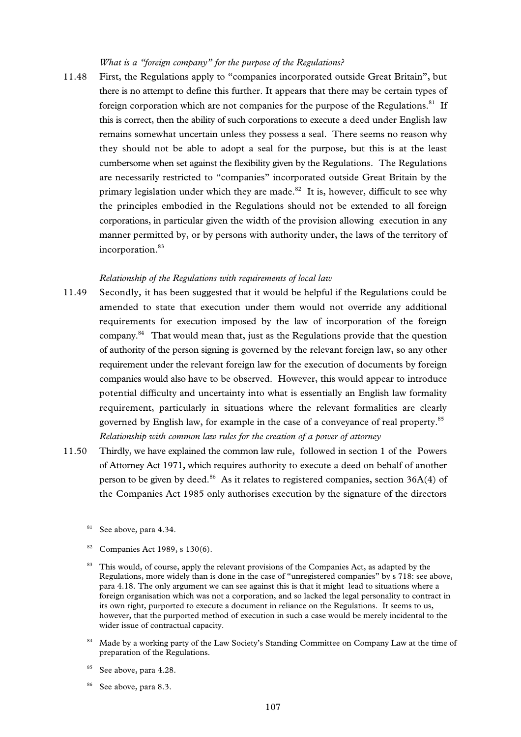*What is a "foreign company" for the purpose of the Regulations?*

11.48 First, the Regulations apply to "companies incorporated outside Great Britain", but there is no attempt to define this further. It appears that there may be certain types of foreign corporation which are not companies for the purpose of the Regulations.[81] If this is correct, then the ability of such corporations to execute a deed under English law remains somewhat uncertain unless they possess a seal. There seems no reason why they should not be able to adopt a seal for the purpose, but this is at the least cumbersome when set against the flexibility given by the Regulations. The Regulations are necessarily restricted to "companies" incorporated outside Great Britain by the primary legislation under which they are made.[82] It is, however, difficult to see why the principles embodied in the Regulations should not be extended to all foreign corporations, in particular given the width of the provision allowing execution in any manner permitted by, or by persons with authority under, the laws of the territory of incorporation.[83]

*Relationship of the Regulations with requirements of local law*

11.49 Secondly, it has been suggested that it would be helpful if the Regulations could be amended to state that execution under them would not override any additional requirements for execution imposed by the law of incorporation of the foreign company.[84] That would mean that, just as the Regulations provide that the question of authority of the person signing is governed by the relevant foreign law, so any other requirement under the relevant foreign law for the execution of documents by foreign companies would also have to be observed. However, this would appear to introduce potential difficulty and uncertainty into what is essentially an English law formality requirement, particularly in situations where the relevant formalities are clearly governed by English law, for example in the case of a conveyance of real property.[85]

*Relationship with common law rules for the creation of a power of attorney*

11.50 Thirdly, we have explained the common law rule, followed in section 1 of the Powers of Attorney Act 1971, which requires authority to execute a deed on behalf of another person to be given by deed.[86] As it relates to registered companies, section 36A(4) of the Companies Act 1985 only authorises execution by the signature of the directors

[81] See above, para 4.34.

[82] Companies Act 1989, s 130(6).

[83] This would, of course, apply the relevant provisions of the Companies Act, as adapted by the Regulations, more widely than is done in the case of "unregistered companies" by s 718: see above, para 4.18. The only argument we can see against this is that it might lead to situations where a foreign organisation which was not a corporation, and so lacked the legal personality to contract in its own right, purported to execute a document in reliance on the Regulations. It seems to us, however, that the purported method of execution in such a case would be merely incidental to the wider issue of contractual capacity.

[84] Made by a working party of the Law Society's Standing Committee on Company Law at the time of preparation of the Regulations.

[85] See above, para 4.28.

[86] See above, para 8.3.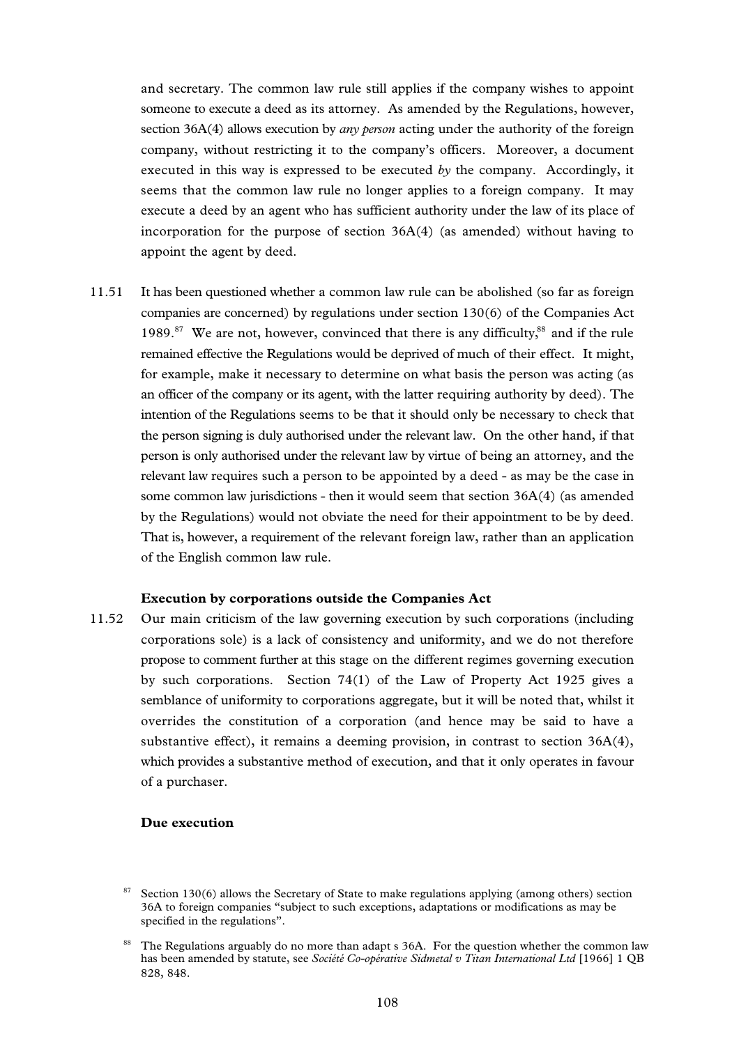and secretary. The common law rule still applies if the company wishes to appoint someone to execute a deed as its attorney. As amended by the Regulations, however, section 36A(4) allows execution by *any person* acting under the authority of the foreign company, without restricting it to the company's officers. Moreover, a document executed in this way is expressed to be executed *by* the company. Accordingly, it seems that the common law rule no longer applies to a foreign company. It may execute a deed by an agent who has sufficient authority under the law of its place of incorporation for the purpose of section 36A(4) (as amended) without having to appoint the agent by deed.

11.51 It has been questioned whether a common law rule can be abolished (so far as foreign companies are concerned) by regulations under section 130(6) of the Companies Act 1989.[87] We are not, however, convinced that there is any difficulty,[88] and if the rule remained effective the Regulations would be deprived of much of their effect. It might, for example, make it necessary to determine on what basis the person was acting (as an officer of the company or its agent, with the latter requiring authority by deed). The intention of the Regulations seems to be that it should only be necessary to check that the person signing is duly authorised under the relevant law. On the other hand, if that person is only authorised under the relevant law by virtue of being an attorney, and the relevant law requires such a person to be appointed by a deed - as may be the case in some common law jurisdictions - then it would seem that section 36A(4) (as amended by the Regulations) would not obviate the need for their appointment to be by deed. That is, however, a requirement of the relevant foreign law, rather than an application of the English common law rule.

### Execution by corporations outside the Companies Act

11.52 Our main criticism of the law governing execution by such corporations (including corporations sole) is a lack of consistency and uniformity, and we do not therefore propose to comment further at this stage on the different regimes governing execution by such corporations. Section 74(1) of the Law of Property Act 1925 gives a semblance of uniformity to corporations aggregate, but it will be noted that, whilst it overrides the constitution of a corporation (and hence may be said to have a substantive effect), it remains a deeming provision, in contrast to section 36A(4), which provides a substantive method of execution, and that it only operates in favour of a purchaser.

### Due execution

[87] Section 130(6) allows the Secretary of State to make regulations applying (among others) section 36A to foreign companies "subject to such exceptions, adaptations or modifications as may be specified in the regulations".

[88] The Regulations arguably do no more than adapt s 36A. For the question whether the common law has been amended by statute, see *Société Co-opérative Sidmetal v Titan International Ltd* [1966] 1 QB 828, 848.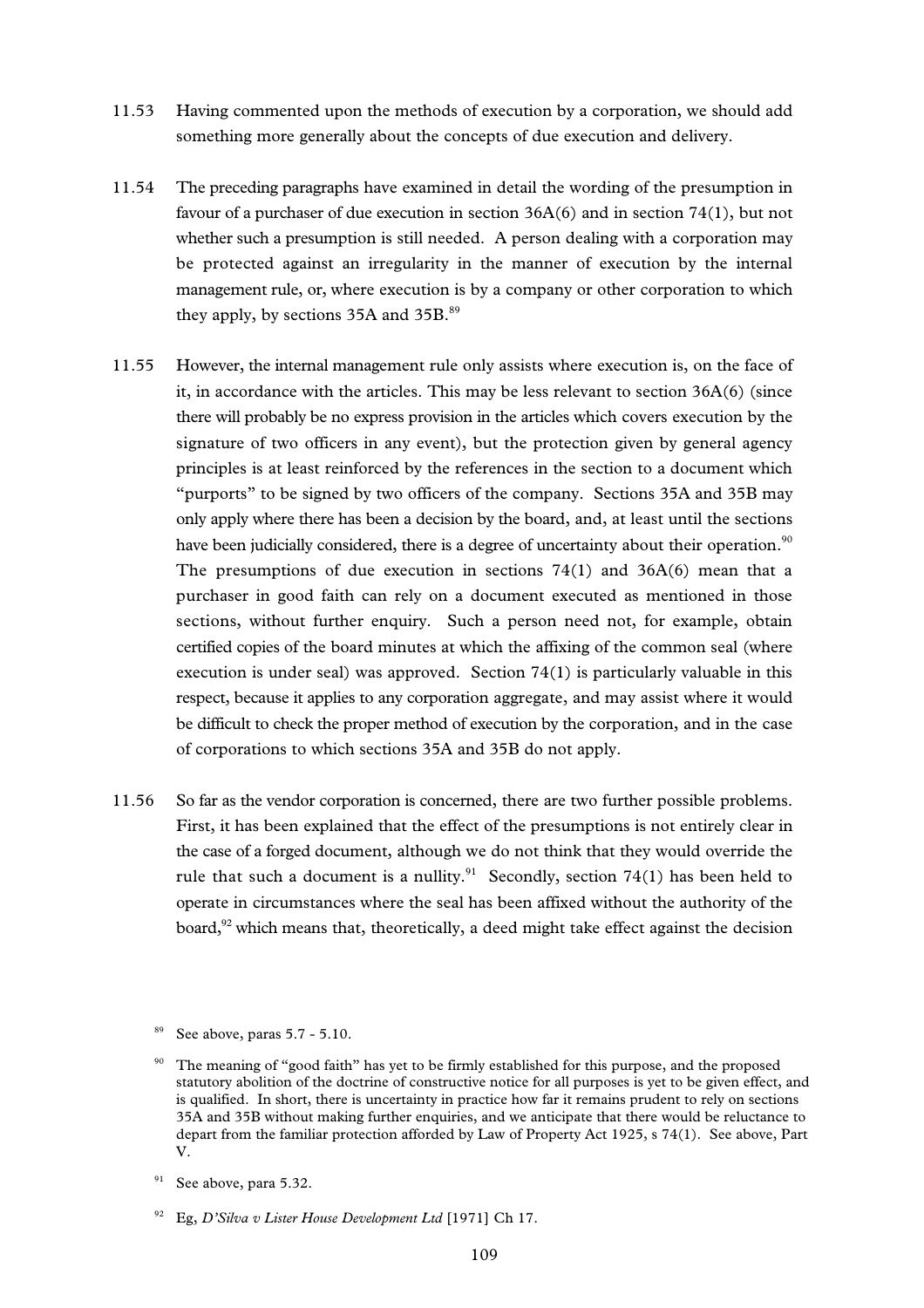11.53 Having commented upon the methods of execution by a corporation, we should add something more generally about the concepts of due execution and delivery.

11.54 The preceding paragraphs have examined in detail the wording of the presumption in favour of a purchaser of due execution in section 36A(6) and in section 74(1), but not whether such a presumption is still needed. A person dealing with a corporation may be protected against an irregularity in the manner of execution by the internal management rule, or, where execution is by a company or other corporation to which they apply, by sections 35A and 35B.[89]

11.55 However, the internal management rule only assists where execution is, on the face of it, in accordance with the articles. This may be less relevant to section 36A(6) (since there will probably be no express provision in the articles which covers execution by the signature of two officers in any event), but the protection given by general agency principles is at least reinforced by the references in the section to a document which "purports" to be signed by two officers of the company. Sections 35A and 35B may only apply where there has been a decision by the board, and, at least until the sections have been judicially considered, there is a degree of uncertainty about their operation.[90] The presumptions of due execution in sections 74(1) and 36A(6) mean that a purchaser in good faith can rely on a document executed as mentioned in those sections, without further enquiry. Such a person need not, for example, obtain certified copies of the board minutes at which the affixing of the common seal (where execution is under seal) was approved. Section 74(1) is particularly valuable in this respect, because it applies to any corporation aggregate, and may assist where it would be difficult to check the proper method of execution by the corporation, and in the case of corporations to which sections 35A and 35B do not apply.

11.56 So far as the vendor corporation is concerned, there are two further possible problems. First, it has been explained that the effect of the presumptions is not entirely clear in the case of a forged document, although we do not think that they would override the rule that such a document is a nullity.[91] Secondly, section 74(1) has been held to operate in circumstances where the seal has been affixed without the authority of the board,[92] which means that, theoretically, a deed might take effect against the decision

[89] See above, paras 5.7 - 5.10.

[90] The meaning of "good faith" has yet to be firmly established for this purpose, and the proposed statutory abolition of the doctrine of constructive notice for all purposes is yet to be given effect, and is qualified. In short, there is uncertainty in practice how far it remains prudent to rely on sections 35A and 35B without making further enquiries, and we anticipate that there would be reluctance to depart from the familiar protection afforded by Law of Property Act 1925, s 74(1). See above, Part V.

[91] See above, para 5.32.

[92] Eg, *D'Silva v Lister House Development Ltd* [1971] Ch 17.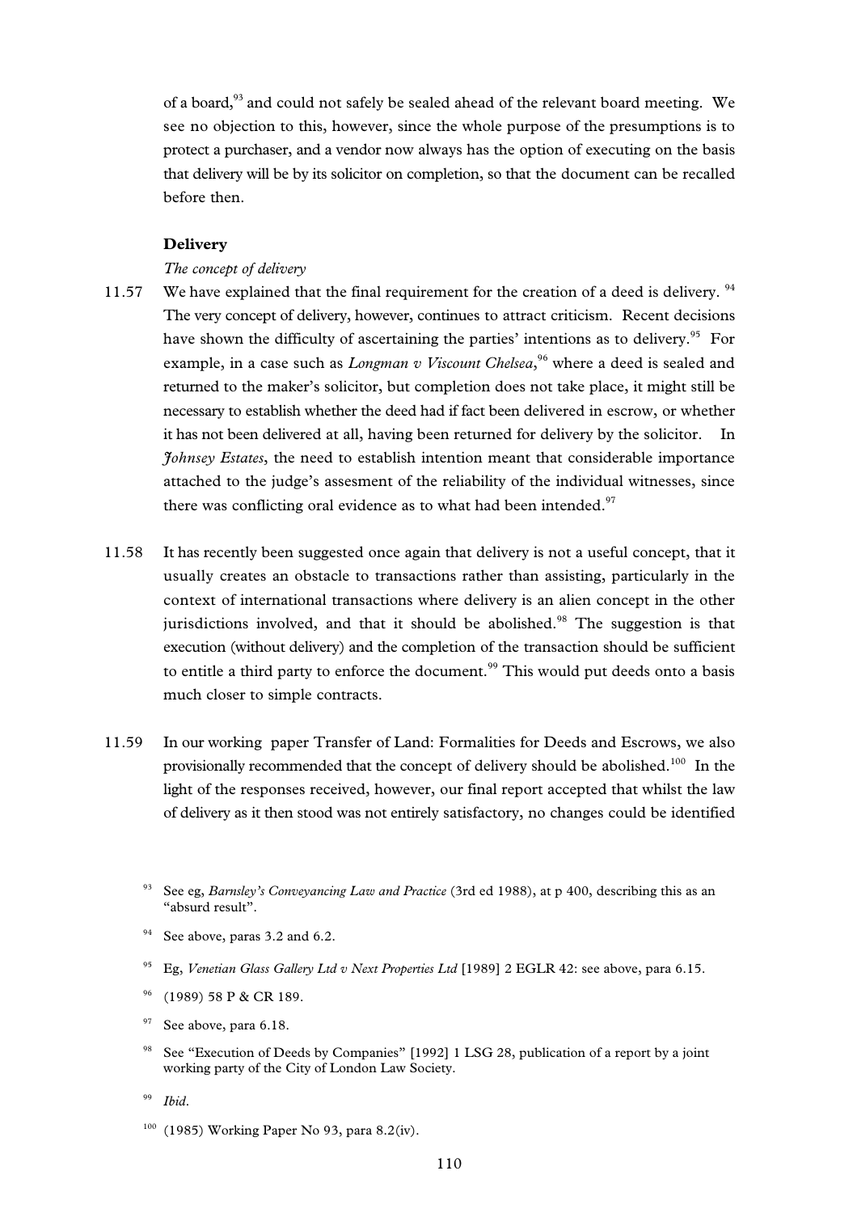of a board,[93] and could not safely be sealed ahead of the relevant board meeting. We see no objection to this, however, since the whole purpose of the presumptions is to protect a purchaser, and a vendor now always has the option of executing on the basis that delivery will be by its solicitor on completion, so that the document can be recalled before then.

**Delivery**

*The concept of delivery*

11.57 We have explained that the final requirement for the creation of a deed is delivery. [94] The very concept of delivery, however, continues to attract criticism. Recent decisions have shown the difficulty of ascertaining the parties' intentions as to delivery.[95] For example, in a case such as *Longman v Viscount Chelsea*,[96] where a deed is sealed and returned to the maker's solicitor, but completion does not take place, it might still be necessary to establish whether the deed had if fact been delivered in escrow, or whether it has not been delivered at all, having been returned for delivery by the solicitor. In *Johnsey Estates*, the need to establish intention meant that considerable importance attached to the judge's assesment of the reliability of the individual witnesses, since there was conflicting oral evidence as to what had been intended.[97]

11.58 It has recently been suggested once again that delivery is not a useful concept, that it usually creates an obstacle to transactions rather than assisting, particularly in the context of international transactions where delivery is an alien concept in the other jurisdictions involved, and that it should be abolished.[98] The suggestion is that execution (without delivery) and the completion of the transaction should be sufficient to entitle a third party to enforce the document.[99] This would put deeds onto a basis much closer to simple contracts.

11.59 In our working paper Transfer of Land: Formalities for Deeds and Escrows, we also provisionally recommended that the concept of delivery should be abolished.[100] In the light of the responses received, however, our final report accepted that whilst the law of delivery as it then stood was not entirely satisfactory, no changes could be identified

[93] See eg, *Barnsley's Conveyancing Law and Practice* (3rd ed 1988), at p 400, describing this as an "absurd result".

[94] See above, paras 3.2 and 6.2.

[95] Eg, *Venetian Glass Gallery Ltd v Next Properties Ltd* [1989] 2 EGLR 42: see above, para 6.15.

[96] (1989) 58 P & CR 189.

[97] See above, para 6.18.

[98] See "Execution of Deeds by Companies" [1992] 1 LSG 28, publication of a report by a joint working party of the City of London Law Society.

[99] *Ibid*.

[100] (1985) Working Paper No 93, para 8.2(iv).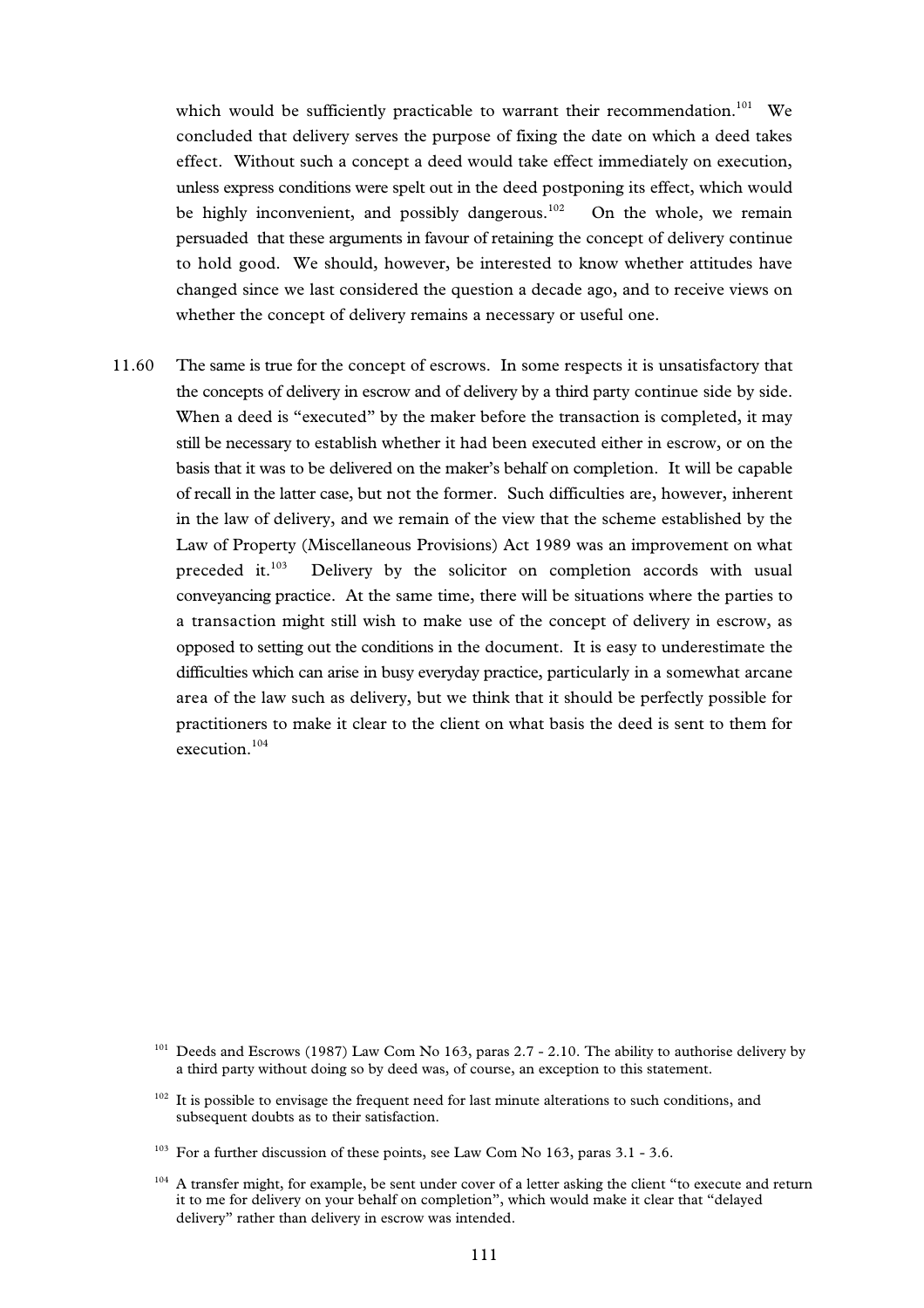which would be sufficiently practicable to warrant their recommendation.[101] We concluded that delivery serves the purpose of fixing the date on which a deed takes effect. Without such a concept a deed would take effect immediately on execution, unless express conditions were spelt out in the deed postponing its effect, which would be highly inconvenient, and possibly dangerous.[102] On the whole, we remain persuaded that these arguments in favour of retaining the concept of delivery continue to hold good. We should, however, be interested to know whether attitudes have changed since we last considered the question a decade ago, and to receive views on whether the concept of delivery remains a necessary or useful one.

11.60 The same is true for the concept of escrows. In some respects it is unsatisfactory that the concepts of delivery in escrow and of delivery by a third party continue side by side. When a deed is "executed" by the maker before the transaction is completed, it may still be necessary to establish whether it had been executed either in escrow, or on the basis that it was to be delivered on the maker's behalf on completion. It will be capable of recall in the latter case, but not the former. Such difficulties are, however, inherent in the law of delivery, and we remain of the view that the scheme established by the Law of Property (Miscellaneous Provisions) Act 1989 was an improvement on what preceded it.[103] Delivery by the solicitor on completion accords with usual conveyancing practice. At the same time, there will be situations where the parties to a transaction might still wish to make use of the concept of delivery in escrow, as opposed to setting out the conditions in the document. It is easy to underestimate the difficulties which can arise in busy everyday practice, particularly in a somewhat arcane area of the law such as delivery, but we think that it should be perfectly possible for practitioners to make it clear to the client on what basis the deed is sent to them for execution.[104]

---

[101] Deeds and Escrows (1987) Law Com No 163, paras 2.7 - 2.10. The ability to authorise delivery by a third party without doing so by deed was, of course, an exception to this statement.

[102] It is possible to envisage the frequent need for last minute alterations to such conditions, and subsequent doubts as to their satisfaction.

[103] For a further discussion of these points, see Law Com No 163, paras 3.1 - 3.6.

[104] A transfer might, for example, be sent under cover of a letter asking the client "to execute and return it to me for delivery on your behalf on completion", which would make it clear that "delayed delivery" rather than delivery in escrow was intended.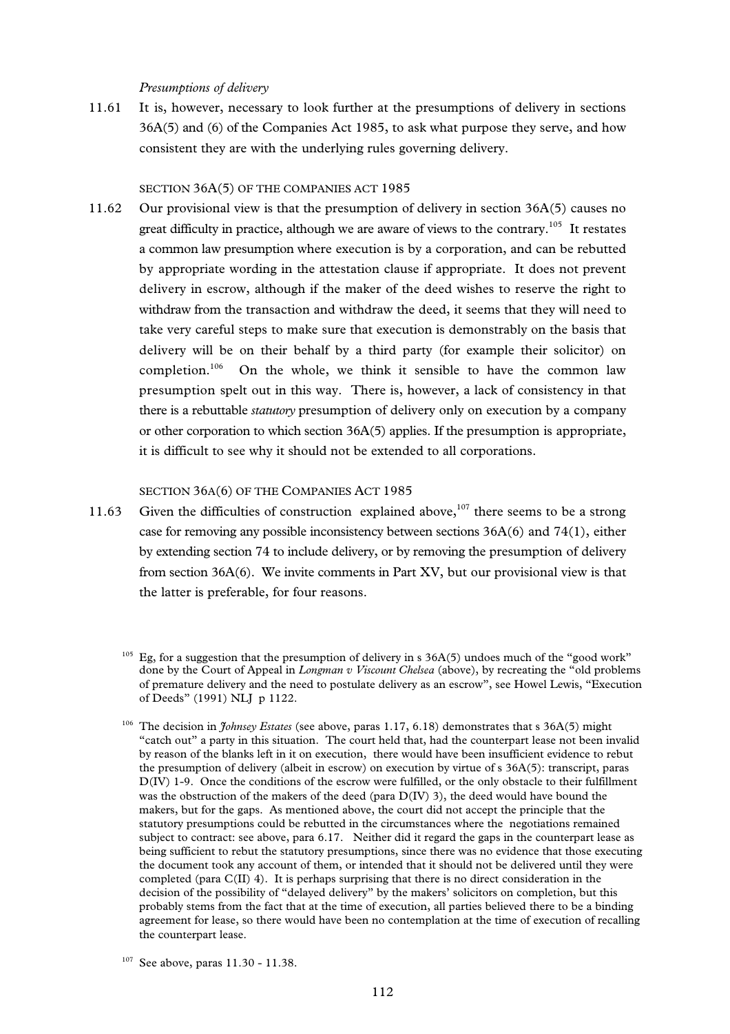*Presumptions of delivery*

11.61 It is, however, necessary to look further at the presumptions of delivery in sections 36A(5) and (6) of the Companies Act 1985, to ask what purpose they serve, and how consistent they are with the underlying rules governing delivery.

### SECTION 36A(5) OF THE COMPANIES ACT 1985

11.62 Our provisional view is that the presumption of delivery in section 36A(5) causes no great difficulty in practice, although we are aware of views to the contrary.[105] It restates a common law presumption where execution is by a corporation, and can be rebutted by appropriate wording in the attestation clause if appropriate. It does not prevent delivery in escrow, although if the maker of the deed wishes to reserve the right to withdraw from the transaction and withdraw the deed, it seems that they will need to take very careful steps to make sure that execution is demonstrably on the basis that delivery will be on their behalf by a third party (for example their solicitor) on completion.[106] On the whole, we think it sensible to have the common law presumption spelt out in this way. There is, however, a lack of consistency in that there is a rebuttable *statutory* presumption of delivery only on execution by a company or other corporation to which section 36A(5) applies. If the presumption is appropriate, it is difficult to see why it should not be extended to all corporations.

### SECTION 36A(6) OF THE COMPANIES ACT 1985

11.63 Given the difficulties of construction explained above,[107] there seems to be a strong case for removing any possible inconsistency between sections 36A(6) and 74(1), either by extending section 74 to include delivery, or by removing the presumption of delivery from section 36A(6). We invite comments in Part XV, but our provisional view is that the latter is preferable, for four reasons.

---

[105] Eg, for a suggestion that the presumption of delivery in s 36A(5) undoes much of the "good work" done by the Court of Appeal in *Longman v Viscount Chelsea* (above), by recreating the "old problems of premature delivery and the need to postulate delivery as an escrow", see Howel Lewis, "Execution of Deeds" (1991) NLJ p 1122.

[106] The decision in *Johnsey Estates* (see above, paras 1.17, 6.18) demonstrates that s 36A(5) might "catch out" a party in this situation. The court held that, had the counterpart lease not been invalid by reason of the blanks left in it on execution, there would have been insufficient evidence to rebut the presumption of delivery (albeit in escrow) on execution by virtue of s 36A(5): transcript, paras D(IV) 1-9. Once the conditions of the escrow were fulfilled, or the only obstacle to their fulfillment was the obstruction of the makers of the deed (para D(IV) 3), the deed would have bound the makers, but for the gaps. As mentioned above, the court did not accept the principle that the statutory presumptions could be rebutted in the circumstances where the negotiations remained subject to contract: see above, para 6.17. Neither did it regard the gaps in the counterpart lease as being sufficient to rebut the statutory presumptions, since there was no evidence that those executing the document took any account of them, or intended that it should not be delivered until they were completed (para C(II) 4). It is perhaps surprising that there is no direct consideration in the decision of the possibility of "delayed delivery" by the makers' solicitors on completion, but this probably stems from the fact that at the time of execution, all parties believed there to be a binding agreement for lease, so there would have been no contemplation at the time of execution of recalling the counterpart lease.

[107] See above, paras 11.30 - 11.38.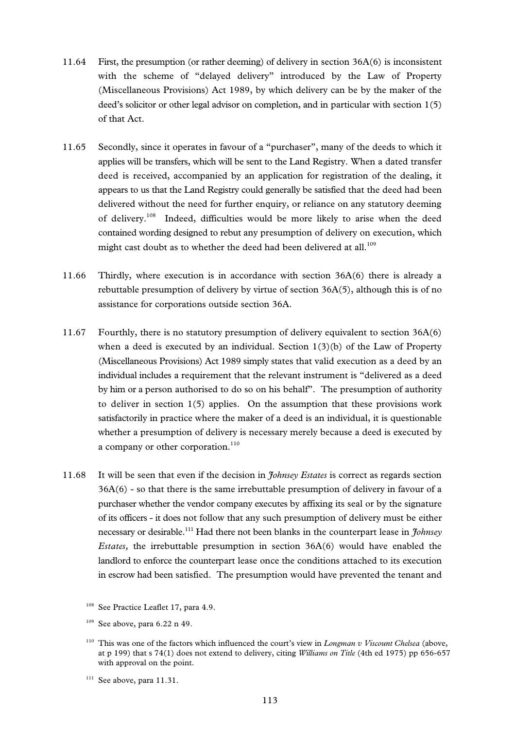11.64 First, the presumption (or rather deeming) of delivery in section 36A(6) is inconsistent with the scheme of "delayed delivery" introduced by the Law of Property (Miscellaneous Provisions) Act 1989, by which delivery can be by the maker of the deed's solicitor or other legal advisor on completion, and in particular with section 1(5) of that Act.

11.65 Secondly, since it operates in favour of a "purchaser", many of the deeds to which it applies will be transfers, which will be sent to the Land Registry. When a dated transfer deed is received, accompanied by an application for registration of the dealing, it appears to us that the Land Registry could generally be satisfied that the deed had been delivered without the need for further enquiry, or reliance on any statutory deeming of delivery.[108] Indeed, difficulties would be more likely to arise when the deed contained wording designed to rebut any presumption of delivery on execution, which might cast doubt as to whether the deed had been delivered at all.[109]

11.66 Thirdly, where execution is in accordance with section 36A(6) there is already a rebuttable presumption of delivery by virtue of section 36A(5), although this is of no assistance for corporations outside section 36A.

11.67 Fourthly, there is no statutory presumption of delivery equivalent to section 36A(6) when a deed is executed by an individual. Section 1(3)(b) of the Law of Property (Miscellaneous Provisions) Act 1989 simply states that valid execution as a deed by an individual includes a requirement that the relevant instrument is "delivered as a deed by him or a person authorised to do so on his behalf". The presumption of authority to deliver in section 1(5) applies. On the assumption that these provisions work satisfactorily in practice where the maker of a deed is an individual, it is questionable whether a presumption of delivery is necessary merely because a deed is executed by a company or other corporation.[110]

11.68 It will be seen that even if the decision in *Johnsey Estates* is correct as regards section 36A(6) - so that there is the same irrebuttable presumption of delivery in favour of a purchaser whether the vendor company executes by affixing its seal or by the signature of its officers - it does not follow that any such presumption of delivery must be either necessary or desirable.[111] Had there not been blanks in the counterpart lease in *Johnsey Estates,* the irrebuttable presumption in section 36A(6) would have enabled the landlord to enforce the counterpart lease once the conditions attached to its execution in escrow had been satisfied. The presumption would have prevented the tenant and

[108] See Practice Leaflet 17, para 4.9.

[109] See above, para 6.22 n 49.

[110] This was one of the factors which influenced the court's view in *Longman v Viscount Chelsea* (above, at p 199) that s 74(1) does not extend to delivery, citing *Williams on Title* (4th ed 1975) pp 656-657 with approval on the point.

[111] See above, para 11.31.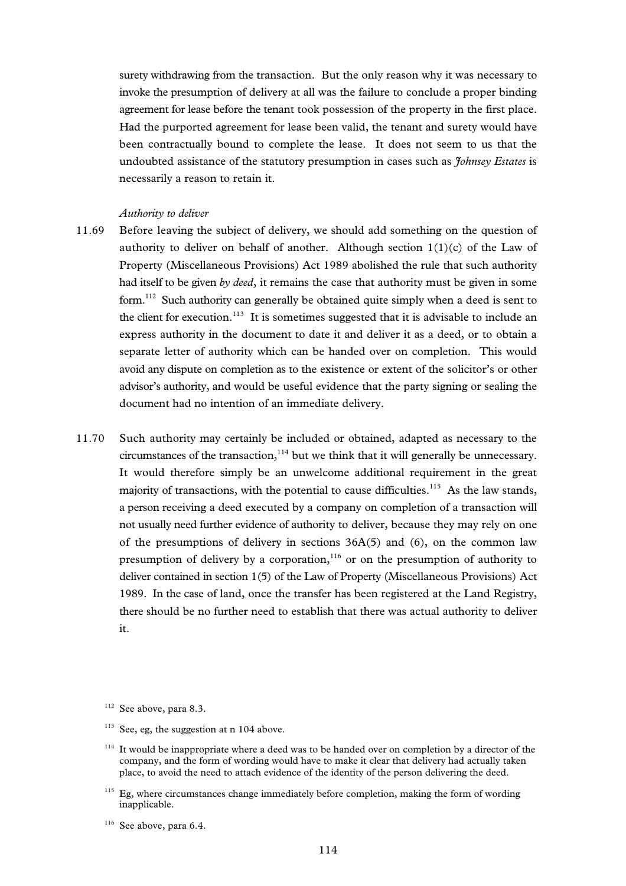surety withdrawing from the transaction. But the only reason why it was necessary to invoke the presumption of delivery at all was the failure to conclude a proper binding agreement for lease before the tenant took possession of the property in the first place. Had the purported agreement for lease been valid, the tenant and surety would have been contractually bound to complete the lease. It does not seem to us that the undoubted assistance of the statutory presumption in cases such as *Johnsey Estates* is necessarily a reason to retain it.

*Authority to deliver*

11.69 Before leaving the subject of delivery, we should add something on the question of authority to deliver on behalf of another. Although section 1(1)(c) of the Law of Property (Miscellaneous Provisions) Act 1989 abolished the rule that such authority had itself to be given *by deed*, it remains the case that authority must be given in some form.[112] Such authority can generally be obtained quite simply when a deed is sent to the client for execution.[113] It is sometimes suggested that it is advisable to include an express authority in the document to date it and deliver it as a deed, or to obtain a separate letter of authority which can be handed over on completion. This would avoid any dispute on completion as to the existence or extent of the solicitor's or other advisor's authority, and would be useful evidence that the party signing or sealing the document had no intention of an immediate delivery.

11.70 Such authority may certainly be included or obtained, adapted as necessary to the circumstances of the transaction,[114] but we think that it will generally be unnecessary. It would therefore simply be an unwelcome additional requirement in the great majority of transactions, with the potential to cause difficulties.[115] As the law stands, a person receiving a deed executed by a company on completion of a transaction will not usually need further evidence of authority to deliver, because they may rely on one of the presumptions of delivery in sections 36A(5) and (6), on the common law presumption of delivery by a corporation,[116] or on the presumption of authority to deliver contained in section 1(5) of the Law of Property (Miscellaneous Provisions) Act 1989. In the case of land, once the transfer has been registered at the Land Registry, there should be no further need to establish that there was actual authority to deliver it.

---

[112] See above, para 8.3.

[113] See, eg, the suggestion at n 104 above.

[114] It would be inappropriate where a deed was to be handed over on completion by a director of the company, and the form of wording would have to make it clear that delivery had actually taken place, to avoid the need to attach evidence of the identity of the person delivering the deed.

[115] Eg, where circumstances change immediately before completion, making the form of wording inapplicable.

[116] See above, para 6.4.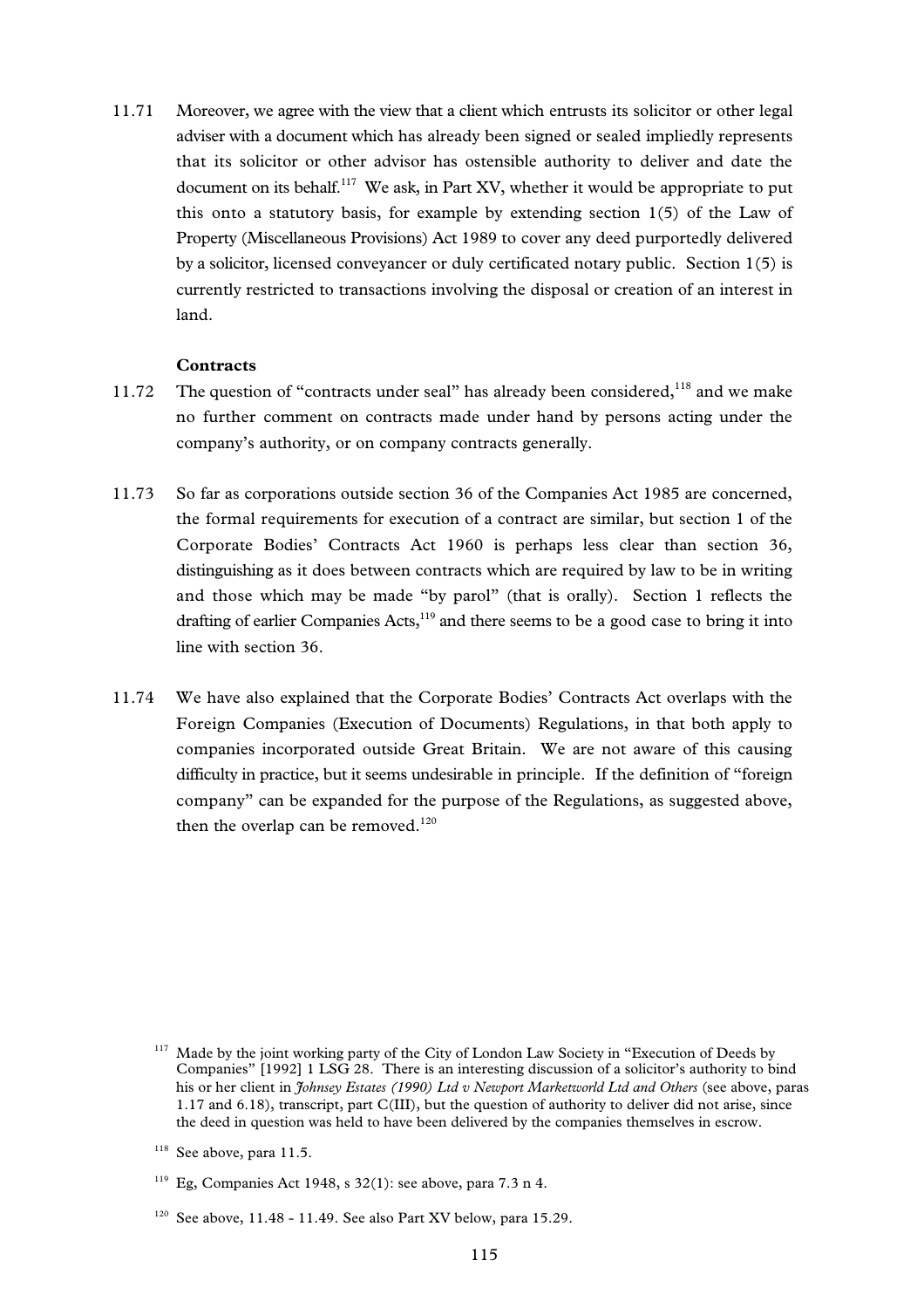11.71 Moreover, we agree with the view that a client which entrusts its solicitor or other legal adviser with a document which has already been signed or sealed impliedly represents that its solicitor or other advisor has ostensible authority to deliver and date the document on its behalf.[117] We ask, in Part XV, whether it would be appropriate to put this onto a statutory basis, for example by extending section 1(5) of the Law of Property (Miscellaneous Provisions) Act 1989 to cover any deed purportedly delivered by a solicitor, licensed conveyancer or duly certificated notary public. Section 1(5) is currently restricted to transactions involving the disposal or creation of an interest in land.

**Contracts**

11.72 The question of "contracts under seal" has already been considered,[118] and we make no further comment on contracts made under hand by persons acting under the company's authority, or on company contracts generally.

11.73 So far as corporations outside section 36 of the Companies Act 1985 are concerned, the formal requirements for execution of a contract are similar, but section 1 of the Corporate Bodies' Contracts Act 1960 is perhaps less clear than section 36, distinguishing as it does between contracts which are required by law to be in writing and those which may be made "by parol" (that is orally). Section 1 reflects the drafting of earlier Companies Acts,[119] and there seems to be a good case to bring it into line with section 36.

11.74 We have also explained that the Corporate Bodies' Contracts Act overlaps with the Foreign Companies (Execution of Documents) Regulations, in that both apply to companies incorporated outside Great Britain. We are not aware of this causing difficulty in practice, but it seems undesirable in principle. If the definition of "foreign company" can be expanded for the purpose of the Regulations, as suggested above, then the overlap can be removed.[120]

[117] Made by the joint working party of the City of London Law Society in "Execution of Deeds by Companies" [1992] 1 LSG 28. There is an interesting discussion of a solicitor's authority to bind his or her client in *Johnsey Estates (1990) Ltd v Newport Marketworld Ltd and Others* (see above, paras 1.17 and 6.18), transcript, part C(III), but the question of authority to deliver did not arise, since the deed in question was held to have been delivered by the companies themselves in escrow.

[118] See above, para 11.5.

[119] Eg, Companies Act 1948, s 32(1): see above, para 7.3 n 4.

[120] See above, 11.48 - 11.49. See also Part XV below, para 15.29.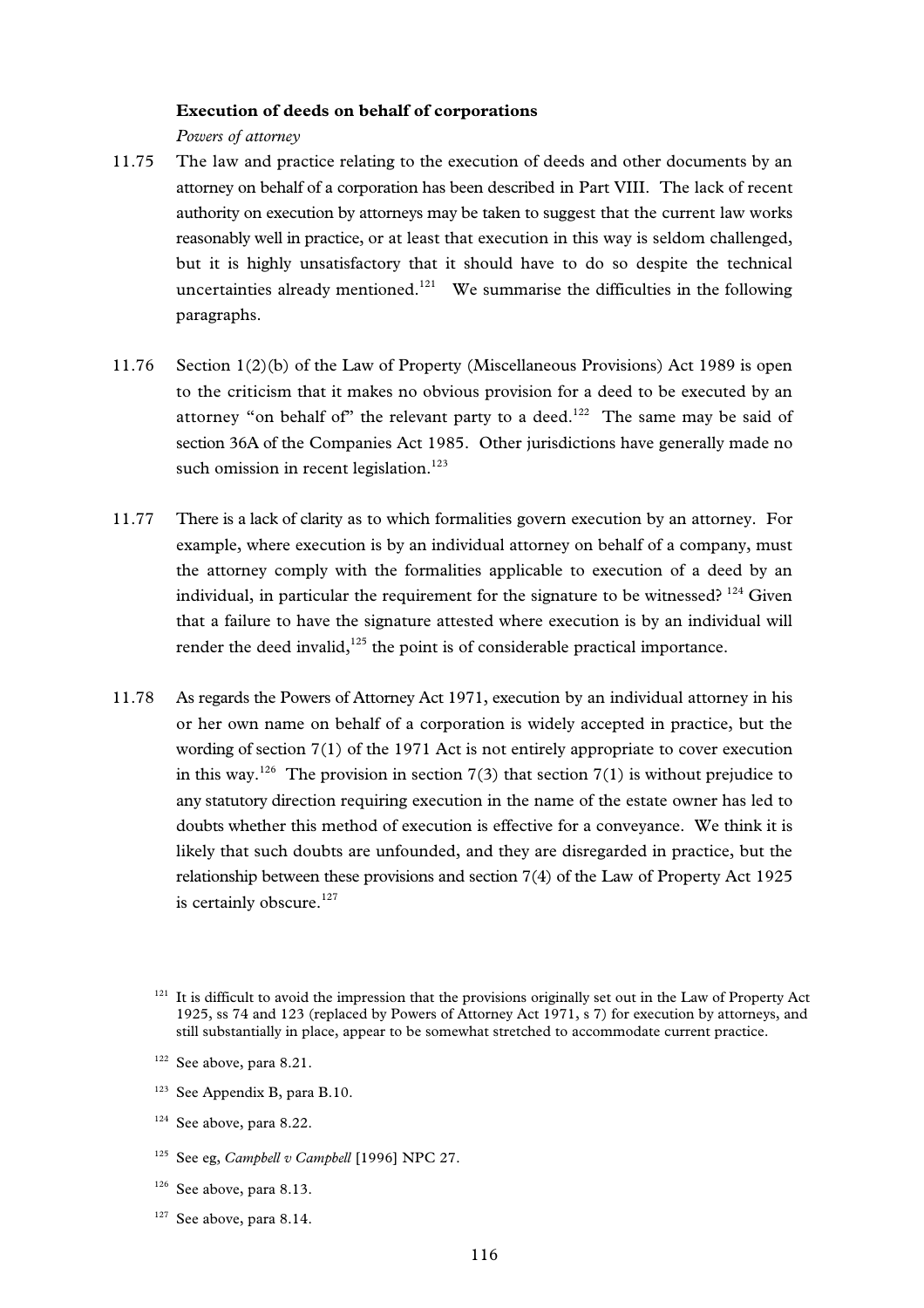### Execution of deeds on behalf of corporations

*Powers of attorney*

11.75 The law and practice relating to the execution of deeds and other documents by an attorney on behalf of a corporation has been described in Part VIII. The lack of recent authority on execution by attorneys may be taken to suggest that the current law works reasonably well in practice, or at least that execution in this way is seldom challenged, but it is highly unsatisfactory that it should have to do so despite the technical uncertainties already mentioned.[121] We summarise the difficulties in the following paragraphs.

11.76 Section 1(2)(b) of the Law of Property (Miscellaneous Provisions) Act 1989 is open to the criticism that it makes no obvious provision for a deed to be executed by an attorney "on behalf of" the relevant party to a deed.[122] The same may be said of section 36A of the Companies Act 1985. Other jurisdictions have generally made no such omission in recent legislation.[123]

11.77 There is a lack of clarity as to which formalities govern execution by an attorney. For example, where execution is by an individual attorney on behalf of a company, must the attorney comply with the formalities applicable to execution of a deed by an individual, in particular the requirement for the signature to be witnessed? [124] Given that a failure to have the signature attested where execution is by an individual will render the deed invalid,[125] the point is of considerable practical importance.

11.78 As regards the Powers of Attorney Act 1971, execution by an individual attorney in his or her own name on behalf of a corporation is widely accepted in practice, but the wording of section 7(1) of the 1971 Act is not entirely appropriate to cover execution in this way.[126] The provision in section 7(3) that section 7(1) is without prejudice to any statutory direction requiring execution in the name of the estate owner has led to doubts whether this method of execution is effective for a conveyance. We think it is likely that such doubts are unfounded, and they are disregarded in practice, but the relationship between these provisions and section 7(4) of the Law of Property Act 1925 is certainly obscure.[127]

[121] It is difficult to avoid the impression that the provisions originally set out in the Law of Property Act 1925, ss 74 and 123 (replaced by Powers of Attorney Act 1971, s 7) for execution by attorneys, and still substantially in place, appear to be somewhat stretched to accommodate current practice.

[122] See above, para 8.21.

[123] See Appendix B, para B.10.

[124] See above, para 8.22.

[125] See eg, *Campbell v Campbell* [1996] NPC 27.

[126] See above, para 8.13.

[127] See above, para 8.14.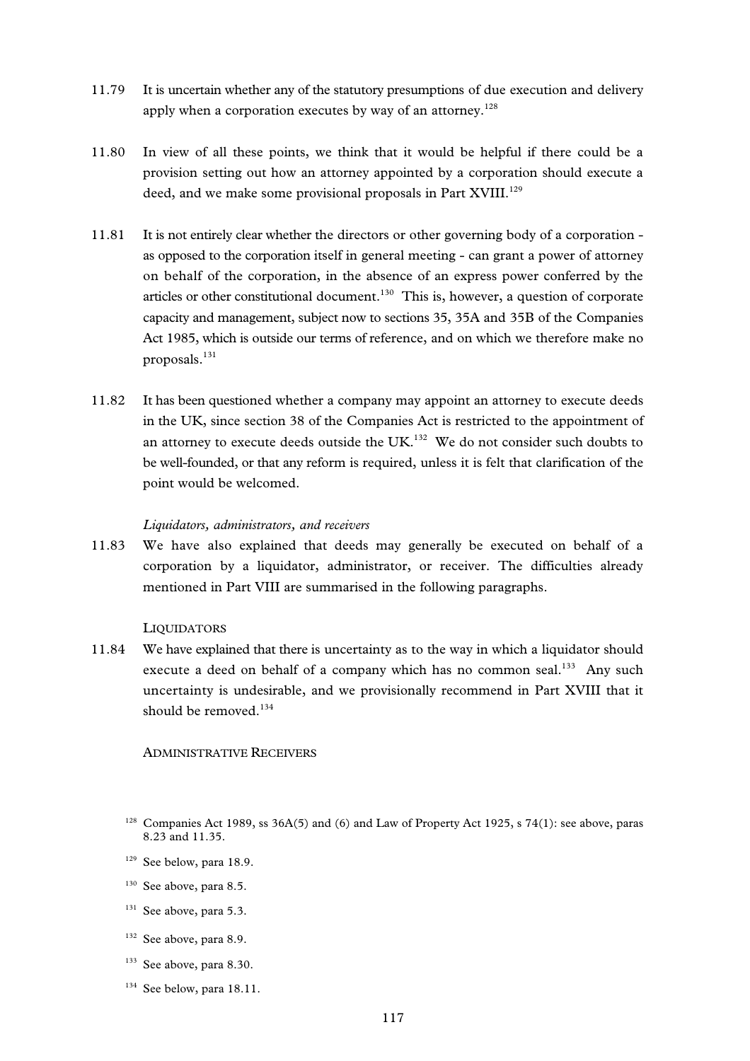11.79 It is uncertain whether any of the statutory presumptions of due execution and delivery apply when a corporation executes by way of an attorney.[128]

11.80 In view of all these points, we think that it would be helpful if there could be a provision setting out how an attorney appointed by a corporation should execute a deed, and we make some provisional proposals in Part XVIII.[129]

11.81 It is not entirely clear whether the directors or other governing body of a corporation - as opposed to the corporation itself in general meeting - can grant a power of attorney on behalf of the corporation, in the absence of an express power conferred by the articles or other constitutional document.[130] This is, however, a question of corporate capacity and management, subject now to sections 35, 35A and 35B of the Companies Act 1985, which is outside our terms of reference, and on which we therefore make no proposals.[131]

11.82 It has been questioned whether a company may appoint an attorney to execute deeds in the UK, since section 38 of the Companies Act is restricted to the appointment of an attorney to execute deeds outside the UK.[132] We do not consider such doubts to be well-founded, or that any reform is required, unless it is felt that clarification of the point would be welcomed.

*Liquidators, administrators, and receivers*

11.83 We have also explained that deeds may generally be executed on behalf of a corporation by a liquidator, administrator, or receiver. The difficulties already mentioned in Part VIII are summarised in the following paragraphs.

LIQUIDATORS

11.84 We have explained that there is uncertainty as to the way in which a liquidator should execute a deed on behalf of a company which has no common seal.[133] Any such uncertainty is undesirable, and we provisionally recommend in Part XVIII that it should be removed.[134]

ADMINISTRATIVE RECEIVERS

[128] Companies Act 1989, ss 36A(5) and (6) and Law of Property Act 1925, s 74(1): see above, paras 8.23 and 11.35.

[129] See below, para 18.9.

[130] See above, para 8.5.

[131] See above, para 5.3.

[132] See above, para 8.9.

[133] See above, para 8.30.

[134] See below, para 18.11.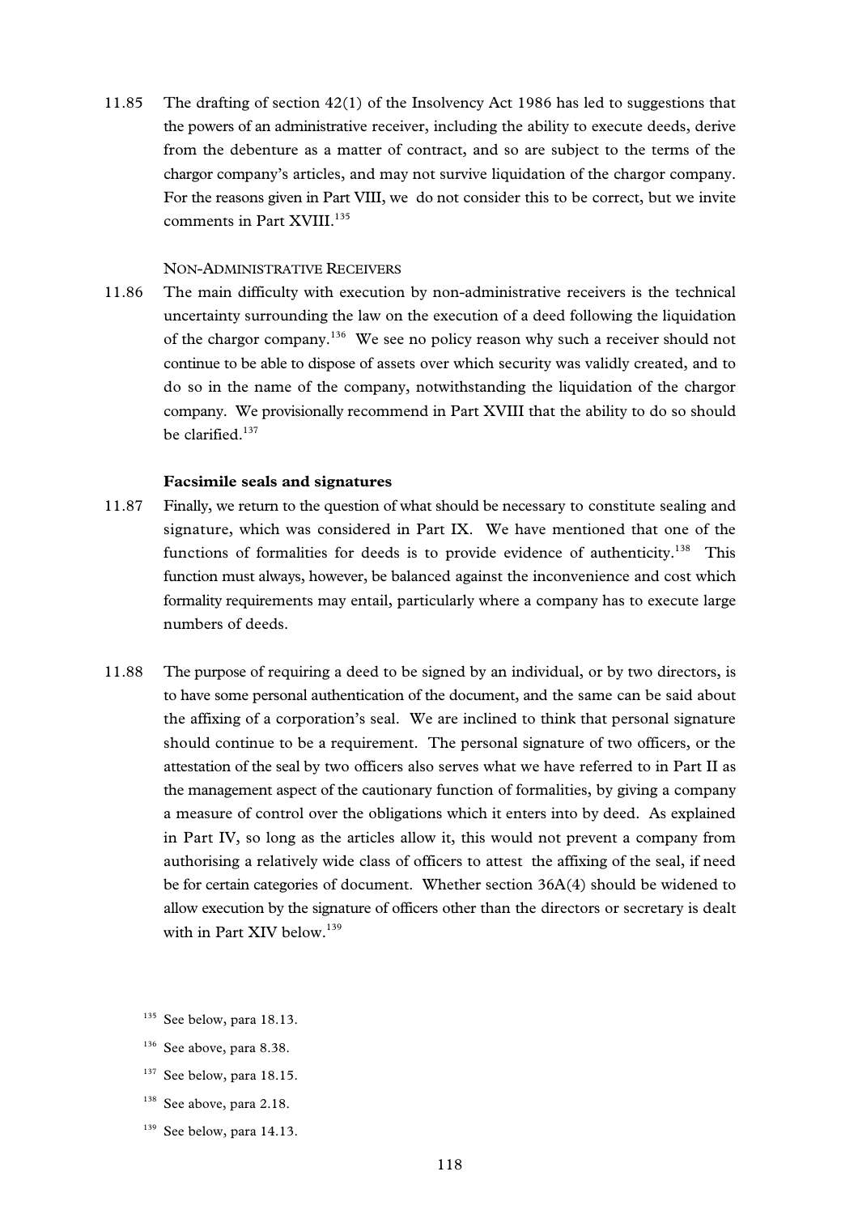11.85 The drafting of section 42(1) of the Insolvency Act 1986 has led to suggestions that the powers of an administrative receiver, including the ability to execute deeds, derive from the debenture as a matter of contract, and so are subject to the terms of the chargor company's articles, and may not survive liquidation of the chargor company. For the reasons given in Part VIII, we do not consider this to be correct, but we invite comments in Part XVIII.[135]

### NON-ADMINISTRATIVE RECEIVERS

11.86 The main difficulty with execution by non-administrative receivers is the technical uncertainty surrounding the law on the execution of a deed following the liquidation of the chargor company.[136] We see no policy reason why such a receiver should not continue to be able to dispose of assets over which security was validly created, and to do so in the name of the company, notwithstanding the liquidation of the chargor company. We provisionally recommend in Part XVIII that the ability to do so should be clarified.[137]

### Facsimile seals and signatures

11.87 Finally, we return to the question of what should be necessary to constitute sealing and signature, which was considered in Part IX. We have mentioned that one of the functions of formalities for deeds is to provide evidence of authenticity.[138] This function must always, however, be balanced against the inconvenience and cost which formality requirements may entail, particularly where a company has to execute large numbers of deeds.

11.88 The purpose of requiring a deed to be signed by an individual, or by two directors, is to have some personal authentication of the document, and the same can be said about the affixing of a corporation's seal. We are inclined to think that personal signature should continue to be a requirement. The personal signature of two officers, or the attestation of the seal by two officers also serves what we have referred to in Part II as the management aspect of the cautionary function of formalities, by giving a company a measure of control over the obligations which it enters into by deed. As explained in Part IV, so long as the articles allow it, this would not prevent a company from authorising a relatively wide class of officers to attest the affixing of the seal, if need be for certain categories of document. Whether section 36A(4) should be widened to allow execution by the signature of officers other than the directors or secretary is dealt with in Part XIV below.[139]

[135] See below, para 18.13.

[136] See above, para 8.38.

[137] See below, para 18.15.

[138] See above, para 2.18.

[139] See below, para 14.13.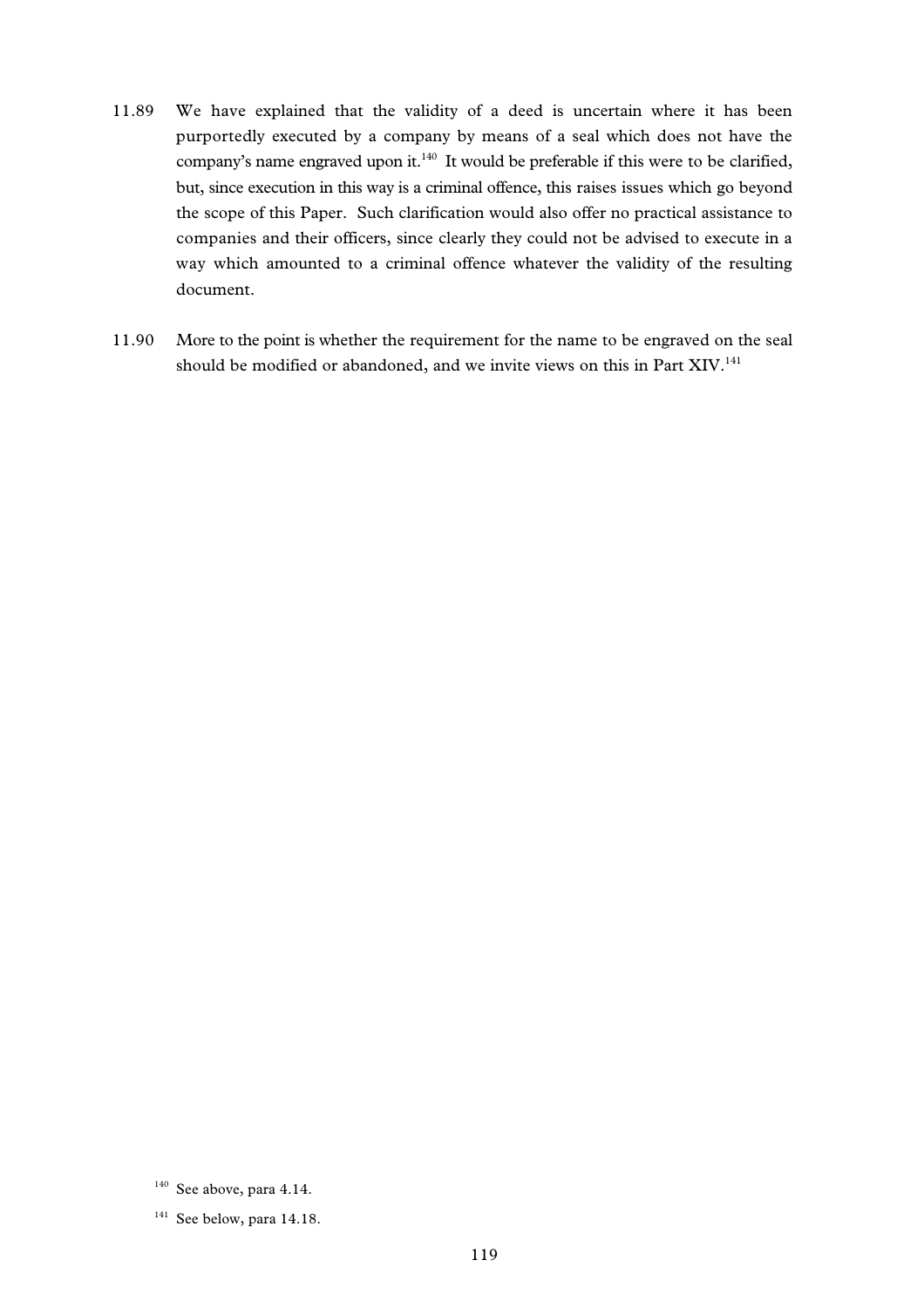11.89 We have explained that the validity of a deed is uncertain where it has been purportedly executed by a company by means of a seal which does not have the company's name engraved upon it.[140] It would be preferable if this were to be clarified, but, since execution in this way is a criminal offence, this raises issues which go beyond the scope of this Paper. Such clarification would also offer no practical assistance to companies and their officers, since clearly they could not be advised to execute in a way which amounted to a criminal offence whatever the validity of the resulting document.

11.90 More to the point is whether the requirement for the name to be engraved on the seal should be modified or abandoned, and we invite views on this in Part XIV.[141]

---

[140] See above, para 4.14.

[141] See below, para 14.18.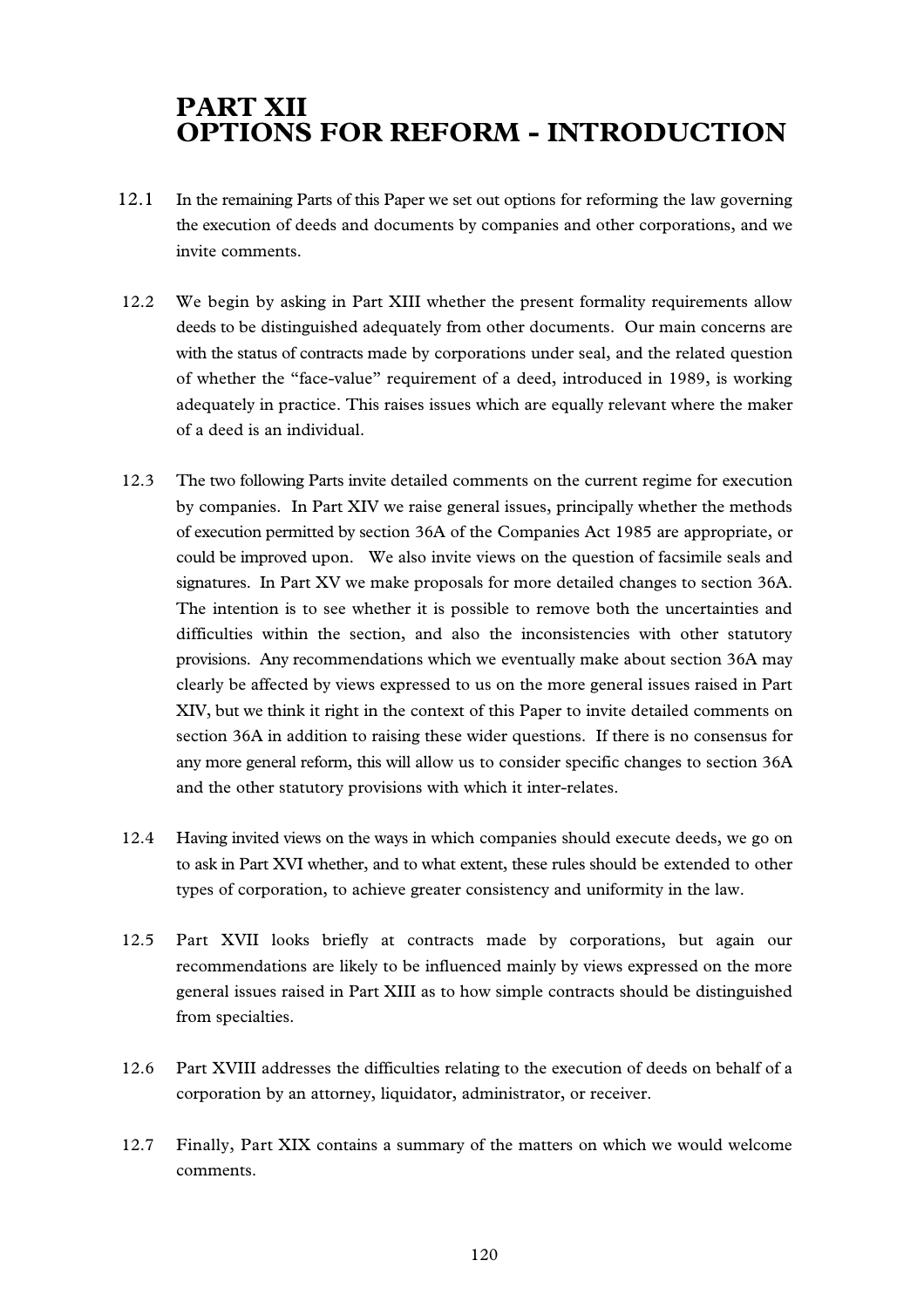# PART XII
# OPTIONS FOR REFORM - INTRODUCTION

12.1 In the remaining Parts of this Paper we set out options for reforming the law governing the execution of deeds and documents by companies and other corporations, and we invite comments.

12.2 We begin by asking in Part XIII whether the present formality requirements allow deeds to be distinguished adequately from other documents. Our main concerns are with the status of contracts made by corporations under seal, and the related question of whether the "face-value" requirement of a deed, introduced in 1989, is working adequately in practice. This raises issues which are equally relevant where the maker of a deed is an individual.

12.3 The two following Parts invite detailed comments on the current regime for execution by companies. In Part XIV we raise general issues, principally whether the methods of execution permitted by section 36A of the Companies Act 1985 are appropriate, or could be improved upon. We also invite views on the question of facsimile seals and signatures. In Part XV we make proposals for more detailed changes to section 36A. The intention is to see whether it is possible to remove both the uncertainties and difficulties within the section, and also the inconsistencies with other statutory provisions. Any recommendations which we eventually make about section 36A may clearly be affected by views expressed to us on the more general issues raised in Part XIV, but we think it right in the context of this Paper to invite detailed comments on section 36A in addition to raising these wider questions. If there is no consensus for any more general reform, this will allow us to consider specific changes to section 36A and the other statutory provisions with which it inter-relates.

12.4 Having invited views on the ways in which companies should execute deeds, we go on to ask in Part XVI whether, and to what extent, these rules should be extended to other types of corporation, to achieve greater consistency and uniformity in the law.

12.5 Part XVII looks briefly at contracts made by corporations, but again our recommendations are likely to be influenced mainly by views expressed on the more general issues raised in Part XIII as to how simple contracts should be distinguished from specialties.

12.6 Part XVIII addresses the difficulties relating to the execution of deeds on behalf of a corporation by an attorney, liquidator, administrator, or receiver.

12.7 Finally, Part XIX contains a summary of the matters on which we would welcome comments.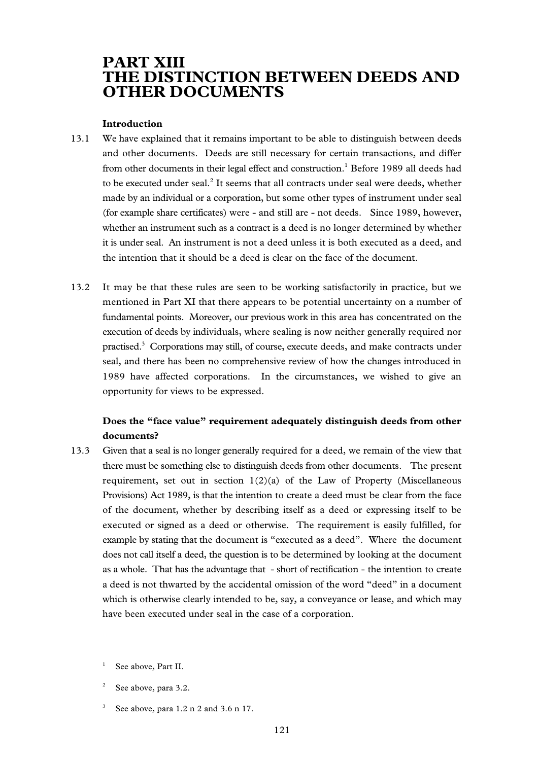# PART XIII
# THE DISTINCTION BETWEEN DEEDS AND OTHER DOCUMENTS

### Introduction

13.1 We have explained that it remains important to be able to distinguish between deeds and other documents. Deeds are still necessary for certain transactions, and differ from other documents in their legal effect and construction.[1] Before 1989 all deeds had to be executed under seal.[2] It seems that all contracts under seal were deeds, whether made by an individual or a corporation, but some other types of instrument under seal (for example share certificates) were - and still are - not deeds. Since 1989, however, whether an instrument such as a contract is a deed is no longer determined by whether it is under seal. An instrument is not a deed unless it is both executed as a deed, and the intention that it should be a deed is clear on the face of the document.

13.2 It may be that these rules are seen to be working satisfactorily in practice, but we mentioned in Part XI that there appears to be potential uncertainty on a number of fundamental points. Moreover, our previous work in this area has concentrated on the execution of deeds by individuals, where sealing is now neither generally required nor practised.[3] Corporations may still, of course, execute deeds, and make contracts under seal, and there has been no comprehensive review of how the changes introduced in 1989 have affected corporations. In the circumstances, we wished to give an opportunity for views to be expressed.

### Does the "face value" requirement adequately distinguish deeds from other documents?

13.3 Given that a seal is no longer generally required for a deed, we remain of the view that there must be something else to distinguish deeds from other documents. The present requirement, set out in section 1(2)(a) of the Law of Property (Miscellaneous Provisions) Act 1989, is that the intention to create a deed must be clear from the face of the document, whether by describing itself as a deed or expressing itself to be executed or signed as a deed or otherwise. The requirement is easily fulfilled, for example by stating that the document is "executed as a deed". Where the document does not call itself a deed, the question is to be determined by looking at the document as a whole. That has the advantage that - short of rectification - the intention to create a deed is not thwarted by the accidental omission of the word "deed" in a document which is otherwise clearly intended to be, say, a conveyance or lease, and which may have been executed under seal in the case of a corporation.

---

[1] See above, Part II.

[2] See above, para 3.2.

[3] See above, para 1.2 n 2 and 3.6 n 17.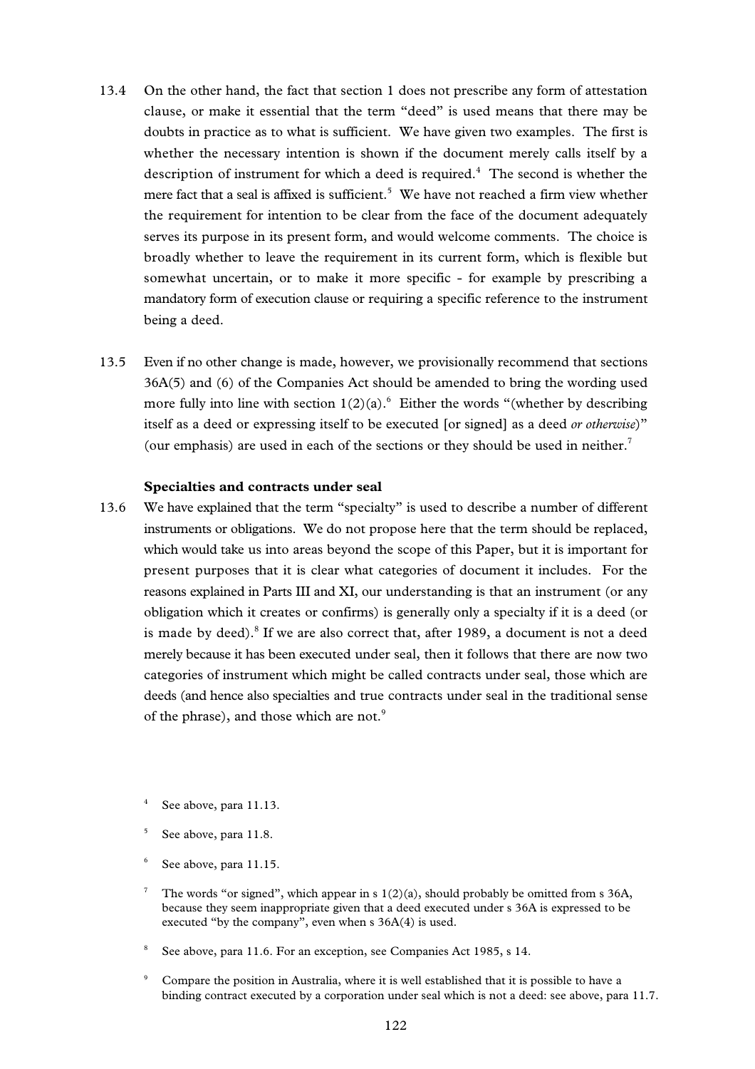13.4 On the other hand, the fact that section 1 does not prescribe any form of attestation clause, or make it essential that the term "deed" is used means that there may be doubts in practice as to what is sufficient. We have given two examples. The first is whether the necessary intention is shown if the document merely calls itself by a description of instrument for which a deed is required.[4] The second is whether the mere fact that a seal is affixed is sufficient.[5] We have not reached a firm view whether the requirement for intention to be clear from the face of the document adequately serves its purpose in its present form, and would welcome comments. The choice is broadly whether to leave the requirement in its current form, which is flexible but somewhat uncertain, or to make it more specific - for example by prescribing a mandatory form of execution clause or requiring a specific reference to the instrument being a deed.

13.5 Even if no other change is made, however, we provisionally recommend that sections 36A(5) and (6) of the Companies Act should be amended to bring the wording used more fully into line with section 1(2)(a).[6] Either the words "(whether by describing itself as a deed or expressing itself to be executed [or signed] as a deed *or otherwise*)" (our emphasis) are used in each of the sections or they should be used in neither.[7]

### Specialties and contracts under seal

13.6 We have explained that the term "specialty" is used to describe a number of different instruments or obligations. We do not propose here that the term should be replaced, which would take us into areas beyond the scope of this Paper, but it is important for present purposes that it is clear what categories of document it includes. For the reasons explained in Parts III and XI, our understanding is that an instrument (or any obligation which it creates or confirms) is generally only a specialty if it is a deed (or is made by deed).[8] If we are also correct that, after 1989, a document is not a deed merely because it has been executed under seal, then it follows that there are now two categories of instrument which might be called contracts under seal, those which are deeds (and hence also specialties and true contracts under seal in the traditional sense of the phrase), and those which are not.[9]

---

[4] See above, para 11.13.

[5] See above, para 11.8.

[6] See above, para 11.15.

[7] The words "or signed", which appear in s 1(2)(a), should probably be omitted from s 36A, because they seem inappropriate given that a deed executed under s 36A is expressed to be executed "by the company", even when s 36A(4) is used.

[8] See above, para 11.6. For an exception, see Companies Act 1985, s 14.

[9] Compare the position in Australia, where it is well established that it is possible to have a binding contract executed by a corporation under seal which is not a deed: see above, para 11.7.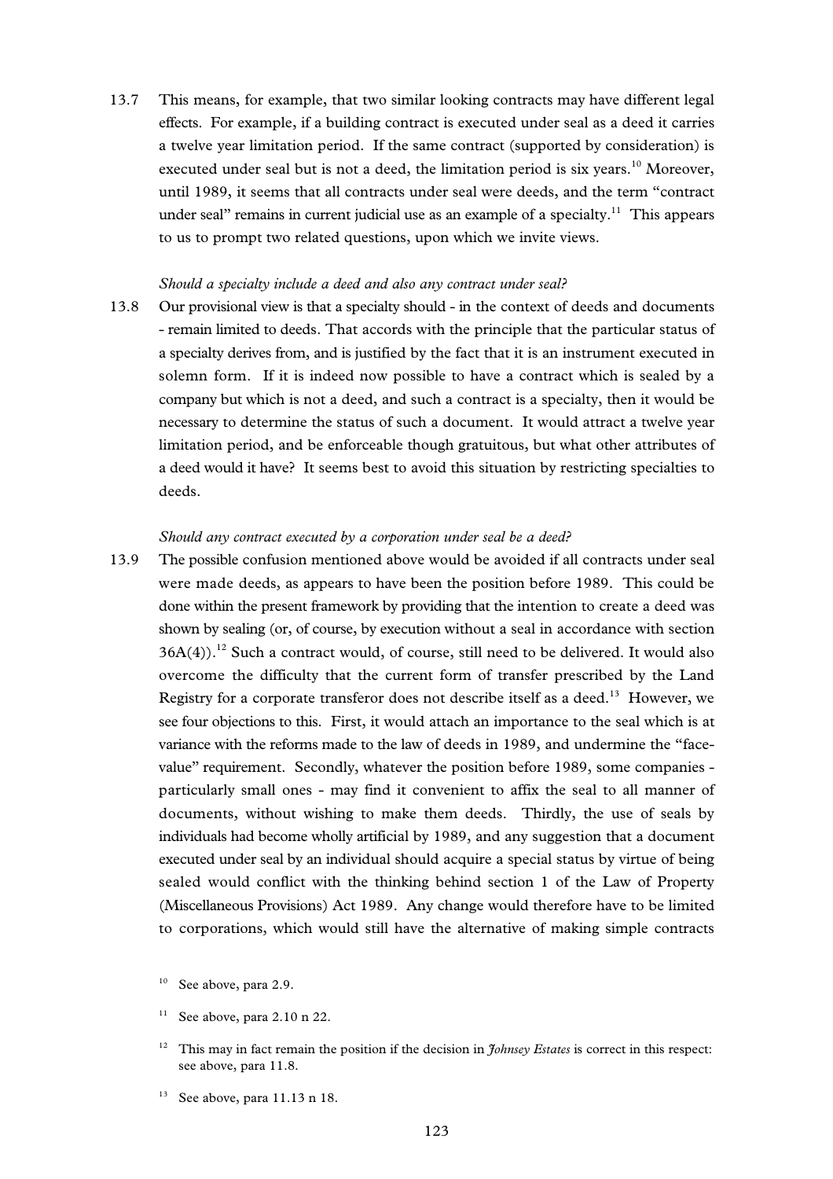13.7 This means, for example, that two similar looking contracts may have different legal effects. For example, if a building contract is executed under seal as a deed it carries a twelve year limitation period. If the same contract (supported by consideration) is executed under seal but is not a deed, the limitation period is six years.[10] Moreover, until 1989, it seems that all contracts under seal were deeds, and the term "contract under seal" remains in current judicial use as an example of a specialty.[11] This appears to us to prompt two related questions, upon which we invite views.

*Should a specialty include a deed and also any contract under seal?*

13.8 Our provisional view is that a specialty should - in the context of deeds and documents - remain limited to deeds. That accords with the principle that the particular status of a specialty derives from, and is justified by the fact that it is an instrument executed in solemn form. If it is indeed now possible to have a contract which is sealed by a company but which is not a deed, and such a contract is a specialty, then it would be necessary to determine the status of such a document. It would attract a twelve year limitation period, and be enforceable though gratuitous, but what other attributes of a deed would it have? It seems best to avoid this situation by restricting specialties to deeds.

*Should any contract executed by a corporation under seal be a deed?*

13.9 The possible confusion mentioned above would be avoided if all contracts under seal were made deeds, as appears to have been the position before 1989. This could be done within the present framework by providing that the intention to create a deed was shown by sealing (or, of course, by execution without a seal in accordance with section 36A(4)).[12] Such a contract would, of course, still need to be delivered. It would also overcome the difficulty that the current form of transfer prescribed by the Land Registry for a corporate transferor does not describe itself as a deed.[13] However, we see four objections to this. First, it would attach an importance to the seal which is at variance with the reforms made to the law of deeds in 1989, and undermine the "face-value" requirement. Secondly, whatever the position before 1989, some companies - particularly small ones - may find it convenient to affix the seal to all manner of documents, without wishing to make them deeds. Thirdly, the use of seals by individuals had become wholly artificial by 1989, and any suggestion that a document executed under seal by an individual should acquire a special status by virtue of being sealed would conflict with the thinking behind section 1 of the Law of Property (Miscellaneous Provisions) Act 1989. Any change would therefore have to be limited to corporations, which would still have the alternative of making simple contracts

[10] See above, para 2.9.

[11] See above, para 2.10 n 22.

[12] This may in fact remain the position if the decision in *Johnsey Estates* is correct in this respect: see above, para 11.8.

[13] See above, para 11.13 n 18.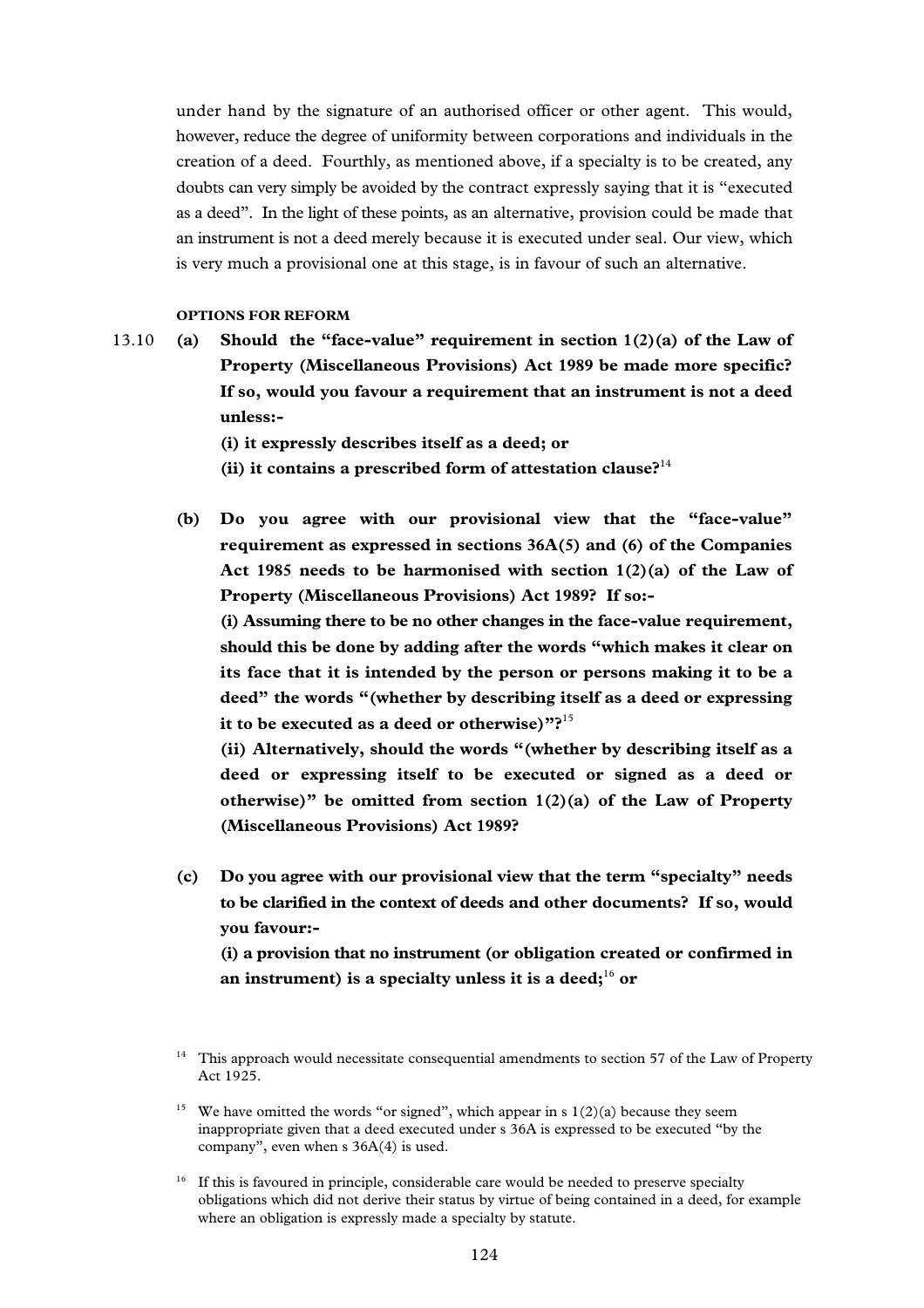under hand by the signature of an authorised officer or other agent. This would, however, reduce the degree of uniformity between corporations and individuals in the creation of a deed. Fourthly, as mentioned above, if a specialty is to be created, any doubts can very simply be avoided by the contract expressly saying that it is "executed as a deed". In the light of these points, as an alternative, provision could be made that an instrument is not a deed merely because it is executed under seal. Our view, which is very much a provisional one at this stage, is in favour of such an alternative.

#### OPTIONS FOR REFORM

13.10 **(a) Should the "face-value" requirement in section 1(2)(a) of the Law of Property (Miscellaneous Provisions) Act 1989 be made more specific? If so, would you favour a requirement that an instrument is not a deed unless:-**

**(i) it expressly describes itself as a deed; or**

**(ii) it contains a prescribed form of attestation clause?**[14]

**(b) Do you agree with our provisional view that the "face-value" requirement as expressed in sections 36A(5) and (6) of the Companies Act 1985 needs to be harmonised with section 1(2)(a) of the Law of Property (Miscellaneous Provisions) Act 1989? If so:-**

**(i) Assuming there to be no other changes in the face-value requirement, should this be done by adding after the words "which makes it clear on its face that it is intended by the person or persons making it to be a deed" the words "(whether by describing itself as a deed or expressing it to be executed as a deed or otherwise)"?**[15]

**(ii) Alternatively, should the words "(whether by describing itself as a deed or expressing itself to be executed or signed as a deed or otherwise)" be omitted from section 1(2)(a) of the Law of Property (Miscellaneous Provisions) Act 1989?**

**(c) Do you agree with our provisional view that the term "specialty" needs to be clarified in the context of deeds and other documents? If so, would you favour:-**

**(i) a provision that no instrument (or obligation created or confirmed in an instrument) is a specialty unless it is a deed;**[16] **or**

---

[14] This approach would necessitate consequential amendments to section 57 of the Law of Property Act 1925.

[15] We have omitted the words "or signed", which appear in s 1(2)(a) because they seem inappropriate given that a deed executed under s 36A is expressed to be executed "by the company", even when s 36A(4) is used.

[16] If this is favoured in principle, considerable care would be needed to preserve specialty obligations which did not derive their status by virtue of being contained in a deed, for example where an obligation is expressly made a specialty by statute.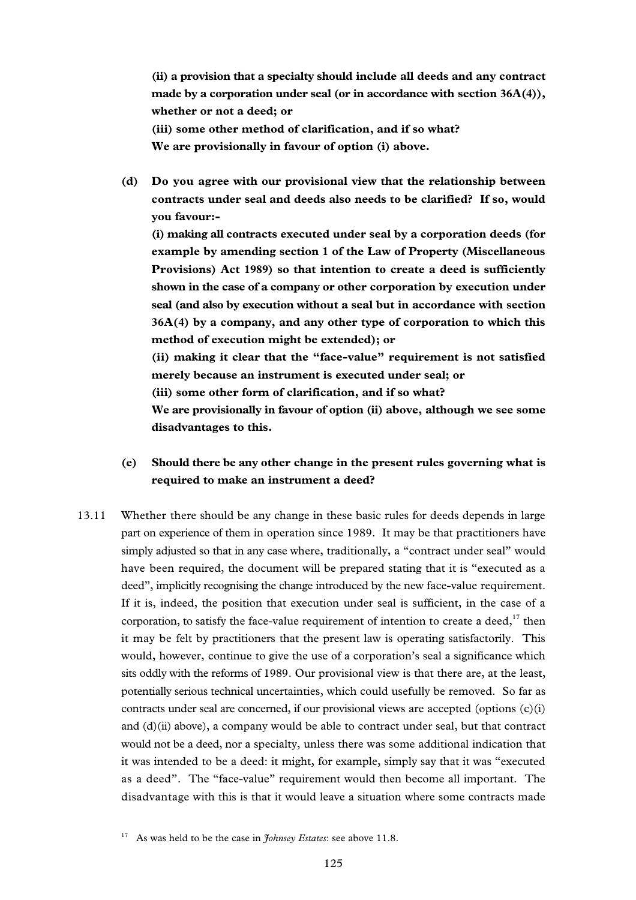**(ii) a provision that a specialty should include all deeds and any contract made by a corporation under seal (or in accordance with section 36A(4)), whether or not a deed; or**

**(iii) some other method of clarification, and if so what?**

**We are provisionally in favour of option (i) above.**

**(d) Do you agree with our provisional view that the relationship between contracts under seal and deeds also needs to be clarified? If so, would you favour:-**

**(i) making all contracts executed under seal by a corporation deeds (for example by amending section 1 of the Law of Property (Miscellaneous Provisions) Act 1989) so that intention to create a deed is sufficiently shown in the case of a company or other corporation by execution under seal (and also by execution without a seal but in accordance with section 36A(4) by a company, and any other type of corporation to which this method of execution might be extended); or**

**(ii) making it clear that the "face-value" requirement is not satisfied merely because an instrument is executed under seal; or**

**(iii) some other form of clarification, and if so what?**

**We are provisionally in favour of option (ii) above, although we see some disadvantages to this.**

**(e) Should there be any other change in the present rules governing what is required to make an instrument a deed?**

13.11 Whether there should be any change in these basic rules for deeds depends in large part on experience of them in operation since 1989. It may be that practitioners have simply adjusted so that in any case where, traditionally, a "contract under seal" would have been required, the document will be prepared stating that it is "executed as a deed", implicitly recognising the change introduced by the new face-value requirement. If it is, indeed, the position that execution under seal is sufficient, in the case of a corporation, to satisfy the face-value requirement of intention to create a deed,[17] then it may be felt by practitioners that the present law is operating satisfactorily. This would, however, continue to give the use of a corporation's seal a significance which sits oddly with the reforms of 1989. Our provisional view is that there are, at the least, potentially serious technical uncertainties, which could usefully be removed. So far as contracts under seal are concerned, if our provisional views are accepted (options (c)(i) and (d)(ii) above), a company would be able to contract under seal, but that contract would not be a deed, nor a specialty, unless there was some additional indication that it was intended to be a deed: it might, for example, simply say that it was "executed as a deed". The "face-value" requirement would then become all important. The disadvantage with this is that it would leave a situation where some contracts made

[17] As was held to be the case in *Johnsey Estates*: see above 11.8.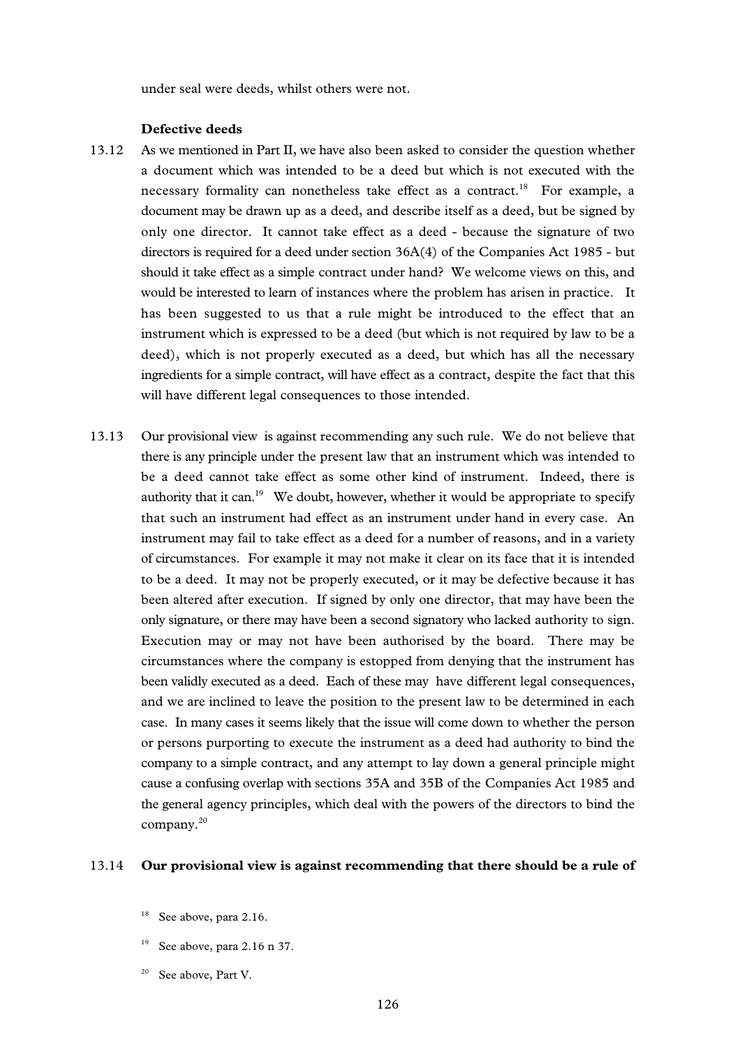under seal were deeds, whilst others were not.

### Defective deeds

13.12 As we mentioned in Part II, we have also been asked to consider the question whether a document which was intended to be a deed but which is not executed with the necessary formality can nonetheless take effect as a contract.[18] For example, a document may be drawn up as a deed, and describe itself as a deed, but be signed by only one director. It cannot take effect as a deed - because the signature of two directors is required for a deed under section 36A(4) of the Companies Act 1985 - but should it take effect as a simple contract under hand? We welcome views on this, and would be interested to learn of instances where the problem has arisen in practice. It has been suggested to us that a rule might be introduced to the effect that an instrument which is expressed to be a deed (but which is not required by law to be a deed), which is not properly executed as a deed, but which has all the necessary ingredients for a simple contract, will have effect as a contract, despite the fact that this will have different legal consequences to those intended.

13.13 Our provisional view is against recommending any such rule. We do not believe that there is any principle under the present law that an instrument which was intended to be a deed cannot take effect as some other kind of instrument. Indeed, there is authority that it can.[19] We doubt, however, whether it would be appropriate to specify that such an instrument had effect as an instrument under hand in every case. An instrument may fail to take effect as a deed for a number of reasons, and in a variety of circumstances. For example it may not make it clear on its face that it is intended to be a deed. It may not be properly executed, or it may be defective because it has been altered after execution. If signed by only one director, that may have been the only signature, or there may have been a second signatory who lacked authority to sign. Execution may or may not have been authorised by the board. There may be circumstances where the company is estopped from denying that the instrument has been validly executed as a deed. Each of these may have different legal consequences, and we are inclined to leave the position to the present law to be determined in each case. In many cases it seems likely that the issue will come down to whether the person or persons purporting to execute the instrument as a deed had authority to bind the company to a simple contract, and any attempt to lay down a general principle might cause a confusing overlap with sections 35A and 35B of the Companies Act 1985 and the general agency principles, which deal with the powers of the directors to bind the company.[20]

13.14 **Our provisional view is against recommending that there should be a rule of**

[18] See above, para 2.16.

[19] See above, para 2.16 n 37.

[20] See above, Part V.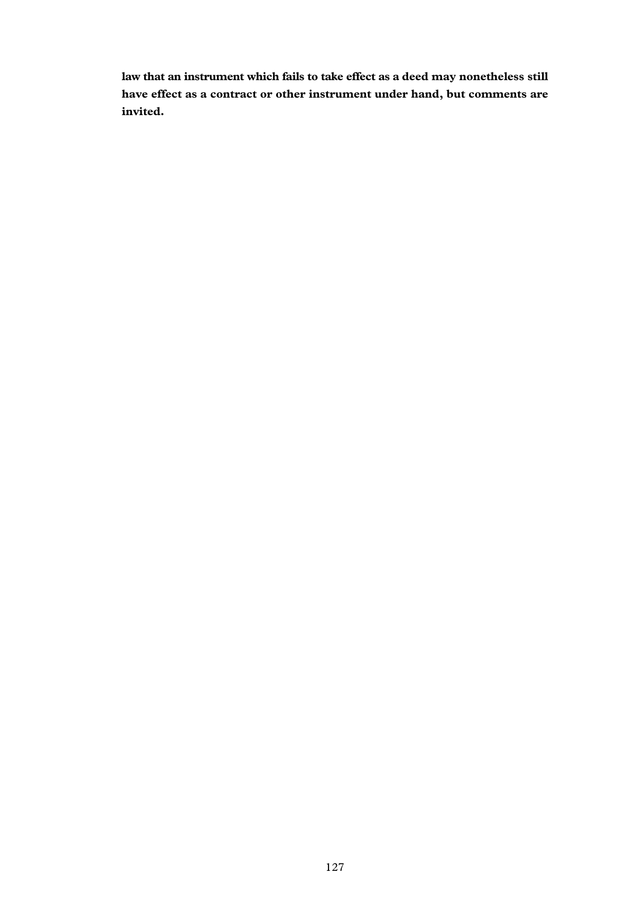**law that an instrument which fails to take effect as a deed may nonetheless still have effect as a contract or other instrument under hand, but comments are invited.**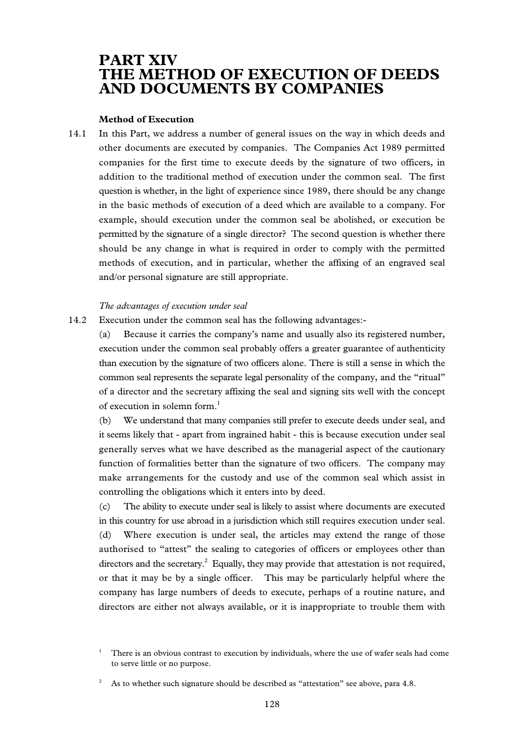# PART XIV THE METHOD OF EXECUTION OF DEEDS AND DOCUMENTS BY COMPANIES

### Method of Execution

14.1 In this Part, we address a number of general issues on the way in which deeds and other documents are executed by companies. The Companies Act 1989 permitted companies for the first time to execute deeds by the signature of two officers, in addition to the traditional method of execution under the common seal. The first question is whether, in the light of experience since 1989, there should be any change in the basic methods of execution of a deed which are available to a company. For example, should execution under the common seal be abolished, or execution be permitted by the signature of a single director? The second question is whether there should be any change in what is required in order to comply with the permitted methods of execution, and in particular, whether the affixing of an engraved seal and/or personal signature are still appropriate.

*The advantages of execution under seal*

14.2 Execution under the common seal has the following advantages:-

(a) Because it carries the company's name and usually also its registered number, execution under the common seal probably offers a greater guarantee of authenticity than execution by the signature of two officers alone. There is still a sense in which the common seal represents the separate legal personality of the company, and the "ritual" of a director and the secretary affixing the seal and signing sits well with the concept of execution in solemn form.[1]

(b) We understand that many companies still prefer to execute deeds under seal, and it seems likely that - apart from ingrained habit - this is because execution under seal generally serves what we have described as the managerial aspect of the cautionary function of formalities better than the signature of two officers. The company may make arrangements for the custody and use of the common seal which assist in controlling the obligations which it enters into by deed.

(c) The ability to execute under seal is likely to assist where documents are executed in this country for use abroad in a jurisdiction which still requires execution under seal.

(d) Where execution is under seal, the articles may extend the range of those authorised to "attest" the sealing to categories of officers or employees other than directors and the secretary.[2] Equally, they may provide that attestation is not required, or that it may be by a single officer. This may be particularly helpful where the company has large numbers of deeds to execute, perhaps of a routine nature, and directors are either not always available, or it is inappropriate to trouble them with

[1] There is an obvious contrast to execution by individuals, where the use of wafer seals had come to serve little or no purpose.

[2] As to whether such signature should be described as "attestation" see above, para 4.8.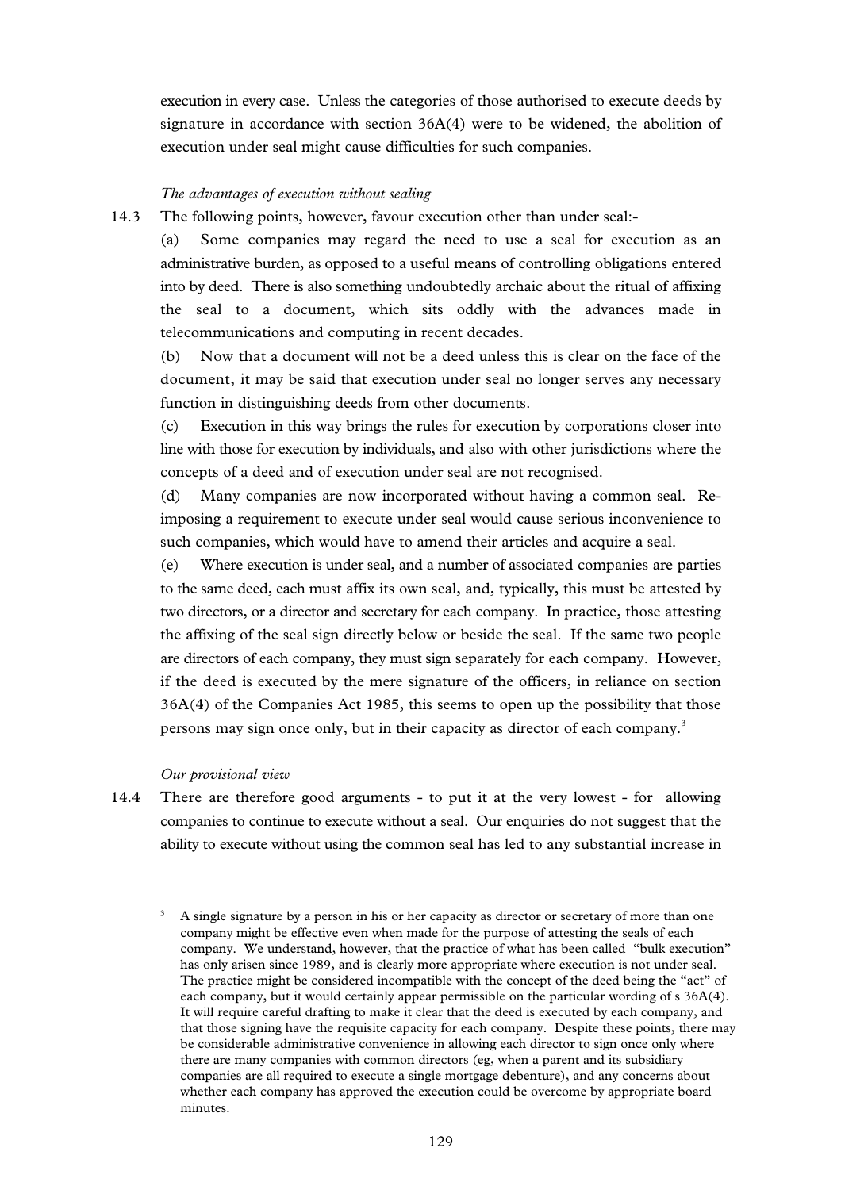execution in every case. Unless the categories of those authorised to execute deeds by signature in accordance with section 36A(4) were to be widened, the abolition of execution under seal might cause difficulties for such companies.

*The advantages of execution without sealing*

14.3 The following points, however, favour execution other than under seal:-

(a) Some companies may regard the need to use a seal for execution as an administrative burden, as opposed to a useful means of controlling obligations entered into by deed. There is also something undoubtedly archaic about the ritual of affixing the seal to a document, which sits oddly with the advances made in telecommunications and computing in recent decades.

(b) Now that a document will not be a deed unless this is clear on the face of the document, it may be said that execution under seal no longer serves any necessary function in distinguishing deeds from other documents.

(c) Execution in this way brings the rules for execution by corporations closer into line with those for execution by individuals, and also with other jurisdictions where the concepts of a deed and of execution under seal are not recognised.

(d) Many companies are now incorporated without having a common seal. Re-imposing a requirement to execute under seal would cause serious inconvenience to such companies, which would have to amend their articles and acquire a seal.

(e) Where execution is under seal, and a number of associated companies are parties to the same deed, each must affix its own seal, and, typically, this must be attested by two directors, or a director and secretary for each company. In practice, those attesting the affixing of the seal sign directly below or beside the seal. If the same two people are directors of each company, they must sign separately for each company. However, if the deed is executed by the mere signature of the officers, in reliance on section 36A(4) of the Companies Act 1985, this seems to open up the possibility that those persons may sign once only, but in their capacity as director of each company.[3]

*Our provisional view*

14.4 There are therefore good arguments - to put it at the very lowest - for allowing companies to continue to execute without a seal. Our enquiries do not suggest that the ability to execute without using the common seal has led to any substantial increase in

[3] A single signature by a person in his or her capacity as director or secretary of more than one company might be effective even when made for the purpose of attesting the seals of each company. We understand, however, that the practice of what has been called "bulk execution" has only arisen since 1989, and is clearly more appropriate where execution is not under seal. The practice might be considered incompatible with the concept of the deed being the "act" of each company, but it would certainly appear permissible on the particular wording of s 36A(4). It will require careful drafting to make it clear that the deed is executed by each company, and that those signing have the requisite capacity for each company. Despite these points, there may be considerable administrative convenience in allowing each director to sign once only where there are many companies with common directors (eg, when a parent and its subsidiary companies are all required to execute a single mortgage debenture), and any concerns about whether each company has approved the execution could be overcome by appropriate board minutes.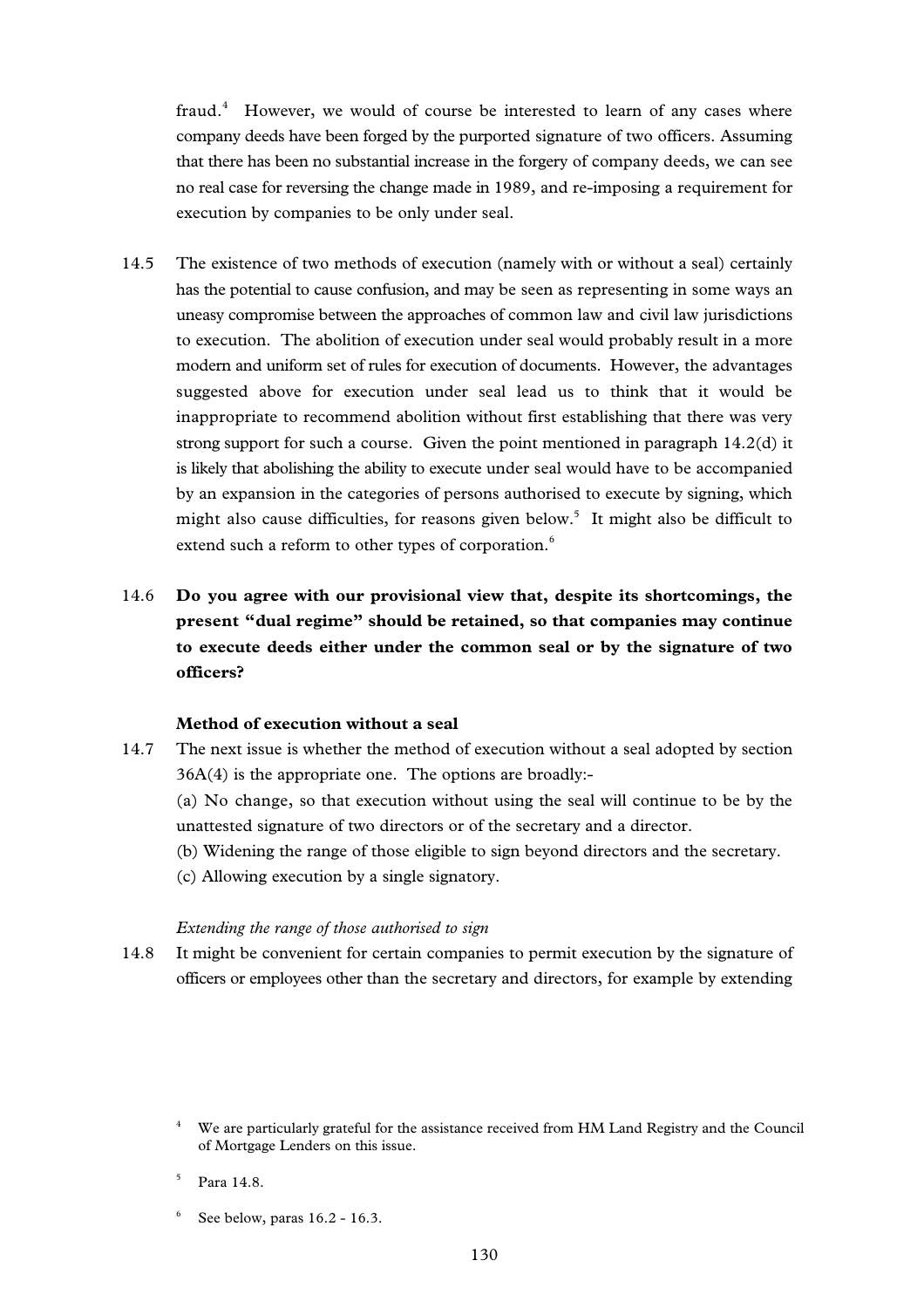fraud.[4] However, we would of course be interested to learn of any cases where company deeds have been forged by the purported signature of two officers. Assuming that there has been no substantial increase in the forgery of company deeds, we can see no real case for reversing the change made in 1989, and re-imposing a requirement for execution by companies to be only under seal.

14.5 The existence of two methods of execution (namely with or without a seal) certainly has the potential to cause confusion, and may be seen as representing in some ways an uneasy compromise between the approaches of common law and civil law jurisdictions to execution. The abolition of execution under seal would probably result in a more modern and uniform set of rules for execution of documents. However, the advantages suggested above for execution under seal lead us to think that it would be inappropriate to recommend abolition without first establishing that there was very strong support for such a course. Given the point mentioned in paragraph 14.2(d) it is likely that abolishing the ability to execute under seal would have to be accompanied by an expansion in the categories of persons authorised to execute by signing, which might also cause difficulties, for reasons given below.[5] It might also be difficult to extend such a reform to other types of corporation.[6]

14.6 **Do you agree with our provisional view that, despite its shortcomings, the present "dual regime" should be retained, so that companies may continue to execute deeds either under the common seal or by the signature of two officers?**

**Method of execution without a seal**

14.7 The next issue is whether the method of execution without a seal adopted by section 36A(4) is the appropriate one. The options are broadly:-

(a) No change, so that execution without using the seal will continue to be by the unattested signature of two directors or of the secretary and a director.

(b) Widening the range of those eligible to sign beyond directors and the secretary.

(c) Allowing execution by a single signatory.

*Extending the range of those authorised to sign*

14.8 It might be convenient for certain companies to permit execution by the signature of officers or employees other than the secretary and directors, for example by extending

[4] We are particularly grateful for the assistance received from HM Land Registry and the Council of Mortgage Lenders on this issue.

[5] Para 14.8.

[6] See below, paras 16.2 - 16.3.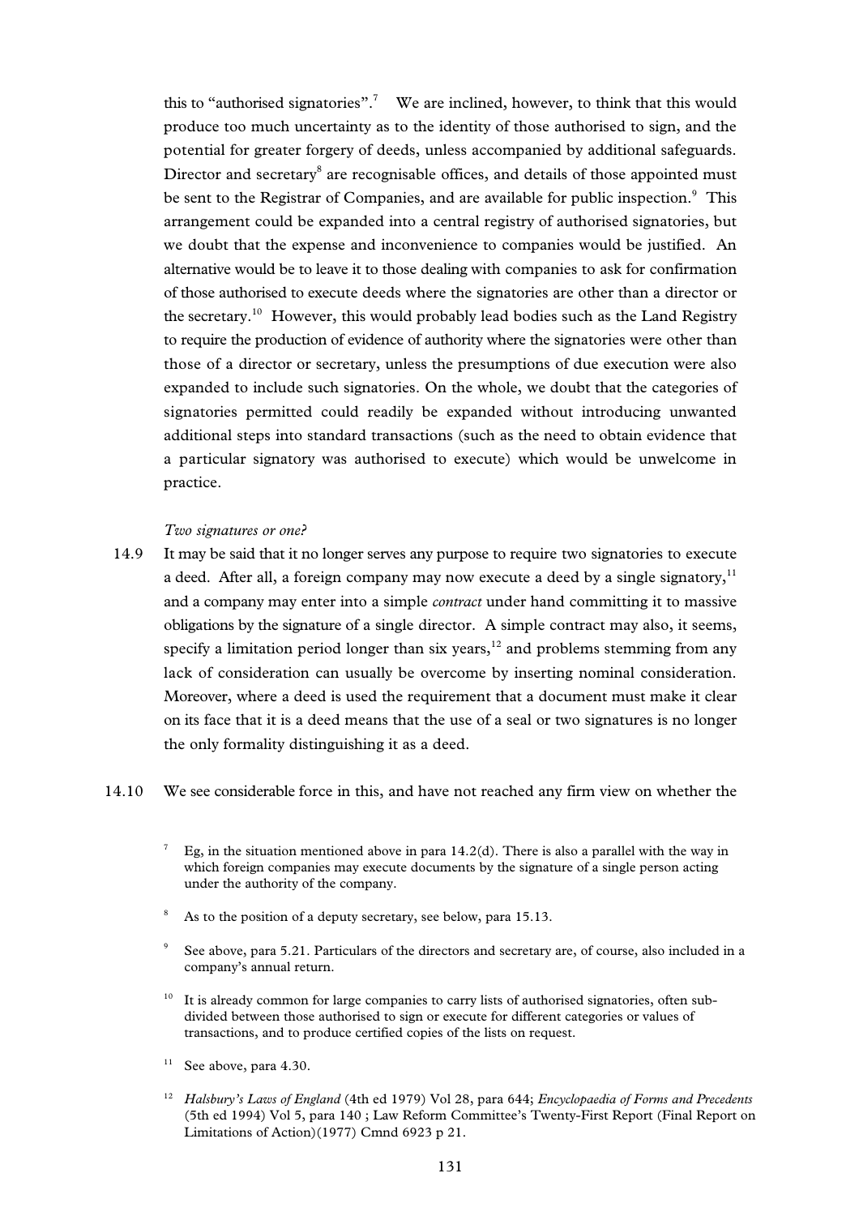this to "authorised signatories".[7] We are inclined, however, to think that this would produce too much uncertainty as to the identity of those authorised to sign, and the potential for greater forgery of deeds, unless accompanied by additional safeguards. Director and secretary[8] are recognisable offices, and details of those appointed must be sent to the Registrar of Companies, and are available for public inspection.[9] This arrangement could be expanded into a central registry of authorised signatories, but we doubt that the expense and inconvenience to companies would be justified. An alternative would be to leave it to those dealing with companies to ask for confirmation of those authorised to execute deeds where the signatories are other than a director or the secretary.[10] However, this would probably lead bodies such as the Land Registry to require the production of evidence of authority where the signatories were other than those of a director or secretary, unless the presumptions of due execution were also expanded to include such signatories. On the whole, we doubt that the categories of signatories permitted could readily be expanded without introducing unwanted additional steps into standard transactions (such as the need to obtain evidence that a particular signatory was authorised to execute) which would be unwelcome in practice.

*Two signatures or one?*

14.9 It may be said that it no longer serves any purpose to require two signatories to execute a deed. After all, a foreign company may now execute a deed by a single signatory,[11] and a company may enter into a simple *contract* under hand committing it to massive obligations by the signature of a single director. A simple contract may also, it seems, specify a limitation period longer than six years,[12] and problems stemming from any lack of consideration can usually be overcome by inserting nominal consideration. Moreover, where a deed is used the requirement that a document must make it clear on its face that it is a deed means that the use of a seal or two signatures is no longer the only formality distinguishing it as a deed.

14.10 We see considerable force in this, and have not reached any firm view on whether the

---

[7] Eg, in the situation mentioned above in para 14.2(d). There is also a parallel with the way in which foreign companies may execute documents by the signature of a single person acting under the authority of the company.

[8] As to the position of a deputy secretary, see below, para 15.13.

[9] See above, para 5.21. Particulars of the directors and secretary are, of course, also included in a company's annual return.

[10] It is already common for large companies to carry lists of authorised signatories, often sub-divided between those authorised to sign or execute for different categories or values of transactions, and to produce certified copies of the lists on request.

[11] See above, para 4.30.

[12] *Halsbury's Laws of England* (4th ed 1979) Vol 28, para 644; *Encyclopaedia of Forms and Precedents* (5th ed 1994) Vol 5, para 140 ; Law Reform Committee's Twenty-First Report (Final Report on Limitations of Action)(1977) Cmnd 6923 p 21.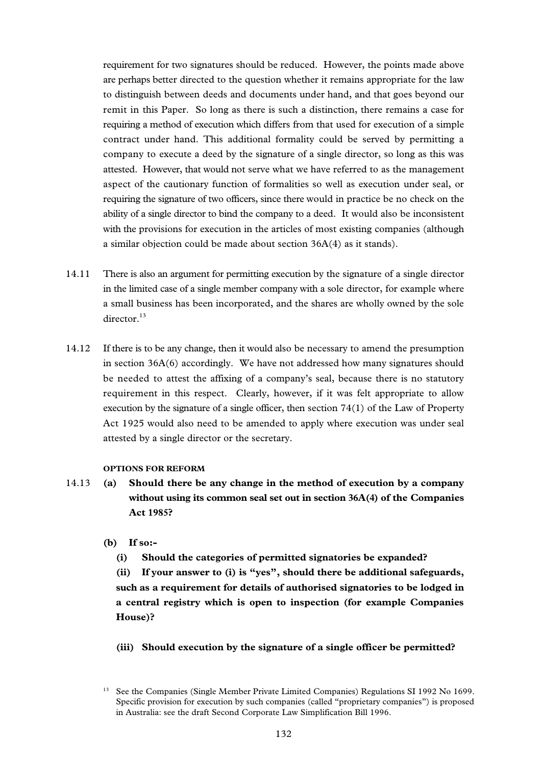requirement for two signatures should be reduced. However, the points made above are perhaps better directed to the question whether it remains appropriate for the law to distinguish between deeds and documents under hand, and that goes beyond our remit in this Paper. So long as there is such a distinction, there remains a case for requiring a method of execution which differs from that used for execution of a simple contract under hand. This additional formality could be served by permitting a company to execute a deed by the signature of a single director, so long as this was attested. However, that would not serve what we have referred to as the management aspect of the cautionary function of formalities so well as execution under seal, or requiring the signature of two officers, since there would in practice be no check on the ability of a single director to bind the company to a deed. It would also be inconsistent with the provisions for execution in the articles of most existing companies (although a similar objection could be made about section 36A(4) as it stands).

14.11 There is also an argument for permitting execution by the signature of a single director in the limited case of a single member company with a sole director, for example where a small business has been incorporated, and the shares are wholly owned by the sole director.[13]

14.12 If there is to be any change, then it would also be necessary to amend the presumption in section 36A(6) accordingly. We have not addressed how many signatures should be needed to attest the affixing of a company's seal, because there is no statutory requirement in this respect. Clearly, however, if it was felt appropriate to allow execution by the signature of a single officer, then section 74(1) of the Law of Property Act 1925 would also need to be amended to apply where execution was under seal attested by a single director or the secretary.

#### OPTIONS FOR REFORM

14.13 **(a) Should there be any change in the method of execution by a company without using its common seal set out in section 36A(4) of the Companies Act 1985?**

**(b) If so:-**

**(i) Should the categories of permitted signatories be expanded?**

**(ii) If your answer to (i) is "yes", should there be additional safeguards, such as a requirement for details of authorised signatories to be lodged in a central registry which is open to inspection (for example Companies House)?**

**(iii) Should execution by the signature of a single officer be permitted?**

[13] See the Companies (Single Member Private Limited Companies) Regulations SI 1992 No 1699. Specific provision for execution by such companies (called "proprietary companies") is proposed in Australia: see the draft Second Corporate Law Simplification Bill 1996.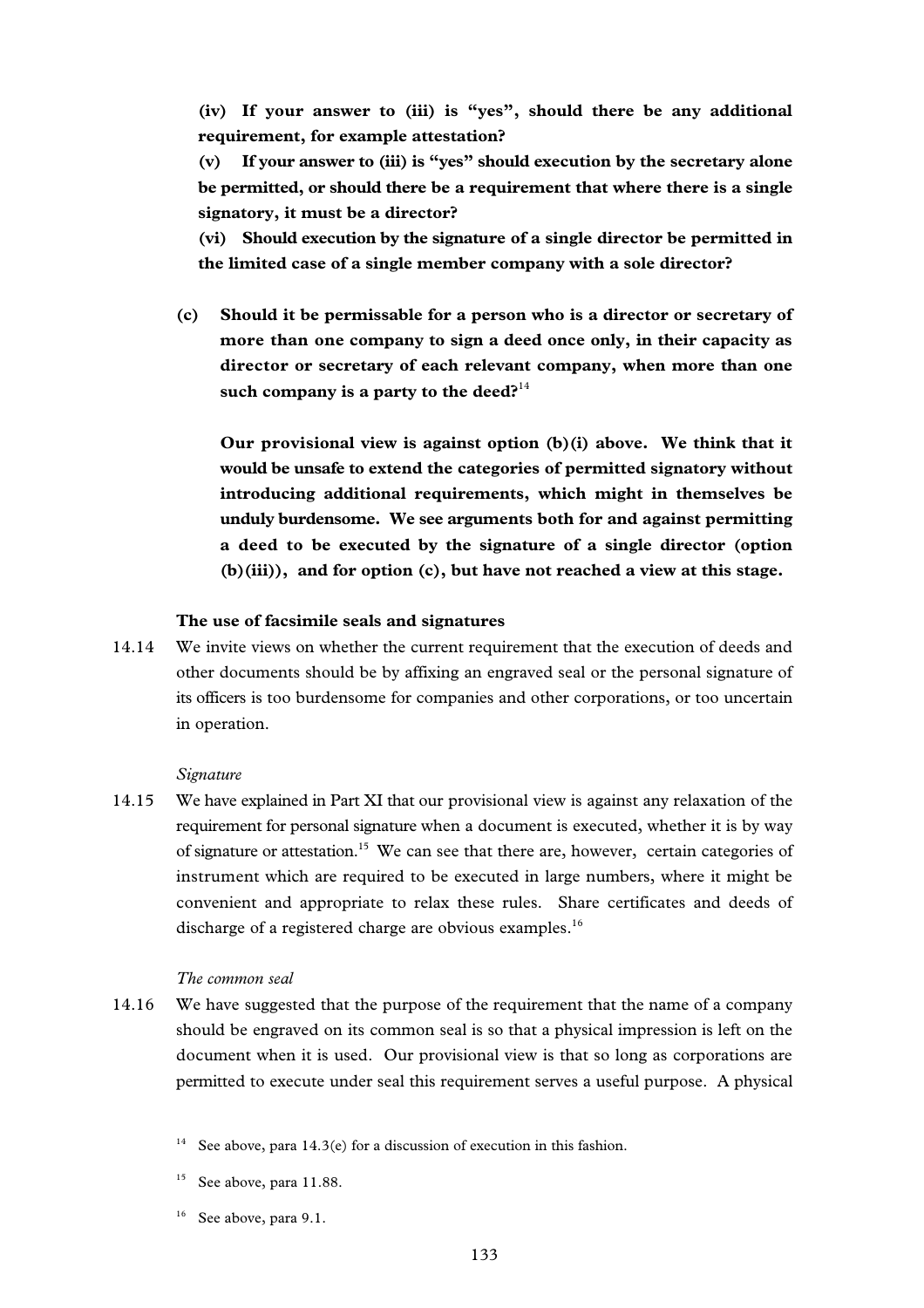**(iv) If your answer to (iii) is "yes", should there be any additional requirement, for example attestation?**

**(v) If your answer to (iii) is "yes" should execution by the secretary alone be permitted, or should there be a requirement that where there is a single signatory, it must be a director?**

**(vi) Should execution by the signature of a single director be permitted in the limited case of a single member company with a sole director?**

**(c) Should it be permissable for a person who is a director or secretary of more than one company to sign a deed once only, in their capacity as director or secretary of each relevant company, when more than one such company is a party to the deed?**[14]

**Our provisional view is against option (b)(i) above. We think that it would be unsafe to extend the categories of permitted signatory without introducing additional requirements, which might in themselves be unduly burdensome. We see arguments both for and against permitting a deed to be executed by the signature of a single director (option (b)(iii)), and for option (c), but have not reached a view at this stage.**

**The use of facsimile seals and signatures**

14.14 We invite views on whether the current requirement that the execution of deeds and other documents should be by affixing an engraved seal or the personal signature of its officers is too burdensome for companies and other corporations, or too uncertain in operation.

*Signature*

14.15 We have explained in Part XI that our provisional view is against any relaxation of the requirement for personal signature when a document is executed, whether it is by way of signature or attestation.[15] We can see that there are, however, certain categories of instrument which are required to be executed in large numbers, where it might be convenient and appropriate to relax these rules. Share certificates and deeds of discharge of a registered charge are obvious examples.[16]

*The common seal*

14.16 We have suggested that the purpose of the requirement that the name of a company should be engraved on its common seal is so that a physical impression is left on the document when it is used. Our provisional view is that so long as corporations are permitted to execute under seal this requirement serves a useful purpose. A physical

[14] See above, para 14.3(e) for a discussion of execution in this fashion.

[15] See above, para 11.88.

[16] See above, para 9.1.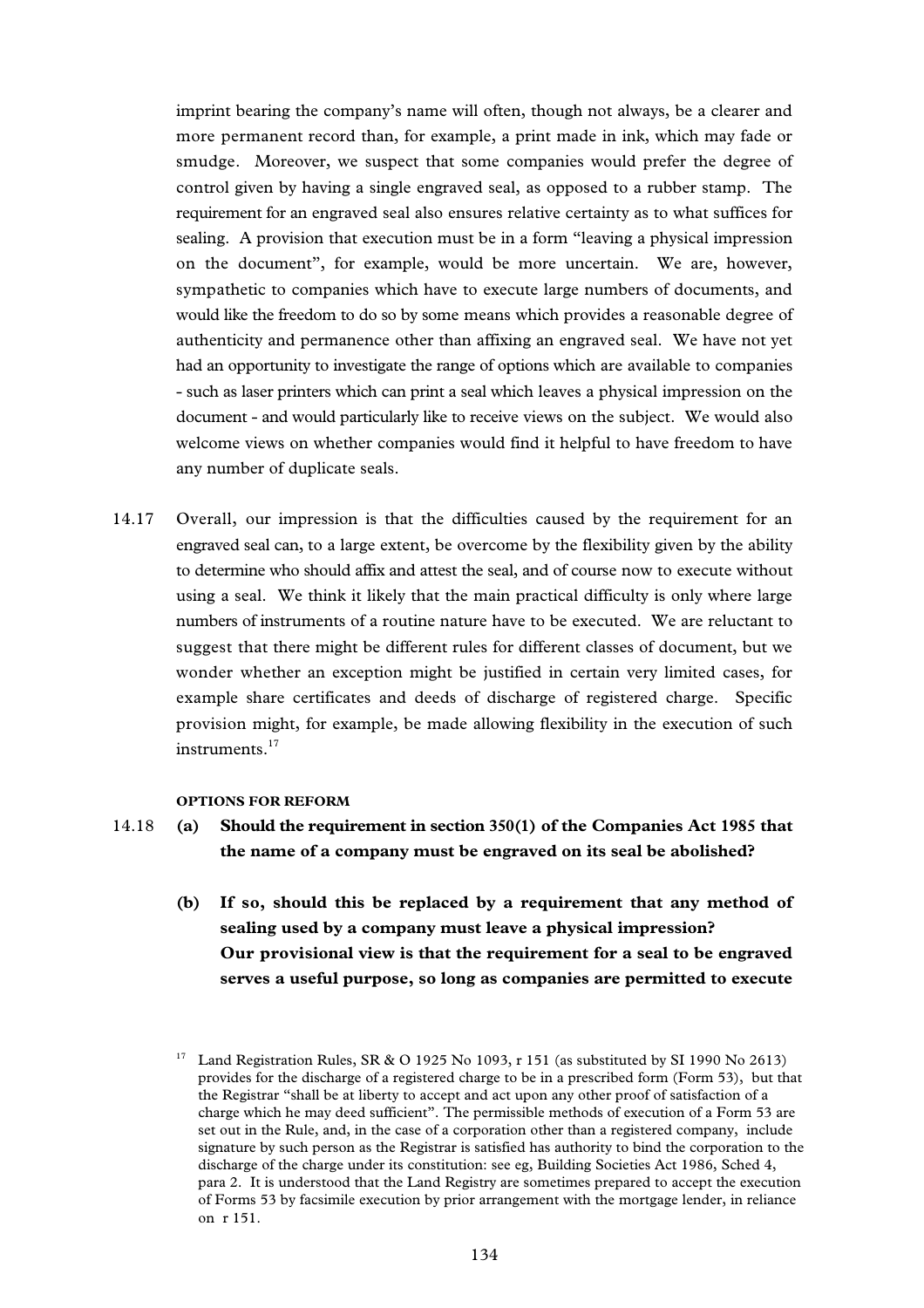imprint bearing the company's name will often, though not always, be a clearer and more permanent record than, for example, a print made in ink, which may fade or smudge. Moreover, we suspect that some companies would prefer the degree of control given by having a single engraved seal, as opposed to a rubber stamp. The requirement for an engraved seal also ensures relative certainty as to what suffices for sealing. A provision that execution must be in a form "leaving a physical impression on the document", for example, would be more uncertain. We are, however, sympathetic to companies which have to execute large numbers of documents, and would like the freedom to do so by some means which provides a reasonable degree of authenticity and permanence other than affixing an engraved seal. We have not yet had an opportunity to investigate the range of options which are available to companies - such as laser printers which can print a seal which leaves a physical impression on the document - and would particularly like to receive views on the subject. We would also welcome views on whether companies would find it helpful to have freedom to have any number of duplicate seals.

14.17 Overall, our impression is that the difficulties caused by the requirement for an engraved seal can, to a large extent, be overcome by the flexibility given by the ability to determine who should affix and attest the seal, and of course now to execute without using a seal. We think it likely that the main practical difficulty is only where large numbers of instruments of a routine nature have to be executed. We are reluctant to suggest that there might be different rules for different classes of document, but we wonder whether an exception might be justified in certain very limited cases, for example share certificates and deeds of discharge of registered charge. Specific provision might, for example, be made allowing flexibility in the execution of such instruments.[17]

#### OPTIONS FOR REFORM

14.18 **(a) Should the requirement in section 350(1) of the Companies Act 1985 that the name of a company must be engraved on its seal be abolished?**

**(b) If so, should this be replaced by a requirement that any method of sealing used by a company must leave a physical impression?**
**Our provisional view is that the requirement for a seal to be engraved serves a useful purpose, so long as companies are permitted to execute**

[17] Land Registration Rules, SR & O 1925 No 1093, r 151 (as substituted by SI 1990 No 2613) provides for the discharge of a registered charge to be in a prescribed form (Form 53), but that the Registrar "shall be at liberty to accept and act upon any other proof of satisfaction of a charge which he may deed sufficient". The permissible methods of execution of a Form 53 are set out in the Rule, and, in the case of a corporation other than a registered company, include signature by such person as the Registrar is satisfied has authority to bind the corporation to the discharge of the charge under its constitution: see eg, Building Societies Act 1986, Sched 4, para 2. It is understood that the Land Registry are sometimes prepared to accept the execution of Forms 53 by facsimile execution by prior arrangement with the mortgage lender, in reliance on r 151.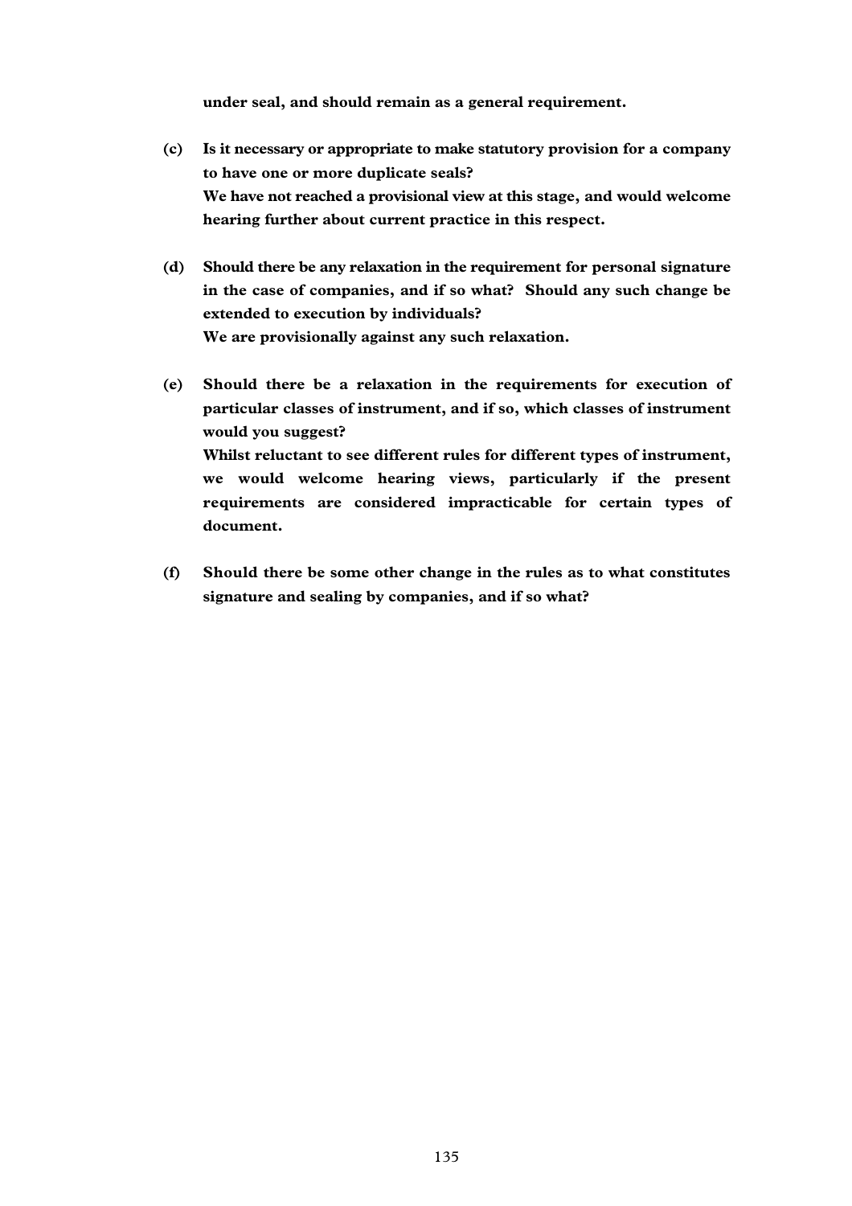**under seal, and should remain as a general requirement.**

**(c) Is it necessary or appropriate to make statutory provision for a company to have one or more duplicate seals?**
**We have not reached a provisional view at this stage, and would welcome hearing further about current practice in this respect.**

**(d) Should there be any relaxation in the requirement for personal signature in the case of companies, and if so what? Should any such change be extended to execution by individuals?**
**We are provisionally against any such relaxation.**

**(e) Should there be a relaxation in the requirements for execution of particular classes of instrument, and if so, which classes of instrument would you suggest?**
**Whilst reluctant to see different rules for different types of instrument, we would welcome hearing views, particularly if the present requirements are considered impracticable for certain types of document.**

**(f) Should there be some other change in the rules as to what constitutes signature and sealing by companies, and if so what?**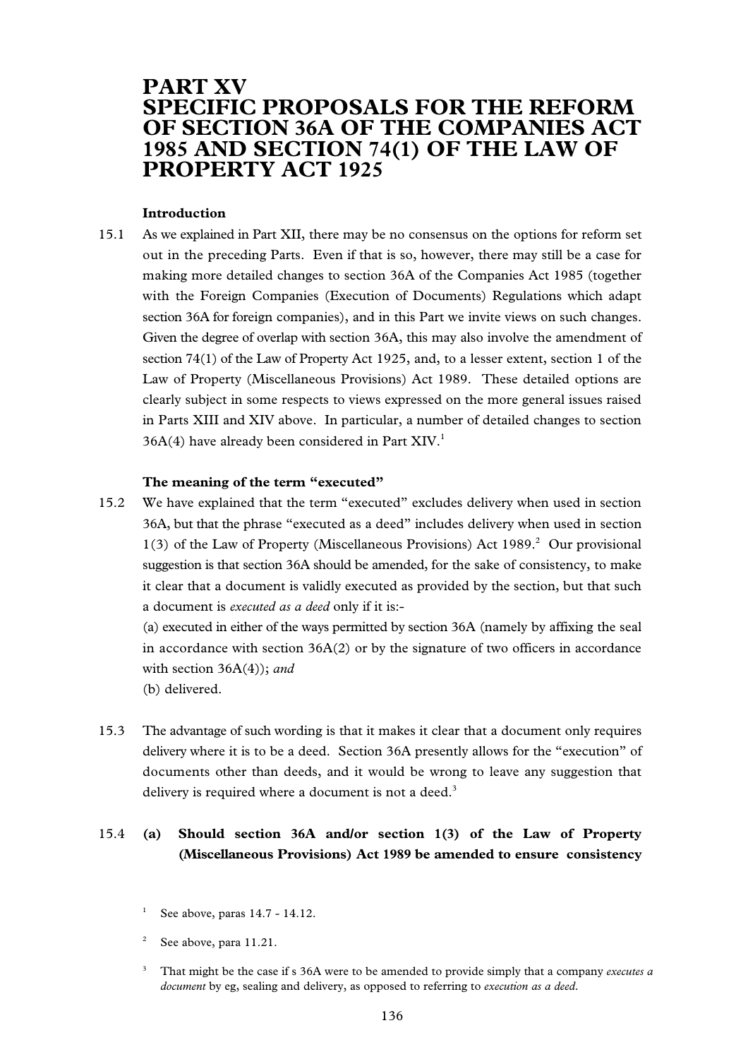# PART XV
# SPECIFIC PROPOSALS FOR THE REFORM OF SECTION 36A OF THE COMPANIES ACT 1985 AND SECTION 74(1) OF THE LAW OF PROPERTY ACT 1925

### Introduction

15.1 As we explained in Part XII, there may be no consensus on the options for reform set out in the preceding Parts. Even if that is so, however, there may still be a case for making more detailed changes to section 36A of the Companies Act 1985 (together with the Foreign Companies (Execution of Documents) Regulations which adapt section 36A for foreign companies), and in this Part we invite views on such changes. Given the degree of overlap with section 36A, this may also involve the amendment of section 74(1) of the Law of Property Act 1925, and, to a lesser extent, section 1 of the Law of Property (Miscellaneous Provisions) Act 1989. These detailed options are clearly subject in some respects to views expressed on the more general issues raised in Parts XIII and XIV above. In particular, a number of detailed changes to section 36A(4) have already been considered in Part XIV.[1]

### The meaning of the term "executed"

15.2 We have explained that the term "executed" excludes delivery when used in section 36A, but that the phrase "executed as a deed" includes delivery when used in section 1(3) of the Law of Property (Miscellaneous Provisions) Act 1989.[2] Our provisional suggestion is that section 36A should be amended, for the sake of consistency, to make it clear that a document is validly executed as provided by the section, but that such a document is *executed as a deed* only if it is:-

(a) executed in either of the ways permitted by section 36A (namely by affixing the seal in accordance with section 36A(2) or by the signature of two officers in accordance with section 36A(4)); *and*

(b) delivered.

15.3 The advantage of such wording is that it makes it clear that a document only requires delivery where it is to be a deed. Section 36A presently allows for the "execution" of documents other than deeds, and it would be wrong to leave any suggestion that delivery is required where a document is not a deed.[3]

15.4 **(a) Should section 36A and/or section 1(3) of the Law of Property (Miscellaneous Provisions) Act 1989 be amended to ensure consistency**

---

[1] See above, paras 14.7 - 14.12.

[2] See above, para 11.21.

[3] That might be the case if s 36A were to be amended to provide simply that a company *executes a document* by eg, sealing and delivery, as opposed to referring to *execution as a deed*.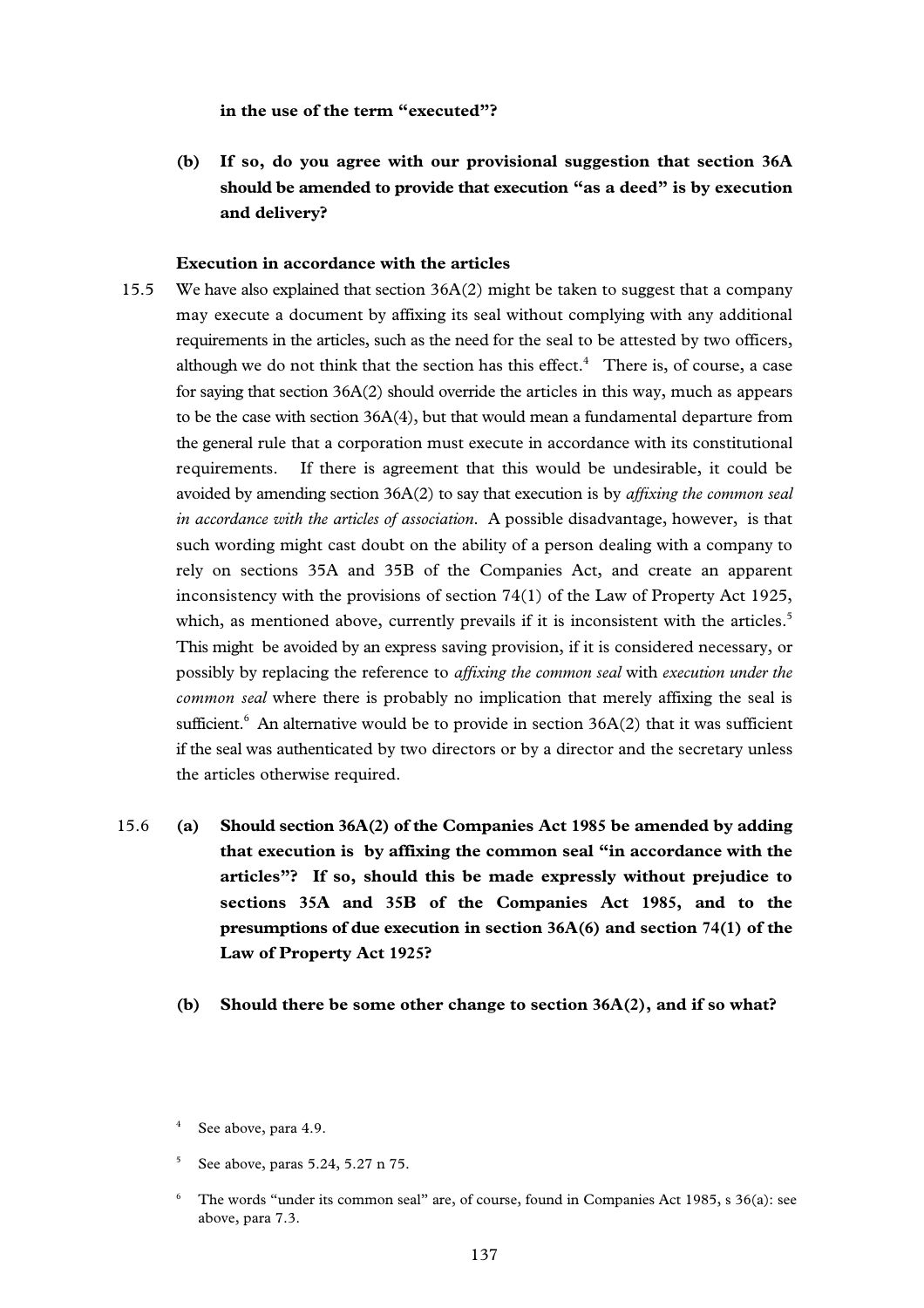**in the use of the term "executed"?**

**(b) If so, do you agree with our provisional suggestion that section 36A should be amended to provide that execution "as a deed" is by execution and delivery?**

**Execution in accordance with the articles**

15.5 We have also explained that section 36A(2) might be taken to suggest that a company may execute a document by affixing its seal without complying with any additional requirements in the articles, such as the need for the seal to be attested by two officers, although we do not think that the section has this effect.[4] There is, of course, a case for saying that section 36A(2) should override the articles in this way, much as appears to be the case with section 36A(4), but that would mean a fundamental departure from the general rule that a corporation must execute in accordance with its constitutional requirements. If there is agreement that this would be undesirable, it could be avoided by amending section 36A(2) to say that execution is by *affixing the common seal in accordance with the articles of association*. A possible disadvantage, however, is that such wording might cast doubt on the ability of a person dealing with a company to rely on sections 35A and 35B of the Companies Act, and create an apparent inconsistency with the provisions of section 74(1) of the Law of Property Act 1925, which, as mentioned above, currently prevails if it is inconsistent with the articles.[5] This might be avoided by an express saving provision, if it is considered necessary, or possibly by replacing the reference to *affixing the common seal* with *execution under the common seal* where there is probably no implication that merely affixing the seal is sufficient.[6] An alternative would be to provide in section 36A(2) that it was sufficient if the seal was authenticated by two directors or by a director and the secretary unless the articles otherwise required.

15.6 **(a) Should section 36A(2) of the Companies Act 1985 be amended by adding that execution is by affixing the common seal "in accordance with the articles"? If so, should this be made expressly without prejudice to sections 35A and 35B of the Companies Act 1985, and to the presumptions of due execution in section 36A(6) and section 74(1) of the Law of Property Act 1925?**

**(b) Should there be some other change to section 36A(2), and if so what?**

---

[4] See above, para 4.9.

[5] See above, paras 5.24, 5.27 n 75.

[6] The words "under its common seal" are, of course, found in Companies Act 1985, s 36(a): see above, para 7.3.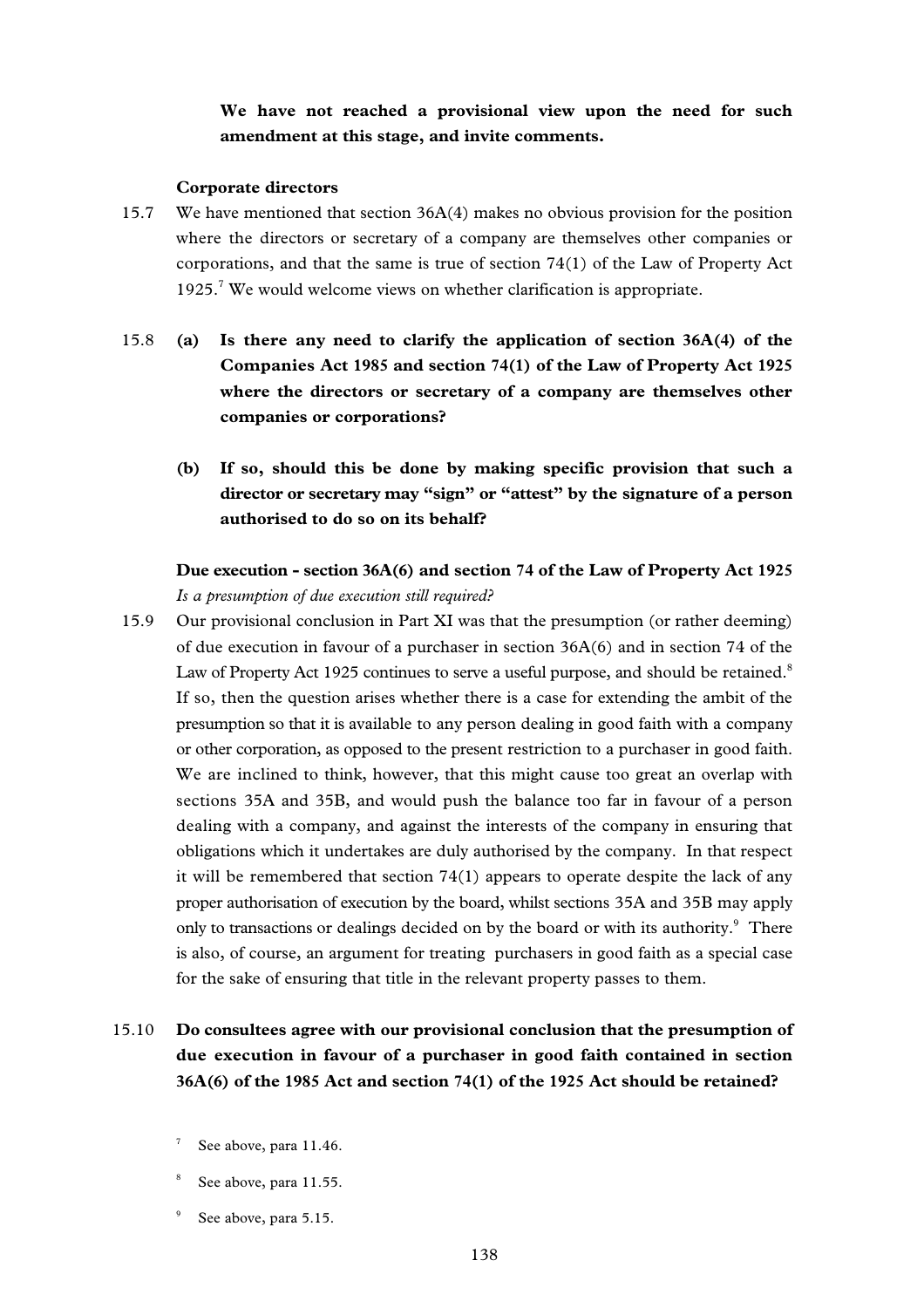**We have not reached a provisional view upon the need for such amendment at this stage, and invite comments.**

**Corporate directors**

15.7 We have mentioned that section 36A(4) makes no obvious provision for the position where the directors or secretary of a company are themselves other companies or corporations, and that the same is true of section 74(1) of the Law of Property Act 1925.[7] We would welcome views on whether clarification is appropriate.

15.8 **(a) Is there any need to clarify the application of section 36A(4) of the Companies Act 1985 and section 74(1) of the Law of Property Act 1925 where the directors or secretary of a company are themselves other companies or corporations?**

**(b) If so, should this be done by making specific provision that such a director or secretary may "sign" or "attest" by the signature of a person authorised to do so on its behalf?**

**Due execution - section 36A(6) and section 74 of the Law of Property Act 1925**

*Is a presumption of due execution still required?*

15.9 Our provisional conclusion in Part XI was that the presumption (or rather deeming) of due execution in favour of a purchaser in section 36A(6) and in section 74 of the Law of Property Act 1925 continues to serve a useful purpose, and should be retained.[8] If so, then the question arises whether there is a case for extending the ambit of the presumption so that it is available to any person dealing in good faith with a company or other corporation, as opposed to the present restriction to a purchaser in good faith. We are inclined to think, however, that this might cause too great an overlap with sections 35A and 35B, and would push the balance too far in favour of a person dealing with a company, and against the interests of the company in ensuring that obligations which it undertakes are duly authorised by the company. In that respect it will be remembered that section 74(1) appears to operate despite the lack of any proper authorisation of execution by the board, whilst sections 35A and 35B may apply only to transactions or dealings decided on by the board or with its authority.[9] There is also, of course, an argument for treating purchasers in good faith as a special case for the sake of ensuring that title in the relevant property passes to them.

15.10 **Do consultees agree with our provisional conclusion that the presumption of due execution in favour of a purchaser in good faith contained in section 36A(6) of the 1985 Act and section 74(1) of the 1925 Act should be retained?**

[7] See above, para 11.46.

[8] See above, para 11.55.

[9] See above, para 5.15.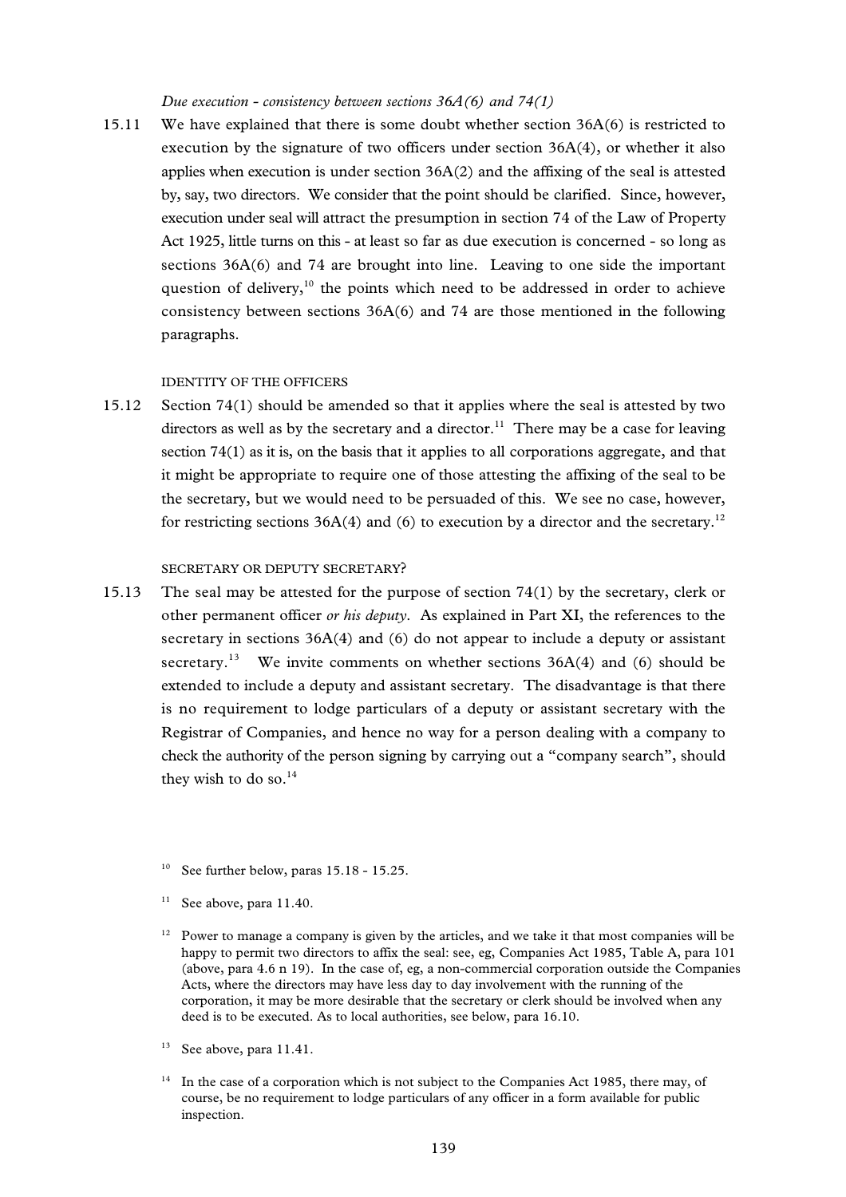*Due execution - consistency between sections 36A(6) and 74(1)*

15.11 We have explained that there is some doubt whether section 36A(6) is restricted to execution by the signature of two officers under section 36A(4), or whether it also applies when execution is under section 36A(2) and the affixing of the seal is attested by, say, two directors. We consider that the point should be clarified. Since, however, execution under seal will attract the presumption in section 74 of the Law of Property Act 1925, little turns on this - at least so far as due execution is concerned - so long as sections 36A(6) and 74 are brought into line. Leaving to one side the important question of delivery,[10] the points which need to be addressed in order to achieve consistency between sections 36A(6) and 74 are those mentioned in the following paragraphs.

#### IDENTITY OF THE OFFICERS

15.12 Section 74(1) should be amended so that it applies where the seal is attested by two directors as well as by the secretary and a director.[11] There may be a case for leaving section 74(1) as it is, on the basis that it applies to all corporations aggregate, and that it might be appropriate to require one of those attesting the affixing of the seal to be the secretary, but we would need to be persuaded of this. We see no case, however, for restricting sections 36A(4) and (6) to execution by a director and the secretary.[12]

#### SECRETARY OR DEPUTY SECRETARY?

15.13 The seal may be attested for the purpose of section 74(1) by the secretary, clerk or other permanent officer *or his deputy*. As explained in Part XI, the references to the secretary in sections 36A(4) and (6) do not appear to include a deputy or assistant secretary.[13] We invite comments on whether sections 36A(4) and (6) should be extended to include a deputy and assistant secretary. The disadvantage is that there is no requirement to lodge particulars of a deputy or assistant secretary with the Registrar of Companies, and hence no way for a person dealing with a company to check the authority of the person signing by carrying out a "company search", should they wish to do so.[14]

[10] See further below, paras 15.18 - 15.25.

[11] See above, para 11.40.

[12] Power to manage a company is given by the articles, and we take it that most companies will be happy to permit two directors to affix the seal: see, eg, Companies Act 1985, Table A, para 101 (above, para 4.6 n 19). In the case of, eg, a non-commercial corporation outside the Companies Acts, where the directors may have less day to day involvement with the running of the corporation, it may be more desirable that the secretary or clerk should be involved when any deed is to be executed. As to local authorities, see below, para 16.10.

[13] See above, para 11.41.

[14] In the case of a corporation which is not subject to the Companies Act 1985, there may, of course, be no requirement to lodge particulars of any officer in a form available for public inspection.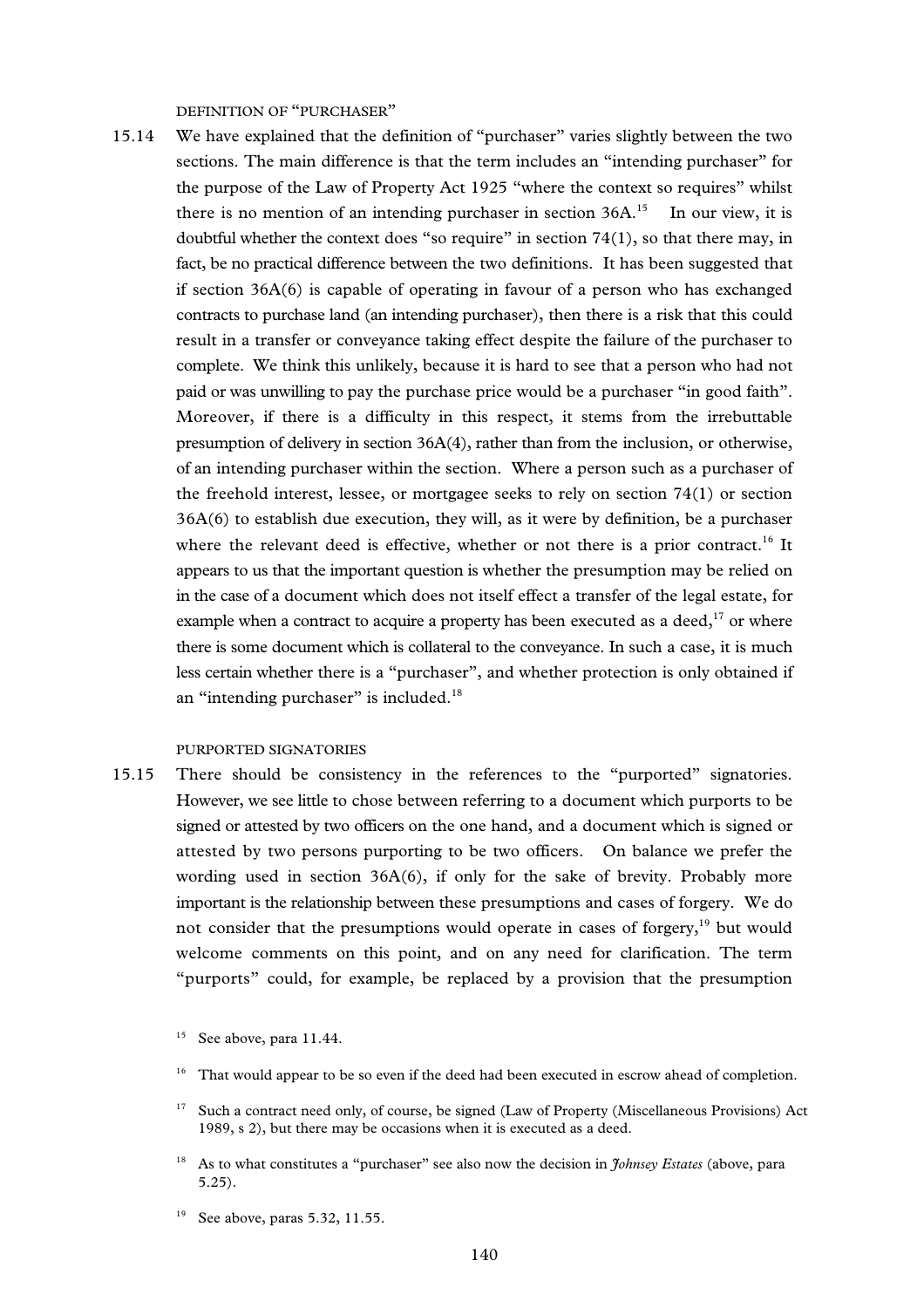### DEFINITION OF "PURCHASER"

15.14 We have explained that the definition of "purchaser" varies slightly between the two sections. The main difference is that the term includes an "intending purchaser" for the purpose of the Law of Property Act 1925 "where the context so requires" whilst there is no mention of an intending purchaser in section 36A.[15] In our view, it is doubtful whether the context does "so require" in section 74(1), so that there may, in fact, be no practical difference between the two definitions. It has been suggested that if section 36A(6) is capable of operating in favour of a person who has exchanged contracts to purchase land (an intending purchaser), then there is a risk that this could result in a transfer or conveyance taking effect despite the failure of the purchaser to complete. We think this unlikely, because it is hard to see that a person who had not paid or was unwilling to pay the purchase price would be a purchaser "in good faith". Moreover, if there is a difficulty in this respect, it stems from the irrebuttable presumption of delivery in section 36A(4), rather than from the inclusion, or otherwise, of an intending purchaser within the section. Where a person such as a purchaser of the freehold interest, lessee, or mortgagee seeks to rely on section 74(1) or section 36A(6) to establish due execution, they will, as it were by definition, be a purchaser where the relevant deed is effective, whether or not there is a prior contract.[16] It appears to us that the important question is whether the presumption may be relied on in the case of a document which does not itself effect a transfer of the legal estate, for example when a contract to acquire a property has been executed as a deed,[17] or where there is some document which is collateral to the conveyance. In such a case, it is much less certain whether there is a "purchaser", and whether protection is only obtained if an "intending purchaser" is included.[18]

### PURPORTED SIGNATORIES

15.15 There should be consistency in the references to the "purported" signatories. However, we see little to chose between referring to a document which purports to be signed or attested by two officers on the one hand, and a document which is signed or attested by two persons purporting to be two officers. On balance we prefer the wording used in section 36A(6), if only for the sake of brevity. Probably more important is the relationship between these presumptions and cases of forgery. We do not consider that the presumptions would operate in cases of forgery,[19] but would welcome comments on this point, and on any need for clarification. The term "purports" could, for example, be replaced by a provision that the presumption

[15] See above, para 11.44.

[16] That would appear to be so even if the deed had been executed in escrow ahead of completion.

[17] Such a contract need only, of course, be signed (Law of Property (Miscellaneous Provisions) Act 1989, s 2), but there may be occasions when it is executed as a deed.

[18] As to what constitutes a "purchaser" see also now the decision in *Johnsey Estates* (above, para 5.25).

[19] See above, paras 5.32, 11.55.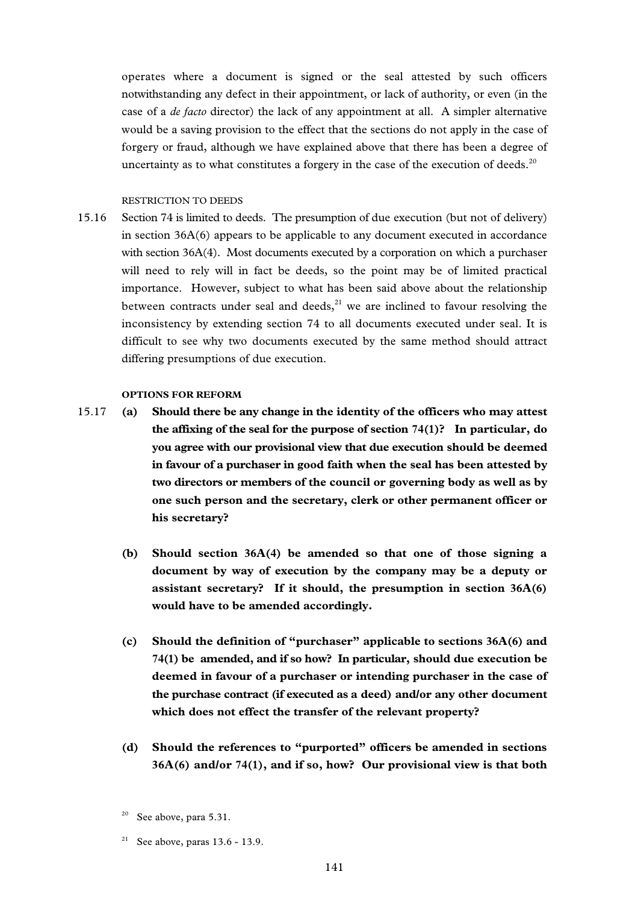operates where a document is signed or the seal attested by such officers notwithstanding any defect in their appointment, or lack of authority, or even (in the case of a *de facto* director) the lack of any appointment at all. A simpler alternative would be a saving provision to the effect that the sections do not apply in the case of forgery or fraud, although we have explained above that there has been a degree of uncertainty as to what constitutes a forgery in the case of the execution of deeds.[20]

RESTRICTION TO DEEDS

15.16 Section 74 is limited to deeds. The presumption of due execution (but not of delivery) in section 36A(6) appears to be applicable to any document executed in accordance with section 36A(4). Most documents executed by a corporation on which a purchaser will need to rely will in fact be deeds, so the point may be of limited practical importance. However, subject to what has been said above about the relationship between contracts under seal and deeds,[21] we are inclined to favour resolving the inconsistency by extending section 74 to all documents executed under seal. It is difficult to see why two documents executed by the same method should attract differing presumptions of due execution.

**OPTIONS FOR REFORM**

15.17 **(a) Should there be any change in the identity of the officers who may attest the affixing of the seal for the purpose of section 74(1)? In particular, do you agree with our provisional view that due execution should be deemed in favour of a purchaser in good faith when the seal has been attested by two directors or members of the council or governing body as well as by one such person and the secretary, clerk or other permanent officer or his secretary?**

**(b) Should section 36A(4) be amended so that one of those signing a document by way of execution by the company may be a deputy or assistant secretary? If it should, the presumption in section 36A(6) would have to be amended accordingly.**

**(c) Should the definition of "purchaser" applicable to sections 36A(6) and 74(1) be amended, and if so how? In particular, should due execution be deemed in favour of a purchaser or intending purchaser in the case of the purchase contract (if executed as a deed) and/or any other document which does not effect the transfer of the relevant property?**

**(d) Should the references to "purported" officers be amended in sections 36A(6) and/or 74(1), and if so, how? Our provisional view is that both**

---

[20] See above, para 5.31.

[21] See above, paras 13.6 - 13.9.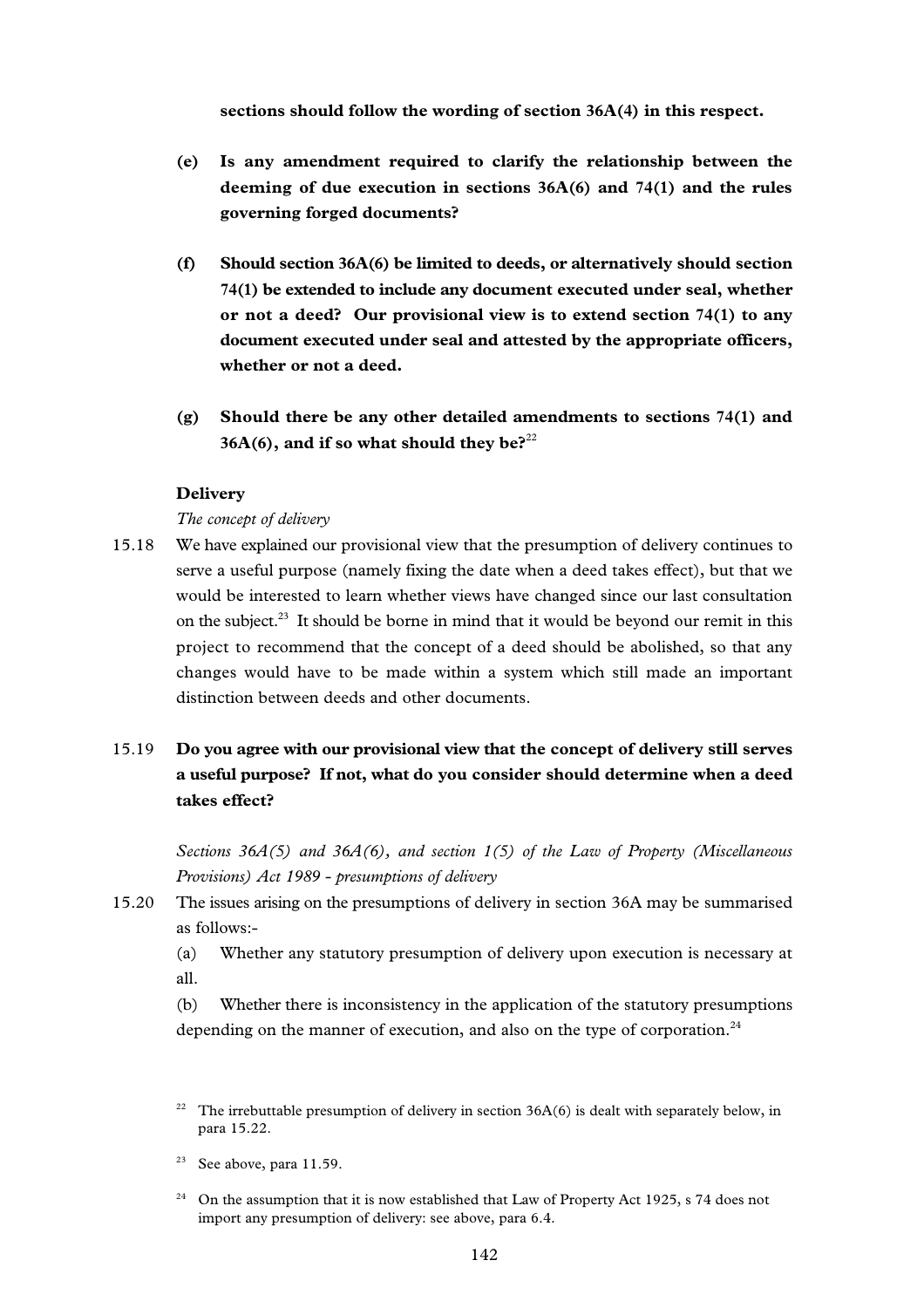**sections should follow the wording of section 36A(4) in this respect.**

**(e) Is any amendment required to clarify the relationship between the deeming of due execution in sections 36A(6) and 74(1) and the rules governing forged documents?**

**(f) Should section 36A(6) be limited to deeds, or alternatively should section 74(1) be extended to include any document executed under seal, whether or not a deed? Our provisional view is to extend section 74(1) to any document executed under seal and attested by the appropriate officers, whether or not a deed.**

**(g) Should there be any other detailed amendments to sections 74(1) and 36A(6), and if so what should they be?**[22]

**Delivery**

*The concept of delivery*

15.18 We have explained our provisional view that the presumption of delivery continues to serve a useful purpose (namely fixing the date when a deed takes effect), but that we would be interested to learn whether views have changed since our last consultation on the subject.[23] It should be borne in mind that it would be beyond our remit in this project to recommend that the concept of a deed should be abolished, so that any changes would have to be made within a system which still made an important distinction between deeds and other documents.

15.19 **Do you agree with our provisional view that the concept of delivery still serves a useful purpose? If not, what do you consider should determine when a deed takes effect?**

*Sections 36A(5) and 36A(6), and section 1(5) of the Law of Property (Miscellaneous Provisions) Act 1989 - presumptions of delivery*

15.20 The issues arising on the presumptions of delivery in section 36A may be summarised as follows:-

(a) Whether any statutory presumption of delivery upon execution is necessary at all.

(b) Whether there is inconsistency in the application of the statutory presumptions depending on the manner of execution, and also on the type of corporation.[24]

[22] The irrebuttable presumption of delivery in section 36A(6) is dealt with separately below, in para 15.22.

[23] See above, para 11.59.

[24] On the assumption that it is now established that Law of Property Act 1925, s 74 does not import any presumption of delivery: see above, para 6.4.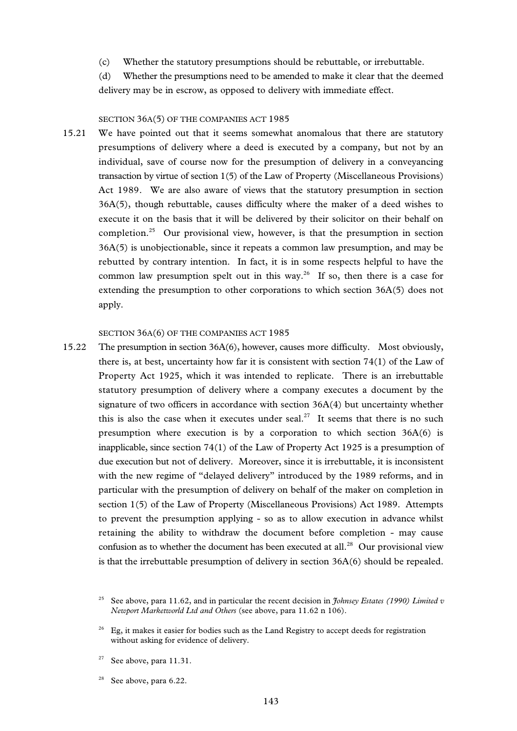(c) Whether the statutory presumptions should be rebuttable, or irrebuttable.

(d) Whether the presumptions need to be amended to make it clear that the deemed delivery may be in escrow, as opposed to delivery with immediate effect.

### SECTION 36A(5) OF THE COMPANIES ACT 1985

15.21 We have pointed out that it seems somewhat anomalous that there are statutory presumptions of delivery where a deed is executed by a company, but not by an individual, save of course now for the presumption of delivery in a conveyancing transaction by virtue of section 1(5) of the Law of Property (Miscellaneous Provisions) Act 1989. We are also aware of views that the statutory presumption in section 36A(5), though rebuttable, causes difficulty where the maker of a deed wishes to execute it on the basis that it will be delivered by their solicitor on their behalf on completion.[25] Our provisional view, however, is that the presumption in section 36A(5) is unobjectionable, since it repeats a common law presumption, and may be rebutted by contrary intention. In fact, it is in some respects helpful to have the common law presumption spelt out in this way.[26] If so, then there is a case for extending the presumption to other corporations to which section 36A(5) does not apply.

### SECTION 36A(6) OF THE COMPANIES ACT 1985

15.22 The presumption in section 36A(6), however, causes more difficulty. Most obviously, there is, at best, uncertainty how far it is consistent with section 74(1) of the Law of Property Act 1925, which it was intended to replicate. There is an irrebuttable statutory presumption of delivery where a company executes a document by the signature of two officers in accordance with section 36A(4) but uncertainty whether this is also the case when it executes under seal.[27] It seems that there is no such presumption where execution is by a corporation to which section 36A(6) is inapplicable, since section 74(1) of the Law of Property Act 1925 is a presumption of due execution but not of delivery. Moreover, since it is irrebuttable, it is inconsistent with the new regime of "delayed delivery" introduced by the 1989 reforms, and in particular with the presumption of delivery on behalf of the maker on completion in section 1(5) of the Law of Property (Miscellaneous Provisions) Act 1989. Attempts to prevent the presumption applying - so as to allow execution in advance whilst retaining the ability to withdraw the document before completion - may cause confusion as to whether the document has been executed at all.[28] Our provisional view is that the irrebuttable presumption of delivery in section 36A(6) should be repealed.

---

[25] See above, para 11.62, and in particular the recent decision in *Johnsey Estates (1990) Limited v Newport Marketworld Ltd and Others* (see above, para 11.62 n 106).

[26] Eg, it makes it easier for bodies such as the Land Registry to accept deeds for registration without asking for evidence of delivery.

[27] See above, para 11.31.

[28] See above, para 6.22.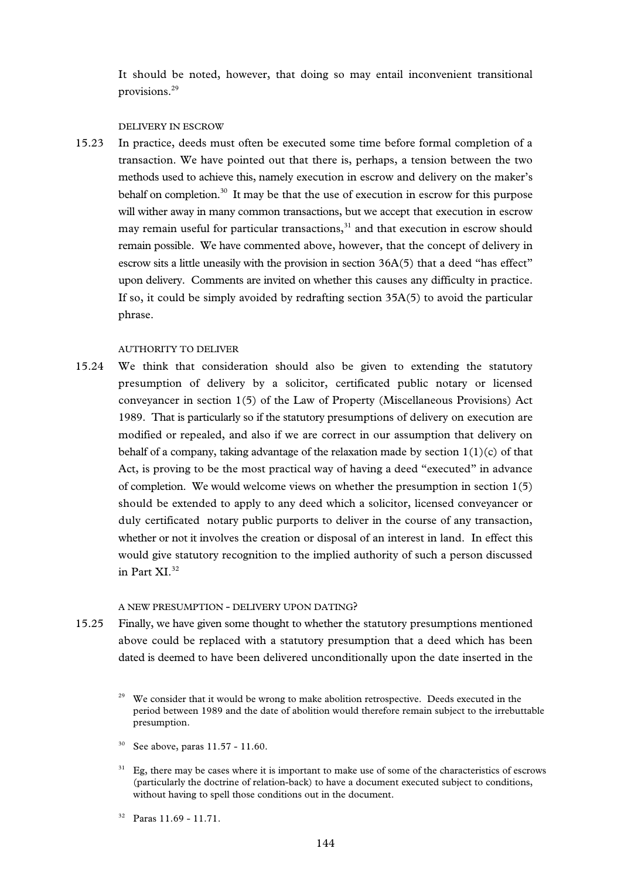It should be noted, however, that doing so may entail inconvenient transitional provisions.[29]

### DELIVERY IN ESCROW

15.23 In practice, deeds must often be executed some time before formal completion of a transaction. We have pointed out that there is, perhaps, a tension between the two methods used to achieve this, namely execution in escrow and delivery on the maker's behalf on completion.[30] It may be that the use of execution in escrow for this purpose will wither away in many common transactions, but we accept that execution in escrow may remain useful for particular transactions,[31] and that execution in escrow should remain possible. We have commented above, however, that the concept of delivery in escrow sits a little uneasily with the provision in section 36A(5) that a deed "has effect" upon delivery. Comments are invited on whether this causes any difficulty in practice. If so, it could be simply avoided by redrafting section 35A(5) to avoid the particular phrase.

### AUTHORITY TO DELIVER

15.24 We think that consideration should also be given to extending the statutory presumption of delivery by a solicitor, certificated public notary or licensed conveyancer in section 1(5) of the Law of Property (Miscellaneous Provisions) Act 1989. That is particularly so if the statutory presumptions of delivery on execution are modified or repealed, and also if we are correct in our assumption that delivery on behalf of a company, taking advantage of the relaxation made by section 1(1)(c) of that Act, is proving to be the most practical way of having a deed "executed" in advance of completion. We would welcome views on whether the presumption in section 1(5) should be extended to apply to any deed which a solicitor, licensed conveyancer or duly certificated notary public purports to deliver in the course of any transaction, whether or not it involves the creation or disposal of an interest in land. In effect this would give statutory recognition to the implied authority of such a person discussed in Part XI.[32]

### A NEW PRESUMPTION - DELIVERY UPON DATING?

15.25 Finally, we have given some thought to whether the statutory presumptions mentioned above could be replaced with a statutory presumption that a deed which has been dated is deemed to have been delivered unconditionally upon the date inserted in the

---

[29] We consider that it would be wrong to make abolition retrospective. Deeds executed in the period between 1989 and the date of abolition would therefore remain subject to the irrebuttable presumption.

[30] See above, paras 11.57 - 11.60.

[31] Eg, there may be cases where it is important to make use of some of the characteristics of escrows (particularly the doctrine of relation-back) to have a document executed subject to conditions, without having to spell those conditions out in the document.

[32] Paras 11.69 - 11.71.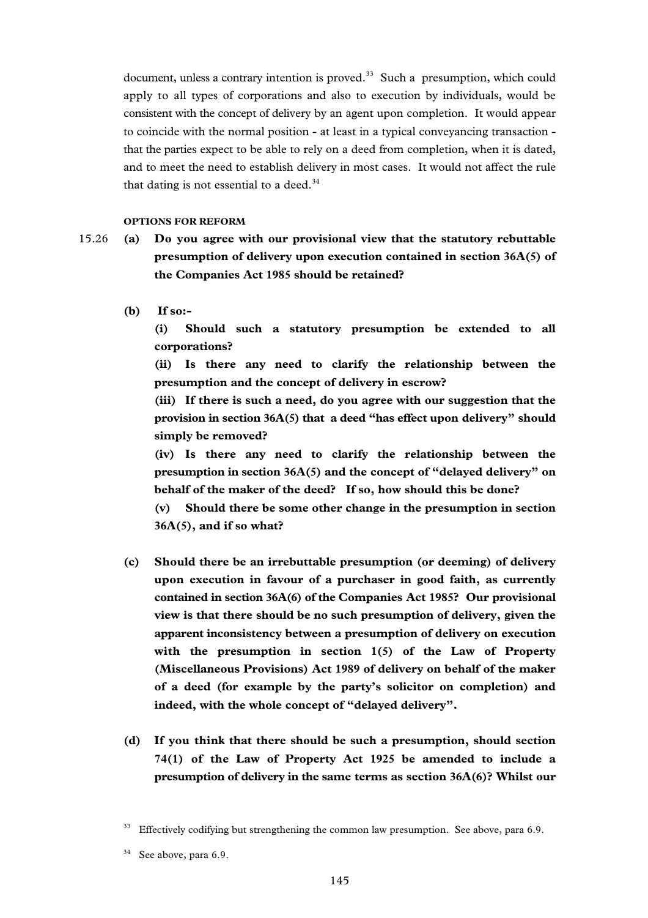document, unless a contrary intention is proved.[33] Such a presumption, which could apply to all types of corporations and also to execution by individuals, would be consistent with the concept of delivery by an agent upon completion. It would appear to coincide with the normal position - at least in a typical conveyancing transaction - that the parties expect to be able to rely on a deed from completion, when it is dated, and to meet the need to establish delivery in most cases. It would not affect the rule that dating is not essential to a deed.[34]

#### OPTIONS FOR REFORM

15.26 **(a) Do you agree with our provisional view that the statutory rebuttable presumption of delivery upon execution contained in section 36A(5) of the Companies Act 1985 should be retained?**

**(b) If so:-**

**(i) Should such a statutory presumption be extended to all corporations?**

**(ii) Is there any need to clarify the relationship between the presumption and the concept of delivery in escrow?**

**(iii) If there is such a need, do you agree with our suggestion that the provision in section 36A(5) that a deed "has effect upon delivery" should simply be removed?**

**(iv) Is there any need to clarify the relationship between the presumption in section 36A(5) and the concept of "delayed delivery" on behalf of the maker of the deed? If so, how should this be done?**

**(v) Should there be some other change in the presumption in section 36A(5), and if so what?**

**(c) Should there be an irrebuttable presumption (or deeming) of delivery upon execution in favour of a purchaser in good faith, as currently contained in section 36A(6) of the Companies Act 1985? Our provisional view is that there should be no such presumption of delivery, given the apparent inconsistency between a presumption of delivery on execution with the presumption in section 1(5) of the Law of Property (Miscellaneous Provisions) Act 1989 of delivery on behalf of the maker of a deed (for example by the party's solicitor on completion) and indeed, with the whole concept of "delayed delivery".**

**(d) If you think that there should be such a presumption, should section 74(1) of the Law of Property Act 1925 be amended to include a presumption of delivery in the same terms as section 36A(6)? Whilst our**

---

[33] Effectively codifying but strengthening the common law presumption. See above, para 6.9.

[34] See above, para 6.9.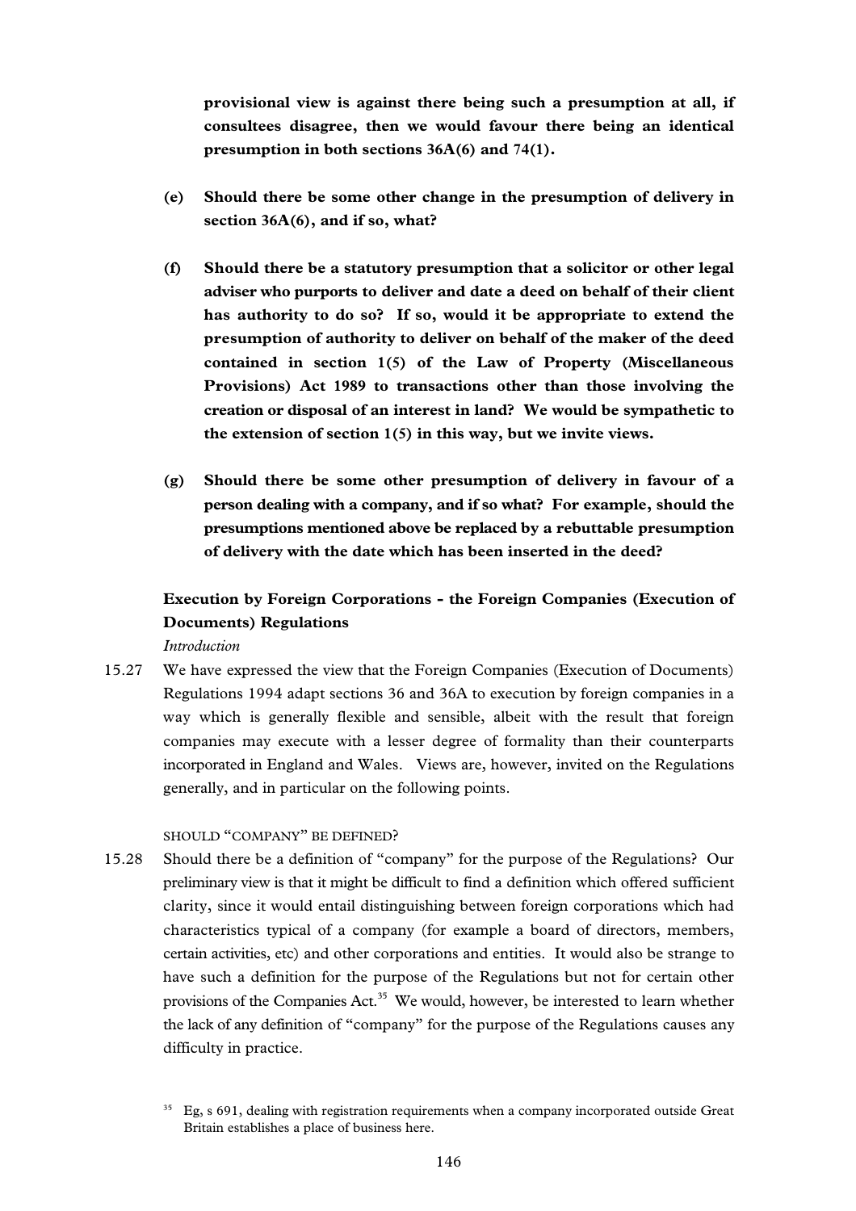**provisional view is against there being such a presumption at all, if consultees disagree, then we would favour there being an identical presumption in both sections 36A(6) and 74(1).**

- **(e) Should there be some other change in the presumption of delivery in section 36A(6), and if so, what?**
- **(f) Should there be a statutory presumption that a solicitor or other legal adviser who purports to deliver and date a deed on behalf of their client has authority to do so? If so, would it be appropriate to extend the presumption of authority to deliver on behalf of the maker of the deed contained in section 1(5) of the Law of Property (Miscellaneous Provisions) Act 1989 to transactions other than those involving the creation or disposal of an interest in land? We would be sympathetic to the extension of section 1(5) in this way, but we invite views.**
- **(g) Should there be some other presumption of delivery in favour of a person dealing with a company, and if so what? For example, should the presumptions mentioned above be replaced by a rebuttable presumption of delivery with the date which has been inserted in the deed?**

### Execution by Foreign Corporations - the Foreign Companies (Execution of Documents) Regulations

*Introduction*

15.27 We have expressed the view that the Foreign Companies (Execution of Documents) Regulations 1994 adapt sections 36 and 36A to execution by foreign companies in a way which is generally flexible and sensible, albeit with the result that foreign companies may execute with a lesser degree of formality than their counterparts incorporated in England and Wales. Views are, however, invited on the Regulations generally, and in particular on the following points.

SHOULD "COMPANY" BE DEFINED?

15.28 Should there be a definition of "company" for the purpose of the Regulations? Our preliminary view is that it might be difficult to find a definition which offered sufficient clarity, since it would entail distinguishing between foreign corporations which had characteristics typical of a company (for example a board of directors, members, certain activities, etc) and other corporations and entities. It would also be strange to have such a definition for the purpose of the Regulations but not for certain other provisions of the Companies Act.[35] We would, however, be interested to learn whether the lack of any definition of "company" for the purpose of the Regulations causes any difficulty in practice.

[35] Eg, s 691, dealing with registration requirements when a company incorporated outside Great Britain establishes a place of business here.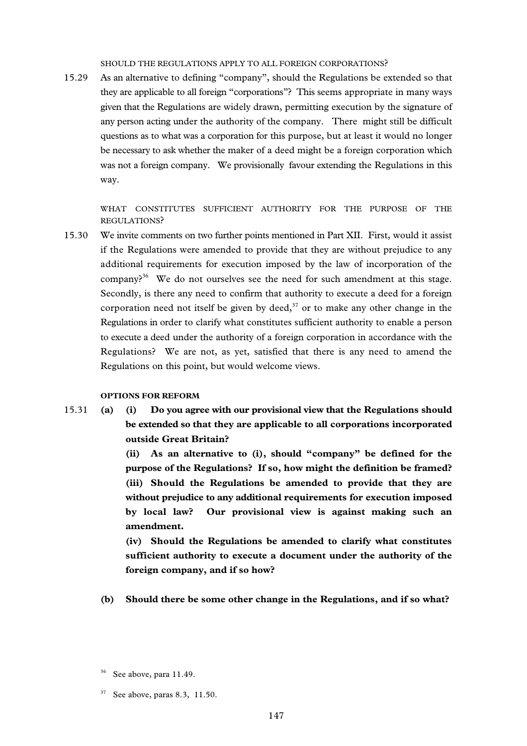### SHOULD THE REGULATIONS APPLY TO ALL FOREIGN CORPORATIONS?

15.29 As an alternative to defining "company", should the Regulations be extended so that they are applicable to all foreign "corporations"? This seems appropriate in many ways given that the Regulations are widely drawn, permitting execution by the signature of any person acting under the authority of the company. There might still be difficult questions as to what was a corporation for this purpose, but at least it would no longer be necessary to ask whether the maker of a deed might be a foreign corporation which was not a foreign company. We provisionally favour extending the Regulations in this way.

### WHAT CONSTITUTES SUFFICIENT AUTHORITY FOR THE PURPOSE OF THE REGULATIONS?

15.30 We invite comments on two further points mentioned in Part XII. First, would it assist if the Regulations were amended to provide that they are without prejudice to any additional requirements for execution imposed by the law of incorporation of the company?[36] We do not ourselves see the need for such amendment at this stage. Secondly, is there any need to confirm that authority to execute a deed for a foreign corporation need not itself be given by deed,[37] or to make any other change in the Regulations in order to clarify what constitutes sufficient authority to enable a person to execute a deed under the authority of a foreign corporation in accordance with the Regulations? We are not, as yet, satisfied that there is any need to amend the Regulations on this point, but would welcome views.

### OPTIONS FOR REFORM

15.31 **(a) (i) Do you agree with our provisional view that the Regulations should be extended so that they are applicable to all corporations incorporated outside Great Britain?**

**(ii) As an alternative to (i), should "company" be defined for the purpose of the Regulations? If so, how might the definition be framed?**

**(iii) Should the Regulations be amended to provide that they are without prejudice to any additional requirements for execution imposed by local law? Our provisional view is against making such an amendment.**

**(iv) Should the Regulations be amended to clarify what constitutes sufficient authority to execute a document under the authority of the foreign company, and if so how?**

**(b) Should there be some other change in the Regulations, and if so what?**

---

[36] See above, para 11.49.

[37] See above, paras 8.3, 11.50.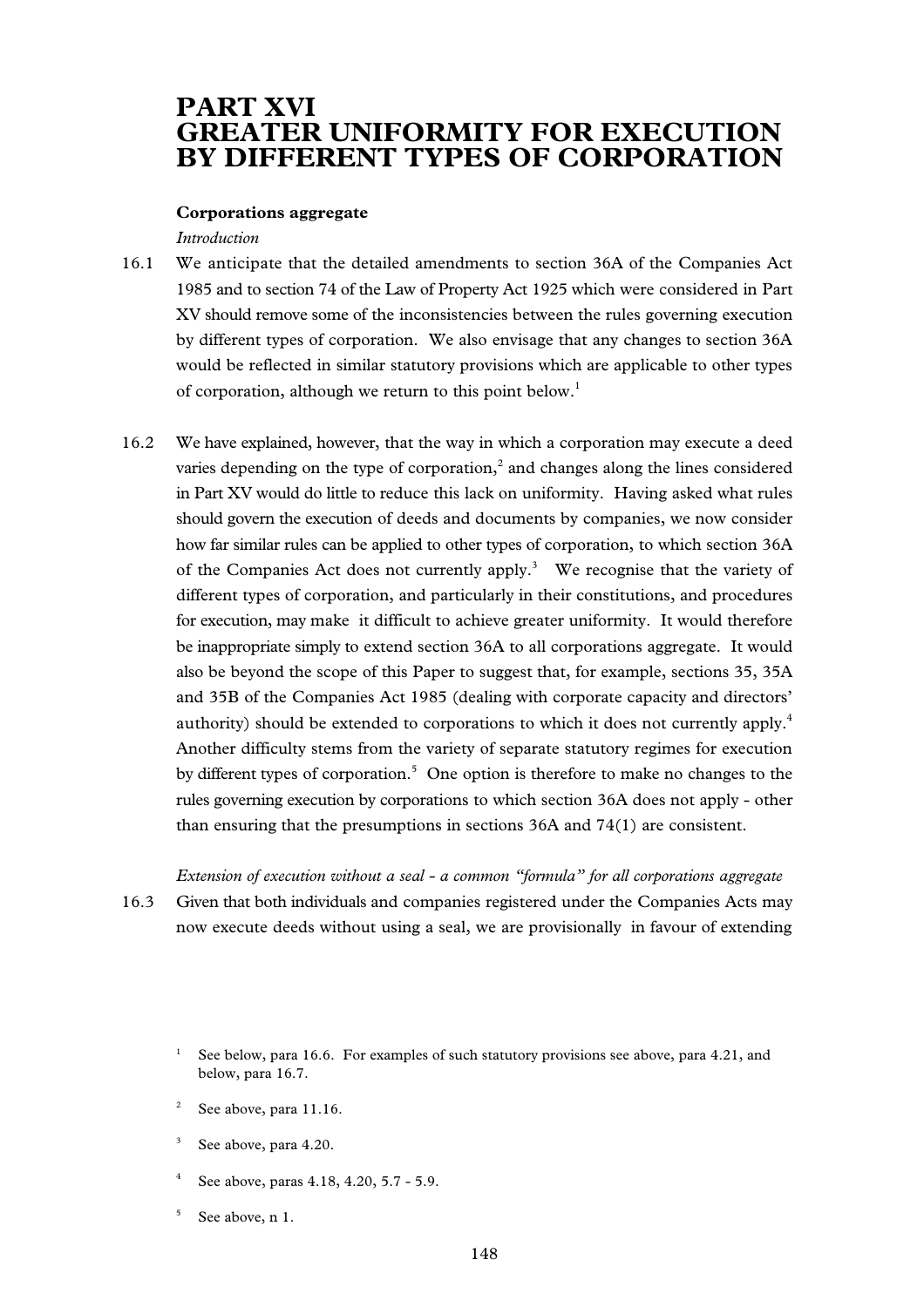# PART XVI
# GREATER UNIFORMITY FOR EXECUTION BY DIFFERENT TYPES OF CORPORATION

**Corporations aggregate**

*Introduction*

16.1 We anticipate that the detailed amendments to section 36A of the Companies Act 1985 and to section 74 of the Law of Property Act 1925 which were considered in Part XV should remove some of the inconsistencies between the rules governing execution by different types of corporation. We also envisage that any changes to section 36A would be reflected in similar statutory provisions which are applicable to other types of corporation, although we return to this point below.[1]

16.2 We have explained, however, that the way in which a corporation may execute a deed varies depending on the type of corporation,[2] and changes along the lines considered in Part XV would do little to reduce this lack on uniformity. Having asked what rules should govern the execution of deeds and documents by companies, we now consider how far similar rules can be applied to other types of corporation, to which section 36A of the Companies Act does not currently apply.[3] We recognise that the variety of different types of corporation, and particularly in their constitutions, and procedures for execution, may make it difficult to achieve greater uniformity. It would therefore be inappropriate simply to extend section 36A to all corporations aggregate. It would also be beyond the scope of this Paper to suggest that, for example, sections 35, 35A and 35B of the Companies Act 1985 (dealing with corporate capacity and directors' authority) should be extended to corporations to which it does not currently apply.[4] Another difficulty stems from the variety of separate statutory regimes for execution by different types of corporation.[5] One option is therefore to make no changes to the rules governing execution by corporations to which section 36A does not apply - other than ensuring that the presumptions in sections 36A and 74(1) are consistent.

*Extension of execution without a seal - a common "formula" for all corporations aggregate*

16.3 Given that both individuals and companies registered under the Companies Acts may now execute deeds without using a seal, we are provisionally in favour of extending

---

[1] See below, para 16.6. For examples of such statutory provisions see above, para 4.21, and below, para 16.7.

[2] See above, para 11.16.

[3] See above, para 4.20.

[4] See above, paras 4.18, 4.20, 5.7 - 5.9.

[5] See above, n 1.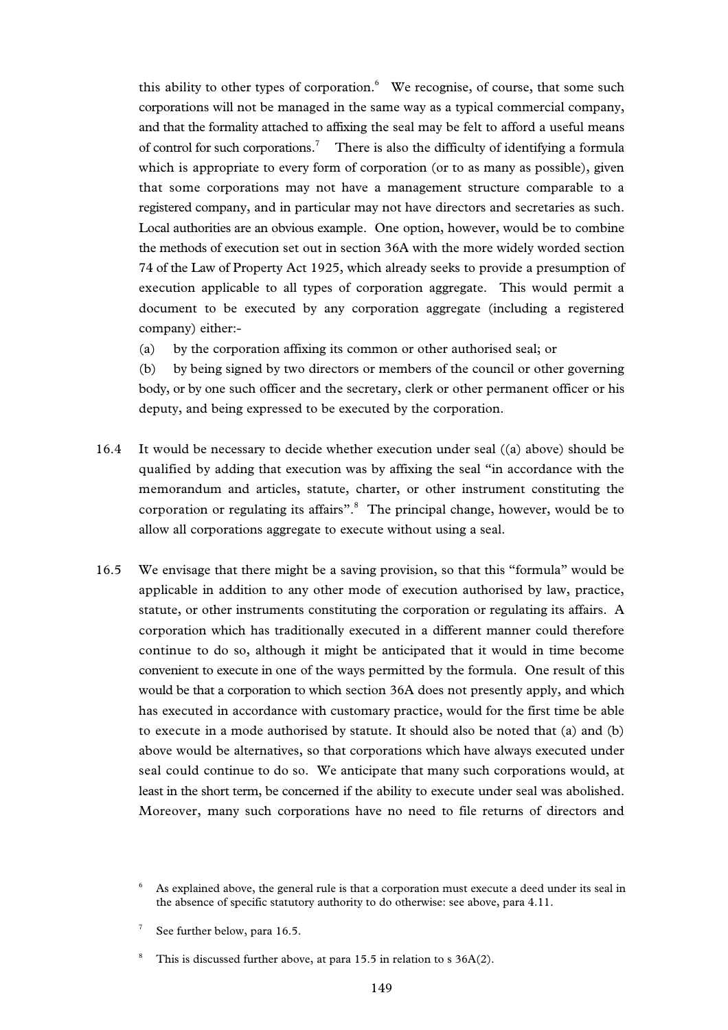this ability to other types of corporation.[6] We recognise, of course, that some such corporations will not be managed in the same way as a typical commercial company, and that the formality attached to affixing the seal may be felt to afford a useful means of control for such corporations.[7] There is also the difficulty of identifying a formula which is appropriate to every form of corporation (or to as many as possible), given that some corporations may not have a management structure comparable to a registered company, and in particular may not have directors and secretaries as such. Local authorities are an obvious example. One option, however, would be to combine the methods of execution set out in section 36A with the more widely worded section 74 of the Law of Property Act 1925, which already seeks to provide a presumption of execution applicable to all types of corporation aggregate. This would permit a document to be executed by any corporation aggregate (including a registered company) either:-

(a) by the corporation affixing its common or other authorised seal; or

(b) by being signed by two directors or members of the council or other governing body, or by one such officer and the secretary, clerk or other permanent officer or his deputy, and being expressed to be executed by the corporation.

16.4 It would be necessary to decide whether execution under seal ((a) above) should be qualified by adding that execution was by affixing the seal "in accordance with the memorandum and articles, statute, charter, or other instrument constituting the corporation or regulating its affairs".[8] The principal change, however, would be to allow all corporations aggregate to execute without using a seal.

16.5 We envisage that there might be a saving provision, so that this "formula" would be applicable in addition to any other mode of execution authorised by law, practice, statute, or other instruments constituting the corporation or regulating its affairs. A corporation which has traditionally executed in a different manner could therefore continue to do so, although it might be anticipated that it would in time become convenient to execute in one of the ways permitted by the formula. One result of this would be that a corporation to which section 36A does not presently apply, and which has executed in accordance with customary practice, would for the first time be able to execute in a mode authorised by statute. It should also be noted that (a) and (b) above would be alternatives, so that corporations which have always executed under seal could continue to do so. We anticipate that many such corporations would, at least in the short term, be concerned if the ability to execute under seal was abolished. Moreover, many such corporations have no need to file returns of directors and

---

[6] As explained above, the general rule is that a corporation must execute a deed under its seal in the absence of specific statutory authority to do otherwise: see above, para 4.11.

[7] See further below, para 16.5.

[8] This is discussed further above, at para 15.5 in relation to s 36A(2).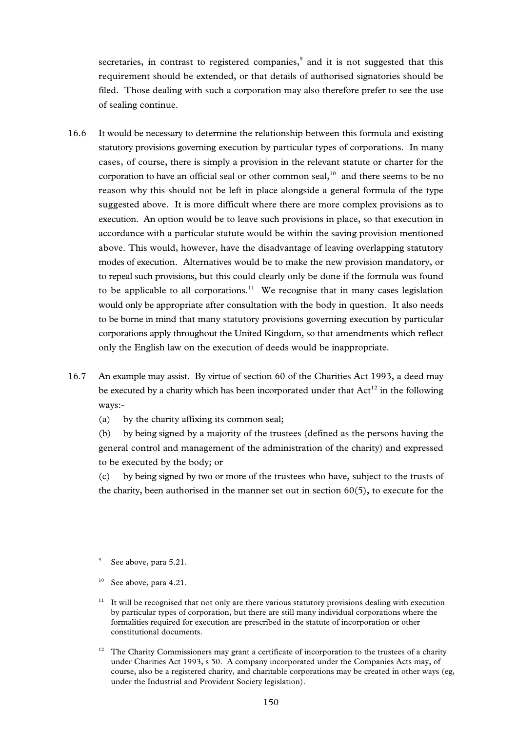secretaries, in contrast to registered companies,[9] and it is not suggested that this requirement should be extended, or that details of authorised signatories should be filed. Those dealing with such a corporation may also therefore prefer to see the use of sealing continue.

16.6 It would be necessary to determine the relationship between this formula and existing statutory provisions governing execution by particular types of corporations. In many cases, of course, there is simply a provision in the relevant statute or charter for the corporation to have an official seal or other common seal,[10] and there seems to be no reason why this should not be left in place alongside a general formula of the type suggested above. It is more difficult where there are more complex provisions as to execution. An option would be to leave such provisions in place, so that execution in accordance with a particular statute would be within the saving provision mentioned above. This would, however, have the disadvantage of leaving overlapping statutory modes of execution. Alternatives would be to make the new provision mandatory, or to repeal such provisions, but this could clearly only be done if the formula was found to be applicable to all corporations.[11] We recognise that in many cases legislation would only be appropriate after consultation with the body in question. It also needs to be borne in mind that many statutory provisions governing execution by particular corporations apply throughout the United Kingdom, so that amendments which reflect only the English law on the execution of deeds would be inappropriate.

16.7 An example may assist. By virtue of section 60 of the Charities Act 1993, a deed may be executed by a charity which has been incorporated under that Act[12] in the following ways:-

(a) by the charity affixing its common seal;

(b) by being signed by a majority of the trustees (defined as the persons having the general control and management of the administration of the charity) and expressed to be executed by the body; or

(c) by being signed by two or more of the trustees who have, subject to the trusts of the charity, been authorised in the manner set out in section 60(5), to execute for the

---

[9] See above, para 5.21.

[10] See above, para 4.21.

[11] It will be recognised that not only are there various statutory provisions dealing with execution by particular types of corporation, but there are still many individual corporations where the formalities required for execution are prescribed in the statute of incorporation or other constitutional documents.

[12] The Charity Commissioners may grant a certificate of incorporation to the trustees of a charity under Charities Act 1993, s 50. A company incorporated under the Companies Acts may, of course, also be a registered charity, and charitable corporations may be created in other ways (eg, under the Industrial and Provident Society legislation).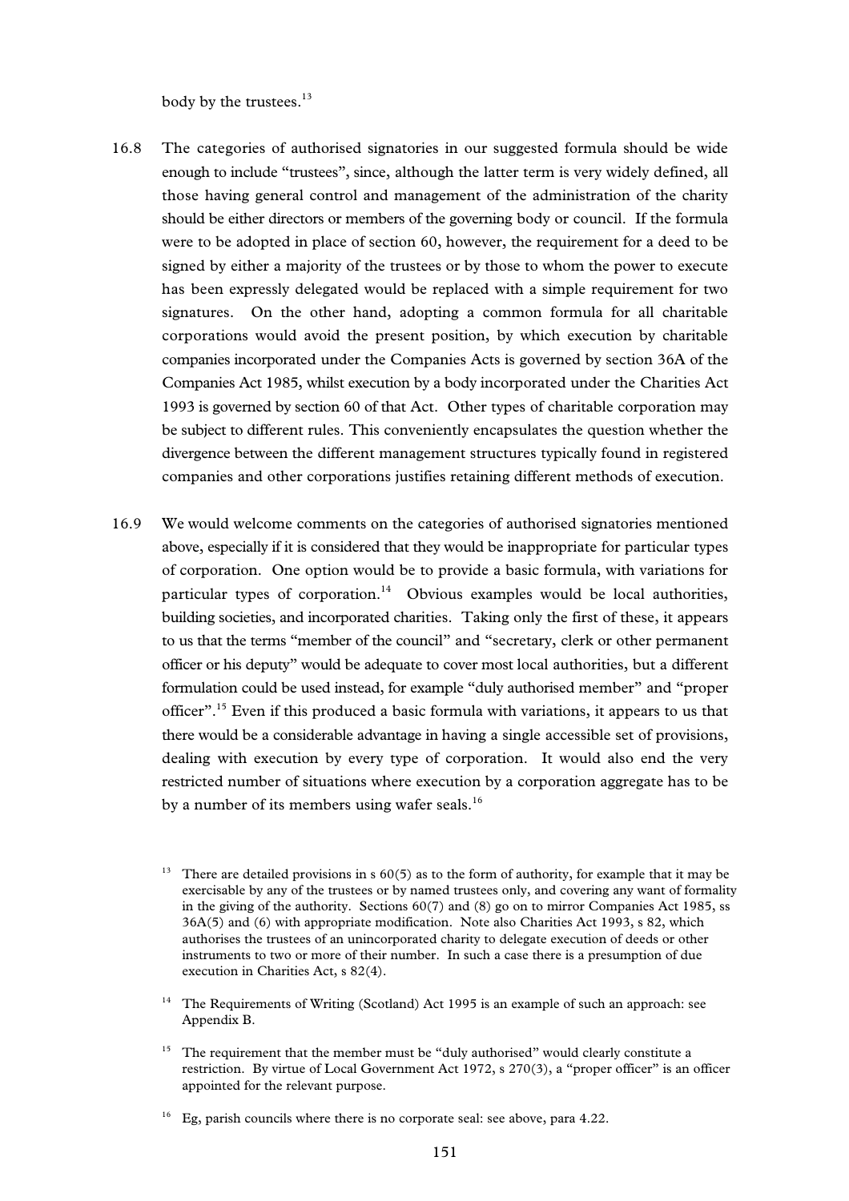body by the trustees.[13]

16.8 The categories of authorised signatories in our suggested formula should be wide enough to include "trustees", since, although the latter term is very widely defined, all those having general control and management of the administration of the charity should be either directors or members of the governing body or council. If the formula were to be adopted in place of section 60, however, the requirement for a deed to be signed by either a majority of the trustees or by those to whom the power to execute has been expressly delegated would be replaced with a simple requirement for two signatures. On the other hand, adopting a common formula for all charitable corporations would avoid the present position, by which execution by charitable companies incorporated under the Companies Acts is governed by section 36A of the Companies Act 1985, whilst execution by a body incorporated under the Charities Act 1993 is governed by section 60 of that Act. Other types of charitable corporation may be subject to different rules. This conveniently encapsulates the question whether the divergence between the different management structures typically found in registered companies and other corporations justifies retaining different methods of execution.

16.9 We would welcome comments on the categories of authorised signatories mentioned above, especially if it is considered that they would be inappropriate for particular types of corporation. One option would be to provide a basic formula, with variations for particular types of corporation.[14] Obvious examples would be local authorities, building societies, and incorporated charities. Taking only the first of these, it appears to us that the terms "member of the council" and "secretary, clerk or other permanent officer or his deputy" would be adequate to cover most local authorities, but a different formulation could be used instead, for example "duly authorised member" and "proper officer".[15] Even if this produced a basic formula with variations, it appears to us that there would be a considerable advantage in having a single accessible set of provisions, dealing with execution by every type of corporation. It would also end the very restricted number of situations where execution by a corporation aggregate has to be by a number of its members using wafer seals.[16]

[13] There are detailed provisions in s 60(5) as to the form of authority, for example that it may be exercisable by any of the trustees or by named trustees only, and covering any want of formality in the giving of the authority. Sections 60(7) and (8) go on to mirror Companies Act 1985, ss 36A(5) and (6) with appropriate modification. Note also Charities Act 1993, s 82, which authorises the trustees of an unincorporated charity to delegate execution of deeds or other instruments to two or more of their number. In such a case there is a presumption of due execution in Charities Act, s 82(4).

[14] The Requirements of Writing (Scotland) Act 1995 is an example of such an approach: see Appendix B.

[15] The requirement that the member must be "duly authorised" would clearly constitute a restriction. By virtue of Local Government Act 1972, s 270(3), a "proper officer" is an officer appointed for the relevant purpose.

[16] Eg, parish councils where there is no corporate seal: see above, para 4.22.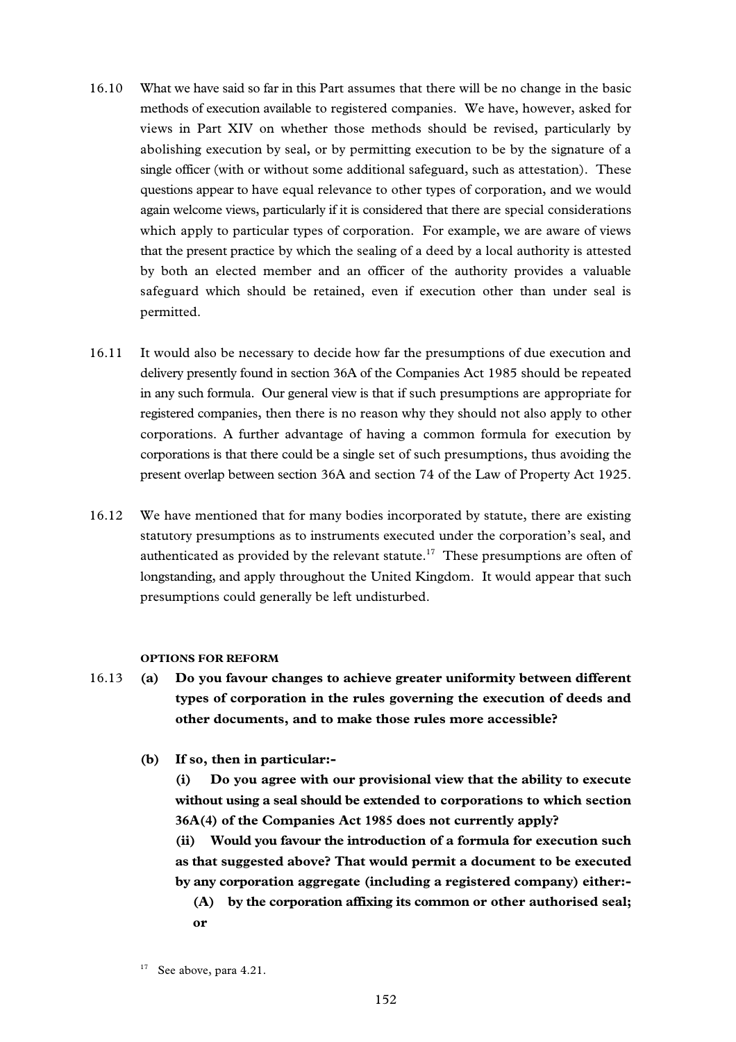16.10 What we have said so far in this Part assumes that there will be no change in the basic methods of execution available to registered companies. We have, however, asked for views in Part XIV on whether those methods should be revised, particularly by abolishing execution by seal, or by permitting execution to be by the signature of a single officer (with or without some additional safeguard, such as attestation). These questions appear to have equal relevance to other types of corporation, and we would again welcome views, particularly if it is considered that there are special considerations which apply to particular types of corporation. For example, we are aware of views that the present practice by which the sealing of a deed by a local authority is attested by both an elected member and an officer of the authority provides a valuable safeguard which should be retained, even if execution other than under seal is permitted.

16.11 It would also be necessary to decide how far the presumptions of due execution and delivery presently found in section 36A of the Companies Act 1985 should be repeated in any such formula. Our general view is that if such presumptions are appropriate for registered companies, then there is no reason why they should not also apply to other corporations. A further advantage of having a common formula for execution by corporations is that there could be a single set of such presumptions, thus avoiding the present overlap between section 36A and section 74 of the Law of Property Act 1925.

16.12 We have mentioned that for many bodies incorporated by statute, there are existing statutory presumptions as to instruments executed under the corporation's seal, and authenticated as provided by the relevant statute.[17] These presumptions are often of longstanding, and apply throughout the United Kingdom. It would appear that such presumptions could generally be left undisturbed.

### OPTIONS FOR REFORM

16.13 **(a) Do you favour changes to achieve greater uniformity between different types of corporation in the rules governing the execution of deeds and other documents, and to make those rules more accessible?**

**(b) If so, then in particular:-**

**(i) Do you agree with our provisional view that the ability to execute without using a seal should be extended to corporations to which section 36A(4) of the Companies Act 1985 does not currently apply?**

**(ii) Would you favour the introduction of a formula for execution such as that suggested above? That would permit a document to be executed by any corporation aggregate (including a registered company) either:-**

**(A) by the corporation affixing its common or other authorised seal; or**

[17] See above, para 4.21.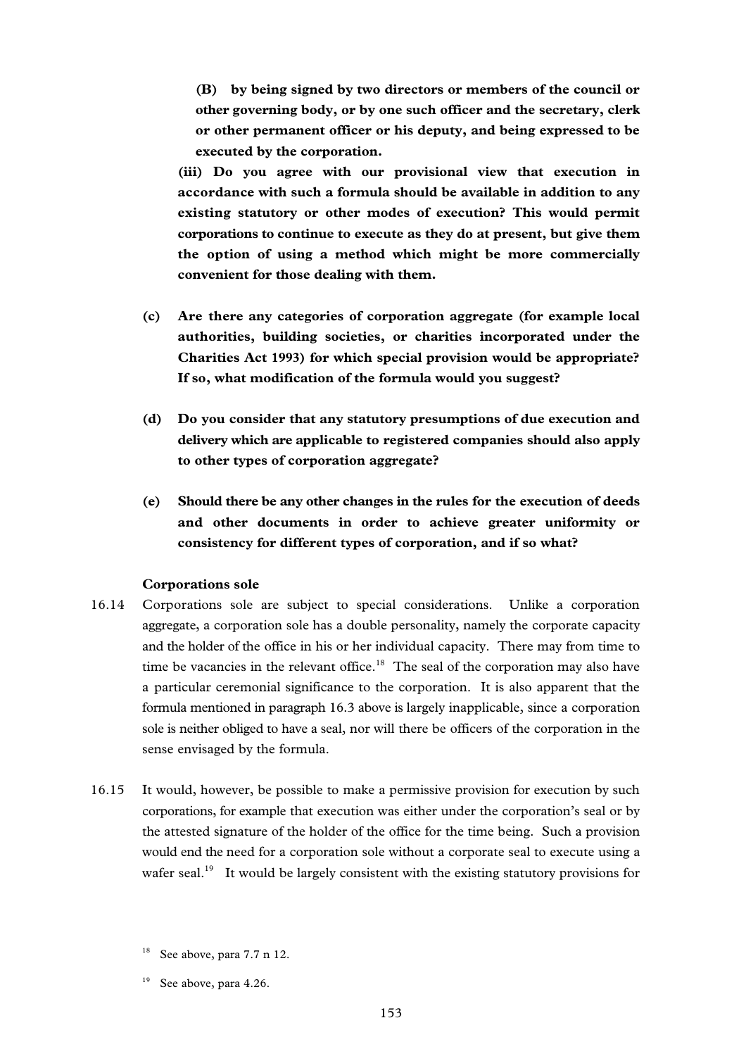**(B) by being signed by two directors or members of the council or other governing body, or by one such officer and the secretary, clerk or other permanent officer or his deputy, and being expressed to be executed by the corporation.**

**(iii) Do you agree with our provisional view that execution in accordance with such a formula should be available in addition to any existing statutory or other modes of execution? This would permit corporations to continue to execute as they do at present, but give them the option of using a method which might be more commercially convenient for those dealing with them.**

**(c) Are there any categories of corporation aggregate (for example local authorities, building societies, or charities incorporated under the Charities Act 1993) for which special provision would be appropriate? If so, what modification of the formula would you suggest?**

**(d) Do you consider that any statutory presumptions of due execution and delivery which are applicable to registered companies should also apply to other types of corporation aggregate?**

**(e) Should there be any other changes in the rules for the execution of deeds and other documents in order to achieve greater uniformity or consistency for different types of corporation, and if so what?**

**Corporations sole**

16.14 Corporations sole are subject to special considerations. Unlike a corporation aggregate, a corporation sole has a double personality, namely the corporate capacity and the holder of the office in his or her individual capacity. There may from time to time be vacancies in the relevant office.[18] The seal of the corporation may also have a particular ceremonial significance to the corporation. It is also apparent that the formula mentioned in paragraph 16.3 above is largely inapplicable, since a corporation sole is neither obliged to have a seal, nor will there be officers of the corporation in the sense envisaged by the formula.

16.15 It would, however, be possible to make a permissive provision for execution by such corporations, for example that execution was either under the corporation's seal or by the attested signature of the holder of the office for the time being. Such a provision would end the need for a corporation sole without a corporate seal to execute using a wafer seal.[19] It would be largely consistent with the existing statutory provisions for

[18] See above, para 7.7 n 12.

[19] See above, para 4.26.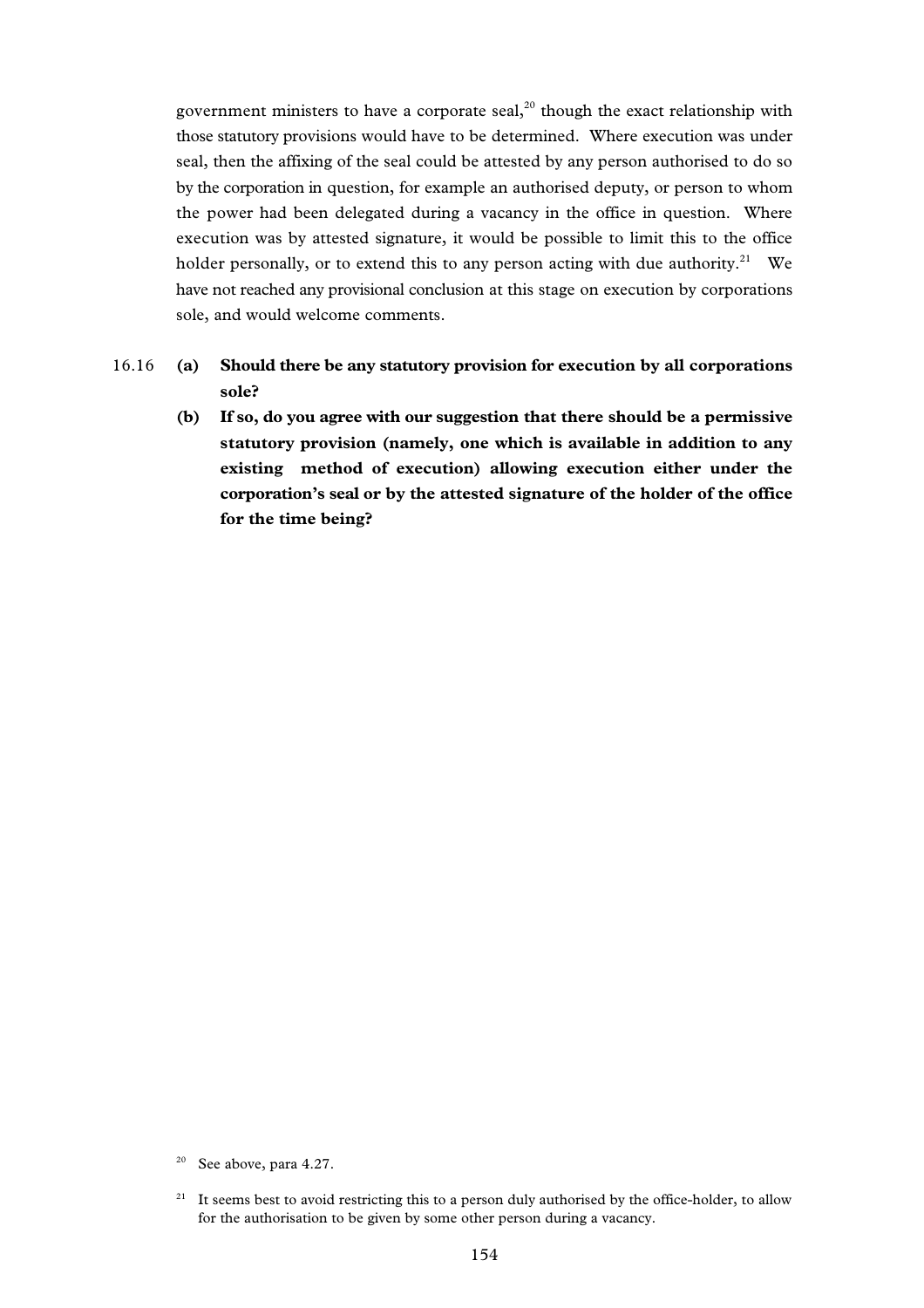government ministers to have a corporate seal,[20] though the exact relationship with those statutory provisions would have to be determined. Where execution was under seal, then the affixing of the seal could be attested by any person authorised to do so by the corporation in question, for example an authorised deputy, or person to whom the power had been delegated during a vacancy in the office in question. Where execution was by attested signature, it would be possible to limit this to the office holder personally, or to extend this to any person acting with due authority.[21] We have not reached any provisional conclusion at this stage on execution by corporations sole, and would welcome comments.

16.16 **(a) Should there be any statutory provision for execution by all corporations sole?**

**(b) If so, do you agree with our suggestion that there should be a permissive statutory provision (namely, one which is available in addition to any existing method of execution) allowing execution either under the corporation's seal or by the attested signature of the holder of the office for the time being?**

---

[20] See above, para 4.27.

[21] It seems best to avoid restricting this to a person duly authorised by the office-holder, to allow for the authorisation to be given by some other person during a vacancy.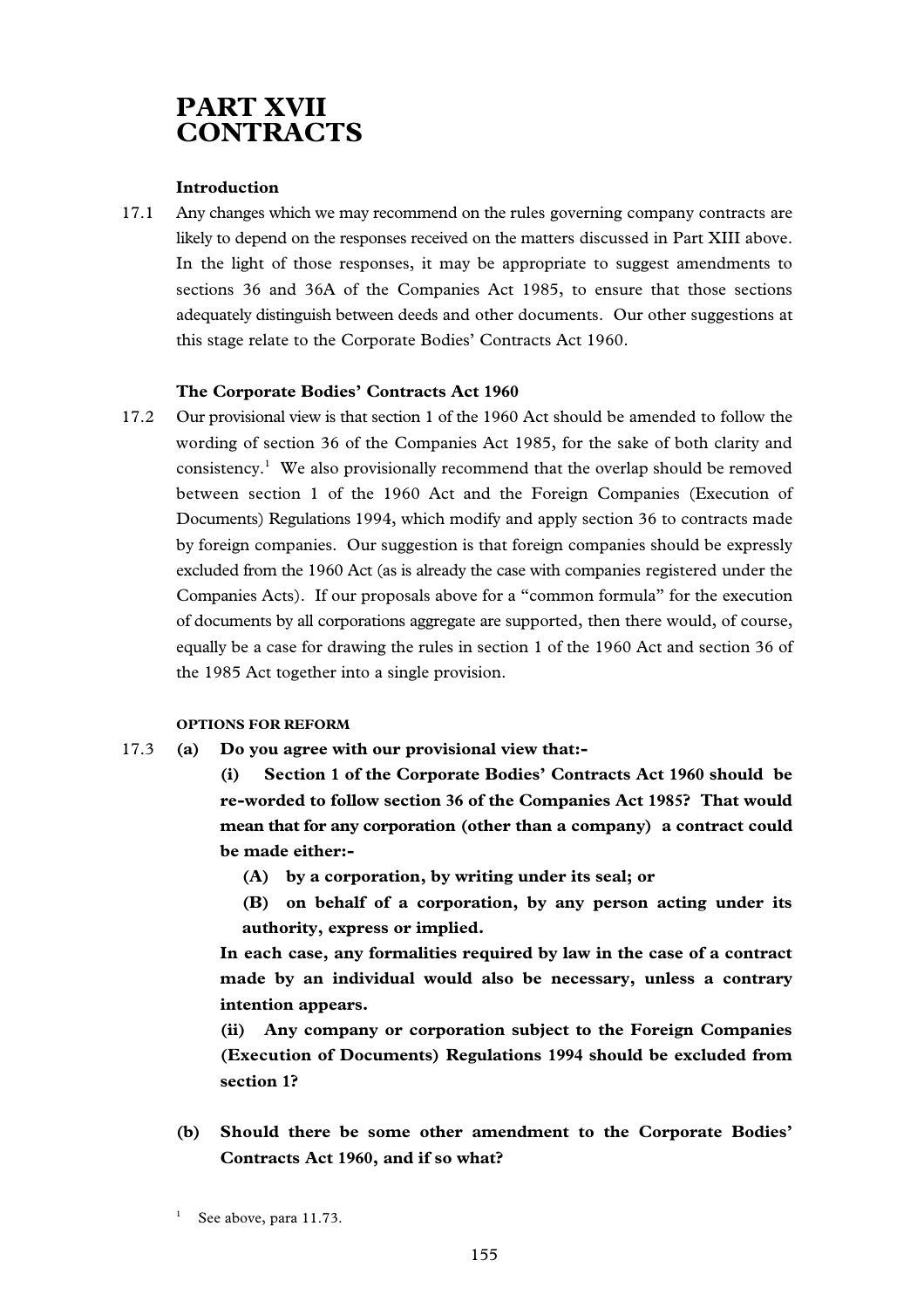# PART XVII CONTRACTS

### Introduction

17.1 Any changes which we may recommend on the rules governing company contracts are likely to depend on the responses received on the matters discussed in Part XIII above. In the light of those responses, it may be appropriate to suggest amendments to sections 36 and 36A of the Companies Act 1985, to ensure that those sections adequately distinguish between deeds and other documents. Our other suggestions at this stage relate to the Corporate Bodies' Contracts Act 1960.

### The Corporate Bodies' Contracts Act 1960

17.2 Our provisional view is that section 1 of the 1960 Act should be amended to follow the wording of section 36 of the Companies Act 1985, for the sake of both clarity and consistency.[1] We also provisionally recommend that the overlap should be removed between section 1 of the 1960 Act and the Foreign Companies (Execution of Documents) Regulations 1994, which modify and apply section 36 to contracts made by foreign companies. Our suggestion is that foreign companies should be expressly excluded from the 1960 Act (as is already the case with companies registered under the Companies Acts). If our proposals above for a "common formula" for the execution of documents by all corporations aggregate are supported, then there would, of course, equally be a case for drawing the rules in section 1 of the 1960 Act and section 36 of the 1985 Act together into a single provision.

#### OPTIONS FOR REFORM

17.3 **(a) Do you agree with our provisional view that:-**

**(i) Section 1 of the Corporate Bodies' Contracts Act 1960 should be re-worded to follow section 36 of the Companies Act 1985? That would mean that for any corporation (other than a company) a contract could be made either:-**

**(A) by a corporation, by writing under its seal; or**

**(B) on behalf of a corporation, by any person acting under its authority, express or implied.**

**In each case, any formalities required by law in the case of a contract made by an individual would also be necessary, unless a contrary intention appears.**

**(ii) Any company or corporation subject to the Foreign Companies (Execution of Documents) Regulations 1994 should be excluded from section 1?**

**(b) Should there be some other amendment to the Corporate Bodies' Contracts Act 1960, and if so what?**

[1] See above, para 11.73.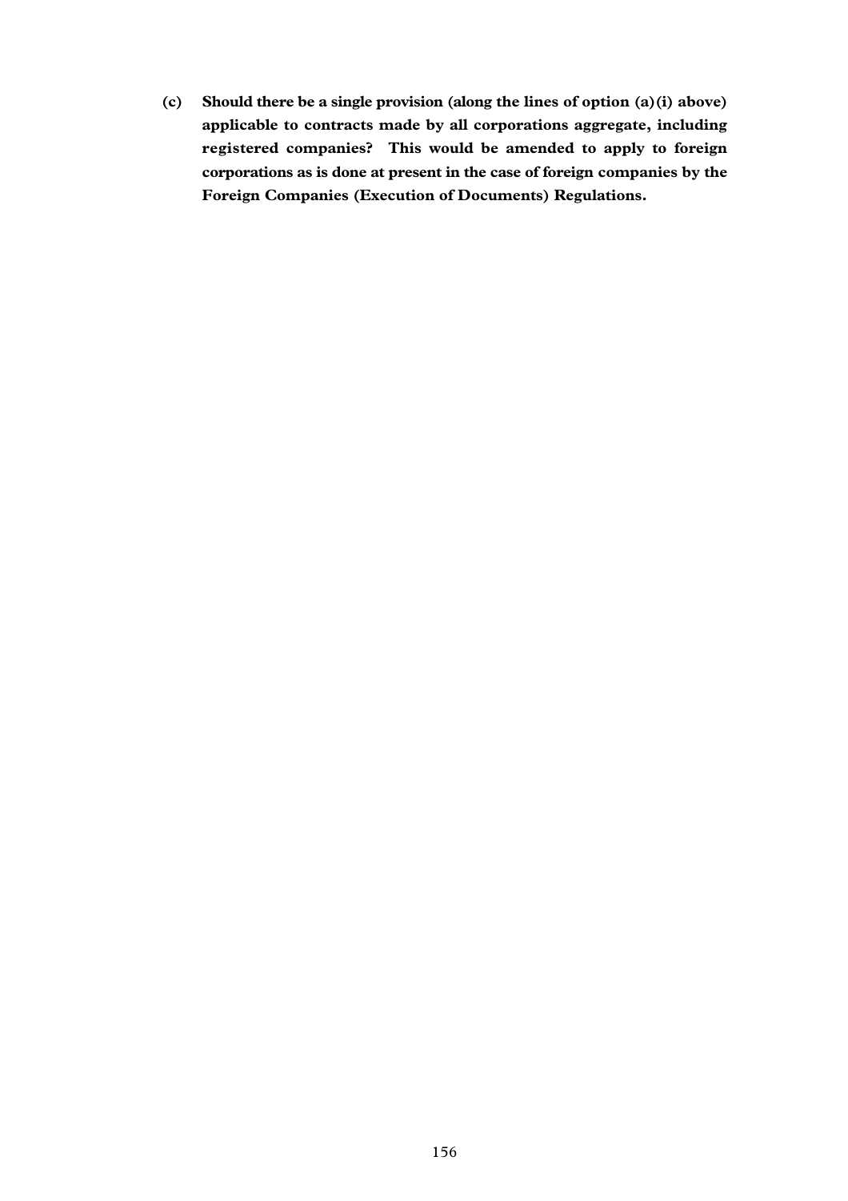**(c) Should there be a single provision (along the lines of option (a)(i) above) applicable to contracts made by all corporations aggregate, including registered companies? This would be amended to apply to foreign corporations as is done at present in the case of foreign companies by the Foreign Companies (Execution of Documents) Regulations.**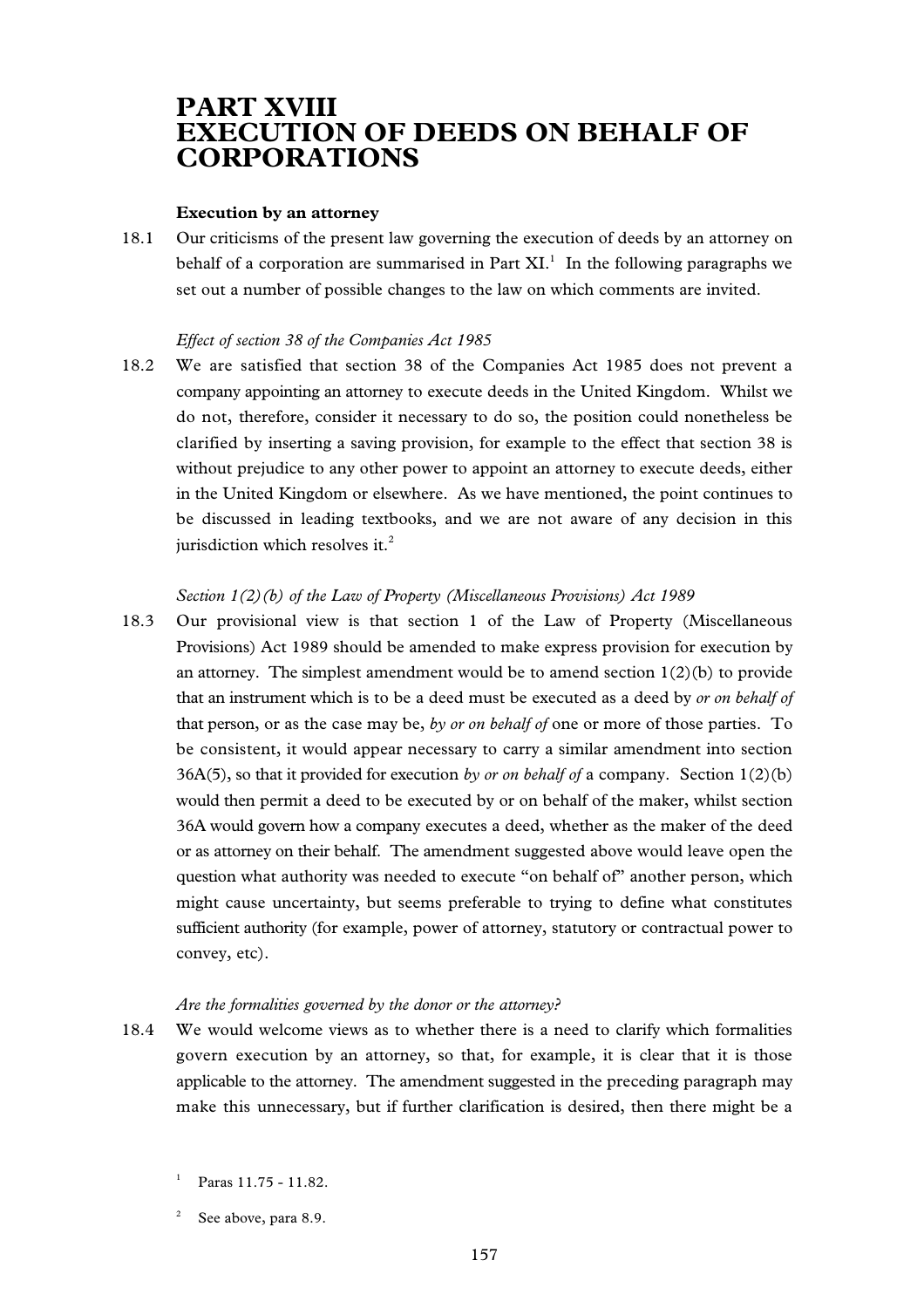# PART XVIII
# EXECUTION OF DEEDS ON BEHALF OF CORPORATIONS

### Execution by an attorney

18.1 Our criticisms of the present law governing the execution of deeds by an attorney on behalf of a corporation are summarised in Part XI.[1] In the following paragraphs we set out a number of possible changes to the law on which comments are invited.

*Effect of section 38 of the Companies Act 1985*

18.2 We are satisfied that section 38 of the Companies Act 1985 does not prevent a company appointing an attorney to execute deeds in the United Kingdom. Whilst we do not, therefore, consider it necessary to do so, the position could nonetheless be clarified by inserting a saving provision, for example to the effect that section 38 is without prejudice to any other power to appoint an attorney to execute deeds, either in the United Kingdom or elsewhere. As we have mentioned, the point continues to be discussed in leading textbooks, and we are not aware of any decision in this jurisdiction which resolves it.[2]

*Section 1(2)(b) of the Law of Property (Miscellaneous Provisions) Act 1989*

18.3 Our provisional view is that section 1 of the Law of Property (Miscellaneous Provisions) Act 1989 should be amended to make express provision for execution by an attorney. The simplest amendment would be to amend section 1(2)(b) to provide that an instrument which is to be a deed must be executed as a deed by *or on behalf of* that person, or as the case may be, *by or on behalf of* one or more of those parties. To be consistent, it would appear necessary to carry a similar amendment into section 36A(5), so that it provided for execution *by or on behalf of* a company. Section 1(2)(b) would then permit a deed to be executed by or on behalf of the maker, whilst section 36A would govern how a company executes a deed, whether as the maker of the deed or as attorney on their behalf. The amendment suggested above would leave open the question what authority was needed to execute "on behalf of" another person, which might cause uncertainty, but seems preferable to trying to define what constitutes sufficient authority (for example, power of attorney, statutory or contractual power to convey, etc).

*Are the formalities governed by the donor or the attorney?*

18.4 We would welcome views as to whether there is a need to clarify which formalities govern execution by an attorney, so that, for example, it is clear that it is those applicable to the attorney. The amendment suggested in the preceding paragraph may make this unnecessary, but if further clarification is desired, then there might be a

---

[1] Paras 11.75 - 11.82.

[2] See above, para 8.9.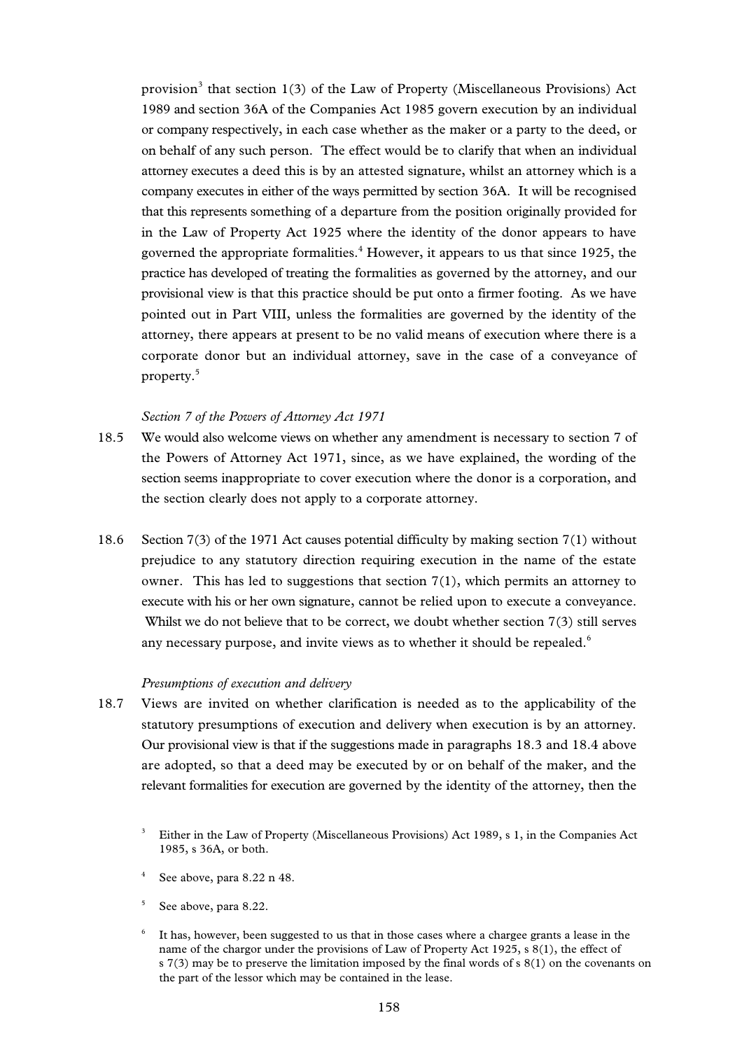provision[3] that section 1(3) of the Law of Property (Miscellaneous Provisions) Act 1989 and section 36A of the Companies Act 1985 govern execution by an individual or company respectively, in each case whether as the maker or a party to the deed, or on behalf of any such person. The effect would be to clarify that when an individual attorney executes a deed this is by an attested signature, whilst an attorney which is a company executes in either of the ways permitted by section 36A. It will be recognised that this represents something of a departure from the position originally provided for in the Law of Property Act 1925 where the identity of the donor appears to have governed the appropriate formalities.[4] However, it appears to us that since 1925, the practice has developed of treating the formalities as governed by the attorney, and our provisional view is that this practice should be put onto a firmer footing. As we have pointed out in Part VIII, unless the formalities are governed by the identity of the attorney, there appears at present to be no valid means of execution where there is a corporate donor but an individual attorney, save in the case of a conveyance of property.[5]

### *Section 7 of the Powers of Attorney Act 1971*

18.5 We would also welcome views on whether any amendment is necessary to section 7 of the Powers of Attorney Act 1971, since, as we have explained, the wording of the section seems inappropriate to cover execution where the donor is a corporation, and the section clearly does not apply to a corporate attorney.

18.6 Section 7(3) of the 1971 Act causes potential difficulty by making section 7(1) without prejudice to any statutory direction requiring execution in the name of the estate owner. This has led to suggestions that section 7(1), which permits an attorney to execute with his or her own signature, cannot be relied upon to execute a conveyance. Whilst we do not believe that to be correct, we doubt whether section 7(3) still serves any necessary purpose, and invite views as to whether it should be repealed.[6]

### *Presumptions of execution and delivery*

18.7 Views are invited on whether clarification is needed as to the applicability of the statutory presumptions of execution and delivery when execution is by an attorney. Our provisional view is that if the suggestions made in paragraphs 18.3 and 18.4 above are adopted, so that a deed may be executed by or on behalf of the maker, and the relevant formalities for execution are governed by the identity of the attorney, then the

---

[3] Either in the Law of Property (Miscellaneous Provisions) Act 1989, s 1, in the Companies Act 1985, s 36A, or both.

[4] See above, para 8.22 n 48.

[5] See above, para 8.22.

[6] It has, however, been suggested to us that in those cases where a chargee grants a lease in the name of the chargor under the provisions of Law of Property Act 1925, s 8(1), the effect of s 7(3) may be to preserve the limitation imposed by the final words of s 8(1) on the covenants on the part of the lessor which may be contained in the lease.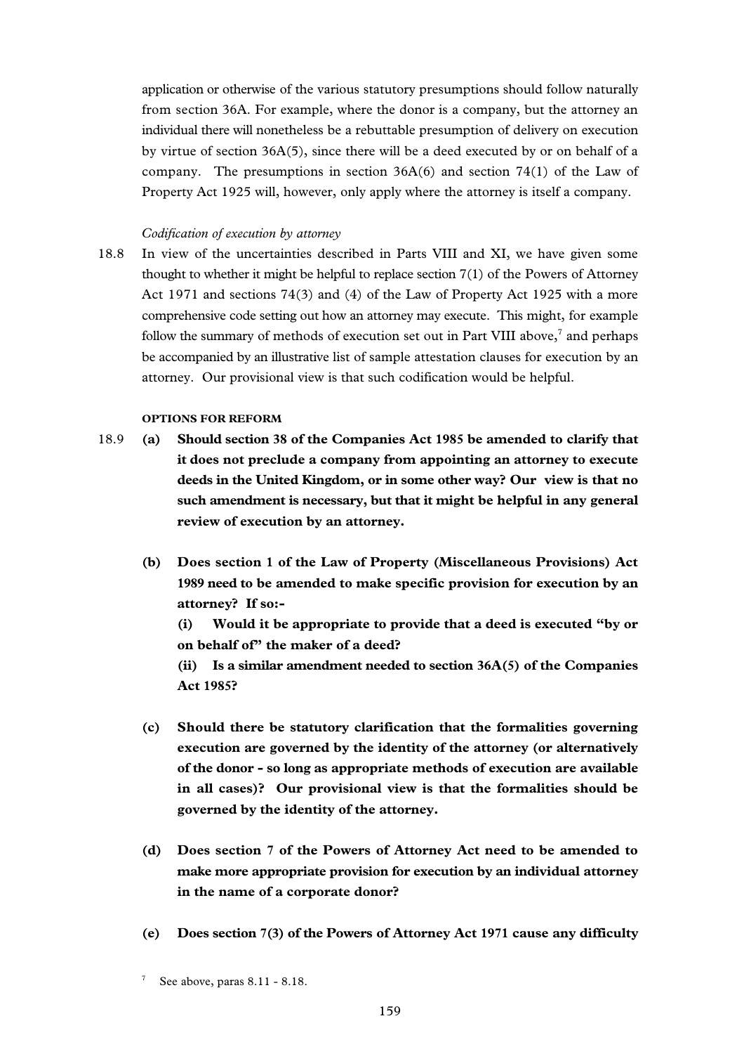application or otherwise of the various statutory presumptions should follow naturally from section 36A. For example, where the donor is a company, but the attorney an individual there will nonetheless be a rebuttable presumption of delivery on execution by virtue of section 36A(5), since there will be a deed executed by or on behalf of a company. The presumptions in section 36A(6) and section 74(1) of the Law of Property Act 1925 will, however, only apply where the attorney is itself a company.

*Codification of execution by attorney*

18.8 In view of the uncertainties described in Parts VIII and XI, we have given some thought to whether it might be helpful to replace section 7(1) of the Powers of Attorney Act 1971 and sections 74(3) and (4) of the Law of Property Act 1925 with a more comprehensive code setting out how an attorney may execute. This might, for example follow the summary of methods of execution set out in Part VIII above,[7] and perhaps be accompanied by an illustrative list of sample attestation clauses for execution by an attorney. Our provisional view is that such codification would be helpful.

#### OPTIONS FOR REFORM

18.9 **(a) Should section 38 of the Companies Act 1985 be amended to clarify that it does not preclude a company from appointing an attorney to execute deeds in the United Kingdom, or in some other way? Our view is that no such amendment is necessary, but that it might be helpful in any general review of execution by an attorney.**

**(b) Does section 1 of the Law of Property (Miscellaneous Provisions) Act 1989 need to be amended to make specific provision for execution by an attorney? If so:-**

**(i) Would it be appropriate to provide that a deed is executed "by or on behalf of" the maker of a deed?**

**(ii) Is a similar amendment needed to section 36A(5) of the Companies Act 1985?**

**(c) Should there be statutory clarification that the formalities governing execution are governed by the identity of the attorney (or alternatively of the donor - so long as appropriate methods of execution are available in all cases)? Our provisional view is that the formalities should be governed by the identity of the attorney.**

**(d) Does section 7 of the Powers of Attorney Act need to be amended to make more appropriate provision for execution by an individual attorney in the name of a corporate donor?**

**(e) Does section 7(3) of the Powers of Attorney Act 1971 cause any difficulty**

[7] See above, paras 8.11 - 8.18.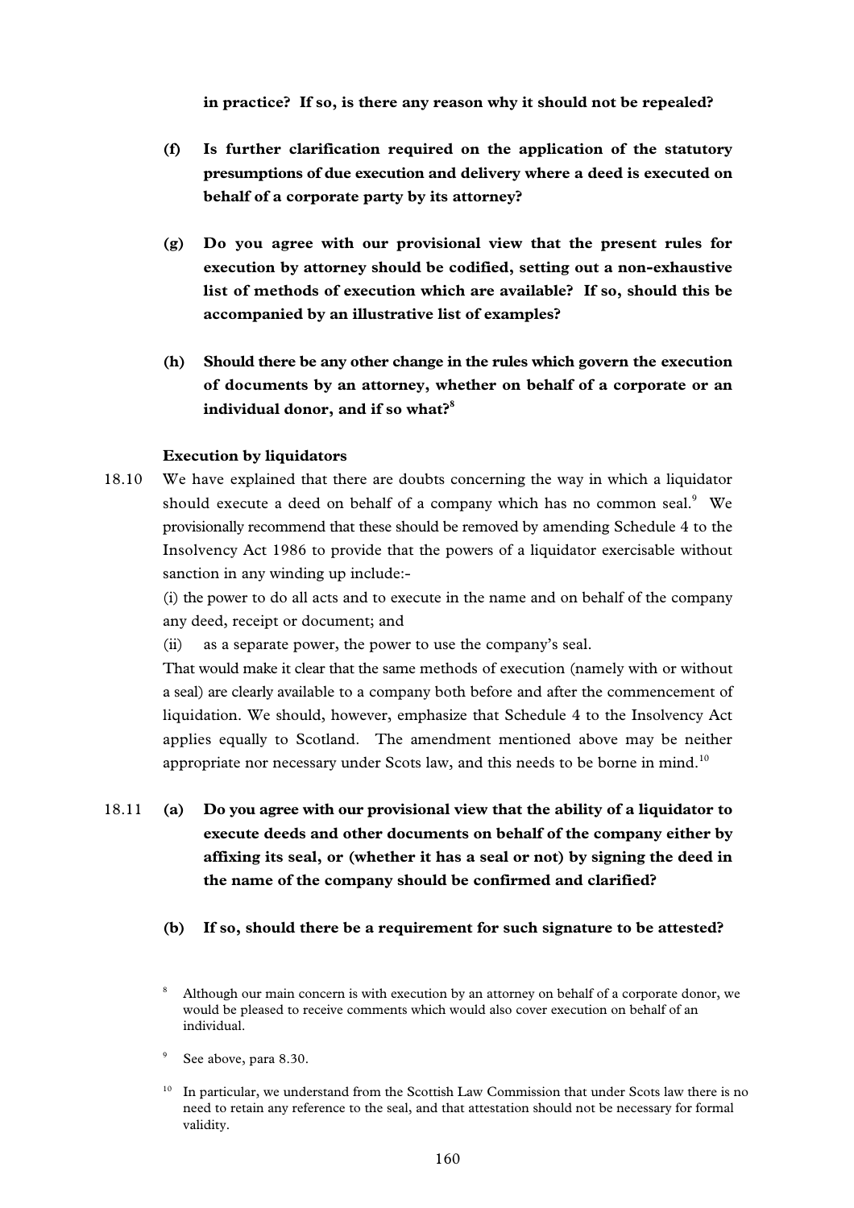**in practice? If so, is there any reason why it should not be repealed?**

**(f) Is further clarification required on the application of the statutory presumptions of due execution and delivery where a deed is executed on behalf of a corporate party by its attorney?**

**(g) Do you agree with our provisional view that the present rules for execution by attorney should be codified, setting out a non-exhaustive list of methods of execution which are available? If so, should this be accompanied by an illustrative list of examples?**

**(h) Should there be any other change in the rules which govern the execution of documents by an attorney, whether on behalf of a corporate or an individual donor, and if so what?**[8]

**Execution by liquidators**

18.10 We have explained that there are doubts concerning the way in which a liquidator should execute a deed on behalf of a company which has no common seal.[9] We provisionally recommend that these should be removed by amending Schedule 4 to the Insolvency Act 1986 to provide that the powers of a liquidator exercisable without sanction in any winding up include:-

(i) the power to do all acts and to execute in the name and on behalf of the company any deed, receipt or document; and

(ii) as a separate power, the power to use the company's seal.

That would make it clear that the same methods of execution (namely with or without a seal) are clearly available to a company both before and after the commencement of liquidation. We should, however, emphasize that Schedule 4 to the Insolvency Act applies equally to Scotland. The amendment mentioned above may be neither appropriate nor necessary under Scots law, and this needs to be borne in mind.[10]

18.11 **(a) Do you agree with our provisional view that the ability of a liquidator to execute deeds and other documents on behalf of the company either by affixing its seal, or (whether it has a seal or not) by signing the deed in the name of the company should be confirmed and clarified?**

**(b) If so, should there be a requirement for such signature to be attested?**

[8] Although our main concern is with execution by an attorney on behalf of a corporate donor, we would be pleased to receive comments which would also cover execution on behalf of an individual.

[9] See above, para 8.30.

[10] In particular, we understand from the Scottish Law Commission that under Scots law there is no need to retain any reference to the seal, and that attestation should not be necessary for formal validity.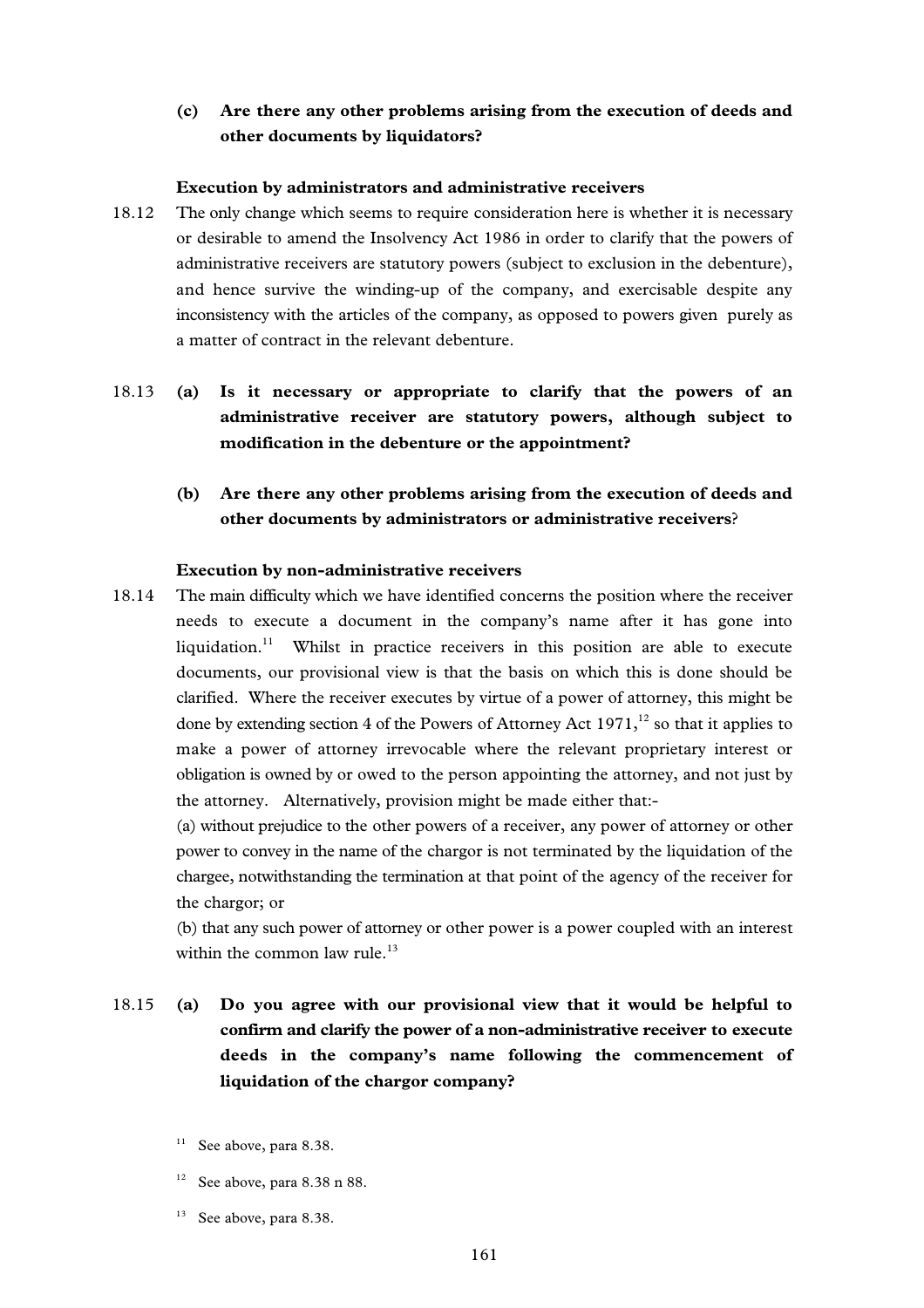**(c) Are there any other problems arising from the execution of deeds and other documents by liquidators?**

**Execution by administrators and administrative receivers**

18.12 The only change which seems to require consideration here is whether it is necessary or desirable to amend the Insolvency Act 1986 in order to clarify that the powers of administrative receivers are statutory powers (subject to exclusion in the debenture), and hence survive the winding-up of the company, and exercisable despite any inconsistency with the articles of the company, as opposed to powers given purely as a matter of contract in the relevant debenture.

18.13 **(a) Is it necessary or appropriate to clarify that the powers of an administrative receiver are statutory powers, although subject to modification in the debenture or the appointment?**

**(b) Are there any other problems arising from the execution of deeds and other documents by administrators or administrative receivers?**

**Execution by non-administrative receivers**

18.14 The main difficulty which we have identified concerns the position where the receiver needs to execute a document in the company's name after it has gone into liquidation.[11] Whilst in practice receivers in this position are able to execute documents, our provisional view is that the basis on which this is done should be clarified. Where the receiver executes by virtue of a power of attorney, this might be done by extending section 4 of the Powers of Attorney Act 1971,[12] so that it applies to make a power of attorney irrevocable where the relevant proprietary interest or obligation is owned by or owed to the person appointing the attorney, and not just by the attorney. Alternatively, provision might be made either that:-

(a) without prejudice to the other powers of a receiver, any power of attorney or other power to convey in the name of the chargor is not terminated by the liquidation of the chargee, notwithstanding the termination at that point of the agency of the receiver for the chargor; or

(b) that any such power of attorney or other power is a power coupled with an interest within the common law rule.[13]

18.15 **(a) Do you agree with our provisional view that it would be helpful to confirm and clarify the power of a non-administrative receiver to execute deeds in the company's name following the commencement of liquidation of the chargor company?**

[11] See above, para 8.38.

[12] See above, para 8.38 n 88.

[13] See above, para 8.38.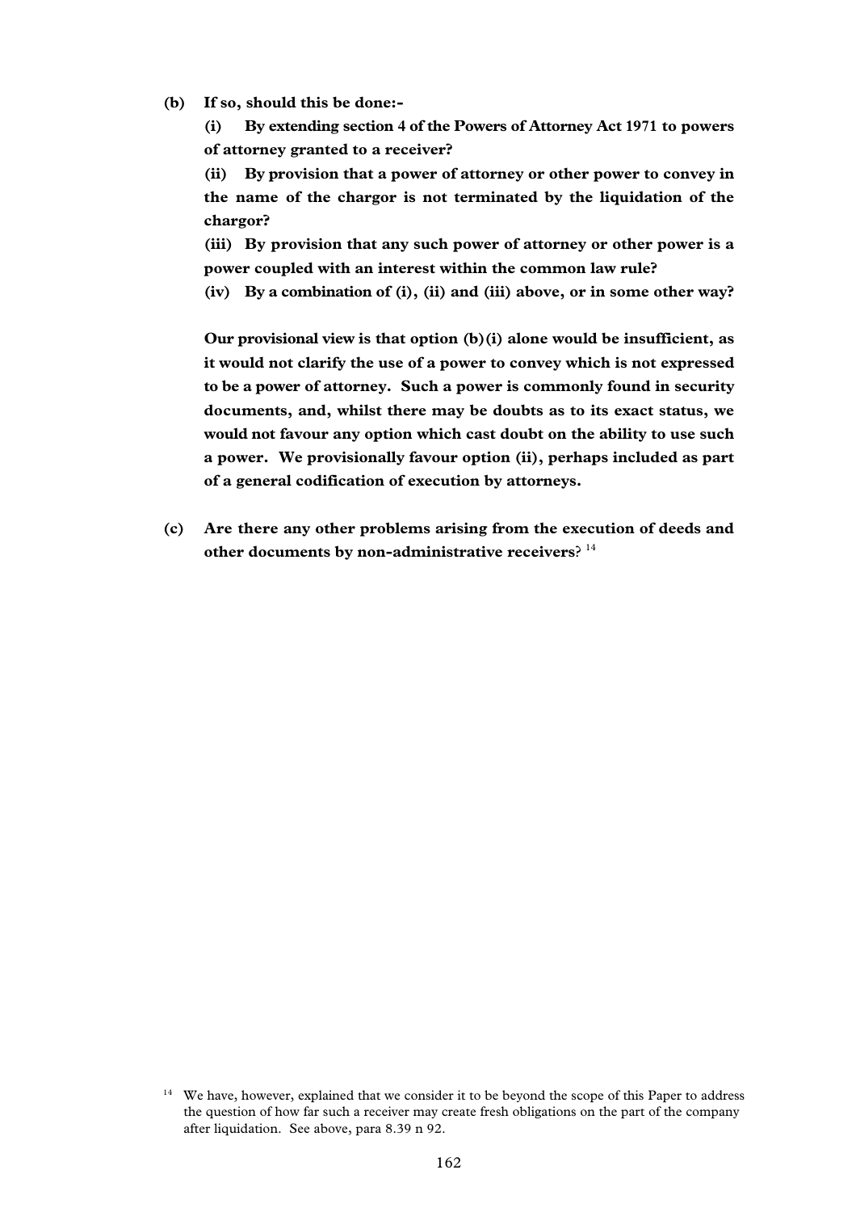**(b) If so, should this be done:-**

**(i) By extending section 4 of the Powers of Attorney Act 1971 to powers of attorney granted to a receiver?**

**(ii) By provision that a power of attorney or other power to convey in the name of the chargor is not terminated by the liquidation of the chargor?**

**(iii) By provision that any such power of attorney or other power is a power coupled with an interest within the common law rule?**

**(iv) By a combination of (i), (ii) and (iii) above, or in some other way?**

**Our provisional view is that option (b)(i) alone would be insufficient, as it would not clarify the use of a power to convey which is not expressed to be a power of attorney. Such a power is commonly found in security documents, and, whilst there may be doubts as to its exact status, we would not favour any option which cast doubt on the ability to use such a power. We provisionally favour option (ii), perhaps included as part of a general codification of execution by attorneys.**

**(c) Are there any other problems arising from the execution of deeds and other documents by non-administrative receivers**? [14]

[14] We have, however, explained that we consider it to be beyond the scope of this Paper to address the question of how far such a receiver may create fresh obligations on the part of the company after liquidation. See above, para 8.39 n 92.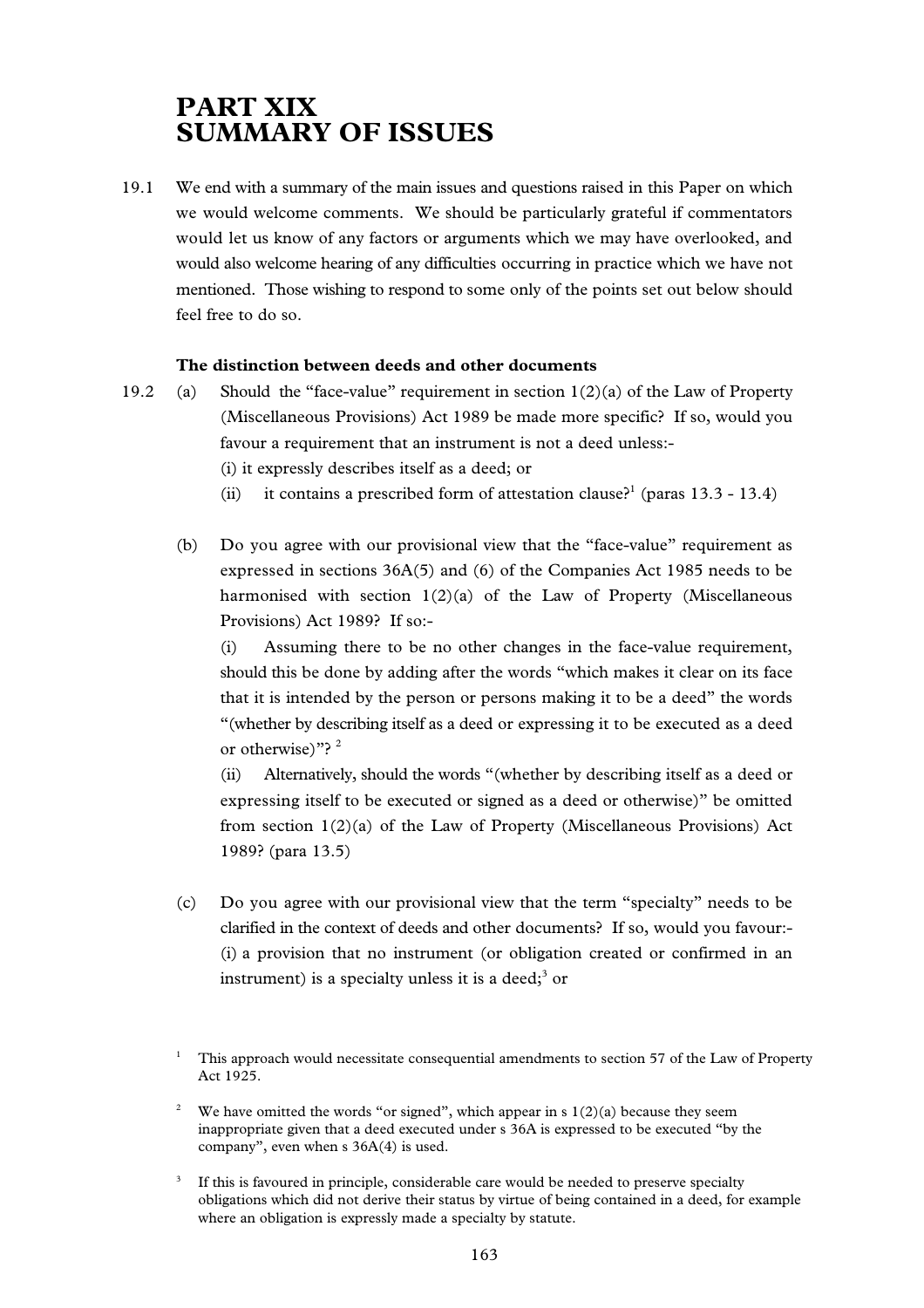# PART XIX
# SUMMARY OF ISSUES

19.1 We end with a summary of the main issues and questions raised in this Paper on which we would welcome comments. We should be particularly grateful if commentators would let us know of any factors or arguments which we may have overlooked, and would also welcome hearing of any difficulties occurring in practice which we have not mentioned. Those wishing to respond to some only of the points set out below should feel free to do so.

**The distinction between deeds and other documents**

19.2 (a) Should the "face-value" requirement in section 1(2)(a) of the Law of Property (Miscellaneous Provisions) Act 1989 be made more specific? If so, would you favour a requirement that an instrument is not a deed unless:-

(i) it expressly describes itself as a deed; or

(ii) it contains a prescribed form of attestation clause?[1] (paras 13.3 - 13.4)

(b) Do you agree with our provisional view that the "face-value" requirement as expressed in sections 36A(5) and (6) of the Companies Act 1985 needs to be harmonised with section 1(2)(a) of the Law of Property (Miscellaneous Provisions) Act 1989? If so:-

(i) Assuming there to be no other changes in the face-value requirement, should this be done by adding after the words "which makes it clear on its face that it is intended by the person or persons making it to be a deed" the words "(whether by describing itself as a deed or expressing it to be executed as a deed or otherwise)"? [2]

(ii) Alternatively, should the words "(whether by describing itself as a deed or expressing itself to be executed or signed as a deed or otherwise)" be omitted from section 1(2)(a) of the Law of Property (Miscellaneous Provisions) Act 1989? (para 13.5)

(c) Do you agree with our provisional view that the term "specialty" needs to be clarified in the context of deeds and other documents? If so, would you favour:-

(i) a provision that no instrument (or obligation created or confirmed in an instrument) is a specialty unless it is a deed;[3] or

---

[1] This approach would necessitate consequential amendments to section 57 of the Law of Property Act 1925.

[2] We have omitted the words "or signed", which appear in s 1(2)(a) because they seem inappropriate given that a deed executed under s 36A is expressed to be executed "by the company", even when s 36A(4) is used.

[3] If this is favoured in principle, considerable care would be needed to preserve specialty obligations which did not derive their status by virtue of being contained in a deed, for example where an obligation is expressly made a specialty by statute.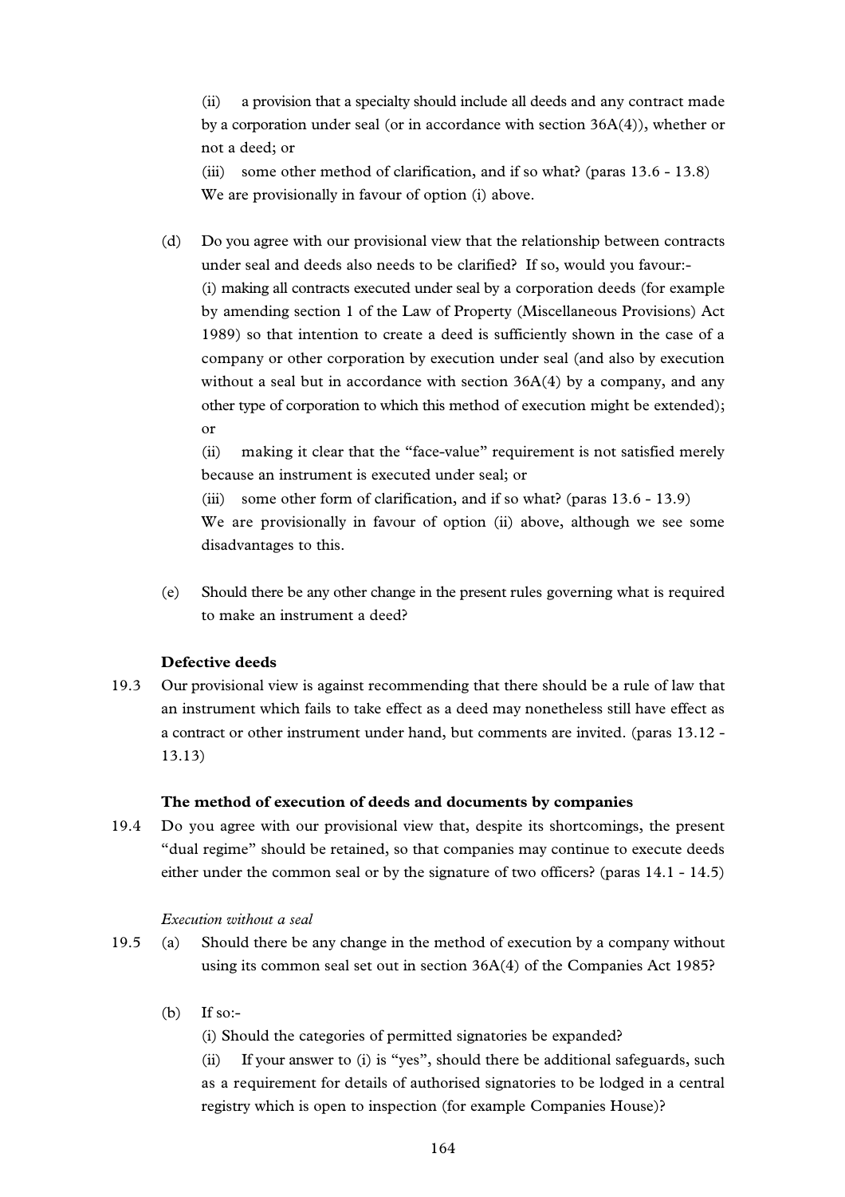(ii) a provision that a specialty should include all deeds and any contract made by a corporation under seal (or in accordance with section 36A(4)), whether or not a deed; or

(iii) some other method of clarification, and if so what? (paras 13.6 - 13.8) We are provisionally in favour of option (i) above.

(d) Do you agree with our provisional view that the relationship between contracts under seal and deeds also needs to be clarified? If so, would you favour:-

(i) making all contracts executed under seal by a corporation deeds (for example by amending section 1 of the Law of Property (Miscellaneous Provisions) Act 1989) so that intention to create a deed is sufficiently shown in the case of a company or other corporation by execution under seal (and also by execution without a seal but in accordance with section 36A(4) by a company, and any other type of corporation to which this method of execution might be extended); or

(ii) making it clear that the "face-value" requirement is not satisfied merely because an instrument is executed under seal; or

(iii) some other form of clarification, and if so what? (paras 13.6 - 13.9)

We are provisionally in favour of option (ii) above, although we see some disadvantages to this.

(e) Should there be any other change in the present rules governing what is required to make an instrument a deed?

**Defective deeds**

19.3 Our provisional view is against recommending that there should be a rule of law that an instrument which fails to take effect as a deed may nonetheless still have effect as a contract or other instrument under hand, but comments are invited. (paras 13.12 - 13.13)

**The method of execution of deeds and documents by companies**

19.4 Do you agree with our provisional view that, despite its shortcomings, the present "dual regime" should be retained, so that companies may continue to execute deeds either under the common seal or by the signature of two officers? (paras 14.1 - 14.5)

*Execution without a seal*

19.5 (a) Should there be any change in the method of execution by a company without using its common seal set out in section 36A(4) of the Companies Act 1985?

(b) If so:-

(i) Should the categories of permitted signatories be expanded?

(ii) If your answer to (i) is "yes", should there be additional safeguards, such as a requirement for details of authorised signatories to be lodged in a central registry which is open to inspection (for example Companies House)?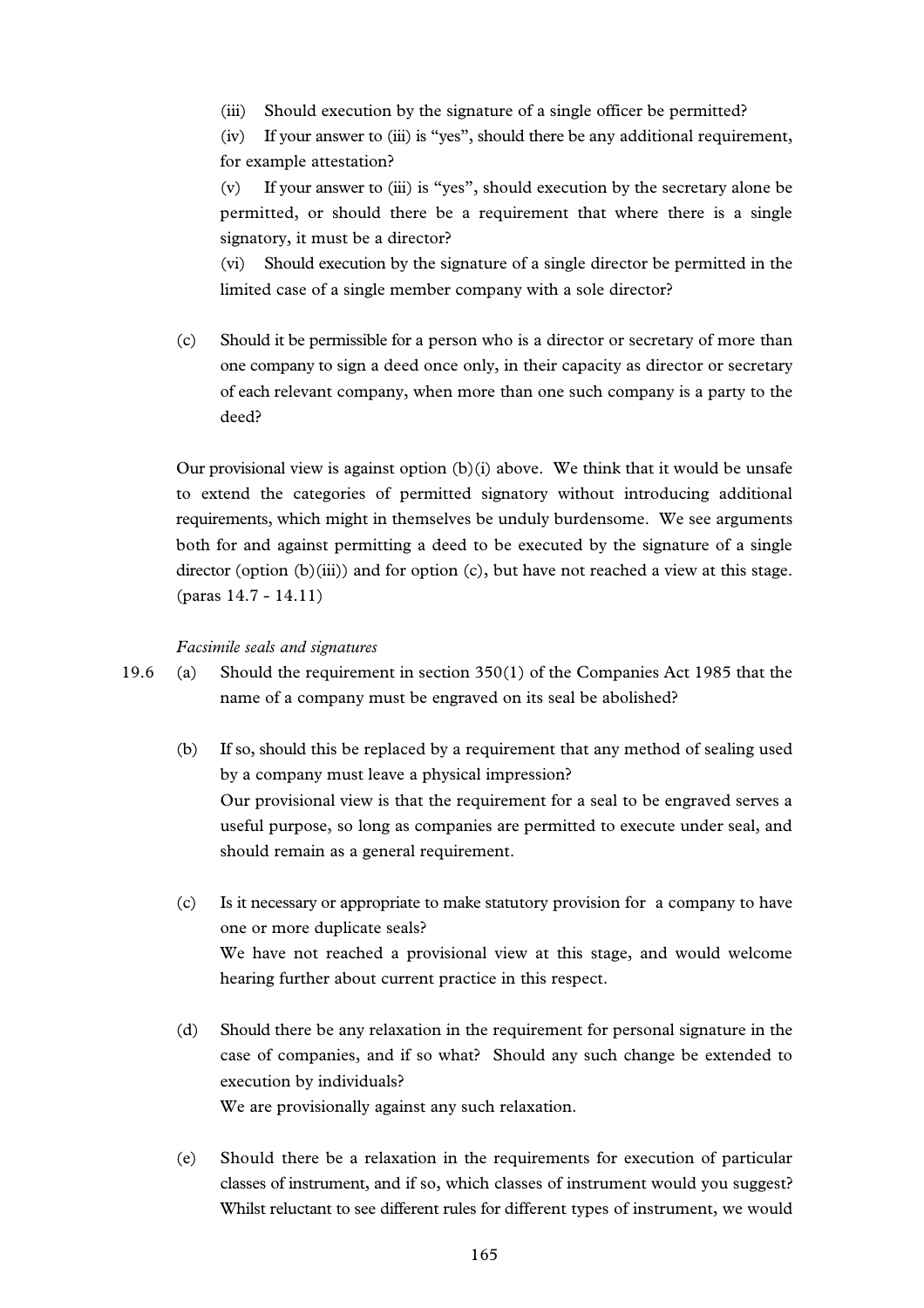(iii) Should execution by the signature of a single officer be permitted?

(iv) If your answer to (iii) is "yes", should there be any additional requirement, for example attestation?

(v) If your answer to (iii) is "yes", should execution by the secretary alone be permitted, or should there be a requirement that where there is a single signatory, it must be a director?

(vi) Should execution by the signature of a single director be permitted in the limited case of a single member company with a sole director?

(c) Should it be permissible for a person who is a director or secretary of more than one company to sign a deed once only, in their capacity as director or secretary of each relevant company, when more than one such company is a party to the deed?

Our provisional view is against option (b)(i) above. We think that it would be unsafe to extend the categories of permitted signatory without introducing additional requirements, which might in themselves be unduly burdensome. We see arguments both for and against permitting a deed to be executed by the signature of a single director (option (b)(iii)) and for option (c), but have not reached a view at this stage. (paras 14.7 - 14.11)

*Facsimile seals and signatures*

19.6 (a) Should the requirement in section 350(1) of the Companies Act 1985 that the name of a company must be engraved on its seal be abolished?

(b) If so, should this be replaced by a requirement that any method of sealing used by a company must leave a physical impression?
Our provisional view is that the requirement for a seal to be engraved serves a useful purpose, so long as companies are permitted to execute under seal, and should remain as a general requirement.

(c) Is it necessary or appropriate to make statutory provision for a company to have one or more duplicate seals?
We have not reached a provisional view at this stage, and would welcome hearing further about current practice in this respect.

(d) Should there be any relaxation in the requirement for personal signature in the case of companies, and if so what? Should any such change be extended to execution by individuals?
We are provisionally against any such relaxation.

(e) Should there be a relaxation in the requirements for execution of particular classes of instrument, and if so, which classes of instrument would you suggest?
Whilst reluctant to see different rules for different types of instrument, we would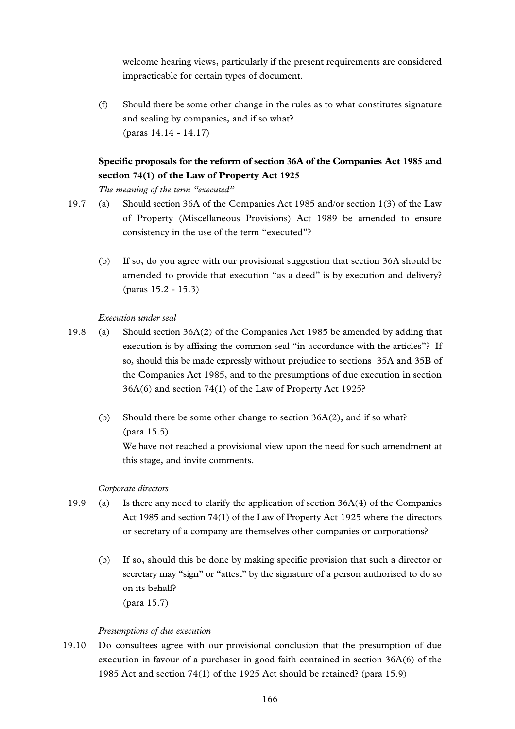welcome hearing views, particularly if the present requirements are considered impracticable for certain types of document.

(f) Should there be some other change in the rules as to what constitutes signature and sealing by companies, and if so what?
(paras 14.14 - 14.17)

**Specific proposals for the reform of section 36A of the Companies Act 1985 and section 74(1) of the Law of Property Act 1925**

*The meaning of the term "executed"*

19.7 (a) Should section 36A of the Companies Act 1985 and/or section 1(3) of the Law of Property (Miscellaneous Provisions) Act 1989 be amended to ensure consistency in the use of the term "executed"?

(b) If so, do you agree with our provisional suggestion that section 36A should be amended to provide that execution "as a deed" is by execution and delivery?
(paras 15.2 - 15.3)

*Execution under seal*

19.8 (a) Should section 36A(2) of the Companies Act 1985 be amended by adding that execution is by affixing the common seal "in accordance with the articles"? If so, should this be made expressly without prejudice to sections 35A and 35B of the Companies Act 1985, and to the presumptions of due execution in section 36A(6) and section 74(1) of the Law of Property Act 1925?

(b) Should there be some other change to section 36A(2), and if so what?
(para 15.5)
We have not reached a provisional view upon the need for such amendment at this stage, and invite comments.

*Corporate directors*

19.9 (a) Is there any need to clarify the application of section 36A(4) of the Companies Act 1985 and section 74(1) of the Law of Property Act 1925 where the directors or secretary of a company are themselves other companies or corporations?

(b) If so, should this be done by making specific provision that such a director or secretary may "sign" or "attest" by the signature of a person authorised to do so on its behalf?
(para 15.7)

*Presumptions of due execution*

19.10 Do consultees agree with our provisional conclusion that the presumption of due execution in favour of a purchaser in good faith contained in section 36A(6) of the 1985 Act and section 74(1) of the 1925 Act should be retained? (para 15.9)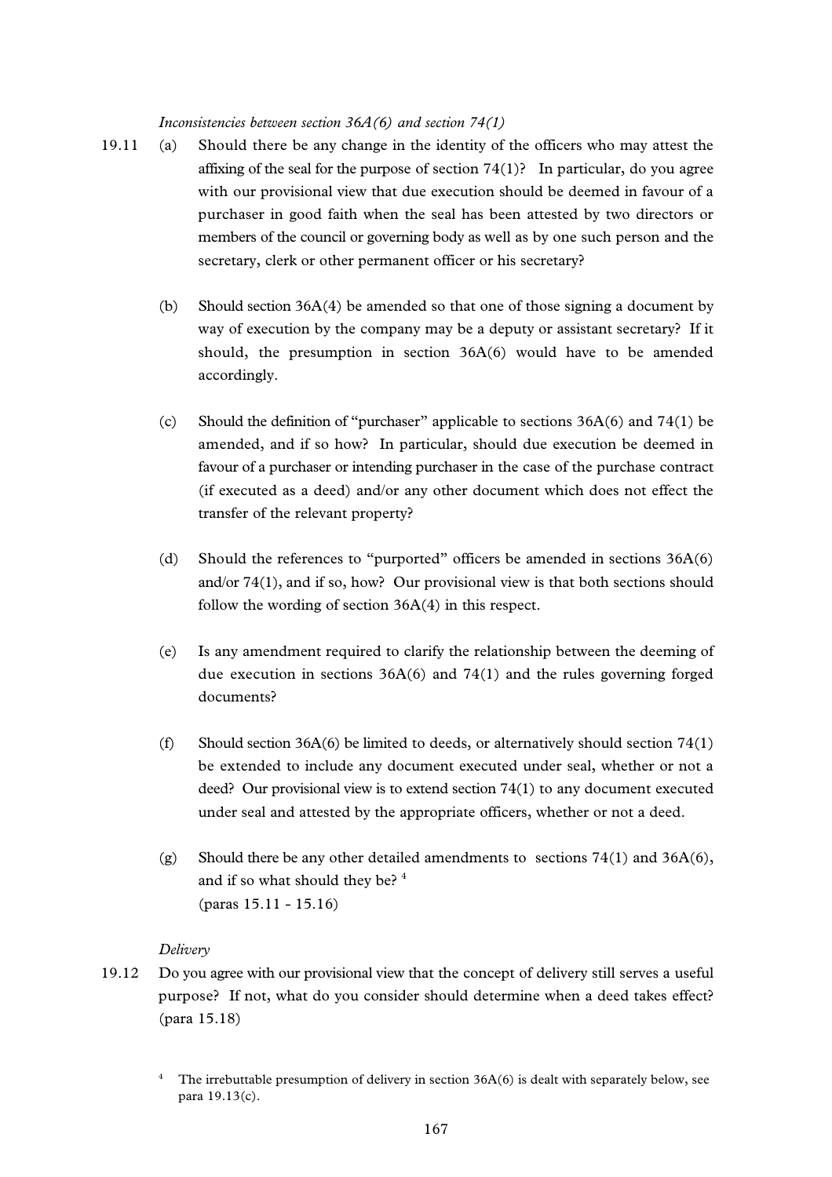*Inconsistencies between section 36A(6) and section 74(1)*

19.11 (a) Should there be any change in the identity of the officers who may attest the affixing of the seal for the purpose of section 74(1)? In particular, do you agree with our provisional view that due execution should be deemed in favour of a purchaser in good faith when the seal has been attested by two directors or members of the council or governing body as well as by one such person and the secretary, clerk or other permanent officer or his secretary?

(b) Should section 36A(4) be amended so that one of those signing a document by way of execution by the company may be a deputy or assistant secretary? If it should, the presumption in section 36A(6) would have to be amended accordingly.

(c) Should the definition of "purchaser" applicable to sections 36A(6) and 74(1) be amended, and if so how? In particular, should due execution be deemed in favour of a purchaser or intending purchaser in the case of the purchase contract (if executed as a deed) and/or any other document which does not effect the transfer of the relevant property?

(d) Should the references to "purported" officers be amended in sections 36A(6) and/or 74(1), and if so, how? Our provisional view is that both sections should follow the wording of section 36A(4) in this respect.

(e) Is any amendment required to clarify the relationship between the deeming of due execution in sections 36A(6) and 74(1) and the rules governing forged documents?

(f) Should section 36A(6) be limited to deeds, or alternatively should section 74(1) be extended to include any document executed under seal, whether or not a deed? Our provisional view is to extend section 74(1) to any document executed under seal and attested by the appropriate officers, whether or not a deed.

(g) Should there be any other detailed amendments to sections 74(1) and 36A(6), and if so what should they be? [4]
(paras 15.11 - 15.16)

*Delivery*

19.12 Do you agree with our provisional view that the concept of delivery still serves a useful purpose? If not, what do you consider should determine when a deed takes effect? (para 15.18)

[4] The irrebuttable presumption of delivery in section 36A(6) is dealt with separately below, see para 19.13(c).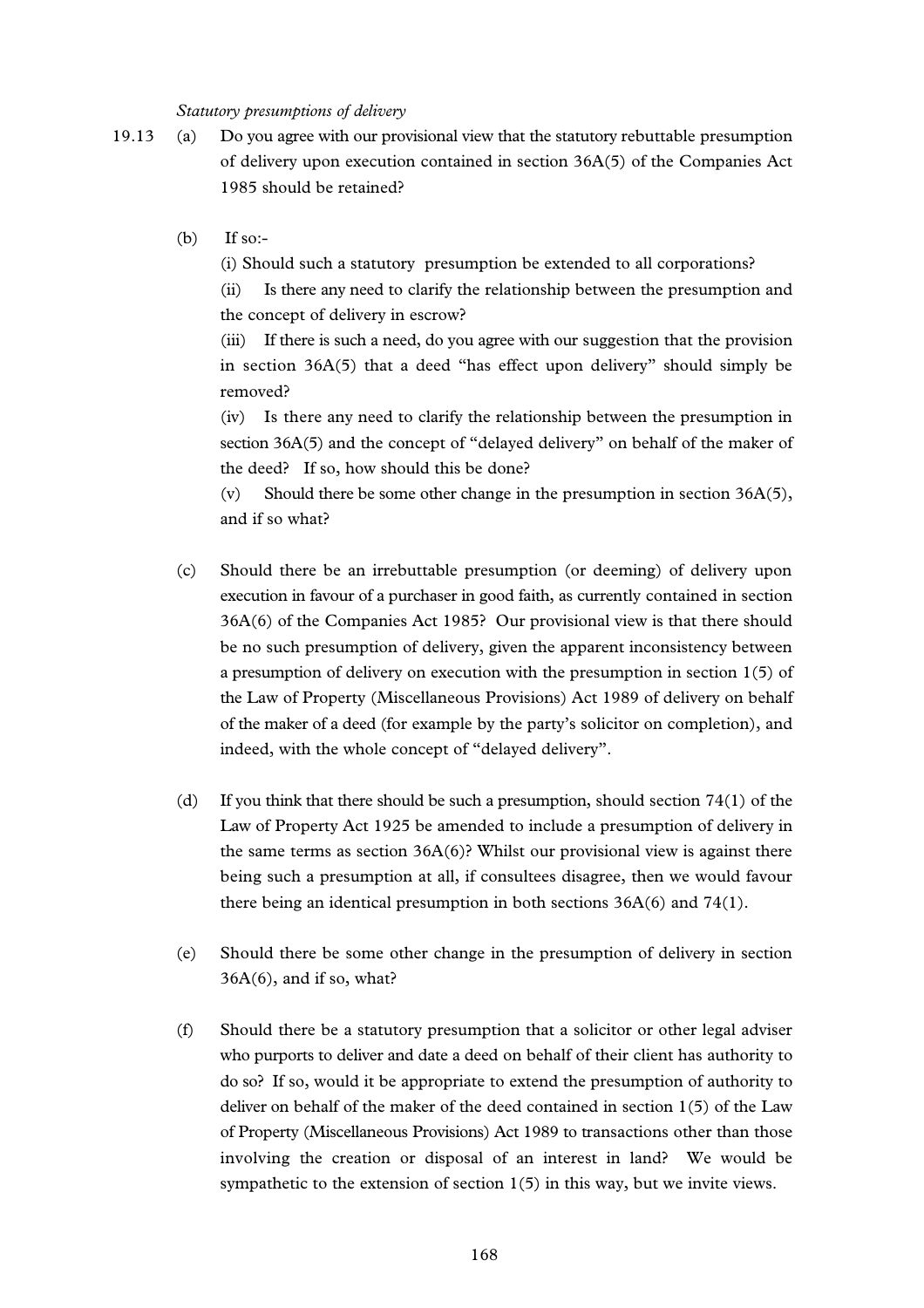*Statutory presumptions of delivery*

19.13 (a) Do you agree with our provisional view that the statutory rebuttable presumption of delivery upon execution contained in section 36A(5) of the Companies Act 1985 should be retained?

(b) If so:-

(i) Should such a statutory presumption be extended to all corporations?

(ii) Is there any need to clarify the relationship between the presumption and the concept of delivery in escrow?

(iii) If there is such a need, do you agree with our suggestion that the provision in section 36A(5) that a deed "has effect upon delivery" should simply be removed?

(iv) Is there any need to clarify the relationship between the presumption in section 36A(5) and the concept of "delayed delivery" on behalf of the maker of the deed? If so, how should this be done?

(v) Should there be some other change in the presumption in section 36A(5), and if so what?

(c) Should there be an irrebuttable presumption (or deeming) of delivery upon execution in favour of a purchaser in good faith, as currently contained in section 36A(6) of the Companies Act 1985? Our provisional view is that there should be no such presumption of delivery, given the apparent inconsistency between a presumption of delivery on execution with the presumption in section 1(5) of the Law of Property (Miscellaneous Provisions) Act 1989 of delivery on behalf of the maker of a deed (for example by the party's solicitor on completion), and indeed, with the whole concept of "delayed delivery".

(d) If you think that there should be such a presumption, should section 74(1) of the Law of Property Act 1925 be amended to include a presumption of delivery in the same terms as section 36A(6)? Whilst our provisional view is against there being such a presumption at all, if consultees disagree, then we would favour there being an identical presumption in both sections 36A(6) and 74(1).

(e) Should there be some other change in the presumption of delivery in section 36A(6), and if so, what?

(f) Should there be a statutory presumption that a solicitor or other legal adviser who purports to deliver and date a deed on behalf of their client has authority to do so? If so, would it be appropriate to extend the presumption of authority to deliver on behalf of the maker of the deed contained in section 1(5) of the Law of Property (Miscellaneous Provisions) Act 1989 to transactions other than those involving the creation or disposal of an interest in land? We would be sympathetic to the extension of section 1(5) in this way, but we invite views.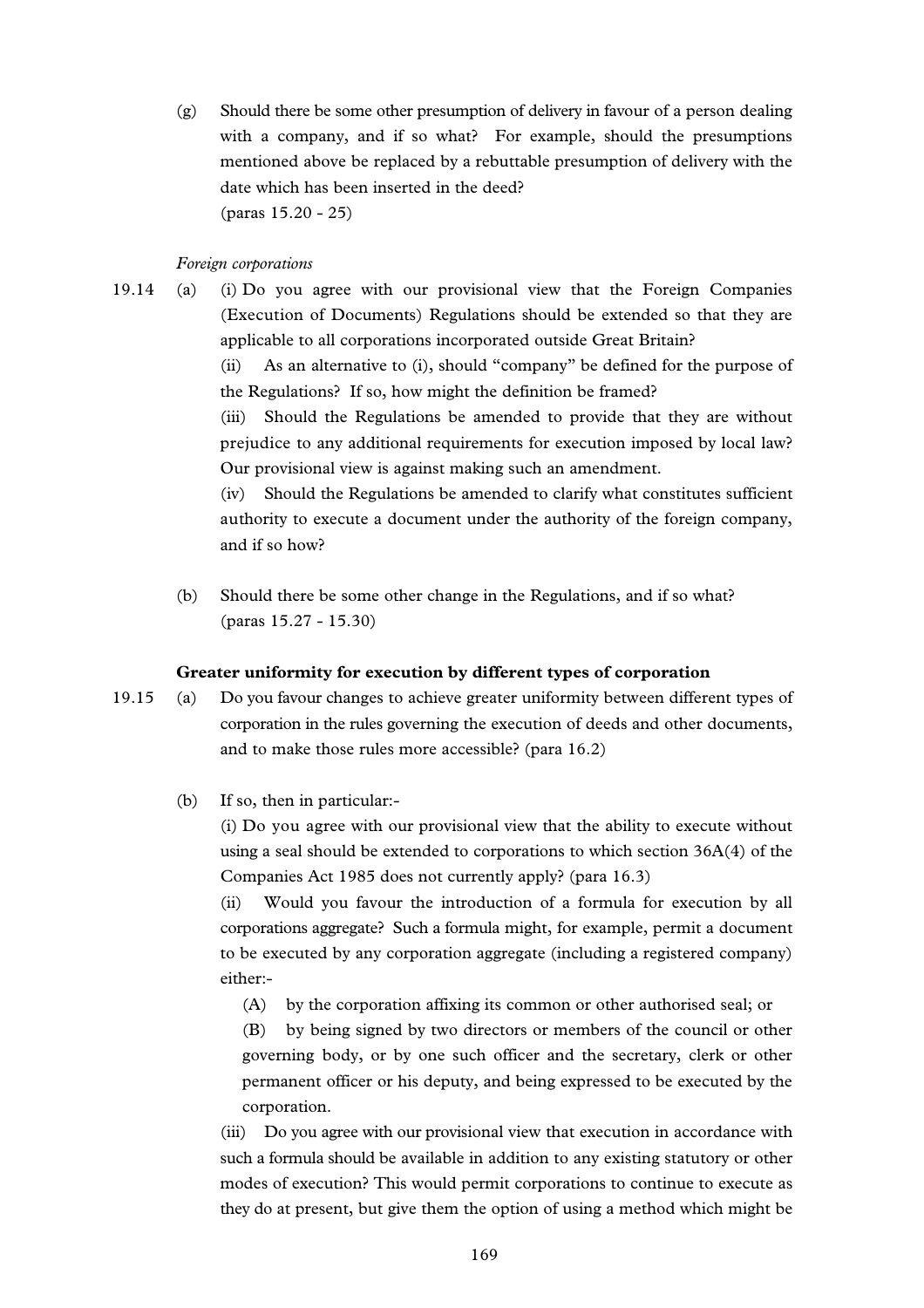(g) Should there be some other presumption of delivery in favour of a person dealing with a company, and if so what? For example, should the presumptions mentioned above be replaced by a rebuttable presumption of delivery with the date which has been inserted in the deed?
(paras 15.20 - 25)

*Foreign corporations*

19.14 (a) (i) Do you agree with our provisional view that the Foreign Companies (Execution of Documents) Regulations should be extended so that they are applicable to all corporations incorporated outside Great Britain?

(ii) As an alternative to (i), should "company" be defined for the purpose of the Regulations? If so, how might the definition be framed?

(iii) Should the Regulations be amended to provide that they are without prejudice to any additional requirements for execution imposed by local law? Our provisional view is against making such an amendment.

(iv) Should the Regulations be amended to clarify what constitutes sufficient authority to execute a document under the authority of the foreign company, and if so how?

(b) Should there be some other change in the Regulations, and if so what?
(paras 15.27 - 15.30)

**Greater uniformity for execution by different types of corporation**

19.15 (a) Do you favour changes to achieve greater uniformity between different types of corporation in the rules governing the execution of deeds and other documents, and to make those rules more accessible? (para 16.2)

(b) If so, then in particular:-

(i) Do you agree with our provisional view that the ability to execute without using a seal should be extended to corporations to which section 36A(4) of the Companies Act 1985 does not currently apply? (para 16.3)

(ii) Would you favour the introduction of a formula for execution by all corporations aggregate? Such a formula might, for example, permit a document to be executed by any corporation aggregate (including a registered company) either:-

(A) by the corporation affixing its common or other authorised seal; or

(B) by being signed by two directors or members of the council or other governing body, or by one such officer and the secretary, clerk or other permanent officer or his deputy, and being expressed to be executed by the corporation.

(iii) Do you agree with our provisional view that execution in accordance with such a formula should be available in addition to any existing statutory or other modes of execution? This would permit corporations to continue to execute as they do at present, but give them the option of using a method which might be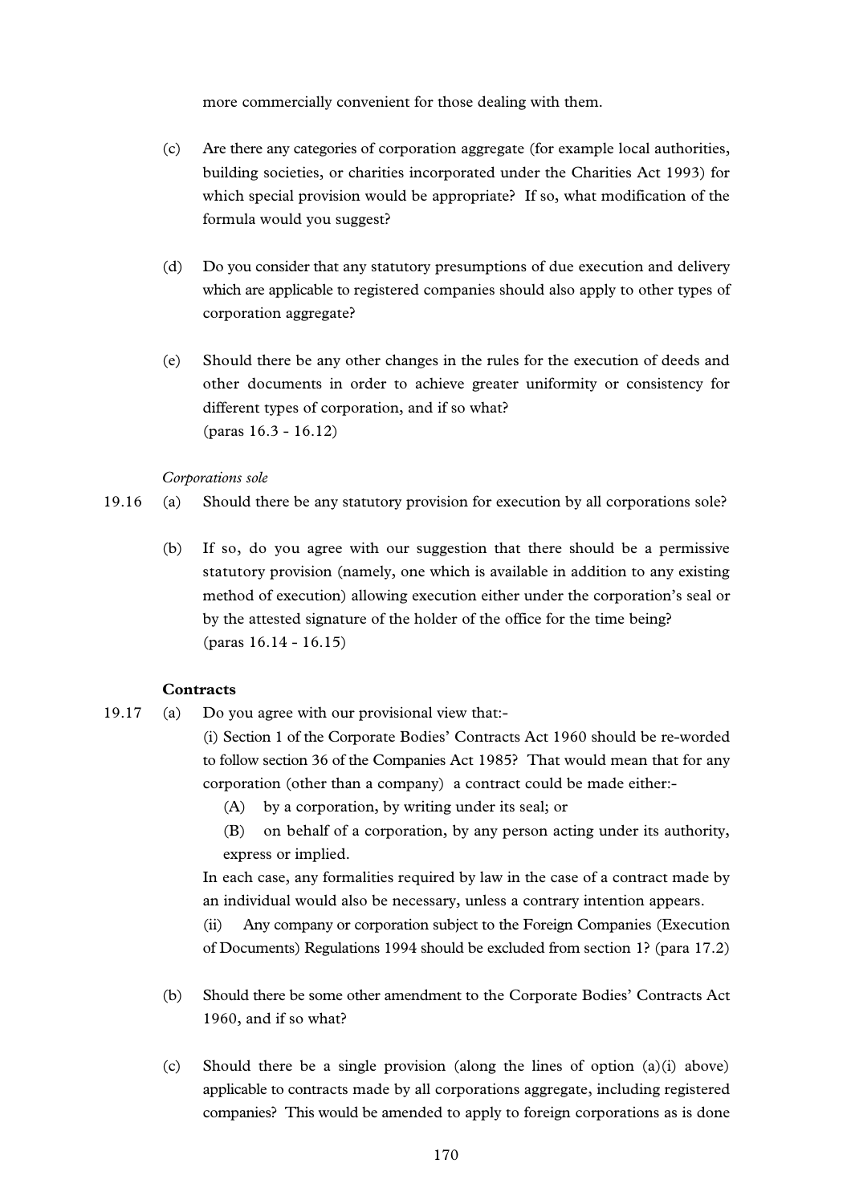more commercially convenient for those dealing with them.

(c) Are there any categories of corporation aggregate (for example local authorities, building societies, or charities incorporated under the Charities Act 1993) for which special provision would be appropriate? If so, what modification of the formula would you suggest?

(d) Do you consider that any statutory presumptions of due execution and delivery which are applicable to registered companies should also apply to other types of corporation aggregate?

(e) Should there be any other changes in the rules for the execution of deeds and other documents in order to achieve greater uniformity or consistency for different types of corporation, and if so what?
(paras 16.3 - 16.12)

*Corporations sole*

19.16 (a) Should there be any statutory provision for execution by all corporations sole?

(b) If so, do you agree with our suggestion that there should be a permissive statutory provision (namely, one which is available in addition to any existing method of execution) allowing execution either under the corporation's seal or by the attested signature of the holder of the office for the time being?
(paras 16.14 - 16.15)

**Contracts**

19.17 (a) Do you agree with our provisional view that:-

(i) Section 1 of the Corporate Bodies' Contracts Act 1960 should be re-worded to follow section 36 of the Companies Act 1985? That would mean that for any corporation (other than a company) a contract could be made either:-

(A) by a corporation, by writing under its seal; or

(B) on behalf of a corporation, by any person acting under its authority, express or implied.

In each case, any formalities required by law in the case of a contract made by an individual would also be necessary, unless a contrary intention appears.

(ii) Any company or corporation subject to the Foreign Companies (Execution of Documents) Regulations 1994 should be excluded from section 1? (para 17.2)

(b) Should there be some other amendment to the Corporate Bodies' Contracts Act 1960, and if so what?

(c) Should there be a single provision (along the lines of option (a)(i) above) applicable to contracts made by all corporations aggregate, including registered companies? This would be amended to apply to foreign corporations as is done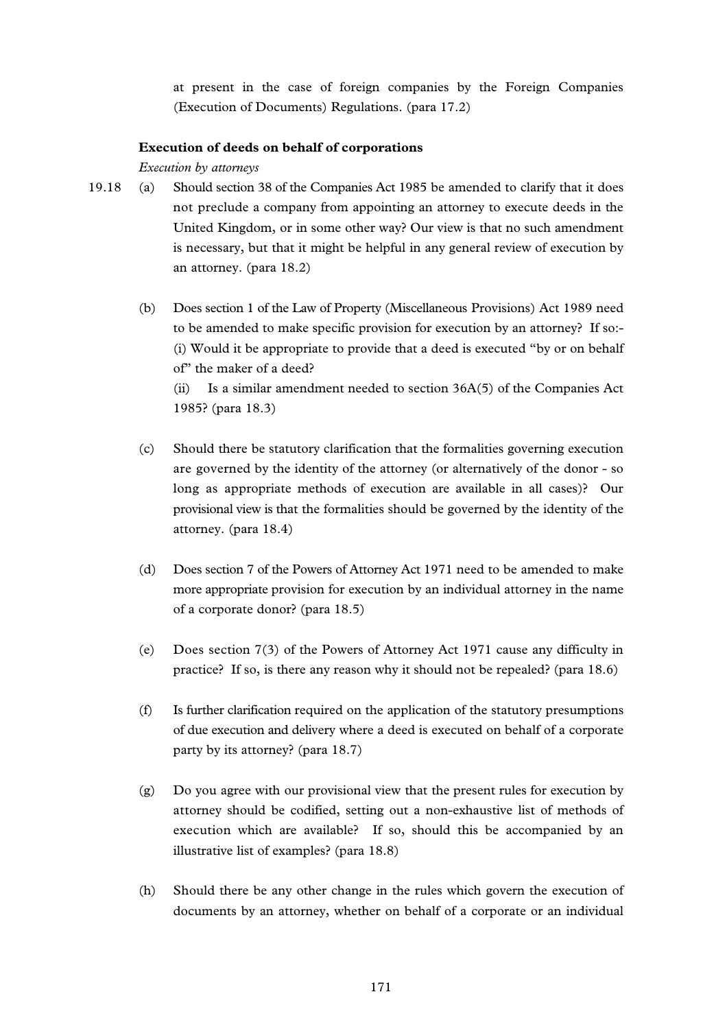at present in the case of foreign companies by the Foreign Companies (Execution of Documents) Regulations. (para 17.2)

**Execution of deeds on behalf of corporations**

*Execution by attorneys*

19.18 (a) Should section 38 of the Companies Act 1985 be amended to clarify that it does not preclude a company from appointing an attorney to execute deeds in the United Kingdom, or in some other way? Our view is that no such amendment is necessary, but that it might be helpful in any general review of execution by an attorney. (para 18.2)

(b) Does section 1 of the Law of Property (Miscellaneous Provisions) Act 1989 need to be amended to make specific provision for execution by an attorney? If so:-
(i) Would it be appropriate to provide that a deed is executed "by or on behalf of" the maker of a deed?
(ii) Is a similar amendment needed to section 36A(5) of the Companies Act 1985? (para 18.3)

(c) Should there be statutory clarification that the formalities governing execution are governed by the identity of the attorney (or alternatively of the donor - so long as appropriate methods of execution are available in all cases)? Our provisional view is that the formalities should be governed by the identity of the attorney. (para 18.4)

(d) Does section 7 of the Powers of Attorney Act 1971 need to be amended to make more appropriate provision for execution by an individual attorney in the name of a corporate donor? (para 18.5)

(e) Does section 7(3) of the Powers of Attorney Act 1971 cause any difficulty in practice? If so, is there any reason why it should not be repealed? (para 18.6)

(f) Is further clarification required on the application of the statutory presumptions of due execution and delivery where a deed is executed on behalf of a corporate party by its attorney? (para 18.7)

(g) Do you agree with our provisional view that the present rules for execution by attorney should be codified, setting out a non-exhaustive list of methods of execution which are available? If so, should this be accompanied by an illustrative list of examples? (para 18.8)

(h) Should there be any other change in the rules which govern the execution of documents by an attorney, whether on behalf of a corporate or an individual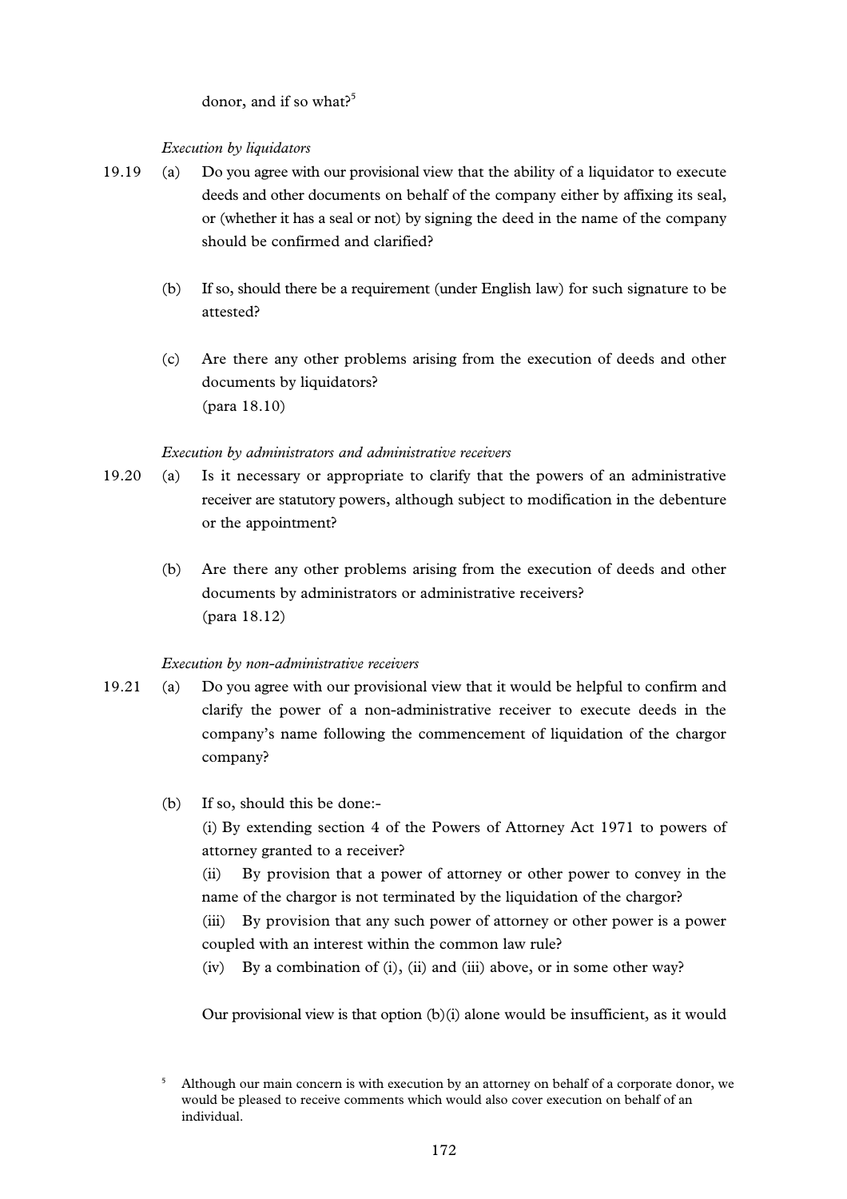donor, and if so what?[5]

*Execution by liquidators*

19.19 (a) Do you agree with our provisional view that the ability of a liquidator to execute deeds and other documents on behalf of the company either by affixing its seal, or (whether it has a seal or not) by signing the deed in the name of the company should be confirmed and clarified?

(b) If so, should there be a requirement (under English law) for such signature to be attested?

(c) Are there any other problems arising from the execution of deeds and other documents by liquidators?
(para 18.10)

*Execution by administrators and administrative receivers*

19.20 (a) Is it necessary or appropriate to clarify that the powers of an administrative receiver are statutory powers, although subject to modification in the debenture or the appointment?

(b) Are there any other problems arising from the execution of deeds and other documents by administrators or administrative receivers?
(para 18.12)

*Execution by non-administrative receivers*

19.21 (a) Do you agree with our provisional view that it would be helpful to confirm and clarify the power of a non-administrative receiver to execute deeds in the company's name following the commencement of liquidation of the chargor company?

(b) If so, should this be done:-

(i) By extending section 4 of the Powers of Attorney Act 1971 to powers of attorney granted to a receiver?

(ii) By provision that a power of attorney or other power to convey in the name of the chargor is not terminated by the liquidation of the chargor?

(iii) By provision that any such power of attorney or other power is a power coupled with an interest within the common law rule?

(iv) By a combination of (i), (ii) and (iii) above, or in some other way?

Our provisional view is that option (b)(i) alone would be insufficient, as it would

---

[5] Although our main concern is with execution by an attorney on behalf of a corporate donor, we would be pleased to receive comments which would also cover execution on behalf of an individual.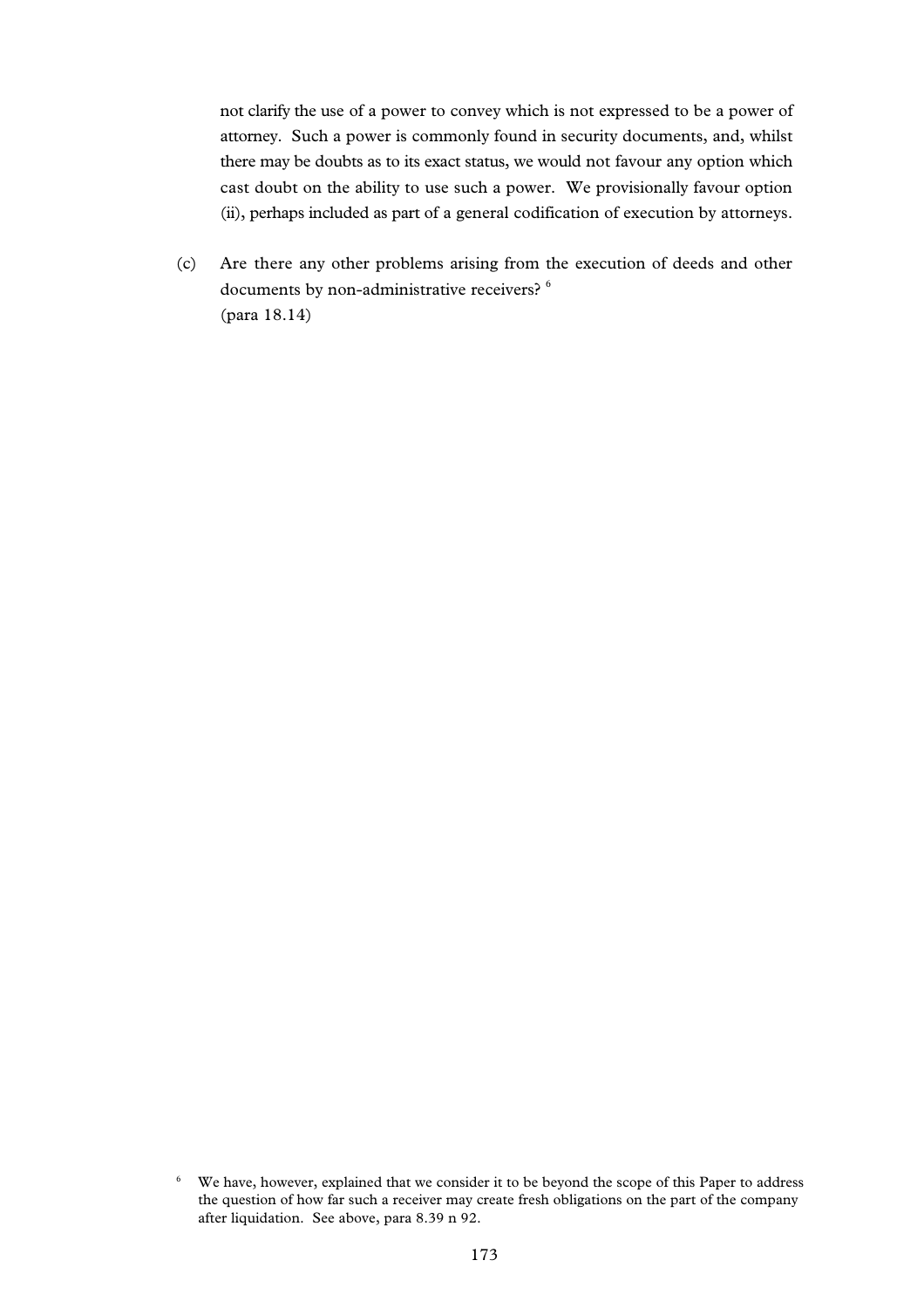not clarify the use of a power to convey which is not expressed to be a power of attorney. Such a power is commonly found in security documents, and, whilst there may be doubts as to its exact status, we would not favour any option which cast doubt on the ability to use such a power. We provisionally favour option (ii), perhaps included as part of a general codification of execution by attorneys.

(c) Are there any other problems arising from the execution of deeds and other documents by non-administrative receivers? [6]
(para 18.14)

[6] We have, however, explained that we consider it to be beyond the scope of this Paper to address the question of how far such a receiver may create fresh obligations on the part of the company after liquidation. See above, para 8.39 n 92.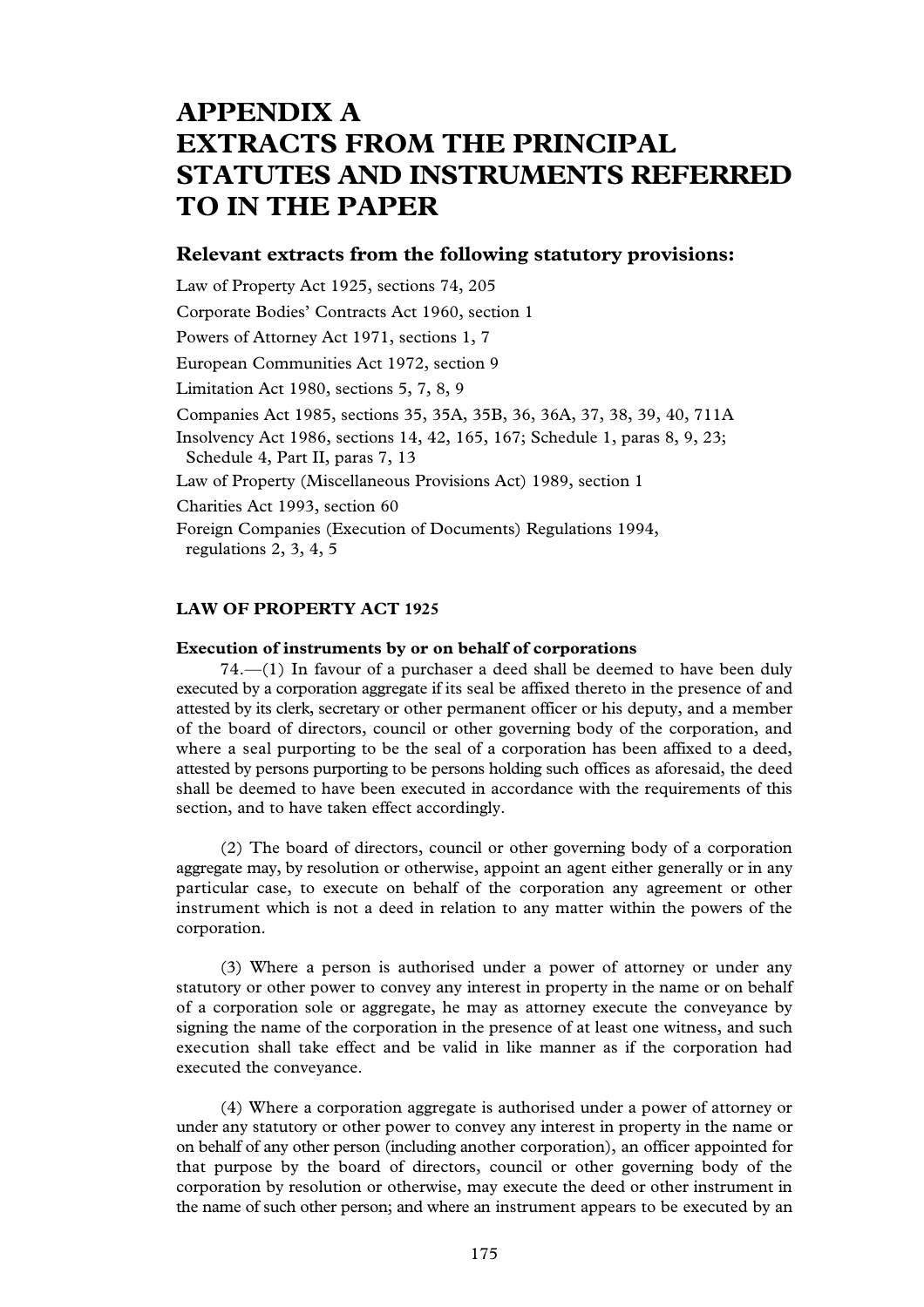# APPENDIX A
# EXTRACTS FROM THE PRINCIPAL STATUTES AND INSTRUMENTS REFERRED TO IN THE PAPER

## Relevant extracts from the following statutory provisions:

Law of Property Act 1925, sections 74, 205

Corporate Bodies' Contracts Act 1960, section 1

Powers of Attorney Act 1971, sections 1, 7

European Communities Act 1972, section 9

Limitation Act 1980, sections 5, 7, 8, 9

Companies Act 1985, sections 35, 35A, 35B, 36, 36A, 37, 38, 39, 40, 711A

Insolvency Act 1986, sections 14, 42, 165, 167; Schedule 1, paras 8, 9, 23; Schedule 4, Part II, paras 7, 13

Law of Property (Miscellaneous Provisions Act) 1989, section 1

Charities Act 1993, section 60

Foreign Companies (Execution of Documents) Regulations 1994, regulations 2, 3, 4, 5

### LAW OF PROPERTY ACT 1925

**Execution of instruments by or on behalf of corporations**

74.—(1) In favour of a purchaser a deed shall be deemed to have been duly executed by a corporation aggregate if its seal be affixed thereto in the presence of and attested by its clerk, secretary or other permanent officer or his deputy, and a member of the board of directors, council or other governing body of the corporation, and where a seal purporting to be the seal of a corporation has been affixed to a deed, attested by persons purporting to be persons holding such offices as aforesaid, the deed shall be deemed to have been executed in accordance with the requirements of this section, and to have taken effect accordingly.

(2) The board of directors, council or other governing body of a corporation aggregate may, by resolution or otherwise, appoint an agent either generally or in any particular case, to execute on behalf of the corporation any agreement or other instrument which is not a deed in relation to any matter within the powers of the corporation.

(3) Where a person is authorised under a power of attorney or under any statutory or other power to convey any interest in property in the name or on behalf of a corporation sole or aggregate, he may as attorney execute the conveyance by signing the name of the corporation in the presence of at least one witness, and such execution shall take effect and be valid in like manner as if the corporation had executed the conveyance.

(4) Where a corporation aggregate is authorised under a power of attorney or under any statutory or other power to convey any interest in property in the name or on behalf of any other person (including another corporation), an officer appointed for that purpose by the board of directors, council or other governing body of the corporation by resolution or otherwise, may execute the deed or other instrument in the name of such other person; and where an instrument appears to be executed by an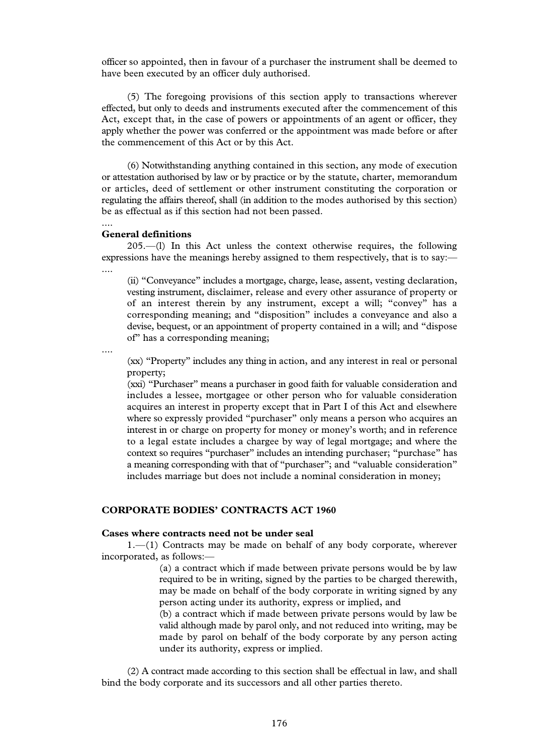officer so appointed, then in favour of a purchaser the instrument shall be deemed to have been executed by an officer duly authorised.

(5) The foregoing provisions of this section apply to transactions wherever effected, but only to deeds and instruments executed after the commencement of this Act, except that, in the case of powers or appointments of an agent or officer, they apply whether the power was conferred or the appointment was made before or after the commencement of this Act or by this Act.

(6) Notwithstanding anything contained in this section, any mode of execution or attestation authorised by law or by practice or by the statute, charter, memorandum or articles, deed of settlement or other instrument constituting the corporation or regulating the affairs thereof, shall (in addition to the modes authorised by this section) be as effectual as if this section had not been passed.

....

**General definitions**

205.—(l) In this Act unless the context otherwise requires, the following expressions have the meanings hereby assigned to them respectively, that is to say:—

....

(ii) "Conveyance" includes a mortgage, charge, lease, assent, vesting declaration, vesting instrument, disclaimer, release and every other assurance of property or of an interest therein by any instrument, except a will; "convey" has a corresponding meaning; and "disposition" includes a conveyance and also a devise, bequest, or an appointment of property contained in a will; and "dispose of" has a corresponding meaning;

....

(xx) "Property" includes any thing in action, and any interest in real or personal property;

(xxi) "Purchaser" means a purchaser in good faith for valuable consideration and includes a lessee, mortgagee or other person who for valuable consideration acquires an interest in property except that in Part I of this Act and elsewhere where so expressly provided "purchaser" only means a person who acquires an interest in or charge on property for money or money's worth; and in reference to a legal estate includes a chargee by way of legal mortgage; and where the context so requires "purchaser" includes an intending purchaser; "purchase" has a meaning corresponding with that of "purchaser"; and "valuable consideration" includes marriage but does not include a nominal consideration in money;

## CORPORATE BODIES' CONTRACTS ACT 1960

**Cases where contracts need not be under seal**

1.—(1) Contracts may be made on behalf of any body corporate, wherever incorporated, as follows:—

(a) a contract which if made between private persons would be by law required to be in writing, signed by the parties to be charged therewith, may be made on behalf of the body corporate in writing signed by any person acting under its authority, express or implied, and

(b) a contract which if made between private persons would by law be valid although made by parol only, and not reduced into writing, may be made by parol on behalf of the body corporate by any person acting under its authority, express or implied.

(2) A contract made according to this section shall be effectual in law, and shall bind the body corporate and its successors and all other parties thereto.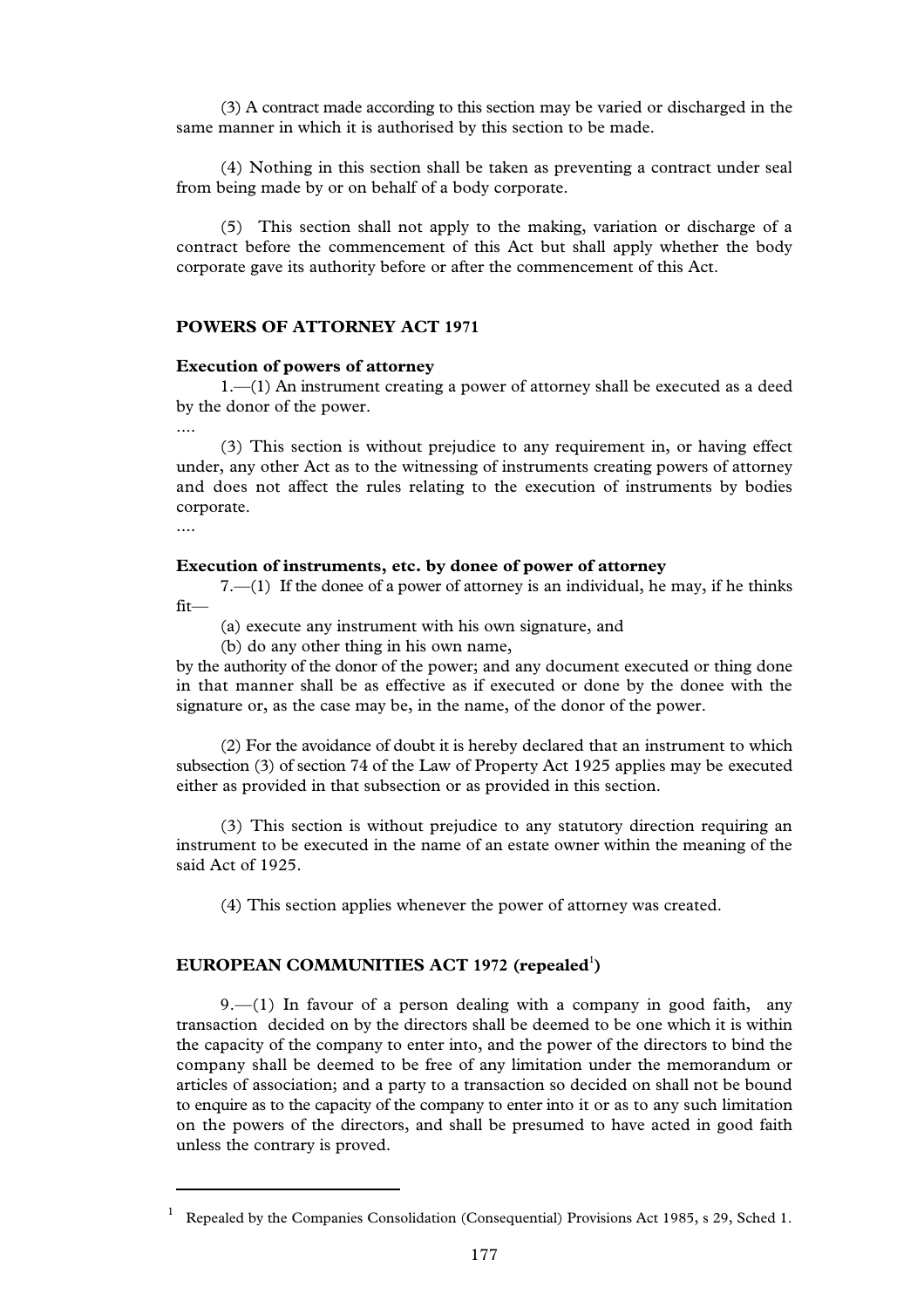(3) A contract made according to this section may be varied or discharged in the same manner in which it is authorised by this section to be made.

(4) Nothing in this section shall be taken as preventing a contract under seal from being made by or on behalf of a body corporate.

(5) This section shall not apply to the making, variation or discharge of a contract before the commencement of this Act but shall apply whether the body corporate gave its authority before or after the commencement of this Act.

## POWERS OF ATTORNEY ACT 1971

### Execution of powers of attorney

1.—(1) An instrument creating a power of attorney shall be executed as a deed by the donor of the power.

....

(3) This section is without prejudice to any requirement in, or having effect under, any other Act as to the witnessing of instruments creating powers of attorney and does not affect the rules relating to the execution of instruments by bodies corporate.

....

### Execution of instruments, etc. by donee of power of attorney

7.—(1) If the donee of a power of attorney is an individual, he may, if he thinks fit—

(a) execute any instrument with his own signature, and

(b) do any other thing in his own name,

by the authority of the donor of the power; and any document executed or thing done in that manner shall be as effective as if executed or done by the donee with the signature or, as the case may be, in the name, of the donor of the power.

(2) For the avoidance of doubt it is hereby declared that an instrument to which subsection (3) of section 74 of the Law of Property Act 1925 applies may be executed either as provided in that subsection or as provided in this section.

(3) This section is without prejudice to any statutory direction requiring an instrument to be executed in the name of an estate owner within the meaning of the said Act of 1925.

(4) This section applies whenever the power of attorney was created.

## EUROPEAN COMMUNITIES ACT 1972 (repealed[1])

9.—(1) In favour of a person dealing with a company in good faith, any transaction decided on by the directors shall be deemed to be one which it is within the capacity of the company to enter into, and the power of the directors to bind the company shall be deemed to be free of any limitation under the memorandum or articles of association; and a party to a transaction so decided on shall not be bound to enquire as to the capacity of the company to enter into it or as to any such limitation on the powers of the directors, and shall be presumed to have acted in good faith unless the contrary is proved.

[1] Repealed by the Companies Consolidation (Consequential) Provisions Act 1985, s 29, Sched 1.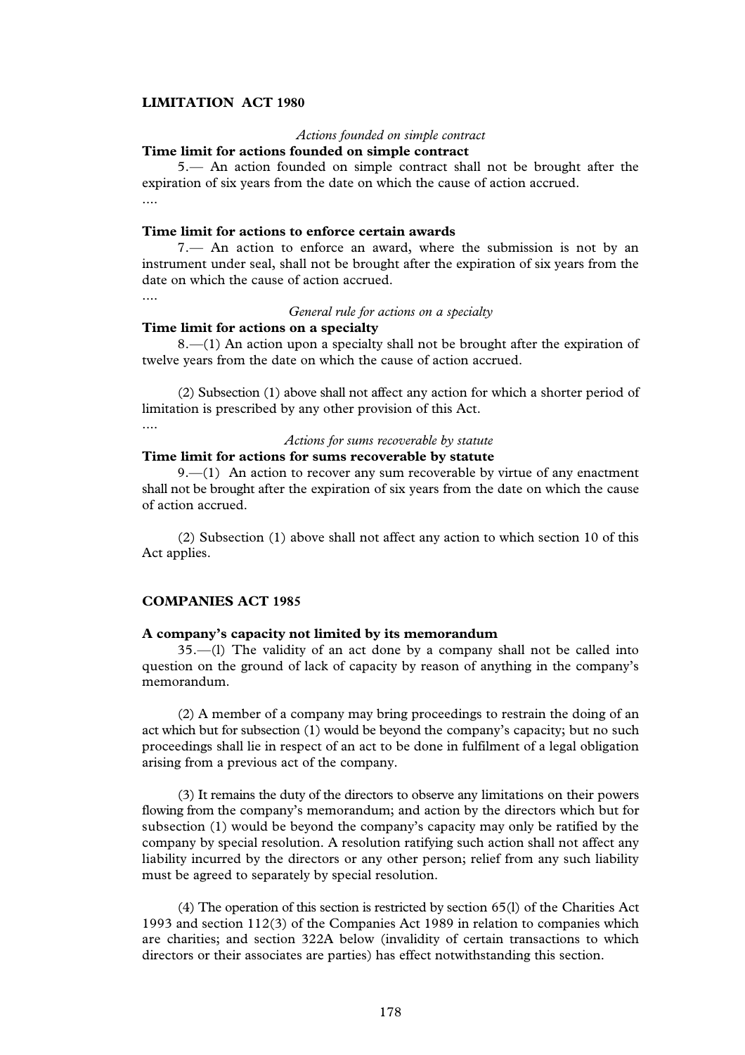## LIMITATION ACT 1980

*Actions founded on simple contract*

**Time limit for actions founded on simple contract**

5.— An action founded on simple contract shall not be brought after the expiration of six years from the date on which the cause of action accrued.

....

**Time limit for actions to enforce certain awards**

7.— An action to enforce an award, where the submission is not by an instrument under seal, shall not be brought after the expiration of six years from the date on which the cause of action accrued.

....

*General rule for actions on a specialty*

**Time limit for actions on a specialty**

8.—(1) An action upon a specialty shall not be brought after the expiration of twelve years from the date on which the cause of action accrued.

(2) Subsection (1) above shall not affect any action for which a shorter period of limitation is prescribed by any other provision of this Act.

....

*Actions for sums recoverable by statute*

**Time limit for actions for sums recoverable by statute**

9.—(1) An action to recover any sum recoverable by virtue of any enactment shall not be brought after the expiration of six years from the date on which the cause of action accrued.

(2) Subsection (1) above shall not affect any action to which section 10 of this Act applies.

## COMPANIES ACT 1985

**A company's capacity not limited by its memorandum**

35.—(l) The validity of an act done by a company shall not be called into question on the ground of lack of capacity by reason of anything in the company's memorandum.

(2) A member of a company may bring proceedings to restrain the doing of an act which but for subsection (1) would be beyond the company's capacity; but no such proceedings shall lie in respect of an act to be done in fulfilment of a legal obligation arising from a previous act of the company.

(3) It remains the duty of the directors to observe any limitations on their powers flowing from the company's memorandum; and action by the directors which but for subsection (1) would be beyond the company's capacity may only be ratified by the company by special resolution. A resolution ratifying such action shall not affect any liability incurred by the directors or any other person; relief from any such liability must be agreed to separately by special resolution.

(4) The operation of this section is restricted by section 65(l) of the Charities Act 1993 and section 112(3) of the Companies Act 1989 in relation to companies which are charities; and section 322A below (invalidity of certain transactions to which directors or their associates are parties) has effect notwithstanding this section.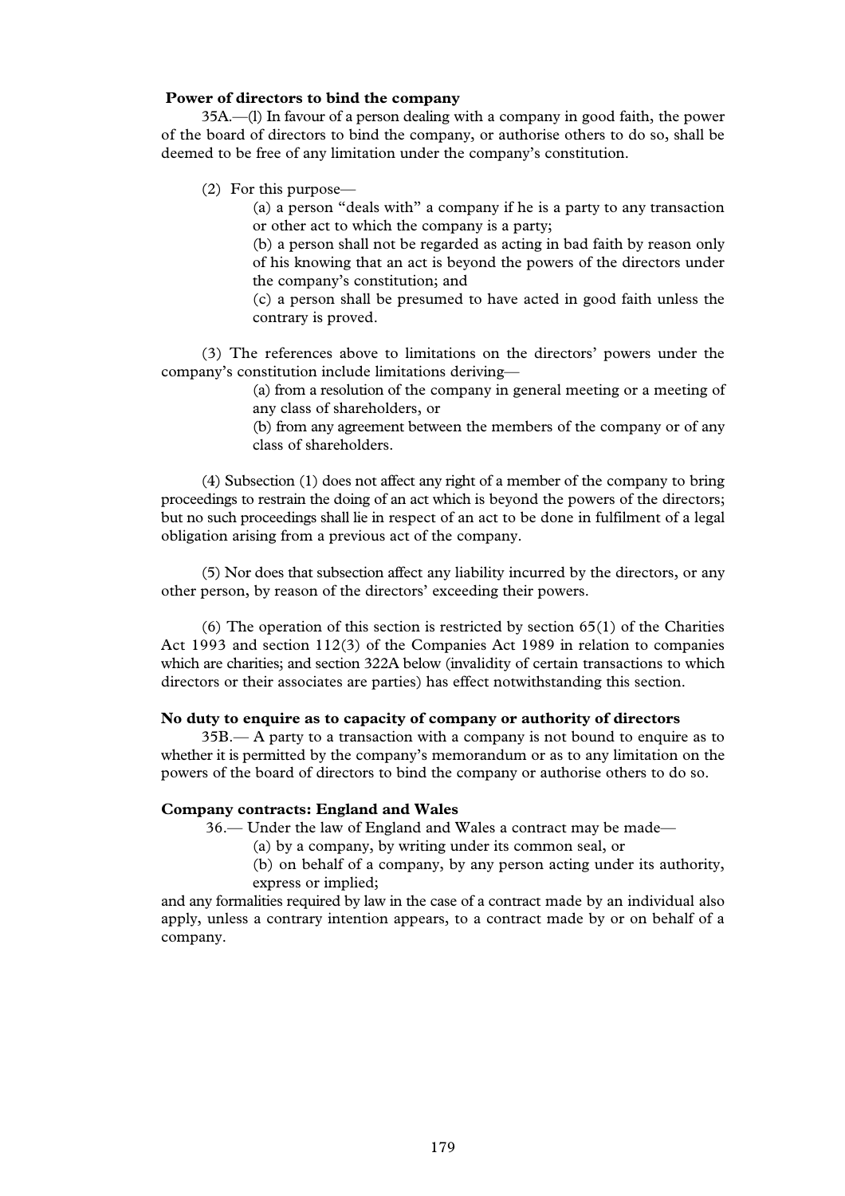**Power of directors to bind the company**

35A.—(l) In favour of a person dealing with a company in good faith, the power of the board of directors to bind the company, or authorise others to do so, shall be deemed to be free of any limitation under the company's constitution.

(2) For this purpose—

(a) a person "deals with" a company if he is a party to any transaction or other act to which the company is a party;

(b) a person shall not be regarded as acting in bad faith by reason only of his knowing that an act is beyond the powers of the directors under the company's constitution; and

(c) a person shall be presumed to have acted in good faith unless the contrary is proved.

(3) The references above to limitations on the directors' powers under the company's constitution include limitations deriving—

(a) from a resolution of the company in general meeting or a meeting of any class of shareholders, or

(b) from any agreement between the members of the company or of any class of shareholders.

(4) Subsection (1) does not affect any right of a member of the company to bring proceedings to restrain the doing of an act which is beyond the powers of the directors; but no such proceedings shall lie in respect of an act to be done in fulfilment of a legal obligation arising from a previous act of the company.

(5) Nor does that subsection affect any liability incurred by the directors, or any other person, by reason of the directors' exceeding their powers.

(6) The operation of this section is restricted by section 65(1) of the Charities Act 1993 and section 112(3) of the Companies Act 1989 in relation to companies which are charities; and section 322A below (invalidity of certain transactions to which directors or their associates are parties) has effect notwithstanding this section.

**No duty to enquire as to capacity of company or authority of directors**

35B.— A party to a transaction with a company is not bound to enquire as to whether it is permitted by the company's memorandum or as to any limitation on the powers of the board of directors to bind the company or authorise others to do so.

**Company contracts: England and Wales**

36.— Under the law of England and Wales a contract may be made—

(a) by a company, by writing under its common seal, or

(b) on behalf of a company, by any person acting under its authority, express or implied;

and any formalities required by law in the case of a contract made by an individual also apply, unless a contrary intention appears, to a contract made by or on behalf of a company.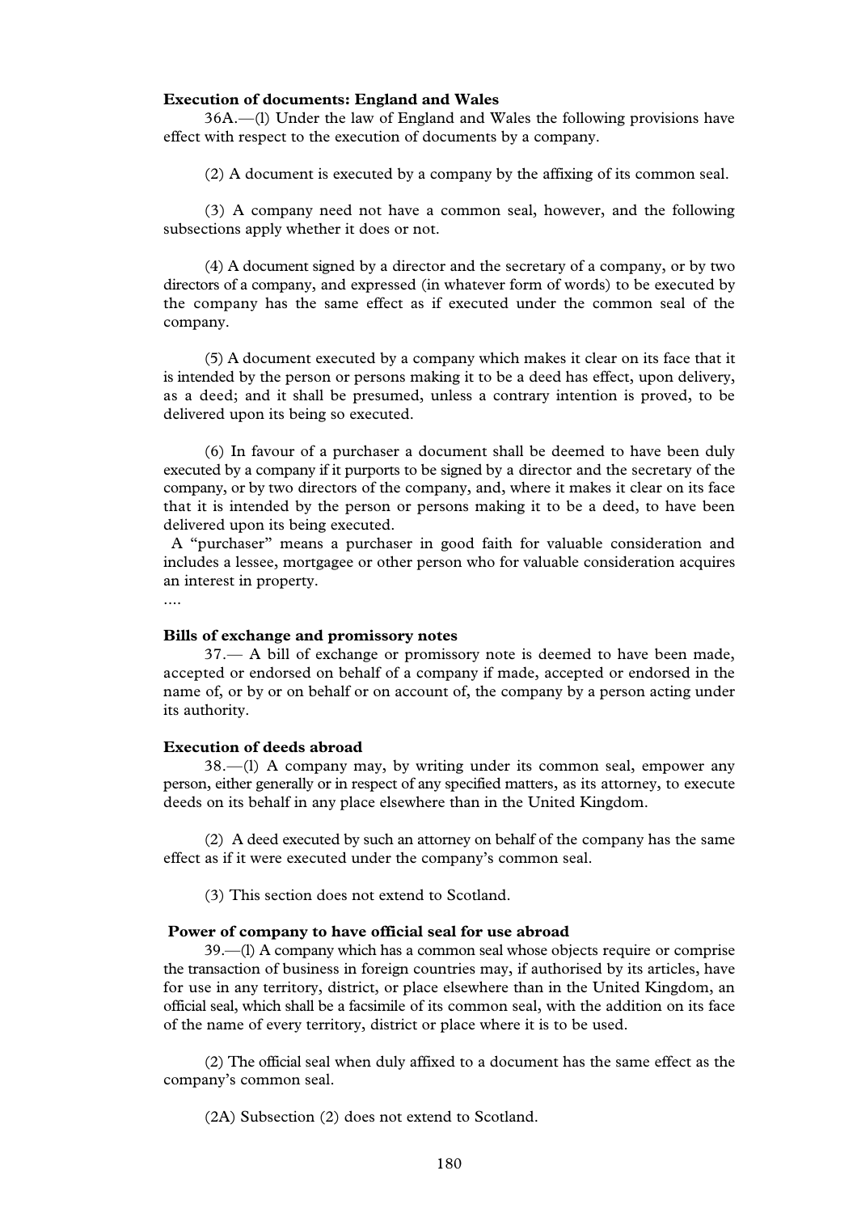**Execution of documents: England and Wales**

36A.—(l) Under the law of England and Wales the following provisions have effect with respect to the execution of documents by a company.

(2) A document is executed by a company by the affixing of its common seal.

(3) A company need not have a common seal, however, and the following subsections apply whether it does or not.

(4) A document signed by a director and the secretary of a company, or by two directors of a company, and expressed (in whatever form of words) to be executed by the company has the same effect as if executed under the common seal of the company.

(5) A document executed by a company which makes it clear on its face that it is intended by the person or persons making it to be a deed has effect, upon delivery, as a deed; and it shall be presumed, unless a contrary intention is proved, to be delivered upon its being so executed.

(6) In favour of a purchaser a document shall be deemed to have been duly executed by a company if it purports to be signed by a director and the secretary of the company, or by two directors of the company, and, where it makes it clear on its face that it is intended by the person or persons making it to be a deed, to have been delivered upon its being executed.

A "purchaser" means a purchaser in good faith for valuable consideration and includes a lessee, mortgagee or other person who for valuable consideration acquires an interest in property.

....

**Bills of exchange and promissory notes**

37.— A bill of exchange or promissory note is deemed to have been made, accepted or endorsed on behalf of a company if made, accepted or endorsed in the name of, or by or on behalf or on account of, the company by a person acting under its authority.

**Execution of deeds abroad**

38.—(l) A company may, by writing under its common seal, empower any person, either generally or in respect of any specified matters, as its attorney, to execute deeds on its behalf in any place elsewhere than in the United Kingdom.

(2) A deed executed by such an attorney on behalf of the company has the same effect as if it were executed under the company's common seal.

(3) This section does not extend to Scotland.

**Power of company to have official seal for use abroad**

39.—(l) A company which has a common seal whose objects require or comprise the transaction of business in foreign countries may, if authorised by its articles, have for use in any territory, district, or place elsewhere than in the United Kingdom, an official seal, which shall be a facsimile of its common seal, with the addition on its face of the name of every territory, district or place where it is to be used.

(2) The official seal when duly affixed to a document has the same effect as the company's common seal.

(2A) Subsection (2) does not extend to Scotland.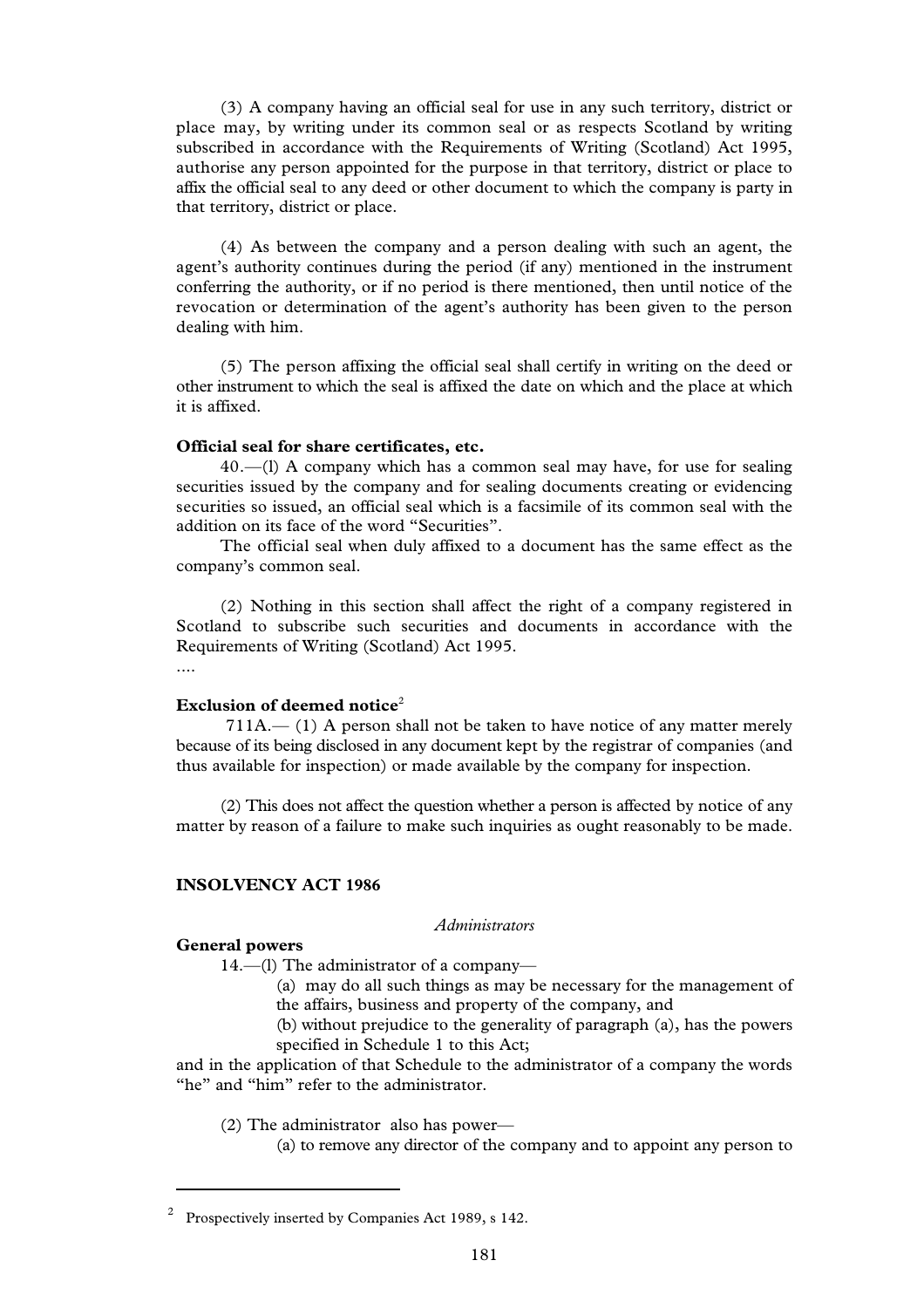(3) A company having an official seal for use in any such territory, district or place may, by writing under its common seal or as respects Scotland by writing subscribed in accordance with the Requirements of Writing (Scotland) Act 1995, authorise any person appointed for the purpose in that territory, district or place to affix the official seal to any deed or other document to which the company is party in that territory, district or place.

(4) As between the company and a person dealing with such an agent, the agent's authority continues during the period (if any) mentioned in the instrument conferring the authority, or if no period is there mentioned, then until notice of the revocation or determination of the agent's authority has been given to the person dealing with him.

(5) The person affixing the official seal shall certify in writing on the deed or other instrument to which the seal is affixed the date on which and the place at which it is affixed.

**Official seal for share certificates, etc.**

40.—(l) A company which has a common seal may have, for use for sealing securities issued by the company and for sealing documents creating or evidencing securities so issued, an official seal which is a facsimile of its common seal with the addition on its face of the word "Securities".

The official seal when duly affixed to a document has the same effect as the company's common seal.

(2) Nothing in this section shall affect the right of a company registered in Scotland to subscribe such securities and documents in accordance with the Requirements of Writing (Scotland) Act 1995.

....

**Exclusion of deemed notice**[2]

711A.— (1) A person shall not be taken to have notice of any matter merely because of its being disclosed in any document kept by the registrar of companies (and thus available for inspection) or made available by the company for inspection.

(2) This does not affect the question whether a person is affected by notice of any matter by reason of a failure to make such inquiries as ought reasonably to be made.

**INSOLVENCY ACT 1986**

*Administrators*

**General powers**

14.—(l) The administrator of a company—

(a) may do all such things as may be necessary for the management of the affairs, business and property of the company, and

(b) without prejudice to the generality of paragraph (a), has the powers specified in Schedule 1 to this Act;

and in the application of that Schedule to the administrator of a company the words "he" and "him" refer to the administrator.

(2) The administrator also has power—

(a) to remove any director of the company and to appoint any person to

[2] Prospectively inserted by Companies Act 1989, s 142.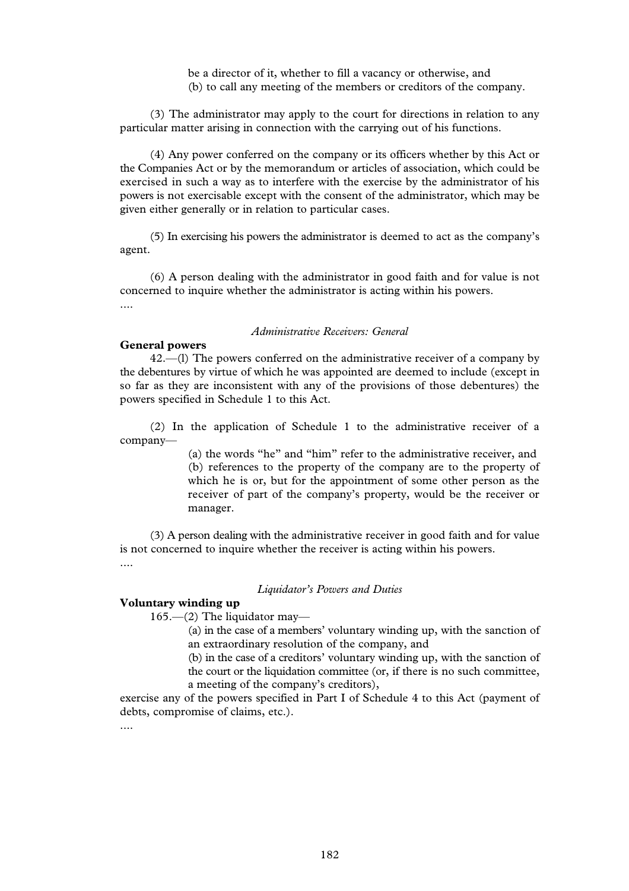be a director of it, whether to fill a vacancy or otherwise, and

(b) to call any meeting of the members or creditors of the company.

(3) The administrator may apply to the court for directions in relation to any particular matter arising in connection with the carrying out of his functions.

(4) Any power conferred on the company or its officers whether by this Act or the Companies Act or by the memorandum or articles of association, which could be exercised in such a way as to interfere with the exercise by the administrator of his powers is not exercisable except with the consent of the administrator, which may be given either generally or in relation to particular cases.

(5) In exercising his powers the administrator is deemed to act as the company's agent.

(6) A person dealing with the administrator in good faith and for value is not concerned to inquire whether the administrator is acting within his powers.

....

*Administrative Receivers: General*

**General powers**

42.—(l) The powers conferred on the administrative receiver of a company by the debentures by virtue of which he was appointed are deemed to include (except in so far as they are inconsistent with any of the provisions of those debentures) the powers specified in Schedule 1 to this Act.

(2) In the application of Schedule 1 to the administrative receiver of a company—

(a) the words "he" and "him" refer to the administrative receiver, and

(b) references to the property of the company are to the property of which he is or, but for the appointment of some other person as the receiver of part of the company's property, would be the receiver or manager.

(3) A person dealing with the administrative receiver in good faith and for value is not concerned to inquire whether the receiver is acting within his powers.

....

*Liquidator's Powers and Duties*

**Voluntary winding up**

165.—(2) The liquidator may—

(a) in the case of a members' voluntary winding up, with the sanction of an extraordinary resolution of the company, and

(b) in the case of a creditors' voluntary winding up, with the sanction of the court or the liquidation committee (or, if there is no such committee, a meeting of the company's creditors),

exercise any of the powers specified in Part I of Schedule 4 to this Act (payment of debts, compromise of claims, etc.).

....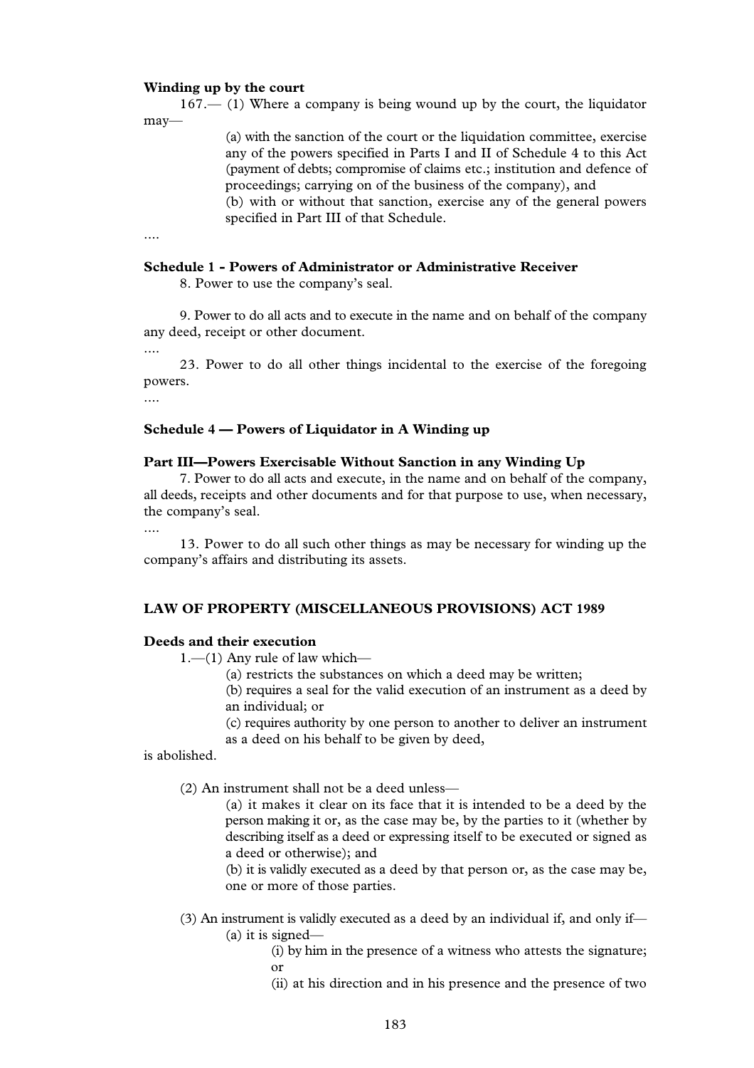**Winding up by the court**

167.— (1) Where a company is being wound up by the court, the liquidator may—

> (a) with the sanction of the court or the liquidation committee, exercise any of the powers specified in Parts I and II of Schedule 4 to this Act (payment of debts; compromise of claims etc.; institution and defence of proceedings; carrying on of the business of the company), and
>
> (b) with or without that sanction, exercise any of the general powers specified in Part III of that Schedule.

....

**Schedule 1 - Powers of Administrator or Administrative Receiver**

8. Power to use the company's seal.

9. Power to do all acts and to execute in the name and on behalf of the company any deed, receipt or other document.

....

23. Power to do all other things incidental to the exercise of the foregoing powers.

....

**Schedule 4 — Powers of Liquidator in A Winding up**

**Part III—Powers Exercisable Without Sanction in any Winding Up**

7. Power to do all acts and execute, in the name and on behalf of the company, all deeds, receipts and other documents and for that purpose to use, when necessary, the company's seal.

....

13. Power to do all such other things as may be necessary for winding up the company's affairs and distributing its assets.

## LAW OF PROPERTY (MISCELLANEOUS PROVISIONS) ACT 1989

**Deeds and their execution**

1.—(1) Any rule of law which—

> (a) restricts the substances on which a deed may be written;
>
> (b) requires a seal for the valid execution of an instrument as a deed by an individual; or
>
> (c) requires authority by one person to another to deliver an instrument as a deed on his behalf to be given by deed,

is abolished.

(2) An instrument shall not be a deed unless—

> (a) it makes it clear on its face that it is intended to be a deed by the person making it or, as the case may be, by the parties to it (whether by describing itself as a deed or expressing itself to be executed or signed as a deed or otherwise); and
>
> (b) it is validly executed as a deed by that person or, as the case may be, one or more of those parties.

(3) An instrument is validly executed as a deed by an individual if, and only if—

> (a) it is signed—
>
> > (i) by him in the presence of a witness who attests the signature; or
> >
> > (ii) at his direction and in his presence and the presence of two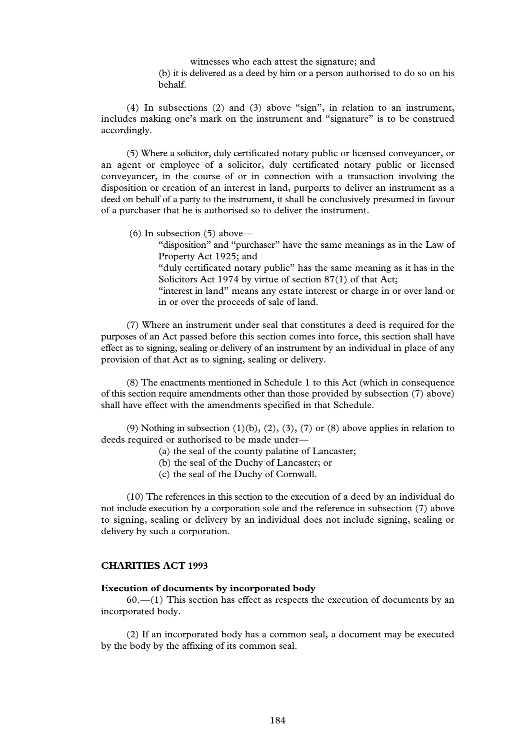witnesses who each attest the signature; and

(b) it is delivered as a deed by him or a person authorised to do so on his behalf.

(4) In subsections (2) and (3) above "sign", in relation to an instrument, includes making one's mark on the instrument and "signature" is to be construed accordingly.

(5) Where a solicitor, duly certificated notary public or licensed conveyancer, or an agent or employee of a solicitor, duly certificated notary public or licensed conveyancer, in the course of or in connection with a transaction involving the disposition or creation of an interest in land, purports to deliver an instrument as a deed on behalf of a party to the instrument, it shall be conclusively presumed in favour of a purchaser that he is authorised so to deliver the instrument.

(6) In subsection (5) above—

"disposition" and "purchaser" have the same meanings as in the Law of Property Act 1925; and

"duly certificated notary public" has the same meaning as it has in the Solicitors Act 1974 by virtue of section 87(1) of that Act;

"interest in land" means any estate interest or charge in or over land or in or over the proceeds of sale of land.

(7) Where an instrument under seal that constitutes a deed is required for the purposes of an Act passed before this section comes into force, this section shall have effect as to signing, sealing or delivery of an instrument by an individual in place of any provision of that Act as to signing, sealing or delivery.

(8) The enactments mentioned in Schedule 1 to this Act (which in consequence of this section require amendments other than those provided by subsection (7) above) shall have effect with the amendments specified in that Schedule.

(9) Nothing in subsection (1)(b), (2), (3), (7) or (8) above applies in relation to deeds required or authorised to be made under—

(a) the seal of the county palatine of Lancaster;

(b) the seal of the Duchy of Lancaster; or

(c) the seal of the Duchy of Cornwall.

(10) The references in this section to the execution of a deed by an individual do not include execution by a corporation sole and the reference in subsection (7) above to signing, sealing or delivery by an individual does not include signing, sealing or delivery by such a corporation.

## CHARITIES ACT 1993

### Execution of documents by incorporated body

60.—(1) This section has effect as respects the execution of documents by an incorporated body.

(2) If an incorporated body has a common seal, a document may be executed by the body by the affixing of its common seal.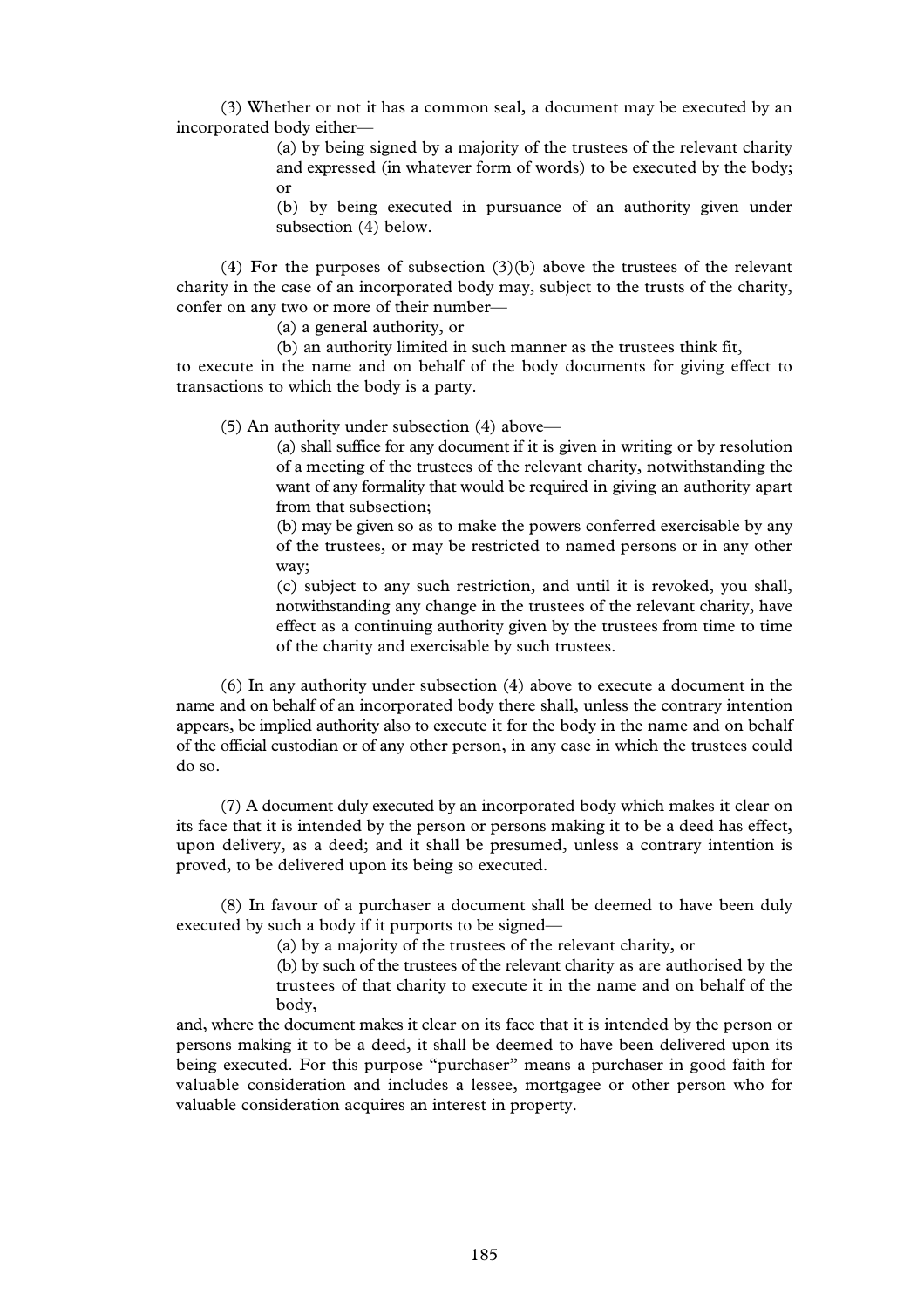(3) Whether or not it has a common seal, a document may be executed by an incorporated body either—

> (a) by being signed by a majority of the trustees of the relevant charity and expressed (in whatever form of words) to be executed by the body; or
>
> (b) by being executed in pursuance of an authority given under subsection (4) below.

(4) For the purposes of subsection (3)(b) above the trustees of the relevant charity in the case of an incorporated body may, subject to the trusts of the charity, confer on any two or more of their number—

> (a) a general authority, or
>
> (b) an authority limited in such manner as the trustees think fit,

to execute in the name and on behalf of the body documents for giving effect to transactions to which the body is a party.

(5) An authority under subsection (4) above—

> (a) shall suffice for any document if it is given in writing or by resolution of a meeting of the trustees of the relevant charity, notwithstanding the want of any formality that would be required in giving an authority apart from that subsection;
>
> (b) may be given so as to make the powers conferred exercisable by any of the trustees, or may be restricted to named persons or in any other way;
>
> (c) subject to any such restriction, and until it is revoked, you shall, notwithstanding any change in the trustees of the relevant charity, have effect as a continuing authority given by the trustees from time to time of the charity and exercisable by such trustees.

(6) In any authority under subsection (4) above to execute a document in the name and on behalf of an incorporated body there shall, unless the contrary intention appears, be implied authority also to execute it for the body in the name and on behalf of the official custodian or of any other person, in any case in which the trustees could do so.

(7) A document duly executed by an incorporated body which makes it clear on its face that it is intended by the person or persons making it to be a deed has effect, upon delivery, as a deed; and it shall be presumed, unless a contrary intention is proved, to be delivered upon its being so executed.

(8) In favour of a purchaser a document shall be deemed to have been duly executed by such a body if it purports to be signed—

> (a) by a majority of the trustees of the relevant charity, or
>
> (b) by such of the trustees of the relevant charity as are authorised by the trustees of that charity to execute it in the name and on behalf of the body,

and, where the document makes it clear on its face that it is intended by the person or persons making it to be a deed, it shall be deemed to have been delivered upon its being executed. For this purpose "purchaser" means a purchaser in good faith for valuable consideration and includes a lessee, mortgagee or other person who for valuable consideration acquires an interest in property.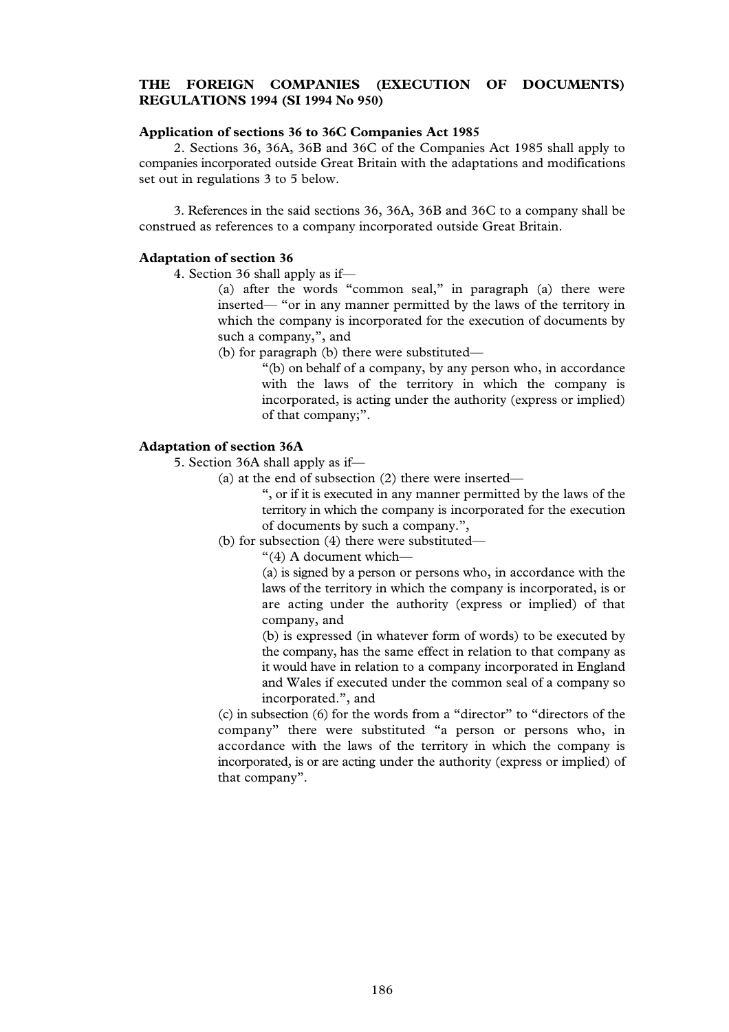**THE FOREIGN COMPANIES (EXECUTION OF DOCUMENTS) REGULATIONS 1994 (SI 1994 No 950)**

**Application of sections 36 to 36C Companies Act 1985**

2. Sections 36, 36A, 36B and 36C of the Companies Act 1985 shall apply to companies incorporated outside Great Britain with the adaptations and modifications set out in regulations 3 to 5 below.

3. References in the said sections 36, 36A, 36B and 36C to a company shall be construed as references to a company incorporated outside Great Britain.

**Adaptation of section 36**

4. Section 36 shall apply as if—

> (a) after the words "common seal," in paragraph (a) there were inserted— "or in any manner permitted by the laws of the territory in which the company is incorporated for the execution of documents by such a company,", and
>
> (b) for paragraph (b) there were substituted—
>
> > "(b) on behalf of a company, by any person who, in accordance with the laws of the territory in which the company is incorporated, is acting under the authority (express or implied) of that company;".

**Adaptation of section 36A**

5. Section 36A shall apply as if—

> (a) at the end of subsection (2) there were inserted—
>
> > ", or if it is executed in any manner permitted by the laws of the territory in which the company is incorporated for the execution of documents by such a company.",
>
> (b) for subsection (4) there were substituted—
>
> > "(4) A document which—
> >
> > (a) is signed by a person or persons who, in accordance with the laws of the territory in which the company is incorporated, is or are acting under the authority (express or implied) of that company, and
> >
> > (b) is expressed (in whatever form of words) to be executed by the company, has the same effect in relation to that company as it would have in relation to a company incorporated in England and Wales if executed under the common seal of a company so incorporated.", and
>
> (c) in subsection (6) for the words from a "director" to "directors of the company" there were substituted "a person or persons who, in accordance with the laws of the territory in which the company is incorporated, is or are acting under the authority (express or implied) of that company".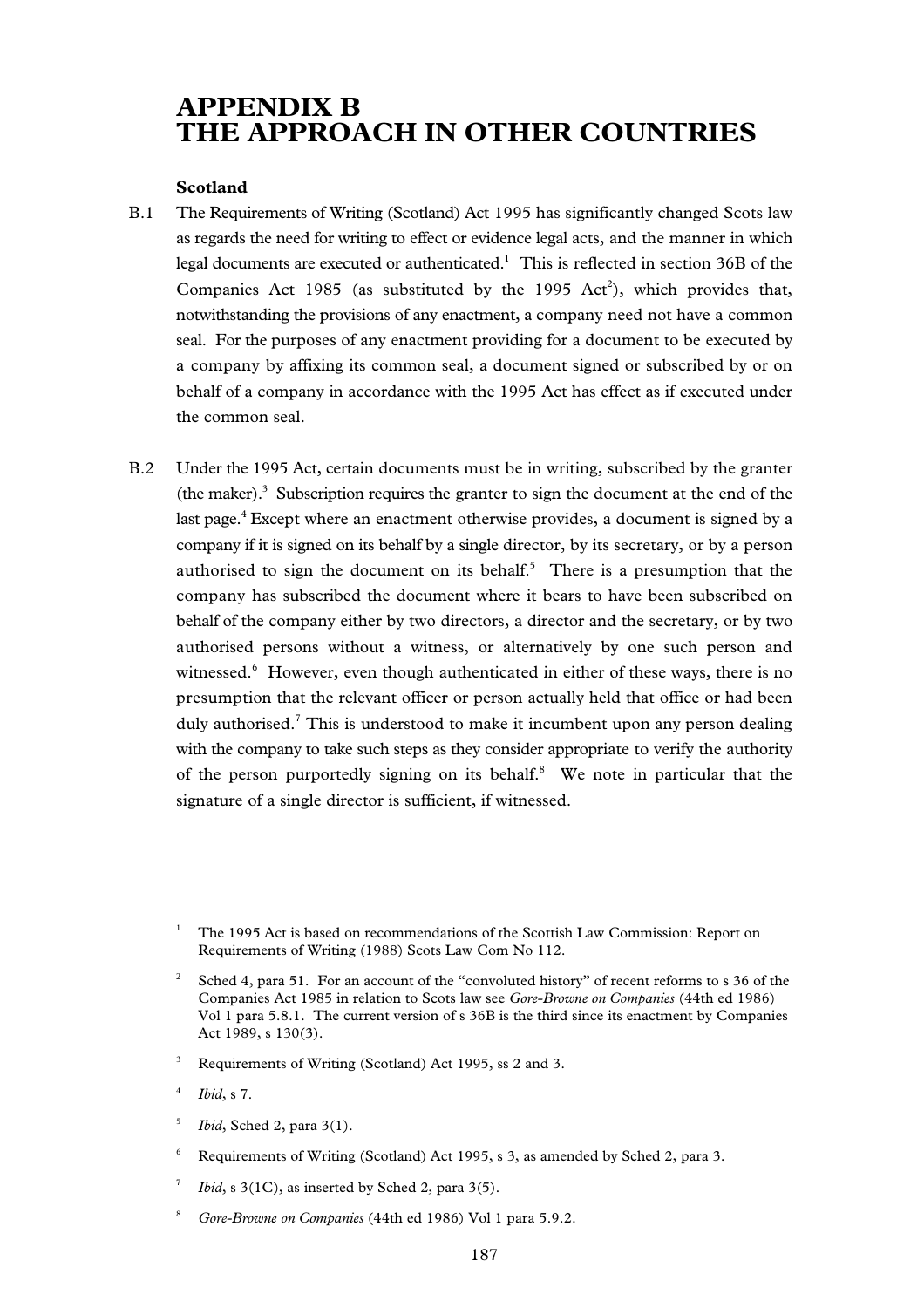# APPENDIX B
# THE APPROACH IN OTHER COUNTRIES

### Scotland

B.1 The Requirements of Writing (Scotland) Act 1995 has significantly changed Scots law as regards the need for writing to effect or evidence legal acts, and the manner in which legal documents are executed or authenticated.[1] This is reflected in section 36B of the Companies Act 1985 (as substituted by the 1995 Act[2]), which provides that, notwithstanding the provisions of any enactment, a company need not have a common seal. For the purposes of any enactment providing for a document to be executed by a company by affixing its common seal, a document signed or subscribed by or on behalf of a company in accordance with the 1995 Act has effect as if executed under the common seal.

B.2 Under the 1995 Act, certain documents must be in writing, subscribed by the granter (the maker).[3] Subscription requires the granter to sign the document at the end of the last page.[4] Except where an enactment otherwise provides, a document is signed by a company if it is signed on its behalf by a single director, by its secretary, or by a person authorised to sign the document on its behalf.[5] There is a presumption that the company has subscribed the document where it bears to have been subscribed on behalf of the company either by two directors, a director and the secretary, or by two authorised persons without a witness, or alternatively by one such person and witnessed.[6] However, even though authenticated in either of these ways, there is no presumption that the relevant officer or person actually held that office or had been duly authorised.[7] This is understood to make it incumbent upon any person dealing with the company to take such steps as they consider appropriate to verify the authority of the person purportedly signing on its behalf.[8] We note in particular that the signature of a single director is sufficient, if witnessed.

---

[1] The 1995 Act is based on recommendations of the Scottish Law Commission: Report on Requirements of Writing (1988) Scots Law Com No 112.

[2] Sched 4, para 51. For an account of the "convoluted history" of recent reforms to s 36 of the Companies Act 1985 in relation to Scots law see *Gore-Browne on Companies* (44th ed 1986) Vol 1 para 5.8.1. The current version of s 36B is the third since its enactment by Companies Act 1989, s 130(3).

[3] Requirements of Writing (Scotland) Act 1995, ss 2 and 3.

[4] *Ibid*, s 7.

[5] *Ibid*, Sched 2, para 3(1).

[6] Requirements of Writing (Scotland) Act 1995, s 3, as amended by Sched 2, para 3.

[7] *Ibid*, s 3(1C), as inserted by Sched 2, para 3(5).

[8] *Gore-Browne on Companies* (44th ed 1986) Vol 1 para 5.9.2.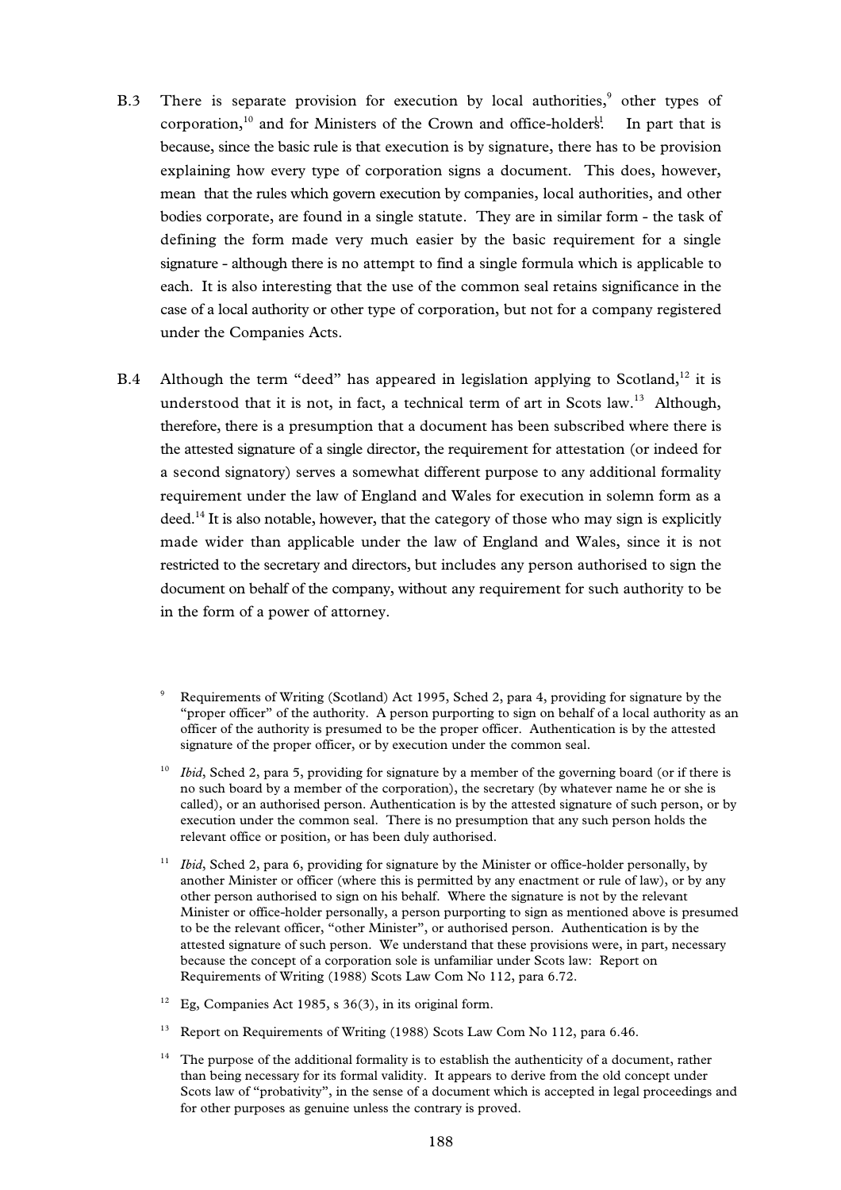B.3 There is separate provision for execution by local authorities,[9] other types of corporation,[10] and for Ministers of the Crown and office-holders.[11] In part that is because, since the basic rule is that execution is by signature, there has to be provision explaining how every type of corporation signs a document. This does, however, mean that the rules which govern execution by companies, local authorities, and other bodies corporate, are found in a single statute. They are in similar form - the task of defining the form made very much easier by the basic requirement for a single signature - although there is no attempt to find a single formula which is applicable to each. It is also interesting that the use of the common seal retains significance in the case of a local authority or other type of corporation, but not for a company registered under the Companies Acts.

B.4 Although the term "deed" has appeared in legislation applying to Scotland,[12] it is understood that it is not, in fact, a technical term of art in Scots law.[13] Although, therefore, there is a presumption that a document has been subscribed where there is the attested signature of a single director, the requirement for attestation (or indeed for a second signatory) serves a somewhat different purpose to any additional formality requirement under the law of England and Wales for execution in solemn form as a deed.[14] It is also notable, however, that the category of those who may sign is explicitly made wider than applicable under the law of England and Wales, since it is not restricted to the secretary and directors, but includes any person authorised to sign the document on behalf of the company, without any requirement for such authority to be in the form of a power of attorney.

[9] Requirements of Writing (Scotland) Act 1995, Sched 2, para 4, providing for signature by the "proper officer" of the authority. A person purporting to sign on behalf of a local authority as an officer of the authority is presumed to be the proper officer. Authentication is by the attested signature of the proper officer, or by execution under the common seal.

[10] *Ibid*, Sched 2, para 5, providing for signature by a member of the governing board (or if there is no such board by a member of the corporation), the secretary (by whatever name he or she is called), or an authorised person. Authentication is by the attested signature of such person, or by execution under the common seal. There is no presumption that any such person holds the relevant office or position, or has been duly authorised.

[11] *Ibid*, Sched 2, para 6, providing for signature by the Minister or office-holder personally, by another Minister or officer (where this is permitted by any enactment or rule of law), or by any other person authorised to sign on his behalf. Where the signature is not by the relevant Minister or office-holder personally, a person purporting to sign as mentioned above is presumed to be the relevant officer, "other Minister", or authorised person. Authentication is by the attested signature of such person. We understand that these provisions were, in part, necessary because the concept of a corporation sole is unfamiliar under Scots law: Report on Requirements of Writing (1988) Scots Law Com No 112, para 6.72.

[12] Eg, Companies Act 1985, s 36(3), in its original form.

[13] Report on Requirements of Writing (1988) Scots Law Com No 112, para 6.46.

[14] The purpose of the additional formality is to establish the authenticity of a document, rather than being necessary for its formal validity. It appears to derive from the old concept under Scots law of "probativity", in the sense of a document which is accepted in legal proceedings and for other purposes as genuine unless the contrary is proved.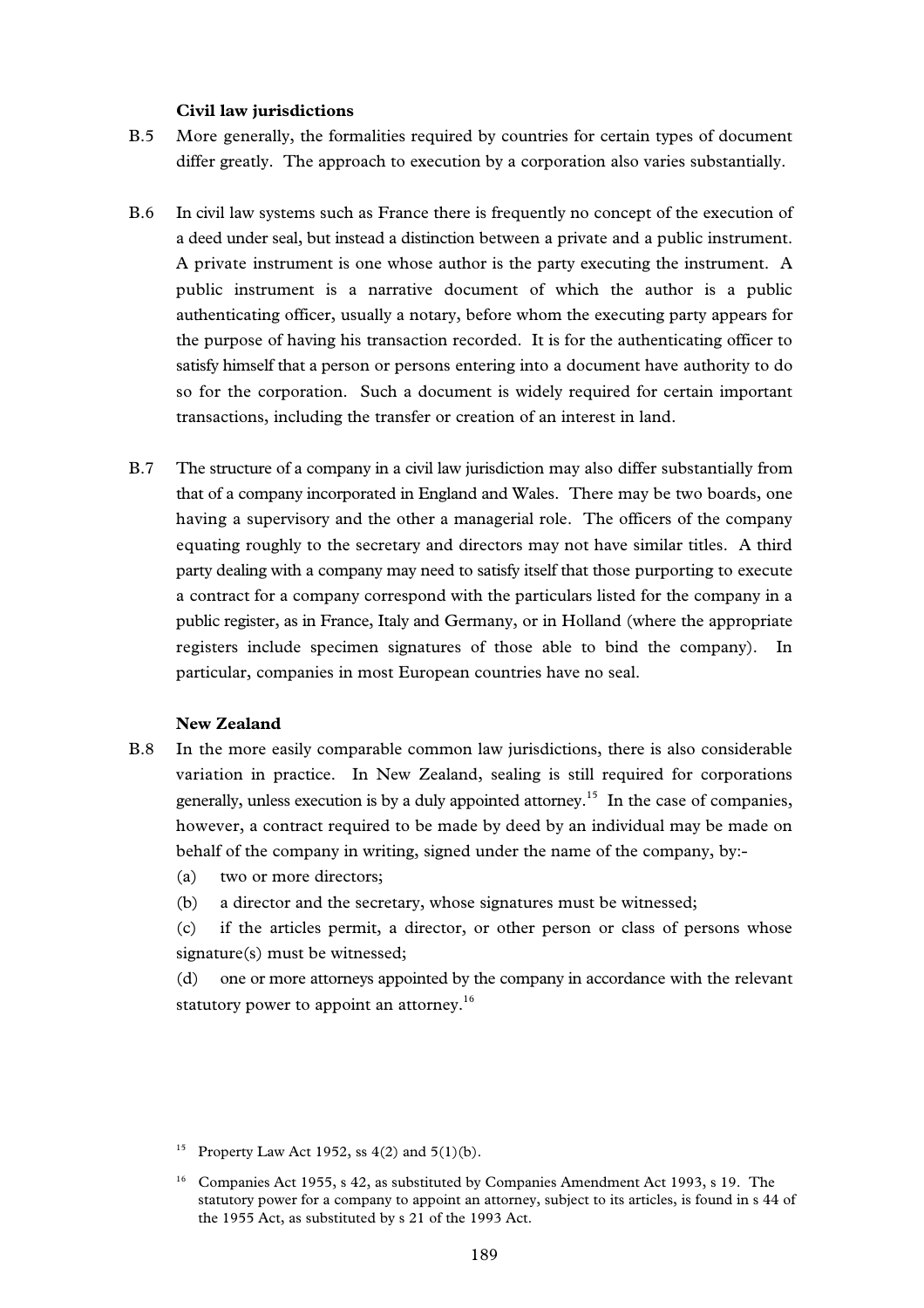### Civil law jurisdictions

B.5 More generally, the formalities required by countries for certain types of document differ greatly. The approach to execution by a corporation also varies substantially.

B.6 In civil law systems such as France there is frequently no concept of the execution of a deed under seal, but instead a distinction between a private and a public instrument. A private instrument is one whose author is the party executing the instrument. A public instrument is a narrative document of which the author is a public authenticating officer, usually a notary, before whom the executing party appears for the purpose of having his transaction recorded. It is for the authenticating officer to satisfy himself that a person or persons entering into a document have authority to do so for the corporation. Such a document is widely required for certain important transactions, including the transfer or creation of an interest in land.

B.7 The structure of a company in a civil law jurisdiction may also differ substantially from that of a company incorporated in England and Wales. There may be two boards, one having a supervisory and the other a managerial role. The officers of the company equating roughly to the secretary and directors may not have similar titles. A third party dealing with a company may need to satisfy itself that those purporting to execute a contract for a company correspond with the particulars listed for the company in a public register, as in France, Italy and Germany, or in Holland (where the appropriate registers include specimen signatures of those able to bind the company). In particular, companies in most European countries have no seal.

### New Zealand

B.8 In the more easily comparable common law jurisdictions, there is also considerable variation in practice. In New Zealand, sealing is still required for corporations generally, unless execution is by a duly appointed attorney.[15] In the case of companies, however, a contract required to be made by deed by an individual may be made on behalf of the company in writing, signed under the name of the company, by:-

(a) two or more directors;

(b) a director and the secretary, whose signatures must be witnessed;

(c) if the articles permit, a director, or other person or class of persons whose signature(s) must be witnessed;

(d) one or more attorneys appointed by the company in accordance with the relevant statutory power to appoint an attorney.[16]

---

[15] Property Law Act 1952, ss 4(2) and 5(1)(b).

[16] Companies Act 1955, s 42, as substituted by Companies Amendment Act 1993, s 19. The statutory power for a company to appoint an attorney, subject to its articles, is found in s 44 of the 1955 Act, as substituted by s 21 of the 1993 Act.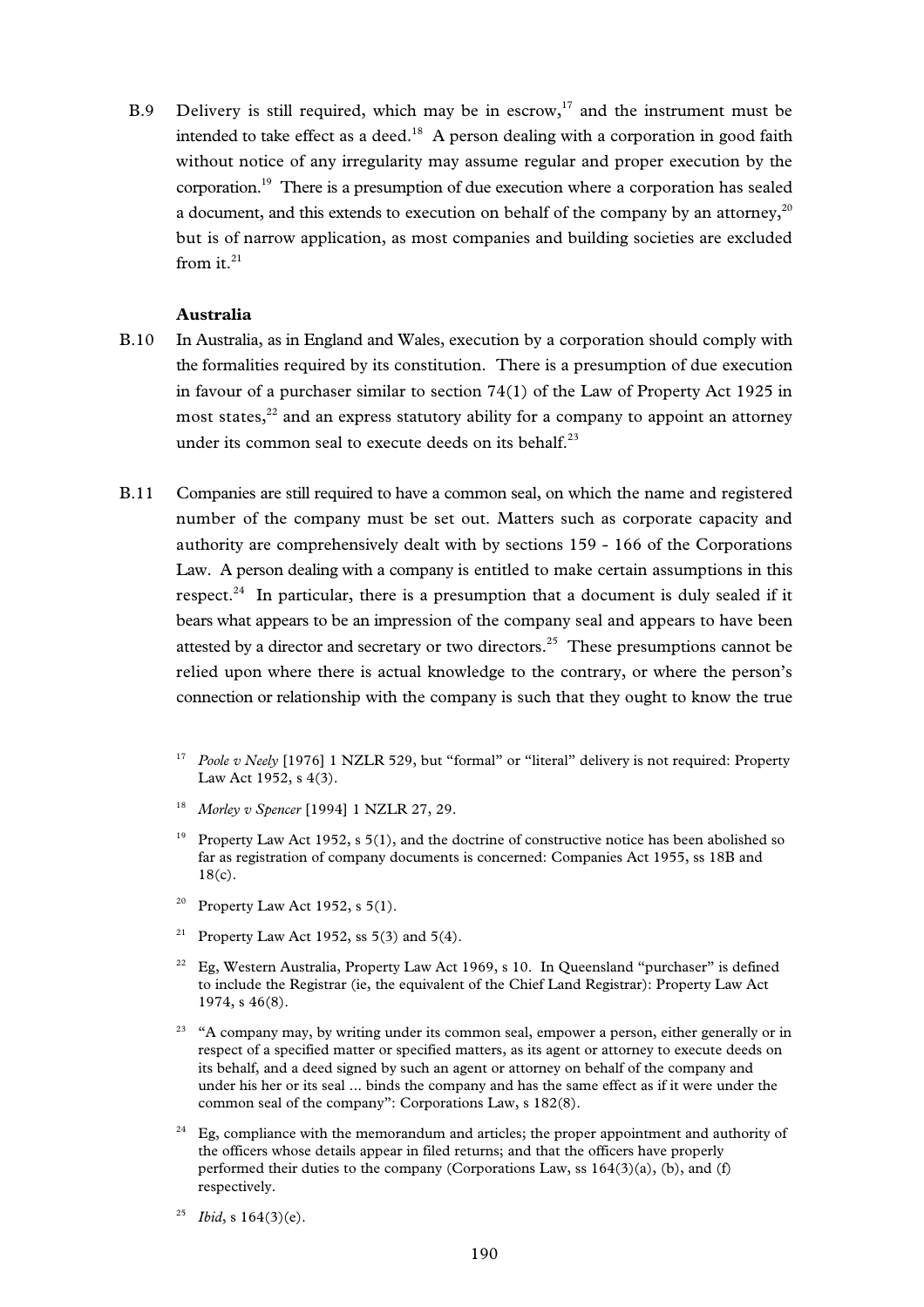B.9 Delivery is still required, which may be in escrow,[17] and the instrument must be intended to take effect as a deed.[18] A person dealing with a corporation in good faith without notice of any irregularity may assume regular and proper execution by the corporation.[19] There is a presumption of due execution where a corporation has sealed a document, and this extends to execution on behalf of the company by an attorney,[20] but is of narrow application, as most companies and building societies are excluded from it.[21]

**Australia**

B.10 In Australia, as in England and Wales, execution by a corporation should comply with the formalities required by its constitution. There is a presumption of due execution in favour of a purchaser similar to section 74(1) of the Law of Property Act 1925 in most states,[22] and an express statutory ability for a company to appoint an attorney under its common seal to execute deeds on its behalf.[23]

B.11 Companies are still required to have a common seal, on which the name and registered number of the company must be set out. Matters such as corporate capacity and authority are comprehensively dealt with by sections 159 - 166 of the Corporations Law. A person dealing with a company is entitled to make certain assumptions in this respect.[24] In particular, there is a presumption that a document is duly sealed if it bears what appears to be an impression of the company seal and appears to have been attested by a director and secretary or two directors.[25] These presumptions cannot be relied upon where there is actual knowledge to the contrary, or where the person's connection or relationship with the company is such that they ought to know the true

---

[17] *Poole v Neely* [1976] 1 NZLR 529, but "formal" or "literal" delivery is not required: Property Law Act 1952, s 4(3).

[18] *Morley v Spencer* [1994] 1 NZLR 27, 29.

[19] Property Law Act 1952, s 5(1), and the doctrine of constructive notice has been abolished so far as registration of company documents is concerned: Companies Act 1955, ss 18B and 18(c).

[20] Property Law Act 1952, s 5(1).

[21] Property Law Act 1952, ss 5(3) and 5(4).

[22] Eg, Western Australia, Property Law Act 1969, s 10. In Queensland "purchaser" is defined to include the Registrar (ie, the equivalent of the Chief Land Registrar): Property Law Act 1974, s 46(8).

[23] "A company may, by writing under its common seal, empower a person, either generally or in respect of a specified matter or specified matters, as its agent or attorney to execute deeds on its behalf, and a deed signed by such an agent or attorney on behalf of the company and under his her or its seal ... binds the company and has the same effect as if it were under the common seal of the company": Corporations Law, s 182(8).

[24] Eg, compliance with the memorandum and articles; the proper appointment and authority of the officers whose details appear in filed returns; and that the officers have properly performed their duties to the company (Corporations Law, ss 164(3)(a), (b), and (f) respectively.

[25] *Ibid*, s 164(3)(e).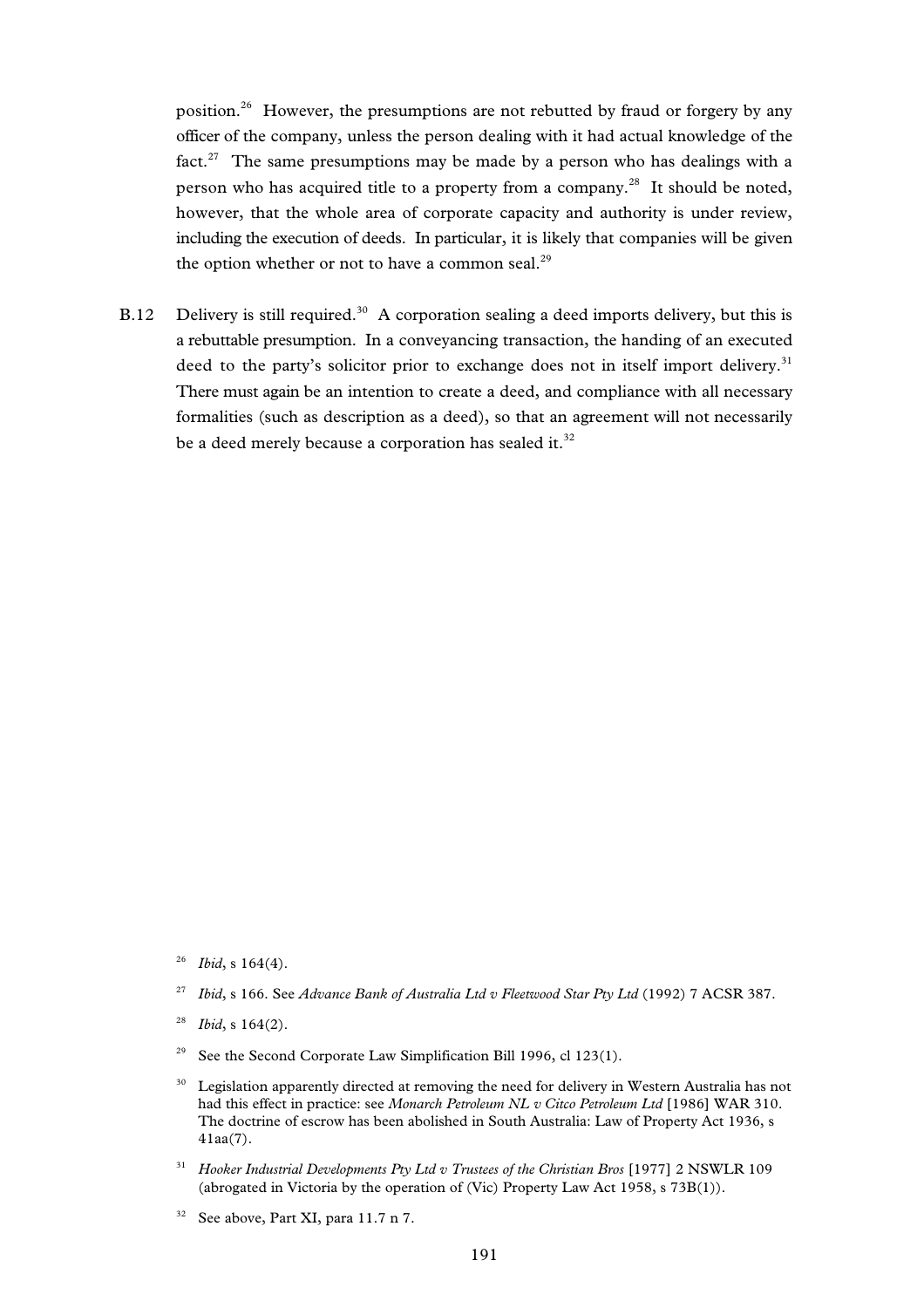position.[26] However, the presumptions are not rebutted by fraud or forgery by any officer of the company, unless the person dealing with it had actual knowledge of the fact.[27] The same presumptions may be made by a person who has dealings with a person who has acquired title to a property from a company.[28] It should be noted, however, that the whole area of corporate capacity and authority is under review, including the execution of deeds. In particular, it is likely that companies will be given the option whether or not to have a common seal.[29]

B.12 Delivery is still required.[30] A corporation sealing a deed imports delivery, but this is a rebuttable presumption. In a conveyancing transaction, the handing of an executed deed to the party's solicitor prior to exchange does not in itself import delivery.[31] There must again be an intention to create a deed, and compliance with all necessary formalities (such as description as a deed), so that an agreement will not necessarily be a deed merely because a corporation has sealed it.[32]

---

[26] *Ibid*, s 164(4).

[27] *Ibid*, s 166. See *Advance Bank of Australia Ltd v Fleetwood Star Pty Ltd* (1992) 7 ACSR 387.

[28] *Ibid*, s 164(2).

[29] See the Second Corporate Law Simplification Bill 1996, cl 123(1).

[30] Legislation apparently directed at removing the need for delivery in Western Australia has not had this effect in practice: see *Monarch Petroleum NL v Citco Petroleum Ltd* [1986] WAR 310. The doctrine of escrow has been abolished in South Australia: Law of Property Act 1936, s 41aa(7).

[31] *Hooker Industrial Developments Pty Ltd v Trustees of the Christian Bros* [1977] 2 NSWLR 109 (abrogated in Victoria by the operation of (Vic) Property Law Act 1958, s 73B(1)).

[32] See above, Part XI, para 11.7 n 7.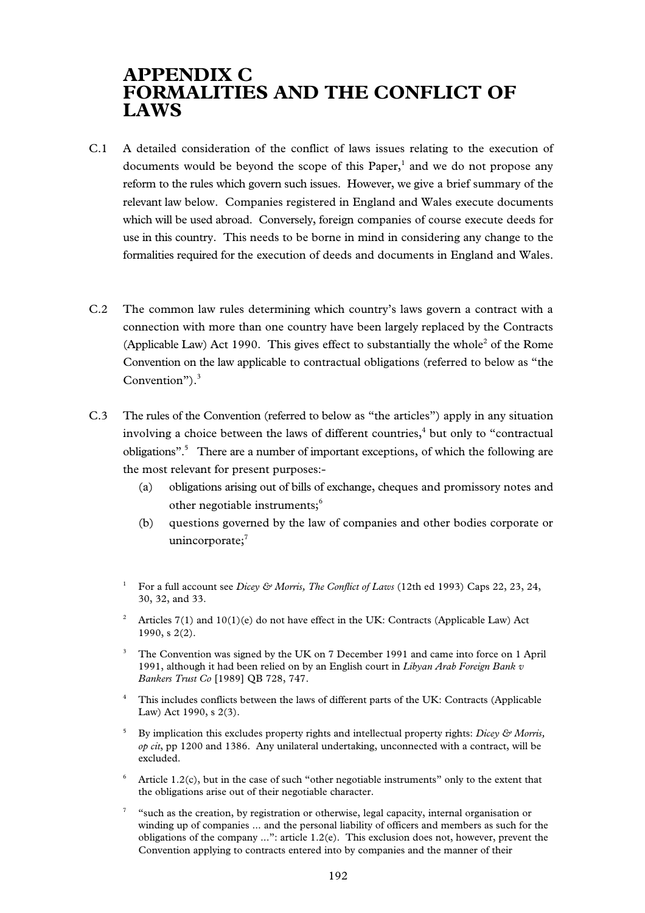# APPENDIX C FORMALITIES AND THE CONFLICT OF LAWS

C.1 A detailed consideration of the conflict of laws issues relating to the execution of documents would be beyond the scope of this Paper,[1] and we do not propose any reform to the rules which govern such issues. However, we give a brief summary of the relevant law below. Companies registered in England and Wales execute documents which will be used abroad. Conversely, foreign companies of course execute deeds for use in this country. This needs to be borne in mind in considering any change to the formalities required for the execution of deeds and documents in England and Wales.

C.2 The common law rules determining which country's laws govern a contract with a connection with more than one country have been largely replaced by the Contracts (Applicable Law) Act 1990. This gives effect to substantially the whole[2] of the Rome Convention on the law applicable to contractual obligations (referred to below as "the Convention").[3]

C.3 The rules of the Convention (referred to below as "the articles") apply in any situation involving a choice between the laws of different countries,[4] but only to "contractual obligations".[5] There are a number of important exceptions, of which the following are the most relevant for present purposes:-

(a) obligations arising out of bills of exchange, cheques and promissory notes and other negotiable instruments;[6]

(b) questions governed by the law of companies and other bodies corporate or unincorporate;[7]

---

[1] For a full account see *Dicey & Morris, The Conflict of Laws* (12th ed 1993) Caps 22, 23, 24, 30, 32, and 33.

[2] Articles 7(1) and 10(1)(e) do not have effect in the UK: Contracts (Applicable Law) Act 1990, s 2(2).

[3] The Convention was signed by the UK on 7 December 1991 and came into force on 1 April 1991, although it had been relied on by an English court in *Libyan Arab Foreign Bank v Bankers Trust Co* [1989] QB 728, 747.

[4] This includes conflicts between the laws of different parts of the UK: Contracts (Applicable Law) Act 1990, s 2(3).

[5] By implication this excludes property rights and intellectual property rights: *Dicey & Morris, op cit*, pp 1200 and 1386. Any unilateral undertaking, unconnected with a contract, will be excluded.

[6] Article 1.2(c), but in the case of such "other negotiable instruments" only to the extent that the obligations arise out of their negotiable character.

[7] "such as the creation, by registration or otherwise, legal capacity, internal organisation or winding up of companies ... and the personal liability of officers and members as such for the obligations of the company ...": article 1.2(e). This exclusion does not, however, prevent the Convention applying to contracts entered into by companies and the manner of their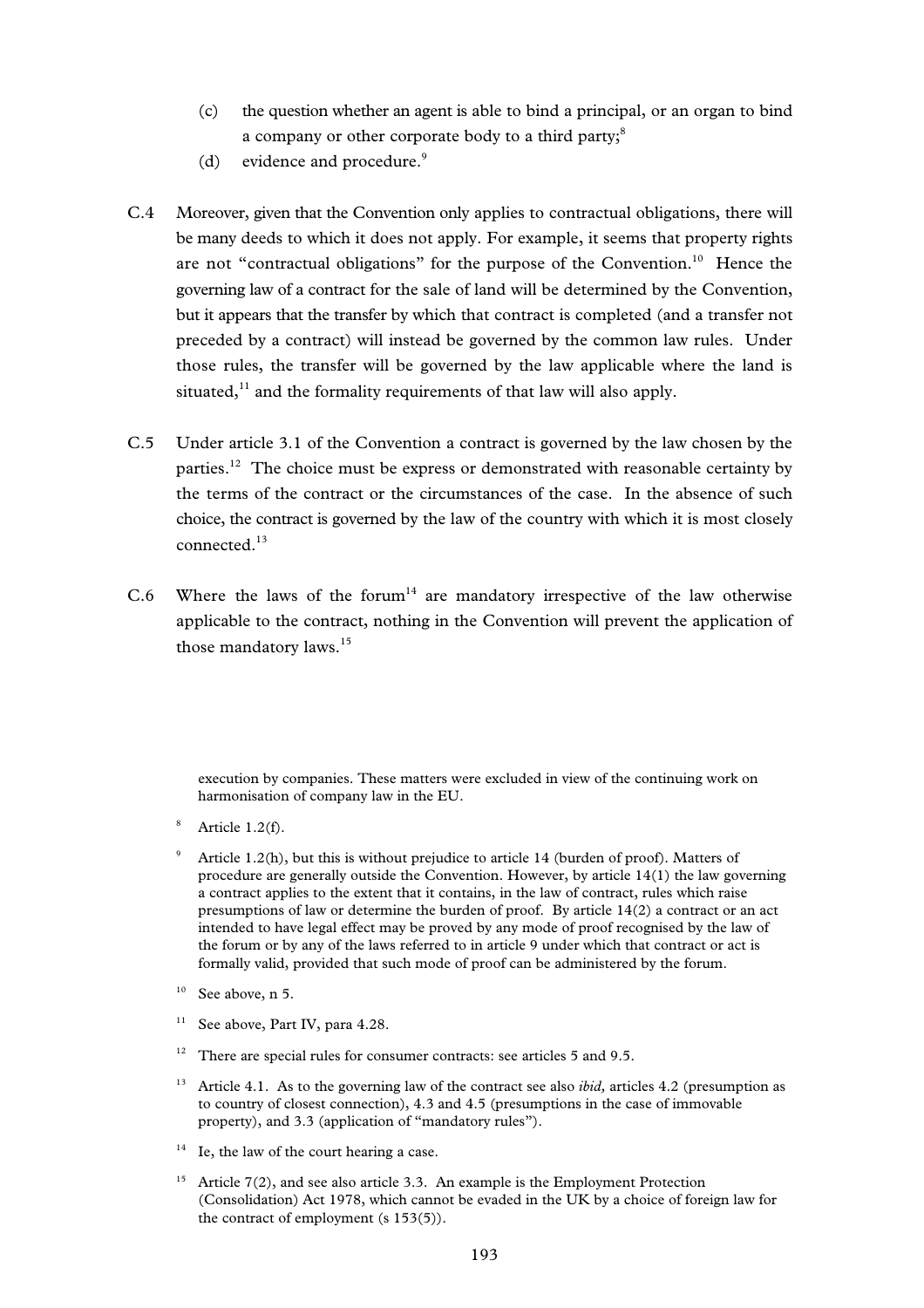(c) the question whether an agent is able to bind a principal, or an organ to bind a company or other corporate body to a third party;[8]

(d) evidence and procedure.[9]

C.4 Moreover, given that the Convention only applies to contractual obligations, there will be many deeds to which it does not apply. For example, it seems that property rights are not "contractual obligations" for the purpose of the Convention.[10] Hence the governing law of a contract for the sale of land will be determined by the Convention, but it appears that the transfer by which that contract is completed (and a transfer not preceded by a contract) will instead be governed by the common law rules. Under those rules, the transfer will be governed by the law applicable where the land is situated,[11] and the formality requirements of that law will also apply.

C.5 Under article 3.1 of the Convention a contract is governed by the law chosen by the parties.[12] The choice must be express or demonstrated with reasonable certainty by the terms of the contract or the circumstances of the case. In the absence of such choice, the contract is governed by the law of the country with which it is most closely connected.[13]

C.6 Where the laws of the forum[14] are mandatory irrespective of the law otherwise applicable to the contract, nothing in the Convention will prevent the application of those mandatory laws.[15]

---

execution by companies. These matters were excluded in view of the continuing work on harmonisation of company law in the EU.

[8] Article 1.2(f).

[9] Article 1.2(h), but this is without prejudice to article 14 (burden of proof). Matters of procedure are generally outside the Convention. However, by article 14(1) the law governing a contract applies to the extent that it contains, in the law of contract, rules which raise presumptions of law or determine the burden of proof. By article 14(2) a contract or an act intended to have legal effect may be proved by any mode of proof recognised by the law of the forum or by any of the laws referred to in article 9 under which that contract or act is formally valid, provided that such mode of proof can be administered by the forum.

[10] See above, n 5.

[11] See above, Part IV, para 4.28.

[12] There are special rules for consumer contracts: see articles 5 and 9.5.

[13] Article 4.1. As to the governing law of the contract see also *ibid,* articles 4.2 (presumption as to country of closest connection), 4.3 and 4.5 (presumptions in the case of immovable property), and 3.3 (application of "mandatory rules").

[14] Ie, the law of the court hearing a case.

[15] Article 7(2), and see also article 3.3. An example is the Employment Protection (Consolidation) Act 1978, which cannot be evaded in the UK by a choice of foreign law for the contract of employment (s 153(5)).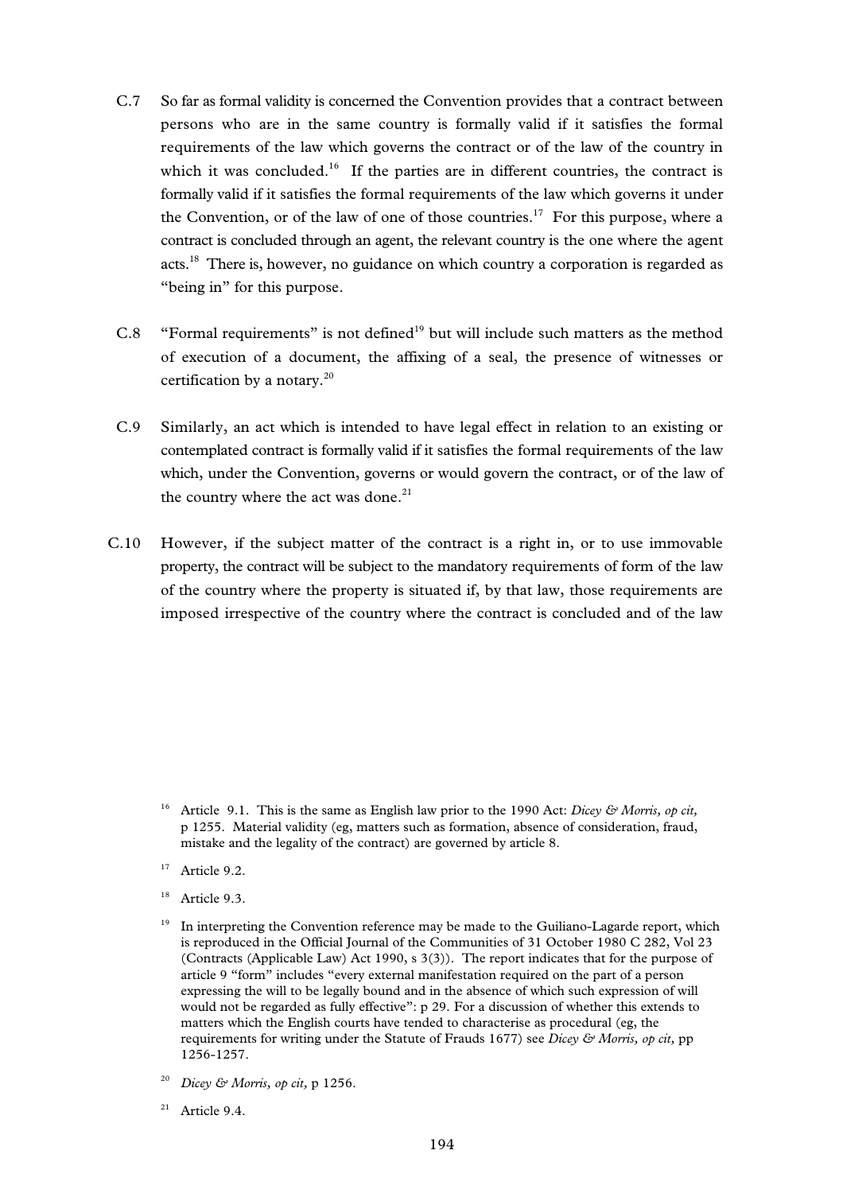C.7 So far as formal validity is concerned the Convention provides that a contract between persons who are in the same country is formally valid if it satisfies the formal requirements of the law which governs the contract or of the law of the country in which it was concluded.[16] If the parties are in different countries, the contract is formally valid if it satisfies the formal requirements of the law which governs it under the Convention, or of the law of one of those countries.[17] For this purpose, where a contract is concluded through an agent, the relevant country is the one where the agent acts.[18] There is, however, no guidance on which country a corporation is regarded as "being in" for this purpose.

C.8 "Formal requirements" is not defined[19] but will include such matters as the method of execution of a document, the affixing of a seal, the presence of witnesses or certification by a notary.[20]

C.9 Similarly, an act which is intended to have legal effect in relation to an existing or contemplated contract is formally valid if it satisfies the formal requirements of the law which, under the Convention, governs or would govern the contract, or of the law of the country where the act was done.[21]

C.10 However, if the subject matter of the contract is a right in, or to use immovable property, the contract will be subject to the mandatory requirements of form of the law of the country where the property is situated if, by that law, those requirements are imposed irrespective of the country where the contract is concluded and of the law

---

[16] Article 9.1. This is the same as English law prior to the 1990 Act: *Dicey & Morris, op cit,* p 1255. Material validity (eg, matters such as formation, absence of consideration, fraud, mistake and the legality of the contract) are governed by article 8.

[17] Article 9.2.

[18] Article 9.3.

[19] In interpreting the Convention reference may be made to the Guiliano-Lagarde report, which is reproduced in the Official Journal of the Communities of 31 October 1980 C 282, Vol 23 (Contracts (Applicable Law) Act 1990, s 3(3)). The report indicates that for the purpose of article 9 "form" includes "every external manifestation required on the part of a person expressing the will to be legally bound and in the absence of which such expression of will would not be regarded as fully effective": p 29. For a discussion of whether this extends to matters which the English courts have tended to characterise as procedural (eg, the requirements for writing under the Statute of Frauds 1677) see *Dicey & Morris, op cit,* pp 1256-1257.

[20] *Dicey & Morris, op cit,* p 1256.

[21] Article 9.4.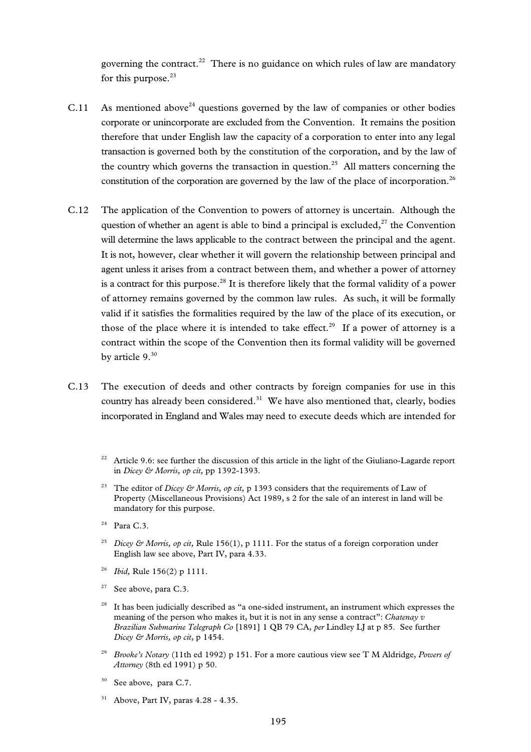governing the contract.[22] There is no guidance on which rules of law are mandatory for this purpose.[23]

C.11 As mentioned above[24] questions governed by the law of companies or other bodies corporate or unincorporate are excluded from the Convention. It remains the position therefore that under English law the capacity of a corporation to enter into any legal transaction is governed both by the constitution of the corporation, and by the law of the country which governs the transaction in question.[25] All matters concerning the constitution of the corporation are governed by the law of the place of incorporation.[26]

C.12 The application of the Convention to powers of attorney is uncertain. Although the question of whether an agent is able to bind a principal is excluded,[27] the Convention will determine the laws applicable to the contract between the principal and the agent. It is not, however, clear whether it will govern the relationship between principal and agent unless it arises from a contract between them, and whether a power of attorney is a contract for this purpose.[28] It is therefore likely that the formal validity of a power of attorney remains governed by the common law rules. As such, it will be formally valid if it satisfies the formalities required by the law of the place of its execution, or those of the place where it is intended to take effect.[29] If a power of attorney is a contract within the scope of the Convention then its formal validity will be governed by article 9.[30]

C.13 The execution of deeds and other contracts by foreign companies for use in this country has already been considered.[31] We have also mentioned that, clearly, bodies incorporated in England and Wales may need to execute deeds which are intended for

[22] Article 9.6: see further the discussion of this article in the light of the Giuliano-Lagarde report in *Dicey & Morris, op cit,* pp 1392-1393.

[23] The editor of *Dicey & Morris, op cit,* p 1393 considers that the requirements of Law of Property (Miscellaneous Provisions) Act 1989, s 2 for the sale of an interest in land will be mandatory for this purpose.

[24] Para C.3.

[25] *Dicey & Morris, op cit,* Rule 156(1), p 1111. For the status of a foreign corporation under English law see above, Part IV, para 4.33.

[26] *Ibid,* Rule 156(2) p 1111.

[27] See above, para C.3.

[28] It has been judicially described as "a one-sided instrument, an instrument which expresses the meaning of the person who makes it, but it is not in any sense a contract": *Chatenay v Brazilian Submarine Telegraph Co* [1891] 1 QB 79 CA, *per* Lindley LJ at p 85. See further *Dicey & Morris, op cit*, p 1454.

[29] *Brooke's Notary* (11th ed 1992) p 151. For a more cautious view see T M Aldridge, *Powers of Attorney* (8th ed 1991) p 50.

[30] See above, para C.7.

[31] Above, Part IV, paras 4.28 - 4.35.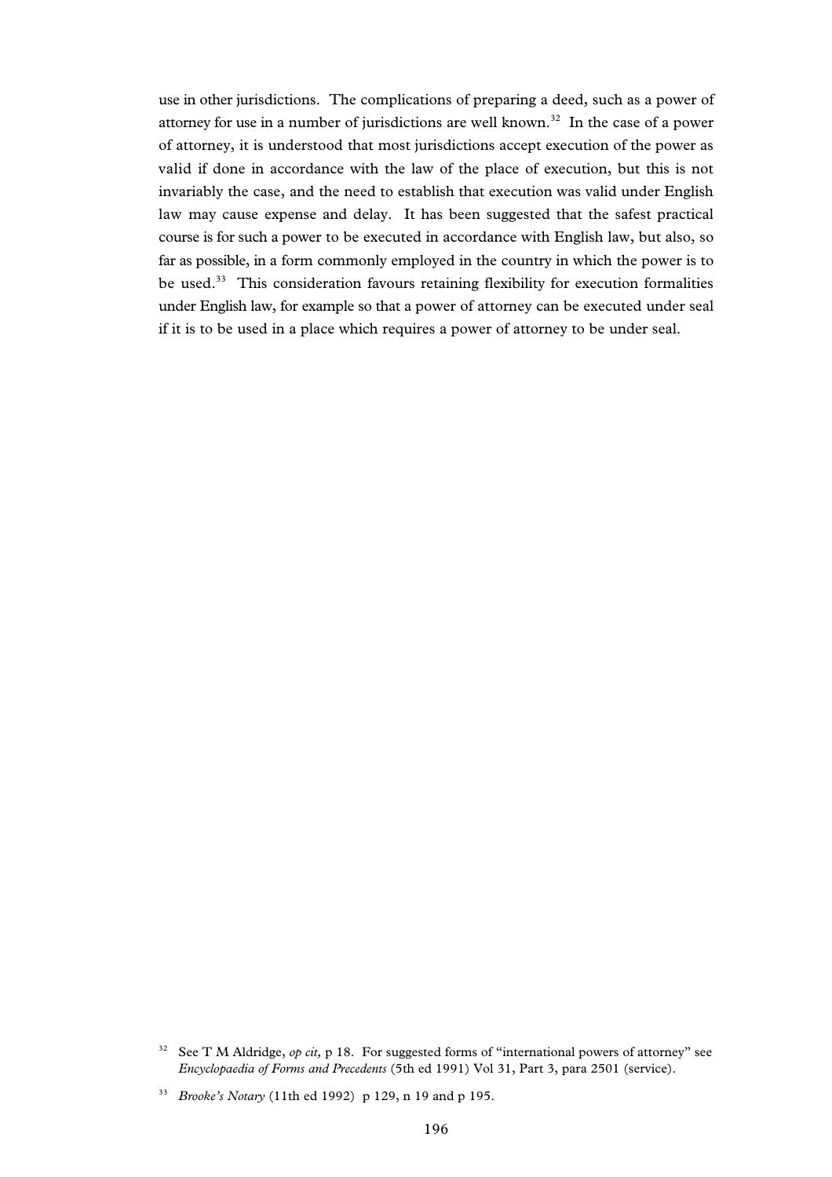use in other jurisdictions. The complications of preparing a deed, such as a power of attorney for use in a number of jurisdictions are well known.[32] In the case of a power of attorney, it is understood that most jurisdictions accept execution of the power as valid if done in accordance with the law of the place of execution, but this is not invariably the case, and the need to establish that execution was valid under English law may cause expense and delay. It has been suggested that the safest practical course is for such a power to be executed in accordance with English law, but also, so far as possible, in a form commonly employed in the country in which the power is to be used.[33] This consideration favours retaining flexibility for execution formalities under English law, for example so that a power of attorney can be executed under seal if it is to be used in a place which requires a power of attorney to be under seal.

[32] See T M Aldridge, *op cit,* p 18. For suggested forms of "international powers of attorney" see *Encyclopaedia of Forms and Precedents* (5th ed 1991) Vol 31, Part 3, para 2501 (service).

[33] *Brooke's Notary* (11th ed 1992) p 129, n 19 and p 195.